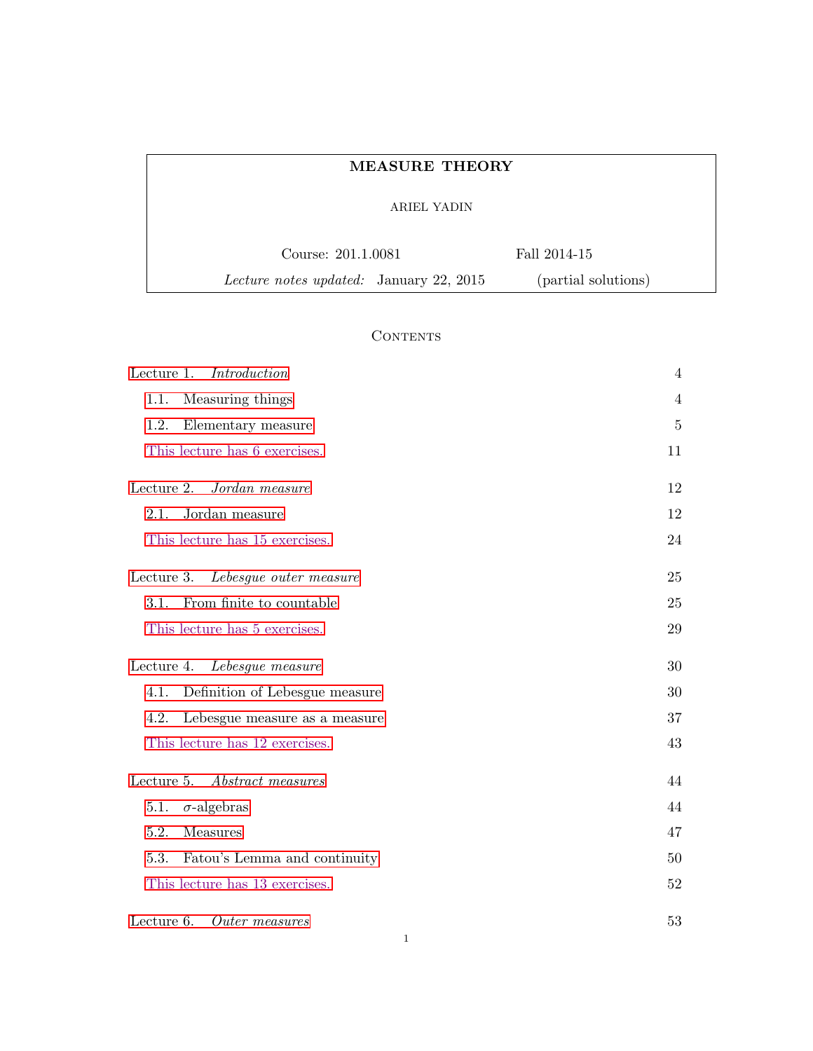# MEASURE THEORY

ARIEL YADIN

Course: 201.1.0081 Fall 2014-15

*Lecture notes updated:* January 22, 2015 (partial solutions)

## Contents

| | |
|---|---|
| Lecture 1. *Introduction* | 4 |
| 1.1. Measuring things | 4 |
| 1.2. Elementary measure | 5 |
| This lecture has 6 exercises. | 11 |
| Lecture 2. *Jordan measure* | 12 |
| 2.1. Jordan measure | 12 |
| This lecture has 15 exercises. | 24 |
| Lecture 3. *Lebesgue outer measure* | 25 |
| 3.1. From finite to countable | 25 |
| This lecture has 5 exercises. | 29 |
| Lecture 4. *Lebesgue measure* | 30 |
| 4.1. Definition of Lebesgue measure | 30 |
| 4.2. Lebesgue measure as a measure | 37 |
| This lecture has 12 exercises. | 43 |
| Lecture 5. *Abstract measures* | 44 |
| 5.1. $\sigma$-algebras | 44 |
| 5.2. Measures | 47 |
| 5.3. Fatou's Lemma and continuity | 50 |
| This lecture has 13 exercises. | 52 |
| Lecture 6. *Outer measures* | 53 |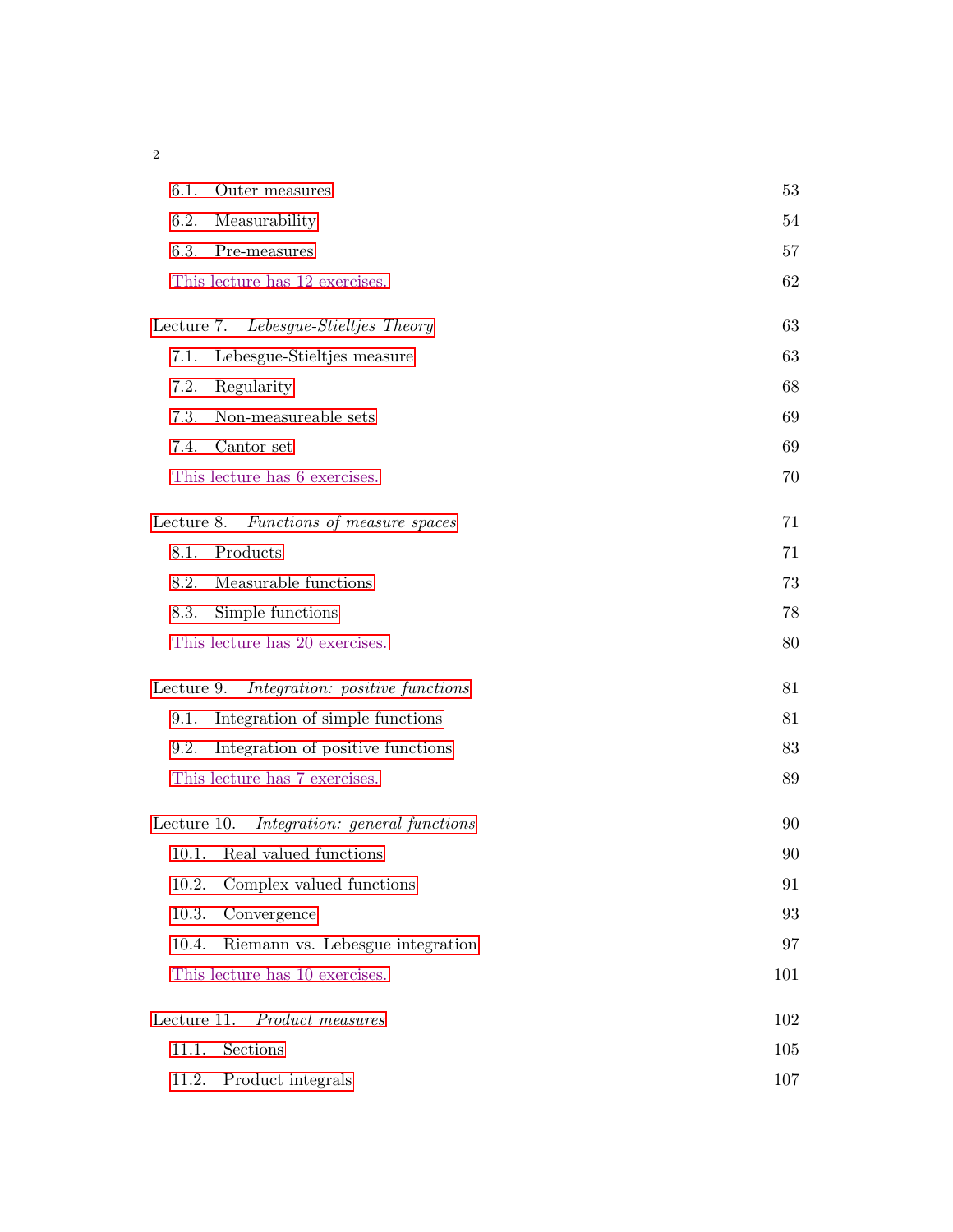6.1. Outer measures 53

6.2. Measurability 54

6.3. Pre-measures 57

This lecture has 12 exercises. 62

Lecture 7. *Lebesgue-Stieltjes Theory* 63

7.1. Lebesgue-Stieltjes measure 63

7.2. Regularity 68

7.3. Non-measureable sets 69

7.4. Cantor set 69

This lecture has 6 exercises. 70

Lecture 8. *Functions of measure spaces* 71

8.1. Products 71

8.2. Measurable functions 73

8.3. Simple functions 78

This lecture has 20 exercises. 80

Lecture 9. *Integration: positive functions* 81

9.1. Integration of simple functions 81

9.2. Integration of positive functions 83

This lecture has 7 exercises. 89

Lecture 10. *Integration: general functions* 90

10.1. Real valued functions 90

10.2. Complex valued functions 91

10.3. Convergence 93

10.4. Riemann vs. Lebesgue integration 97

This lecture has 10 exercises. 101

Lecture 11. *Product measures* 102

11.1. Sections 105

11.2. Product integrals 107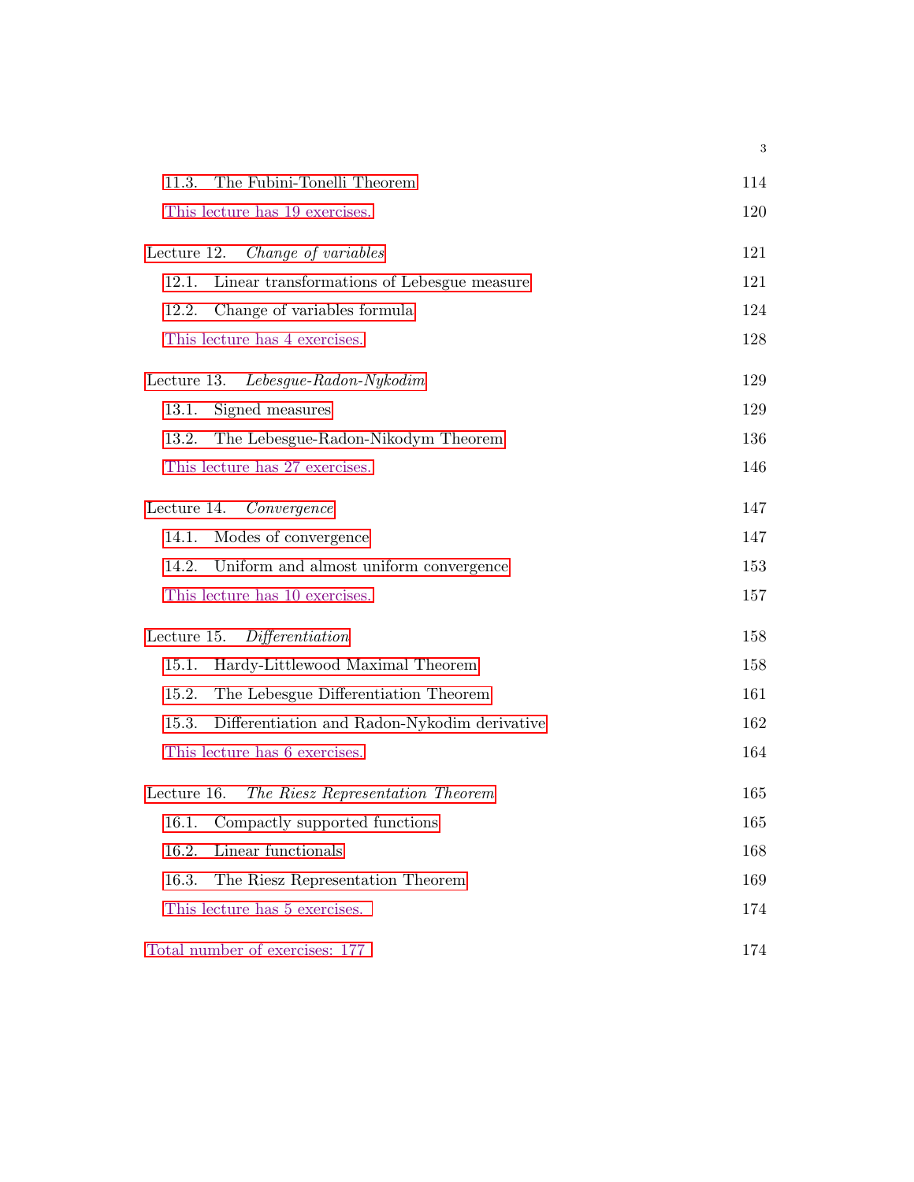11.3. The Fubini-Tonelli Theorem 114

This lecture has 19 exercises. 120

Lecture 12. *Change of variables* 121

12.1. Linear transformations of Lebesgue measure 121

12.2. Change of variables formula 124

This lecture has 4 exercises. 128

Lecture 13. *Lebesgue-Radon-Nykodim* 129

13.1. Signed measures 129

13.2. The Lebesgue-Radon-Nikodym Theorem 136

This lecture has 27 exercises. 146

Lecture 14. *Convergence* 147

14.1. Modes of convergence 147

14.2. Uniform and almost uniform convergence 153

This lecture has 10 exercises. 157

Lecture 15. *Differentiation* 158

15.1. Hardy-Littlewood Maximal Theorem 158

15.2. The Lebesgue Differentiation Theorem 161

15.3. Differentiation and Radon-Nykodim derivative 162

This lecture has 6 exercises. 164

Lecture 16. *The Riesz Representation Theorem* 165

16.1. Compactly supported functions 165

16.2. Linear functionals 168

16.3. The Riesz Representation Theorem 169

This lecture has 5 exercises. 174

Total number of exercises: 177 174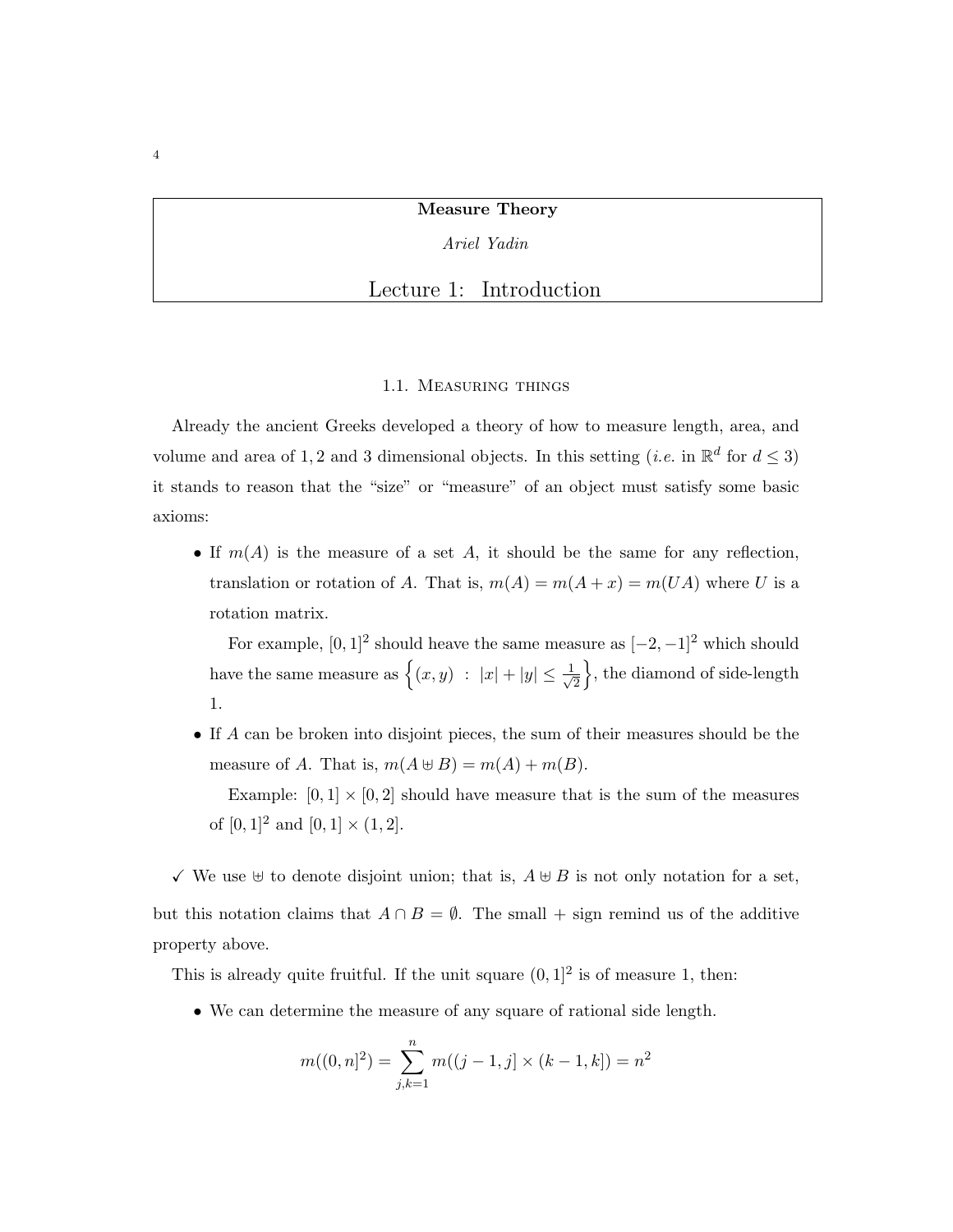**Measure Theory**

*Ariel Yadin*

# Lecture 1: Introduction

## 1.1. Measuring things

Already the ancient Greeks developed a theory of how to measure length, area, and volume and area of $1,2$ and $3$ dimensional objects. In this setting (*i.e.* in $\mathbb{R}^d$ for $d \leq 3$) it stands to reason that the "size" or "measure" of an object must satisfy some basic axioms:

- If $m(A)$ is the measure of a set $A$, it should be the same for any reflection, translation or rotation of $A$. That is, $m(A) = m(A + x) = m(UA)$ where $U$ is a rotation matrix.

  For example, $[0,1]^2$ should heave the same measure as $[-2,-1]^2$ which should have the same measure as $\left\{(x,y) \ : \ |x| + |y| \leq \frac{1}{\sqrt{2}}\right\}$, the diamond of side-length 1.

- If $A$ can be broken into disjoint pieces, the sum of their measures should be the measure of $A$. That is, $m(A \uplus B) = m(A) + m(B)$.

  Example: $[0,1] \times [0,2]$ should have measure that is the sum of the measures of $[0,1]^2$ and $[0,1] \times (1,2]$.

✓ We use $\uplus$ to denote disjoint union; that is, $A \uplus B$ is not only notation for a set, but this notation claims that $A \cap B = \emptyset$. The small + sign remind us of the additive property above.

This is already quite fruitful. If the unit square $(0,1]^2$ is of measure 1, then:

- We can determine the measure of any square of rational side length.

$$m((0,n]^2) = \sum_{j,k=1}^{n} m((j-1,j] \times (k-1,k]) = n^2$$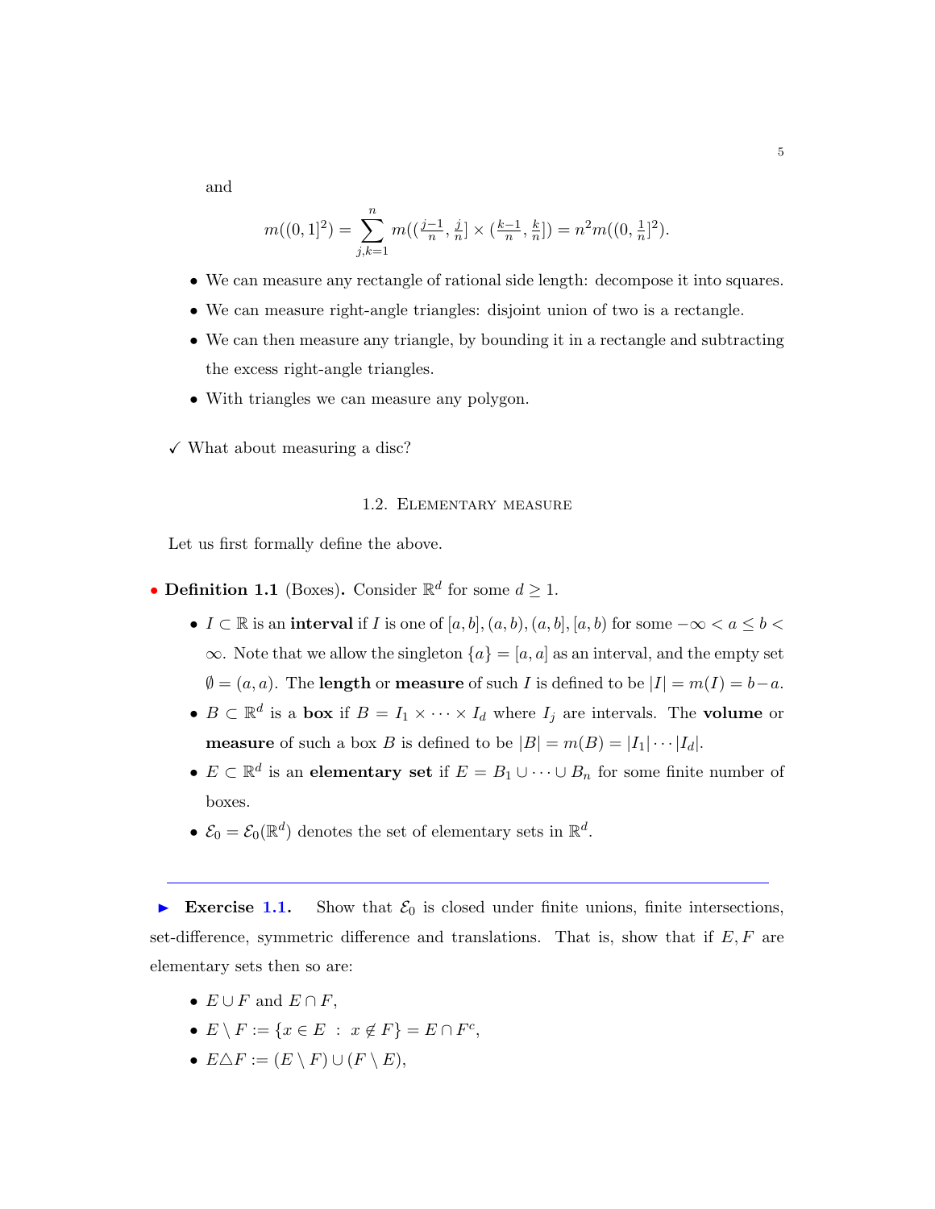and

$$m((0,1]^2) = \sum_{j,k=1}^{n} m((\tfrac{j-1}{n}, \tfrac{j}{n}] \times (\tfrac{k-1}{n}, \tfrac{k}{n}]) = n^2 m((0, \tfrac{1}{n}]^2).$$

- We can measure any rectangle of rational side length: decompose it into squares.
- We can measure right-angle triangles: disjoint union of two is a rectangle.
- We can then measure any triangle, by bounding it in a rectangle and subtracting the excess right-angle triangles.
- With triangles we can measure any polygon.

✓ What about measuring a disc?

## 1.2. Elementary measure

Let us first formally define the above.

**Definition 1.1** (Boxes)**.** Consider $\mathbb{R}^d$ for some $d \geq 1$.

- $I \subset \mathbb{R}$ is an **interval** if $I$ is one of $[a,b], (a,b), (a,b], [a,b)$ for some $-\infty < a \leq b < \infty$. Note that we allow the singleton $\{a\} = [a,a]$ as an interval, and the empty set $\emptyset = (a,a)$. The **length** or **measure** of such $I$ is defined to be $|I| = m(I) = b - a$.
- $B \subset \mathbb{R}^d$ is a **box** if $B = I_1 \times \cdots \times I_d$ where $I_j$ are intervals. The **volume** or **measure** of such a box $B$ is defined to be $|B| = m(B) = |I_1| \cdots |I_d|$.
- $E \subset \mathbb{R}^d$ is an **elementary set** if $E = B_1 \cup \cdots \cup B_n$ for some finite number of boxes.
- $\mathcal{E}_0 = \mathcal{E}_0(\mathbb{R}^d)$ denotes the set of elementary sets in $\mathbb{R}^d$.

---

**Exercise 1.1.** Show that $\mathcal{E}_0$ is closed under finite unions, finite intersections, set-difference, symmetric difference and translations. That is, show that if $E, F$ are elementary sets then so are:

- $E \cup F$ and $E \cap F$,
- $E \setminus F := \{x \in E \ : \ x \notin F\} = E \cap F^c$,
- $E \triangle F := (E \setminus F) \cup (F \setminus E)$,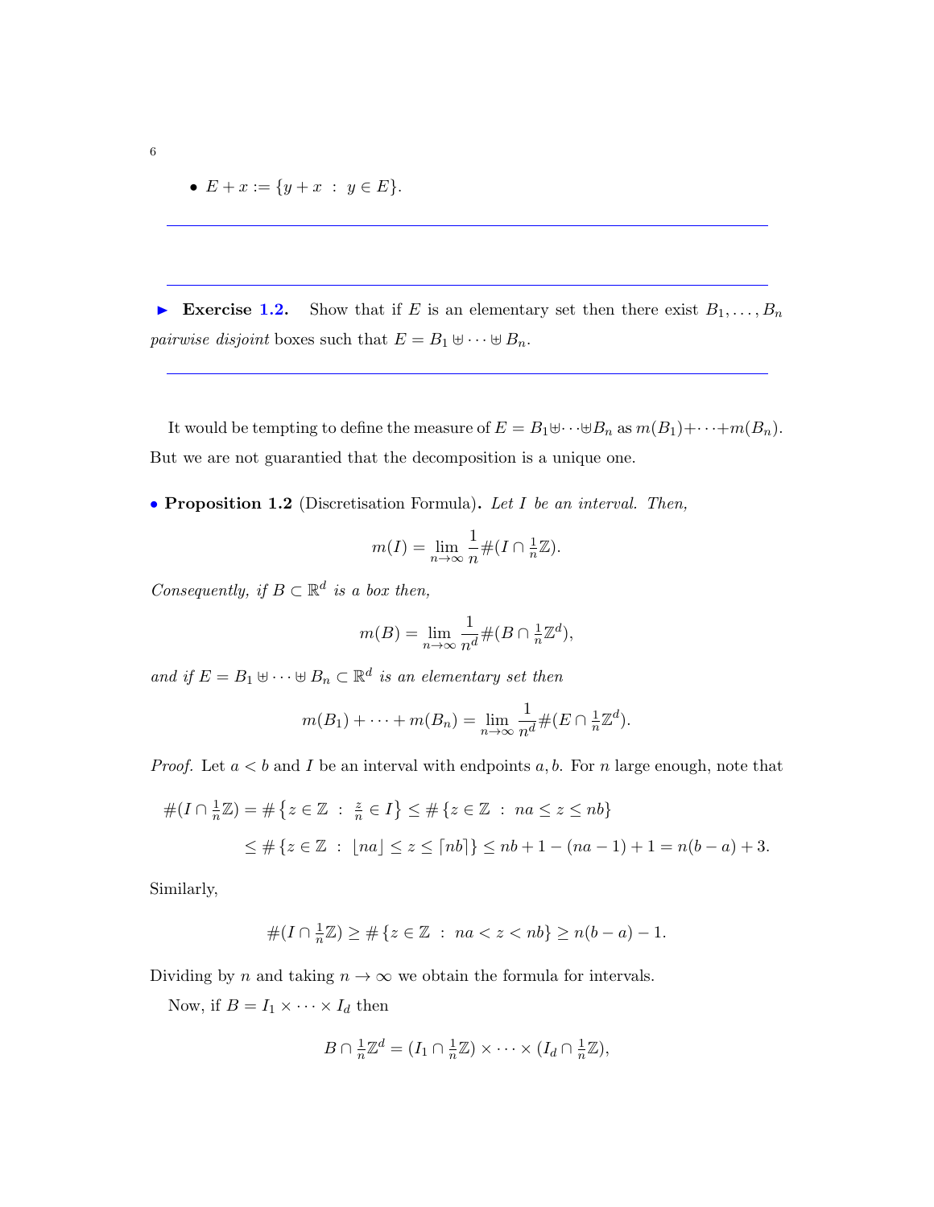- $E + x := \{y + x \ : \ y \in E\}$.

---

---

► **Exercise 1.2.** Show that if $E$ is an elementary set then there exist $B_1, \dots, B_n$ *pairwise disjoint* boxes such that $E = B_1 \uplus \cdots \uplus B_n$.

---

It would be tempting to define the measure of $E = B_1 \uplus \cdots \uplus B_n$ as $m(B_1) + \cdots + m(B_n)$. But we are not guarantied that the decomposition is a unique one.

• **Proposition 1.2** (Discretisation Formula)**.** *Let $I$ be an interval. Then,*

$$m(I) = \lim_{n \to \infty} \frac{1}{n} \#(I \cap \tfrac{1}{n}\mathbb{Z}).$$

*Consequently, if $B \subset \mathbb{R}^d$ is a box then,*

$$m(B) = \lim_{n \to \infty} \frac{1}{n^d} \#(B \cap \tfrac{1}{n}\mathbb{Z}^d),$$

*and if $E = B_1 \uplus \cdots \uplus B_n \subset \mathbb{R}^d$ is an elementary set then*

$$m(B_1) + \cdots + m(B_n) = \lim_{n \to \infty} \frac{1}{n^d} \#(E \cap \tfrac{1}{n}\mathbb{Z}^d).$$

*Proof.* Let $a < b$ and $I$ be an interval with endpoints $a, b$. For $n$ large enough, note that

$$\begin{aligned}
\#(I \cap \tfrac{1}{n}\mathbb{Z}) &= \#\left\{z \in \mathbb{Z} \ : \ \tfrac{z}{n} \in I\right\} \leq \#\left\{z \in \mathbb{Z} \ : \ na \leq z \leq nb\right\} \\
&\leq \#\left\{z \in \mathbb{Z} \ : \ \lfloor na \rfloor \leq z \leq \lceil nb \rceil\right\} \leq nb + 1 - (na - 1) + 1 = n(b - a) + 3.
\end{aligned}$$

Similarly,

$$\#(I \cap \tfrac{1}{n}\mathbb{Z}) \geq \#\left\{z \in \mathbb{Z} \ : \ na < z < nb\right\} \geq n(b - a) - 1.$$

Dividing by $n$ and taking $n \to \infty$ we obtain the formula for intervals.

Now, if $B = I_1 \times \cdots \times I_d$ then

$$B \cap \tfrac{1}{n}\mathbb{Z}^d = (I_1 \cap \tfrac{1}{n}\mathbb{Z}) \times \cdots \times (I_d \cap \tfrac{1}{n}\mathbb{Z}),$$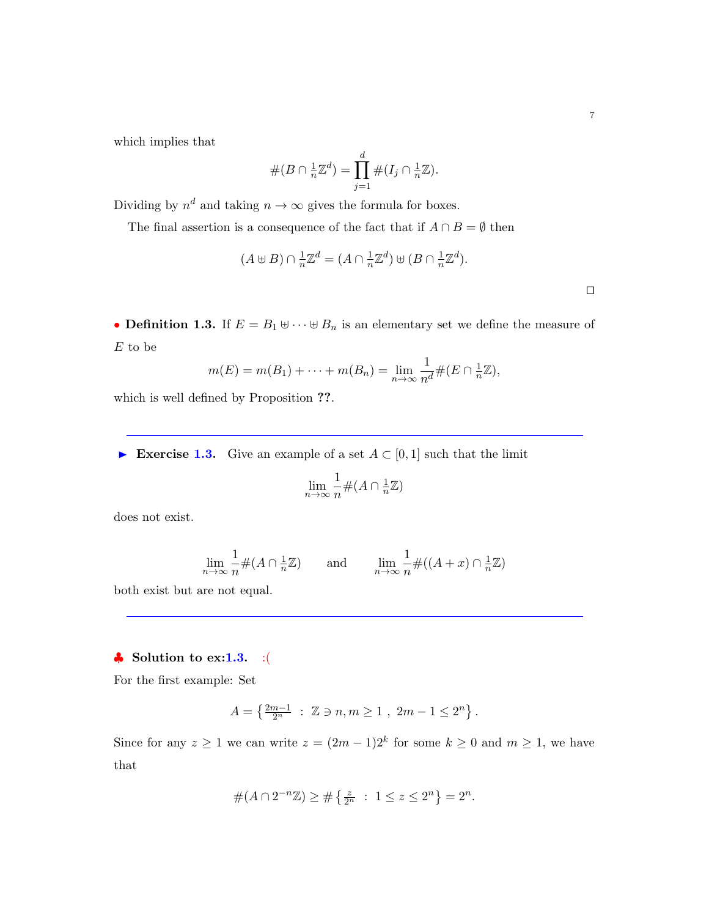which implies that

$$\#(B \cap \tfrac{1}{n}\mathbb{Z}^d) = \prod_{j=1}^{d} \#(I_j \cap \tfrac{1}{n}\mathbb{Z}).$$

Dividing by $n^d$ and taking $n \to \infty$ gives the formula for boxes.

The final assertion is a consequence of the fact that if $A \cap B = \emptyset$ then

$$(A \uplus B) \cap \tfrac{1}{n}\mathbb{Z}^d = (A \cap \tfrac{1}{n}\mathbb{Z}^d) \uplus (B \cap \tfrac{1}{n}\mathbb{Z}^d).$$

□

• **Definition 1.3.** If $E = B_1 \uplus \cdots \uplus B_n$ is an elementary set we define the measure of $E$ to be

$$m(E) = m(B_1) + \cdots + m(B_n) = \lim_{n\to\infty} \frac{1}{n^d} \#(E \cap \tfrac{1}{n}\mathbb{Z}),$$

which is well defined by Proposition **??**.

---

► **Exercise 1.3.** Give an example of a set $A \subset [0,1]$ such that the limit

$$\lim_{n\to\infty} \frac{1}{n} \#(A \cap \tfrac{1}{n}\mathbb{Z})$$

does not exist.

$$\lim_{n\to\infty} \frac{1}{n} \#(A \cap \tfrac{1}{n}\mathbb{Z}) \qquad \text{and} \qquad \lim_{n\to\infty} \frac{1}{n} \#((A+x) \cap \tfrac{1}{n}\mathbb{Z})$$

both exist but are not equal.

---

♣ **Solution to ex:1.3.** :(

For the first example: Set

$$A = \left\{ \tfrac{2m-1}{2^n} \ : \ \mathbb{Z} \ni n, m \geq 1 \ , \ 2m-1 \leq 2^n \right\}.$$

Since for any $z \geq 1$ we can write $z = (2m-1)2^k$ for some $k \geq 0$ and $m \geq 1$, we have that

$$\#(A \cap 2^{-n}\mathbb{Z}) \geq \# \left\{ \tfrac{z}{2^n} \ : \ 1 \leq z \leq 2^n \right\} = 2^n.$$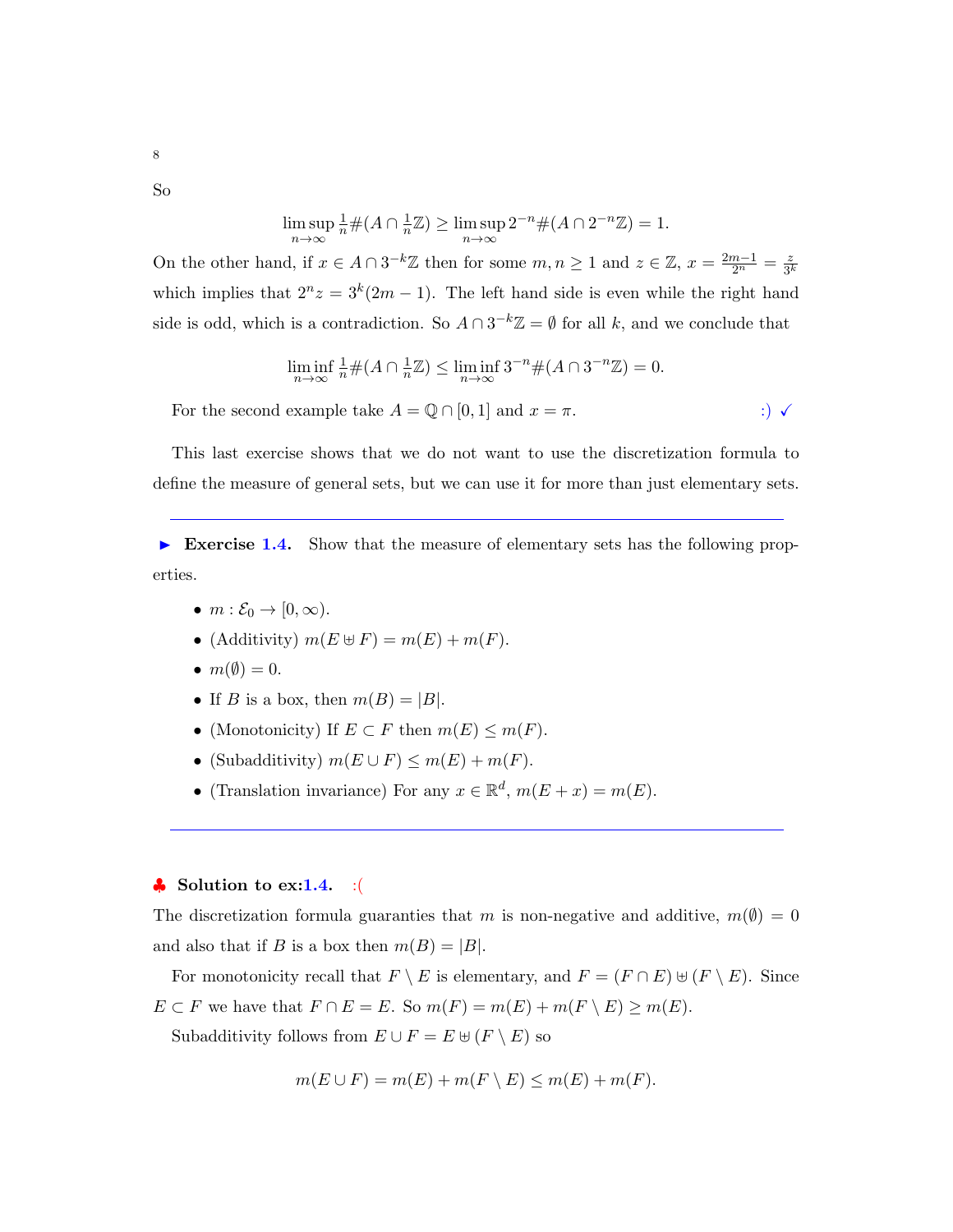So

$$\limsup_{n\to\infty} \tfrac{1}{n}\#(A\cap \tfrac{1}{n}\mathbb{Z}) \geq \limsup_{n\to\infty} 2^{-n}\#(A\cap 2^{-n}\mathbb{Z}) = 1.$$

On the other hand, if $x \in A \cap 3^{-k}\mathbb{Z}$ then for some $m,n \geq 1$ and $z \in \mathbb{Z}$, $x = \frac{2m-1}{2^n} = \frac{z}{3^k}$ which implies that $2^n z = 3^k(2m-1)$. The left hand side is even while the right hand side is odd, which is a contradiction. So $A \cap 3^{-k}\mathbb{Z} = \emptyset$ for all $k$, and we conclude that

$$\liminf_{n\to\infty} \tfrac{1}{n}\#(A\cap \tfrac{1}{n}\mathbb{Z}) \leq \liminf_{n\to\infty} 3^{-n}\#(A\cap 3^{-n}\mathbb{Z}) = 0.$$

For the second example take $A = \mathbb{Q}\cap[0,1]$ and $x = \pi$. :) ✓

This last exercise shows that we do not want to use the discretization formula to define the measure of general sets, but we can use it for more than just elementary sets.

---

▶ **Exercise 1.4.** Show that the measure of elementary sets has the following properties.

- $m : \mathcal{E}_0 \to [0,\infty)$.
- (Additivity) $m(E \uplus F) = m(E) + m(F)$.
- $m(\emptyset) = 0$.
- If $B$ is a box, then $m(B) = |B|$.
- (Monotonicity) If $E \subset F$ then $m(E) \leq m(F)$.
- (Subadditivity) $m(E\cup F) \leq m(E) + m(F)$.
- (Translation invariance) For any $x \in \mathbb{R}^d$, $m(E + x) = m(E)$.

---

♣ **Solution to ex:1.4.** :(

The discretization formula guaranties that $m$ is non-negative and additive, $m(\emptyset) = 0$ and also that if $B$ is a box then $m(B) = |B|$.

For monotonicity recall that $F \setminus E$ is elementary, and $F = (F\cap E) \uplus (F\setminus E)$. Since $E \subset F$ we have that $F \cap E = E$. So $m(F) = m(E) + m(F\setminus E) \geq m(E)$.

Subadditivity follows from $E \cup F = E \uplus (F\setminus E)$ so

$$m(E\cup F) = m(E) + m(F\setminus E) \leq m(E) + m(F).$$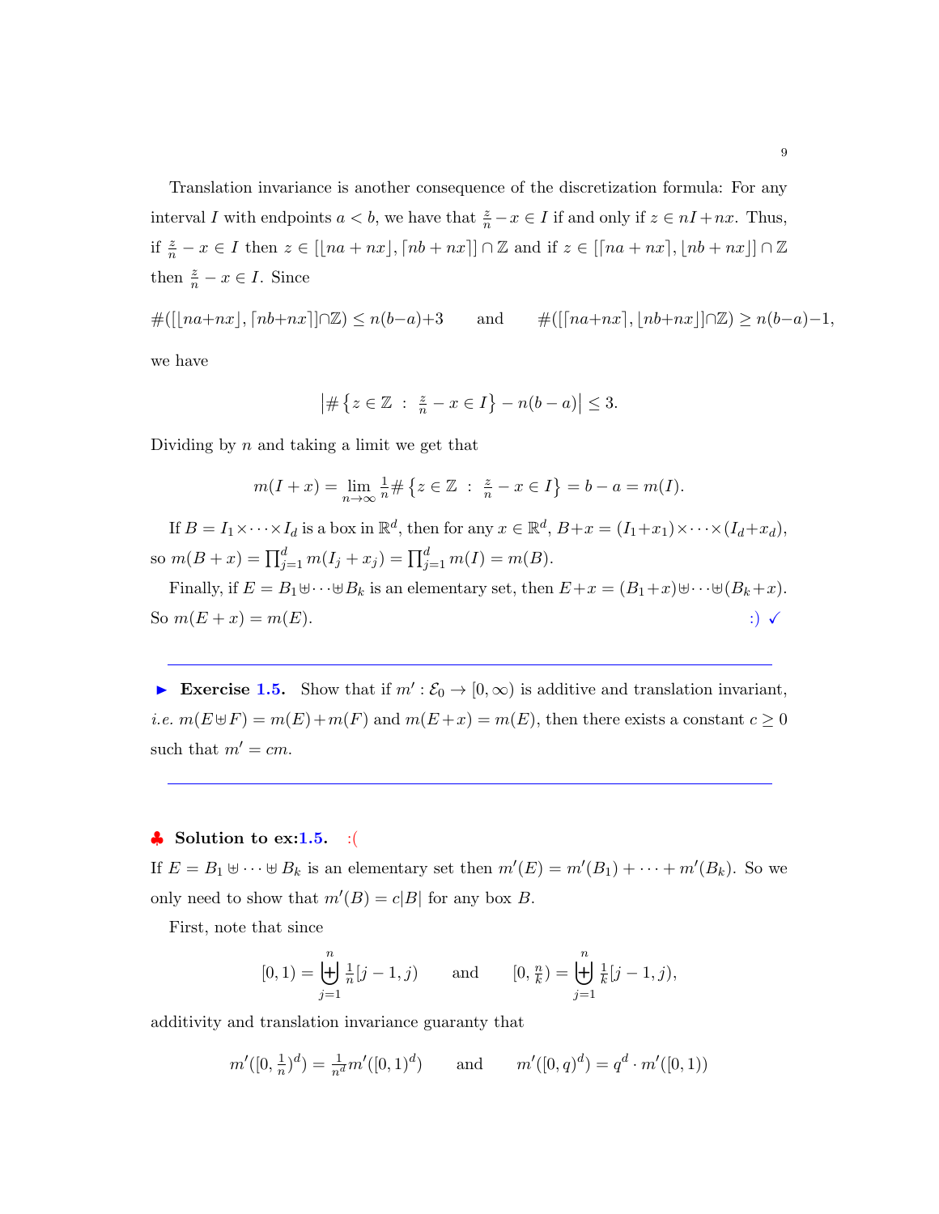Translation invariance is another consequence of the discretization formula: For any interval $I$ with endpoints $a < b$, we have that $\frac{z}{n} - x \in I$ if and only if $z \in nI + nx$. Thus, if $\frac{z}{n} - x \in I$ then $z \in [\lfloor na + nx \rfloor, \lceil nb + nx \rceil] \cap \mathbb{Z}$ and if $z \in [\lceil na + nx \rceil, \lfloor nb + nx \rfloor] \cap \mathbb{Z}$ then $\frac{z}{n} - x \in I$. Since

$$\#([\lfloor na+nx \rfloor, \lceil nb+nx \rceil] \cap \mathbb{Z}) \leq n(b-a)+3 \qquad \text{and} \qquad \#([\lceil na+nx \rceil, \lfloor nb+nx \rfloor] \cap \mathbb{Z}) \geq n(b-a)-1,$$

we have

$$\left| \# \left\{ z \in \mathbb{Z} \ : \ \tfrac{z}{n} - x \in I \right\} - n(b-a) \right| \leq 3.$$

Dividing by $n$ and taking a limit we get that

$$m(I+x) = \lim_{n \to \infty} \tfrac{1}{n} \# \left\{ z \in \mathbb{Z} \ : \ \tfrac{z}{n} - x \in I \right\} = b - a = m(I).$$

If $B = I_1 \times \cdots \times I_d$ is a box in $\mathbb{R}^d$, then for any $x \in \mathbb{R}^d$, $B + x = (I_1 + x_1) \times \cdots \times (I_d + x_d)$, so $m(B+x) = \prod_{j=1}^d m(I_j + x_j) = \prod_{j=1}^d m(I) = m(B)$.

Finally, if $E = B_1 \uplus \cdots \uplus B_k$ is an elementary set, then $E + x = (B_1 + x) \uplus \cdots \uplus (B_k + x)$. So $m(E+x) = m(E)$. :) ✓

---

► **Exercise 1.5.** Show that if $m' : \mathcal{E}_0 \to [0, \infty)$ is additive and translation invariant, *i.e.* $m(E \uplus F) = m(E) + m(F)$ and $m(E+x) = m(E)$, then there exists a constant $c \geq 0$ such that $m' = cm$.

---

♣ **Solution to ex:1.5.** :(

If $E = B_1 \uplus \cdots \uplus B_k$ is an elementary set then $m'(E) = m'(B_1) + \cdots + m'(B_k)$. So we only need to show that $m'(B) = c|B|$ for any box $B$.

First, note that since

$$[0,1) = \biguplus_{j=1}^{n} \tfrac{1}{n}[j-1, j) \qquad \text{and} \qquad [0, \tfrac{n}{k}) = \biguplus_{j=1}^{n} \tfrac{1}{k}[j-1, j),$$

additivity and translation invariance guaranty that

$$m'([0, \tfrac{1}{n})^d) = \tfrac{1}{n^d} m'([0,1)^d) \qquad \text{and} \qquad m'([0,q)^d) = q^d \cdot m'([0,1))$$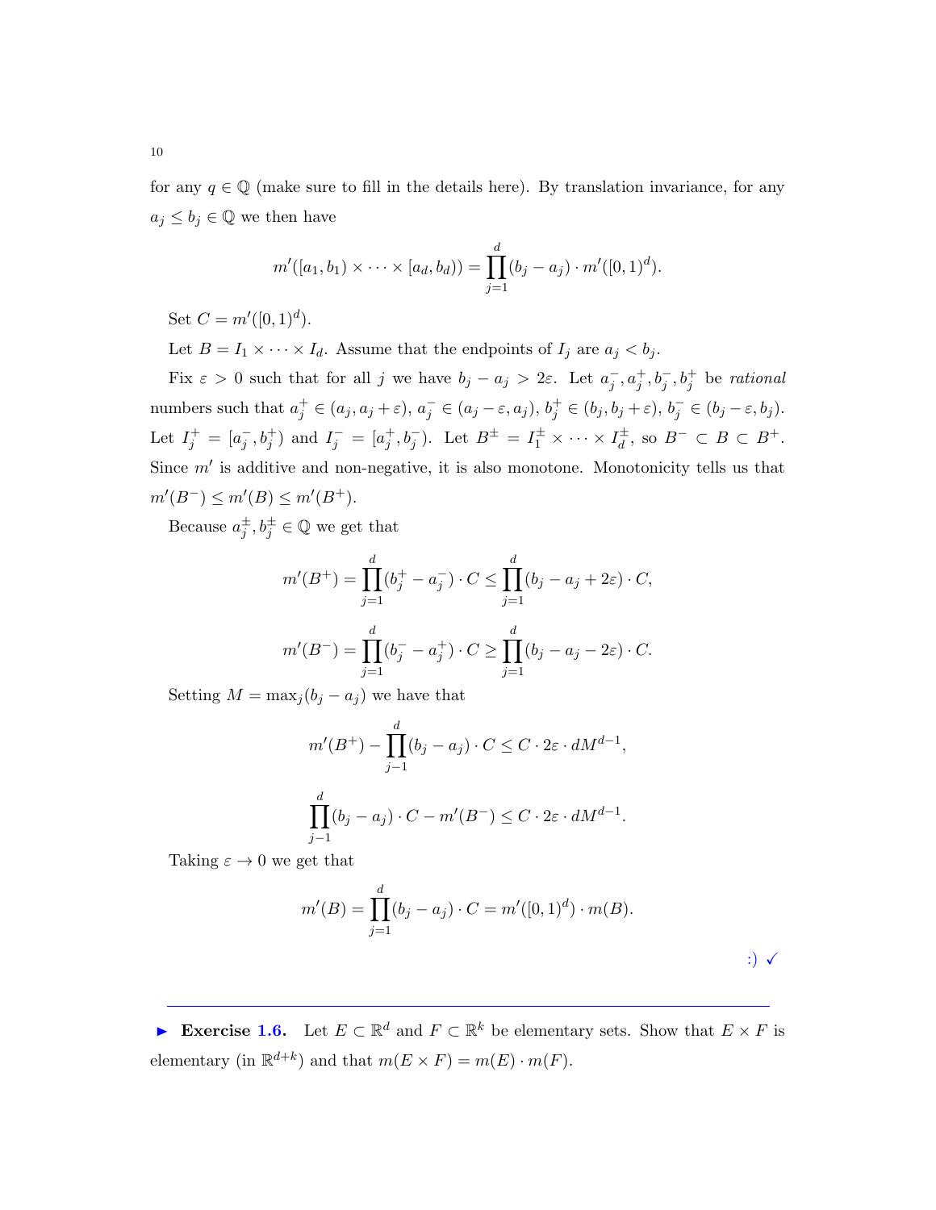for any $q \in \mathbb{Q}$ (make sure to fill in the details here). By translation invariance, for any $a_j \le b_j \in \mathbb{Q}$ we then have

$$m'([a_1, b_1) \times \cdots \times [a_d, b_d)) = \prod_{j=1}^{d} (b_j - a_j) \cdot m'([0,1)^d).$$

Set $C = m'([0,1)^d)$.

Let $B = I_1 \times \cdots \times I_d$. Assume that the endpoints of $I_j$ are $a_j < b_j$.

Fix $\varepsilon > 0$ such that for all $j$ we have $b_j - a_j > 2\varepsilon$. Let $a_j^-, a_j^+, b_j^-, b_j^+$ be *rational* numbers such that $a_j^+ \in (a_j, a_j + \varepsilon)$, $a_j^- \in (a_j - \varepsilon, a_j)$, $b_j^+ \in (b_j, b_j + \varepsilon)$, $b_j^- \in (b_j - \varepsilon, b_j)$. Let $I_j^+ = [a_j^-, b_j^+)$ and $I_j^- = [a_j^+, b_j^-)$. Let $B^\pm = I_1^\pm \times \cdots \times I_d^\pm$, so $B^- \subset B \subset B^+$. Since $m'$ is additive and non-negative, it is also monotone. Monotonicity tells us that $m'(B^-) \le m'(B) \le m'(B^+)$.

Because $a_j^\pm, b_j^\pm \in \mathbb{Q}$ we get that

$$m'(B^+) = \prod_{j=1}^{d} (b_j^+ - a_j^-) \cdot C \le \prod_{j=1}^{d} (b_j - a_j + 2\varepsilon) \cdot C,$$

$$m'(B^-) = \prod_{j=1}^{d} (b_j^- - a_j^+) \cdot C \ge \prod_{j=1}^{d} (b_j - a_j - 2\varepsilon) \cdot C.$$

Setting $M = \max_j (b_j - a_j)$ we have that

$$m'(B^+) - \prod_{j-1}^{d} (b_j - a_j) \cdot C \le C \cdot 2\varepsilon \cdot dM^{d-1},$$

$$\prod_{j-1}^{d} (b_j - a_j) \cdot C - m'(B^-) \le C \cdot 2\varepsilon \cdot dM^{d-1}.$$

Taking $\varepsilon \to 0$ we get that

$$m'(B) = \prod_{j=1}^{d} (b_j - a_j) \cdot C = m'([0,1)^d) \cdot m(B).$$

:) ✓

---

► **Exercise 1.6.** Let $E \subset \mathbb{R}^d$ and $F \subset \mathbb{R}^k$ be elementary sets. Show that $E \times F$ is elementary (in $\mathbb{R}^{d+k}$) and that $m(E \times F) = m(E) \cdot m(F)$.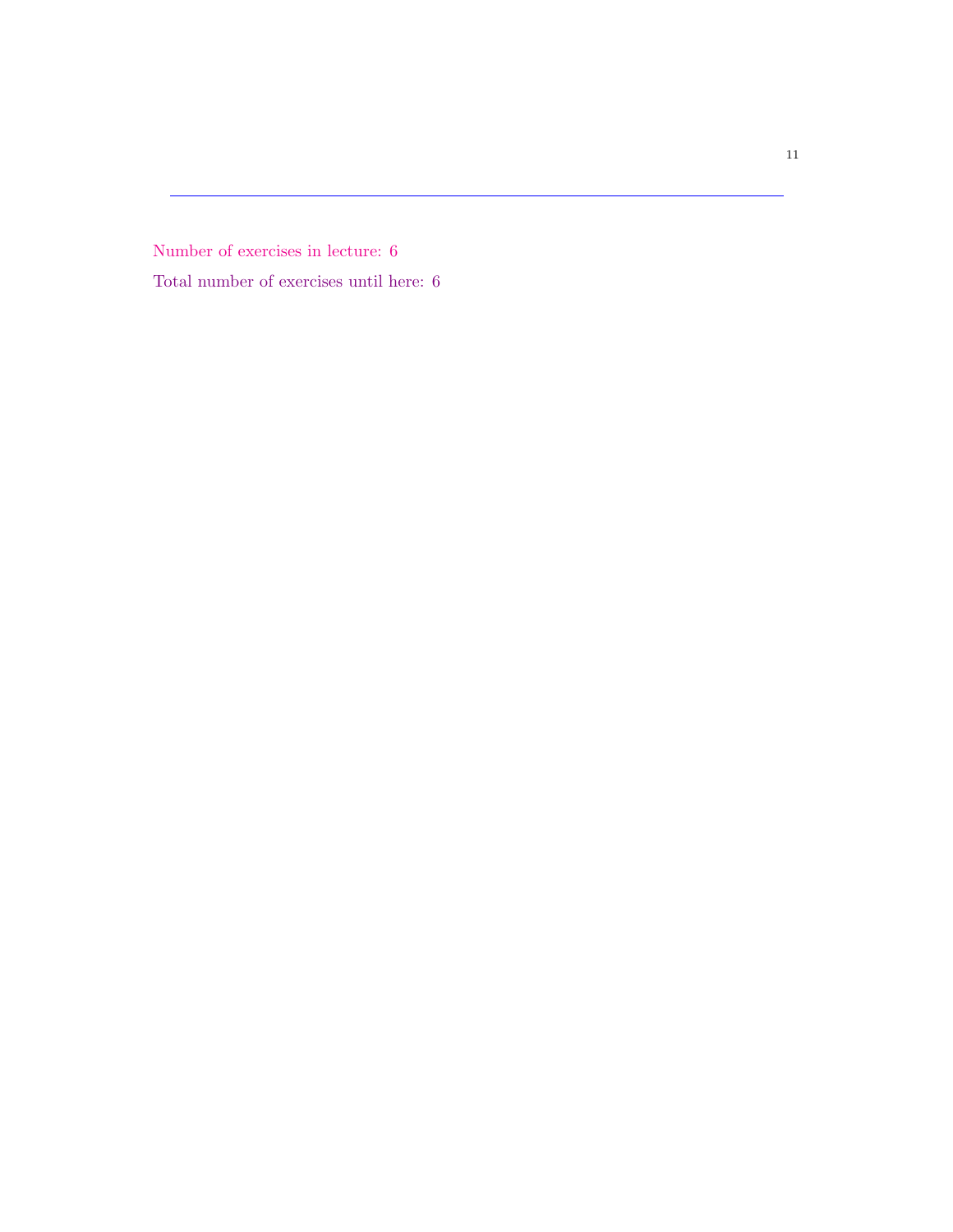---

Number of exercises in lecture: 6

Total number of exercises until here: 6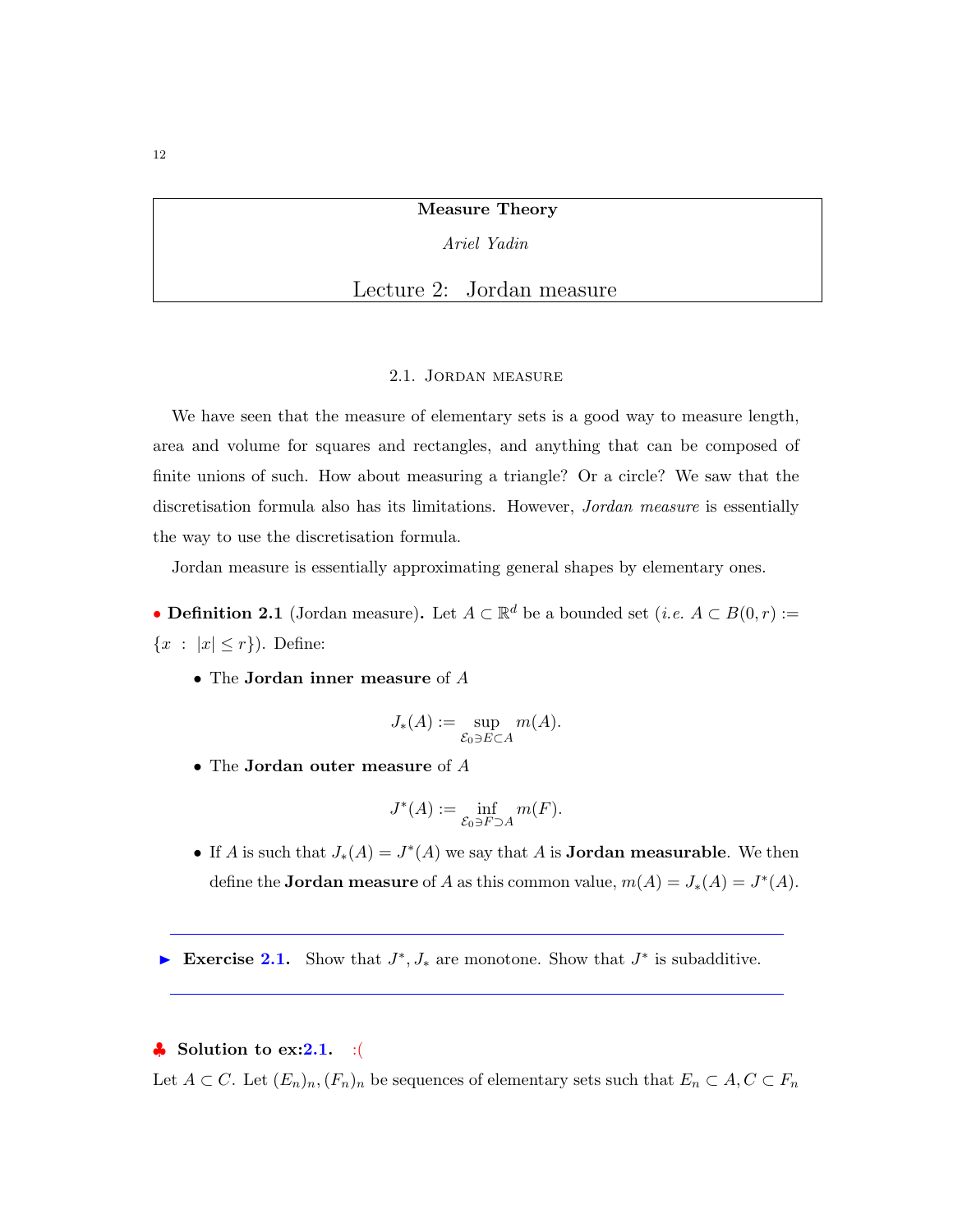**Measure Theory**

*Ariel Yadin*

# Lecture 2: Jordan measure

## 2.1. Jordan measure

We have seen that the measure of elementary sets is a good way to measure length, area and volume for squares and rectangles, and anything that can be composed of finite unions of such. How about measuring a triangle? Or a circle? We saw that the discretisation formula also has its limitations. However, *Jordan measure* is essentially the way to use the discretisation formula.

Jordan measure is essentially approximating general shapes by elementary ones.

• **Definition 2.1** (Jordan measure)**.** Let $A \subset \mathbb{R}^d$ be a bounded set (*i.e.* $A \subset B(0,r) := \{x \ : \ |x| \leq r\}$). Define:

- The **Jordan inner measure** of $A$
$$J_*(A) := \sup_{\mathcal{E}_0 \ni E \subset A} m(A).$$
- The **Jordan outer measure** of $A$
$$J^*(A) := \inf_{\mathcal{E}_0 \ni F \supset A} m(F).$$
- If $A$ is such that $J_*(A) = J^*(A)$ we say that $A$ is **Jordan measurable**. We then define the **Jordan measure** of $A$ as this common value, $m(A) = J_*(A) = J^*(A)$.

---

► **Exercise 2.1.** Show that $J^*, J_*$ are monotone. Show that $J^*$ is subadditive.

---

♣ **Solution to ex:2.1.** :(

Let $A \subset C$. Let $(E_n)_n, (F_n)_n$ be sequences of elementary sets such that $E_n \subset A, C \subset F_n$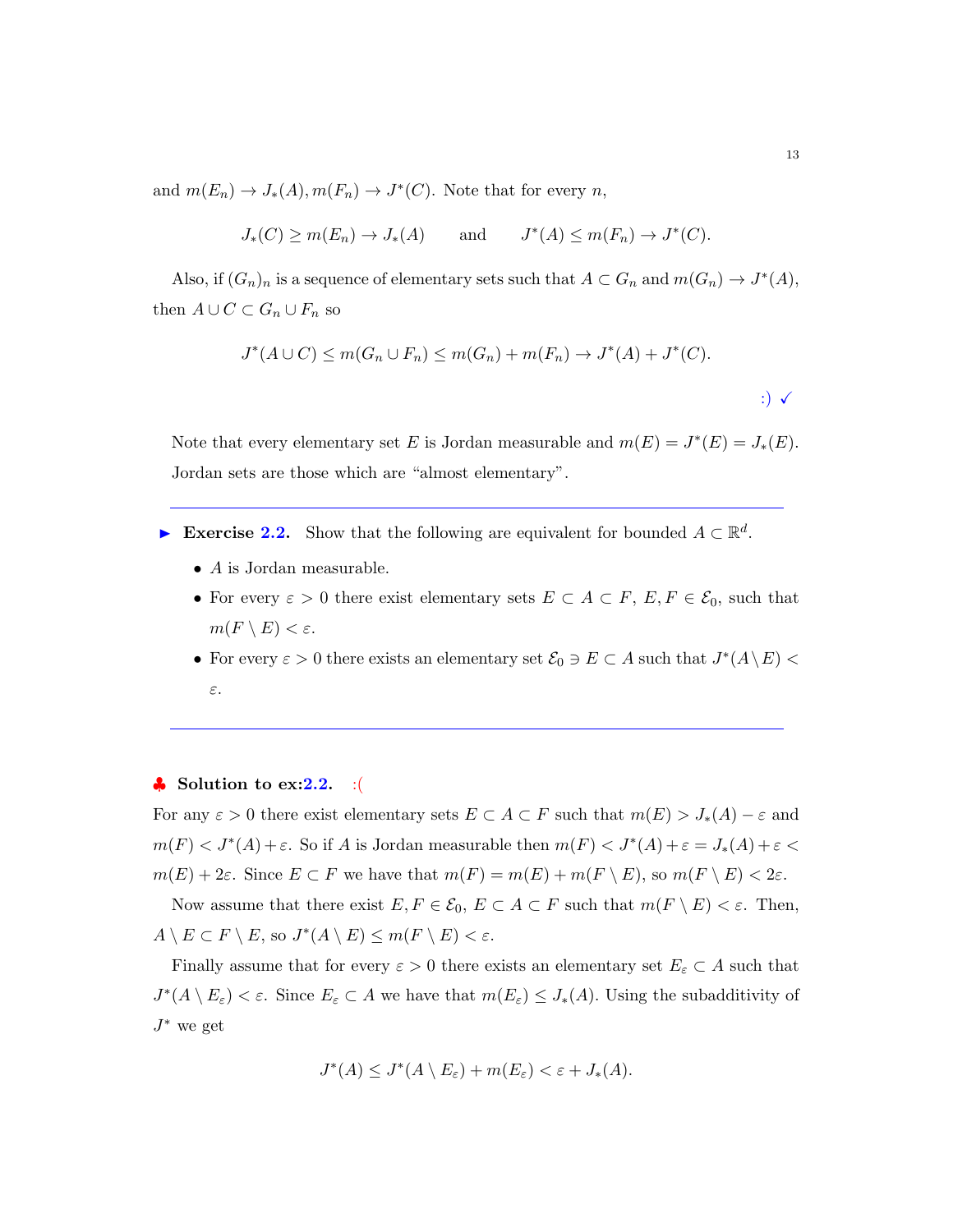and $m(E_n) \to J_*(A), m(F_n) \to J^*(C)$. Note that for every $n$,

$$J_*(C) \geq m(E_n) \to J_*(A) \qquad \text{and} \qquad J^*(A) \leq m(F_n) \to J^*(C).$$

Also, if $(G_n)_n$ is a sequence of elementary sets such that $A \subset G_n$ and $m(G_n) \to J^*(A)$, then $A \cup C \subset G_n \cup F_n$ so

$$J^*(A \cup C) \leq m(G_n \cup F_n) \leq m(G_n) + m(F_n) \to J^*(A) + J^*(C).$$

:) ✓

Note that every elementary set $E$ is Jordan measurable and $m(E) = J^*(E) = J_*(E)$. Jordan sets are those which are "almost elementary".

---

► **Exercise 2.2.** Show that the following are equivalent for bounded $A \subset \mathbb{R}^d$.

- $A$ is Jordan measurable.
- For every $\varepsilon > 0$ there exist elementary sets $E \subset A \subset F$, $E, F \in \mathcal{E}_0$, such that $m(F \setminus E) < \varepsilon$.
- For every $\varepsilon > 0$ there exists an elementary set $\mathcal{E}_0 \ni E \subset A$ such that $J^*(A \setminus E) < \varepsilon$.

---

♣ **Solution to ex:2.2.** :(

For any $\varepsilon > 0$ there exist elementary sets $E \subset A \subset F$ such that $m(E) > J_*(A) - \varepsilon$ and $m(F) < J^*(A) + \varepsilon$. So if $A$ is Jordan measurable then $m(F) < J^*(A) + \varepsilon = J_*(A) + \varepsilon < m(E) + 2\varepsilon$. Since $E \subset F$ we have that $m(F) = m(E) + m(F \setminus E)$, so $m(F \setminus E) < 2\varepsilon$.

Now assume that there exist $E, F \in \mathcal{E}_0$, $E \subset A \subset F$ such that $m(F \setminus E) < \varepsilon$. Then, $A \setminus E \subset F \setminus E$, so $J^*(A \setminus E) \leq m(F \setminus E) < \varepsilon$.

Finally assume that for every $\varepsilon > 0$ there exists an elementary set $E_\varepsilon \subset A$ such that $J^*(A \setminus E_\varepsilon) < \varepsilon$. Since $E_\varepsilon \subset A$ we have that $m(E_\varepsilon) \leq J_*(A)$. Using the subadditivity of $J^*$ we get

$$J^*(A) \leq J^*(A \setminus E_\varepsilon) + m(E_\varepsilon) < \varepsilon + J_*(A).$$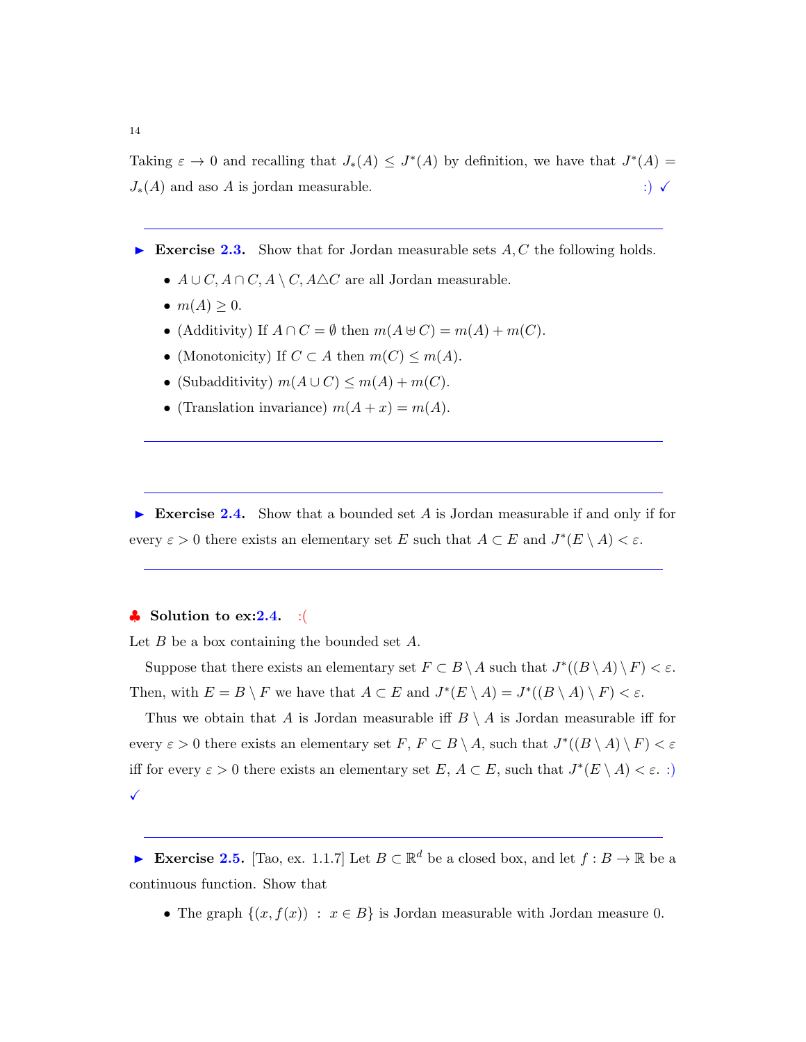Taking $\varepsilon \to 0$ and recalling that $J_*(A) \leq J^*(A)$ by definition, we have that $J^*(A) = J_*(A)$ and aso $A$ is jordan measurable. :) ✓

---

► **Exercise 2.3.** Show that for Jordan measurable sets $A, C$ the following holds.

- $A \cup C, A \cap C, A \setminus C, A \triangle C$ are all Jordan measurable.
- $m(A) \geq 0$.
- (Additivity) If $A \cap C = \emptyset$ then $m(A \uplus C) = m(A) + m(C)$.
- (Monotonicity) If $C \subset A$ then $m(C) \leq m(A)$.
- (Subadditivity) $m(A \cup C) \leq m(A) + m(C)$.
- (Translation invariance) $m(A + x) = m(A)$.

---

---

► **Exercise 2.4.** Show that a bounded set $A$ is Jordan measurable if and only if for every $\varepsilon > 0$ there exists an elementary set $E$ such that $A \subset E$ and $J^*(E \setminus A) < \varepsilon$.

---

♣ **Solution to ex:2.4.** :(

Let $B$ be a box containing the bounded set $A$.

Suppose that there exists an elementary set $F \subset B \setminus A$ such that $J^*((B \setminus A) \setminus F) < \varepsilon$. Then, with $E = B \setminus F$ we have that $A \subset E$ and $J^*(E \setminus A) = J^*((B \setminus A) \setminus F) < \varepsilon$.

Thus we obtain that $A$ is Jordan measurable iff $B \setminus A$ is Jordan measurable iff for every $\varepsilon > 0$ there exists an elementary set $F$, $F \subset B \setminus A$, such that $J^*((B \setminus A) \setminus F) < \varepsilon$ iff for every $\varepsilon > 0$ there exists an elementary set $E$, $A \subset E$, such that $J^*(E \setminus A) < \varepsilon$. :) ✓

---

► **Exercise 2.5.** [Tao, ex. 1.1.7] Let $B \subset \mathbb{R}^d$ be a closed box, and let $f : B \to \mathbb{R}$ be a continuous function. Show that

- The graph $\{(x, f(x)) \ : \ x \in B\}$ is Jordan measurable with Jordan measure 0.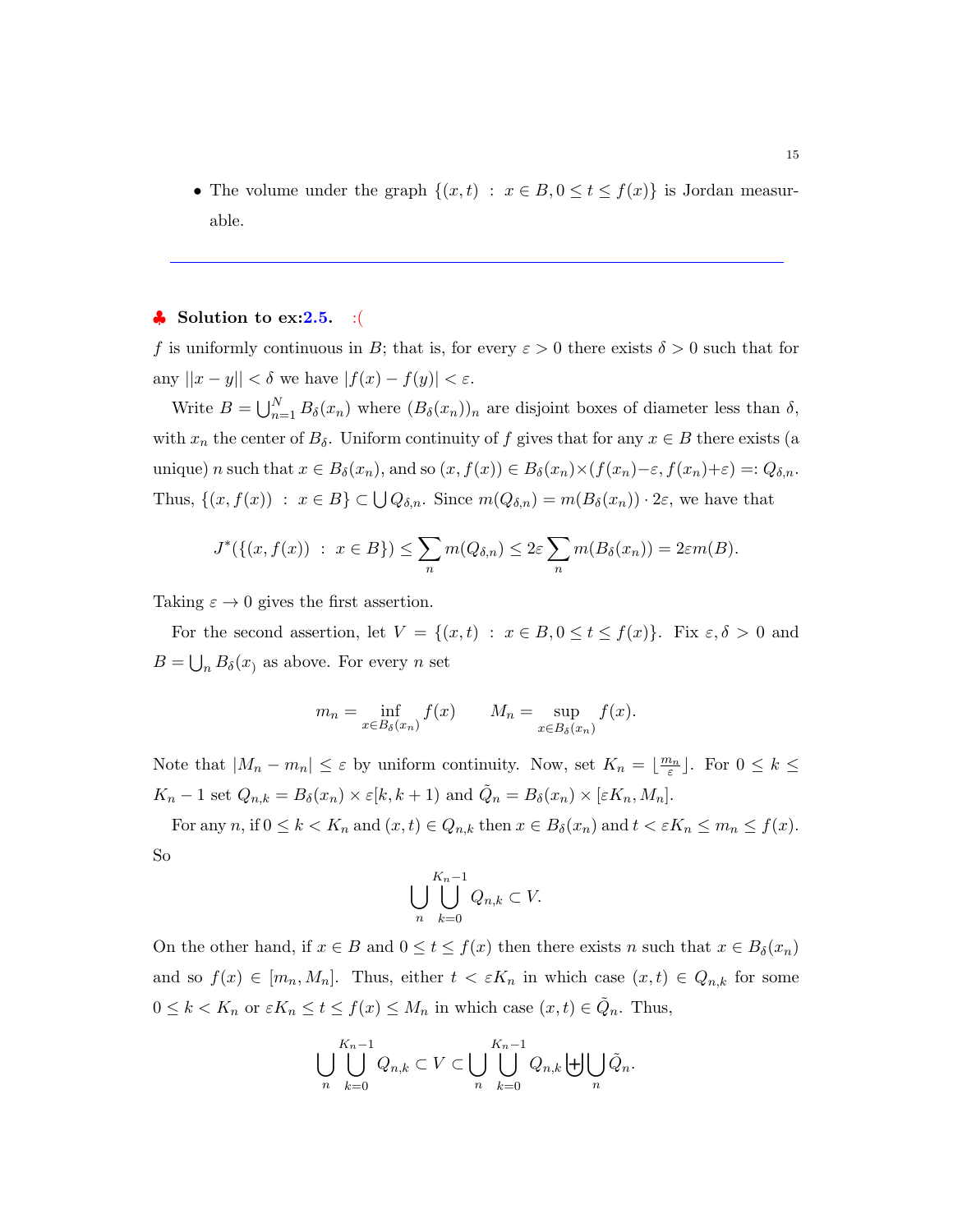- The volume under the graph $\{(x,t) \ : \ x \in B, 0 \leq t \leq f(x)\}$ is Jordan measurable.

---

♣ **Solution to ex:2.5.** :(

$f$ is uniformly continuous in $B$; that is, for every $\varepsilon > 0$ there exists $\delta > 0$ such that for any $||x-y|| < \delta$ we have $|f(x) - f(y)| < \varepsilon$.

Write $B = \bigcup_{n=1}^N B_\delta(x_n)$ where $(B_\delta(x_n))_n$ are disjoint boxes of diameter less than $\delta$, with $x_n$ the center of $B_\delta$. Uniform continuity of $f$ gives that for any $x \in B$ there exists (a unique) $n$ such that $x \in B_\delta(x_n)$, and so $(x, f(x)) \in B_\delta(x_n) \times (f(x_n) - \varepsilon, f(x_n) + \varepsilon) =: Q_{\delta,n}$. Thus, $\{(x, f(x)) \ : \ x \in B\} \subset \bigcup Q_{\delta,n}$. Since $m(Q_{\delta,n}) = m(B_\delta(x_n)) \cdot 2\varepsilon$, we have that

$$J^*(\{(x, f(x)) \ : \ x \in B\}) \leq \sum_n m(Q_{\delta,n}) \leq 2\varepsilon \sum_n m(B_\delta(x_n)) = 2\varepsilon m(B).$$

Taking $\varepsilon \to 0$ gives the first assertion.

For the second assertion, let $V = \{(x,t) \ : \ x \in B, 0 \leq t \leq f(x)\}$. Fix $\varepsilon, \delta > 0$ and $B = \bigcup_n B_\delta(x_)$ as above. For every $n$ set

$$m_n = \inf_{x \in B_\delta(x_n)} f(x) \qquad M_n = \sup_{x \in B_\delta(x_n)} f(x).$$

Note that $|M_n - m_n| \leq \varepsilon$ by uniform continuity. Now, set $K_n = \lfloor \frac{m_n}{\varepsilon} \rfloor$. For $0 \leq k \leq K_n - 1$ set $Q_{n,k} = B_\delta(x_n) \times \varepsilon[k, k+1)$ and $\tilde{Q}_n = B_\delta(x_n) \times [\varepsilon K_n, M_n]$.

For any $n$, if $0 \leq k < K_n$ and $(x,t) \in Q_{n,k}$ then $x \in B_\delta(x_n)$ and $t < \varepsilon K_n \leq m_n \leq f(x)$. So

$$\bigcup_n \bigcup_{k=0}^{K_n - 1} Q_{n,k} \subset V.$$

On the other hand, if $x \in B$ and $0 \leq t \leq f(x)$ then there exists $n$ such that $x \in B_\delta(x_n)$ and so $f(x) \in [m_n, M_n]$. Thus, either $t < \varepsilon K_n$ in which case $(x,t) \in Q_{n,k}$ for some $0 \leq k < K_n$ or $\varepsilon K_n \leq t \leq f(x) \leq M_n$ in which case $(x,t) \in \tilde{Q}_n$. Thus,

$$\bigcup_n \bigcup_{k=0}^{K_n - 1} Q_{n,k} \subset V \subset \bigcup_n \bigcup_{k=0}^{K_n - 1} Q_{n,k} \biguplus \bigcup_n \tilde{Q}_n.$$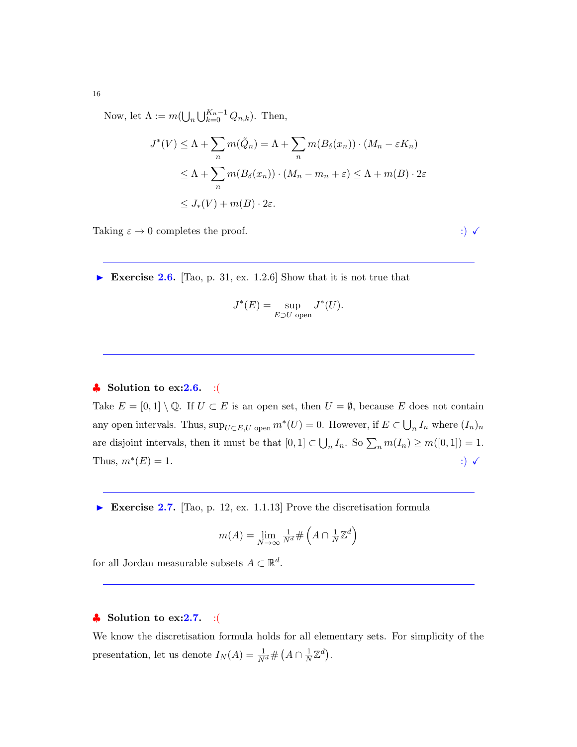Now, let $\Lambda := m(\bigcup_n \bigcup_{k=0}^{K_n-1} Q_{n,k})$. Then,

$$
\begin{aligned}
J^*(V) &\leq \Lambda + \sum_n m(\tilde{Q}_n) = \Lambda + \sum_n m(B_\delta(x_n)) \cdot (M_n - \varepsilon K_n) \\
&\leq \Lambda + \sum_n m(B_\delta(x_n)) \cdot (M_n - m_n + \varepsilon) \leq \Lambda + m(B) \cdot 2\varepsilon \\
&\leq J_*(V) + m(B) \cdot 2\varepsilon.
\end{aligned}
$$

Taking $\varepsilon \to 0$ completes the proof. :) ✓

---

▶ **Exercise 2.6.** [Tao, p. 31, ex. 1.2.6] Show that it is not true that

$$J^*(E) = \sup_{E \supset U \text{ open}} J^*(U).$$

---

♣ **Solution to ex:2.6.** :(

Take $E = [0,1] \setminus \mathbb{Q}$. If $U \subset E$ is an open set, then $U = \emptyset$, because $E$ does not contain any open intervals. Thus, $\sup_{U \subset E, U \text{ open}} m^*(U) = 0$. However, if $E \subset \bigcup_n I_n$ where $(I_n)_n$ are disjoint intervals, then it must be that $[0,1] \subset \bigcup_n I_n$. So $\sum_n m(I_n) \geq m([0,1]) = 1$. Thus, $m^*(E) = 1$. :) ✓

---

▶ **Exercise 2.7.** [Tao, p. 12, ex. 1.1.13] Prove the discretisation formula

$$m(A) = \lim_{N \to \infty} \tfrac{1}{N^d} \# \left( A \cap \tfrac{1}{N} \mathbb{Z}^d \right)$$

for all Jordan measurable subsets $A \subset \mathbb{R}^d$.

---

♣ **Solution to ex:2.7.** :(

We know the discretisation formula holds for all elementary sets. For simplicity of the presentation, let us denote $I_N(A) = \frac{1}{N^d} \# \left( A \cap \frac{1}{N} \mathbb{Z}^d \right)$.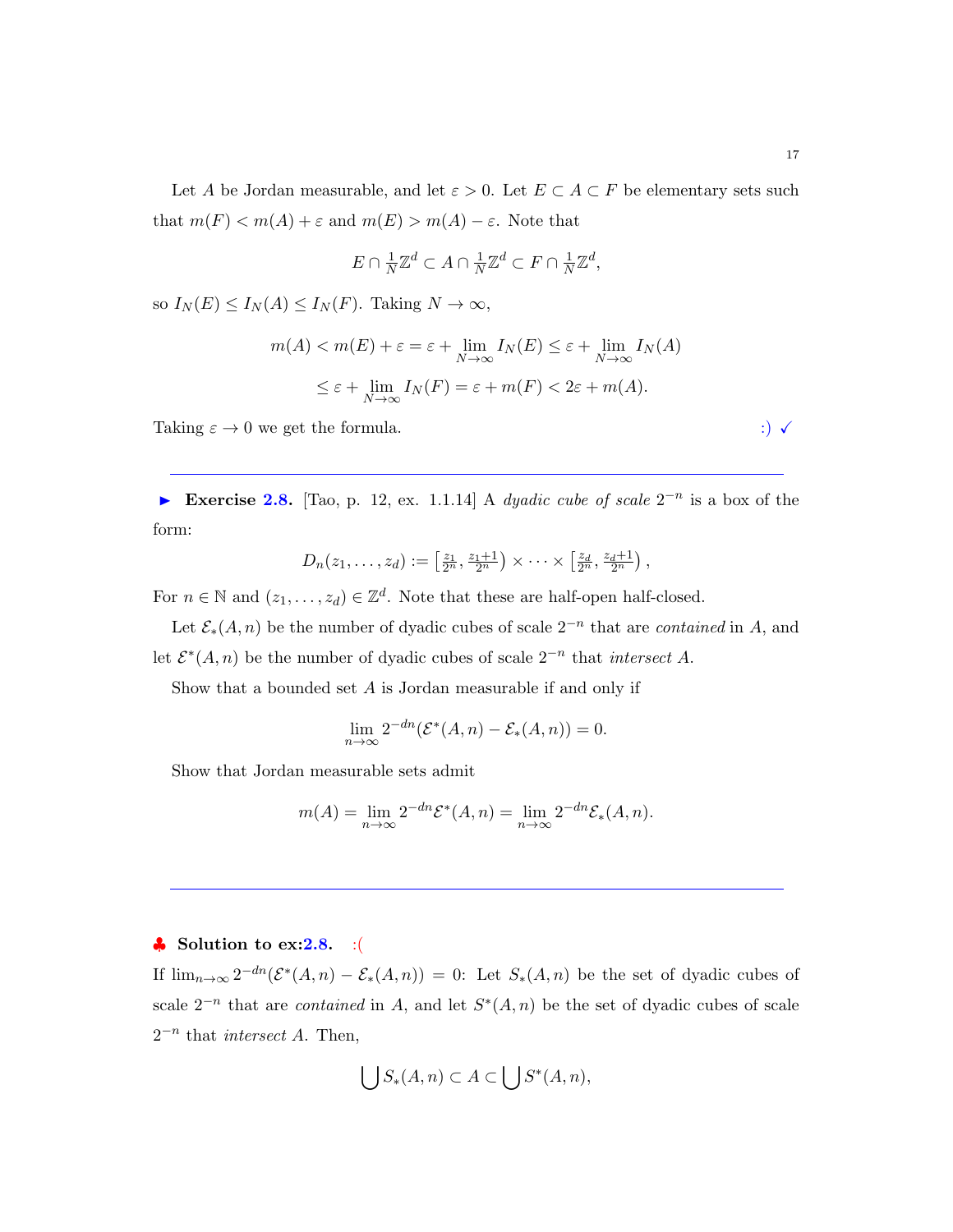Let $A$ be Jordan measurable, and let $\varepsilon > 0$. Let $E \subset A \subset F$ be elementary sets such that $m(F) < m(A) + \varepsilon$ and $m(E) > m(A) - \varepsilon$. Note that

$$E \cap \tfrac{1}{N}\mathbb{Z}^d \subset A \cap \tfrac{1}{N}\mathbb{Z}^d \subset F \cap \tfrac{1}{N}\mathbb{Z}^d,$$

so $I_N(E) \leq I_N(A) \leq I_N(F)$. Taking $N \to \infty$,

$$m(A) < m(E) + \varepsilon = \varepsilon + \lim_{N\to\infty} I_N(E) \leq \varepsilon + \lim_{N\to\infty} I_N(A)$$
$$\leq \varepsilon + \lim_{N\to\infty} I_N(F) = \varepsilon + m(F) < 2\varepsilon + m(A).$$

Taking $\varepsilon \to 0$ we get the formula. :) ✓

---

▶ **Exercise 2.8.** [Tao, p. 12, ex. 1.1.14] A *dyadic cube of scale* $2^{-n}$ is a box of the form:

$$D_n(z_1, \ldots, z_d) := \left[\tfrac{z_1}{2^n}, \tfrac{z_1+1}{2^n}\right) \times \cdots \times \left[\tfrac{z_d}{2^n}, \tfrac{z_d+1}{2^n}\right),$$

For $n \in \mathbb{N}$ and $(z_1, \ldots, z_d) \in \mathbb{Z}^d$. Note that these are half-open half-closed.

Let $\mathcal{E}_*(A, n)$ be the number of dyadic cubes of scale $2^{-n}$ that are *contained* in $A$, and let $\mathcal{E}^*(A, n)$ be the number of dyadic cubes of scale $2^{-n}$ that *intersect* $A$.

Show that a bounded set $A$ is Jordan measurable if and only if

$$\lim_{n\to\infty} 2^{-dn}(\mathcal{E}^*(A, n) - \mathcal{E}_*(A, n)) = 0.$$

Show that Jordan measurable sets admit

$$m(A) = \lim_{n\to\infty} 2^{-dn}\mathcal{E}^*(A, n) = \lim_{n\to\infty} 2^{-dn}\mathcal{E}_*(A, n).$$

---

♣ **Solution to ex:2.8.** :(

If $\lim_{n\to\infty} 2^{-dn}(\mathcal{E}^*(A, n) - \mathcal{E}_*(A, n)) = 0$: Let $S_*(A, n)$ be the set of dyadic cubes of scale $2^{-n}$ that are *contained* in $A$, and let $S^*(A, n)$ be the set of dyadic cubes of scale $2^{-n}$ that *intersect* $A$. Then,

$$\bigcup S_*(A, n) \subset A \subset \bigcup S^*(A, n),$$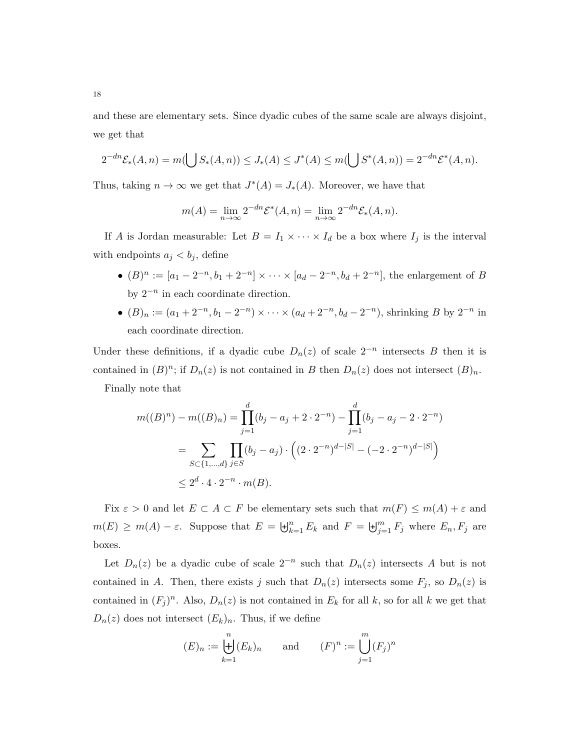and these are elementary sets. Since dyadic cubes of the same scale are always disjoint, we get that

$$2^{-dn}\mathcal{E}_*(A,n) = m\big(\bigcup S_*(A,n)\big) \le J_*(A) \le J^*(A) \le m\big(\bigcup S^*(A,n)\big) = 2^{-dn}\mathcal{E}^*(A,n).$$

Thus, taking $n \to \infty$ we get that $J^*(A) = J_*(A)$. Moreover, we have that

$$m(A) = \lim_{n\to\infty} 2^{-dn}\mathcal{E}^*(A,n) = \lim_{n\to\infty} 2^{-dn}\mathcal{E}_*(A,n).$$

If $A$ is Jordan measurable: Let $B = I_1 \times \cdots \times I_d$ be a box where $I_j$ is the interval with endpoints $a_j < b_j$, define

- $(B)^n := [a_1 - 2^{-n}, b_1 + 2^{-n}] \times \cdots \times [a_d - 2^{-n}, b_d + 2^{-n}]$, the enlargement of $B$ by $2^{-n}$ in each coordinate direction.
- $(B)_n := (a_1 + 2^{-n}, b_1 - 2^{-n}) \times \cdots \times (a_d + 2^{-n}, b_d - 2^{-n})$, shrinking $B$ by $2^{-n}$ in each coordinate direction.

Under these definitions, if a dyadic cube $D_n(z)$ of scale $2^{-n}$ intersects $B$ then it is contained in $(B)^n$; if $D_n(z)$ is not contained in $B$ then $D_n(z)$ does not intersect $(B)_n$.

Finally note that

$$\begin{aligned}
m((B)^n) - m((B)_n) &= \prod_{j=1}^{d}(b_j - a_j + 2\cdot 2^{-n}) - \prod_{j=1}^{d}(b_j - a_j - 2\cdot 2^{-n}) \\
&= \sum_{S\subset\{1,\ldots,d\}} \prod_{j\in S}(b_j - a_j)\cdot\Big((2\cdot 2^{-n})^{d-|S|} - (-2\cdot 2^{-n})^{d-|S|}\Big) \\
&\le 2^d \cdot 4 \cdot 2^{-n} \cdot m(B).
\end{aligned}$$

Fix $\varepsilon > 0$ and let $E \subset A \subset F$ be elementary sets such that $m(F) \le m(A) + \varepsilon$ and $m(E) \ge m(A) - \varepsilon$. Suppose that $E = \biguplus_{k=1}^{n} E_k$ and $F = \biguplus_{j=1}^{m} F_j$ where $E_n, F_j$ are boxes.

Let $D_n(z)$ be a dyadic cube of scale $2^{-n}$ such that $D_n(z)$ intersects $A$ but is not contained in $A$. Then, there exists $j$ such that $D_n(z)$ intersects some $F_j$, so $D_n(z)$ is contained in $(F_j)^n$. Also, $D_n(z)$ is not contained in $E_k$ for all $k$, so for all $k$ we get that $D_n(z)$ does not intersect $(E_k)_n$. Thus, if we define

$$(E)_n := \biguplus_{k=1}^{n}(E_k)_n \qquad \text{and} \qquad (F)^n := \bigcup_{j=1}^{m}(F_j)^n$$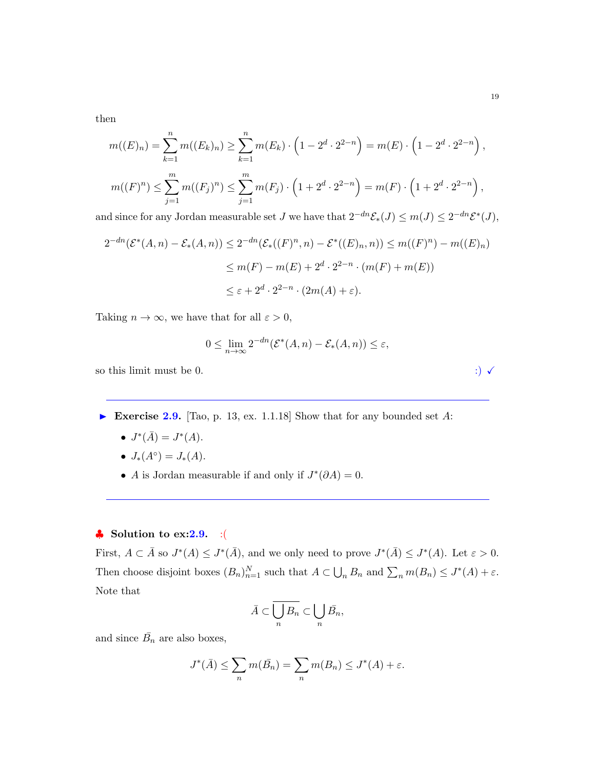then

$$m((E)_n) = \sum_{k=1}^{n} m((E_k)_n) \geq \sum_{k=1}^{n} m(E_k) \cdot \left(1 - 2^d \cdot 2^{2-n}\right) = m(E) \cdot \left(1 - 2^d \cdot 2^{2-n}\right),$$

$$m((F)^n) \leq \sum_{j=1}^{m} m((F_j)^n) \leq \sum_{j=1}^{m} m(F_j) \cdot \left(1 + 2^d \cdot 2^{2-n}\right) = m(F) \cdot \left(1 + 2^d \cdot 2^{2-n}\right),$$

and since for any Jordan measurable set $J$ we have that $2^{-dn}\mathcal{E}_*(J) \leq m(J) \leq 2^{-dn}\mathcal{E}^*(J)$,

$$\begin{aligned}
2^{-dn}(\mathcal{E}^*(A,n) - \mathcal{E}_*(A,n)) &\leq 2^{-dn}(\mathcal{E}_*((F)^n, n) - \mathcal{E}^*((E)_n, n)) \leq m((F)^n) - m((E)_n) \\
&\leq m(F) - m(E) + 2^d \cdot 2^{2-n} \cdot (m(F) + m(E)) \\
&\leq \varepsilon + 2^d \cdot 2^{2-n} \cdot (2m(A) + \varepsilon).
\end{aligned}$$

Taking $n \to \infty$, we have that for all $\varepsilon > 0$,

$$0 \leq \lim_{n\to\infty} 2^{-dn}(\mathcal{E}^*(A,n) - \mathcal{E}_*(A,n)) \leq \varepsilon,$$

so this limit must be 0. :) ✓

---

▶ **Exercise 2.9.** [Tao, p. 13, ex. 1.1.18] Show that for any bounded set $A$:

- $J^*(\bar{A}) = J^*(A)$.
- $J_*(A^\circ) = J_*(A)$.
- $A$ is Jordan measurable if and only if $J^*(\partial A) = 0$.

---

♣ **Solution to ex:2.9.** :(

First, $A \subset \bar{A}$ so $J^*(A) \leq J^*(\bar{A})$, and we only need to prove $J^*(\bar{A}) \leq J^*(A)$. Let $\varepsilon > 0$. Then choose disjoint boxes $(B_n)_{n=1}^N$ such that $A \subset \bigcup_n B_n$ and $\sum_n m(B_n) \leq J^*(A) + \varepsilon$. Note that

$$\bar{A} \subset \overline{\bigcup_n B_n} \subset \bigcup_n \bar{B}_n,$$

and since $\bar{B}_n$ are also boxes,

$$J^*(\bar{A}) \leq \sum_n m(\bar{B}_n) = \sum_n m(B_n) \leq J^*(A) + \varepsilon.$$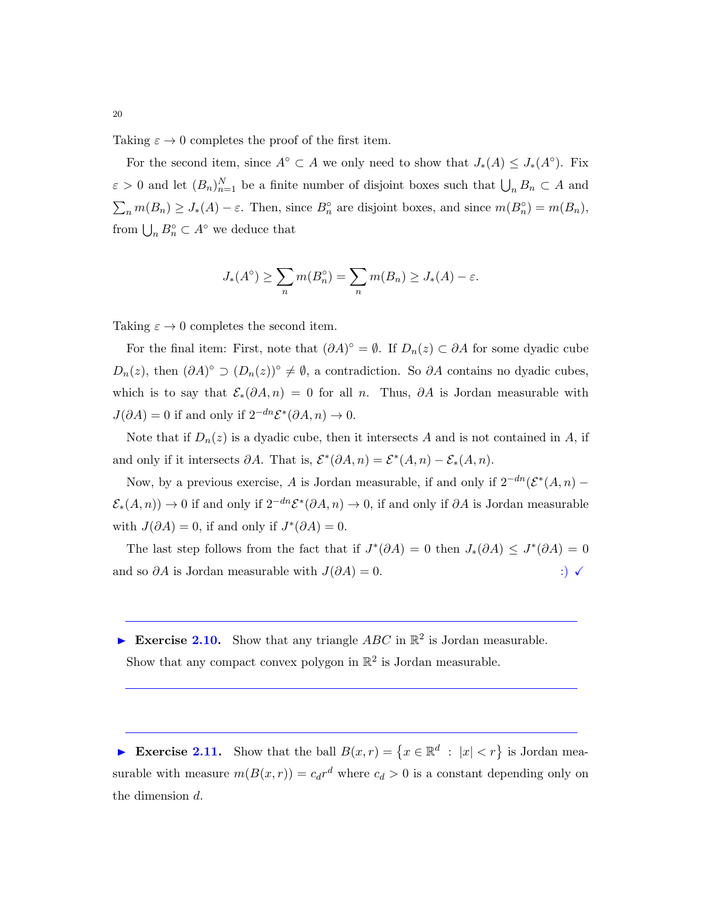Taking $\varepsilon \to 0$ completes the proof of the first item.

For the second item, since $A^\circ \subset A$ we only need to show that $J_*(A) \leq J_*(A^\circ)$. Fix $\varepsilon > 0$ and let $(B_n)_{n=1}^N$ be a finite number of disjoint boxes such that $\bigcup_n B_n \subset A$ and $\sum_n m(B_n) \geq J_*(A) - \varepsilon$. Then, since $B_n^\circ$ are disjoint boxes, and since $m(B_n^\circ) = m(B_n)$, from $\bigcup_n B_n^\circ \subset A^\circ$ we deduce that

$$J_*(A^\circ) \geq \sum_n m(B_n^\circ) = \sum_n m(B_n) \geq J_*(A) - \varepsilon.$$

Taking $\varepsilon \to 0$ completes the second item.

For the final item: First, note that $(\partial A)^\circ = \emptyset$. If $D_n(z) \subset \partial A$ for some dyadic cube $D_n(z)$, then $(\partial A)^\circ \supset (D_n(z))^\circ \neq \emptyset$, a contradiction. So $\partial A$ contains no dyadic cubes, which is to say that $\mathcal{E}_*(\partial A, n) = 0$ for all $n$. Thus, $\partial A$ is Jordan measurable with $J(\partial A) = 0$ if and only if $2^{-dn}\mathcal{E}^*(\partial A, n) \to 0$.

Note that if $D_n(z)$ is a dyadic cube, then it intersects $A$ and is not contained in $A$, if and only if it intersects $\partial A$. That is, $\mathcal{E}^*(\partial A, n) = \mathcal{E}^*(A, n) - \mathcal{E}_*(A, n)$.

Now, by a previous exercise, $A$ is Jordan measurable, if and only if $2^{-dn}(\mathcal{E}^*(A, n) - \mathcal{E}_*(A, n)) \to 0$ if and only if $2^{-dn}\mathcal{E}^*(\partial A, n) \to 0$, if and only if $\partial A$ is Jordan measurable with $J(\partial A) = 0$, if and only if $J^*(\partial A) = 0$.

The last step follows from the fact that if $J^*(\partial A) = 0$ then $J_*(\partial A) \leq J^*(\partial A) = 0$ and so $\partial A$ is Jordan measurable with $J(\partial A) = 0$. :) ✓

---

► **Exercise 2.10.** Show that any triangle $ABC$ in $\mathbb{R}^2$ is Jordan measurable. Show that any compact convex polygon in $\mathbb{R}^2$ is Jordan measurable.

---

► **Exercise 2.11.** Show that the ball $B(x, r) = \{x \in \mathbb{R}^d \ : \ |x| < r\}$ is Jordan measurable with measure $m(B(x, r)) = c_d r^d$ where $c_d > 0$ is a constant depending only on the dimension $d$.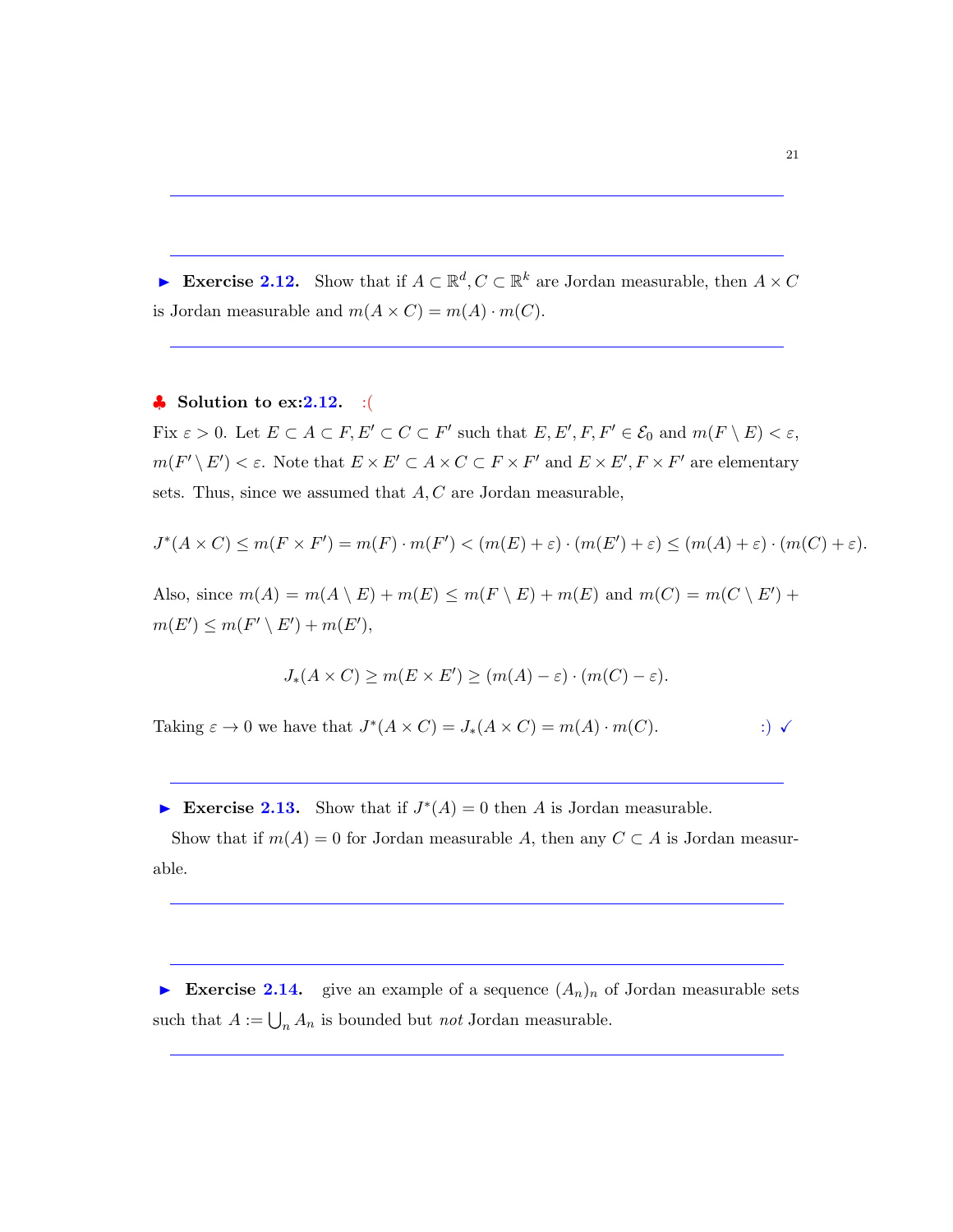► **Exercise 2.12.** Show that if $A \subset \mathbb{R}^d, C \subset \mathbb{R}^k$ are Jordan measurable, then $A \times C$ is Jordan measurable and $m(A \times C) = m(A) \cdot m(C)$.

---

♣ **Solution to ex:2.12.** :(

Fix $\varepsilon > 0$. Let $E \subset A \subset F, E' \subset C \subset F'$ such that $E, E', F, F' \in \mathcal{E}_0$ and $m(F \setminus E) < \varepsilon$, $m(F' \setminus E') < \varepsilon$. Note that $E \times E' \subset A \times C \subset F \times F'$ and $E \times E', F \times F'$ are elementary sets. Thus, since we assumed that $A, C$ are Jordan measurable,

$$J^*(A \times C) \leq m(F \times F') = m(F) \cdot m(F') < (m(E) + \varepsilon) \cdot (m(E') + \varepsilon) \leq (m(A) + \varepsilon) \cdot (m(C) + \varepsilon).$$

Also, since $m(A) = m(A \setminus E) + m(E) \leq m(F \setminus E) + m(E)$ and $m(C) = m(C \setminus E') + m(E') \leq m(F' \setminus E') + m(E')$,

$$J_*(A \times C) \geq m(E \times E') \geq (m(A) - \varepsilon) \cdot (m(C) - \varepsilon).$$

Taking $\varepsilon \to 0$ we have that $J^*(A \times C) = J_*(A \times C) = m(A) \cdot m(C)$. :) ✓

---

► **Exercise 2.13.** Show that if $J^*(A) = 0$ then $A$ is Jordan measurable.

Show that if $m(A) = 0$ for Jordan measurable $A$, then any $C \subset A$ is Jordan measurable.

---

► **Exercise 2.14.** give an example of a sequence $(A_n)_n$ of Jordan measurable sets such that $A := \bigcup_n A_n$ is bounded but *not* Jordan measurable.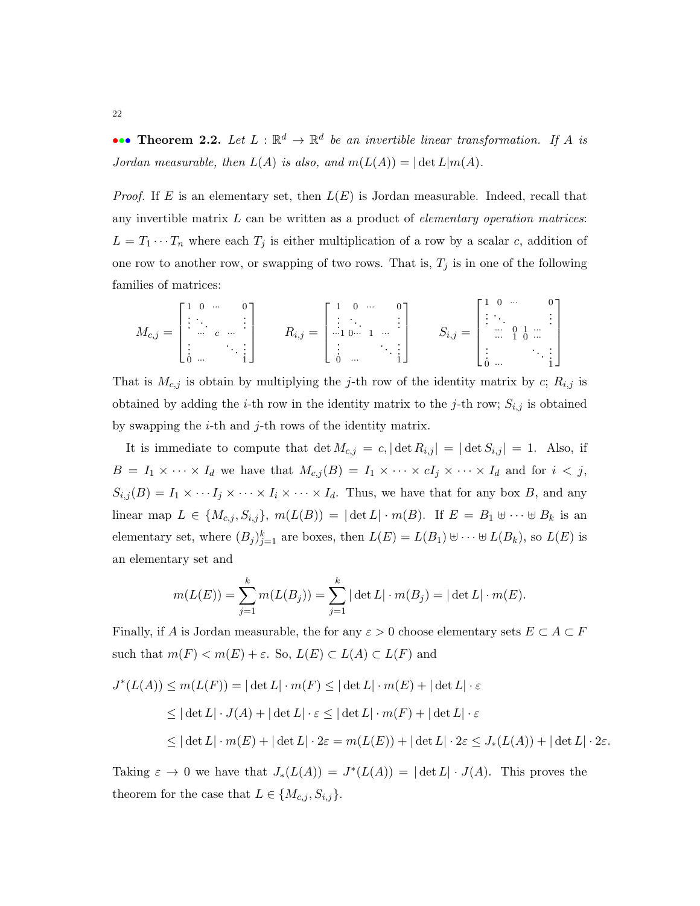●●● **Theorem 2.2.** *Let $L : \mathbb{R}^d \to \mathbb{R}^d$ be an invertible linear transformation. If $A$ is Jordan measurable, then $L(A)$ is also, and $m(L(A)) = |\det L| m(A)$.*

*Proof.* If $E$ is an elementary set, then $L(E)$ is Jordan measurable. Indeed, recall that any invertible matrix $L$ can be written as a product of *elementary operation matrices*: $L = T_1 \cdots T_n$ where each $T_j$ is either multiplication of a row by a scalar $c$, addition of one row to another row, or swapping of two rows. That is, $T_j$ is in one of the following families of matrices:

$$M_{c,j} = \begin{bmatrix} 1 & 0 & \cdots & & 0 \\ \vdots & \ddots & & & \vdots \\ & \cdots & c & \cdots & \\ \vdots & & & \ddots & \vdots \\ 0 & \cdots & & & 1 \end{bmatrix} \qquad R_{i,j} = \begin{bmatrix} 1 & 0 & \cdots & & 0 \\ \vdots & \ddots & & & \vdots \\ \cdots 1 & 0 \cdots & 1 & \cdots & \\ \vdots & & & \ddots & \vdots \\ 0 & \cdots & & & 1 \end{bmatrix} \qquad S_{i,j} = \begin{bmatrix} 1 & 0 & \cdots & & 0 \\ \vdots & \ddots & & & \vdots \\ & \cdots & 0 \; 1 & \cdots & \\ & \cdots & 1 \; 0 & \cdots & \\ \vdots & & & \ddots & \vdots \\ 0 & \cdots & & & 1 \end{bmatrix}$$

That is $M_{c,j}$ is obtain by multiplying the $j$-th row of the identity matrix by $c$; $R_{i,j}$ is obtained by adding the $i$-th row in the identity matrix to the $j$-th row; $S_{i,j}$ is obtained by swapping the $i$-th and $j$-th rows of the identity matrix.

It is immediate to compute that $\det M_{c,j} = c, |\det R_{i,j}| = |\det S_{i,j}| = 1$. Also, if $B = I_1 \times \cdots \times I_d$ we have that $M_{c,j}(B) = I_1 \times \cdots \times cI_j \times \cdots \times I_d$ and for $i < j$, $S_{i,j}(B) = I_1 \times \cdots I_j \times \cdots \times I_i \times \cdots \times I_d$. Thus, we have that for any box $B$, and any linear map $L \in \{M_{c,j}, S_{i,j}\}$, $m(L(B)) = |\det L| \cdot m(B)$. If $E = B_1 \uplus \cdots \uplus B_k$ is an elementary set, where $(B_j)_{j=1}^k$ are boxes, then $L(E) = L(B_1) \uplus \cdots \uplus L(B_k)$, so $L(E)$ is an elementary set and

$$m(L(E)) = \sum_{j=1}^k m(L(B_j)) = \sum_{j=1}^k |\det L| \cdot m(B_j) = |\det L| \cdot m(E).$$

Finally, if $A$ is Jordan measurable, the for any $\varepsilon > 0$ choose elementary sets $E \subset A \subset F$ such that $m(F) < m(E) + \varepsilon$. So, $L(E) \subset L(A) \subset L(F)$ and

$$\begin{aligned} J^*(L(A)) &\leq m(L(F)) = |\det L| \cdot m(F) \leq |\det L| \cdot m(E) + |\det L| \cdot \varepsilon \\ &\leq |\det L| \cdot J(A) + |\det L| \cdot \varepsilon \leq |\det L| \cdot m(F) + |\det L| \cdot \varepsilon \\ &\leq |\det L| \cdot m(E) + |\det L| \cdot 2\varepsilon = m(L(E)) + |\det L| \cdot 2\varepsilon \leq J_*(L(A)) + |\det L| \cdot 2\varepsilon. \end{aligned}$$

Taking $\varepsilon \to 0$ we have that $J_*(L(A)) = J^*(L(A)) = |\det L| \cdot J(A)$. This proves the theorem for the case that $L \in \{M_{c,j}, S_{i,j}\}$.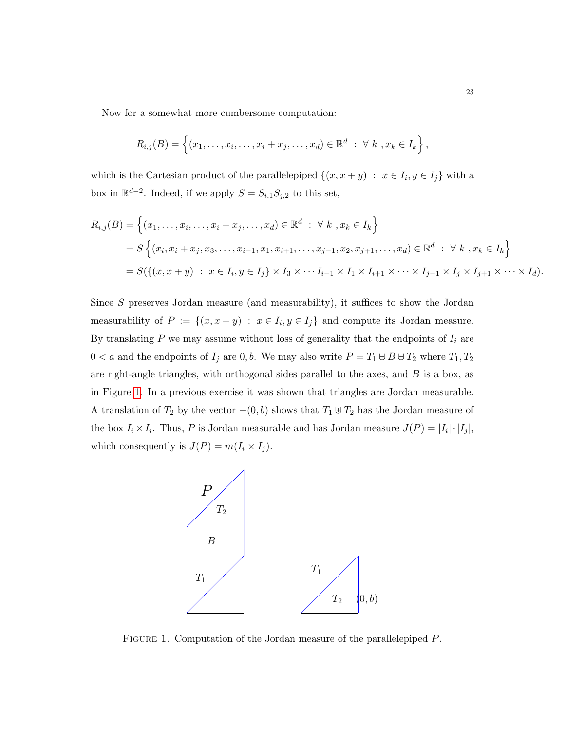Now for a somewhat more cumbersome computation:

$$R_{i,j}(B) = \left\{ (x_1, \dots, x_i, \dots, x_i + x_j, \dots, x_d) \in \mathbb{R}^d \ : \ \forall \ k \ , x_k \in I_k \right\},$$

which is the Cartesian product of the parallelepiped $\{(x, x+y) \ : \ x \in I_i, y \in I_j\}$ with a box in $\mathbb{R}^{d-2}$. Indeed, if we apply $S = S_{i,1}S_{j,2}$ to this set,

$$\begin{aligned}
R_{i,j}(B) &= \left\{ (x_1, \dots, x_i, \dots, x_i + x_j, \dots, x_d) \in \mathbb{R}^d \ : \ \forall \ k \ , x_k \in I_k \right\} \\
&= S \left\{ (x_i, x_i + x_j, x_3, \dots, x_{i-1}, x_1, x_{i+1}, \dots, x_{j-1}, x_2, x_{j+1}, \dots, x_d) \in \mathbb{R}^d \ : \ \forall \ k \ , x_k \in I_k \right\} \\
&= S(\{(x, x+y) \ : \ x \in I_i, y \in I_j\} \times I_3 \times \cdots I_{i-1} \times I_1 \times I_{i+1} \times \cdots \times I_{j-1} \times I_j \times I_{j+1} \times \cdots \times I_d).
\end{aligned}$$

Since $S$ preserves Jordan measure (and measurability), it suffices to show the Jordan measurability of $P := \{(x, x+y) \ : \ x \in I_i, y \in I_j\}$ and compute its Jordan measure. By translating $P$ we may assume without loss of generality that the endpoints of $I_i$ are $0 < a$ and the endpoints of $I_j$ are $0, b$. We may also write $P = T_1 \uplus B \uplus T_2$ where $T_1, T_2$ are right-angle triangles, with orthogonal sides parallel to the axes, and $B$ is a box, as in Figure 1. In a previous exercise it was shown that triangles are Jordan measurable. A translation of $T_2$ by the vector $-(0, b)$ shows that $T_1 \uplus T_2$ has the Jordan measure of the box $I_i \times I_i$. Thus, $P$ is Jordan measurable and has Jordan measure $J(P) = |I_i| \cdot |I_j|$, which consequently is $J(P) = m(I_i \times I_j)$.

FIGURE 1. Computation of the Jordan measure of the parallelepiped $P$.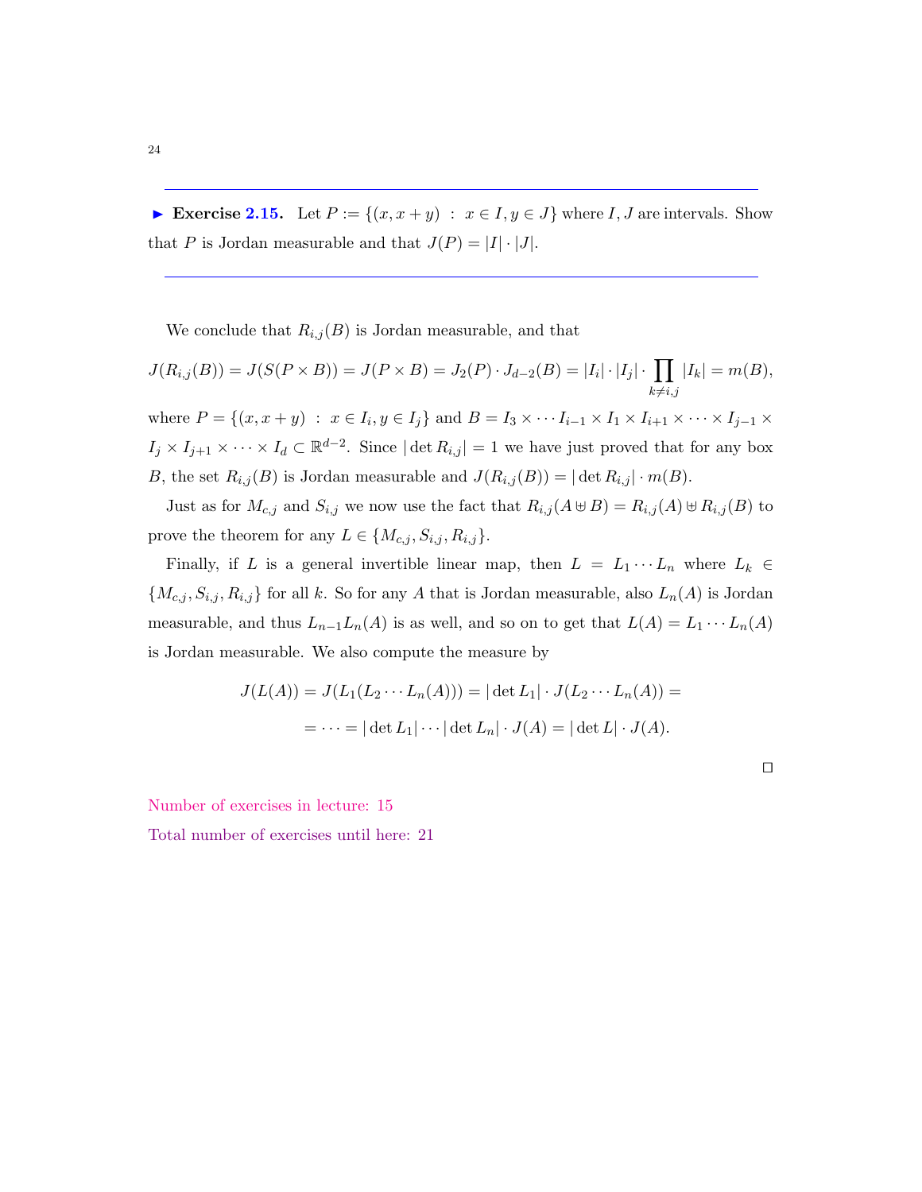---

► **Exercise 2.15.** Let $P := \{(x, x+y) \ : \ x \in I, y \in J\}$ where $I, J$ are intervals. Show that $P$ is Jordan measurable and that $J(P) = |I| \cdot |J|$.

---

We conclude that $R_{i,j}(B)$ is Jordan measurable, and that

$$J(R_{i,j}(B)) = J(S(P \times B)) = J(P \times B) = J_2(P) \cdot J_{d-2}(B) = |I_i| \cdot |I_j| \cdot \prod_{k \neq i,j} |I_k| = m(B),$$

where $P = \{(x, x+y) \ : \ x \in I_i, y \in I_j\}$ and $B = I_3 \times \cdots I_{i-1} \times I_1 \times I_{i+1} \times \cdots \times I_{j-1} \times I_j \times I_{j+1} \times \cdots \times I_d \subset \mathbb{R}^{d-2}$. Since $|\det R_{i,j}| = 1$ we have just proved that for any box $B$, the set $R_{i,j}(B)$ is Jordan measurable and $J(R_{i,j}(B)) = |\det R_{i,j}| \cdot m(B)$.

Just as for $M_{c,j}$ and $S_{i,j}$ we now use the fact that $R_{i,j}(A \uplus B) = R_{i,j}(A) \uplus R_{i,j}(B)$ to prove the theorem for any $L \in \{M_{c,j}, S_{i,j}, R_{i,j}\}$.

Finally, if $L$ is a general invertible linear map, then $L = L_1 \cdots L_n$ where $L_k \in \{M_{c,j}, S_{i,j}, R_{i,j}\}$ for all $k$. So for any $A$ that is Jordan measurable, also $L_n(A)$ is Jordan measurable, and thus $L_{n-1}L_n(A)$ is as well, and so on to get that $L(A) = L_1 \cdots L_n(A)$ is Jordan measurable. We also compute the measure by

$$J(L(A)) = J(L_1(L_2 \cdots L_n(A))) = |\det L_1| \cdot J(L_2 \cdots L_n(A)) =$$
$$= \cdots = |\det L_1| \cdots |\det L_n| \cdot J(A) = |\det L| \cdot J(A).$$

□

Number of exercises in lecture: 15

Total number of exercises until here: 21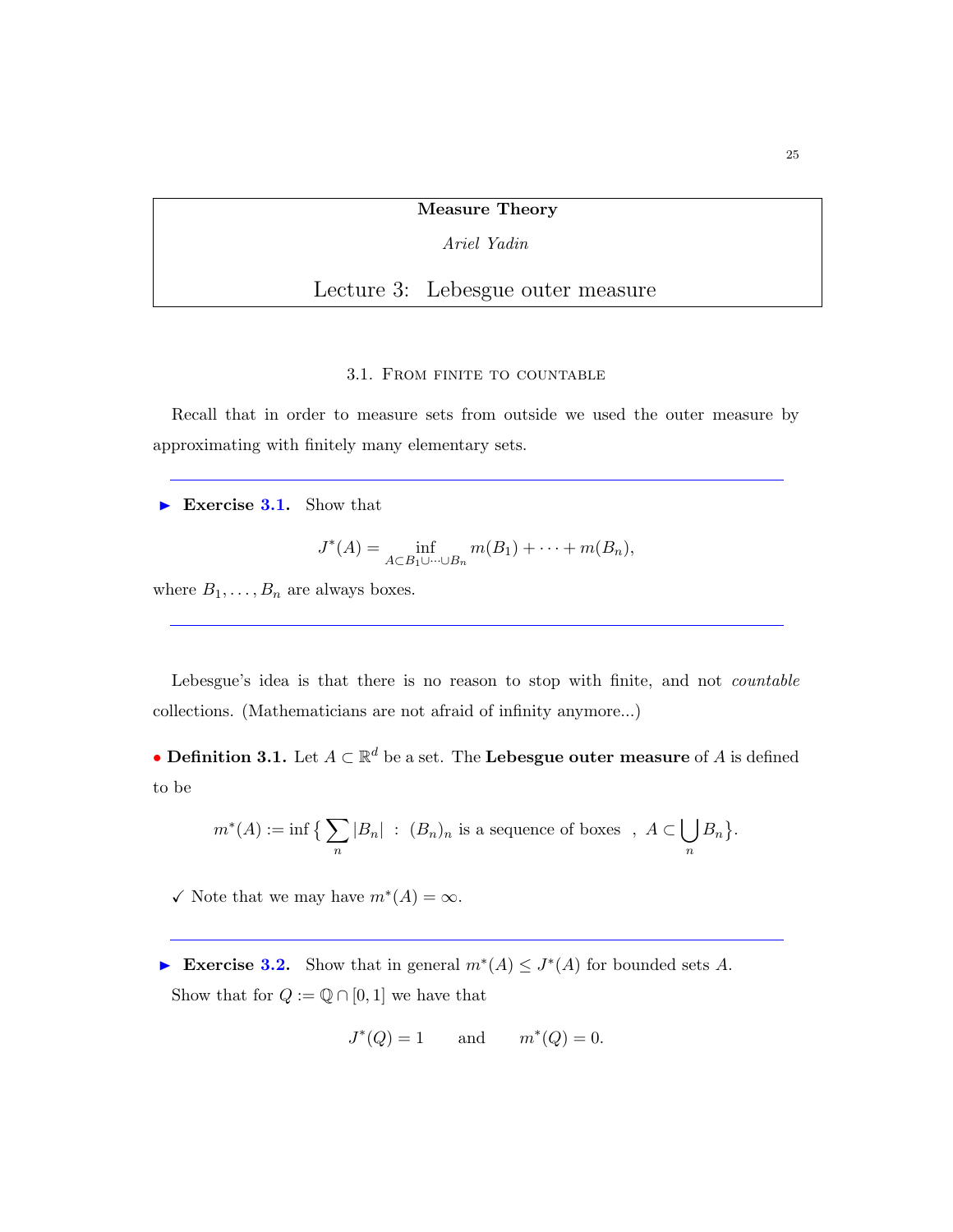**Measure Theory**

*Ariel Yadin*

# Lecture 3: Lebesgue outer measure

## 3.1. From finite to countable

Recall that in order to measure sets from outside we used the outer measure by approximating with finitely many elementary sets.

---

► **Exercise 3.1.** Show that

$$J^*(A) = \inf_{A \subset B_1 \cup \cdots \cup B_n} m(B_1) + \cdots + m(B_n),$$

where $B_1, \ldots, B_n$ are always boxes.

---

Lebesgue's idea is that there is no reason to stop with finite, and not *countable* collections. (Mathematicians are not afraid of infinity anymore...)

• **Definition 3.1.** Let $A \subset \mathbb{R}^d$ be a set. The **Lebesgue outer measure** of $A$ is defined to be

$$m^*(A) := \inf \Big\{ \sum_n |B_n| \ : \ (B_n)_n \text{ is a sequence of boxes } \ , \ A \subset \bigcup_n B_n \Big\}.$$

✓ Note that we may have $m^*(A) = \infty$.

---

► **Exercise 3.2.** Show that in general $m^*(A) \leq J^*(A)$ for bounded sets $A$.

Show that for $Q := \mathbb{Q} \cap [0,1]$ we have that

$$J^*(Q) = 1 \qquad \text{and} \qquad m^*(Q) = 0.$$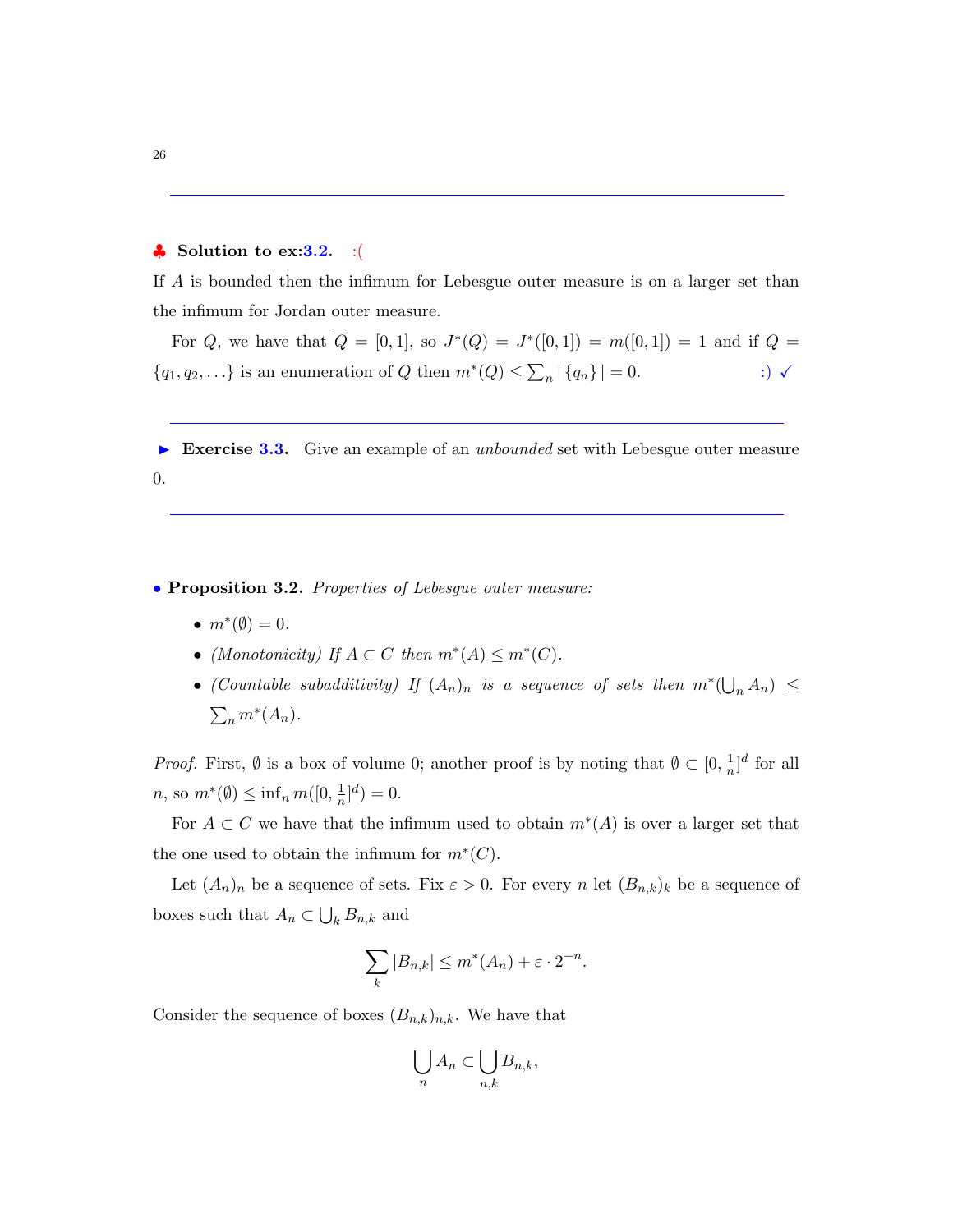---

♣ **Solution to ex:3.2.** :(

If $A$ is bounded then the infimum for Lebesgue outer measure is on a larger set than the infimum for Jordan outer measure.

For $Q$, we have that $\overline{Q} = [0,1]$, so $J^*(\overline{Q}) = J^*([0,1]) = m([0,1]) = 1$ and if $Q = \{q_1, q_2, \ldots\}$ is an enumeration of $Q$ then $m^*(Q) \leq \sum_n |\{q_n\}| = 0$. :) ✓

---

► **Exercise 3.3.** Give an example of an *unbounded* set with Lebesgue outer measure 0.

---

• **Proposition 3.2.** *Properties of Lebesgue outer measure:*

- $m^*(\emptyset) = 0$.
- *(Monotonicity) If $A \subset C$ then $m^*(A) \leq m^*(C)$.*
- *(Countable subadditivity) If $(A_n)_n$ is a sequence of sets then $m^*(\bigcup_n A_n) \leq \sum_n m^*(A_n)$.*

*Proof.* First, $\emptyset$ is a box of volume 0; another proof is by noting that $\emptyset \subset [0, \frac{1}{n}]^d$ for all $n$, so $m^*(\emptyset) \leq \inf_n m([0, \frac{1}{n}]^d) = 0$.

For $A \subset C$ we have that the infimum used to obtain $m^*(A)$ is over a larger set that the one used to obtain the infimum for $m^*(C)$.

Let $(A_n)_n$ be a sequence of sets. Fix $\varepsilon > 0$. For every $n$ let $(B_{n,k})_k$ be a sequence of boxes such that $A_n \subset \bigcup_k B_{n,k}$ and

$$\sum_k |B_{n,k}| \leq m^*(A_n) + \varepsilon \cdot 2^{-n}.$$

Consider the sequence of boxes $(B_{n,k})_{n,k}$. We have that

$$\bigcup_n A_n \subset \bigcup_{n,k} B_{n,k},$$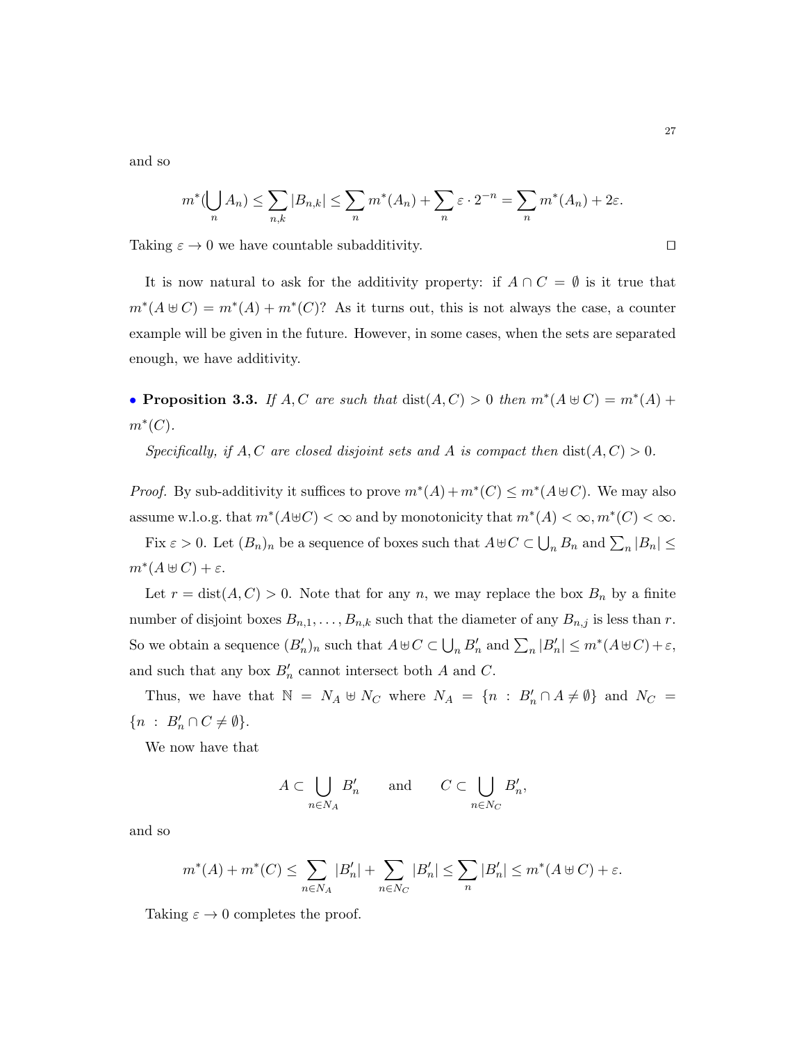and so

$$m^*(\bigcup_n A_n) \leq \sum_{n,k} |B_{n,k}| \leq \sum_n m^*(A_n) + \sum_n \varepsilon \cdot 2^{-n} = \sum_n m^*(A_n) + 2\varepsilon.$$

Taking $\varepsilon \to 0$ we have countable subadditivity. $\square$

It is now natural to ask for the additivity property: if $A \cap C = \emptyset$ is it true that $m^*(A \uplus C) = m^*(A) + m^*(C)$? As it turns out, this is not always the case, a counter example will be given in the future. However, in some cases, when the sets are separated enough, we have additivity.

• **Proposition 3.3.** *If $A, C$ are such that $\text{dist}(A, C) > 0$ then $m^*(A \uplus C) = m^*(A) + m^*(C)$.*

*Specifically, if $A, C$ are closed disjoint sets and $A$ is compact then $\text{dist}(A, C) > 0$.*

*Proof.* By sub-additivity it suffices to prove $m^*(A) + m^*(C) \leq m^*(A \uplus C)$. We may also assume w.l.o.g. that $m^*(A \uplus C) < \infty$ and by monotonicity that $m^*(A) < \infty, m^*(C) < \infty$.

Fix $\varepsilon > 0$. Let $(B_n)_n$ be a sequence of boxes such that $A \uplus C \subset \bigcup_n B_n$ and $\sum_n |B_n| \leq m^*(A \uplus C) + \varepsilon$.

Let $r = \text{dist}(A, C) > 0$. Note that for any $n$, we may replace the box $B_n$ by a finite number of disjoint boxes $B_{n,1}, \ldots, B_{n,k}$ such that the diameter of any $B_{n,j}$ is less than $r$. So we obtain a sequence $(B'_n)_n$ such that $A \uplus C \subset \bigcup_n B'_n$ and $\sum_n |B'_n| \leq m^*(A \uplus C) + \varepsilon$, and such that any box $B'_n$ cannot intersect both $A$ and $C$.

Thus, we have that $\mathbb{N} = N_A \uplus N_C$ where $N_A = \{n \ : \ B'_n \cap A \neq \emptyset\}$ and $N_C = \{n \ : \ B'_n \cap C \neq \emptyset\}$.

We now have that

$$A \subset \bigcup_{n \in N_A} B'_n \qquad \text{and} \qquad C \subset \bigcup_{n \in N_C} B'_n,$$

and so

$$m^*(A) + m^*(C) \leq \sum_{n \in N_A} |B'_n| + \sum_{n \in N_C} |B'_n| \leq \sum_n |B'_n| \leq m^*(A \uplus C) + \varepsilon.$$

Taking $\varepsilon \to 0$ completes the proof.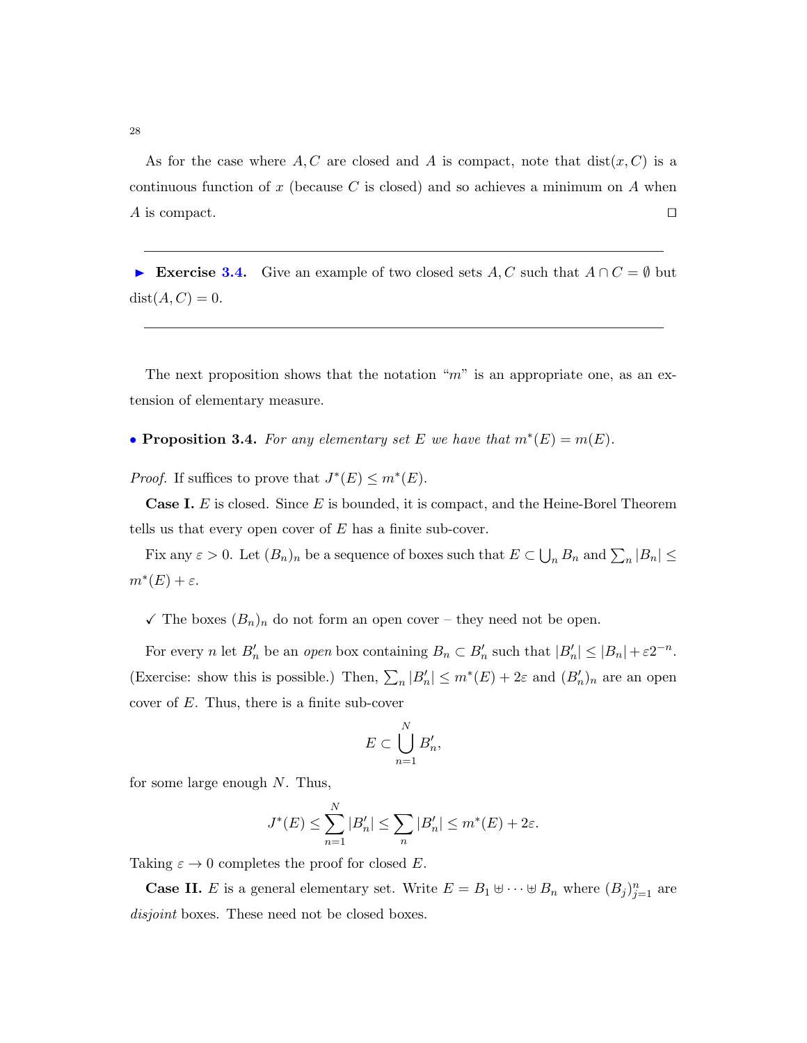As for the case where $A, C$ are closed and $A$ is compact, note that $\text{dist}(x, C)$ is a continuous function of $x$ (because $C$ is closed) and so achieves a minimum on $A$ when $A$ is compact. $\square$

---

► **Exercise 3.4.** Give an example of two closed sets $A, C$ such that $A \cap C = \emptyset$ but $\text{dist}(A, C) = 0$.

---

The next proposition shows that the notation "$m$" is an appropriate one, as an extension of elementary measure.

• **Proposition 3.4.** *For any elementary set $E$ we have that $m^*(E) = m(E)$.*

*Proof.* If suffices to prove that $J^*(E) \leq m^*(E)$.

**Case I.** $E$ is closed. Since $E$ is bounded, it is compact, and the Heine-Borel Theorem tells us that every open cover of $E$ has a finite sub-cover.

Fix any $\varepsilon > 0$. Let $(B_n)_n$ be a sequence of boxes such that $E \subset \bigcup_n B_n$ and $\sum_n |B_n| \leq m^*(E) + \varepsilon$.

✓ The boxes $(B_n)_n$ do not form an open cover – they need not be open.

For every $n$ let $B'_n$ be an *open* box containing $B_n \subset B'_n$ such that $|B'_n| \leq |B_n| + \varepsilon 2^{-n}$. (Exercise: show this is possible.) Then, $\sum_n |B'_n| \leq m^*(E) + 2\varepsilon$ and $(B'_n)_n$ are an open cover of $E$. Thus, there is a finite sub-cover

$$E \subset \bigcup_{n=1}^{N} B'_n,$$

for some large enough $N$. Thus,

$$J^*(E) \leq \sum_{n=1}^{N} |B'_n| \leq \sum_n |B'_n| \leq m^*(E) + 2\varepsilon.$$

Taking $\varepsilon \to 0$ completes the proof for closed $E$.

**Case II.** $E$ is a general elementary set. Write $E = B_1 \uplus \cdots \uplus B_n$ where $(B_j)_{j=1}^n$ are *disjoint* boxes. These need not be closed boxes.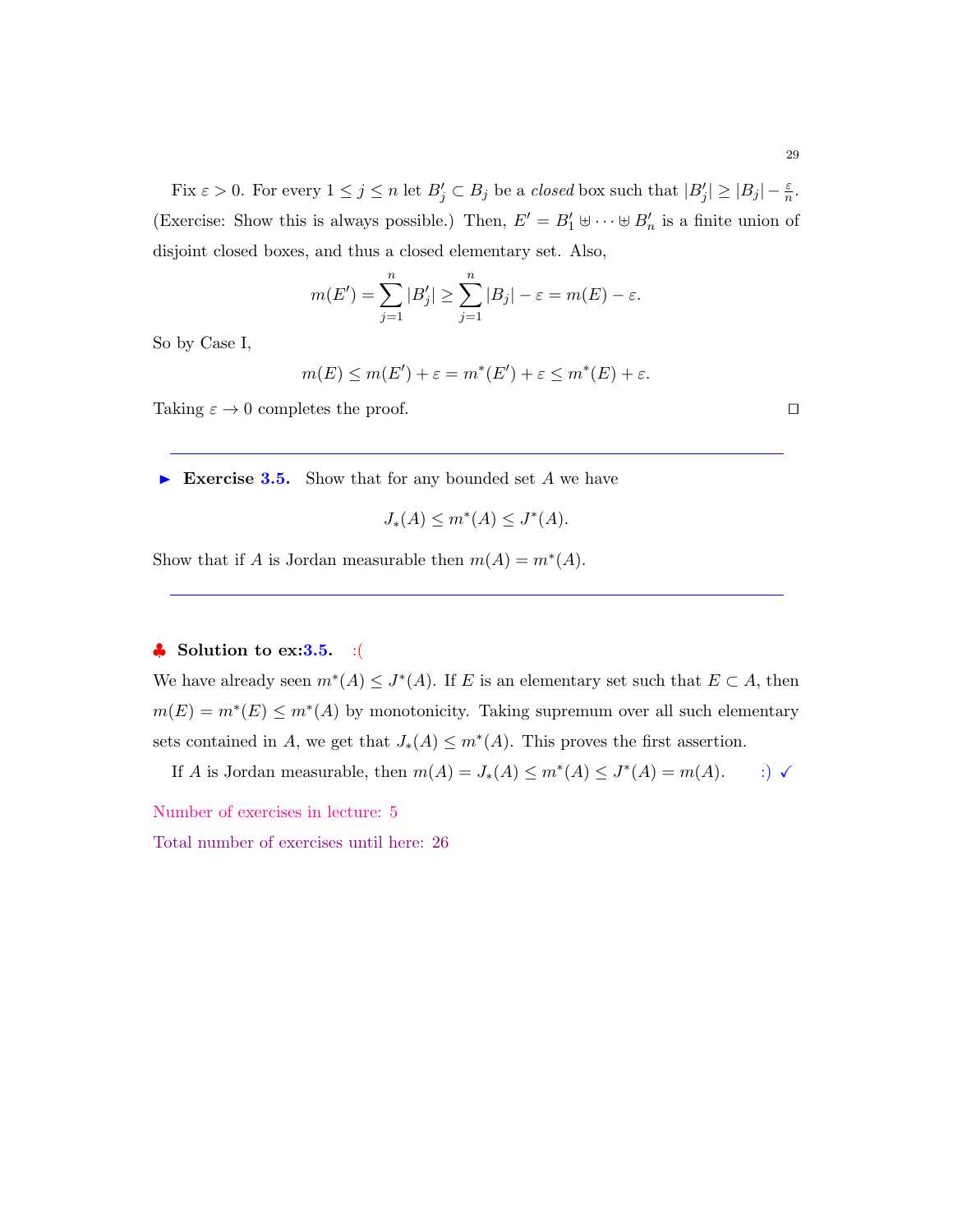Fix $\varepsilon > 0$. For every $1 \leq j \leq n$ let $B'_j \subset B_j$ be a *closed* box such that $|B'_j| \geq |B_j| - \frac{\varepsilon}{n}$. (Exercise: Show this is always possible.) Then, $E' = B'_1 \uplus \cdots \uplus B'_n$ is a finite union of disjoint closed boxes, and thus a closed elementary set. Also,

$$m(E') = \sum_{j=1}^{n} |B'_j| \geq \sum_{j=1}^{n} |B_j| - \varepsilon = m(E) - \varepsilon.$$

So by Case I,

$$m(E) \leq m(E') + \varepsilon = m^*(E') + \varepsilon \leq m^*(E) + \varepsilon.$$

Taking $\varepsilon \to 0$ completes the proof. $\square$

---

► **Exercise 3.5.** Show that for any bounded set $A$ we have

$$J_*(A) \leq m^*(A) \leq J^*(A).$$

Show that if $A$ is Jordan measurable then $m(A) = m^*(A)$.

---

♣ **Solution to ex:3.5.** :(

We have already seen $m^*(A) \leq J^*(A)$. If $E$ is an elementary set such that $E \subset A$, then $m(E) = m^*(E) \leq m^*(A)$ by monotonicity. Taking supremum over all such elementary sets contained in $A$, we get that $J_*(A) \leq m^*(A)$. This proves the first assertion.

If $A$ is Jordan measurable, then $m(A) = J_*(A) \leq m^*(A) \leq J^*(A) = m(A)$. :) ✓

Number of exercises in lecture: 5

Total number of exercises until here: 26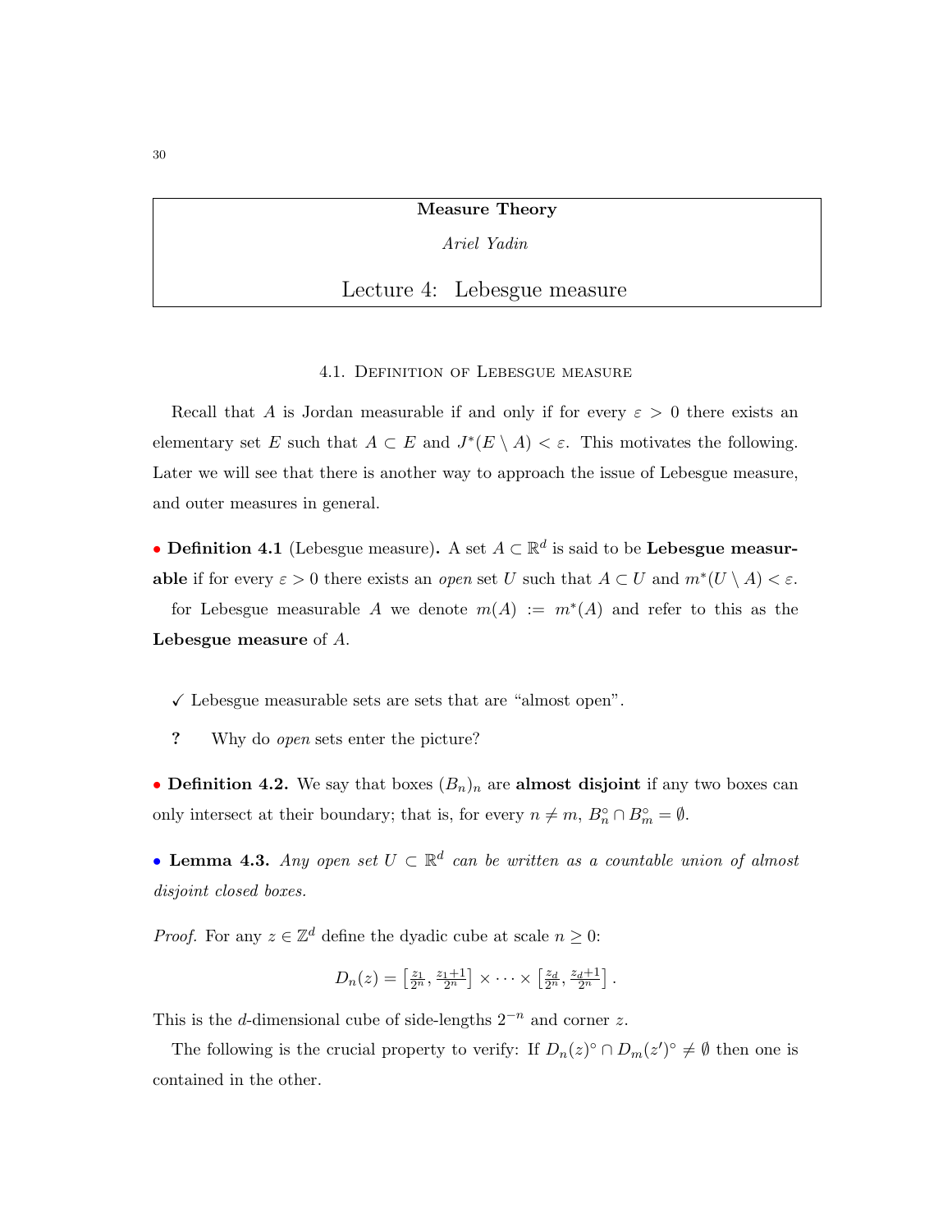**Measure Theory**

*Ariel Yadin*

# Lecture 4: Lebesgue measure

## 4.1. Definition of Lebesgue measure

Recall that $A$ is Jordan measurable if and only if for every $\varepsilon > 0$ there exists an elementary set $E$ such that $A \subset E$ and $J^*(E \setminus A) < \varepsilon$. This motivates the following. Later we will see that there is another way to approach the issue of Lebesgue measure, and outer measures in general.

• **Definition 4.1** (Lebesgue measure)**.** A set $A \subset \mathbb{R}^d$ is said to be **Lebesgue measurable** if for every $\varepsilon > 0$ there exists an *open* set $U$ such that $A \subset U$ and $m^*(U \setminus A) < \varepsilon$.

for Lebesgue measurable $A$ we denote $m(A) := m^*(A)$ and refer to this as the **Lebesgue measure** of $A$.

✓ Lebesgue measurable sets are sets that are "almost open".

**?** Why do *open* sets enter the picture?

• **Definition 4.2.** We say that boxes $(B_n)_n$ are **almost disjoint** if any two boxes can only intersect at their boundary; that is, for every $n \neq m$, $B_n^\circ \cap B_m^\circ = \emptyset$.

• **Lemma 4.3.** *Any open set $U \subset \mathbb{R}^d$ can be written as a countable union of almost disjoint closed boxes.*

*Proof.* For any $z \in \mathbb{Z}^d$ define the dyadic cube at scale $n \geq 0$:

$$D_n(z) = \left[\tfrac{z_1}{2^n}, \tfrac{z_1+1}{2^n}\right] \times \cdots \times \left[\tfrac{z_d}{2^n}, \tfrac{z_d+1}{2^n}\right].$$

This is the $d$-dimensional cube of side-lengths $2^{-n}$ and corner $z$.

The following is the crucial property to verify: If $D_n(z)^\circ \cap D_m(z')^\circ \neq \emptyset$ then one is contained in the other.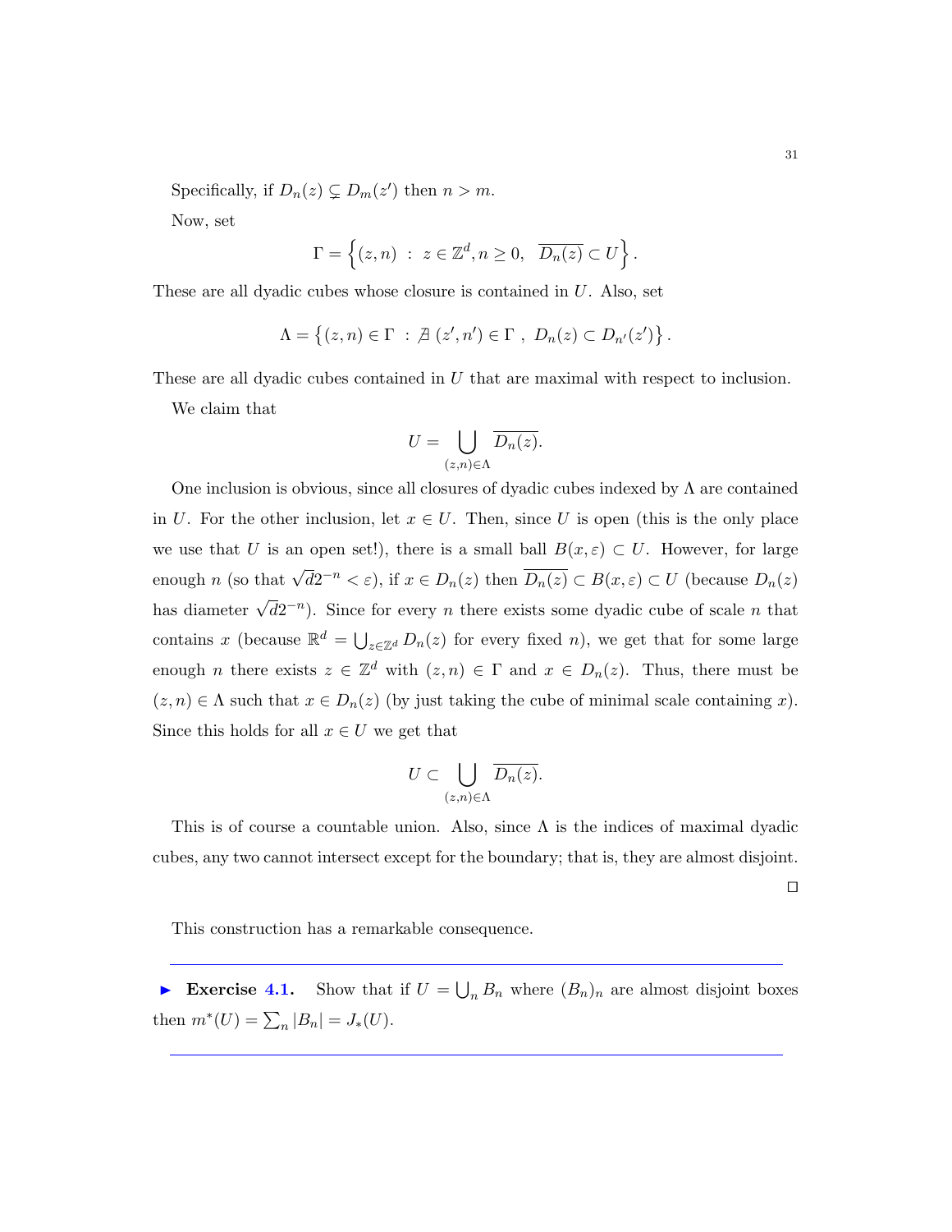Specifically, if $D_n(z) \subsetneq D_m(z')$ then $n > m$.

Now, set

$$\Gamma = \left\{ (z, n) \ : \ z \in \mathbb{Z}^d, n \geq 0, \ \ \overline{D_n(z)} \subset U \right\}.$$

These are all dyadic cubes whose closure is contained in $U$. Also, set

$$\Lambda = \left\{ (z, n) \in \Gamma \ : \ \nexists \ (z', n') \in \Gamma \ , \ D_n(z) \subset D_{n'}(z') \right\}.$$

These are all dyadic cubes contained in $U$ that are maximal with respect to inclusion.

We claim that

$$U = \bigcup_{(z,n) \in \Lambda} \overline{D_n(z)}.$$

One inclusion is obvious, since all closures of dyadic cubes indexed by $\Lambda$ are contained in $U$. For the other inclusion, let $x \in U$. Then, since $U$ is open (this is the only place we use that $U$ is an open set!), there is a small ball $B(x, \varepsilon) \subset U$. However, for large enough $n$ (so that $\sqrt{d} 2^{-n} < \varepsilon$), if $x \in D_n(z)$ then $\overline{D_n(z)} \subset B(x, \varepsilon) \subset U$ (because $D_n(z)$ has diameter $\sqrt{d} 2^{-n}$). Since for every $n$ there exists some dyadic cube of scale $n$ that contains $x$ (because $\mathbb{R}^d = \bigcup_{z \in \mathbb{Z}^d} D_n(z)$ for every fixed $n$), we get that for some large enough $n$ there exists $z \in \mathbb{Z}^d$ with $(z, n) \in \Gamma$ and $x \in D_n(z)$. Thus, there must be $(z, n) \in \Lambda$ such that $x \in D_n(z)$ (by just taking the cube of minimal scale containing $x$). Since this holds for all $x \in U$ we get that

$$U \subset \bigcup_{(z,n) \in \Lambda} \overline{D_n(z)}.$$

This is of course a countable union. Also, since $\Lambda$ is the indices of maximal dyadic cubes, any two cannot intersect except for the boundary; that is, they are almost disjoint.

□

This construction has a remarkable consequence.

---

► **Exercise 4.1.** Show that if $U = \bigcup_n B_n$ where $(B_n)_n$ are almost disjoint boxes then $m^*(U) = \sum_n |B_n| = J_*(U)$.

---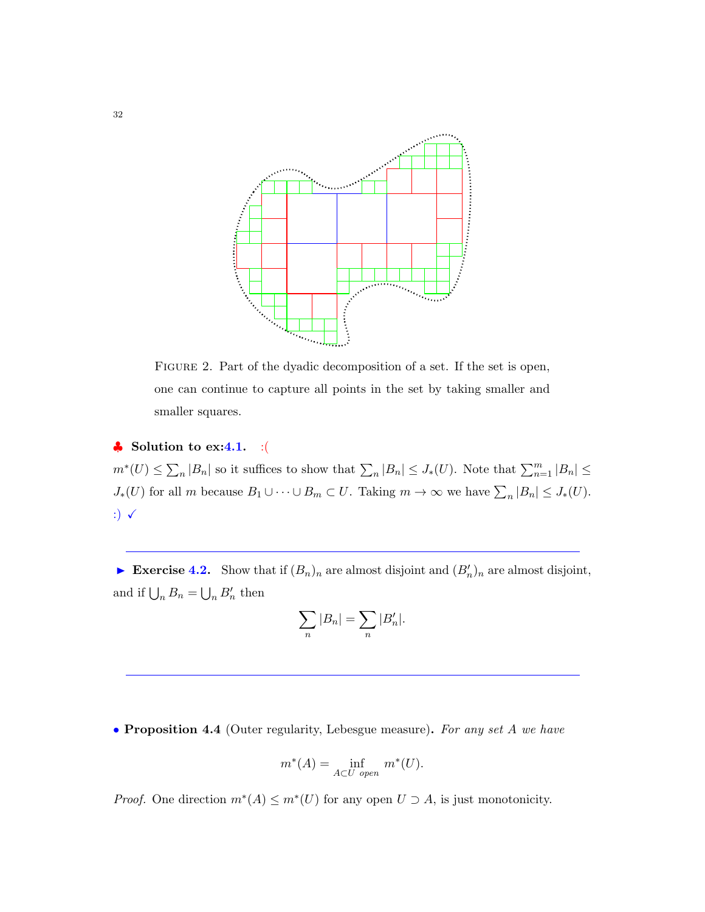FIGURE 2. Part of the dyadic decomposition of a set. If the set is open, one can continue to capture all points in the set by taking smaller and smaller squares.

♣ **Solution to ex:4.1.** :(

$m^*(U) \leq \sum_n |B_n|$ so it suffices to show that $\sum_n |B_n| \leq J_*(U)$. Note that $\sum_{n=1}^m |B_n| \leq J_*(U)$ for all $m$ because $B_1 \cup \cdots \cup B_m \subset U$. Taking $m \to \infty$ we have $\sum_n |B_n| \leq J_*(U)$. :) ✓

---

► **Exercise 4.2.** Show that if $(B_n)_n$ are almost disjoint and $(B'_n)_n$ are almost disjoint, and if $\bigcup_n B_n = \bigcup_n B'_n$ then

$$\sum_n |B_n| = \sum_n |B'_n|.$$

---

• **Proposition 4.4** (Outer regularity, Lebesgue measure)**.** *For any set $A$ we have*

$$m^*(A) = \inf_{A \subset U \text{ open}} m^*(U).$$

*Proof.* One direction $m^*(A) \leq m^*(U)$ for any open $U \supset A$, is just monotonicity.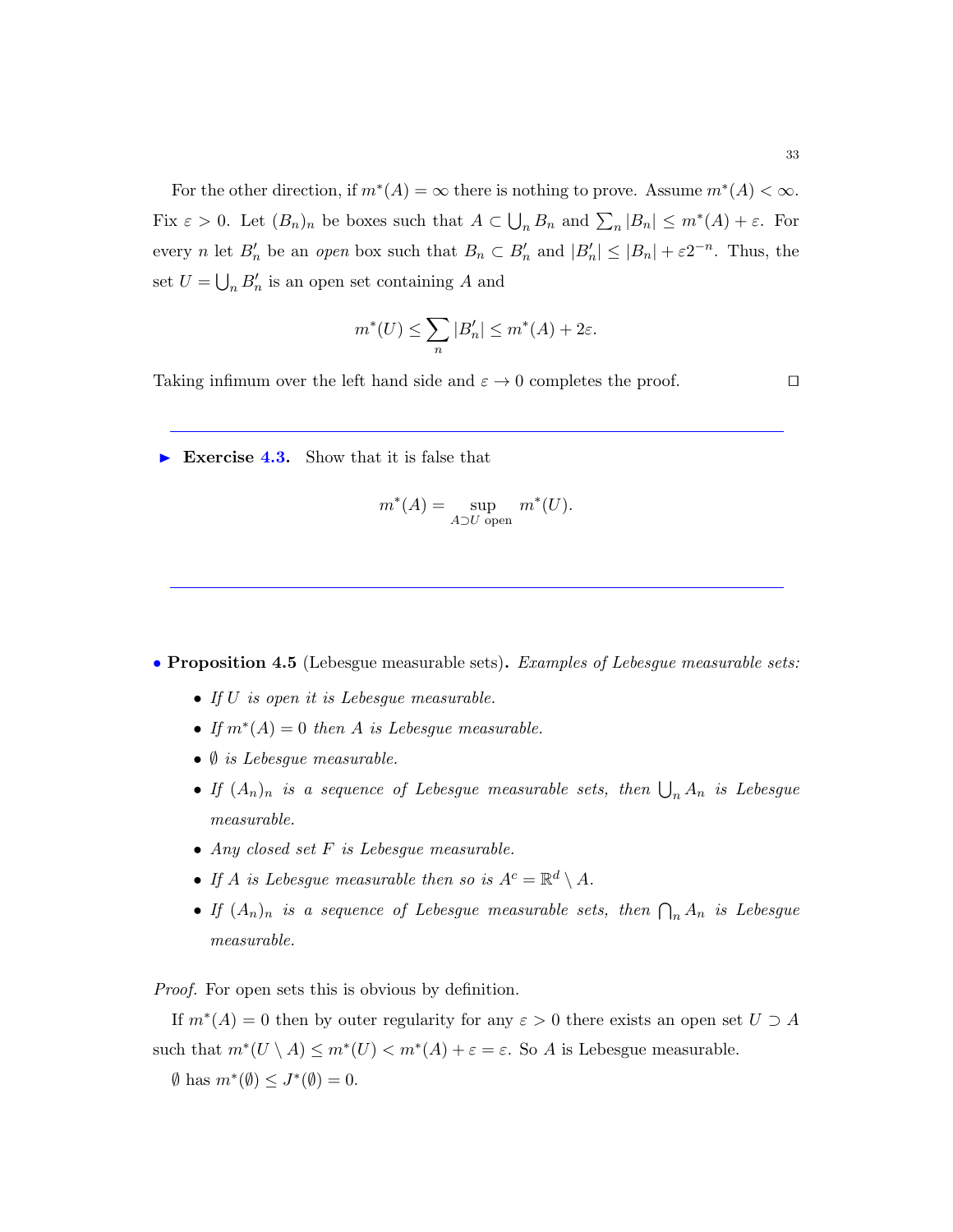For the other direction, if $m^*(A) = \infty$ there is nothing to prove. Assume $m^*(A) < \infty$. Fix $\varepsilon > 0$. Let $(B_n)_n$ be boxes such that $A \subset \bigcup_n B_n$ and $\sum_n |B_n| \leq m^*(A) + \varepsilon$. For every $n$ let $B'_n$ be an *open* box such that $B_n \subset B'_n$ and $|B'_n| \leq |B_n| + \varepsilon 2^{-n}$. Thus, the set $U = \bigcup_n B'_n$ is an open set containing $A$ and

$$m^*(U) \leq \sum_n |B'_n| \leq m^*(A) + 2\varepsilon.$$

Taking infimum over the left hand side and $\varepsilon \to 0$ completes the proof. $\square$

---

► **Exercise 4.3.** Show that it is false that

$$m^*(A) = \sup_{A \supset U \text{ open}} m^*(U).$$

---

• **Proposition 4.5** (Lebesgue measurable sets)**.** *Examples of Lebesgue measurable sets:*

- *If $U$ is open it is Lebesgue measurable.*
- *If $m^*(A) = 0$ then $A$ is Lebesgue measurable.*
- *$\emptyset$ is Lebesgue measurable.*
- *If $(A_n)_n$ is a sequence of Lebesgue measurable sets, then $\bigcup_n A_n$ is Lebesgue measurable.*
- *Any closed set $F$ is Lebesgue measurable.*
- *If $A$ is Lebesgue measurable then so is $A^c = \mathbb{R}^d \setminus A$.*
- *If $(A_n)_n$ is a sequence of Lebesgue measurable sets, then $\bigcap_n A_n$ is Lebesgue measurable.*

*Proof.* For open sets this is obvious by definition.

If $m^*(A) = 0$ then by outer regularity for any $\varepsilon > 0$ there exists an open set $U \supset A$ such that $m^*(U \setminus A) \leq m^*(U) < m^*(A) + \varepsilon = \varepsilon$. So $A$ is Lebesgue measurable.

$\emptyset$ has $m^*(\emptyset) \leq J^*(\emptyset) = 0$.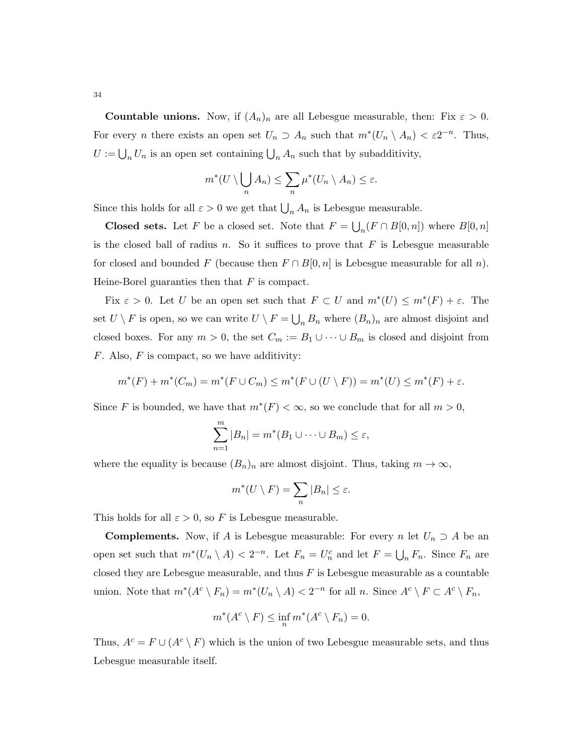**Countable unions.** Now, if $(A_n)_n$ are all Lebesgue measurable, then: Fix $\varepsilon > 0$. For every $n$ there exists an open set $U_n \supset A_n$ such that $m^*(U_n \setminus A_n) < \varepsilon 2^{-n}$. Thus, $U := \bigcup_n U_n$ is an open set containing $\bigcup_n A_n$ such that by subadditivity,

$$m^*(U \setminus \bigcup_n A_n) \leq \sum_n \mu^*(U_n \setminus A_n) \leq \varepsilon.$$

Since this holds for all $\varepsilon > 0$ we get that $\bigcup_n A_n$ is Lebesgue measurable.

**Closed sets.** Let $F$ be a closed set. Note that $F = \bigcup_n (F \cap B[0, n])$ where $B[0, n]$ is the closed ball of radius $n$. So it suffices to prove that $F$ is Lebesgue measurable for closed and bounded $F$ (because then $F \cap B[0, n]$ is Lebesgue measurable for all $n$). Heine-Borel guaranties then that $F$ is compact.

Fix $\varepsilon > 0$. Let $U$ be an open set such that $F \subset U$ and $m^*(U) \leq m^*(F) + \varepsilon$. The set $U \setminus F$ is open, so we can write $U \setminus F = \bigcup_n B_n$ where $(B_n)_n$ are almost disjoint and closed boxes. For any $m > 0$, the set $C_m := B_1 \cup \cdots \cup B_m$ is closed and disjoint from $F$. Also, $F$ is compact, so we have additivity:

$$m^*(F) + m^*(C_m) = m^*(F \cup C_m) \leq m^*(F \cup (U \setminus F)) = m^*(U) \leq m^*(F) + \varepsilon.$$

Since $F$ is bounded, we have that $m^*(F) < \infty$, so we conclude that for all $m > 0$,

$$\sum_{n=1}^{m} |B_n| = m^*(B_1 \cup \cdots \cup B_m) \leq \varepsilon,$$

where the equality is because $(B_n)_n$ are almost disjoint. Thus, taking $m \to \infty$,

$$m^*(U \setminus F) = \sum_n |B_n| \leq \varepsilon.$$

This holds for all $\varepsilon > 0$, so $F$ is Lebesgue measurable.

**Complements.** Now, if $A$ is Lebesgue measurable: For every $n$ let $U_n \supset A$ be an open set such that $m^*(U_n \setminus A) < 2^{-n}$. Let $F_n = U_n^c$ and let $F = \bigcup_n F_n$. Since $F_n$ are closed they are Lebesgue measurable, and thus $F$ is Lebesgue measurable as a countable union. Note that $m^*(A^c \setminus F_n) = m^*(U_n \setminus A) < 2^{-n}$ for all $n$. Since $A^c \setminus F \subset A^c \setminus F_n$,

$$m^*(A^c \setminus F) \leq \inf_n m^*(A^c \setminus F_n) = 0.$$

Thus, $A^c = F \cup (A^c \setminus F)$ which is the union of two Lebesgue measurable sets, and thus Lebesgue measurable itself.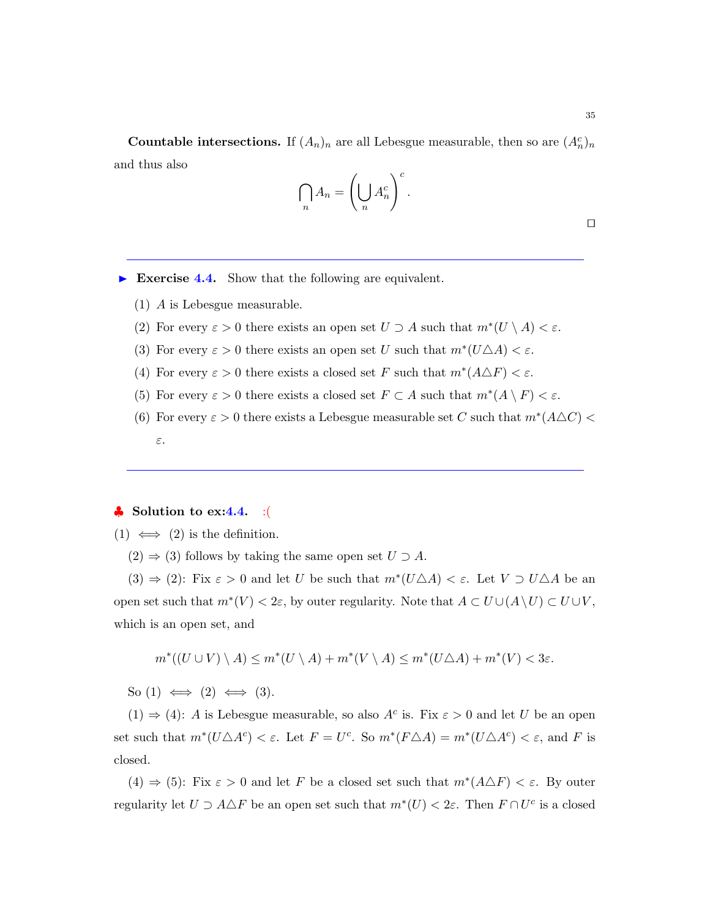**Countable intersections.** If $(A_n)_n$ are all Lebesgue measurable, then so are $(A_n^c)_n$ and thus also

$$\bigcap_n A_n = \left( \bigcup_n A_n^c \right)^c .$$

□

---

► **Exercise 4.4.** Show that the following are equivalent.

(1) $A$ is Lebesgue measurable.

(2) For every $\varepsilon > 0$ there exists an open set $U \supset A$ such that $m^*(U \setminus A) < \varepsilon$.

(3) For every $\varepsilon > 0$ there exists an open set $U$ such that $m^*(U \triangle A) < \varepsilon$.

(4) For every $\varepsilon > 0$ there exists a closed set $F$ such that $m^*(A \triangle F) < \varepsilon$.

(5) For every $\varepsilon > 0$ there exists a closed set $F \subset A$ such that $m^*(A \setminus F) < \varepsilon$.

(6) For every $\varepsilon > 0$ there exists a Lebesgue measurable set $C$ such that $m^*(A \triangle C) < \varepsilon$.

---

♣ **Solution to ex:4.4.** :(

(1) $\iff$ (2) is the definition.

(2) $\Rightarrow$ (3) follows by taking the same open set $U \supset A$.

(3) $\Rightarrow$ (2): Fix $\varepsilon > 0$ and let $U$ be such that $m^*(U \triangle A) < \varepsilon$. Let $V \supset U \triangle A$ be an open set such that $m^*(V) < 2\varepsilon$, by outer regularity. Note that $A \subset U \cup (A \setminus U) \subset U \cup V$, which is an open set, and

$$m^*((U \cup V) \setminus A) \leq m^*(U \setminus A) + m^*(V \setminus A) \leq m^*(U \triangle A) + m^*(V) < 3\varepsilon.$$

So (1) $\iff$ (2) $\iff$ (3).

(1) $\Rightarrow$ (4): $A$ is Lebesgue measurable, so also $A^c$ is. Fix $\varepsilon > 0$ and let $U$ be an open set such that $m^*(U \triangle A^c) < \varepsilon$. Let $F = U^c$. So $m^*(F \triangle A) = m^*(U \triangle A^c) < \varepsilon$, and $F$ is closed.

(4) $\Rightarrow$ (5): Fix $\varepsilon > 0$ and let $F$ be a closed set such that $m^*(A \triangle F) < \varepsilon$. By outer regularity let $U \supset A \triangle F$ be an open set such that $m^*(U) < 2\varepsilon$. Then $F \cap U^c$ is a closed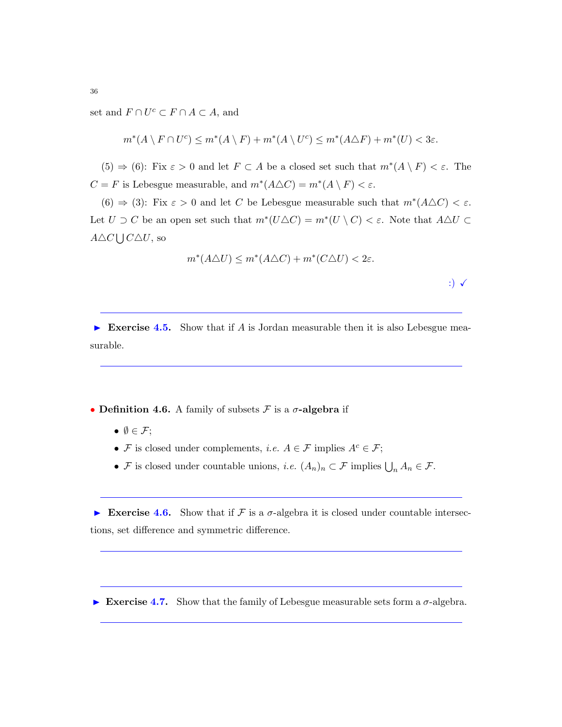set and $F \cap U^c \subset F \cap A \subset A$, and

$$m^*(A \setminus F \cap U^c) \leq m^*(A \setminus F) + m^*(A \setminus U^c) \leq m^*(A \triangle F) + m^*(U) < 3\varepsilon.$$

(5) $\Rightarrow$ (6): Fix $\varepsilon > 0$ and let $F \subset A$ be a closed set such that $m^*(A \setminus F) < \varepsilon$. The $C = F$ is Lebesgue measurable, and $m^*(A \triangle C) = m^*(A \setminus F) < \varepsilon$.

(6) $\Rightarrow$ (3): Fix $\varepsilon > 0$ and let $C$ be Lebesgue measurable such that $m^*(A \triangle C) < \varepsilon$. Let $U \supset C$ be an open set such that $m^*(U \triangle C) = m^*(U \setminus C) < \varepsilon$. Note that $A \triangle U \subset A \triangle C \bigcup C \triangle U$, so

$$m^*(A \triangle U) \leq m^*(A \triangle C) + m^*(C \triangle U) < 2\varepsilon.$$

:) ✓

---

► **Exercise 4.5.** Show that if $A$ is Jordan measurable then it is also Lebesgue measurable.

---

• **Definition 4.6.** A family of subsets $\mathcal{F}$ is a **$\sigma$-algebra** if

- $\emptyset \in \mathcal{F}$;
- $\mathcal{F}$ is closed under complements, *i.e.* $A \in \mathcal{F}$ implies $A^c \in \mathcal{F}$;
- $\mathcal{F}$ is closed under countable unions, *i.e.* $(A_n)_n \subset \mathcal{F}$ implies $\bigcup_n A_n \in \mathcal{F}$.

---

► **Exercise 4.6.** Show that if $\mathcal{F}$ is a $\sigma$-algebra it is closed under countable intersections, set difference and symmetric difference.

---

---

► **Exercise 4.7.** Show that the family of Lebesgue measurable sets form a $\sigma$-algebra.

---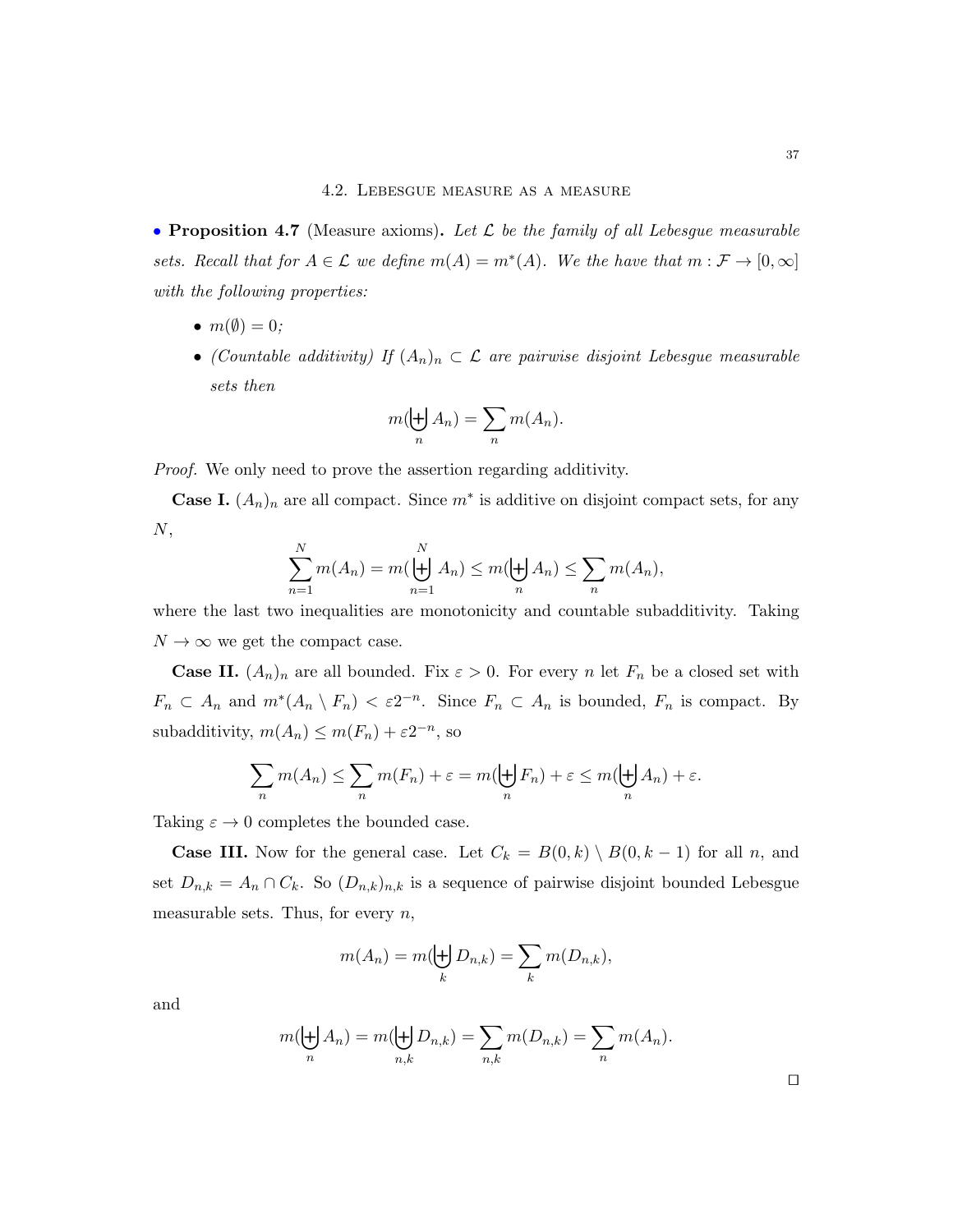## 4.2. Lebesgue measure as a measure

• **Proposition 4.7** (Measure axioms)**.** *Let $\mathcal{L}$ be the family of all Lebesgue measurable sets. Recall that for $A \in \mathcal{L}$ we define $m(A) = m^*(A)$. We the have that $m : \mathcal{F} \to [0, \infty]$ with the following properties:*

- *$m(\emptyset) = 0$;*
- *(Countable additivity) If $(A_n)_n \subset \mathcal{L}$ are pairwise disjoint Lebesgue measurable sets then*

$$m(\biguplus_n A_n) = \sum_n m(A_n).$$

*Proof.* We only need to prove the assertion regarding additivity.

**Case I.** $(A_n)_n$ are all compact. Since $m^*$ is additive on disjoint compact sets, for any $N$,

$$\sum_{n=1}^{N} m(A_n) = m(\biguplus_{n=1}^{N} A_n) \leq m(\biguplus_n A_n) \leq \sum_n m(A_n),$$

where the last two inequalities are monotonicity and countable subadditivity. Taking $N \to \infty$ we get the compact case.

**Case II.** $(A_n)_n$ are all bounded. Fix $\varepsilon > 0$. For every $n$ let $F_n$ be a closed set with $F_n \subset A_n$ and $m^*(A_n \setminus F_n) < \varepsilon 2^{-n}$. Since $F_n \subset A_n$ is bounded, $F_n$ is compact. By subadditivity, $m(A_n) \leq m(F_n) + \varepsilon 2^{-n}$, so

$$\sum_n m(A_n) \leq \sum_n m(F_n) + \varepsilon = m(\biguplus_n F_n) + \varepsilon \leq m(\biguplus_n A_n) + \varepsilon.$$

Taking $\varepsilon \to 0$ completes the bounded case.

**Case III.** Now for the general case. Let $C_k = B(0,k) \setminus B(0,k-1)$ for all $n$, and set $D_{n,k} = A_n \cap C_k$. So $(D_{n,k})_{n,k}$ is a sequence of pairwise disjoint bounded Lebesgue measurable sets. Thus, for every $n$,

$$m(A_n) = m(\biguplus_k D_{n,k}) = \sum_k m(D_{n,k}),$$

and

$$m(\biguplus_n A_n) = m(\biguplus_{n,k} D_{n,k}) = \sum_{n,k} m(D_{n,k}) = \sum_n m(A_n).$$

□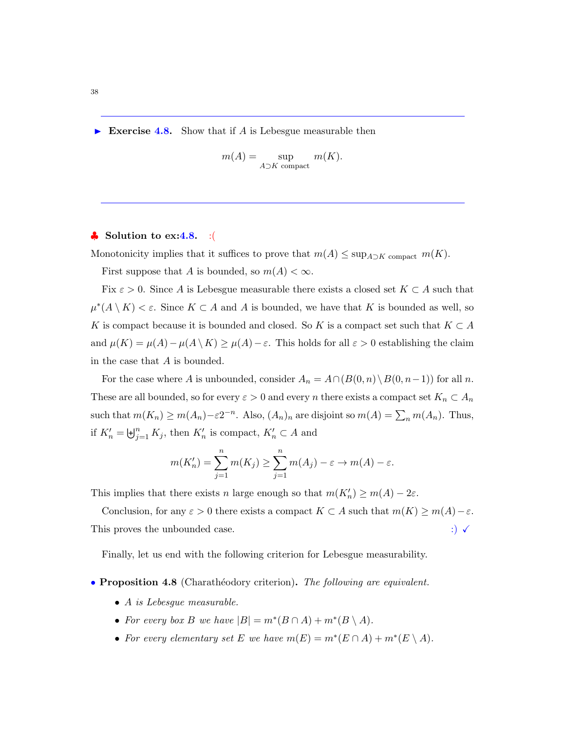▶ **Exercise 4.8.** Show that if $A$ is Lebesgue measurable then

$$m(A) = \sup_{A \supset K \text{ compact}} m(K).$$

---

♣ **Solution to ex:4.8.** :(

Monotonicity implies that it suffices to prove that $m(A) \leq \sup_{A \supset K \text{ compact}} m(K)$.

First suppose that $A$ is bounded, so $m(A) < \infty$.

Fix $\varepsilon > 0$. Since $A$ is Lebesgue measurable there exists a closed set $K \subset A$ such that $\mu^*(A \setminus K) < \varepsilon$. Since $K \subset A$ and $A$ is bounded, we have that $K$ is bounded as well, so $K$ is compact because it is bounded and closed. So $K$ is a compact set such that $K \subset A$ and $\mu(K) = \mu(A) - \mu(A \setminus K) \geq \mu(A) - \varepsilon$. This holds for all $\varepsilon > 0$ establishing the claim in the case that $A$ is bounded.

For the case where $A$ is unbounded, consider $A_n = A \cap (B(0,n) \setminus B(0,n-1))$ for all $n$. These are all bounded, so for every $\varepsilon > 0$ and every $n$ there exists a compact set $K_n \subset A_n$ such that $m(K_n) \geq m(A_n) - \varepsilon 2^{-n}$. Also, $(A_n)_n$ are disjoint so $m(A) = \sum_n m(A_n)$. Thus, if $K'_n = \biguplus_{j=1}^n K_j$, then $K'_n$ is compact, $K'_n \subset A$ and

$$m(K'_n) = \sum_{j=1}^n m(K_j) \geq \sum_{j=1}^n m(A_j) - \varepsilon \to m(A) - \varepsilon.$$

This implies that there exists $n$ large enough so that $m(K'_n) \geq m(A) - 2\varepsilon$.

Conclusion, for any $\varepsilon > 0$ there exists a compact $K \subset A$ such that $m(K) \geq m(A) - \varepsilon$. This proves the unbounded case. :) ✓

Finally, let us end with the following criterion for Lebesgue measurability.

• **Proposition 4.8** (Charathéodory criterion)**.** *The following are equivalent.*

- *$A$ is Lebesgue measurable.*
- *For every box $B$ we have $|B| = m^*(B \cap A) + m^*(B \setminus A)$.*
- *For every elementary set $E$ we have $m(E) = m^*(E \cap A) + m^*(E \setminus A)$.*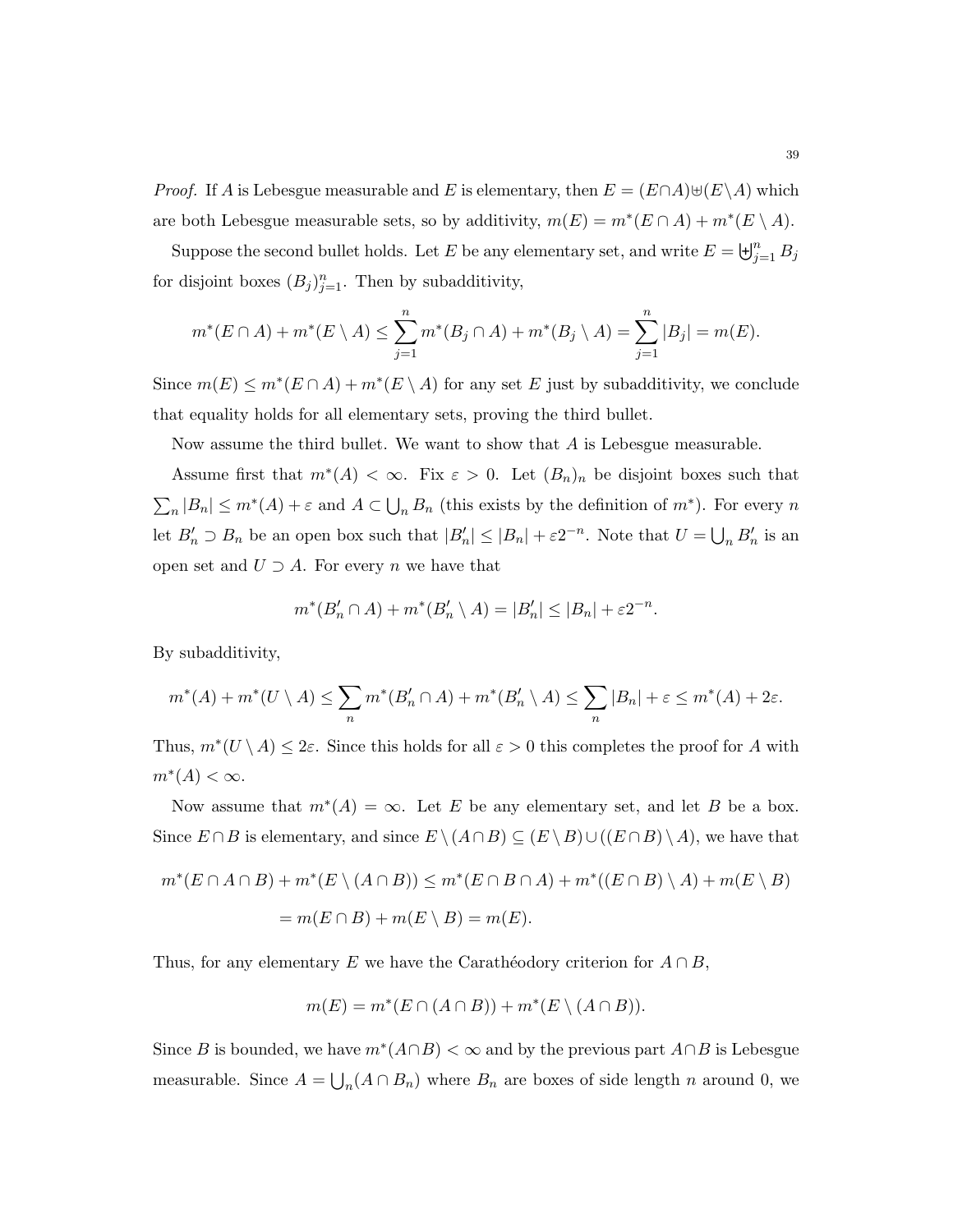*Proof.* If $A$ is Lebesgue measurable and $E$ is elementary, then $E = (E \cap A) \uplus (E \setminus A)$ which are both Lebesgue measurable sets, so by additivity, $m(E) = m^*(E \cap A) + m^*(E \setminus A)$.

Suppose the second bullet holds. Let $E$ be any elementary set, and write $E = \biguplus_{j=1}^n B_j$ for disjoint boxes $(B_j)_{j=1}^n$. Then by subadditivity,

$$m^*(E \cap A) + m^*(E \setminus A) \leq \sum_{j=1}^n m^*(B_j \cap A) + m^*(B_j \setminus A) = \sum_{j=1}^n |B_j| = m(E).$$

Since $m(E) \leq m^*(E \cap A) + m^*(E \setminus A)$ for any set $E$ just by subadditivity, we conclude that equality holds for all elementary sets, proving the third bullet.

Now assume the third bullet. We want to show that $A$ is Lebesgue measurable.

Assume first that $m^*(A) < \infty$. Fix $\varepsilon > 0$. Let $(B_n)_n$ be disjoint boxes such that $\sum_n |B_n| \leq m^*(A) + \varepsilon$ and $A \subset \bigcup_n B_n$ (this exists by the definition of $m^*$). For every $n$ let $B_n' \supset B_n$ be an open box such that $|B_n'| \leq |B_n| + \varepsilon 2^{-n}$. Note that $U = \bigcup_n B_n'$ is an open set and $U \supset A$. For every $n$ we have that

$$m^*(B_n' \cap A) + m^*(B_n' \setminus A) = |B_n'| \leq |B_n| + \varepsilon 2^{-n}.$$

By subadditivity,

$$m^*(A) + m^*(U \setminus A) \leq \sum_n m^*(B_n' \cap A) + m^*(B_n' \setminus A) \leq \sum_n |B_n| + \varepsilon \leq m^*(A) + 2\varepsilon.$$

Thus, $m^*(U \setminus A) \leq 2\varepsilon$. Since this holds for all $\varepsilon > 0$ this completes the proof for $A$ with $m^*(A) < \infty$.

Now assume that $m^*(A) = \infty$. Let $E$ be any elementary set, and let $B$ be a box. Since $E \cap B$ is elementary, and since $E \setminus (A \cap B) \subseteq (E \setminus B) \cup ((E \cap B) \setminus A)$, we have that

$$\begin{aligned} m^*(E \cap A \cap B) + m^*(E \setminus (A \cap B)) &\leq m^*(E \cap B \cap A) + m^*((E \cap B) \setminus A) + m(E \setminus B) \\ &= m(E \cap B) + m(E \setminus B) = m(E). \end{aligned}$$

Thus, for any elementary $E$ we have the Carathéodory criterion for $A \cap B$,

$$m(E) = m^*(E \cap (A \cap B)) + m^*(E \setminus (A \cap B)).$$

Since $B$ is bounded, we have $m^*(A \cap B) < \infty$ and by the previous part $A \cap B$ is Lebesgue measurable. Since $A = \bigcup_n (A \cap B_n)$ where $B_n$ are boxes of side length $n$ around 0, we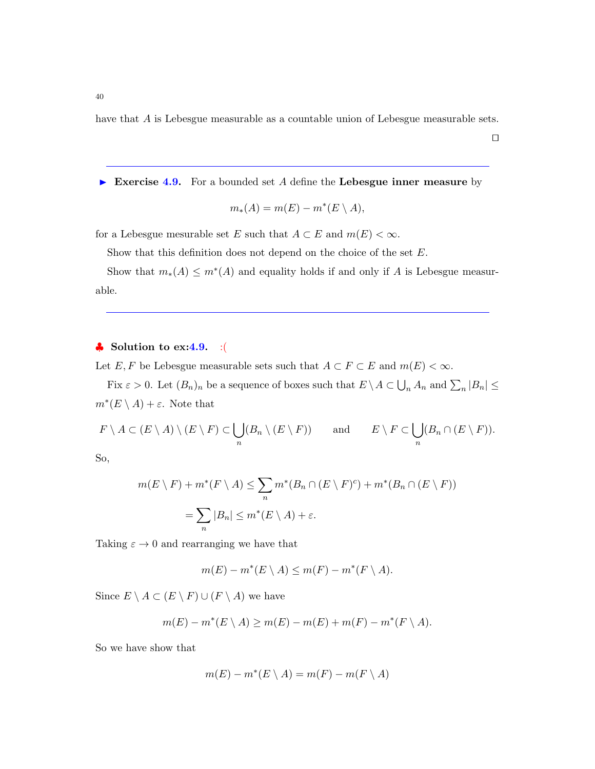have that $A$ is Lebesgue measurable as a countable union of Lebesgue measurable sets.

□

---

► **Exercise 4.9.** For a bounded set $A$ define the **Lebesgue inner measure** by

$$m_*(A) = m(E) - m^*(E \setminus A),$$

for a Lebesgue mesurable set $E$ such that $A \subset E$ and $m(E) < \infty$.

Show that this definition does not depend on the choice of the set $E$.

Show that $m_*(A) \leq m^*(A)$ and equality holds if and only if $A$ is Lebesgue measurable.

---

♣ **Solution to ex:4.9.** :(

Let $E, F$ be Lebesgue measurable sets such that $A \subset F \subset E$ and $m(E) < \infty$.

Fix $\varepsilon > 0$. Let $(B_n)_n$ be a sequence of boxes such that $E \setminus A \subset \bigcup_n A_n$ and $\sum_n |B_n| \leq m^*(E \setminus A) + \varepsilon$. Note that

$$F \setminus A \subset (E \setminus A) \setminus (E \setminus F) \subset \bigcup_n (B_n \setminus (E \setminus F)) \qquad \text{and} \qquad E \setminus F \subset \bigcup_n (B_n \cap (E \setminus F)).$$

So,

$$\begin{aligned} m(E \setminus F) + m^*(F \setminus A) &\leq \sum_n m^*(B_n \cap (E \setminus F)^c) + m^*(B_n \cap (E \setminus F)) \\ &= \sum_n |B_n| \leq m^*(E \setminus A) + \varepsilon. \end{aligned}$$

Taking $\varepsilon \to 0$ and rearranging we have that

$$m(E) - m^*(E \setminus A) \leq m(F) - m^*(F \setminus A).$$

Since $E \setminus A \subset (E \setminus F) \cup (F \setminus A)$ we have

$$m(E) - m^*(E \setminus A) \geq m(E) - m(E) + m(F) - m^*(F \setminus A).$$

So we have show that

$$m(E) - m^*(E \setminus A) = m(F) - m(F \setminus A)$$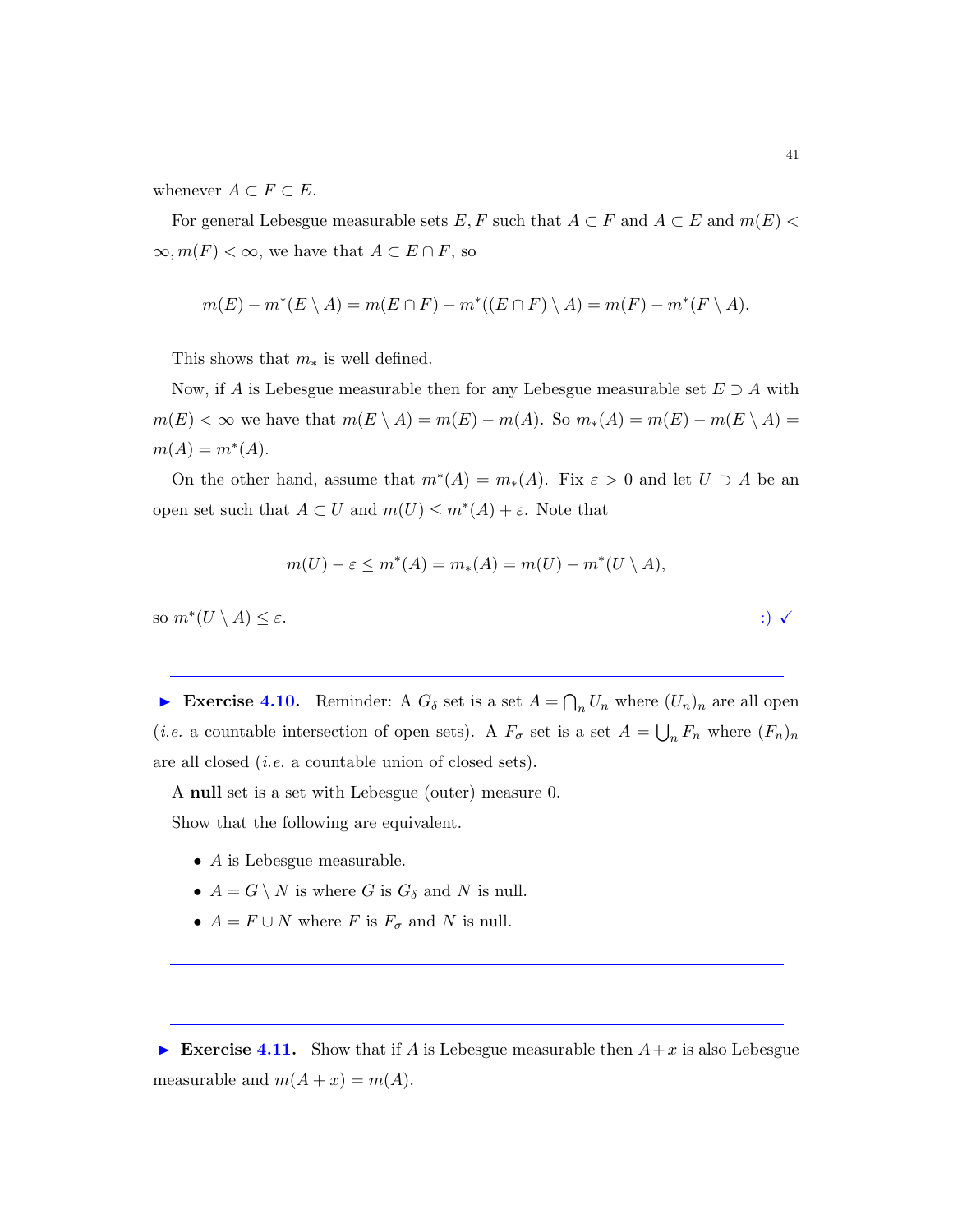whenever $A \subset F \subset E$.

For general Lebesgue measurable sets $E, F$ such that $A \subset F$ and $A \subset E$ and $m(E) < \infty, m(F) < \infty$, we have that $A \subset E \cap F$, so

$$m(E) - m^*(E \setminus A) = m(E \cap F) - m^*((E \cap F) \setminus A) = m(F) - m^*(F \setminus A).$$

This shows that $m_*$ is well defined.

Now, if $A$ is Lebesgue measurable then for any Lebesgue measurable set $E \supset A$ with $m(E) < \infty$ we have that $m(E \setminus A) = m(E) - m(A)$. So $m_*(A) = m(E) - m(E \setminus A) = m(A) = m^*(A)$.

On the other hand, assume that $m^*(A) = m_*(A)$. Fix $\varepsilon > 0$ and let $U \supset A$ be an open set such that $A \subset U$ and $m(U) \leq m^*(A) + \varepsilon$. Note that

$$m(U) - \varepsilon \leq m^*(A) = m_*(A) = m(U) - m^*(U \setminus A),$$

so $m^*(U \setminus A) \leq \varepsilon$. :) ✓

---

► **Exercise 4.10.** Reminder: A $G_\delta$ set is a set $A = \bigcap_n U_n$ where $(U_n)_n$ are all open (*i.e.* a countable intersection of open sets). A $F_\sigma$ set is a set $A = \bigcup_n F_n$ where $(F_n)_n$ are all closed (*i.e.* a countable union of closed sets).

A **null** set is a set with Lebesgue (outer) measure 0.

Show that the following are equivalent.

- $A$ is Lebesgue measurable.
- $A = G \setminus N$ is where $G$ is $G_\delta$ and $N$ is null.
- $A = F \cup N$ where $F$ is $F_\sigma$ and $N$ is null.

---

---

► **Exercise 4.11.** Show that if $A$ is Lebesgue measurable then $A + x$ is also Lebesgue measurable and $m(A + x) = m(A)$.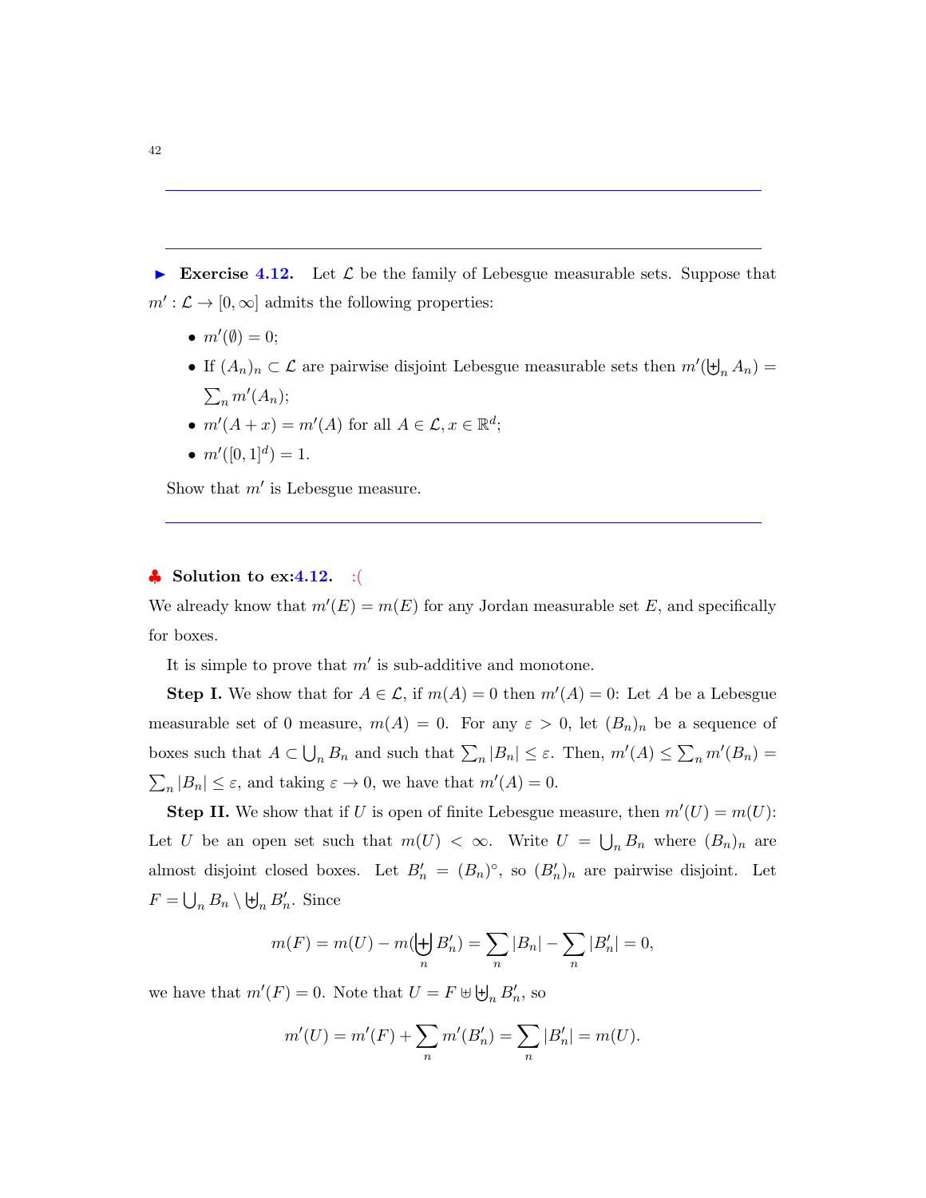► **Exercise 4.12.** Let $\mathcal{L}$ be the family of Lebesgue measurable sets. Suppose that $m' : \mathcal{L} \to [0, \infty]$ admits the following properties:

- $m'(\emptyset) = 0$;
- If $(A_n)_n \subset \mathcal{L}$ are pairwise disjoint Lebesgue measurable sets then $m'(\biguplus_n A_n) = \sum_n m'(A_n)$;
- $m'(A + x) = m'(A)$ for all $A \in \mathcal{L}, x \in \mathbb{R}^d$;
- $m'([0,1]^d) = 1$.

Show that $m'$ is Lebesgue measure.

♣ **Solution to ex:4.12.** :(

We already know that $m'(E) = m(E)$ for any Jordan measurable set $E$, and specifically for boxes.

It is simple to prove that $m'$ is sub-additive and monotone.

**Step I.** We show that for $A \in \mathcal{L}$, if $m(A) = 0$ then $m'(A) = 0$: Let $A$ be a Lebesgue measurable set of 0 measure, $m(A) = 0$. For any $\varepsilon > 0$, let $(B_n)_n$ be a sequence of boxes such that $A \subset \bigcup_n B_n$ and such that $\sum_n |B_n| \le \varepsilon$. Then, $m'(A) \le \sum_n m'(B_n) = \sum_n |B_n| \le \varepsilon$, and taking $\varepsilon \to 0$, we have that $m'(A) = 0$.

**Step II.** We show that if $U$ is open of finite Lebesgue measure, then $m'(U) = m(U)$: Let $U$ be an open set such that $m(U) < \infty$. Write $U = \bigcup_n B_n$ where $(B_n)_n$ are almost disjoint closed boxes. Let $B'_n = (B_n)^\circ$, so $(B'_n)_n$ are pairwise disjoint. Let $F = \bigcup_n B_n \setminus \biguplus_n B'_n$. Since

$$m(F) = m(U) - m(\biguplus_n B'_n) = \sum_n |B_n| - \sum_n |B'_n| = 0,$$

we have that $m'(F) = 0$. Note that $U = F \uplus \biguplus_n B'_n$, so

$$m'(U) = m'(F) + \sum_n m'(B'_n) = \sum_n |B'_n| = m(U).$$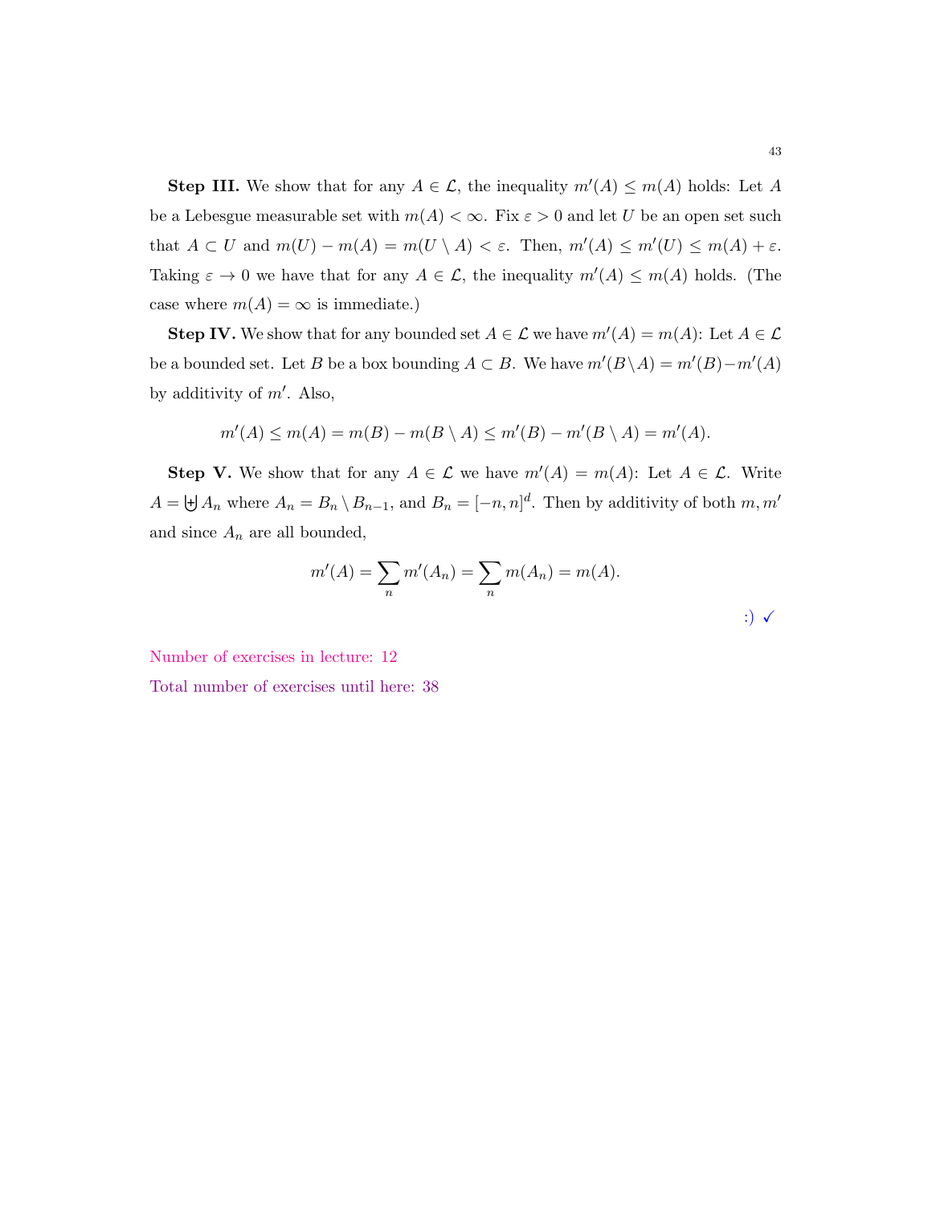**Step III.** We show that for any $A \in \mathcal{L}$, the inequality $m'(A) \leq m(A)$ holds: Let $A$ be a Lebesgue measurable set with $m(A) < \infty$. Fix $\varepsilon > 0$ and let $U$ be an open set such that $A \subset U$ and $m(U) - m(A) = m(U \setminus A) < \varepsilon$. Then, $m'(A) \leq m'(U) \leq m(A) + \varepsilon$. Taking $\varepsilon \to 0$ we have that for any $A \in \mathcal{L}$, the inequality $m'(A) \leq m(A)$ holds. (The case where $m(A) = \infty$ is immediate.)

**Step IV.** We show that for any bounded set $A \in \mathcal{L}$ we have $m'(A) = m(A)$: Let $A \in \mathcal{L}$ be a bounded set. Let $B$ be a box bounding $A \subset B$. We have $m'(B \setminus A) = m'(B) - m'(A)$ by additivity of $m'$. Also,

$$m'(A) \leq m(A) = m(B) - m(B \setminus A) \leq m'(B) - m'(B \setminus A) = m'(A).$$

**Step V.** We show that for any $A \in \mathcal{L}$ we have $m'(A) = m(A)$: Let $A \in \mathcal{L}$. Write $A = \biguplus A_n$ where $A_n = B_n \setminus B_{n-1}$, and $B_n = [-n, n]^d$. Then by additivity of both $m, m'$ and since $A_n$ are all bounded,

$$m'(A) = \sum_n m'(A_n) = \sum_n m(A_n) = m(A).$$

:) ✓

Number of exercises in lecture: 12

Total number of exercises until here: 38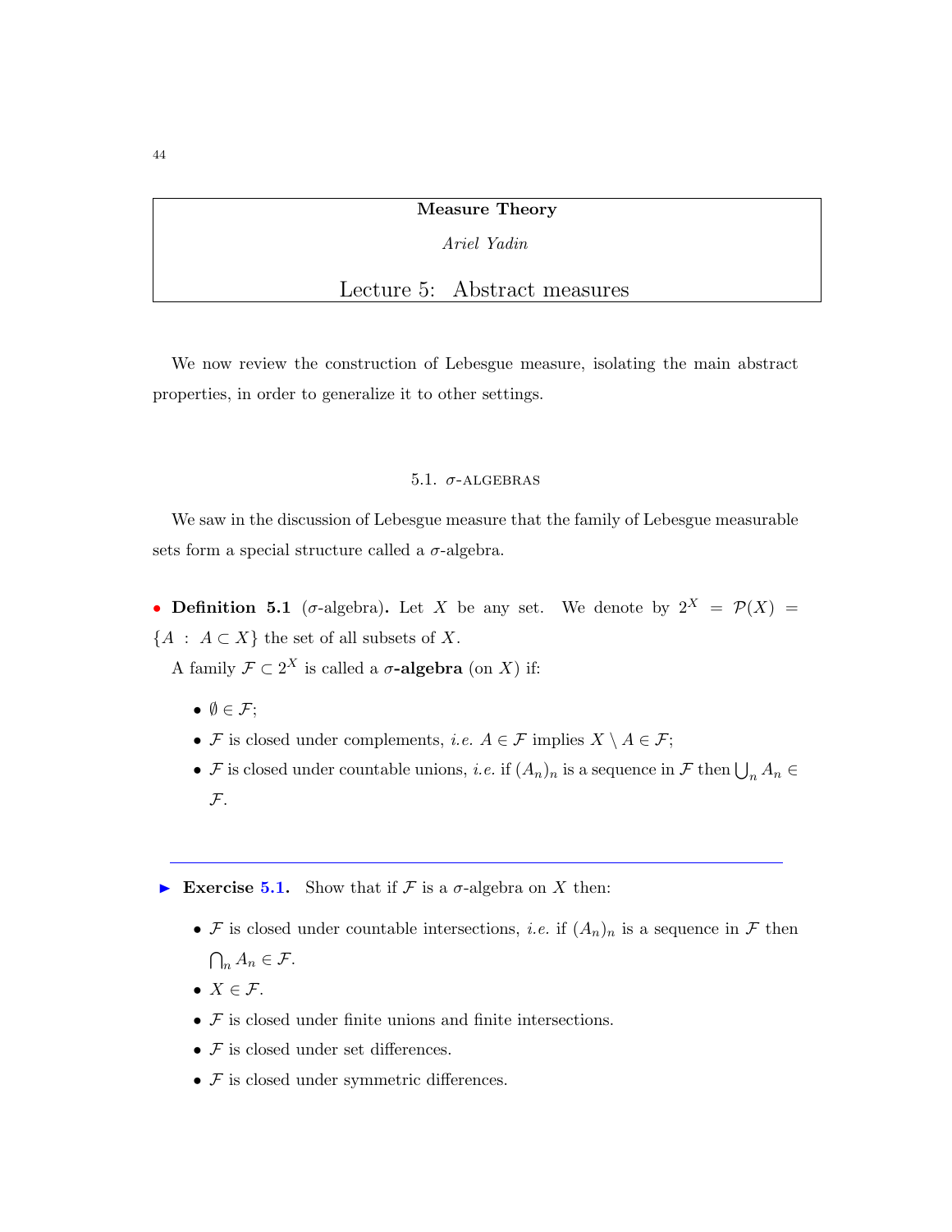**Measure Theory**

*Ariel Yadin*

# Lecture 5: Abstract measures

We now review the construction of Lebesgue measure, isolating the main abstract properties, in order to generalize it to other settings.

## 5.1. σ-algebras

We saw in the discussion of Lebesgue measure that the family of Lebesgue measurable sets form a special structure called a $\sigma$-algebra.

• **Definition 5.1** ($\sigma$-algebra)**.** Let $X$ be any set. We denote by $2^X = \mathcal{P}(X) = \{A \ : \ A \subset X\}$ the set of all subsets of $X$.

A family $\mathcal{F} \subset 2^X$ is called a **$\sigma$-algebra** (on $X$) if:

- $\emptyset \in \mathcal{F}$;
- $\mathcal{F}$ is closed under complements, *i.e.* $A \in \mathcal{F}$ implies $X \setminus A \in \mathcal{F}$;
- $\mathcal{F}$ is closed under countable unions, *i.e.* if $(A_n)_n$ is a sequence in $\mathcal{F}$ then $\bigcup_n A_n \in \mathcal{F}$.

---

► **Exercise 5.1.** Show that if $\mathcal{F}$ is a $\sigma$-algebra on $X$ then:

- $\mathcal{F}$ is closed under countable intersections, *i.e.* if $(A_n)_n$ is a sequence in $\mathcal{F}$ then $\bigcap_n A_n \in \mathcal{F}$.
- $X \in \mathcal{F}$.
- $\mathcal{F}$ is closed under finite unions and finite intersections.
- $\mathcal{F}$ is closed under set differences.
- $\mathcal{F}$ is closed under symmetric differences.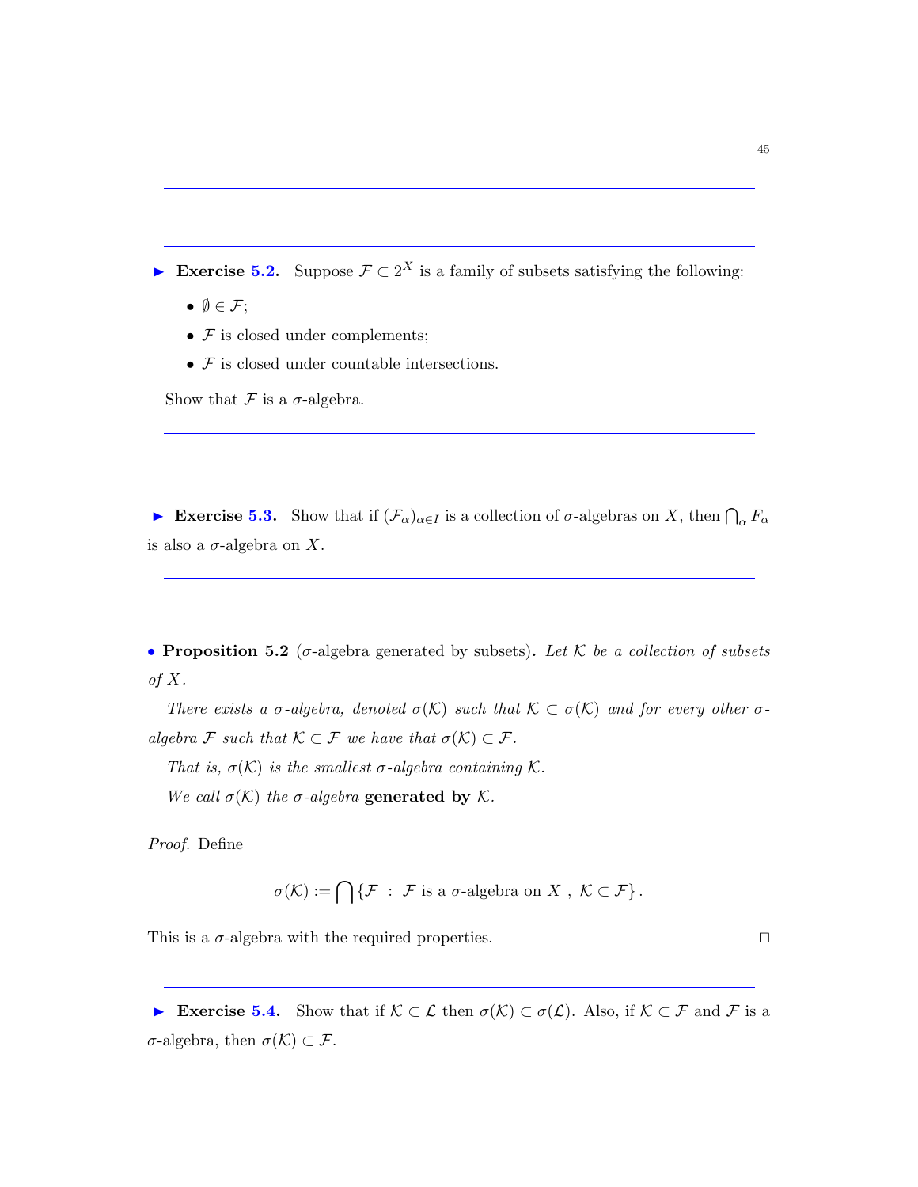---

► **Exercise 5.2.** Suppose $\mathcal{F} \subset 2^X$ is a family of subsets satisfying the following:

- $\emptyset \in \mathcal{F}$;
- $\mathcal{F}$ is closed under complements;
- $\mathcal{F}$ is closed under countable intersections.

Show that $\mathcal{F}$ is a $\sigma$-algebra.

---

► **Exercise 5.3.** Show that if $(\mathcal{F}_\alpha)_{\alpha \in I}$ is a collection of $\sigma$-algebras on $X$, then $\bigcap_\alpha F_\alpha$ is also a $\sigma$-algebra on $X$.

---

• **Proposition 5.2** ($\sigma$-algebra generated by subsets)**.** *Let $\mathcal{K}$ be a collection of subsets of $X$.*

*There exists a $\sigma$-algebra, denoted $\sigma(\mathcal{K})$ such that $\mathcal{K} \subset \sigma(\mathcal{K})$ and for every other $\sigma$-algebra $\mathcal{F}$ such that $\mathcal{K} \subset \mathcal{F}$ we have that $\sigma(\mathcal{K}) \subset \mathcal{F}$.*

*That is, $\sigma(\mathcal{K})$ is the smallest $\sigma$-algebra containing $\mathcal{K}$.*

*We call $\sigma(\mathcal{K})$ the $\sigma$-algebra* **generated by** *$\mathcal{K}$.*

*Proof.* Define

$$\sigma(\mathcal{K}) := \bigcap \{\mathcal{F} \ : \ \mathcal{F} \text{ is a } \sigma\text{-algebra on } X \ , \ \mathcal{K} \subset \mathcal{F}\} .$$

This is a $\sigma$-algebra with the required properties. □

---

► **Exercise 5.4.** Show that if $\mathcal{K} \subset \mathcal{L}$ then $\sigma(\mathcal{K}) \subset \sigma(\mathcal{L})$. Also, if $\mathcal{K} \subset \mathcal{F}$ and $\mathcal{F}$ is a $\sigma$-algebra, then $\sigma(\mathcal{K}) \subset \mathcal{F}$.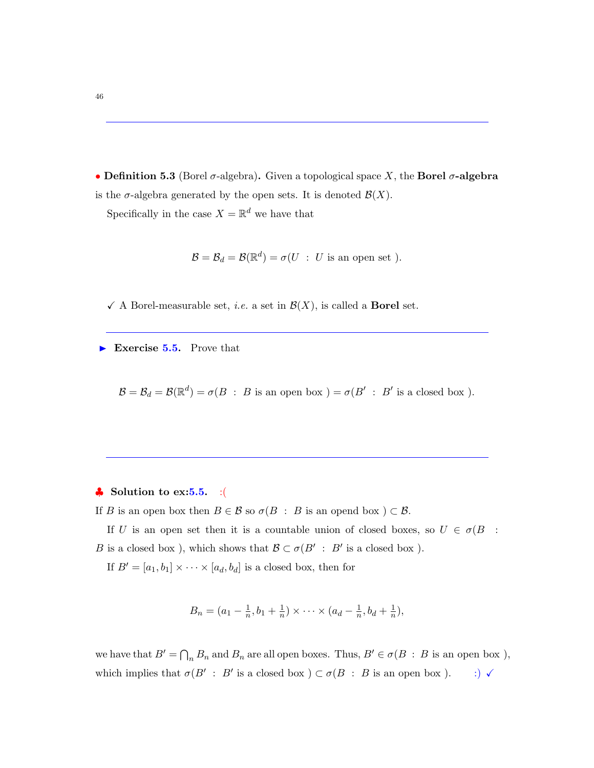---

• **Definition 5.3** (Borel $\sigma$-algebra)**.** Given a topological space $X$, the **Borel $\sigma$-algebra** is the $\sigma$-algebra generated by the open sets. It is denoted $\mathcal{B}(X)$.

Specifically in the case $X = \mathbb{R}^d$ we have that

$$\mathcal{B} = \mathcal{B}_d = \mathcal{B}(\mathbb{R}^d) = \sigma(U \ : \ U \text{ is an open set }).$$

✓ A Borel-measurable set, *i.e.* a set in $\mathcal{B}(X)$, is called a **Borel** set.

---

► **Exercise 5.5.** Prove that

$$\mathcal{B} = \mathcal{B}_d = \mathcal{B}(\mathbb{R}^d) = \sigma(B \ : \ B \text{ is an open box }) = \sigma(B' \ : \ B' \text{ is a closed box }).$$

---

♣ **Solution to ex:5.5.** :(

If $B$ is an open box then $B \in \mathcal{B}$ so $\sigma(B \ : \ B \text{ is an opend box }) \subset \mathcal{B}$.

If $U$ is an open set then it is a countable union of closed boxes, so $U \in \sigma(B \ : \ B \text{ is a closed box })$, which shows that $\mathcal{B} \subset \sigma(B' \ : \ B' \text{ is a closed box })$.

If $B' = [a_1, b_1] \times \cdots \times [a_d, b_d]$ is a closed box, then for

$$B_n = (a_1 - \tfrac{1}{n}, b_1 + \tfrac{1}{n}) \times \cdots \times (a_d - \tfrac{1}{n}, b_d + \tfrac{1}{n}),$$

we have that $B' = \bigcap_n B_n$ and $B_n$ are all open boxes. Thus, $B' \in \sigma(B \ : \ B \text{ is an open box })$, which implies that $\sigma(B' \ : \ B' \text{ is a closed box }) \subset \sigma(B \ : \ B \text{ is an open box })$. :) ✓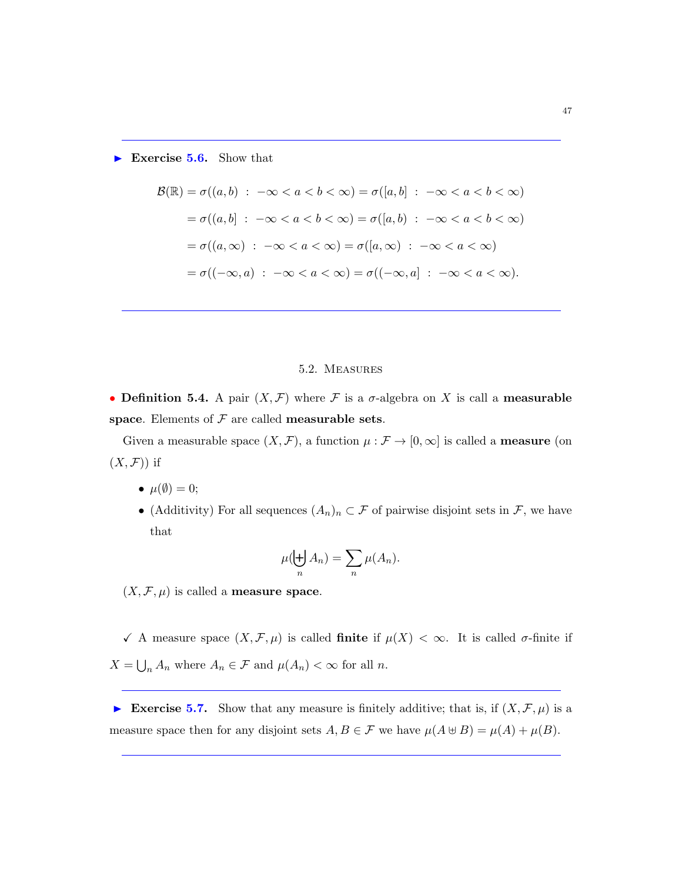---

► **Exercise 5.6.** Show that

$$
\begin{aligned}
\mathcal{B}(\mathbb{R}) &= \sigma((a,b) \ : \ -\infty < a < b < \infty) = \sigma([a,b] \ : \ -\infty < a < b < \infty) \\
&= \sigma((a,b] \ : \ -\infty < a < b < \infty) = \sigma([a,b) \ : \ -\infty < a < b < \infty) \\
&= \sigma((a,\infty) \ : \ -\infty < a < \infty) = \sigma([a,\infty) \ : \ -\infty < a < \infty) \\
&= \sigma((-\infty,a) \ : \ -\infty < a < \infty) = \sigma((-\infty,a] \ : \ -\infty < a < \infty).
\end{aligned}
$$

---

## 5.2. Measures

• **Definition 5.4.** A pair $(X,\mathcal{F})$ where $\mathcal{F}$ is a $\sigma$-algebra on $X$ is call a **measurable space**. Elements of $\mathcal{F}$ are called **measurable sets**.

Given a measurable space $(X,\mathcal{F})$, a function $\mu : \mathcal{F} \to [0,\infty]$ is called a **measure** (on $(X,\mathcal{F})$) if

- $\mu(\emptyset) = 0$;
- (Additivity) For all sequences $(A_n)_n \subset \mathcal{F}$ of pairwise disjoint sets in $\mathcal{F}$, we have that

$$\mu(\biguplus_n A_n) = \sum_n \mu(A_n).$$

$(X,\mathcal{F},\mu)$ is called a **measure space**.

✓ A measure space $(X,\mathcal{F},\mu)$ is called **finite** if $\mu(X) < \infty$. It is called $\sigma$-finite if $X = \bigcup_n A_n$ where $A_n \in \mathcal{F}$ and $\mu(A_n) < \infty$ for all $n$.

---

► **Exercise 5.7.** Show that any measure is finitely additive; that is, if $(X,\mathcal{F},\mu)$ is a measure space then for any disjoint sets $A,B \in \mathcal{F}$ we have $\mu(A \uplus B) = \mu(A) + \mu(B)$.

---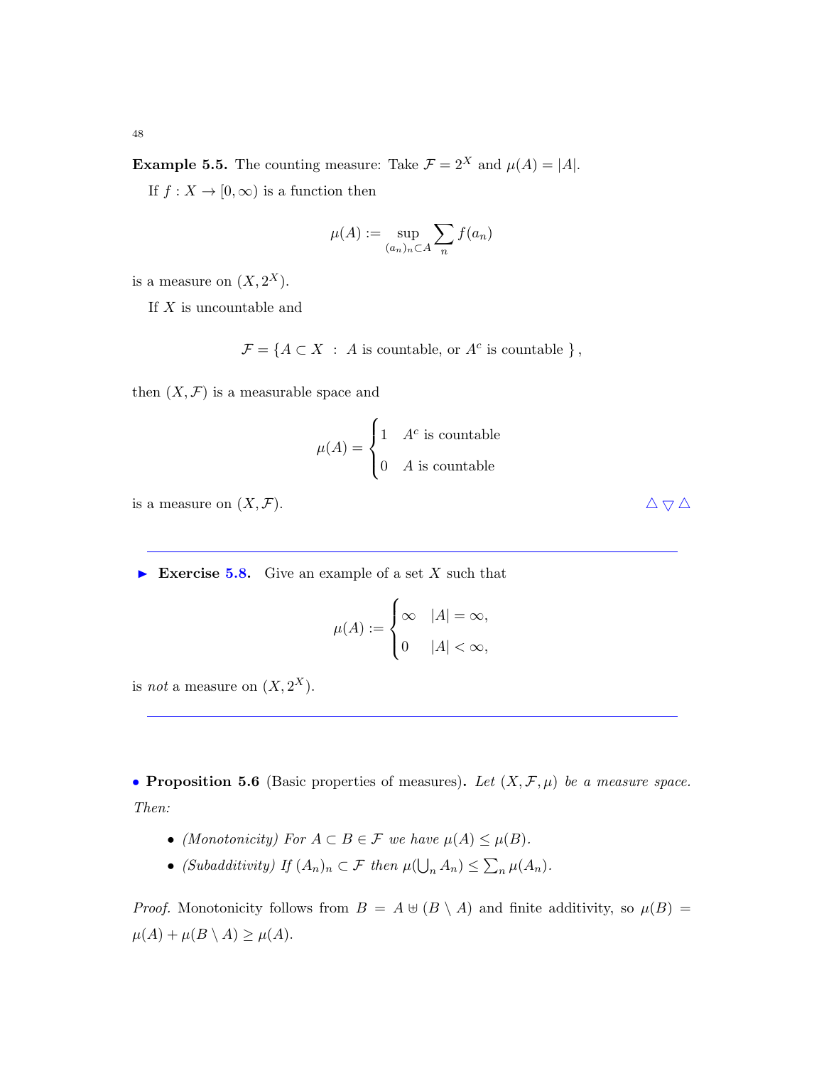**Example 5.5.** The counting measure: Take $\mathcal{F} = 2^X$ and $\mu(A) = |A|$.

If $f : X \to [0, \infty)$ is a function then

$$\mu(A) := \sup_{(a_n)_n \subset A} \sum_n f(a_n)$$

is a measure on $(X, 2^X)$.

If $X$ is uncountable and

$$\mathcal{F} = \{A \subset X \ : \ A \text{ is countable, or } A^c \text{ is countable } \},$$

then $(X, \mathcal{F})$ is a measurable space and

$$\mu(A) = \begin{cases} 1 & A^c \text{ is countable} \\ 0 & A \text{ is countable} \end{cases}$$

is a measure on $(X, \mathcal{F})$. △▽△

---

► **Exercise 5.8.** Give an example of a set $X$ such that

$$\mu(A) := \begin{cases} \infty & |A| = \infty, \\ 0 & |A| < \infty, \end{cases}$$

is *not* a measure on $(X, 2^X)$.

---

• **Proposition 5.6** (Basic properties of measures). *Let $(X, \mathcal{F}, \mu)$ be a measure space. Then:*

- *(Monotonicity) For $A \subset B \in \mathcal{F}$ we have $\mu(A) \leq \mu(B)$.*
- *(Subadditivity) If $(A_n)_n \subset \mathcal{F}$ then $\mu(\bigcup_n A_n) \leq \sum_n \mu(A_n)$.*

*Proof.* Monotonicity follows from $B = A \uplus (B \setminus A)$ and finite additivity, so $\mu(B) = \mu(A) + \mu(B \setminus A) \geq \mu(A)$.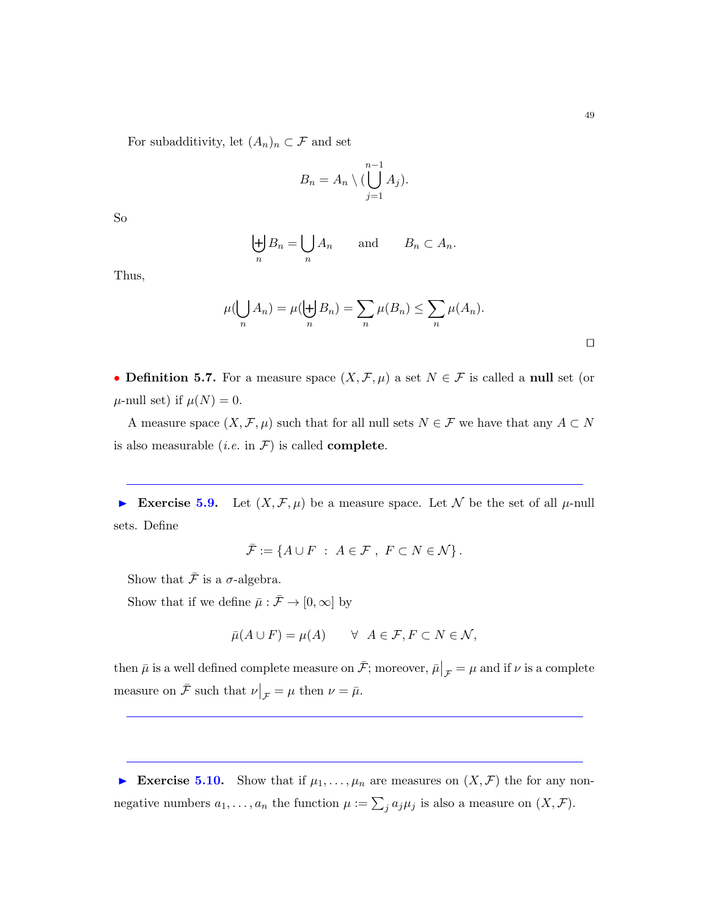For subadditivity, let $(A_n)_n \subset \mathcal{F}$ and set

$$B_n = A_n \setminus (\bigcup_{j=1}^{n-1} A_j).$$

So

$$\biguplus_n B_n = \bigcup_n A_n \qquad \text{and} \qquad B_n \subset A_n.$$

Thus,

$$\mu(\bigcup_n A_n) = \mu(\biguplus_n B_n) = \sum_n \mu(B_n) \leq \sum_n \mu(A_n).$$

$\square$

• **Definition 5.7.** For a measure space $(X, \mathcal{F}, \mu)$ a set $N \in \mathcal{F}$ is called a **null** set (or $\mu$-null set) if $\mu(N) = 0$.

A measure space $(X, \mathcal{F}, \mu)$ such that for all null sets $N \in \mathcal{F}$ we have that any $A \subset N$ is also measurable (*i.e.* in $\mathcal{F}$) is called **complete**.

---

▶ **Exercise 5.9.** Let $(X, \mathcal{F}, \mu)$ be a measure space. Let $\mathcal{N}$ be the set of all $\mu$-null sets. Define

$$\bar{\mathcal{F}} := \{A \cup F \ : \ A \in \mathcal{F} \ , \ F \subset N \in \mathcal{N}\}.$$

Show that $\bar{\mathcal{F}}$ is a $\sigma$-algebra.

Show that if we define $\bar{\mu} : \bar{\mathcal{F}} \to [0, \infty]$ by

$$\bar{\mu}(A \cup F) = \mu(A) \qquad \forall \ \ A \in \mathcal{F}, F \subset N \in \mathcal{N},$$

then $\bar{\mu}$ is a well defined complete measure on $\bar{\mathcal{F}}$; moreover, $\bar{\mu}\big|_{\mathcal{F}} = \mu$ and if $\nu$ is a complete measure on $\bar{\mathcal{F}}$ such that $\nu\big|_{\mathcal{F}} = \mu$ then $\nu = \bar{\mu}$.

---

---

▶ **Exercise 5.10.** Show that if $\mu_1, \ldots, \mu_n$ are measures on $(X, \mathcal{F})$ the for any non-negative numbers $a_1, \ldots, a_n$ the function $\mu := \sum_j a_j \mu_j$ is also a measure on $(X, \mathcal{F})$.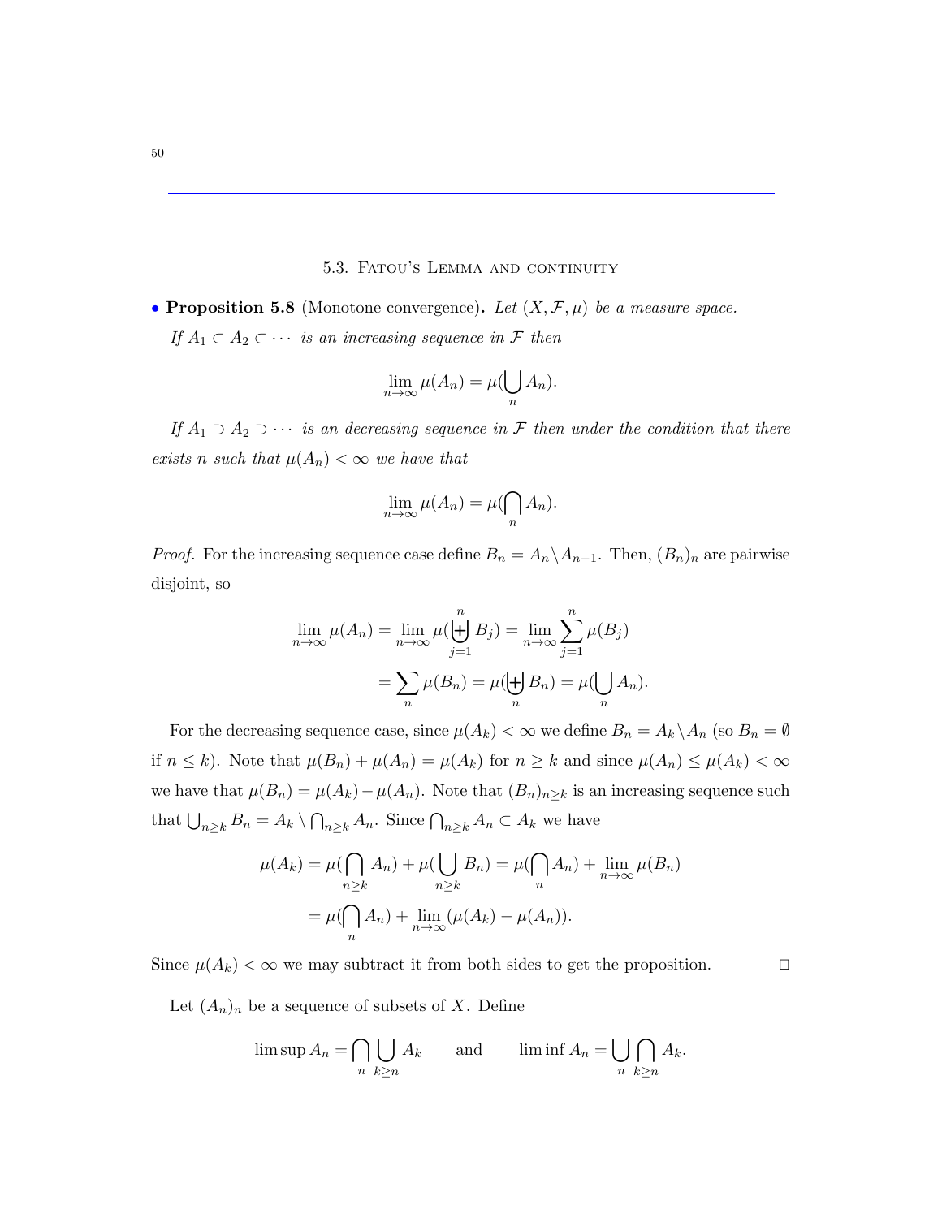## 5.3. Fatou's Lemma and continuity

• **Proposition 5.8** (Monotone convergence). *Let $(X, \mathcal{F}, \mu)$ be a measure space.*

*If $A_1 \subset A_2 \subset \cdots$ is an increasing sequence in $\mathcal{F}$ then*

$$\lim_{n\to\infty} \mu(A_n) = \mu(\bigcup_n A_n).$$

*If $A_1 \supset A_2 \supset \cdots$ is an decreasing sequence in $\mathcal{F}$ then under the condition that there exists $n$ such that $\mu(A_n) < \infty$ we have that*

$$\lim_{n\to\infty} \mu(A_n) = \mu(\bigcap_n A_n).$$

*Proof.* For the increasing sequence case define $B_n = A_n \setminus A_{n-1}$. Then, $(B_n)_n$ are pairwise disjoint, so

$$\lim_{n\to\infty} \mu(A_n) = \lim_{n\to\infty} \mu(\biguplus_{j=1}^n B_j) = \lim_{n\to\infty} \sum_{j=1}^n \mu(B_j)$$
$$= \sum_n \mu(B_n) = \mu(\biguplus_n B_n) = \mu(\bigcup_n A_n).$$

For the decreasing sequence case, since $\mu(A_k) < \infty$ we define $B_n = A_k \setminus A_n$ (so $B_n = \emptyset$ if $n \leq k$). Note that $\mu(B_n) + \mu(A_n) = \mu(A_k)$ for $n \geq k$ and since $\mu(A_n) \leq \mu(A_k) < \infty$ we have that $\mu(B_n) = \mu(A_k) - \mu(A_n)$. Note that $(B_n)_{n\geq k}$ is an increasing sequence such that $\bigcup_{n\geq k} B_n = A_k \setminus \bigcap_{n\geq k} A_n$. Since $\bigcap_{n\geq k} A_n \subset A_k$ we have

$$\mu(A_k) = \mu(\bigcap_{n\geq k} A_n) + \mu(\bigcup_{n\geq k} B_n) = \mu(\bigcap_n A_n) + \lim_{n\to\infty} \mu(B_n)$$
$$= \mu(\bigcap_n A_n) + \lim_{n\to\infty} (\mu(A_k) - \mu(A_n)).$$

Since $\mu(A_k) < \infty$ we may subtract it from both sides to get the proposition. ☐

Let $(A_n)_n$ be a sequence of subsets of $X$. Define

$$\limsup A_n = \bigcap_n \bigcup_{k\geq n} A_k \qquad \text{and} \qquad \liminf A_n = \bigcup_n \bigcap_{k\geq n} A_k.$$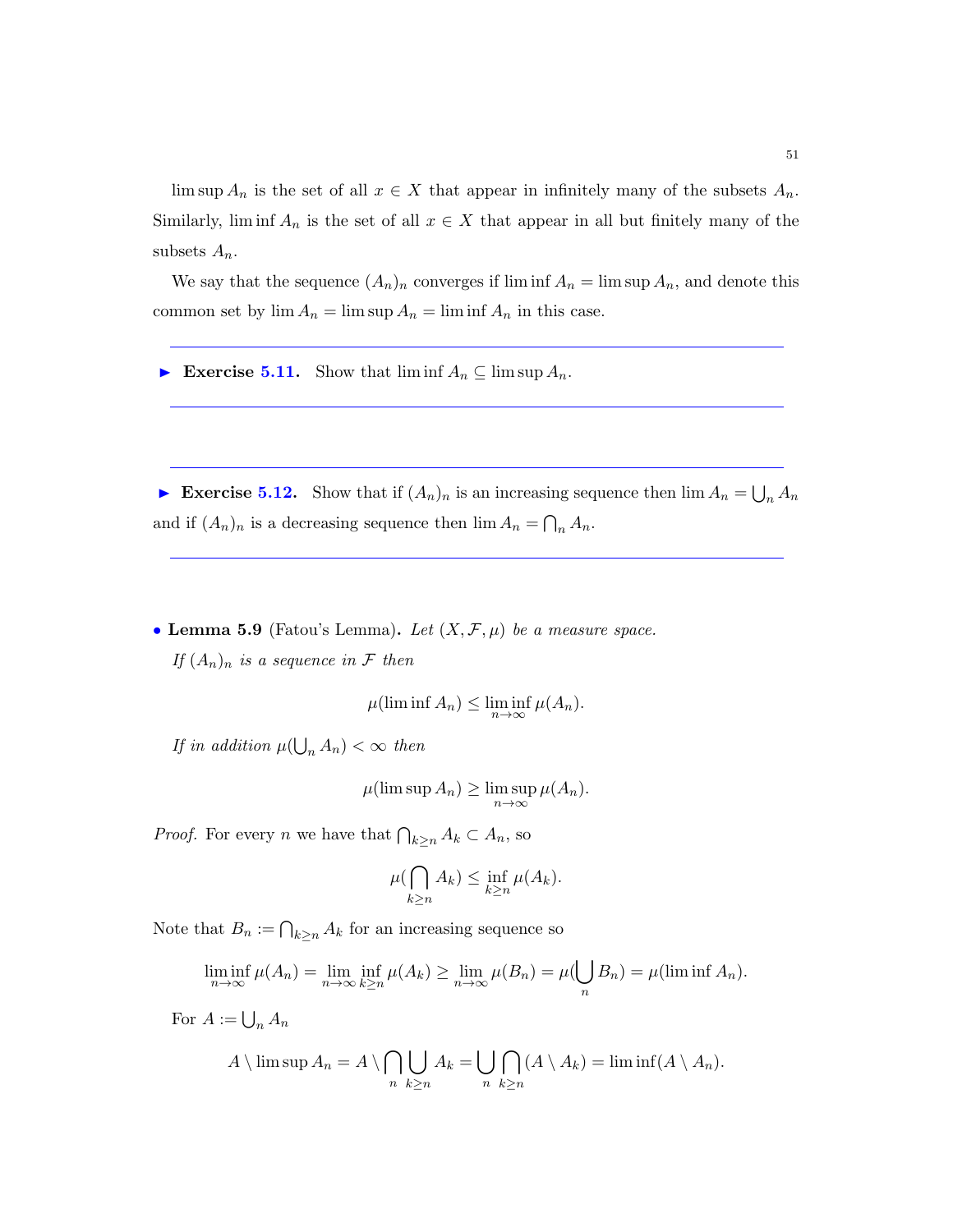$\limsup A_n$ is the set of all $x \in X$ that appear in infinitely many of the subsets $A_n$. Similarly, $\liminf A_n$ is the set of all $x \in X$ that appear in all but finitely many of the subsets $A_n$.

We say that the sequence $(A_n)_n$ converges if $\liminf A_n = \limsup A_n$, and denote this common set by $\lim A_n = \limsup A_n = \liminf A_n$ in this case.

---

► **Exercise 5.11.** Show that $\liminf A_n \subseteq \limsup A_n$.

---

---

► **Exercise 5.12.** Show that if $(A_n)_n$ is an increasing sequence then $\lim A_n = \bigcup_n A_n$ and if $(A_n)_n$ is a decreasing sequence then $\lim A_n = \bigcap_n A_n$.

---

• **Lemma 5.9** (Fatou's Lemma)**.** *Let $(X, \mathcal{F}, \mu)$ be a measure space.*

*If $(A_n)_n$ is a sequence in $\mathcal{F}$ then*

$$\mu(\liminf A_n) \leq \liminf_{n\to\infty} \mu(A_n).$$

*If in addition $\mu(\bigcup_n A_n) < \infty$ then*

$$\mu(\limsup A_n) \geq \limsup_{n\to\infty} \mu(A_n).$$

*Proof.* For every $n$ we have that $\bigcap_{k\geq n} A_k \subset A_n$, so

$$\mu(\bigcap_{k\geq n} A_k) \leq \inf_{k\geq n} \mu(A_k).$$

Note that $B_n := \bigcap_{k\geq n} A_k$ for an increasing sequence so

$$\liminf_{n\to\infty} \mu(A_n) = \lim_{n\to\infty} \inf_{k\geq n} \mu(A_k) \geq \lim_{n\to\infty} \mu(B_n) = \mu(\bigcup_n B_n) = \mu(\liminf A_n).$$

For $A := \bigcup_n A_n$

$$A \setminus \limsup A_n = A \setminus \bigcap_n \bigcup_{k\geq n} A_k = \bigcup_n \bigcap_{k\geq n} (A \setminus A_k) = \liminf(A \setminus A_n).$$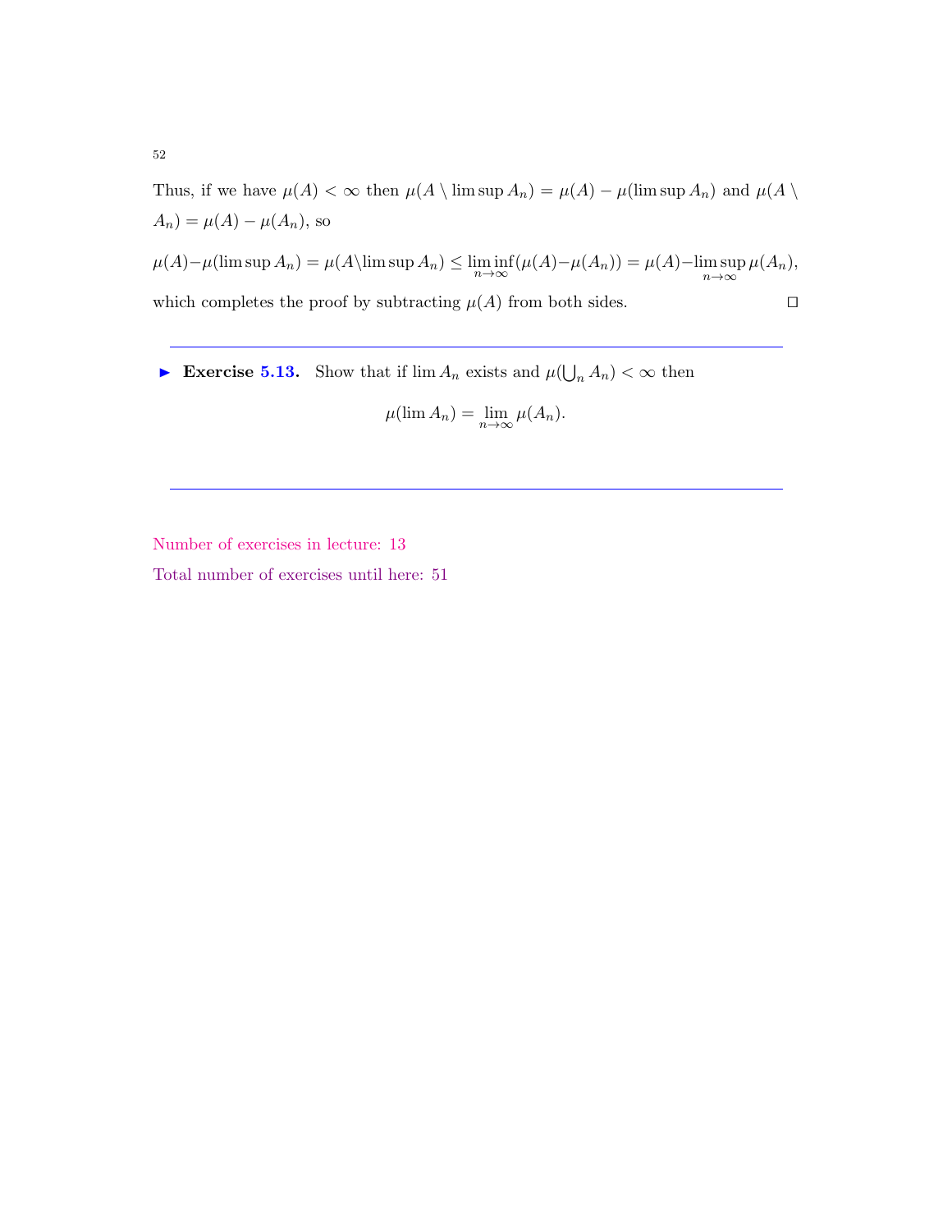Thus, if we have $\mu(A) < \infty$ then $\mu(A \setminus \limsup A_n) = \mu(A) - \mu(\limsup A_n)$ and $\mu(A \setminus A_n) = \mu(A) - \mu(A_n)$, so

$$\mu(A) - \mu(\limsup A_n) = \mu(A \setminus \limsup A_n) \leq \liminf_{n\to\infty} (\mu(A) - \mu(A_n)) = \mu(A) - \limsup_{n\to\infty} \mu(A_n),$$

which completes the proof by subtracting $\mu(A)$ from both sides. □

---

► **Exercise 5.13.** Show that if $\lim A_n$ exists and $\mu(\bigcup_n A_n) < \infty$ then

$$\mu(\lim A_n) = \lim_{n\to\infty} \mu(A_n).$$

---

Number of exercises in lecture: 13

Total number of exercises until here: 51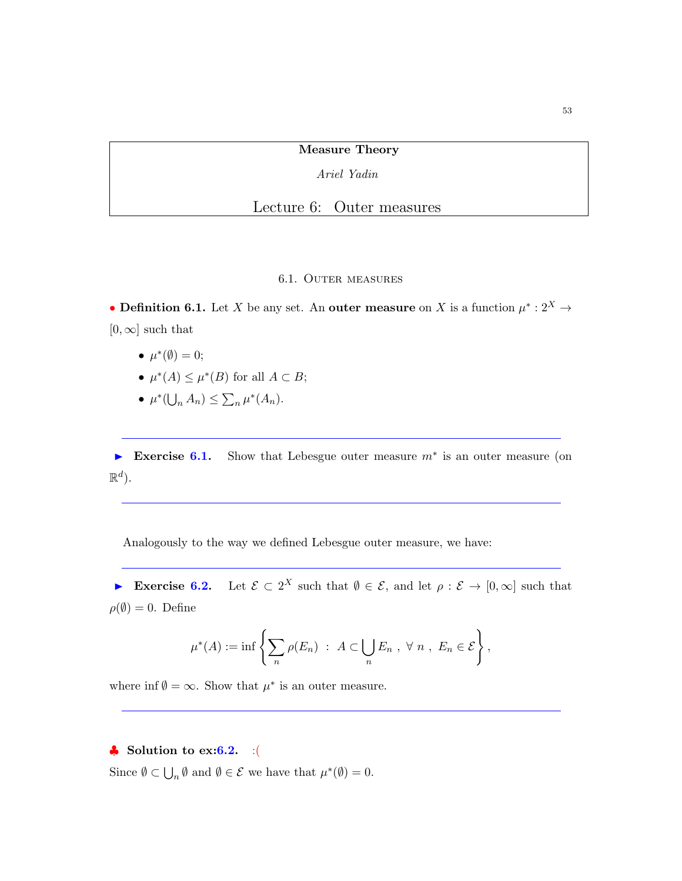**Measure Theory**

*Ariel Yadin*

# Lecture 6: Outer measures

## 6.1. Outer measures

• **Definition 6.1.** Let $X$ be any set. An **outer measure** on $X$ is a function $\mu^* : 2^X \to [0, \infty]$ such that

- $\mu^*(\emptyset) = 0$;
- $\mu^*(A) \leq \mu^*(B)$ for all $A \subset B$;
- $\mu^*(\bigcup_n A_n) \leq \sum_n \mu^*(A_n)$.

---

► **Exercise 6.1.** Show that Lebesgue outer measure $m^*$ is an outer measure (on $\mathbb{R}^d$).

---

Analogously to the way we defined Lebesgue outer measure, we have:

---

► **Exercise 6.2.** Let $\mathcal{E} \subset 2^X$ such that $\emptyset \in \mathcal{E}$, and let $\rho : \mathcal{E} \to [0, \infty]$ such that $\rho(\emptyset) = 0$. Define

$$\mu^*(A) := \inf \left\{ \sum_n \rho(E_n) \ : \ A \subset \bigcup_n E_n \ , \ \forall \ n \ , \ E_n \in \mathcal{E} \right\},$$

where $\inf \emptyset = \infty$. Show that $\mu^*$ is an outer measure.

---

♣ **Solution to ex:6.2.** :(

Since $\emptyset \subset \bigcup_n \emptyset$ and $\emptyset \in \mathcal{E}$ we have that $\mu^*(\emptyset) = 0$.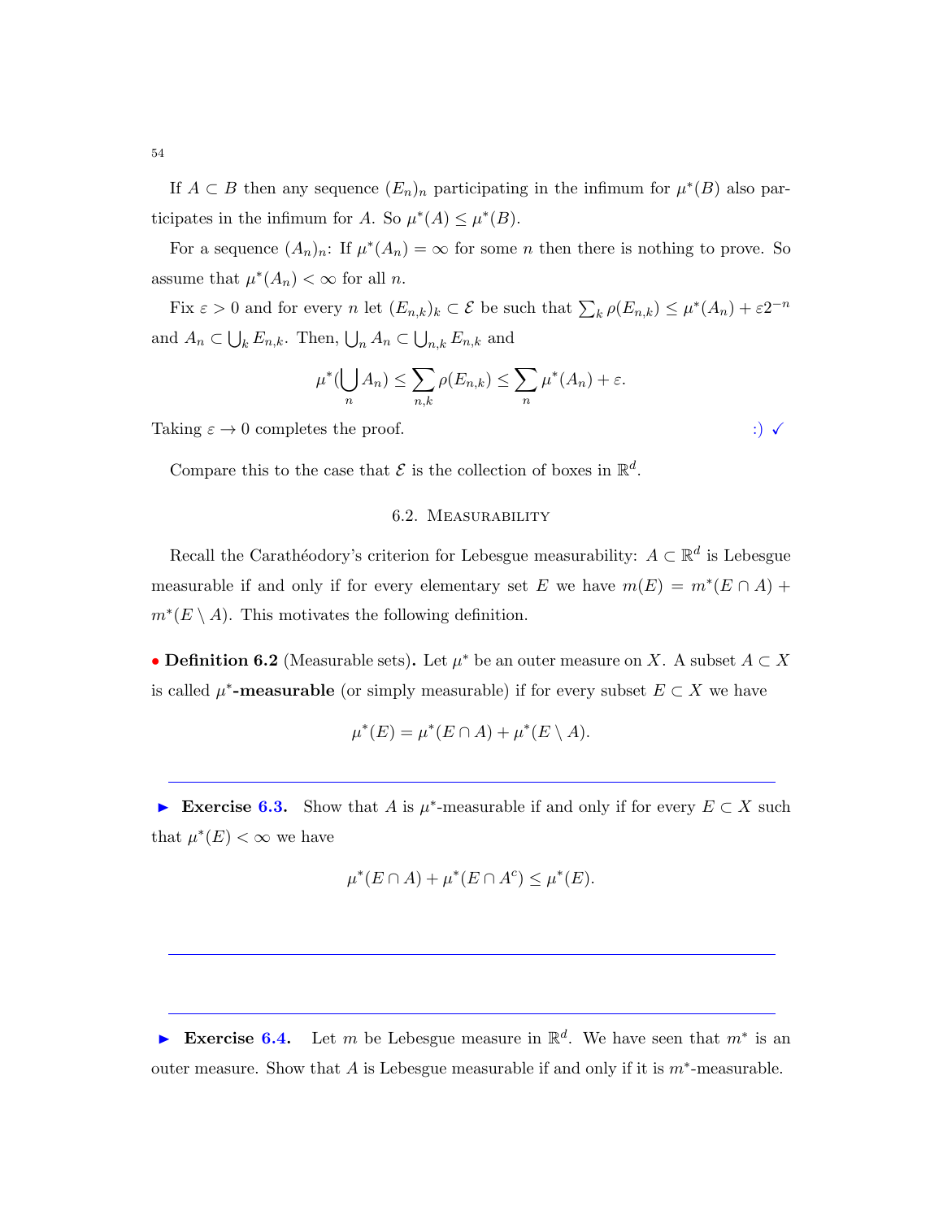If $A \subset B$ then any sequence $(E_n)_n$ participating in the infimum for $\mu^*(B)$ also participates in the infimum for $A$. So $\mu^*(A) \leq \mu^*(B)$.

For a sequence $(A_n)_n$: If $\mu^*(A_n) = \infty$ for some $n$ then there is nothing to prove. So assume that $\mu^*(A_n) < \infty$ for all $n$.

Fix $\varepsilon > 0$ and for every $n$ let $(E_{n,k})_k \subset \mathcal{E}$ be such that $\sum_k \rho(E_{n,k}) \leq \mu^*(A_n) + \varepsilon 2^{-n}$ and $A_n \subset \bigcup_k E_{n,k}$. Then, $\bigcup_n A_n \subset \bigcup_{n,k} E_{n,k}$ and

$$\mu^*(\bigcup_n A_n) \leq \sum_{n,k} \rho(E_{n,k}) \leq \sum_n \mu^*(A_n) + \varepsilon.$$

Taking $\varepsilon \to 0$ completes the proof. :) ✓

Compare this to the case that $\mathcal{E}$ is the collection of boxes in $\mathbb{R}^d$.

## 6.2. Measurability

Recall the Carathéodory's criterion for Lebesgue measurability: $A \subset \mathbb{R}^d$ is Lebesgue measurable if and only if for every elementary set $E$ we have $m(E) = m^*(E \cap A) + m^*(E \setminus A)$. This motivates the following definition.

• **Definition 6.2** (Measurable sets)**.** Let $\mu^*$ be an outer measure on $X$. A subset $A \subset X$ is called **$\mu^*$-measurable** (or simply measurable) if for every subset $E \subset X$ we have

$$\mu^*(E) = \mu^*(E \cap A) + \mu^*(E \setminus A).$$

---

► **Exercise 6.3.** Show that $A$ is $\mu^*$-measurable if and only if for every $E \subset X$ such that $\mu^*(E) < \infty$ we have

$$\mu^*(E \cap A) + \mu^*(E \cap A^c) \leq \mu^*(E).$$

---

---

► **Exercise 6.4.** Let $m$ be Lebesgue measure in $\mathbb{R}^d$. We have seen that $m^*$ is an outer measure. Show that $A$ is Lebesgue measurable if and only if it is $m^*$-measurable.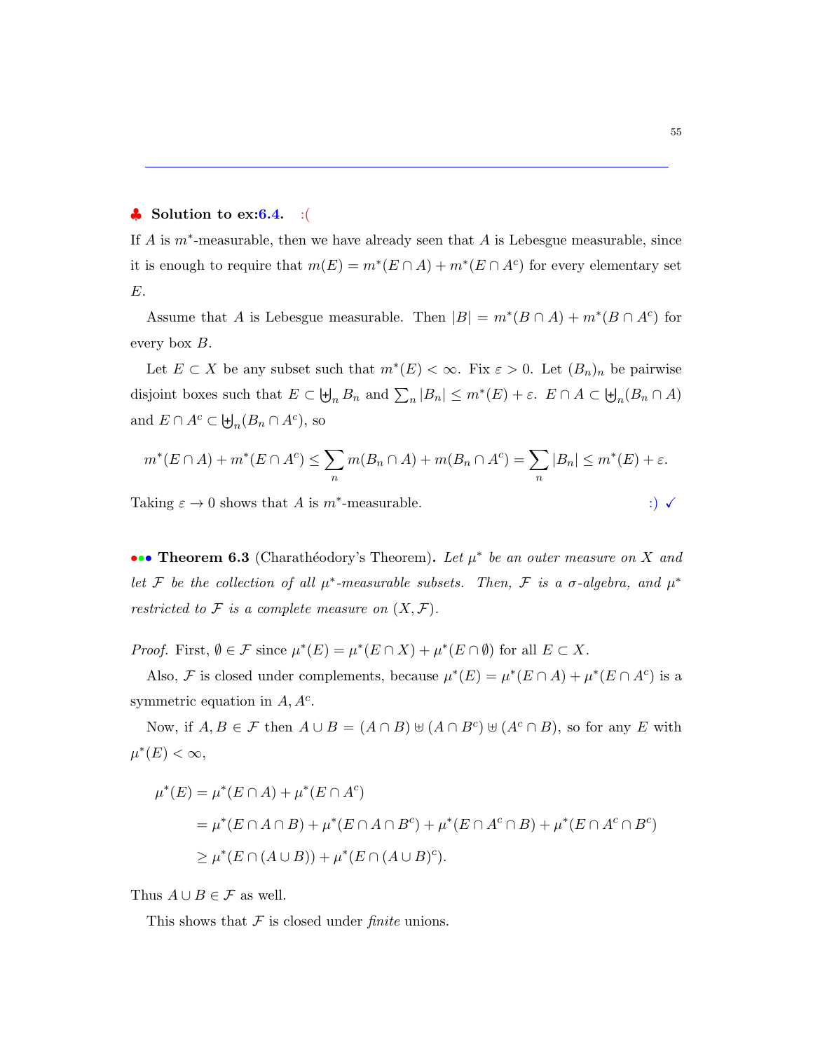♣ **Solution to ex:6.4.** :(

If $A$ is $m^*$-measurable, then we have already seen that $A$ is Lebesgue measurable, since it is enough to require that $m(E) = m^*(E \cap A) + m^*(E \cap A^c)$ for every elementary set $E$.

Assume that $A$ is Lebesgue measurable. Then $|B| = m^*(B \cap A) + m^*(B \cap A^c)$ for every box $B$.

Let $E \subset X$ be any subset such that $m^*(E) < \infty$. Fix $\varepsilon > 0$. Let $(B_n)_n$ be pairwise disjoint boxes such that $E \subset \biguplus_n B_n$ and $\sum_n |B_n| \leq m^*(E) + \varepsilon$. $E \cap A \subset \biguplus_n (B_n \cap A)$ and $E \cap A^c \subset \biguplus_n (B_n \cap A^c)$, so

$$m^*(E \cap A) + m^*(E \cap A^c) \leq \sum_n m(B_n \cap A) + m(B_n \cap A^c) = \sum_n |B_n| \leq m^*(E) + \varepsilon.$$

Taking $\varepsilon \to 0$ shows that $A$ is $m^*$-measurable. :) ✓

••• **Theorem 6.3** (Charathéodory's Theorem)**.** *Let $\mu^*$ be an outer measure on $X$ and let $\mathcal{F}$ be the collection of all $\mu^*$-measurable subsets. Then, $\mathcal{F}$ is a $\sigma$-algebra, and $\mu^*$ restricted to $\mathcal{F}$ is a complete measure on $(X, \mathcal{F})$.*

*Proof.* First, $\emptyset \in \mathcal{F}$ since $\mu^*(E) = \mu^*(E \cap X) + \mu^*(E \cap \emptyset)$ for all $E \subset X$.

Also, $\mathcal{F}$ is closed under complements, because $\mu^*(E) = \mu^*(E \cap A) + \mu^*(E \cap A^c)$ is a symmetric equation in $A, A^c$.

Now, if $A, B \in \mathcal{F}$ then $A \cup B = (A \cap B) \uplus (A \cap B^c) \uplus (A^c \cap B)$, so for any $E$ with $\mu^*(E) < \infty$,

$$\begin{aligned}
\mu^*(E) &= \mu^*(E \cap A) + \mu^*(E \cap A^c) \\
&= \mu^*(E \cap A \cap B) + \mu^*(E \cap A \cap B^c) + \mu^*(E \cap A^c \cap B) + \mu^*(E \cap A^c \cap B^c) \\
&\geq \mu^*(E \cap (A \cup B)) + \mu^*(E \cap (A \cup B)^c).
\end{aligned}$$

Thus $A \cup B \in \mathcal{F}$ as well.

This shows that $\mathcal{F}$ is closed under *finite* unions.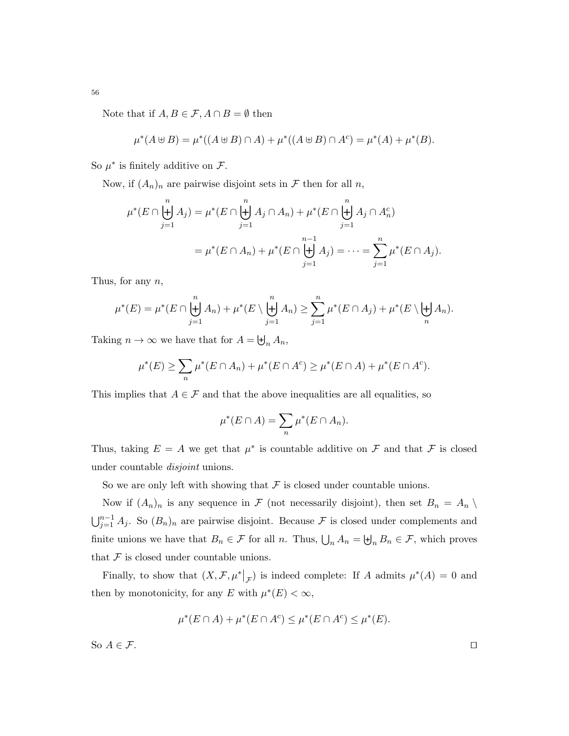Note that if $A, B \in \mathcal{F}, A \cap B = \emptyset$ then

$$\mu^*(A \uplus B) = \mu^*((A \uplus B) \cap A) + \mu^*((A \uplus B) \cap A^c) = \mu^*(A) + \mu^*(B).$$

So $\mu^*$ is finitely additive on $\mathcal{F}$.

Now, if $(A_n)_n$ are pairwise disjoint sets in $\mathcal{F}$ then for all $n$,

$$\mu^*(E \cap \biguplus_{j=1}^n A_j) = \mu^*(E \cap \biguplus_{j=1}^n A_j \cap A_n) + \mu^*(E \cap \biguplus_{j=1}^n A_j \cap A_n^c)$$

$$= \mu^*(E \cap A_n) + \mu^*(E \cap \biguplus_{j=1}^{n-1} A_j) = \cdots = \sum_{j=1}^n \mu^*(E \cap A_j).$$

Thus, for any $n$,

$$\mu^*(E) = \mu^*(E \cap \biguplus_{j=1}^n A_n) + \mu^*(E \setminus \biguplus_{j=1}^n A_n) \geq \sum_{j=1}^n \mu^*(E \cap A_j) + \mu^*(E \setminus \biguplus_n A_n).$$

Taking $n \to \infty$ we have that for $A = \biguplus_n A_n$,

$$\mu^*(E) \geq \sum_n \mu^*(E \cap A_n) + \mu^*(E \cap A^c) \geq \mu^*(E \cap A) + \mu^*(E \cap A^c).$$

This implies that $A \in \mathcal{F}$ and that the above inequalities are all equalities, so

$$\mu^*(E \cap A) = \sum_n \mu^*(E \cap A_n).$$

Thus, taking $E = A$ we get that $\mu^*$ is countable additive on $\mathcal{F}$ and that $\mathcal{F}$ is closed under countable *disjoint* unions.

So we are only left with showing that $\mathcal{F}$ is closed under countable unions.

Now if $(A_n)_n$ is any sequence in $\mathcal{F}$ (not necessarily disjoint), then set $B_n = A_n \setminus \bigcup_{j=1}^{n-1} A_j$. So $(B_n)_n$ are pairwise disjoint. Because $\mathcal{F}$ is closed under complements and finite unions we have that $B_n \in \mathcal{F}$ for all $n$. Thus, $\bigcup_n A_n = \biguplus_n B_n \in \mathcal{F}$, which proves that $\mathcal{F}$ is closed under countable unions.

Finally, to show that $(X, \mathcal{F}, \mu^*\big|_{\mathcal{F}})$ is indeed complete: If $A$ admits $\mu^*(A) = 0$ and then by monotonicity, for any $E$ with $\mu^*(E) < \infty$,

$$\mu^*(E \cap A) + \mu^*(E \cap A^c) \leq \mu^*(E \cap A^c) \leq \mu^*(E).$$

So $A \in \mathcal{F}$. $\square$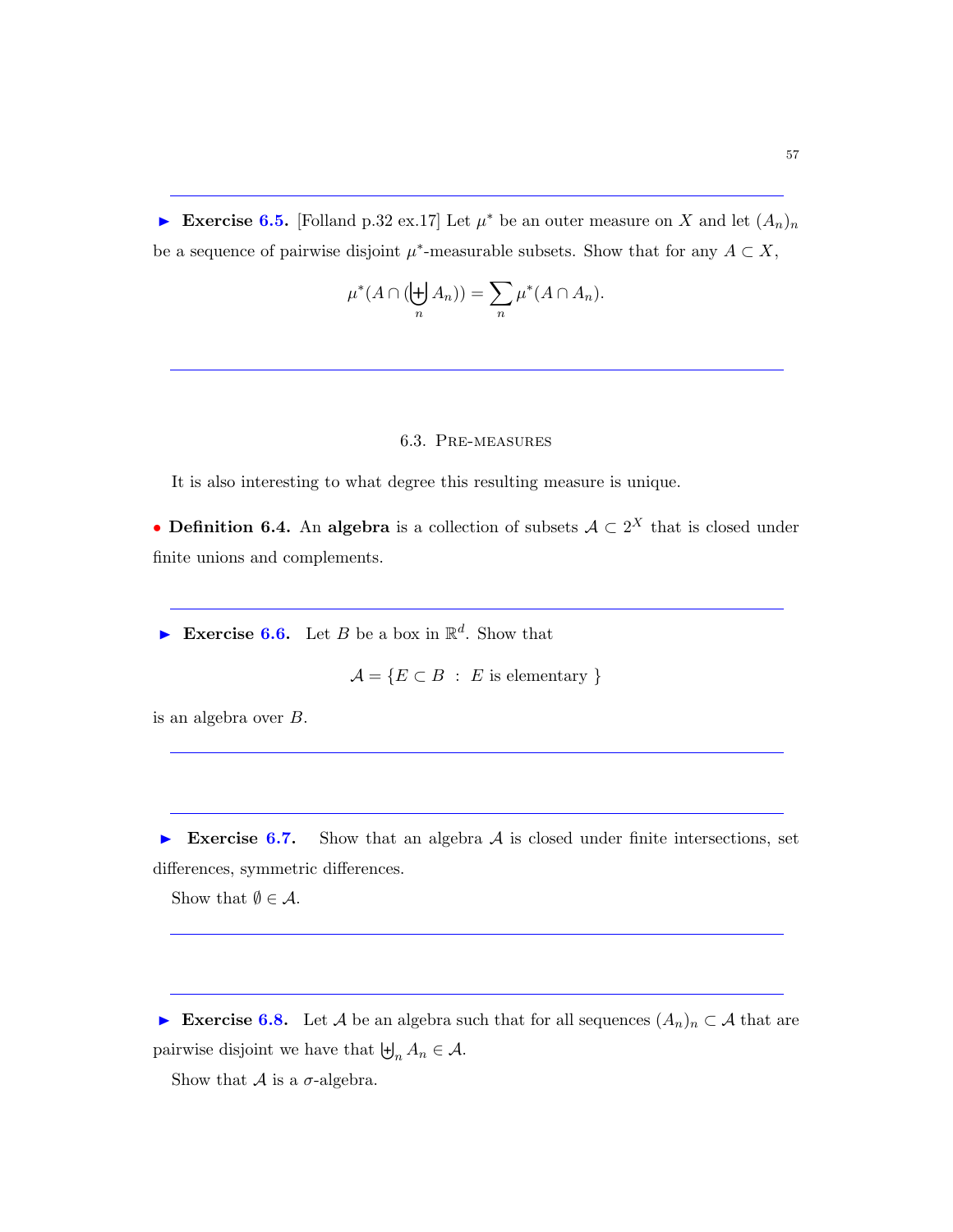► **Exercise 6.5.** [Folland p.32 ex.17] Let $\mu^*$ be an outer measure on $X$ and let $(A_n)_n$ be a sequence of pairwise disjoint $\mu^*$-measurable subsets. Show that for any $A \subset X$,

$$\mu^*(A \cap (\biguplus_n A_n)) = \sum_n \mu^*(A \cap A_n).$$

---

## 6.3. Pre-measures

It is also interesting to what degree this resulting measure is unique.

• **Definition 6.4.** An **algebra** is a collection of subsets $\mathcal{A} \subset 2^X$ that is closed under finite unions and complements.

---

► **Exercise 6.6.** Let $B$ be a box in $\mathbb{R}^d$. Show that

$$\mathcal{A} = \{E \subset B \ : \ E \text{ is elementary } \}$$

is an algebra over $B$.

---

► **Exercise 6.7.** Show that an algebra $\mathcal{A}$ is closed under finite intersections, set differences, symmetric differences.

Show that $\emptyset \in \mathcal{A}$.

---

► **Exercise 6.8.** Let $\mathcal{A}$ be an algebra such that for all sequences $(A_n)_n \subset \mathcal{A}$ that are pairwise disjoint we have that $\biguplus_n A_n \in \mathcal{A}$.

Show that $\mathcal{A}$ is a $\sigma$-algebra.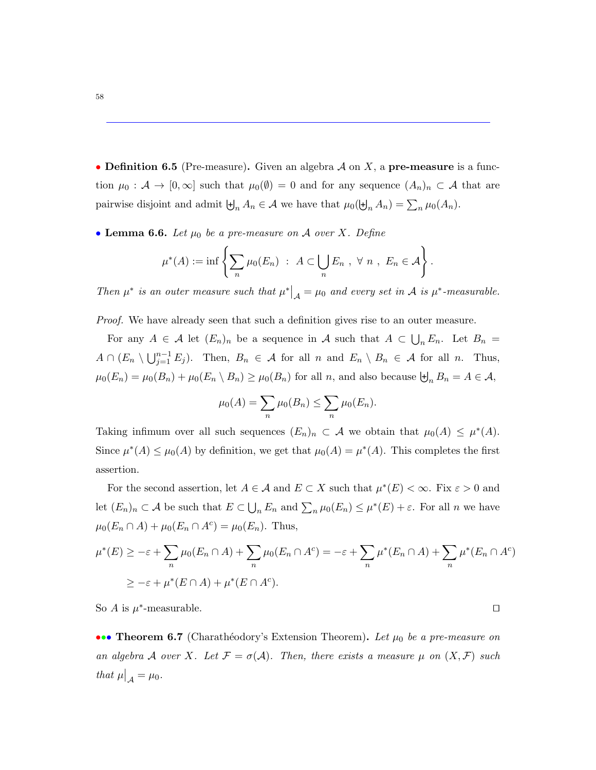• **Definition 6.5** (Pre-measure)**.** Given an algebra $\mathcal{A}$ on $X$, a **pre-measure** is a function $\mu_0 : \mathcal{A} \to [0, \infty]$ such that $\mu_0(\emptyset) = 0$ and for any sequence $(A_n)_n \subset \mathcal{A}$ that are pairwise disjoint and admit $\biguplus_n A_n \in \mathcal{A}$ we have that $\mu_0(\biguplus_n A_n) = \sum_n \mu_0(A_n)$.

• **Lemma 6.6.** *Let $\mu_0$ be a pre-measure on $\mathcal{A}$ over $X$. Define*

$$\mu^*(A) := \inf \left\{ \sum_n \mu_0(E_n) \ : \ A \subset \bigcup_n E_n \ , \ \forall \ n \ , \ E_n \in \mathcal{A} \right\}.$$

*Then $\mu^*$ is an outer measure such that $\mu^*\big|_{\mathcal{A}} = \mu_0$ and every set in $\mathcal{A}$ is $\mu^*$-measurable.*

*Proof.* We have already seen that such a definition gives rise to an outer measure.

For any $A \in \mathcal{A}$ let $(E_n)_n$ be a sequence in $\mathcal{A}$ such that $A \subset \bigcup_n E_n$. Let $B_n = A \cap (E_n \setminus \bigcup_{j=1}^{n-1} E_j)$. Then, $B_n \in \mathcal{A}$ for all $n$ and $E_n \setminus B_n \in \mathcal{A}$ for all $n$. Thus, $\mu_0(E_n) = \mu_0(B_n) + \mu_0(E_n \setminus B_n) \geq \mu_0(B_n)$ for all $n$, and also because $\biguplus_n B_n = A \in \mathcal{A}$,

$$\mu_0(A) = \sum_n \mu_0(B_n) \leq \sum_n \mu_0(E_n).$$

Taking infimum over all such sequences $(E_n)_n \subset \mathcal{A}$ we obtain that $\mu_0(A) \leq \mu^*(A)$. Since $\mu^*(A) \leq \mu_0(A)$ by definition, we get that $\mu_0(A) = \mu^*(A)$. This completes the first assertion.

For the second assertion, let $A \in \mathcal{A}$ and $E \subset X$ such that $\mu^*(E) < \infty$. Fix $\varepsilon > 0$ and let $(E_n)_n \subset \mathcal{A}$ be such that $E \subset \bigcup_n E_n$ and $\sum_n \mu_0(E_n) \leq \mu^*(E) + \varepsilon$. For all $n$ we have $\mu_0(E_n \cap A) + \mu_0(E_n \cap A^c) = \mu_0(E_n)$. Thus,

$$\begin{aligned}
\mu^*(E) &\geq -\varepsilon + \sum_n \mu_0(E_n \cap A) + \sum_n \mu_0(E_n \cap A^c) = -\varepsilon + \sum_n \mu^*(E_n \cap A) + \sum_n \mu^*(E_n \cap A^c) \\
&\geq -\varepsilon + \mu^*(E \cap A) + \mu^*(E \cap A^c).
\end{aligned}$$

So $A$ is $\mu^*$-measurable. □

••• **Theorem 6.7** (Charathéodory's Extension Theorem)**.** *Let $\mu_0$ be a pre-measure on an algebra $\mathcal{A}$ over $X$. Let $\mathcal{F} = \sigma(\mathcal{A})$. Then, there exists a measure $\mu$ on $(X, \mathcal{F})$ such that $\mu\big|_{\mathcal{A}} = \mu_0$.*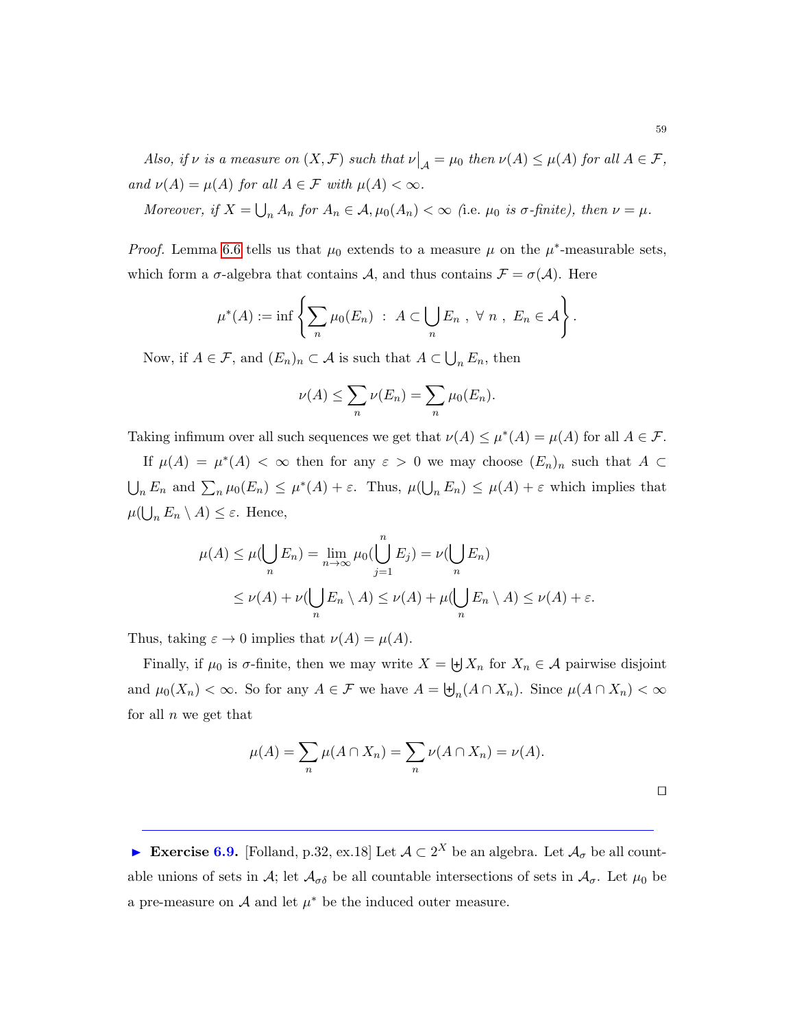*Also, if $\nu$ is a measure on $(X, \mathcal{F})$ such that $\nu\big|_{\mathcal{A}} = \mu_0$ then $\nu(A) \leq \mu(A)$ for all $A \in \mathcal{F}$, and $\nu(A) = \mu(A)$ for all $A \in \mathcal{F}$ with $\mu(A) < \infty$.*

*Moreover, if $X = \bigcup_n A_n$ for $A_n \in \mathcal{A}, \mu_0(A_n) < \infty$ (*i.e. *$\mu_0$ is $\sigma$-finite), then $\nu = \mu$.*

*Proof.* Lemma 6.6 tells us that $\mu_0$ extends to a measure $\mu$ on the $\mu^*$-measurable sets, which form a $\sigma$-algebra that contains $\mathcal{A}$, and thus contains $\mathcal{F} = \sigma(\mathcal{A})$. Here

$$\mu^*(A) := \inf \left\{ \sum_n \mu_0(E_n) \ : \ A \subset \bigcup_n E_n \ , \ \forall \ n \ , \ E_n \in \mathcal{A} \right\}.$$

Now, if $A \in \mathcal{F}$, and $(E_n)_n \subset \mathcal{A}$ is such that $A \subset \bigcup_n E_n$, then

$$\nu(A) \leq \sum_n \nu(E_n) = \sum_n \mu_0(E_n).$$

Taking infimum over all such sequences we get that $\nu(A) \leq \mu^*(A) = \mu(A)$ for all $A \in \mathcal{F}$.

If $\mu(A) = \mu^*(A) < \infty$ then for any $\varepsilon > 0$ we may choose $(E_n)_n$ such that $A \subset \bigcup_n E_n$ and $\sum_n \mu_0(E_n) \leq \mu^*(A) + \varepsilon$. Thus, $\mu(\bigcup_n E_n) \leq \mu(A) + \varepsilon$ which implies that $\mu(\bigcup_n E_n \setminus A) \leq \varepsilon$. Hence,

$$\begin{aligned}
\mu(A) \leq \mu(\bigcup_n E_n) &= \lim_{n \to \infty} \mu_0(\bigcup_{j=1}^n E_j) = \nu(\bigcup_n E_n) \\
&\leq \nu(A) + \nu(\bigcup_n E_n \setminus A) \leq \nu(A) + \mu(\bigcup_n E_n \setminus A) \leq \nu(A) + \varepsilon.
\end{aligned}$$

Thus, taking $\varepsilon \to 0$ implies that $\nu(A) = \mu(A)$.

Finally, if $\mu_0$ is $\sigma$-finite, then we may write $X = \biguplus X_n$ for $X_n \in \mathcal{A}$ pairwise disjoint and $\mu_0(X_n) < \infty$. So for any $A \in \mathcal{F}$ we have $A = \biguplus_n (A \cap X_n)$. Since $\mu(A \cap X_n) < \infty$ for all $n$ we get that

$$\mu(A) = \sum_n \mu(A \cap X_n) = \sum_n \nu(A \cap X_n) = \nu(A).$$

□

---

► **Exercise 6.9.** [Folland, p.32, ex.18] Let $\mathcal{A} \subset 2^X$ be an algebra. Let $\mathcal{A}_\sigma$ be all countable unions of sets in $\mathcal{A}$; let $\mathcal{A}_{\sigma\delta}$ be all countable intersections of sets in $\mathcal{A}_\sigma$. Let $\mu_0$ be a pre-measure on $\mathcal{A}$ and let $\mu^*$ be the induced outer measure.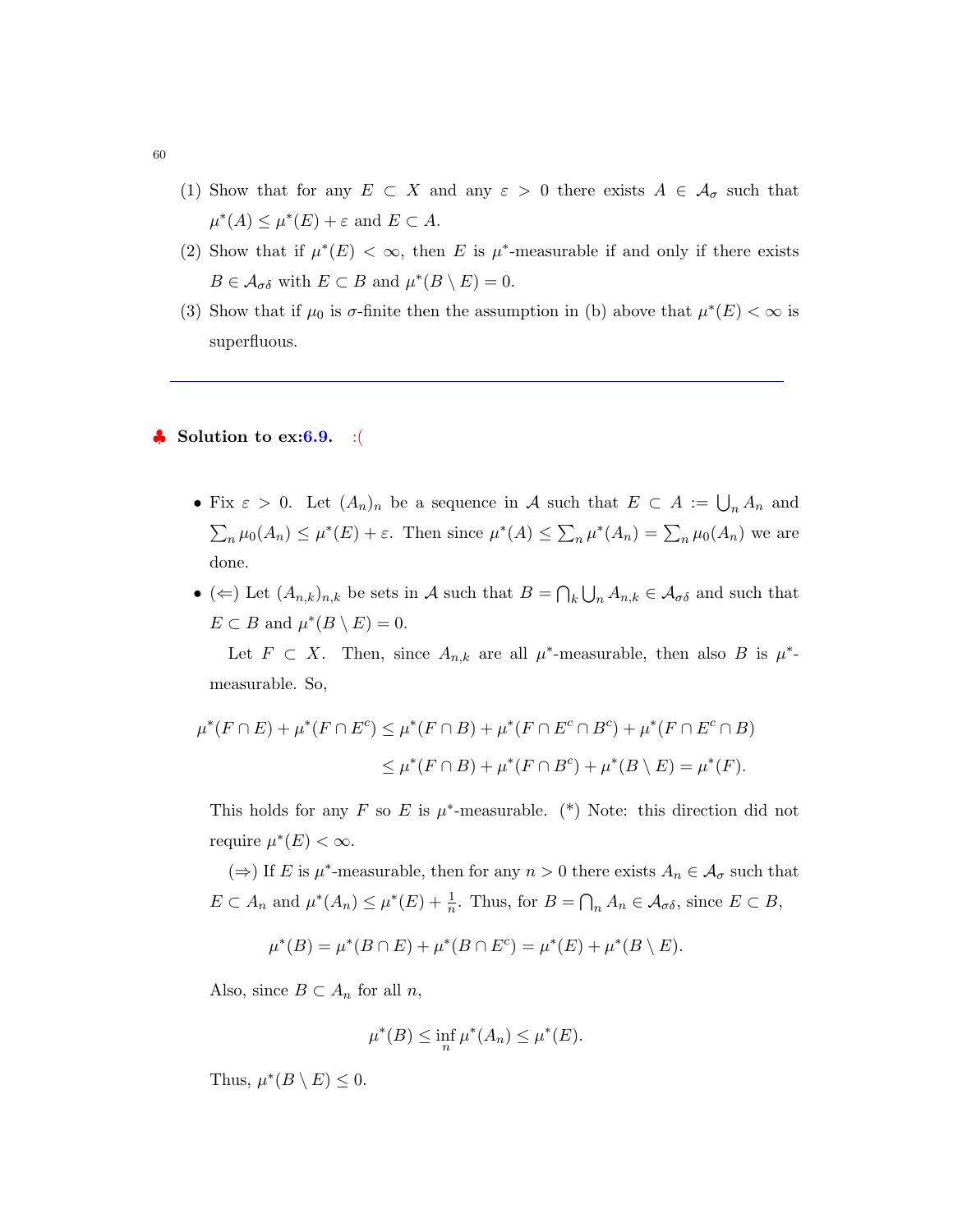(1) Show that for any $E \subset X$ and any $\varepsilon > 0$ there exists $A \in \mathcal{A}_\sigma$ such that $\mu^*(A) \le \mu^*(E) + \varepsilon$ and $E \subset A$.

(2) Show that if $\mu^*(E) < \infty$, then $E$ is $\mu^*$-measurable if and only if there exists $B \in \mathcal{A}_{\sigma\delta}$ with $E \subset B$ and $\mu^*(B \setminus E) = 0$.

(3) Show that if $\mu_0$ is $\sigma$-finite then the assumption in (b) above that $\mu^*(E) < \infty$ is superfluous.

---

♣ **Solution to ex:6.9.** :(

- Fix $\varepsilon > 0$. Let $(A_n)_n$ be a sequence in $\mathcal{A}$ such that $E \subset A := \bigcup_n A_n$ and $\sum_n \mu_0(A_n) \le \mu^*(E) + \varepsilon$. Then since $\mu^*(A) \le \sum_n \mu^*(A_n) = \sum_n \mu_0(A_n)$ we are done.

- ($\Leftarrow$) Let $(A_{n,k})_{n,k}$ be sets in $\mathcal{A}$ such that $B = \bigcap_k \bigcup_n A_{n,k} \in \mathcal{A}_{\sigma\delta}$ and such that $E \subset B$ and $\mu^*(B \setminus E) = 0$.

  Let $F \subset X$. Then, since $A_{n,k}$ are all $\mu^*$-measurable, then also $B$ is $\mu^*$-measurable. So,

$$\mu^*(F \cap E) + \mu^*(F \cap E^c) \le \mu^*(F \cap B) + \mu^*(F \cap E^c \cap B^c) + \mu^*(F \cap E^c \cap B)$$
$$\le \mu^*(F \cap B) + \mu^*(F \cap B^c) + \mu^*(B \setminus E) = \mu^*(F).$$

  This holds for any $F$ so $E$ is $\mu^*$-measurable. (*) Note: this direction did not require $\mu^*(E) < \infty$.

  ($\Rightarrow$) If $E$ is $\mu^*$-measurable, then for any $n > 0$ there exists $A_n \in \mathcal{A}_\sigma$ such that $E \subset A_n$ and $\mu^*(A_n) \le \mu^*(E) + \frac{1}{n}$. Thus, for $B = \bigcap_n A_n \in \mathcal{A}_{\sigma\delta}$, since $E \subset B$,

$$\mu^*(B) = \mu^*(B \cap E) + \mu^*(B \cap E^c) = \mu^*(E) + \mu^*(B \setminus E).$$

  Also, since $B \subset A_n$ for all $n$,

$$\mu^*(B) \le \inf_n \mu^*(A_n) \le \mu^*(E).$$

  Thus, $\mu^*(B \setminus E) \le 0$.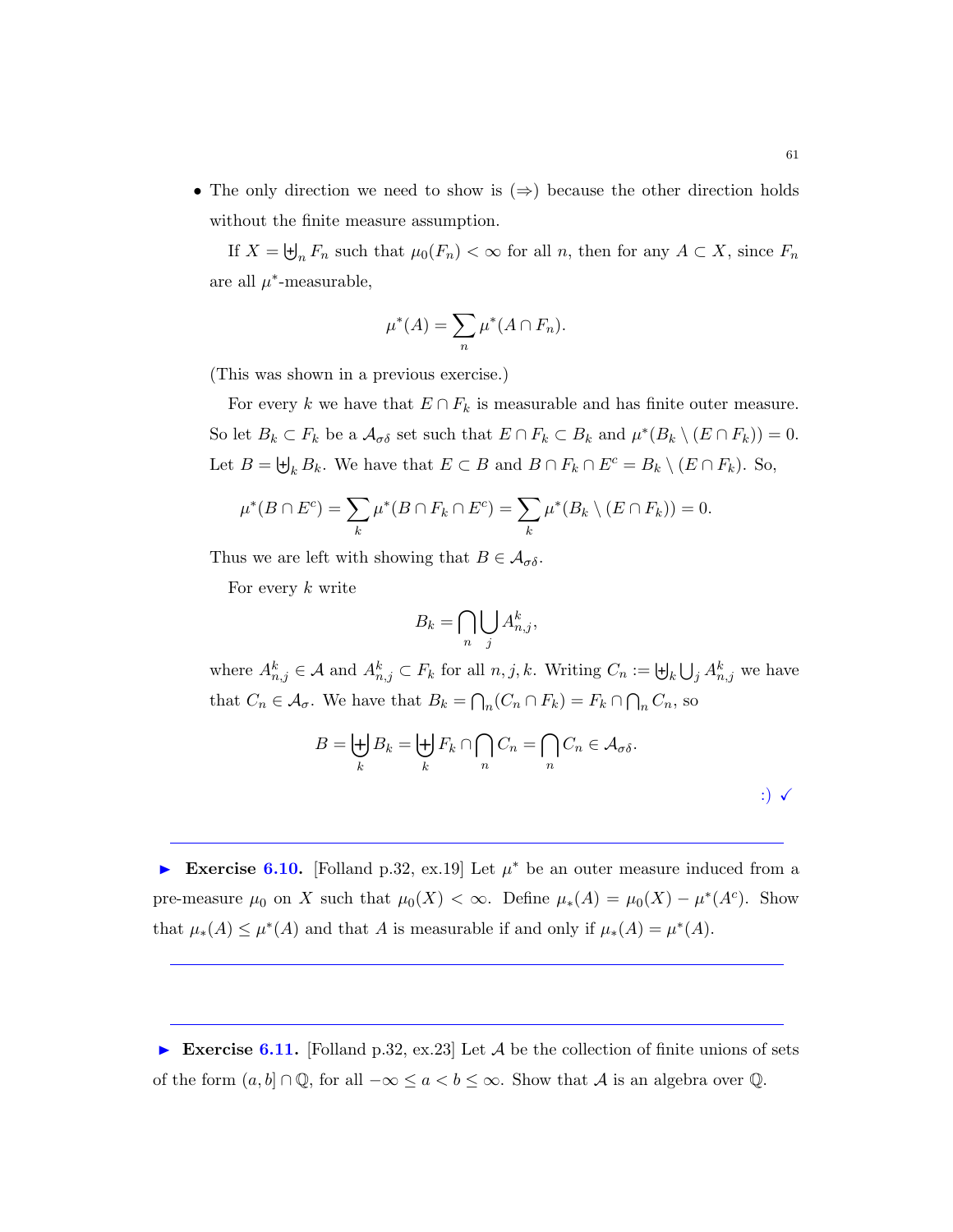- The only direction we need to show is $(\Rightarrow)$ because the other direction holds without the finite measure assumption.

  If $X = \biguplus_n F_n$ such that $\mu_0(F_n) < \infty$ for all $n$, then for any $A \subset X$, since $F_n$ are all $\mu^*$-measurable,

$$\mu^*(A) = \sum_n \mu^*(A \cap F_n).$$

  (This was shown in a previous exercise.)

  For every $k$ we have that $E \cap F_k$ is measurable and has finite outer measure. So let $B_k \subset F_k$ be a $\mathcal{A}_{\sigma\delta}$ set such that $E \cap F_k \subset B_k$ and $\mu^*(B_k \setminus (E \cap F_k)) = 0$. Let $B = \biguplus_k B_k$. We have that $E \subset B$ and $B \cap F_k \cap E^c = B_k \setminus (E \cap F_k)$. So,

$$\mu^*(B \cap E^c) = \sum_k \mu^*(B \cap F_k \cap E^c) = \sum_k \mu^*(B_k \setminus (E \cap F_k)) = 0.$$

  Thus we are left with showing that $B \in \mathcal{A}_{\sigma\delta}$.

  For every $k$ write

$$B_k = \bigcap_n \bigcup_j A^k_{n,j},$$

  where $A^k_{n,j} \in \mathcal{A}$ and $A^k_{n,j} \subset F_k$ for all $n, j, k$. Writing $C_n := \biguplus_k \bigcup_j A^k_{n,j}$ we have that $C_n \in \mathcal{A}_\sigma$. We have that $B_k = \bigcap_n (C_n \cap F_k) = F_k \cap \bigcap_n C_n$, so

$$B = \biguplus_k B_k = \biguplus_k F_k \cap \bigcap_n C_n = \bigcap_n C_n \in \mathcal{A}_{\sigma\delta}.$$

  :) ✓

---

► **Exercise 6.10.** [Folland p.32, ex.19] Let $\mu^*$ be an outer measure induced from a pre-measure $\mu_0$ on $X$ such that $\mu_0(X) < \infty$. Define $\mu_*(A) = \mu_0(X) - \mu^*(A^c)$. Show that $\mu_*(A) \le \mu^*(A)$ and that $A$ is measurable if and only if $\mu_*(A) = \mu^*(A)$.

---

---

► **Exercise 6.11.** [Folland p.32, ex.23] Let $\mathcal{A}$ be the collection of finite unions of sets of the form $(a, b] \cap \mathbb{Q}$, for all $-\infty \le a < b \le \infty$. Show that $\mathcal{A}$ is an algebra over $\mathbb{Q}$.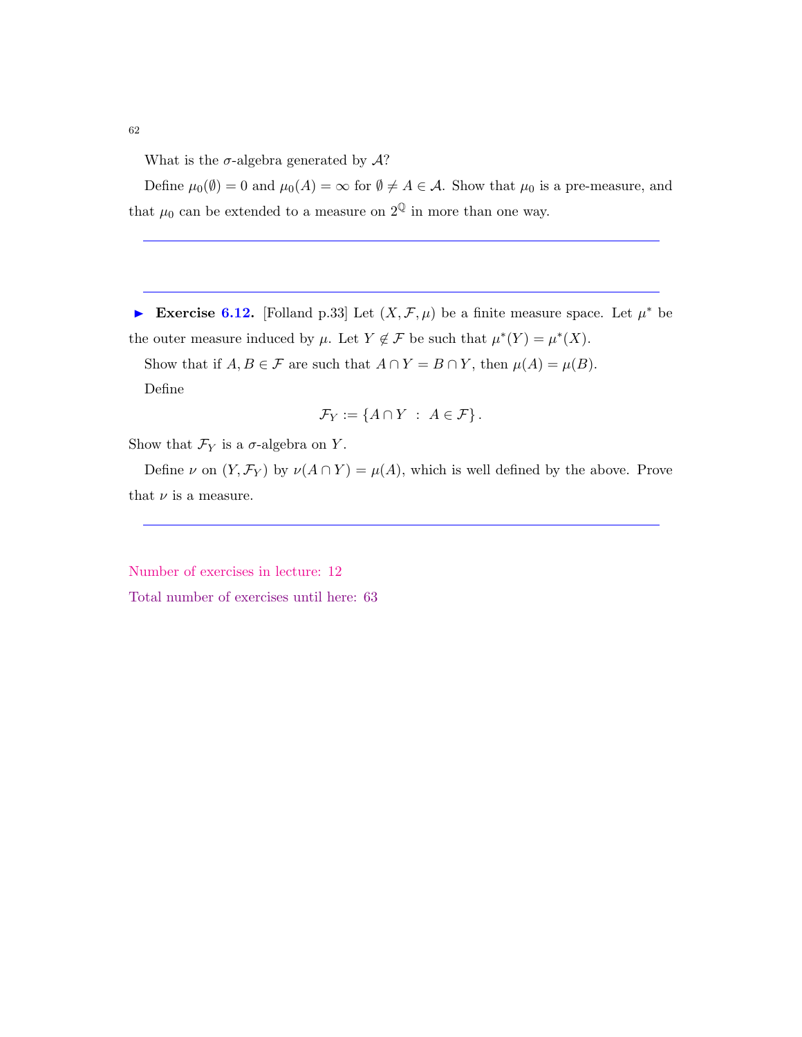What is the $\sigma$-algebra generated by $\mathcal{A}$?

Define $\mu_0(\emptyset) = 0$ and $\mu_0(A) = \infty$ for $\emptyset \neq A \in \mathcal{A}$. Show that $\mu_0$ is a pre-measure, and that $\mu_0$ can be extended to a measure on $2^{\mathbb{Q}}$ in more than one way.

---

---

► **Exercise 6.12.** [Folland p.33] Let $(X, \mathcal{F}, \mu)$ be a finite measure space. Let $\mu^*$ be the outer measure induced by $\mu$. Let $Y \notin \mathcal{F}$ be such that $\mu^*(Y) = \mu^*(X)$.

Show that if $A, B \in \mathcal{F}$ are such that $A \cap Y = B \cap Y$, then $\mu(A) = \mu(B)$.

Define

$$\mathcal{F}_Y := \{A \cap Y \ : \ A \in \mathcal{F}\}.$$

Show that $\mathcal{F}_Y$ is a $\sigma$-algebra on $Y$.

Define $\nu$ on $(Y, \mathcal{F}_Y)$ by $\nu(A \cap Y) = \mu(A)$, which is well defined by the above. Prove that $\nu$ is a measure.

---

Number of exercises in lecture: 12

Total number of exercises until here: 63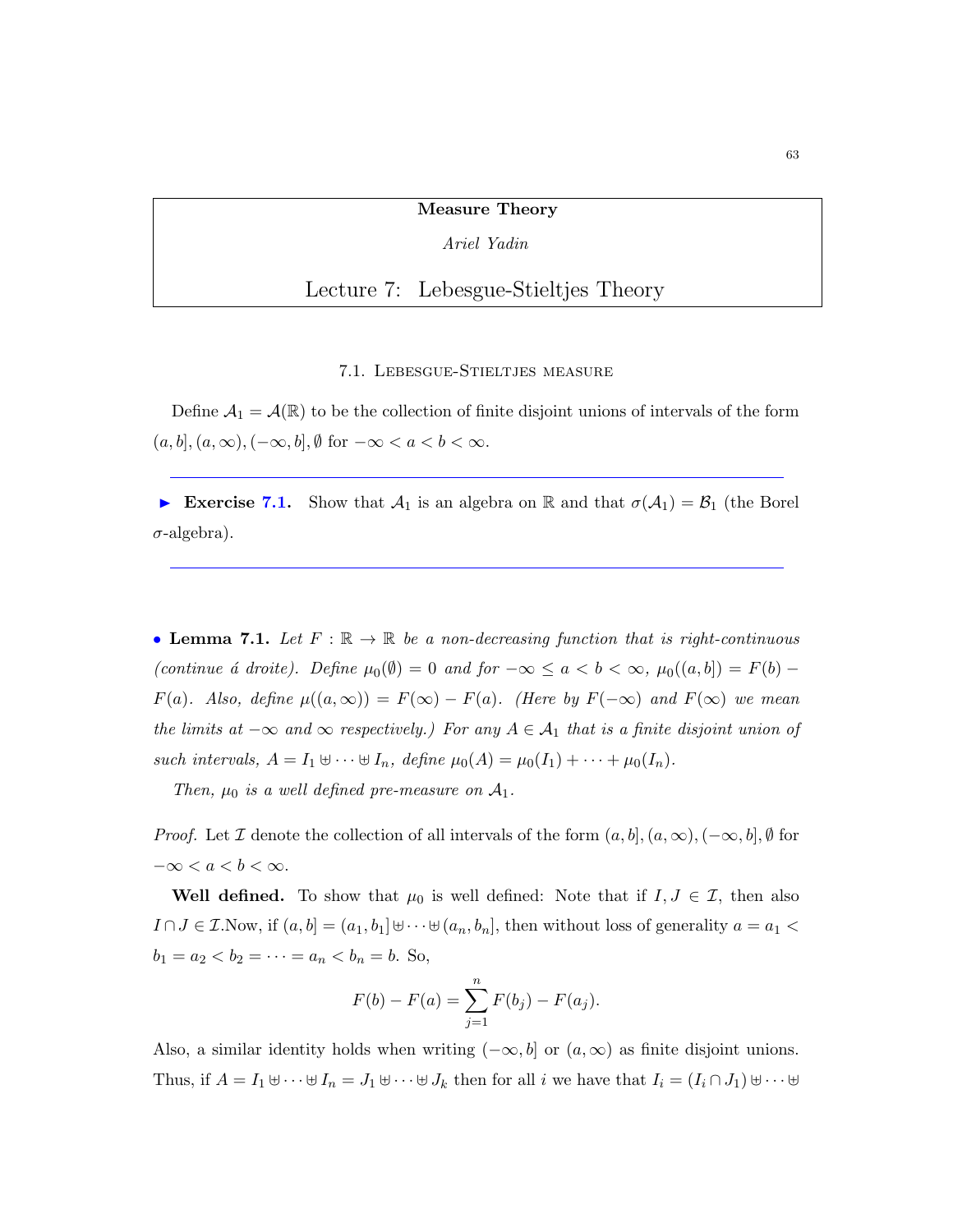**Measure Theory**

*Ariel Yadin*

# Lecture 7: Lebesgue-Stieltjes Theory

## 7.1. Lebesgue-Stieltjes measure

Define $\mathcal{A}_1 = \mathcal{A}(\mathbb{R})$ to be the collection of finite disjoint unions of intervals of the form $(a, b], (a, \infty), (-\infty, b], \emptyset$ for $-\infty < a < b < \infty$.

---

► **Exercise 7.1.** Show that $\mathcal{A}_1$ is an algebra on $\mathbb{R}$ and that $\sigma(\mathcal{A}_1) = \mathcal{B}_1$ (the Borel $\sigma$-algebra).

---

• **Lemma 7.1.** *Let $F : \mathbb{R} \to \mathbb{R}$ be a non-decreasing function that is right-continuous (continue á droite). Define $\mu_0(\emptyset) = 0$ and for $-\infty \leq a < b < \infty$, $\mu_0((a, b]) = F(b) - F(a)$. Also, define $\mu((a, \infty)) = F(\infty) - F(a)$. (Here by $F(-\infty)$ and $F(\infty)$ we mean the limits at $-\infty$ and $\infty$ respectively.) For any $A \in \mathcal{A}_1$ that is a finite disjoint union of such intervals, $A = I_1 \uplus \cdots \uplus I_n$, define $\mu_0(A) = \mu_0(I_1) + \cdots + \mu_0(I_n)$.*

*Then, $\mu_0$ is a well defined pre-measure on $\mathcal{A}_1$.*

*Proof.* Let $\mathcal{I}$ denote the collection of all intervals of the form $(a, b], (a, \infty), (-\infty, b], \emptyset$ for $-\infty < a < b < \infty$.

**Well defined.** To show that $\mu_0$ is well defined: Note that if $I, J \in \mathcal{I}$, then also $I \cap J \in \mathcal{I}$.Now, if $(a, b] = (a_1, b_1] \uplus \cdots \uplus (a_n, b_n]$, then without loss of generality $a = a_1 < b_1 = a_2 < b_2 = \cdots = a_n < b_n = b$. So,

$$F(b) - F(a) = \sum_{j=1}^{n} F(b_j) - F(a_j).$$

Also, a similar identity holds when writing $(-\infty, b]$ or $(a, \infty)$ as finite disjoint unions. Thus, if $A = I_1 \uplus \cdots \uplus I_n = J_1 \uplus \cdots \uplus J_k$ then for all $i$ we have that $I_i = (I_i \cap J_1) \uplus \cdots \uplus$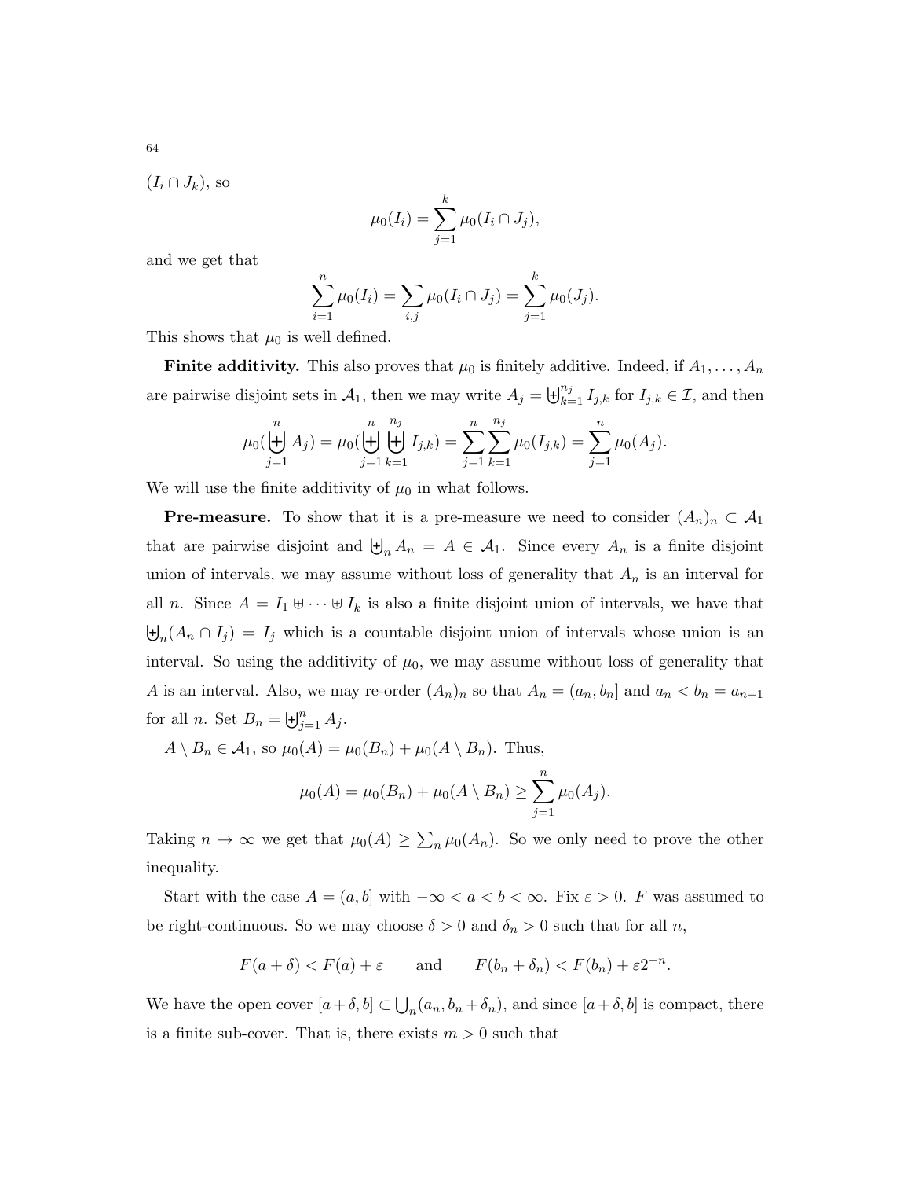$(I_i \cap J_k)$, so

$$\mu_0(I_i) = \sum_{j=1}^{k} \mu_0(I_i \cap J_j),$$

and we get that

$$\sum_{i=1}^{n} \mu_0(I_i) = \sum_{i,j} \mu_0(I_i \cap J_j) = \sum_{j=1}^{k} \mu_0(J_j).$$

This shows that $\mu_0$ is well defined.

**Finite additivity.** This also proves that $\mu_0$ is finitely additive. Indeed, if $A_1, \ldots, A_n$ are pairwise disjoint sets in $\mathcal{A}_1$, then we may write $A_j = \biguplus_{k=1}^{n_j} I_{j,k}$ for $I_{j,k} \in \mathcal{I}$, and then

$$\mu_0(\biguplus_{j=1}^{n} A_j) = \mu_0(\biguplus_{j=1}^{n} \biguplus_{k=1}^{n_j} I_{j,k}) = \sum_{j=1}^{n} \sum_{k=1}^{n_j} \mu_0(I_{j,k}) = \sum_{j=1}^{n} \mu_0(A_j).$$

We will use the finite additivity of $\mu_0$ in what follows.

**Pre-measure.** To show that it is a pre-measure we need to consider $(A_n)_n \subset \mathcal{A}_1$ that are pairwise disjoint and $\biguplus_n A_n = A \in \mathcal{A}_1$. Since every $A_n$ is a finite disjoint union of intervals, we may assume without loss of generality that $A_n$ is an interval for all $n$. Since $A = I_1 \uplus \cdots \uplus I_k$ is also a finite disjoint union of intervals, we have that $\biguplus_n (A_n \cap I_j) = I_j$ which is a countable disjoint union of intervals whose union is an interval. So using the additivity of $\mu_0$, we may assume without loss of generality that $A$ is an interval. Also, we may re-order $(A_n)_n$ so that $A_n = (a_n, b_n]$ and $a_n < b_n = a_{n+1}$ for all $n$. Set $B_n = \biguplus_{j=1}^{n} A_j$.

$A \setminus B_n \in \mathcal{A}_1$, so $\mu_0(A) = \mu_0(B_n) + \mu_0(A \setminus B_n)$. Thus,

$$\mu_0(A) = \mu_0(B_n) + \mu_0(A \setminus B_n) \geq \sum_{j=1}^{n} \mu_0(A_j).$$

Taking $n \to \infty$ we get that $\mu_0(A) \geq \sum_n \mu_0(A_n)$. So we only need to prove the other inequality.

Start with the case $A = (a, b]$ with $-\infty < a < b < \infty$. Fix $\varepsilon > 0$. $F$ was assumed to be right-continuous. So we may choose $\delta > 0$ and $\delta_n > 0$ such that for all $n$,

$$F(a + \delta) < F(a) + \varepsilon \qquad \text{and} \qquad F(b_n + \delta_n) < F(b_n) + \varepsilon 2^{-n}.$$

We have the open cover $[a + \delta, b] \subset \bigcup_n (a_n, b_n + \delta_n)$, and since $[a + \delta, b]$ is compact, there is a finite sub-cover. That is, there exists $m > 0$ such that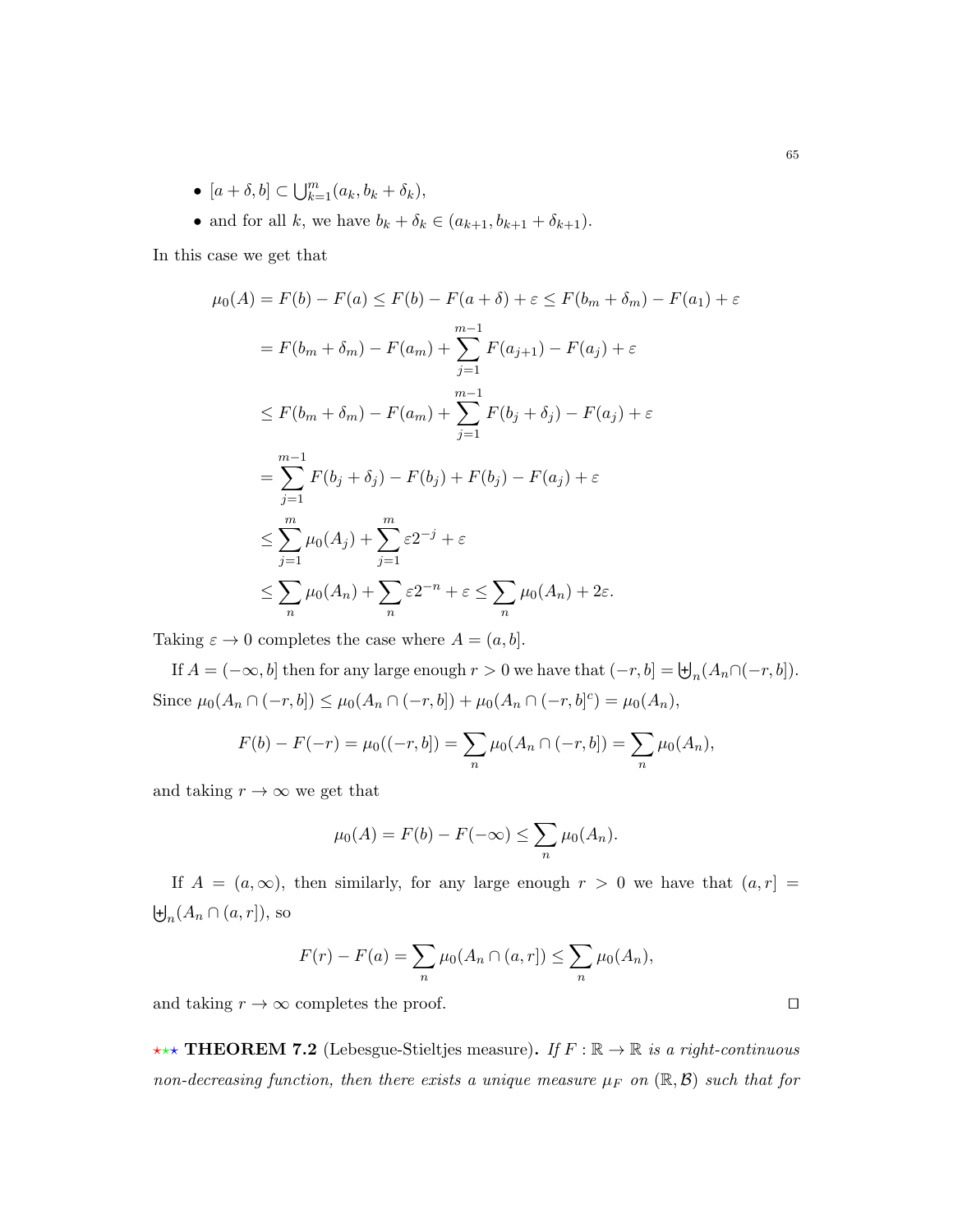- $[a+\delta, b] \subset \bigcup_{k=1}^m (a_k, b_k + \delta_k)$,
- and for all $k$, we have $b_k + \delta_k \in (a_{k+1}, b_{k+1} + \delta_{k+1})$.

In this case we get that

$$
\begin{aligned}
\mu_0(A) = F(b) - F(a) &\leq F(b) - F(a+\delta) + \varepsilon \leq F(b_m + \delta_m) - F(a_1) + \varepsilon \\
&= F(b_m + \delta_m) - F(a_m) + \sum_{j=1}^{m-1} F(a_{j+1}) - F(a_j) + \varepsilon \\
&\leq F(b_m + \delta_m) - F(a_m) + \sum_{j=1}^{m-1} F(b_j + \delta_j) - F(a_j) + \varepsilon \\
&= \sum_{j=1}^{m-1} F(b_j + \delta_j) - F(b_j) + F(b_j) - F(a_j) + \varepsilon \\
&\leq \sum_{j=1}^{m} \mu_0(A_j) + \sum_{j=1}^{m} \varepsilon 2^{-j} + \varepsilon \\
&\leq \sum_n \mu_0(A_n) + \sum_n \varepsilon 2^{-n} + \varepsilon \leq \sum_n \mu_0(A_n) + 2\varepsilon.
\end{aligned}
$$

Taking $\varepsilon \to 0$ completes the case where $A = (a, b]$.

If $A = (-\infty, b]$ then for any large enough $r > 0$ we have that $(-r, b] = \biguplus_n (A_n \cap (-r, b])$. Since $\mu_0(A_n \cap (-r, b]) \leq \mu_0(A_n \cap (-r, b]) + \mu_0(A_n \cap (-r, b]^c) = \mu_0(A_n)$,

$$
F(b) - F(-r) = \mu_0((-r, b]) = \sum_n \mu_0(A_n \cap (-r, b]) = \sum_n \mu_0(A_n),
$$

and taking $r \to \infty$ we get that

$$
\mu_0(A) = F(b) - F(-\infty) \leq \sum_n \mu_0(A_n).
$$

If $A = (a, \infty)$, then similarly, for any large enough $r > 0$ we have that $(a, r] = \biguplus_n (A_n \cap (a, r])$, so

$$
F(r) - F(a) = \sum_n \mu_0(A_n \cap (a, r]) \leq \sum_n \mu_0(A_n),
$$

and taking $r \to \infty$ completes the proof. $\square$

★★★ **THEOREM 7.2** (Lebesgue-Stieltjes measure). *If $F : \mathbb{R} \to \mathbb{R}$ is a right-continuous non-decreasing function, then there exists a unique measure $\mu_F$ on $(\mathbb{R}, \mathcal{B})$ such that for*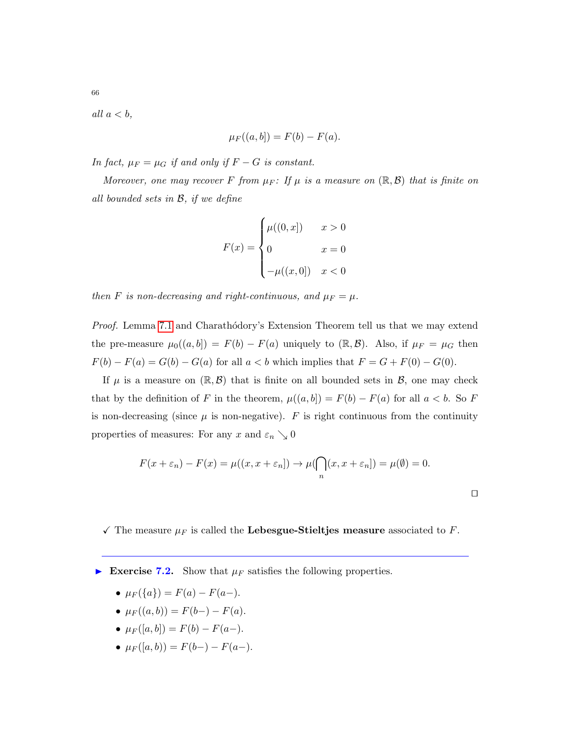*all $a < b$,*

$$\mu_F((a,b]) = F(b) - F(a).$$

*In fact, $\mu_F = \mu_G$ if and only if $F - G$ is constant.*

*Moreover, one may recover $F$ from $\mu_F$: If $\mu$ is a measure on $(\mathbb{R}, \mathcal{B})$ that is finite on all bounded sets in $\mathcal{B}$, if we define*

$$F(x) = \begin{cases} \mu((0,x]) & x > 0 \\ 0 & x = 0 \\ -\mu((x,0]) & x < 0 \end{cases}$$

*then $F$ is non-decreasing and right-continuous, and $\mu_F = \mu$.*

*Proof.* Lemma 7.1 and Charathódory's Extension Theorem tell us that we may extend the pre-measure $\mu_0((a,b]) = F(b) - F(a)$ uniquely to $(\mathbb{R}, \mathcal{B})$. Also, if $\mu_F = \mu_G$ then $F(b) - F(a) = G(b) - G(a)$ for all $a < b$ which implies that $F = G + F(0) - G(0)$.

If $\mu$ is a measure on $(\mathbb{R}, \mathcal{B})$ that is finite on all bounded sets in $\mathcal{B}$, one may check that by the definition of $F$ in the theorem, $\mu((a,b]) = F(b) - F(a)$ for all $a < b$. So $F$ is non-decreasing (since $\mu$ is non-negative). $F$ is right continuous from the continuity properties of measures: For any $x$ and $\varepsilon_n \searrow 0$

$$F(x + \varepsilon_n) - F(x) = \mu((x, x + \varepsilon_n]) \to \mu(\bigcap_n (x, x + \varepsilon_n]) = \mu(\emptyset) = 0.$$

$\square$

✓ The measure $\mu_F$ is called the **Lebesgue-Stieltjes measure** associated to $F$.

---

► **Exercise 7.2.** Show that $\mu_F$ satisfies the following properties.

- $\mu_F(\{a\}) = F(a) - F(a-)$.
- $\mu_F((a,b)) = F(b-) - F(a)$.
- $\mu_F([a,b]) = F(b) - F(a-)$.
- $\mu_F([a,b)) = F(b-) - F(a-)$.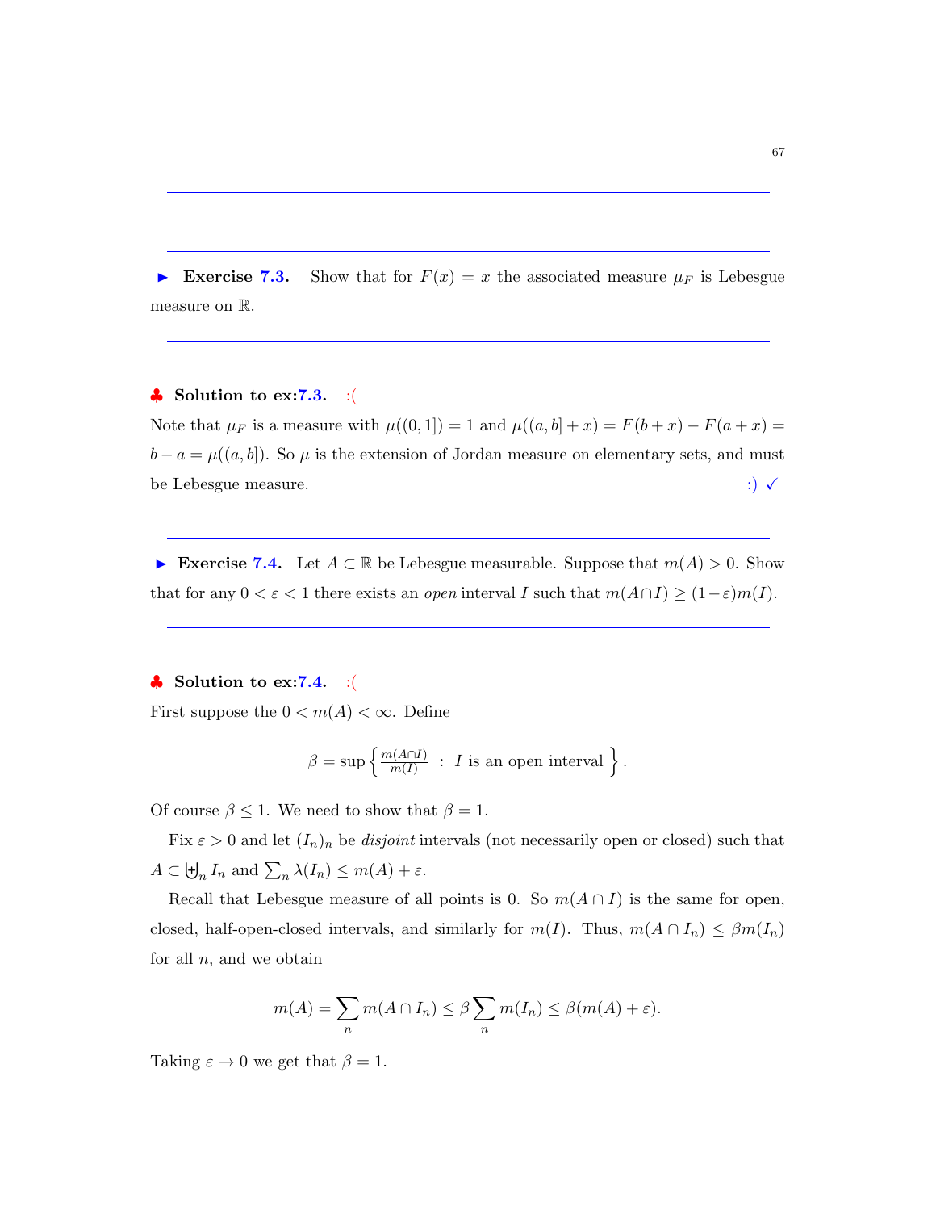---

---

▶ **Exercise 7.3.** Show that for $F(x) = x$ the associated measure $\mu_F$ is Lebesgue measure on $\mathbb{R}$.

---

♣ **Solution to ex:7.3.** :(

Note that $\mu_F$ is a measure with $\mu((0,1]) = 1$ and $\mu((a,b] + x) = F(b+x) - F(a+x) = b - a = \mu((a,b])$. So $\mu$ is the extension of Jordan measure on elementary sets, and must be Lebesgue measure. :) ✓

---

▶ **Exercise 7.4.** Let $A \subset \mathbb{R}$ be Lebesgue measurable. Suppose that $m(A) > 0$. Show that for any $0 < \varepsilon < 1$ there exists an *open* interval $I$ such that $m(A \cap I) \geq (1-\varepsilon)m(I)$.

---

♣ **Solution to ex:7.4.** :(

First suppose the $0 < m(A) < \infty$. Define

$$\beta = \sup\left\{ \tfrac{m(A\cap I)}{m(I)} \ : \ I \text{ is an open interval} \right\}.$$

Of course $\beta \leq 1$. We need to show that $\beta = 1$.

Fix $\varepsilon > 0$ and let $(I_n)_n$ be *disjoint* intervals (not necessarily open or closed) such that $A \subset \biguplus_n I_n$ and $\sum_n \lambda(I_n) \leq m(A) + \varepsilon$.

Recall that Lebesgue measure of all points is 0. So $m(A \cap I)$ is the same for open, closed, half-open-closed intervals, and similarly for $m(I)$. Thus, $m(A \cap I_n) \leq \beta m(I_n)$ for all $n$, and we obtain

$$m(A) = \sum_n m(A \cap I_n) \leq \beta \sum_n m(I_n) \leq \beta(m(A) + \varepsilon).$$

Taking $\varepsilon \to 0$ we get that $\beta = 1$.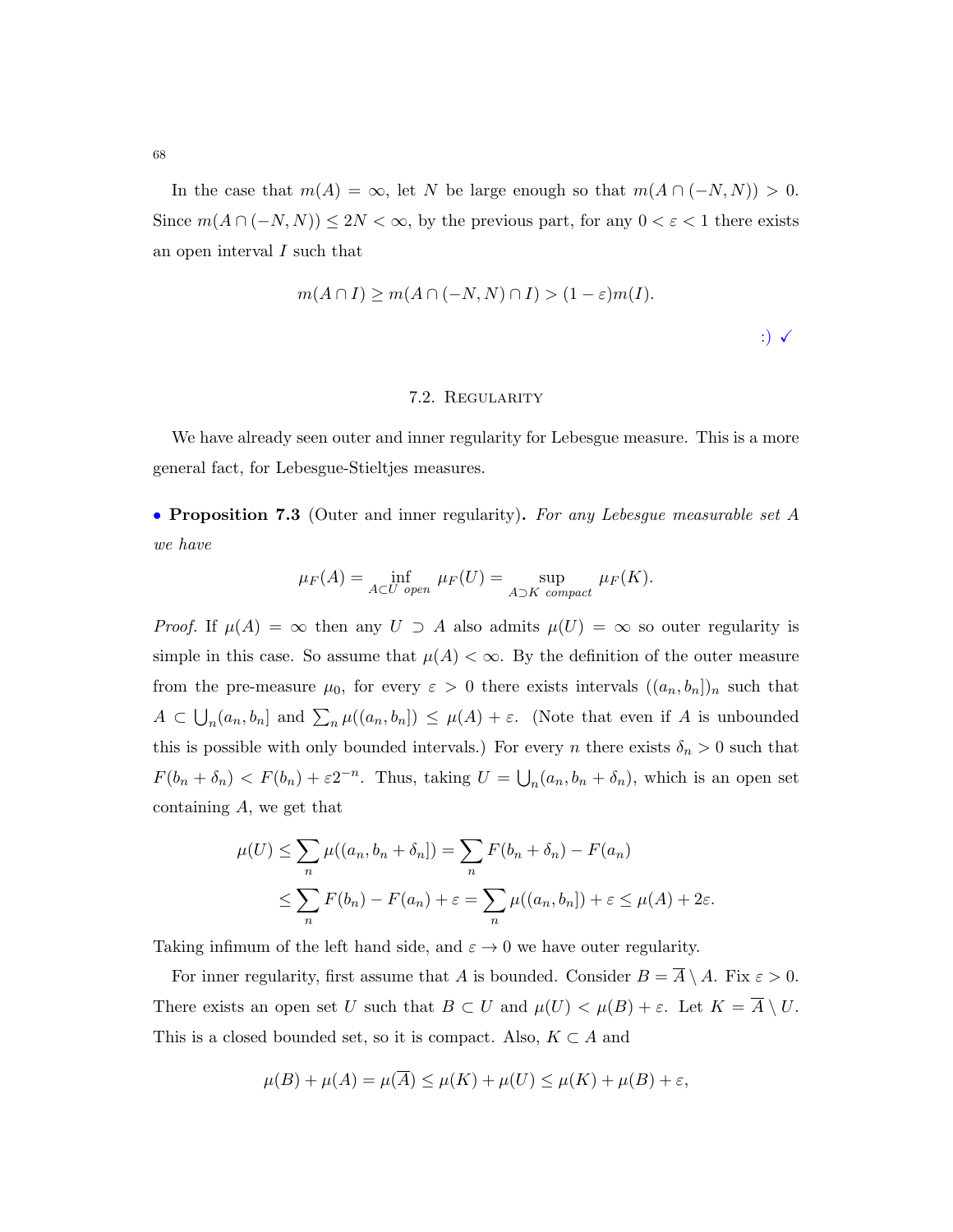In the case that $m(A) = \infty$, let $N$ be large enough so that $m(A \cap (-N, N)) > 0$. Since $m(A \cap (-N, N)) \leq 2N < \infty$, by the previous part, for any $0 < \varepsilon < 1$ there exists an open interval $I$ such that

$$m(A \cap I) \geq m(A \cap (-N, N) \cap I) > (1 - \varepsilon) m(I).$$

:) ✓

## 7.2. Regularity

We have already seen outer and inner regularity for Lebesgue measure. This is a more general fact, for Lebesgue-Stieltjes measures.

• **Proposition 7.3** (Outer and inner regularity). *For any Lebesgue measurable set $A$ we have*

$$\mu_F(A) = \inf_{A \subset U \text{ open}} \mu_F(U) = \sup_{A \supset K \text{ compact}} \mu_F(K).$$

*Proof.* If $\mu(A) = \infty$ then any $U \supset A$ also admits $\mu(U) = \infty$ so outer regularity is simple in this case. So assume that $\mu(A) < \infty$. By the definition of the outer measure from the pre-measure $\mu_0$, for every $\varepsilon > 0$ there exists intervals $((a_n, b_n])_n$ such that $A \subset \bigcup_n (a_n, b_n]$ and $\sum_n \mu((a_n, b_n]) \leq \mu(A) + \varepsilon$. (Note that even if $A$ is unbounded this is possible with only bounded intervals.) For every $n$ there exists $\delta_n > 0$ such that $F(b_n + \delta_n) < F(b_n) + \varepsilon 2^{-n}$. Thus, taking $U = \bigcup_n (a_n, b_n + \delta_n)$, which is an open set containing $A$, we get that

$$\begin{aligned}
\mu(U) &\leq \sum_n \mu((a_n, b_n + \delta_n]) = \sum_n F(b_n + \delta_n) - F(a_n) \\
&\leq \sum_n F(b_n) - F(a_n) + \varepsilon = \sum_n \mu((a_n, b_n]) + \varepsilon \leq \mu(A) + 2\varepsilon.
\end{aligned}$$

Taking infimum of the left hand side, and $\varepsilon \to 0$ we have outer regularity.

For inner regularity, first assume that $A$ is bounded. Consider $B = \overline{A} \setminus A$. Fix $\varepsilon > 0$. There exists an open set $U$ such that $B \subset U$ and $\mu(U) < \mu(B) + \varepsilon$. Let $K = \overline{A} \setminus U$. This is a closed bounded set, so it is compact. Also, $K \subset A$ and

$$\mu(B) + \mu(A) = \mu(\overline{A}) \leq \mu(K) + \mu(U) \leq \mu(K) + \mu(B) + \varepsilon,$$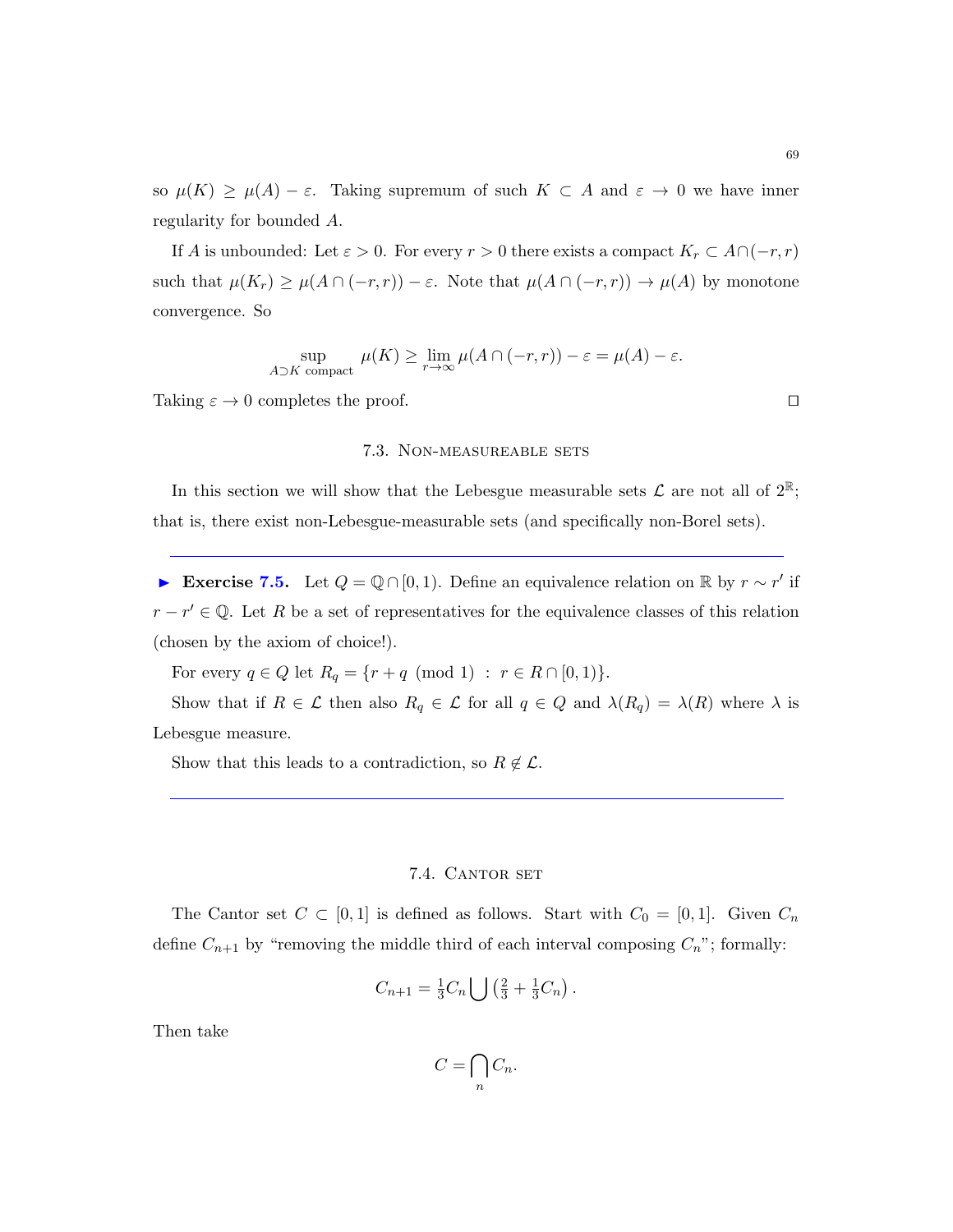so $\mu(K) \geq \mu(A) - \varepsilon$. Taking supremum of such $K \subset A$ and $\varepsilon \to 0$ we have inner regularity for bounded $A$.

If $A$ is unbounded: Let $\varepsilon > 0$. For every $r > 0$ there exists a compact $K_r \subset A \cap (-r, r)$ such that $\mu(K_r) \geq \mu(A \cap (-r, r)) - \varepsilon$. Note that $\mu(A \cap (-r, r)) \to \mu(A)$ by monotone convergence. So

$$\sup_{A \supset K \text{ compact}} \mu(K) \geq \lim_{r \to \infty} \mu(A \cap (-r, r)) - \varepsilon = \mu(A) - \varepsilon.$$

Taking $\varepsilon \to 0$ completes the proof. ∎

## 7.3. Non-measureable sets

In this section we will show that the Lebesgue measurable sets $\mathcal{L}$ are not all of $2^{\mathbb{R}}$; that is, there exist non-Lebesgue-measurable sets (and specifically non-Borel sets).

---

► **Exercise 7.5.** Let $Q = \mathbb{Q} \cap [0, 1)$. Define an equivalence relation on $\mathbb{R}$ by $r \sim r'$ if $r - r' \in \mathbb{Q}$. Let $R$ be a set of representatives for the equivalence classes of this relation (chosen by the axiom of choice!).

For every $q \in Q$ let $R_q = \{r + q \pmod 1 \ : \ r \in R \cap [0, 1)\}$.

Show that if $R \in \mathcal{L}$ then also $R_q \in \mathcal{L}$ for all $q \in Q$ and $\lambda(R_q) = \lambda(R)$ where $\lambda$ is Lebesgue measure.

Show that this leads to a contradiction, so $R \notin \mathcal{L}$.

---

## 7.4. Cantor set

The Cantor set $C \subset [0, 1]$ is defined as follows. Start with $C_0 = [0, 1]$. Given $C_n$ define $C_{n+1}$ by "removing the middle third of each interval composing $C_n$"; formally:

$$C_{n+1} = \tfrac{1}{3} C_n \bigcup \left( \tfrac{2}{3} + \tfrac{1}{3} C_n \right).$$

Then take

$$C = \bigcap_n C_n.$$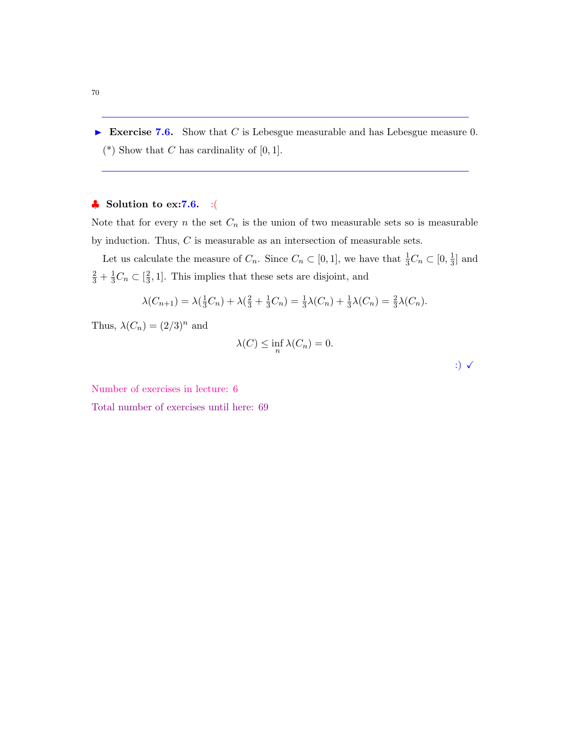---

► **Exercise 7.6.** Show that $C$ is Lebesgue measurable and has Lebesgue measure 0.
(*) Show that $C$ has cardinality of $[0,1]$.

---

♣ **Solution to ex:7.6.** :(

Note that for every $n$ the set $C_n$ is the union of two measurable sets so is measurable by induction. Thus, $C$ is measurable as an intersection of measurable sets.

Let us calculate the measure of $C_n$. Since $C_n \subset [0,1]$, we have that $\frac{1}{3}C_n \subset [0, \frac{1}{3}]$ and $\frac{2}{3} + \frac{1}{3}C_n \subset [\frac{2}{3}, 1]$. This implies that these sets are disjoint, and

$$\lambda(C_{n+1}) = \lambda(\tfrac{1}{3}C_n) + \lambda(\tfrac{2}{3} + \tfrac{1}{3}C_n) = \tfrac{1}{3}\lambda(C_n) + \tfrac{1}{3}\lambda(C_n) = \tfrac{2}{3}\lambda(C_n).$$

Thus, $\lambda(C_n) = (2/3)^n$ and

$$\lambda(C) \leq \inf_n \lambda(C_n) = 0.$$

:) ✓

Number of exercises in lecture: 6

Total number of exercises until here: 69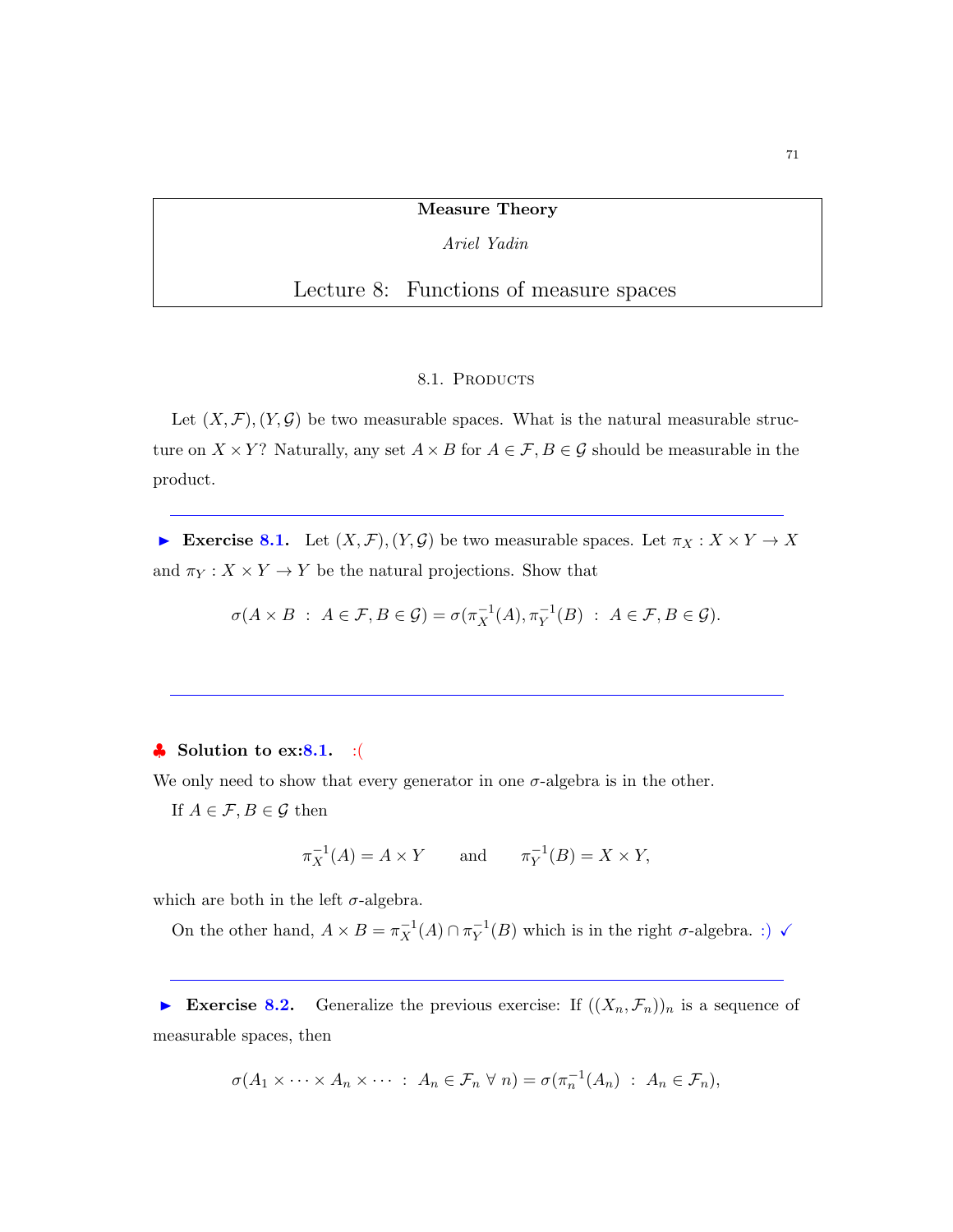**Measure Theory**

*Ariel Yadin*

# Lecture 8: Functions of measure spaces

## 8.1. Products

Let $(X, \mathcal{F}), (Y, \mathcal{G})$ be two measurable spaces. What is the natural measurable structure on $X \times Y$? Naturally, any set $A \times B$ for $A \in \mathcal{F}, B \in \mathcal{G}$ should be measurable in the product.

---

► **Exercise 8.1.** Let $(X, \mathcal{F}), (Y, \mathcal{G})$ be two measurable spaces. Let $\pi_X : X \times Y \to X$ and $\pi_Y : X \times Y \to Y$ be the natural projections. Show that

$$\sigma(A \times B \ : \ A \in \mathcal{F}, B \in \mathcal{G}) = \sigma(\pi_X^{-1}(A), \pi_Y^{-1}(B) \ : \ A \in \mathcal{F}, B \in \mathcal{G}).$$

---

♣ **Solution to ex:8.1.** :(

We only need to show that every generator in one $\sigma$-algebra is in the other.

If $A \in \mathcal{F}, B \in \mathcal{G}$ then

$$\pi_X^{-1}(A) = A \times Y \qquad \text{and} \qquad \pi_Y^{-1}(B) = X \times Y,$$

which are both in the left $\sigma$-algebra.

On the other hand, $A \times B = \pi_X^{-1}(A) \cap \pi_Y^{-1}(B)$ which is in the right $\sigma$-algebra. :) ✓

---

► **Exercise 8.2.** Generalize the previous exercise: If $((X_n, \mathcal{F}_n))_n$ is a sequence of measurable spaces, then

$$\sigma(A_1 \times \cdots \times A_n \times \cdots \ : \ A_n \in \mathcal{F}_n \ \forall \ n) = \sigma(\pi_n^{-1}(A_n) \ : \ A_n \in \mathcal{F}_n),$$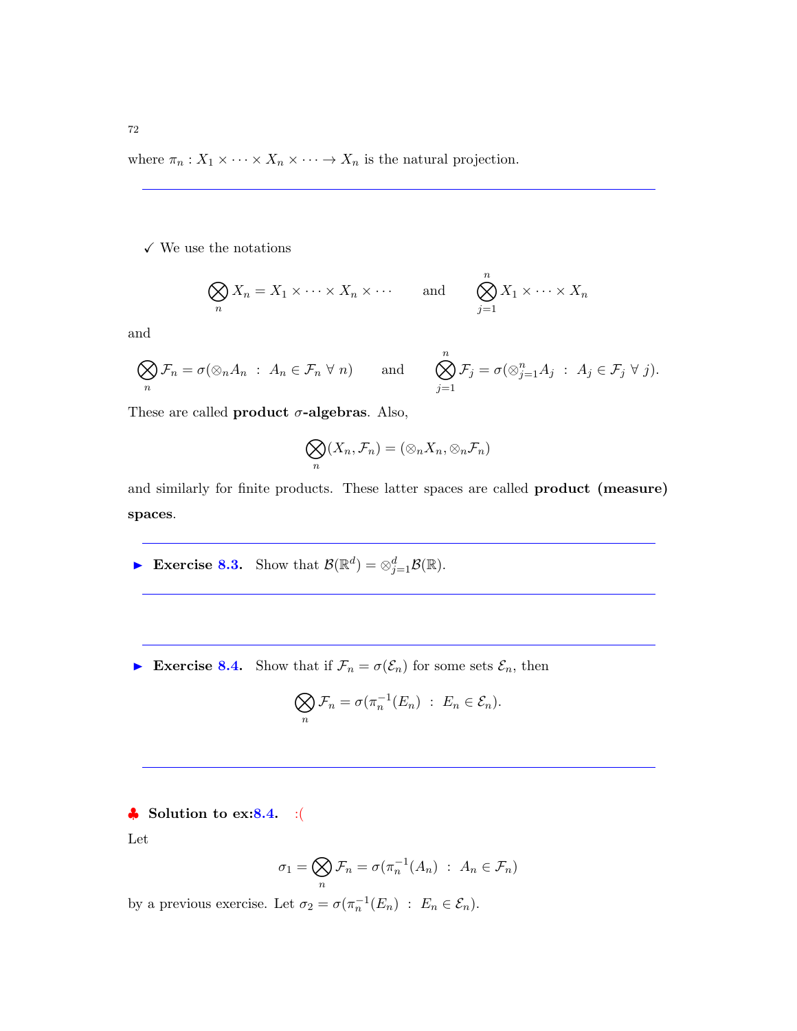where $\pi_n : X_1 \times \cdots \times X_n \times \cdots \to X_n$ is the natural projection.

---

✓ We use the notations

$$\bigotimes_n X_n = X_1 \times \cdots \times X_n \times \cdots \qquad \text{and} \qquad \bigotimes_{j=1}^n X_1 \times \cdots \times X_n$$

and

$$\bigotimes_n \mathcal{F}_n = \sigma(\otimes_n A_n \ : \ A_n \in \mathcal{F}_n \ \forall \ n) \qquad \text{and} \qquad \bigotimes_{j=1}^n \mathcal{F}_j = \sigma(\otimes_{j=1}^n A_j \ : \ A_j \in \mathcal{F}_j \ \forall \ j).$$

These are called **product $\sigma$-algebras**. Also,

$$\bigotimes_n (X_n, \mathcal{F}_n) = (\otimes_n X_n, \otimes_n \mathcal{F}_n)$$

and similarly for finite products. These latter spaces are called **product (measure) spaces**.

---

► **Exercise 8.3.** Show that $\mathcal{B}(\mathbb{R}^d) = \otimes_{j=1}^d \mathcal{B}(\mathbb{R})$.

---

► **Exercise 8.4.** Show that if $\mathcal{F}_n = \sigma(\mathcal{E}_n)$ for some sets $\mathcal{E}_n$, then

$$\bigotimes_n \mathcal{F}_n = \sigma(\pi_n^{-1}(E_n) \ : \ E_n \in \mathcal{E}_n).$$

---

♣ **Solution to ex:8.4.** :(

Let

$$\sigma_1 = \bigotimes_n \mathcal{F}_n = \sigma(\pi_n^{-1}(A_n) \ : \ A_n \in \mathcal{F}_n)$$

by a previous exercise. Let $\sigma_2 = \sigma(\pi_n^{-1}(E_n) \ : \ E_n \in \mathcal{E}_n)$.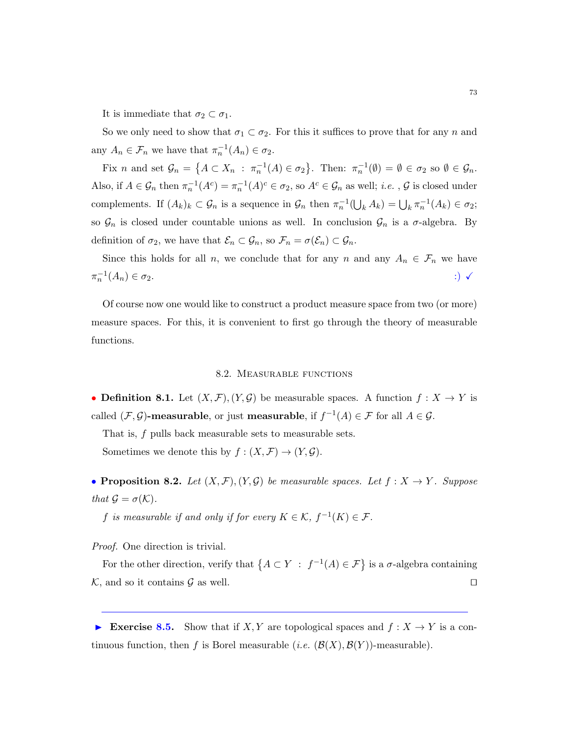It is immediate that $\sigma_2 \subset \sigma_1$.

So we only need to show that $\sigma_1 \subset \sigma_2$. For this it suffices to prove that for any $n$ and any $A_n \in \mathcal{F}_n$ we have that $\pi_n^{-1}(A_n) \in \sigma_2$.

Fix $n$ and set $\mathcal{G}_n = \{A \subset X_n \ : \ \pi_n^{-1}(A) \in \sigma_2\}$. Then: $\pi_n^{-1}(\emptyset) = \emptyset \in \sigma_2$ so $\emptyset \in \mathcal{G}_n$. Also, if $A \in \mathcal{G}_n$ then $\pi_n^{-1}(A^c) = \pi_n^{-1}(A)^c \in \sigma_2$, so $A^c \in \mathcal{G}_n$ as well; *i.e.* , $\mathcal{G}$ is closed under complements. If $(A_k)_k \subset \mathcal{G}_n$ is a sequence in $\mathcal{G}_n$ then $\pi_n^{-1}(\bigcup_k A_k) = \bigcup_k \pi_n^{-1}(A_k) \in \sigma_2$; so $\mathcal{G}_n$ is closed under countable unions as well. In conclusion $\mathcal{G}_n$ is a $\sigma$-algebra. By definition of $\sigma_2$, we have that $\mathcal{E}_n \subset \mathcal{G}_n$, so $\mathcal{F}_n = \sigma(\mathcal{E}_n) \subset \mathcal{G}_n$.

Since this holds for all $n$, we conclude that for any $n$ and any $A_n \in \mathcal{F}_n$ we have $\pi_n^{-1}(A_n) \in \sigma_2$. :) ✓

Of course now one would like to construct a product measure space from two (or more) measure spaces. For this, it is convenient to first go through the theory of measurable functions.

## 8.2. Measurable functions

• **Definition 8.1.** Let $(X, \mathcal{F}), (Y, \mathcal{G})$ be measurable spaces. A function $f : X \to Y$ is called **$(\mathcal{F}, \mathcal{G})$-measurable**, or just **measurable**, if $f^{-1}(A) \in \mathcal{F}$ for all $A \in \mathcal{G}$.

That is, $f$ pulls back measurable sets to measurable sets.

Sometimes we denote this by $f : (X, \mathcal{F}) \to (Y, \mathcal{G})$.

• **Proposition 8.2.** *Let $(X, \mathcal{F}), (Y, \mathcal{G})$ be measurable spaces. Let $f : X \to Y$. Suppose that $\mathcal{G} = \sigma(\mathcal{K})$.*

*$f$ is measurable if and only if for every $K \in \mathcal{K}$, $f^{-1}(K) \in \mathcal{F}$.*

*Proof.* One direction is trivial.

For the other direction, verify that $\{A \subset Y \ : \ f^{-1}(A) \in \mathcal{F}\}$ is a $\sigma$-algebra containing $\mathcal{K}$, and so it contains $\mathcal{G}$ as well. □

---

► **Exercise 8.5.** Show that if $X, Y$ are topological spaces and $f : X \to Y$ is a continuous function, then $f$ is Borel measurable (*i.e.* $(\mathcal{B}(X), \mathcal{B}(Y))$-measurable).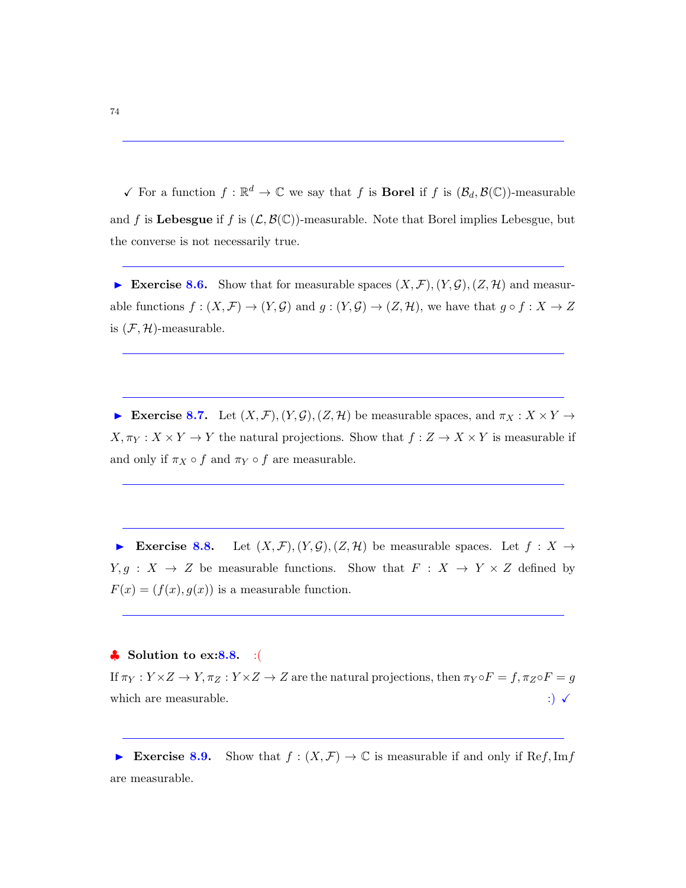✓ For a function $f : \mathbb{R}^d \to \mathbb{C}$ we say that $f$ is **Borel** if $f$ is $(\mathcal{B}_d, \mathcal{B}(\mathbb{C}))$-measurable and $f$ is **Lebesgue** if $f$ is $(\mathcal{L}, \mathcal{B}(\mathbb{C}))$-measurable. Note that Borel implies Lebesgue, but the converse is not necessarily true.

---

► **Exercise 8.6.** Show that for measurable spaces $(X, \mathcal{F}), (Y, \mathcal{G}), (Z, \mathcal{H})$ and measurable functions $f : (X, \mathcal{F}) \to (Y, \mathcal{G})$ and $g : (Y, \mathcal{G}) \to (Z, \mathcal{H})$, we have that $g \circ f : X \to Z$ is $(\mathcal{F}, \mathcal{H})$-measurable.

---

---

► **Exercise 8.7.** Let $(X, \mathcal{F}), (Y, \mathcal{G}), (Z, \mathcal{H})$ be measurable spaces, and $\pi_X : X \times Y \to X, \pi_Y : X \times Y \to Y$ the natural projections. Show that $f : Z \to X \times Y$ is measurable if and only if $\pi_X \circ f$ and $\pi_Y \circ f$ are measurable.

---

---

► **Exercise 8.8.** Let $(X, \mathcal{F}), (Y, \mathcal{G}), (Z, \mathcal{H})$ be measurable spaces. Let $f : X \to Y, g : X \to Z$ be measurable functions. Show that $F : X \to Y \times Z$ defined by $F(x) = (f(x), g(x))$ is a measurable function.

---

♣ **Solution to ex:8.8.** :(

If $\pi_Y : Y \times Z \to Y, \pi_Z : Y \times Z \to Z$ are the natural projections, then $\pi_Y \circ F = f, \pi_Z \circ F = g$ which are measurable. :) ✓

---

► **Exercise 8.9.** Show that $f : (X, \mathcal{F}) \to \mathbb{C}$ is measurable if and only if $\mathrm{Re}f, \mathrm{Im}f$ are measurable.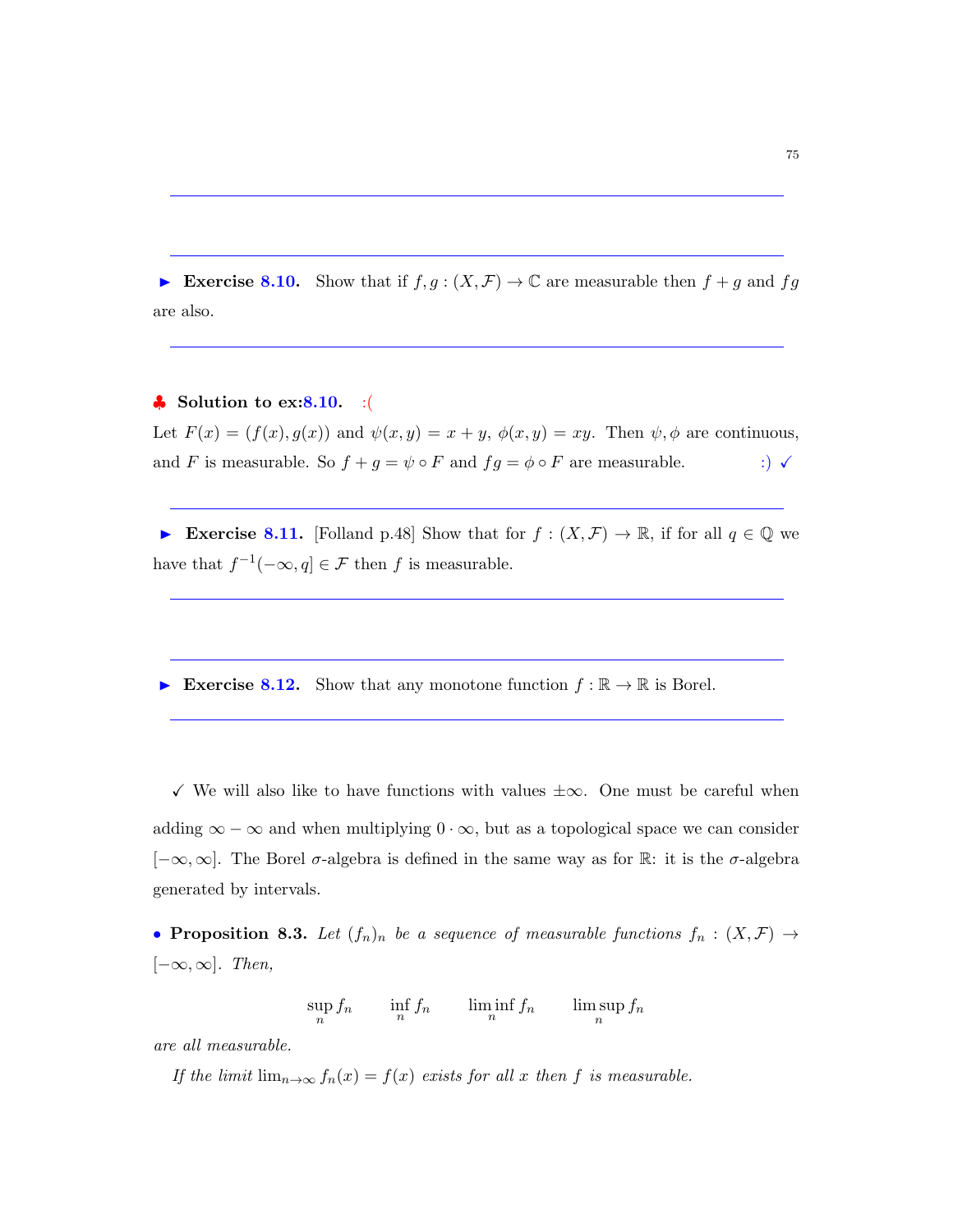► **Exercise 8.10.** Show that if $f, g : (X, \mathcal{F}) \to \mathbb{C}$ are measurable then $f + g$ and $fg$ are also.

♣ **Solution to ex:8.10.** :(

Let $F(x) = (f(x), g(x))$ and $\psi(x, y) = x + y$, $\phi(x, y) = xy$. Then $\psi, \phi$ are continuous, and $F$ is measurable. So $f + g = \psi \circ F$ and $fg = \phi \circ F$ are measurable. :) ✓

► **Exercise 8.11.** [Folland p.48] Show that for $f : (X, \mathcal{F}) \to \mathbb{R}$, if for all $q \in \mathbb{Q}$ we have that $f^{-1}(-\infty, q] \in \mathcal{F}$ then $f$ is measurable.

► **Exercise 8.12.** Show that any monotone function $f : \mathbb{R} \to \mathbb{R}$ is Borel.

✓ We will also like to have functions with values $\pm\infty$. One must be careful when adding $\infty - \infty$ and when multiplying $0 \cdot \infty$, but as a topological space we can consider $[-\infty, \infty]$. The Borel $\sigma$-algebra is defined in the same way as for $\mathbb{R}$: it is the $\sigma$-algebra generated by intervals.

• **Proposition 8.3.** *Let $(f_n)_n$ be a sequence of measurable functions $f_n : (X, \mathcal{F}) \to [-\infty, \infty]$. Then,*

$$\sup_n f_n \qquad \inf_n f_n \qquad \liminf_n f_n \qquad \limsup_n f_n$$

*are all measurable.*

*If the limit $\lim_{n\to\infty} f_n(x) = f(x)$ exists for all $x$ then $f$ is measurable.*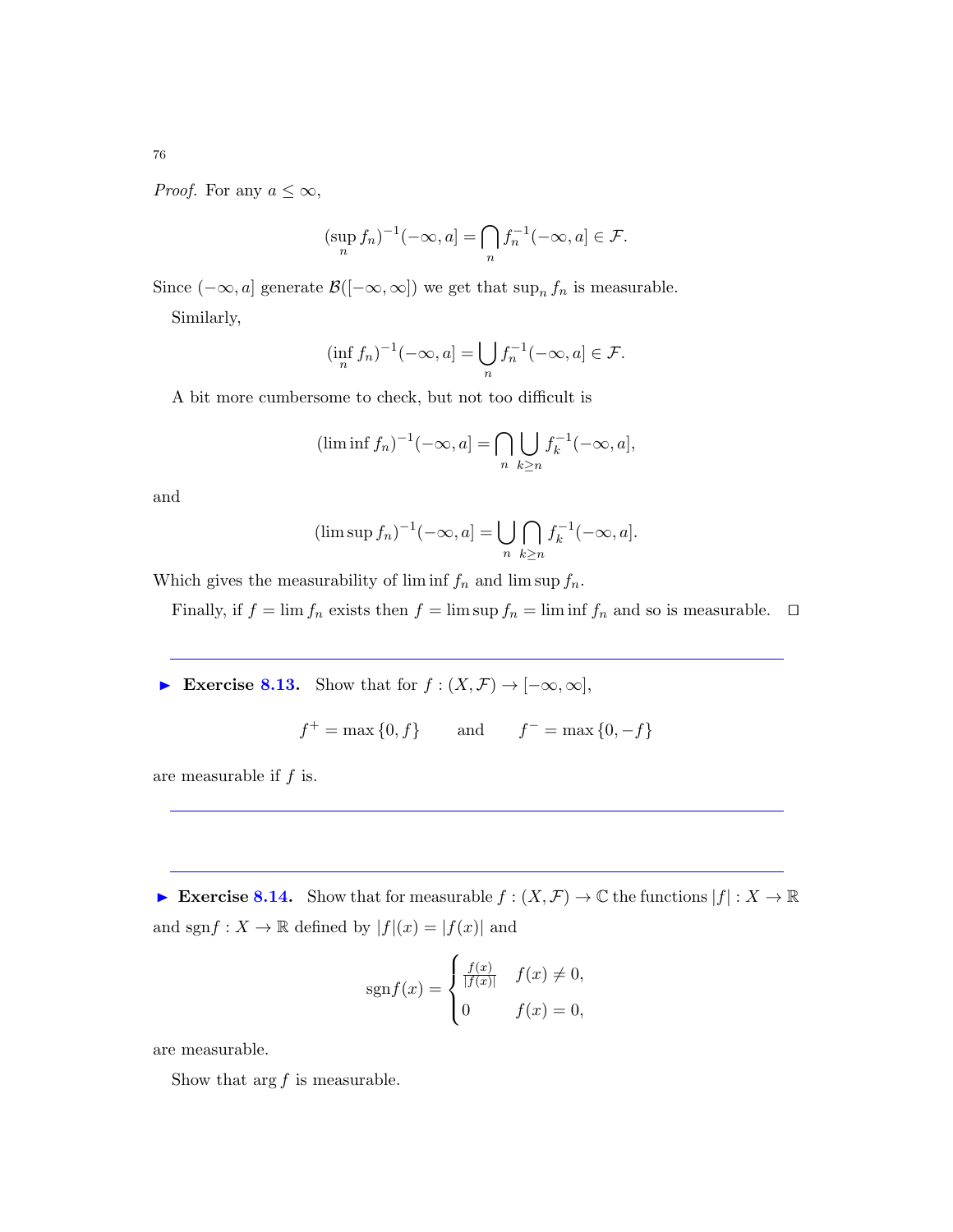*Proof.* For any $a \leq \infty$,

$$(\sup_n f_n)^{-1}(-\infty, a] = \bigcap_n f_n^{-1}(-\infty, a] \in \mathcal{F}.$$

Since $(-\infty, a]$ generate $\mathcal{B}([-\infty, \infty])$ we get that $\sup_n f_n$ is measurable.

Similarly,

$$(\inf_n f_n)^{-1}(-\infty, a] = \bigcup_n f_n^{-1}(-\infty, a] \in \mathcal{F}.$$

A bit more cumbersome to check, but not too difficult is

$$(\liminf f_n)^{-1}(-\infty, a] = \bigcap_n \bigcup_{k \geq n} f_k^{-1}(-\infty, a],$$

and

$$(\limsup f_n)^{-1}(-\infty, a] = \bigcup_n \bigcap_{k \geq n} f_k^{-1}(-\infty, a].$$

Which gives the measurability of $\liminf f_n$ and $\limsup f_n$.

Finally, if $f = \lim f_n$ exists then $f = \limsup f_n = \liminf f_n$ and so is measurable. $\square$

---

▶ **Exercise 8.13.** Show that for $f : (X, \mathcal{F}) \to [-\infty, \infty]$,

$$f^+ = \max\{0, f\} \qquad \text{and} \qquad f^- = \max\{0, -f\}$$

are measurable if $f$ is.

---

---

▶ **Exercise 8.14.** Show that for measurable $f : (X, \mathcal{F}) \to \mathbb{C}$ the functions $|f| : X \to \mathbb{R}$ and $\text{sgn} f : X \to \mathbb{R}$ defined by $|f|(x) = |f(x)|$ and

$$\text{sgn} f(x) = \begin{cases} \frac{f(x)}{|f(x)|} & f(x) \neq 0, \\ 0 & f(x) = 0, \end{cases}$$

are measurable.

Show that $\arg f$ is measurable.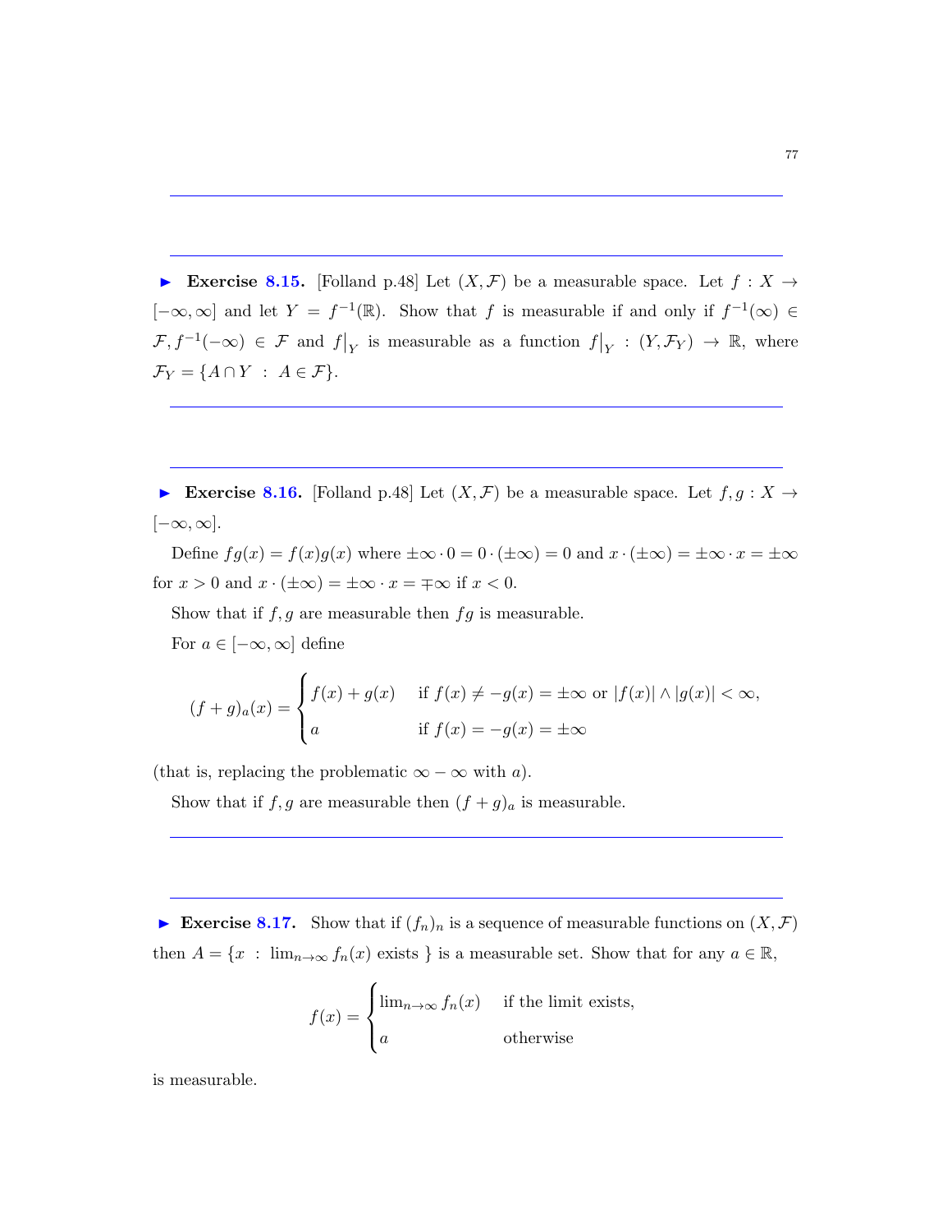► **Exercise 8.15.** [Folland p.48] Let $(X, \mathcal{F})$ be a measurable space. Let $f : X \to [-\infty, \infty]$ and let $Y = f^{-1}(\mathbb{R})$. Show that $f$ is measurable if and only if $f^{-1}(\infty) \in \mathcal{F}, f^{-1}(-\infty) \in \mathcal{F}$ and $f\big|_Y$ is measurable as a function $f\big|_Y : (Y, \mathcal{F}_Y) \to \mathbb{R}$, where $\mathcal{F}_Y = \{A \cap Y \ : \ A \in \mathcal{F}\}$.

---

► **Exercise 8.16.** [Folland p.48] Let $(X, \mathcal{F})$ be a measurable space. Let $f, g : X \to [-\infty, \infty]$.

Define $fg(x) = f(x)g(x)$ where $\pm\infty \cdot 0 = 0 \cdot (\pm\infty) = 0$ and $x \cdot (\pm\infty) = \pm\infty \cdot x = \pm\infty$ for $x > 0$ and $x \cdot (\pm\infty) = \pm\infty \cdot x = \mp\infty$ if $x < 0$.

Show that if $f, g$ are measurable then $fg$ is measurable.

For $a \in [-\infty, \infty]$ define

$$(f+g)_a(x) = \begin{cases} f(x) + g(x) & \text{if } f(x) \neq -g(x) = \pm\infty \text{ or } |f(x)| \wedge |g(x)| < \infty, \\ a & \text{if } f(x) = -g(x) = \pm\infty \end{cases}$$

(that is, replacing the problematic $\infty - \infty$ with $a$).

Show that if $f, g$ are measurable then $(f+g)_a$ is measurable.

---

► **Exercise 8.17.** Show that if $(f_n)_n$ is a sequence of measurable functions on $(X, \mathcal{F})$ then $A = \{x \ : \ \lim_{n\to\infty} f_n(x) \text{ exists } \}$ is a measurable set. Show that for any $a \in \mathbb{R}$,

$$f(x) = \begin{cases} \lim_{n\to\infty} f_n(x) & \text{if the limit exists,} \\ a & \text{otherwise} \end{cases}$$

is measurable.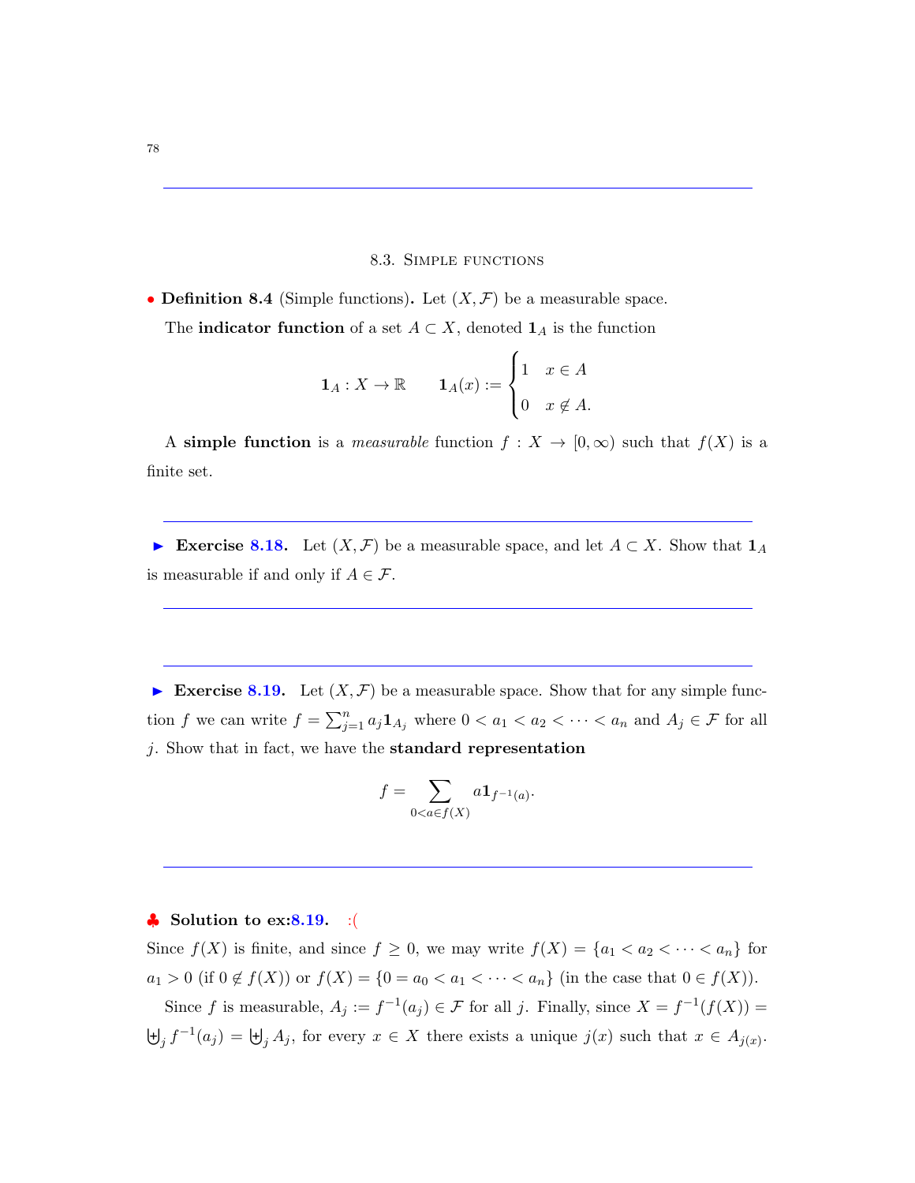### 8.3. Simple functions

• **Definition 8.4** (Simple functions)**.** Let $(X, \mathcal{F})$ be a measurable space.

The **indicator function** of a set $A \subset X$, denoted $\mathbf{1}_A$ is the function

$$\mathbf{1}_A : X \to \mathbb{R} \qquad \mathbf{1}_A(x) := \begin{cases} 1 & x \in A \\ 0 & x \notin A. \end{cases}$$

A **simple function** is a *measurable* function $f : X \to [0, \infty)$ such that $f(X)$ is a finite set.

---

► **Exercise 8.18.** Let $(X, \mathcal{F})$ be a measurable space, and let $A \subset X$. Show that $\mathbf{1}_A$ is measurable if and only if $A \in \mathcal{F}$.

---

► **Exercise 8.19.** Let $(X, \mathcal{F})$ be a measurable space. Show that for any simple function $f$ we can write $f = \sum_{j=1}^{n} a_j \mathbf{1}_{A_j}$ where $0 < a_1 < a_2 < \cdots < a_n$ and $A_j \in \mathcal{F}$ for all $j$. Show that in fact, we have the **standard representation**

$$f = \sum_{0 < a \in f(X)} a \mathbf{1}_{f^{-1}(a)}.$$

---

♣ **Solution to ex:8.19.** :(

Since $f(X)$ is finite, and since $f \geq 0$, we may write $f(X) = \{a_1 < a_2 < \cdots < a_n\}$ for $a_1 > 0$ (if $0 \notin f(X)$) or $f(X) = \{0 = a_0 < a_1 < \cdots < a_n\}$ (in the case that $0 \in f(X)$).

Since $f$ is measurable, $A_j := f^{-1}(a_j) \in \mathcal{F}$ for all $j$. Finally, since $X = f^{-1}(f(X)) = \biguplus_j f^{-1}(a_j) = \biguplus_j A_j$, for every $x \in X$ there exists a unique $j(x)$ such that $x \in A_{j(x)}$.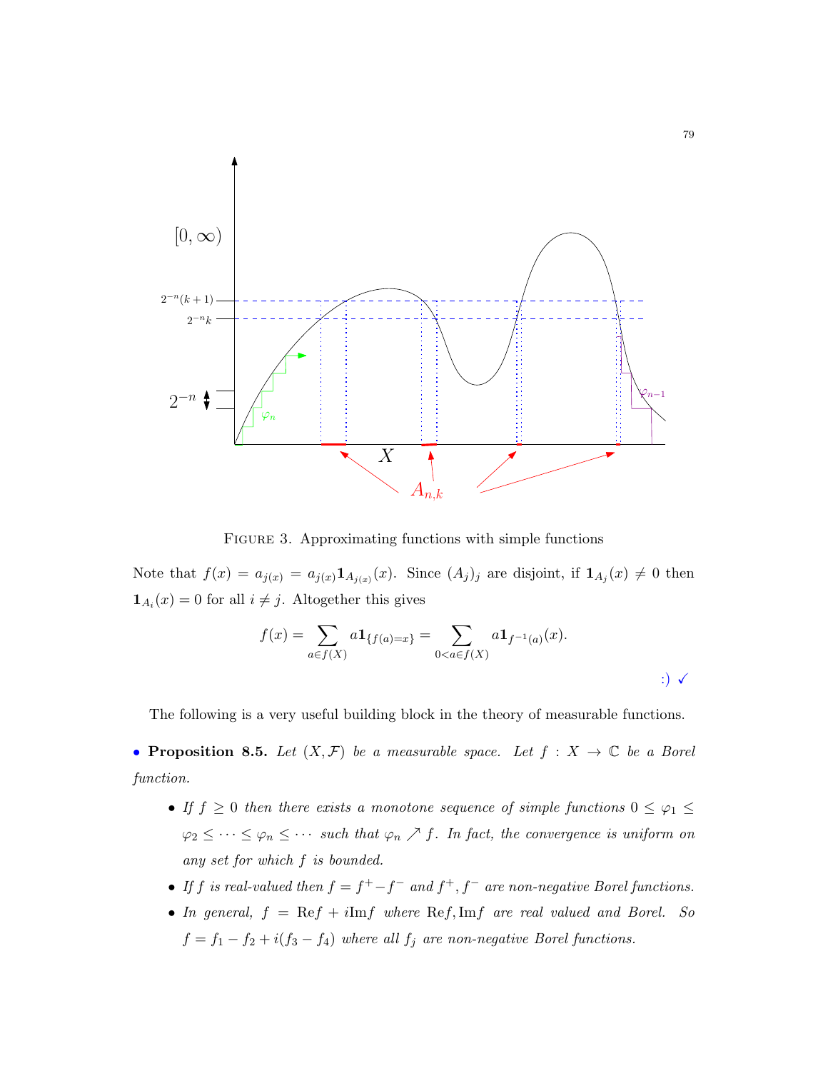FIGURE 3. Approximating functions with simple functions

Note that $f(x) = a_{j(x)} = a_{j(x)}\mathbf{1}_{A_{j(x)}}(x)$. Since $(A_j)_j$ are disjoint, if $\mathbf{1}_{A_j}(x) \neq 0$ then $\mathbf{1}_{A_i}(x) = 0$ for all $i \neq j$. Altogether this gives

$$f(x) = \sum_{a \in f(X)} a\mathbf{1}_{\{f(a)=x\}} = \sum_{0<a \in f(X)} a\mathbf{1}_{f^{-1}(a)}(x).$$

:) ✓

The following is a very useful building block in the theory of measurable functions.

• **Proposition 8.5.** *Let $(X, \mathcal{F})$ be a measurable space. Let $f : X \to \mathbb{C}$ be a Borel function.*

- *If $f \geq 0$ then there exists a monotone sequence of simple functions $0 \leq \varphi_1 \leq \varphi_2 \leq \cdots \leq \varphi_n \leq \cdots$ such that $\varphi_n \nearrow f$. In fact, the convergence is uniform on any set for which $f$ is bounded.*
- *If $f$ is real-valued then $f = f^+ - f^-$ and $f^+, f^-$ are non-negative Borel functions.*
- *In general, $f = \mathrm{Re}f + i\mathrm{Im}f$ where $\mathrm{Re}f, \mathrm{Im}f$ are real valued and Borel. So $f = f_1 - f_2 + i(f_3 - f_4)$ where all $f_j$ are non-negative Borel functions.*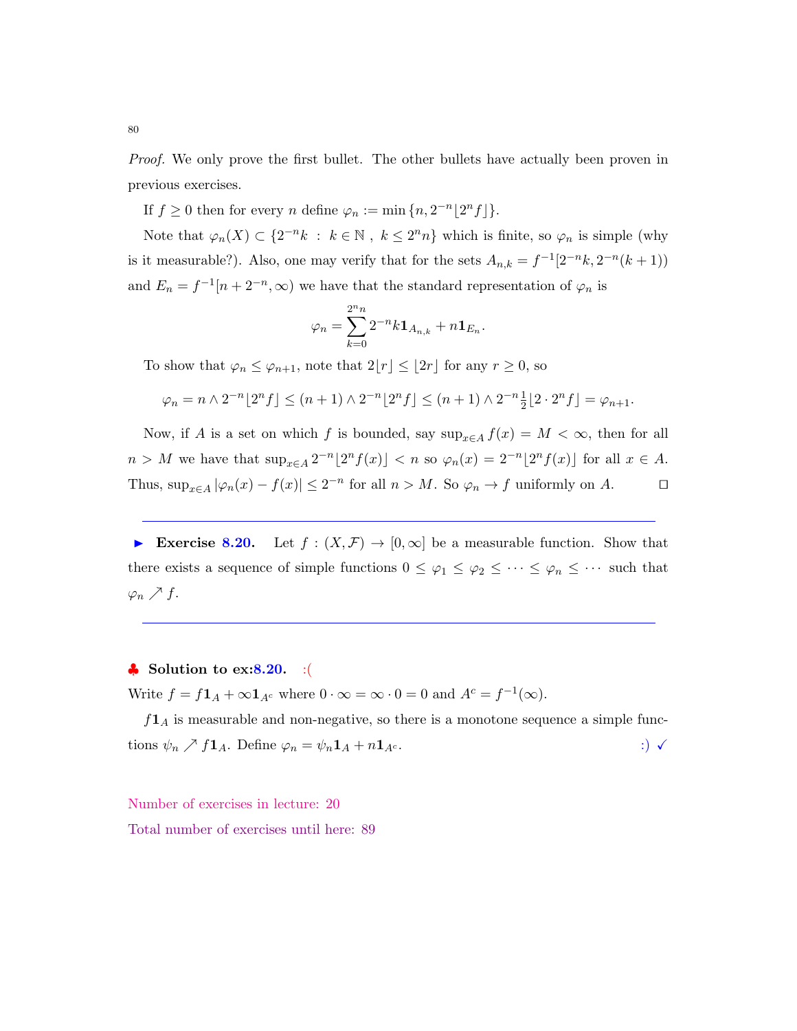*Proof.* We only prove the first bullet. The other bullets have actually been proven in previous exercises.

If $f \geq 0$ then for every $n$ define $\varphi_n := \min\{n, 2^{-n}\lfloor 2^n f \rfloor\}$.

Note that $\varphi_n(X) \subset \{2^{-n}k \ : \ k \in \mathbb{N} \ , \ k \leq 2^n n\}$ which is finite, so $\varphi_n$ is simple (why is it measurable?). Also, one may verify that for the sets $A_{n,k} = f^{-1}[2^{-n}k, 2^{-n}(k+1))$ and $E_n = f^{-1}[n + 2^{-n}, \infty)$ we have that the standard representation of $\varphi_n$ is

$$\varphi_n = \sum_{k=0}^{2^n n} 2^{-n} k \mathbf{1}_{A_{n,k}} + n \mathbf{1}_{E_n}.$$

To show that $\varphi_n \leq \varphi_{n+1}$, note that $2\lfloor r \rfloor \leq \lfloor 2r \rfloor$ for any $r \geq 0$, so

$$\varphi_n = n \wedge 2^{-n}\lfloor 2^n f \rfloor \leq (n+1) \wedge 2^{-n}\lfloor 2^n f \rfloor \leq (n+1) \wedge 2^{-n}\tfrac{1}{2}\lfloor 2 \cdot 2^n f \rfloor = \varphi_{n+1}.$$

Now, if $A$ is a set on which $f$ is bounded, say $\sup_{x \in A} f(x) = M < \infty$, then for all $n > M$ we have that $\sup_{x \in A} 2^{-n}\lfloor 2^n f(x) \rfloor < n$ so $\varphi_n(x) = 2^{-n}\lfloor 2^n f(x) \rfloor$ for all $x \in A$. Thus, $\sup_{x \in A} |\varphi_n(x) - f(x)| \leq 2^{-n}$ for all $n > M$. So $\varphi_n \to f$ uniformly on $A$. ☐

---

► **Exercise 8.20.** Let $f : (X, \mathcal{F}) \to [0, \infty]$ be a measurable function. Show that there exists a sequence of simple functions $0 \leq \varphi_1 \leq \varphi_2 \leq \cdots \leq \varphi_n \leq \cdots$ such that $\varphi_n \nearrow f$.

---

♣ **Solution to ex:8.20.** :(

Write $f = f\mathbf{1}_A + \infty \mathbf{1}_{A^c}$ where $0 \cdot \infty = \infty \cdot 0 = 0$ and $A^c = f^{-1}(\infty)$.

$f\mathbf{1}_A$ is measurable and non-negative, so there is a monotone sequence a simple functions $\psi_n \nearrow f\mathbf{1}_A$. Define $\varphi_n = \psi_n \mathbf{1}_A + n\mathbf{1}_{A^c}$. :) ✓

Number of exercises in lecture: 20

Total number of exercises until here: 89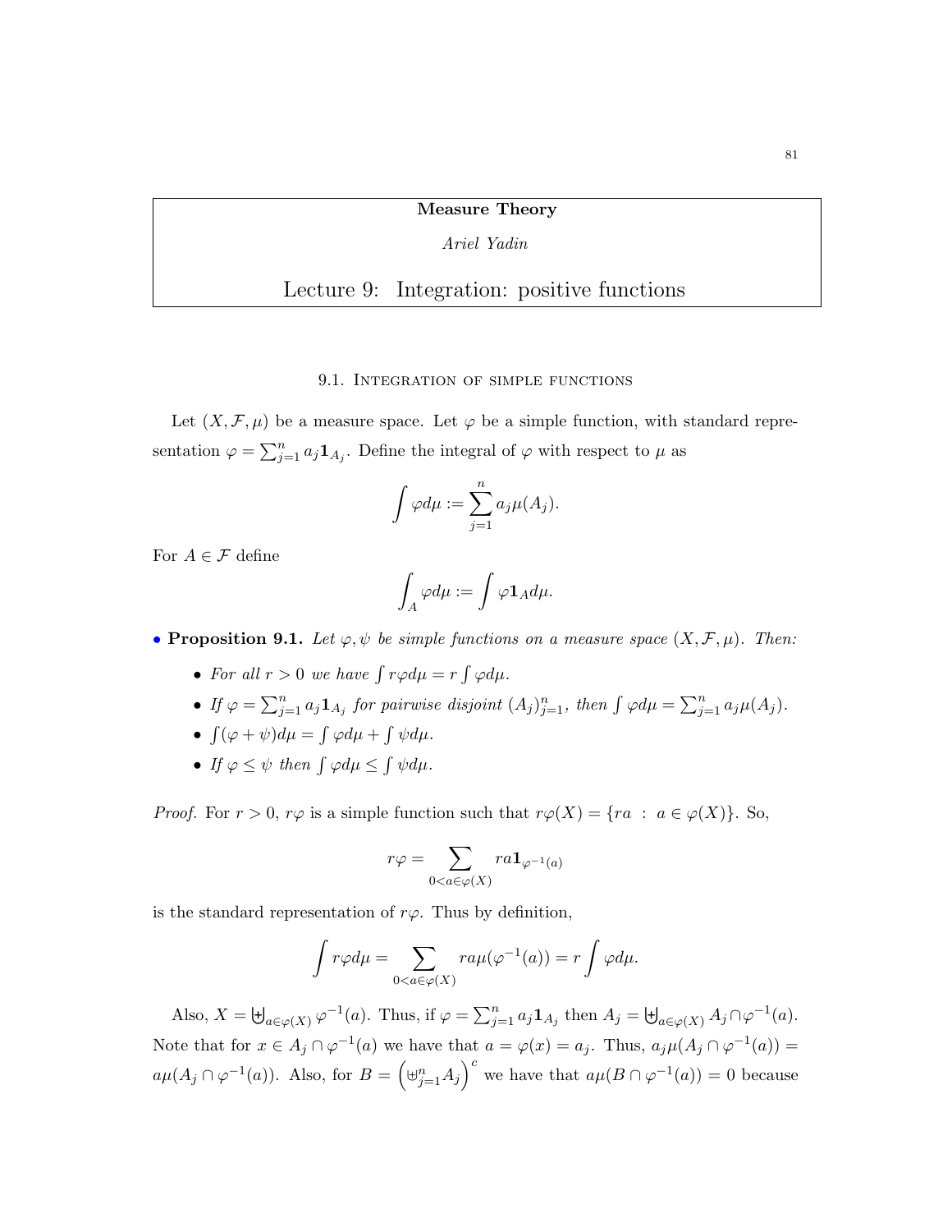**Measure Theory**

*Ariel Yadin*

# Lecture 9: Integration: positive functions

## 9.1. Integration of simple functions

Let $(X, \mathcal{F}, \mu)$ be a measure space. Let $\varphi$ be a simple function, with standard representation $\varphi = \sum_{j=1}^n a_j \mathbf{1}_{A_j}$. Define the integral of $\varphi$ with respect to $\mu$ as

$$\int \varphi d\mu := \sum_{j=1}^n a_j \mu(A_j).$$

For $A \in \mathcal{F}$ define

$$\int_A \varphi d\mu := \int \varphi \mathbf{1}_A d\mu.$$

• **Proposition 9.1.** *Let $\varphi, \psi$ be simple functions on a measure space $(X, \mathcal{F}, \mu)$. Then:*

- *For all $r > 0$ we have $\int r\varphi d\mu = r \int \varphi d\mu$.*
- *If $\varphi = \sum_{j=1}^n a_j \mathbf{1}_{A_j}$ for pairwise disjoint $(A_j)_{j=1}^n$, then $\int \varphi d\mu = \sum_{j=1}^n a_j \mu(A_j)$.*
- *$\int (\varphi + \psi) d\mu = \int \varphi d\mu + \int \psi d\mu$.*
- *If $\varphi \leq \psi$ then $\int \varphi d\mu \leq \int \psi d\mu$.*

*Proof.* For $r > 0$, $r\varphi$ is a simple function such that $r\varphi(X) = \{ra \ : \ a \in \varphi(X)\}$. So,

$$r\varphi = \sum_{0 < a \in \varphi(X)} ra \mathbf{1}_{\varphi^{-1}(a)}$$

is the standard representation of $r\varphi$. Thus by definition,

$$\int r\varphi d\mu = \sum_{0 < a \in \varphi(X)} ra\mu(\varphi^{-1}(a)) = r \int \varphi d\mu.$$

Also, $X = \biguplus_{a \in \varphi(X)} \varphi^{-1}(a)$. Thus, if $\varphi = \sum_{j=1}^n a_j \mathbf{1}_{A_j}$ then $A_j = \biguplus_{a \in \varphi(X)} A_j \cap \varphi^{-1}(a)$. Note that for $x \in A_j \cap \varphi^{-1}(a)$ we have that $a = \varphi(x) = a_j$. Thus, $a_j \mu(A_j \cap \varphi^{-1}(a)) = a\mu(A_j \cap \varphi^{-1}(a))$. Also, for $B = \left( \biguplus_{j=1}^n A_j \right)^c$ we have that $a\mu(B \cap \varphi^{-1}(a)) = 0$ because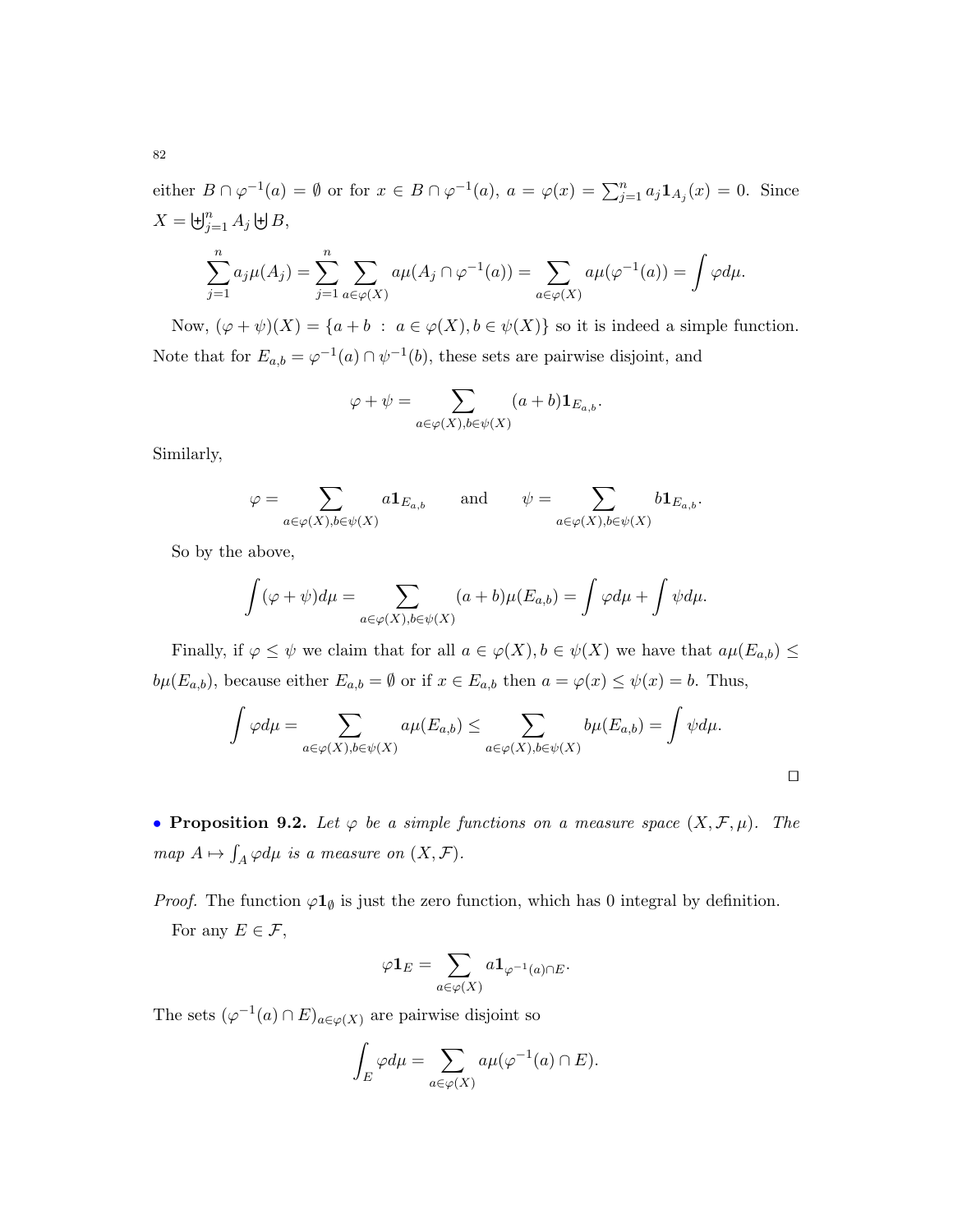either $B \cap \varphi^{-1}(a) = \emptyset$ or for $x \in B \cap \varphi^{-1}(a)$, $a = \varphi(x) = \sum_{j=1}^n a_j \mathbf{1}_{A_j}(x) = 0$. Since $X = \biguplus_{j=1}^n A_j \biguplus B$,

$$\sum_{j=1}^n a_j \mu(A_j) = \sum_{j=1}^n \sum_{a \in \varphi(X)} a\mu(A_j \cap \varphi^{-1}(a)) = \sum_{a \in \varphi(X)} a\mu(\varphi^{-1}(a)) = \int \varphi d\mu.$$

Now, $(\varphi + \psi)(X) = \{a + b \ : \ a \in \varphi(X), b \in \psi(X)\}$ so it is indeed a simple function. Note that for $E_{a,b} = \varphi^{-1}(a) \cap \psi^{-1}(b)$, these sets are pairwise disjoint, and

$$\varphi + \psi = \sum_{a \in \varphi(X), b \in \psi(X)} (a + b)\mathbf{1}_{E_{a,b}}.$$

Similarly,

$$\varphi = \sum_{a \in \varphi(X), b \in \psi(X)} a\mathbf{1}_{E_{a,b}} \qquad \text{and} \qquad \psi = \sum_{a \in \varphi(X), b \in \psi(X)} b\mathbf{1}_{E_{a,b}}.$$

So by the above,

$$\int (\varphi + \psi) d\mu = \sum_{a \in \varphi(X), b \in \psi(X)} (a + b)\mu(E_{a,b}) = \int \varphi d\mu + \int \psi d\mu.$$

Finally, if $\varphi \leq \psi$ we claim that for all $a \in \varphi(X), b \in \psi(X)$ we have that $a\mu(E_{a,b}) \leq b\mu(E_{a,b})$, because either $E_{a,b} = \emptyset$ or if $x \in E_{a,b}$ then $a = \varphi(x) \leq \psi(x) = b$. Thus,

$$\int \varphi d\mu = \sum_{a \in \varphi(X), b \in \psi(X)} a\mu(E_{a,b}) \leq \sum_{a \in \varphi(X), b \in \psi(X)} b\mu(E_{a,b}) = \int \psi d\mu.$$

$\square$

- **Proposition 9.2.** *Let $\varphi$ be a simple functions on a measure space $(X, \mathcal{F}, \mu)$. The map $A \mapsto \int_A \varphi d\mu$ is a measure on $(X, \mathcal{F})$.*

*Proof.* The function $\varphi \mathbf{1}_\emptyset$ is just the zero function, which has 0 integral by definition.

For any $E \in \mathcal{F}$,

$$\varphi \mathbf{1}_E = \sum_{a \in \varphi(X)} a\mathbf{1}_{\varphi^{-1}(a) \cap E}.$$

The sets $(\varphi^{-1}(a) \cap E)_{a \in \varphi(X)}$ are pairwise disjoint so

$$\int_E \varphi d\mu = \sum_{a \in \varphi(X)} a\mu(\varphi^{-1}(a) \cap E).$$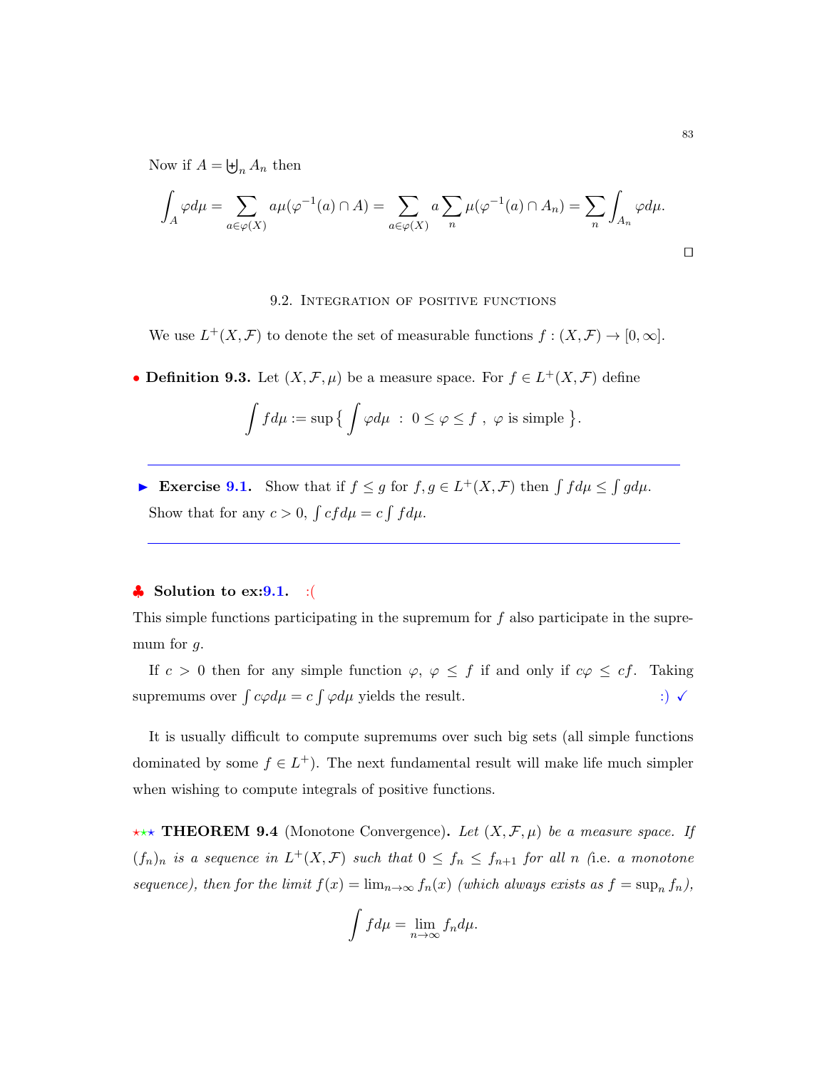Now if $A = \biguplus_n A_n$ then

$$\int_A \varphi d\mu = \sum_{a \in \varphi(X)} a\mu(\varphi^{-1}(a) \cap A) = \sum_{a \in \varphi(X)} a \sum_n \mu(\varphi^{-1}(a) \cap A_n) = \sum_n \int_{A_n} \varphi d\mu.$$

□

### 9.2. Integration of positive functions

We use $L^+(X, \mathcal{F})$ to denote the set of measurable functions $f : (X, \mathcal{F}) \to [0, \infty]$.

• **Definition 9.3.** Let $(X, \mathcal{F}, \mu)$ be a measure space. For $f \in L^+(X, \mathcal{F})$ define

$$\int f d\mu := \sup \left\{ \int \varphi d\mu \ : \ 0 \leq \varphi \leq f \ , \ \varphi \text{ is simple} \right\}.$$

---

► **Exercise 9.1.** Show that if $f \leq g$ for $f, g \in L^+(X, \mathcal{F})$ then $\int f d\mu \leq \int g d\mu$. Show that for any $c > 0$, $\int cf d\mu = c \int f d\mu$.

---

♣ **Solution to ex:9.1.** :(

This simple functions participating in the supremum for $f$ also participate in the supremum for $g$.

If $c > 0$ then for any simple function $\varphi$, $\varphi \leq f$ if and only if $c\varphi \leq cf$. Taking supremums over $\int c\varphi d\mu = c \int \varphi d\mu$ yields the result. :) ✓

It is usually difficult to compute supremums over such big sets (all simple functions dominated by some $f \in L^+$). The next fundamental result will make life much simpler when wishing to compute integrals of positive functions.

⋆⋆⋆ **THEOREM 9.4** (Monotone Convergence)**.** *Let $(X, \mathcal{F}, \mu)$ be a measure space. If $(f_n)_n$ is a sequence in $L^+(X, \mathcal{F})$ such that $0 \leq f_n \leq f_{n+1}$ for all $n$ (*i.e. *a monotone sequence), then for the limit $f(x) = \lim_{n\to\infty} f_n(x)$ (which always exists as $f = \sup_n f_n$),*

$$\int f d\mu = \lim_{n\to\infty} f_n d\mu.$$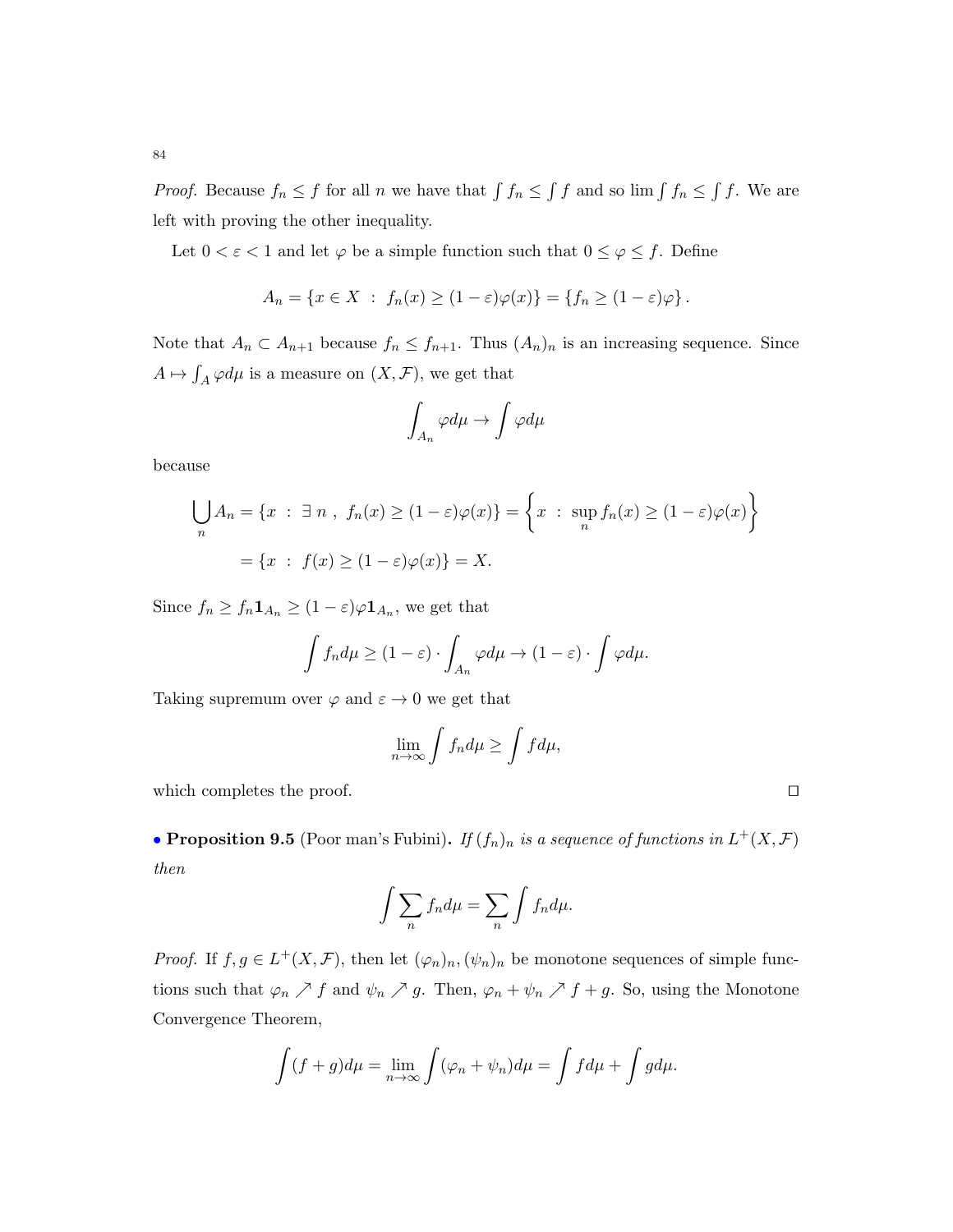*Proof.* Because $f_n \leq f$ for all $n$ we have that $\int f_n \leq \int f$ and so $\lim \int f_n \leq \int f$. We are left with proving the other inequality.

Let $0 < \varepsilon < 1$ and let $\varphi$ be a simple function such that $0 \leq \varphi \leq f$. Define

$$A_n = \{x \in X \ : \ f_n(x) \geq (1-\varepsilon)\varphi(x)\} = \{f_n \geq (1-\varepsilon)\varphi\}.$$

Note that $A_n \subset A_{n+1}$ because $f_n \leq f_{n+1}$. Thus $(A_n)_n$ is an increasing sequence. Since $A \mapsto \int_A \varphi d\mu$ is a measure on $(X, \mathcal{F})$, we get that

$$\int_{A_n} \varphi d\mu \to \int \varphi d\mu$$

because

$$\bigcup_n A_n = \{x \ : \ \exists \ n \ , \ f_n(x) \geq (1-\varepsilon)\varphi(x)\} = \left\{x \ : \ \sup_n f_n(x) \geq (1-\varepsilon)\varphi(x)\right\}$$
$$= \{x \ : \ f(x) \geq (1-\varepsilon)\varphi(x)\} = X.$$

Since $f_n \geq f_n \mathbf{1}_{A_n} \geq (1-\varepsilon)\varphi \mathbf{1}_{A_n}$, we get that

$$\int f_n d\mu \geq (1-\varepsilon) \cdot \int_{A_n} \varphi d\mu \to (1-\varepsilon) \cdot \int \varphi d\mu.$$

Taking supremum over $\varphi$ and $\varepsilon \to 0$ we get that

$$\lim_{n\to\infty} \int f_n d\mu \geq \int f d\mu,$$

which completes the proof. ☐

• **Proposition 9.5** (Poor man's Fubini). *If $(f_n)_n$ is a sequence of functions in $L^+(X, \mathcal{F})$ then*

$$\int \sum_n f_n d\mu = \sum_n \int f_n d\mu.$$

*Proof.* If $f, g \in L^+(X, \mathcal{F})$, then let $(\varphi_n)_n, (\psi_n)_n$ be monotone sequences of simple functions such that $\varphi_n \nearrow f$ and $\psi_n \nearrow g$. Then, $\varphi_n + \psi_n \nearrow f + g$. So, using the Monotone Convergence Theorem,

$$\int (f+g) d\mu = \lim_{n\to\infty} \int (\varphi_n + \psi_n) d\mu = \int f d\mu + \int g d\mu.$$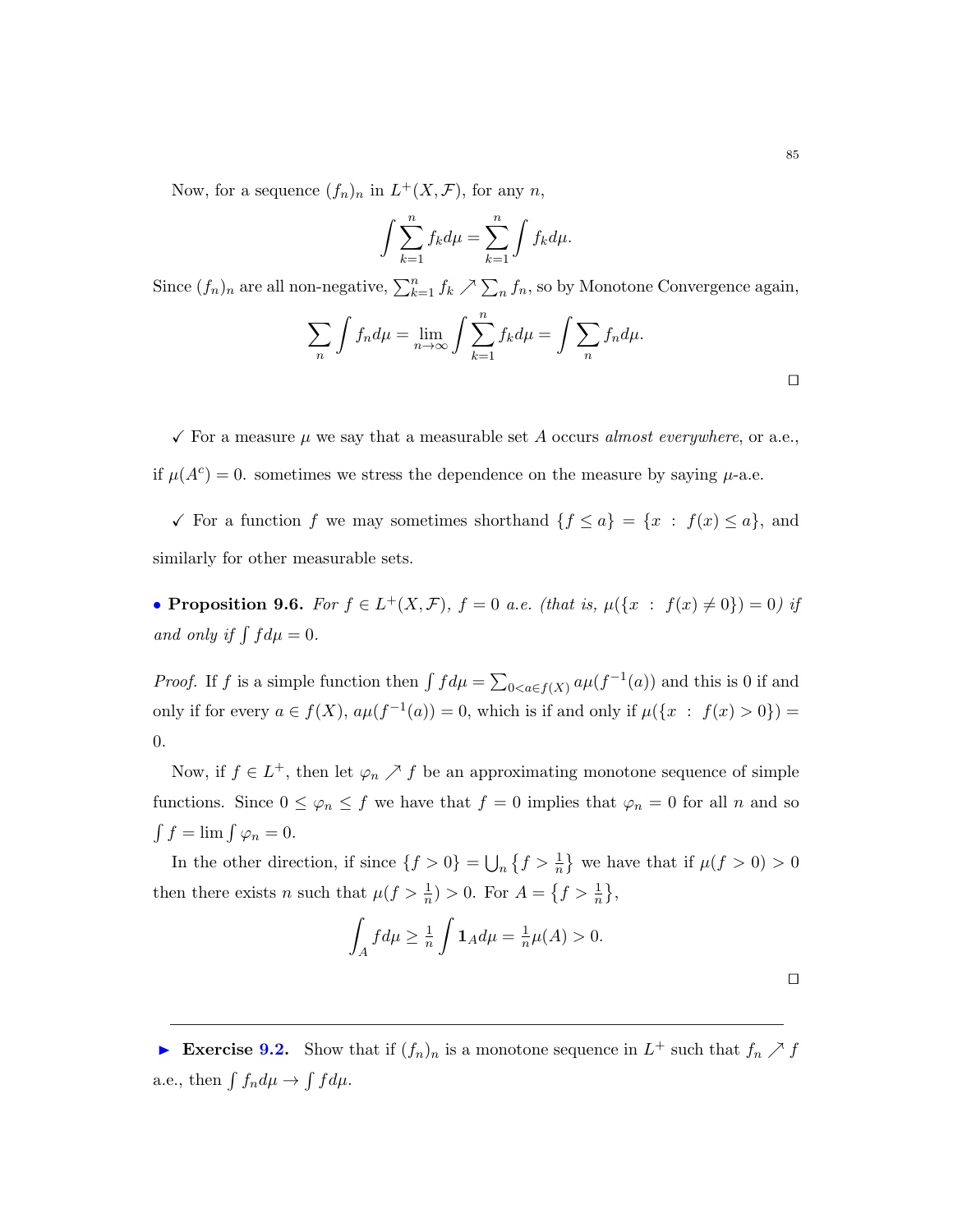Now, for a sequence $(f_n)_n$ in $L^+(X, \mathcal{F})$, for any $n$,

$$\int \sum_{k=1}^{n} f_k d\mu = \sum_{k=1}^{n} \int f_k d\mu.$$

Since $(f_n)_n$ are all non-negative, $\sum_{k=1}^{n} f_k \nearrow \sum_n f_n$, so by Monotone Convergence again,

$$\sum_n \int f_n d\mu = \lim_{n\to\infty} \int \sum_{k=1}^{n} f_k d\mu = \int \sum_n f_n d\mu.$$

$\square$

✓ For a measure $\mu$ we say that a measurable set $A$ occurs *almost everywhere*, or a.e., if $\mu(A^c) = 0$. sometimes we stress the dependence on the measure by saying $\mu$-a.e.

✓ For a function $f$ we may sometimes shorthand $\{f \leq a\} = \{x \, : \, f(x) \leq a\}$, and similarly for other measurable sets.

• **Proposition 9.6.** *For $f \in L^+(X, \mathcal{F})$, $f = 0$ a.e. (that is, $\mu(\{x \, : \, f(x) \neq 0\}) = 0$) if and only if $\int f d\mu = 0$.*

*Proof.* If $f$ is a simple function then $\int f d\mu = \sum_{0<a\in f(X)} a\mu(f^{-1}(a))$ and this is 0 if and only if for every $a \in f(X)$, $a\mu(f^{-1}(a)) = 0$, which is if and only if $\mu(\{x \, : \, f(x) > 0\}) = 0$.

Now, if $f \in L^+$, then let $\varphi_n \nearrow f$ be an approximating monotone sequence of simple functions. Since $0 \leq \varphi_n \leq f$ we have that $f = 0$ implies that $\varphi_n = 0$ for all $n$ and so $\int f = \lim \int \varphi_n = 0$.

In the other direction, if since $\{f > 0\} = \bigcup_n \left\{f > \frac{1}{n}\right\}$ we have that if $\mu(f > 0) > 0$ then there exists $n$ such that $\mu(f > \frac{1}{n}) > 0$. For $A = \left\{f > \frac{1}{n}\right\}$,

$$\int_A f d\mu \geq \tfrac{1}{n} \int \mathbf{1}_A d\mu = \tfrac{1}{n}\mu(A) > 0.$$

$\square$

---

► **Exercise 9.2.** Show that if $(f_n)_n$ is a monotone sequence in $L^+$ such that $f_n \nearrow f$ a.e., then $\int f_n d\mu \to \int f d\mu$.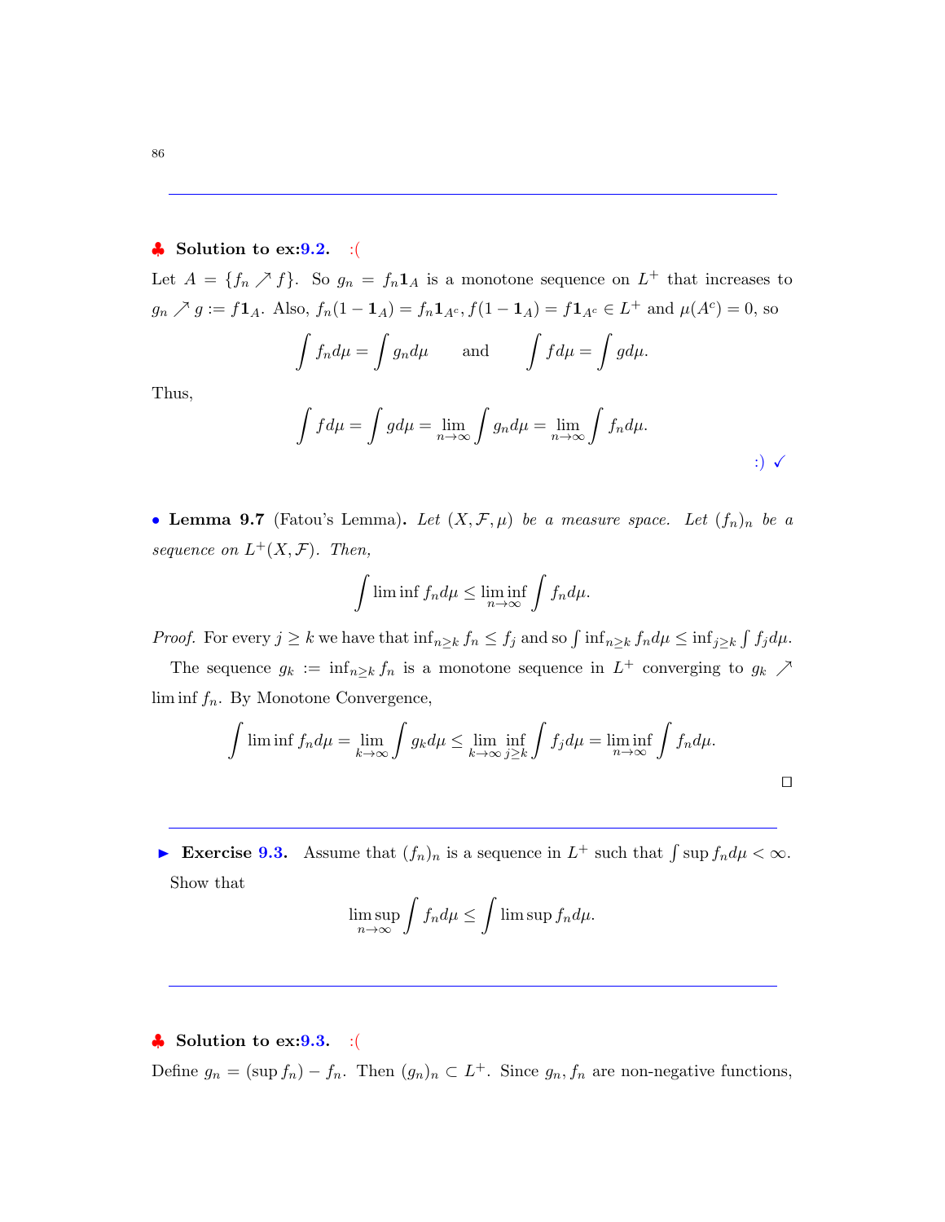---

♣ **Solution to ex:9.2.** :(

Let $A = \{f_n \nearrow f\}$. So $g_n = f_n \mathbf{1}_A$ is a monotone sequence on $L^+$ that increases to $g_n \nearrow g := f\mathbf{1}_A$. Also, $f_n(1 - \mathbf{1}_A) = f_n \mathbf{1}_{A^c}, f(1 - \mathbf{1}_A) = f\mathbf{1}_{A^c} \in L^+$ and $\mu(A^c) = 0$, so

$$\int f_n d\mu = \int g_n d\mu \qquad \text{and} \qquad \int f d\mu = \int g d\mu.$$

Thus,

$$\int f d\mu = \int g d\mu = \lim_{n\to\infty} \int g_n d\mu = \lim_{n\to\infty} \int f_n d\mu.$$

:) ✓

• **Lemma 9.7** (Fatou's Lemma). *Let $(X, \mathcal{F}, \mu)$ be a measure space. Let $(f_n)_n$ be a sequence on $L^+(X, \mathcal{F})$. Then,*

$$\int \liminf f_n d\mu \leq \liminf_{n\to\infty} \int f_n d\mu.$$

*Proof.* For every $j \geq k$ we have that $\inf_{n\geq k} f_n \leq f_j$ and so $\int \inf_{n\geq k} f_n d\mu \leq \inf_{j\geq k} \int f_j d\mu$.

The sequence $g_k := \inf_{n\geq k} f_n$ is a monotone sequence in $L^+$ converging to $g_k \nearrow \liminf f_n$. By Monotone Convergence,

$$\int \liminf f_n d\mu = \lim_{k\to\infty} \int g_k d\mu \leq \lim_{k\to\infty} \inf_{j\geq k} \int f_j d\mu = \liminf_{n\to\infty} \int f_n d\mu.$$

□

---

► **Exercise 9.3.** Assume that $(f_n)_n$ is a sequence in $L^+$ such that $\int \sup f_n d\mu < \infty$. Show that

$$\limsup_{n\to\infty} \int f_n d\mu \leq \int \limsup f_n d\mu.$$

---

♣ **Solution to ex:9.3.** :(

Define $g_n = (\sup f_n) - f_n$. Then $(g_n)_n \subset L^+$. Since $g_n, f_n$ are non-negative functions,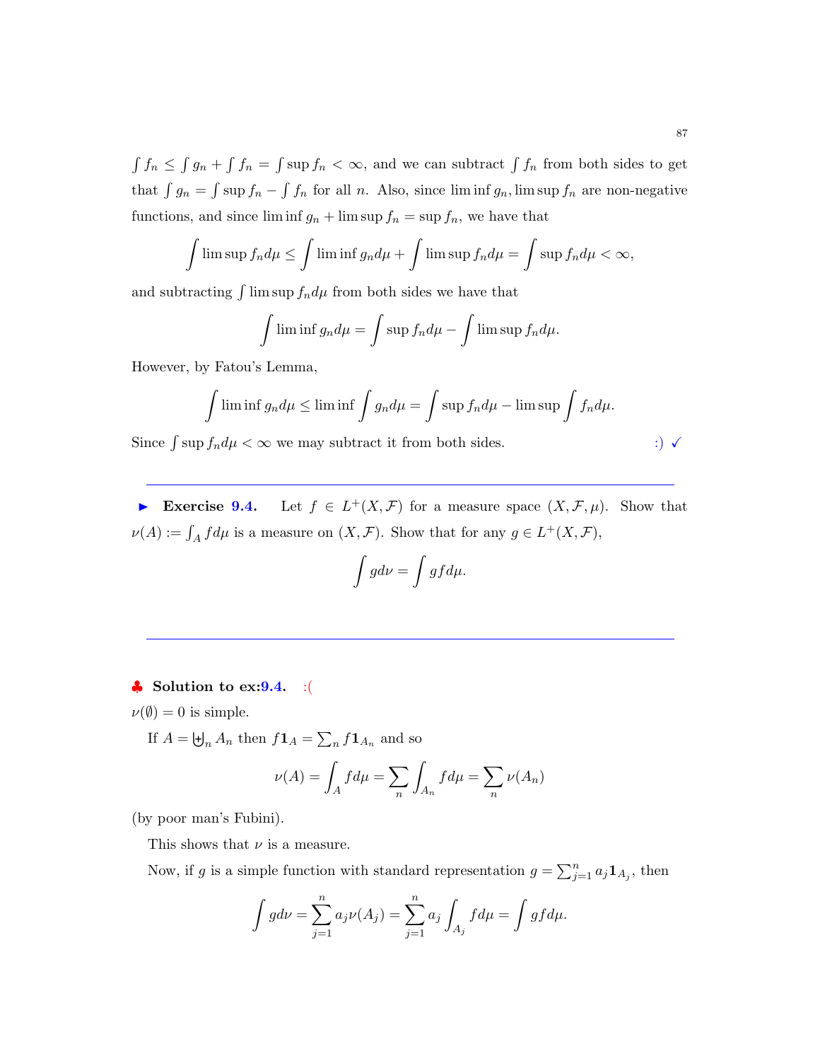$\int f_n \leq \int g_n + \int f_n = \int \sup f_n < \infty$, and we can subtract $\int f_n$ from both sides to get that $\int g_n = \int \sup f_n - \int f_n$ for all $n$. Also, since $\liminf g_n, \limsup f_n$ are non-negative functions, and since $\liminf g_n + \limsup f_n = \sup f_n$, we have that

$$\int \limsup f_n d\mu \leq \int \liminf g_n d\mu + \int \limsup f_n d\mu = \int \sup f_n d\mu < \infty,$$

and subtracting $\int \limsup f_n d\mu$ from both sides we have that

$$\int \liminf g_n d\mu = \int \sup f_n d\mu - \int \limsup f_n d\mu.$$

However, by Fatou's Lemma,

$$\int \liminf g_n d\mu \leq \liminf \int g_n d\mu = \int \sup f_n d\mu - \limsup \int f_n d\mu.$$

Since $\int \sup f_n d\mu < \infty$ we may subtract it from both sides. :) ✓

---

► **Exercise 9.4.** Let $f \in L^+(X, \mathcal{F})$ for a measure space $(X, \mathcal{F}, \mu)$. Show that $\nu(A) := \int_A f d\mu$ is a measure on $(X, \mathcal{F})$. Show that for any $g \in L^+(X, \mathcal{F})$,

$$\int g d\nu = \int g f d\mu.$$

---

♣ **Solution to ex:9.4.** :(

$\nu(\emptyset) = 0$ is simple.

If $A = \biguplus_n A_n$ then $f\mathbf{1}_A = \sum_n f\mathbf{1}_{A_n}$ and so

$$\nu(A) = \int_A f d\mu = \sum_n \int_{A_n} f d\mu = \sum_n \nu(A_n)$$

(by poor man's Fubini).

This shows that $\nu$ is a measure.

Now, if $g$ is a simple function with standard representation $g = \sum_{j=1}^n a_j \mathbf{1}_{A_j}$, then

$$\int g d\nu = \sum_{j=1}^n a_j \nu(A_j) = \sum_{j=1}^n a_j \int_{A_j} f d\mu = \int g f d\mu.$$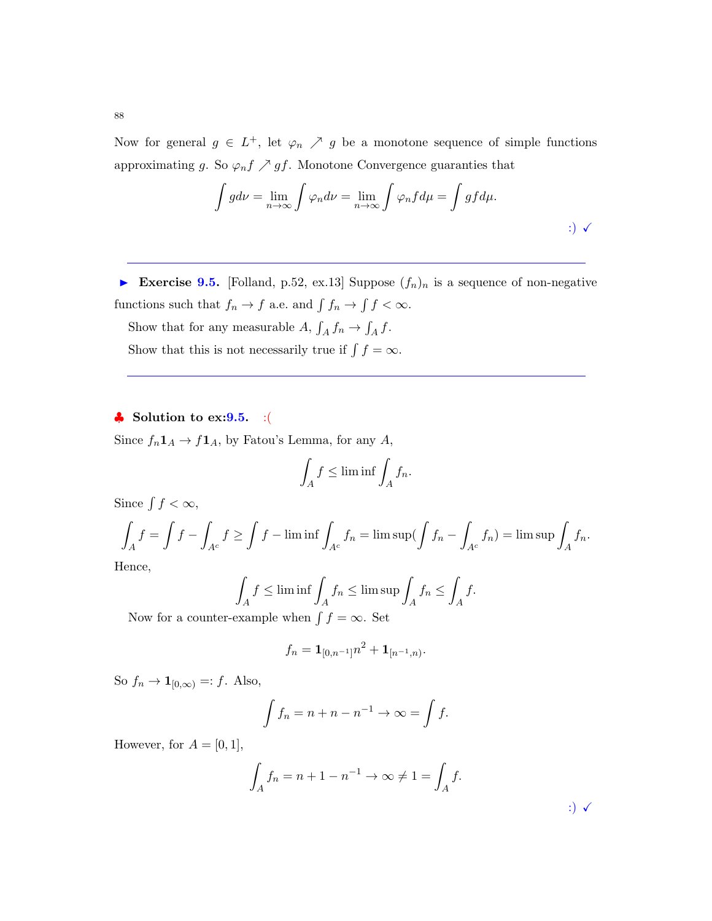Now for general $g \in L^+$, let $\varphi_n \nearrow g$ be a monotone sequence of simple functions approximating $g$. So $\varphi_n f \nearrow gf$. Monotone Convergence guaranties that

$$\int g d\nu = \lim_{n\to\infty} \int \varphi_n d\nu = \lim_{n\to\infty} \int \varphi_n f d\mu = \int g f d\mu.$$

:) ✓

---

► **Exercise 9.5.** [Folland, p.52, ex.13] Suppose $(f_n)_n$ is a sequence of non-negative functions such that $f_n \to f$ a.e. and $\int f_n \to \int f < \infty$.

Show that for any measurable $A$, $\int_A f_n \to \int_A f$.

Show that this is not necessarily true if $\int f = \infty$.

---

♣ **Solution to ex:9.5.** :(

Since $f_n \mathbf{1}_A \to f \mathbf{1}_A$, by Fatou's Lemma, for any $A$,

$$\int_A f \leq \liminf \int_A f_n.$$

Since $\int f < \infty$,

$$\int_A f = \int f - \int_{A^c} f \geq \int f - \liminf \int_{A^c} f_n = \limsup (\int f_n - \int_{A^c} f_n) = \limsup \int_A f_n.$$

Hence,

$$\int_A f \leq \liminf \int_A f_n \leq \limsup \int_A f_n \leq \int_A f.$$

Now for a counter-example when $\int f = \infty$. Set

$$f_n = \mathbf{1}_{[0,n^{-1}]} n^2 + \mathbf{1}_{[n^{-1},n)}.$$

So $f_n \to \mathbf{1}_{[0,\infty)} =: f$. Also,

$$\int f_n = n + n - n^{-1} \to \infty = \int f.$$

However, for $A = [0,1]$,

$$\int_A f_n = n + 1 - n^{-1} \to \infty \neq 1 = \int_A f.$$

:) ✓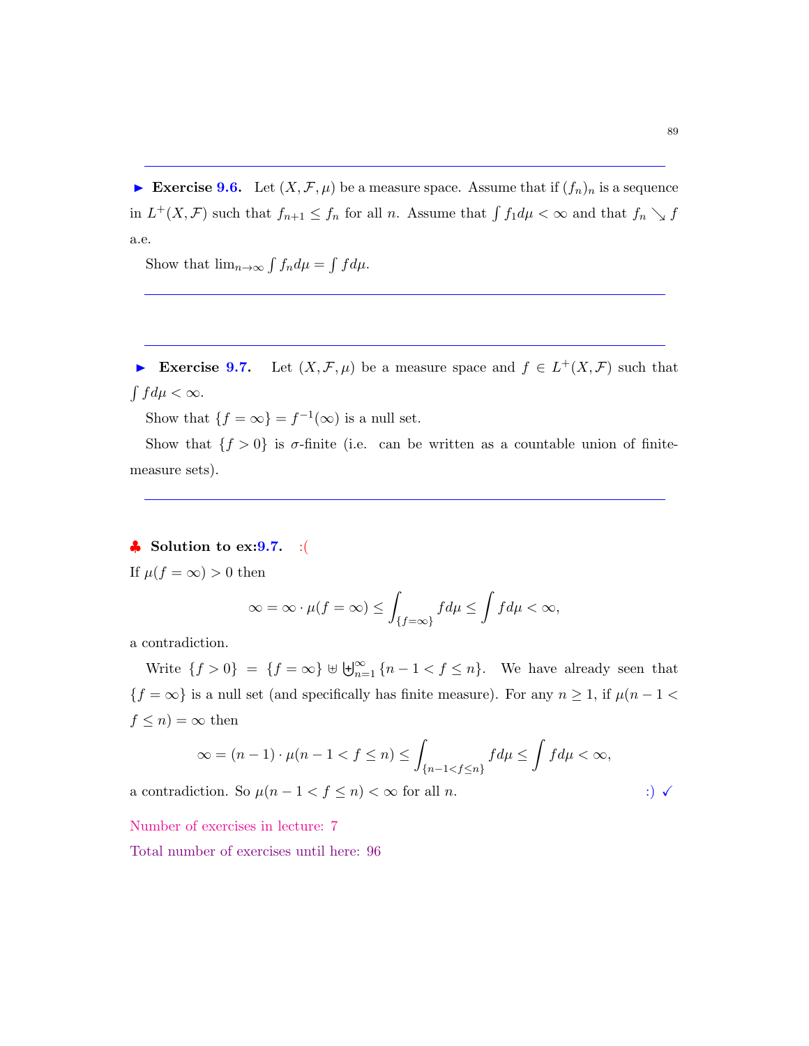---

► **Exercise 9.6.** Let $(X, \mathcal{F}, \mu)$ be a measure space. Assume that if $(f_n)_n$ is a sequence in $L^+(X, \mathcal{F})$ such that $f_{n+1} \leq f_n$ for all $n$. Assume that $\int f_1 d\mu < \infty$ and that $f_n \searrow f$ a.e.

Show that $\lim_{n\to\infty} \int f_n d\mu = \int f d\mu$.

---

---

► **Exercise 9.7.** Let $(X, \mathcal{F}, \mu)$ be a measure space and $f \in L^+(X, \mathcal{F})$ such that $\int f d\mu < \infty$.

Show that $\{f = \infty\} = f^{-1}(\infty)$ is a null set.

Show that $\{f > 0\}$ is $\sigma$-finite (i.e. can be written as a countable union of finite-measure sets).

---

♣ **Solution to ex:9.7.** :(

If $\mu(f = \infty) > 0$ then

$$\infty = \infty \cdot \mu(f = \infty) \leq \int_{\{f=\infty\}} f d\mu \leq \int f d\mu < \infty,$$

a contradiction.

Write $\{f > 0\} = \{f = \infty\} \uplus \biguplus_{n=1}^{\infty} \{n - 1 < f \leq n\}$. We have already seen that $\{f = \infty\}$ is a null set (and specifically has finite measure). For any $n \geq 1$, if $\mu(n - 1 < f \leq n) = \infty$ then

$$\infty = (n - 1) \cdot \mu(n - 1 < f \leq n) \leq \int_{\{n-1<f\leq n\}} f d\mu \leq \int f d\mu < \infty,$$

a contradiction. So $\mu(n - 1 < f \leq n) < \infty$ for all $n$. :) ✓

Number of exercises in lecture: 7

Total number of exercises until here: 96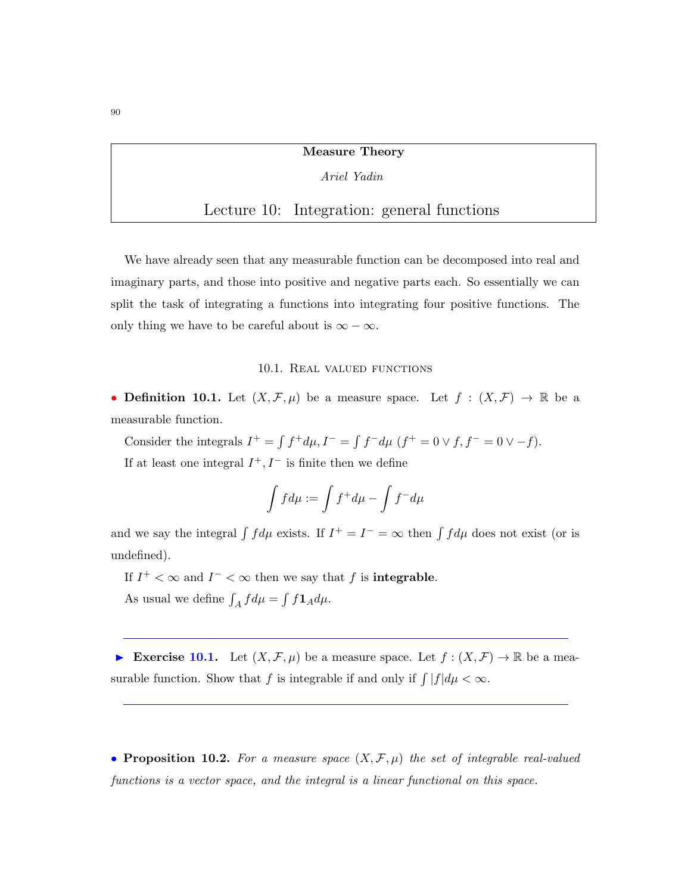**Measure Theory**

*Ariel Yadin*

# Lecture 10: Integration: general functions

We have already seen that any measurable function can be decomposed into real and imaginary parts, and those into positive and negative parts each. So essentially we can split the task of integrating a functions into integrating four positive functions. The only thing we have to be careful about is $\infty - \infty$.

## 10.1. Real valued functions

• **Definition 10.1.** Let $(X, \mathcal{F}, \mu)$ be a measure space. Let $f : (X, \mathcal{F}) \to \mathbb{R}$ be a measurable function.

Consider the integrals $I^+ = \int f^+ d\mu, I^- = \int f^- d\mu$ ($f^+ = 0 \vee f, f^- = 0 \vee -f$).

If at least one integral $I^+, I^-$ is finite then we define

$$\int f d\mu := \int f^+ d\mu - \int f^- d\mu$$

and we say the integral $\int f d\mu$ exists. If $I^+ = I^- = \infty$ then $\int f d\mu$ does not exist (or is undefined).

If $I^+ < \infty$ and $I^- < \infty$ then we say that $f$ is **integrable**.

As usual we define $\int_A f d\mu = \int f \mathbf{1}_A d\mu$.

---

► **Exercise 10.1.** Let $(X, \mathcal{F}, \mu)$ be a measure space. Let $f : (X, \mathcal{F}) \to \mathbb{R}$ be a measurable function. Show that $f$ is integrable if and only if $\int |f| d\mu < \infty$.

---

• **Proposition 10.2.** *For a measure space $(X, \mathcal{F}, \mu)$ the set of integrable real-valued functions is a vector space, and the integral is a linear functional on this space.*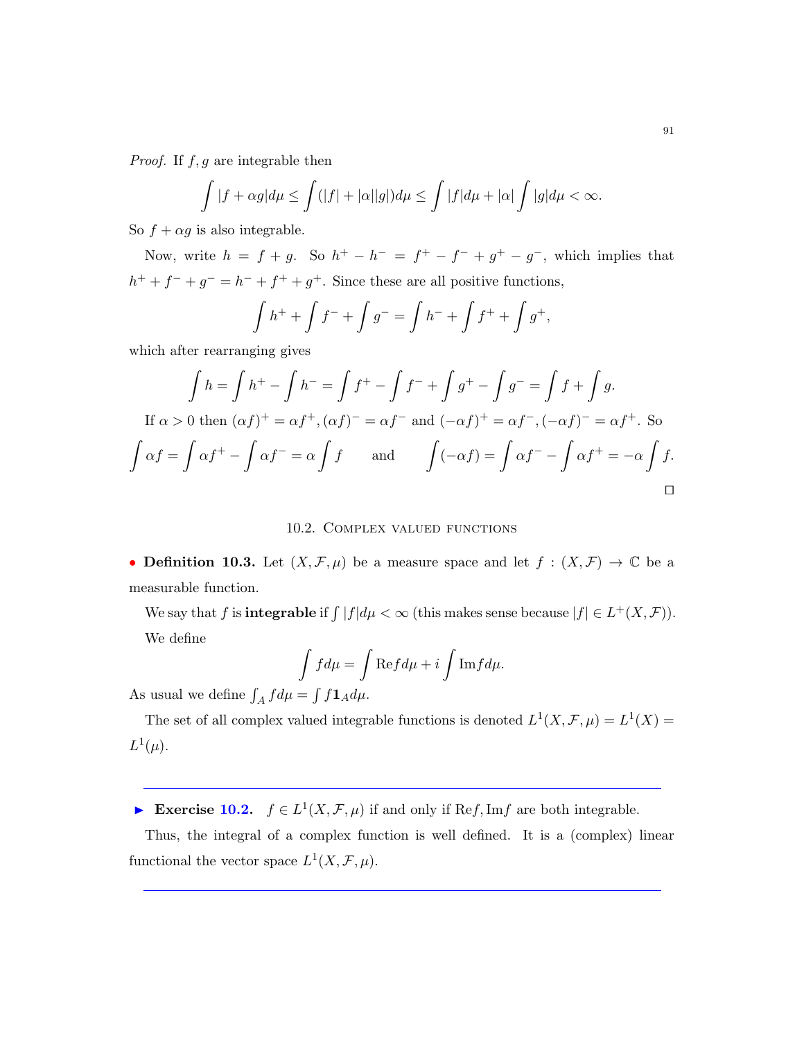*Proof.* If $f, g$ are integrable then

$$\int |f + \alpha g| d\mu \leq \int (|f| + |\alpha||g|) d\mu \leq \int |f| d\mu + |\alpha| \int |g| d\mu < \infty.$$

So $f + \alpha g$ is also integrable.

Now, write $h = f + g$. So $h^+ - h^- = f^+ - f^- + g^+ - g^-$, which implies that $h^+ + f^- + g^- = h^- + f^+ + g^+$. Since these are all positive functions,

$$\int h^+ + \int f^- + \int g^- = \int h^- + \int f^+ + \int g^+,$$

which after rearranging gives

$$\int h = \int h^+ - \int h^- = \int f^+ - \int f^- + \int g^+ - \int g^- = \int f + \int g.$$

If $\alpha > 0$ then $(\alpha f)^+ = \alpha f^+, (\alpha f)^- = \alpha f^-$ and $(-\alpha f)^+ = \alpha f^-, (-\alpha f)^- = \alpha f^+$. So

$$\int \alpha f = \int \alpha f^+ - \int \alpha f^- = \alpha \int f \qquad \text{and} \qquad \int (-\alpha f) = \int \alpha f^- - \int \alpha f^+ = -\alpha \int f.$$

□

## 10.2. Complex valued functions

• **Definition 10.3.** Let $(X, \mathcal{F}, \mu)$ be a measure space and let $f : (X, \mathcal{F}) \to \mathbb{C}$ be a measurable function.

We say that $f$ is **integrable** if $\int |f| d\mu < \infty$ (this makes sense because $|f| \in L^+(X, \mathcal{F})$).

We define

$$\int f d\mu = \int \text{Re} f d\mu + i \int \text{Im} f d\mu.$$

As usual we define $\int_A f d\mu = \int f \mathbf{1}_A d\mu$.

The set of all complex valued integrable functions is denoted $L^1(X, \mathcal{F}, \mu) = L^1(X) = L^1(\mu)$.

---

► **Exercise 10.2.** $f \in L^1(X, \mathcal{F}, \mu)$ if and only if $\text{Re} f, \text{Im} f$ are both integrable.

Thus, the integral of a complex function is well defined. It is a (complex) linear functional the vector space $L^1(X, \mathcal{F}, \mu)$.

---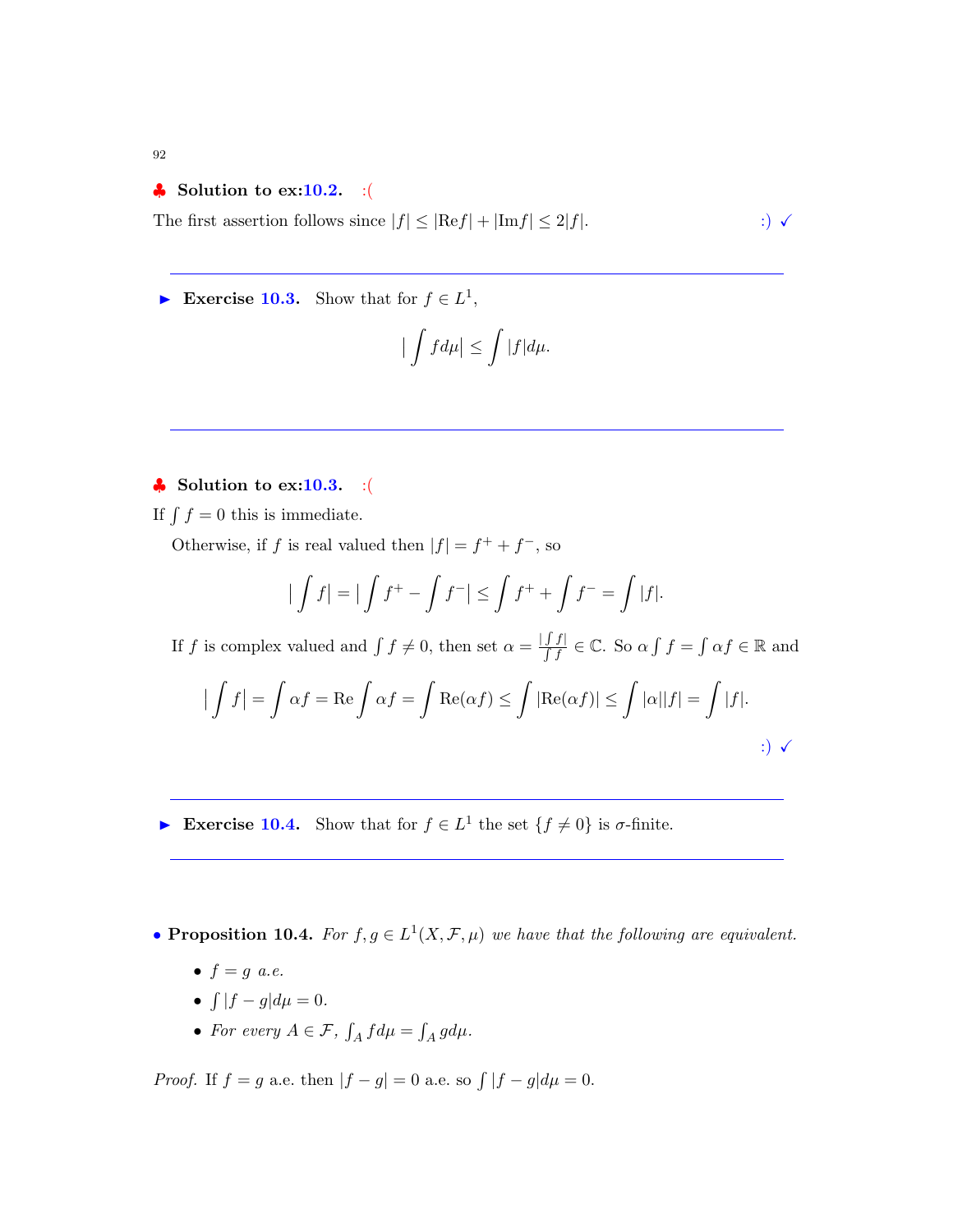♣ **Solution to ex:10.2.** :(

The first assertion follows since $|f| \leq |\text{Re}f| + |\text{Im}f| \leq 2|f|$. :) ✓

---

► **Exercise 10.3.** Show that for $f \in L^1$,

$$|\int f d\mu| \leq \int |f| d\mu.$$

---

♣ **Solution to ex:10.3.** :(

If $\int f = 0$ this is immediate.

Otherwise, if $f$ is real valued then $|f| = f^+ + f^-$, so

$$|\int f| = |\int f^+ - \int f^-| \leq \int f^+ + \int f^- = \int |f|.$$

If $f$ is complex valued and $\int f \neq 0$, then set $\alpha = \frac{|\int f|}{\int f} \in \mathbb{C}$. So $\alpha \int f = \int \alpha f \in \mathbb{R}$ and

$$|\int f| = \int \alpha f = \text{Re} \int \alpha f = \int \text{Re}(\alpha f) \leq \int |\text{Re}(\alpha f)| \leq \int |\alpha||f| = \int |f|.$$

:) ✓

---

► **Exercise 10.4.** Show that for $f \in L^1$ the set $\{f \neq 0\}$ is $\sigma$-finite.

---

• **Proposition 10.4.** *For $f, g \in L^1(X, \mathcal{F}, \mu)$ we have that the following are equivalent.*

- *$f = g$ a.e.*
- *$\int |f - g| d\mu = 0$.*
- *For every $A \in \mathcal{F}$, $\int_A f d\mu = \int_A g d\mu$.*

*Proof.* If $f = g$ a.e. then $|f - g| = 0$ a.e. so $\int |f - g| d\mu = 0$.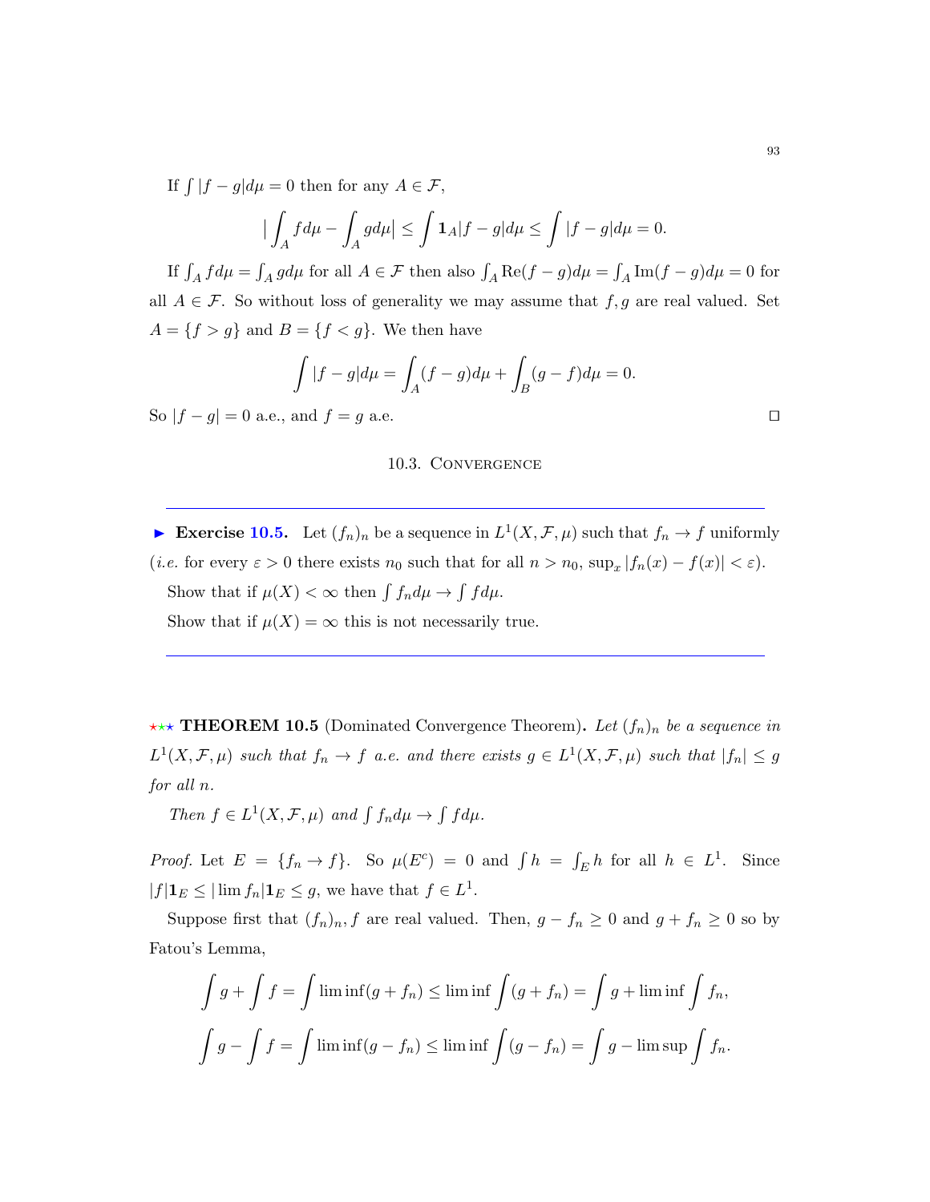If $\int |f-g|d\mu = 0$ then for any $A \in \mathcal{F}$,

$$\left|\int_A f d\mu - \int_A g d\mu\right| \le \int \mathbf{1}_A |f-g| d\mu \le \int |f-g| d\mu = 0.$$

If $\int_A f d\mu = \int_A g d\mu$ for all $A \in \mathcal{F}$ then also $\int_A \mathrm{Re}(f-g) d\mu = \int_A \mathrm{Im}(f-g) d\mu = 0$ for all $A \in \mathcal{F}$. So without loss of generality we may assume that $f, g$ are real valued. Set $A = \{f > g\}$ and $B = \{f < g\}$. We then have

$$\int |f-g| d\mu = \int_A (f-g) d\mu + \int_B (g-f) d\mu = 0.$$

So $|f-g| = 0$ a.e., and $f = g$ a.e. ☐

## 10.3. Convergence

---

► **Exercise 10.5.** Let $(f_n)_n$ be a sequence in $L^1(X, \mathcal{F}, \mu)$ such that $f_n \to f$ uniformly (*i.e.* for every $\varepsilon > 0$ there exists $n_0$ such that for all $n > n_0$, $\sup_x |f_n(x) - f(x)| < \varepsilon$).

Show that if $\mu(X) < \infty$ then $\int f_n d\mu \to \int f d\mu$.

Show that if $\mu(X) = \infty$ this is not necessarily true.

---

★★★ **THEOREM 10.5** (Dominated Convergence Theorem)**.** *Let $(f_n)_n$ be a sequence in $L^1(X, \mathcal{F}, \mu)$ such that $f_n \to f$ a.e. and there exists $g \in L^1(X, \mathcal{F}, \mu)$ such that $|f_n| \le g$ for all $n$.*

*Then $f \in L^1(X, \mathcal{F}, \mu)$ and $\int f_n d\mu \to \int f d\mu$.*

*Proof.* Let $E = \{f_n \to f\}$. So $\mu(E^c) = 0$ and $\int h = \int_E h$ for all $h \in L^1$. Since $|f|\mathbf{1}_E \le |\lim f_n|\mathbf{1}_E \le g$, we have that $f \in L^1$.

Suppose first that $(f_n)_n, f$ are real valued. Then, $g - f_n \ge 0$ and $g + f_n \ge 0$ so by Fatou's Lemma,

$$\int g + \int f = \int \liminf (g + f_n) \le \liminf \int (g + f_n) = \int g + \liminf \int f_n,$$

$$\int g - \int f = \int \liminf (g - f_n) \le \liminf \int (g - f_n) = \int g - \limsup \int f_n.$$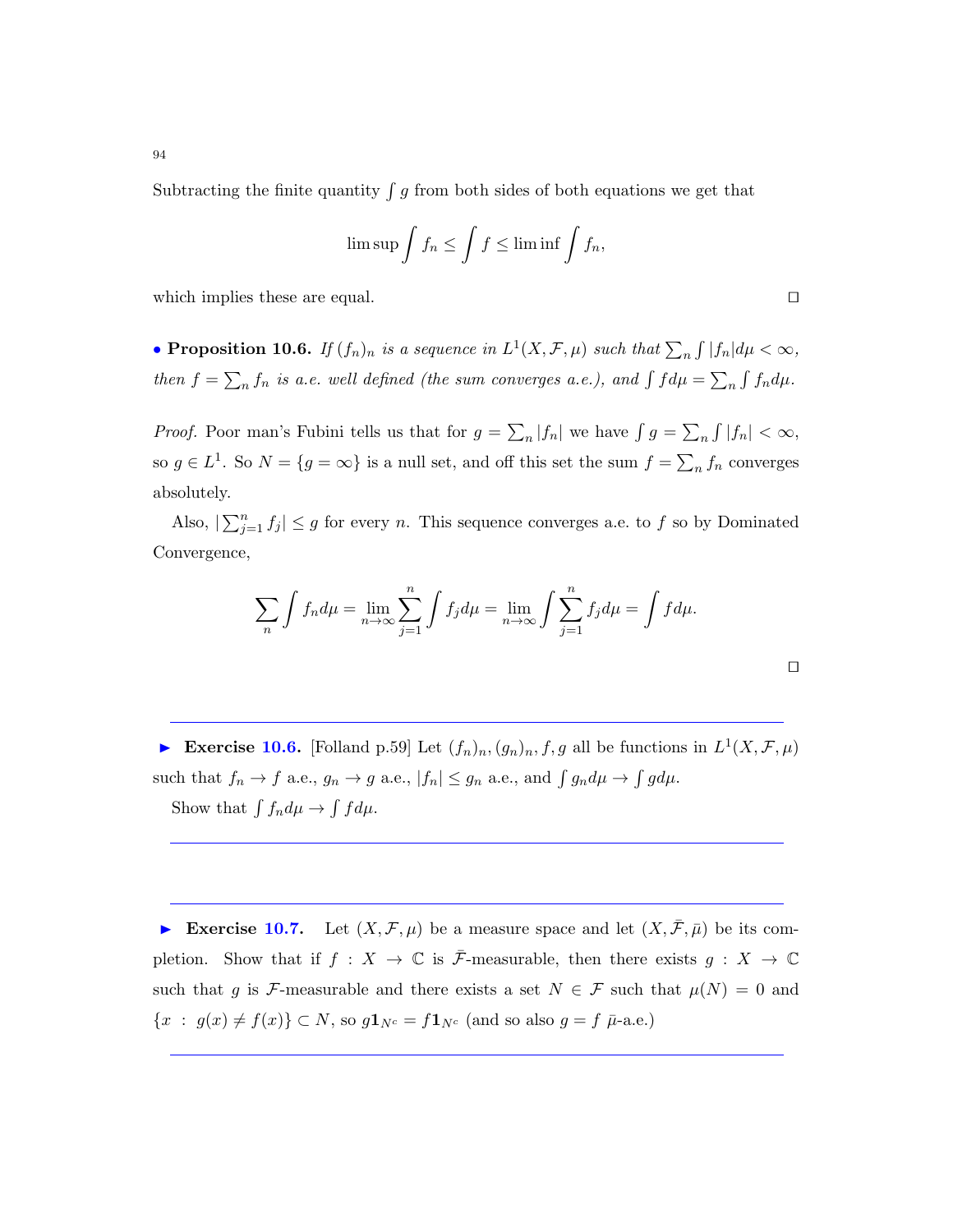Subtracting the finite quantity $\int g$ from both sides of both equations we get that

$$\limsup \int f_n \le \int f \le \liminf \int f_n,$$

which implies these are equal. □

• **Proposition 10.6.** *If $(f_n)_n$ is a sequence in $L^1(X, \mathcal{F}, \mu)$ such that $\sum_n \int |f_n| d\mu < \infty$, then $f = \sum_n f_n$ is a.e. well defined (the sum converges a.e.), and $\int f d\mu = \sum_n \int f_n d\mu$.*

*Proof.* Poor man's Fubini tells us that for $g = \sum_n |f_n|$ we have $\int g = \sum_n \int |f_n| < \infty$, so $g \in L^1$. So $N = \{g = \infty\}$ is a null set, and off this set the sum $f = \sum_n f_n$ converges absolutely.

Also, $|\sum_{j=1}^n f_j| \le g$ for every $n$. This sequence converges a.e. to $f$ so by Dominated Convergence,

$$\sum_n \int f_n d\mu = \lim_{n\to\infty} \sum_{j=1}^n \int f_j d\mu = \lim_{n\to\infty} \int \sum_{j=1}^n f_j d\mu = \int f d\mu.$$

□

---

► **Exercise 10.6.** [Folland p.59] Let $(f_n)_n, (g_n)_n, f, g$ all be functions in $L^1(X, \mathcal{F}, \mu)$ such that $f_n \to f$ a.e., $g_n \to g$ a.e., $|f_n| \le g_n$ a.e., and $\int g_n d\mu \to \int g d\mu$.

Show that $\int f_n d\mu \to \int f d\mu$.

---

---

► **Exercise 10.7.** Let $(X, \mathcal{F}, \mu)$ be a measure space and let $(X, \bar{\mathcal{F}}, \bar{\mu})$ be its completion. Show that if $f : X \to \mathbb{C}$ is $\bar{\mathcal{F}}$-measurable, then there exists $g : X \to \mathbb{C}$ such that $g$ is $\mathcal{F}$-measurable and there exists a set $N \in \mathcal{F}$ such that $\mu(N) = 0$ and $\{x : g(x) \neq f(x)\} \subset N$, so $g\mathbf{1}_{N^c} = f\mathbf{1}_{N^c}$ (and so also $g = f$ $\bar{\mu}$-a.e.)

---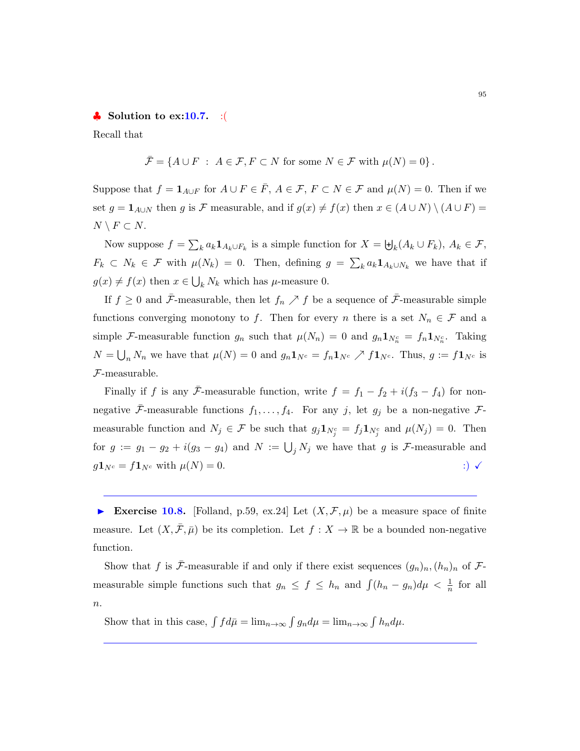♣ **Solution to ex:10.7.** :(

Recall that

$$\bar{\mathcal{F}} = \{A \cup F \ : \ A \in \mathcal{F}, F \subset N \text{ for some } N \in \mathcal{F} \text{ with } \mu(N) = 0\}.$$

Suppose that $f = \mathbf{1}_{A \cup F}$ for $A \cup F \in \bar{F}$, $A \in \mathcal{F}$, $F \subset N \in \mathcal{F}$ and $\mu(N) = 0$. Then if we set $g = \mathbf{1}_{A \cup N}$ then $g$ is $\mathcal{F}$ measurable, and if $g(x) \neq f(x)$ then $x \in (A \cup N) \setminus (A \cup F) = N \setminus F \subset N$.

Now suppose $f = \sum_k a_k \mathbf{1}_{A_k \cup F_k}$ is a simple function for $X = \biguplus_k (A_k \cup F_k)$, $A_k \in \mathcal{F}$, $F_k \subset N_k \in \mathcal{F}$ with $\mu(N_k) = 0$. Then, defining $g = \sum_k a_k \mathbf{1}_{A_k \cup N_k}$ we have that if $g(x) \neq f(x)$ then $x \in \bigcup_k N_k$ which has $\mu$-measure 0.

If $f \geq 0$ and $\bar{\mathcal{F}}$-measurable, then let $f_n \nearrow f$ be a sequence of $\bar{\mathcal{F}}$-measurable simple functions converging monotony to $f$. Then for every $n$ there is a set $N_n \in \mathcal{F}$ and a simple $\mathcal{F}$-measurable function $g_n$ such that $\mu(N_n) = 0$ and $g_n \mathbf{1}_{N_n^c} = f_n \mathbf{1}_{N_n^c}$. Taking $N = \bigcup_n N_n$ we have that $\mu(N) = 0$ and $g_n \mathbf{1}_{N^c} = f_n \mathbf{1}_{N^c} \nearrow f \mathbf{1}_{N^c}$. Thus, $g := f \mathbf{1}_{N^c}$ is $\mathcal{F}$-measurable.

Finally if $f$ is any $\bar{\mathcal{F}}$-measurable function, write $f = f_1 - f_2 + i(f_3 - f_4)$ for non-negative $\bar{\mathcal{F}}$-measurable functions $f_1, \ldots, f_4$. For any $j$, let $g_j$ be a non-negative $\mathcal{F}$-measurable function and $N_j \in \mathcal{F}$ be such that $g_j \mathbf{1}_{N_j^c} = f_j \mathbf{1}_{N_j^c}$ and $\mu(N_j) = 0$. Then for $g := g_1 - g_2 + i(g_3 - g_4)$ and $N := \bigcup_j N_j$ we have that $g$ is $\mathcal{F}$-measurable and $g \mathbf{1}_{N^c} = f \mathbf{1}_{N^c}$ with $\mu(N) = 0$. :) ✓

---

► **Exercise 10.8.** [Folland, p.59, ex.24] Let $(X, \mathcal{F}, \mu)$ be a measure space of finite measure. Let $(X, \bar{\mathcal{F}}, \bar{\mu})$ be its completion. Let $f : X \to \mathbb{R}$ be a bounded non-negative function.

Show that $f$ is $\bar{\mathcal{F}}$-measurable if and only if there exist sequences $(g_n)_n, (h_n)_n$ of $\mathcal{F}$-measurable simple functions such that $g_n \leq f \leq h_n$ and $\int (h_n - g_n) d\mu < \frac{1}{n}$ for all $n$.

Show that in this case, $\int f d\bar{\mu} = \lim_{n \to \infty} \int g_n d\mu = \lim_{n \to \infty} \int h_n d\mu$.

---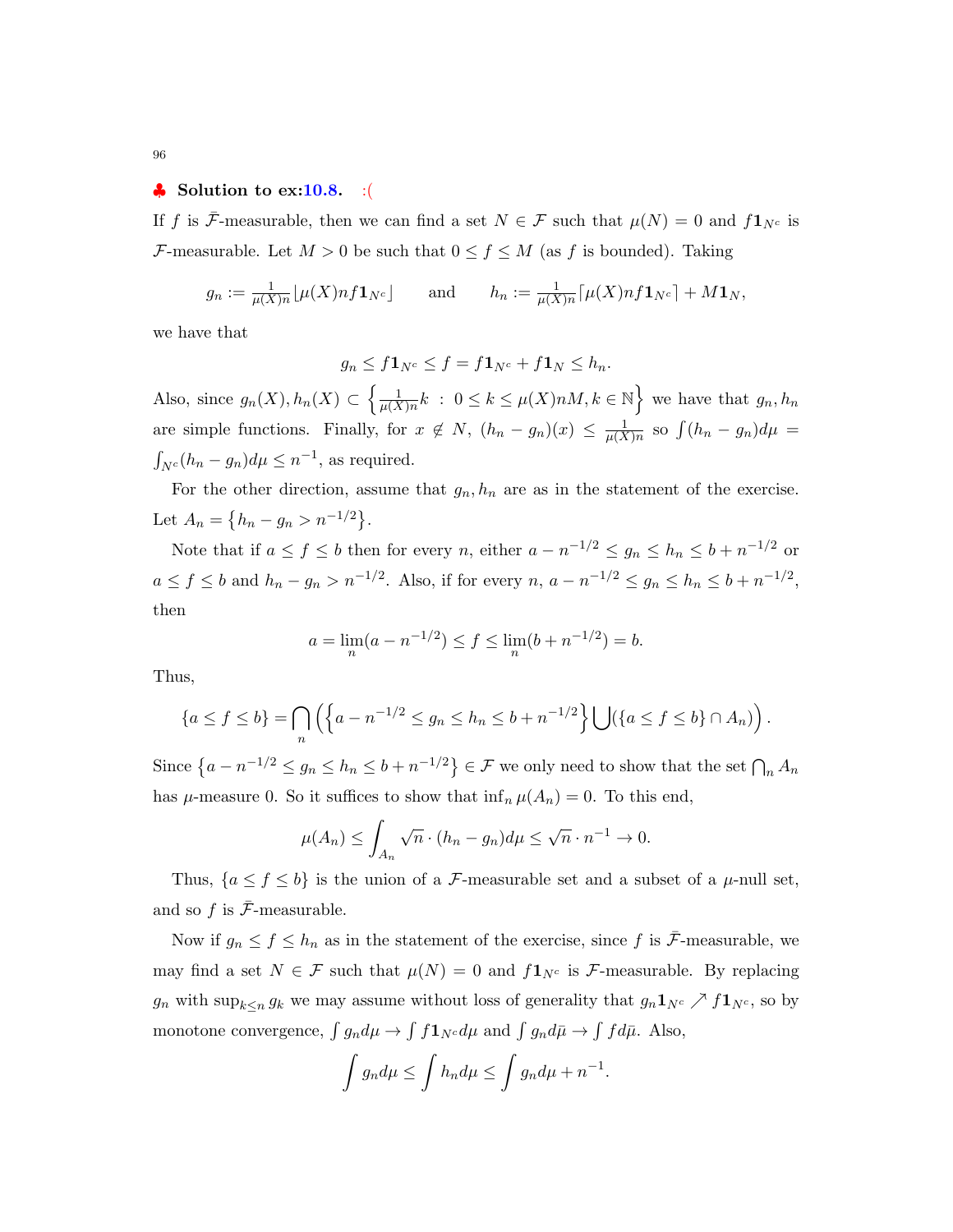♣ **Solution to ex:10.8.** :(

If $f$ is $\bar{\mathcal{F}}$-measurable, then we can find a set $N \in \mathcal{F}$ such that $\mu(N) = 0$ and $f\mathbf{1}_{N^c}$ is $\mathcal{F}$-measurable. Let $M > 0$ be such that $0 \le f \le M$ (as $f$ is bounded). Taking

$$g_n := \tfrac{1}{\mu(X)n}\lfloor \mu(X)nf\mathbf{1}_{N^c}\rfloor \qquad \text{and} \qquad h_n := \tfrac{1}{\mu(X)n}\lceil \mu(X)nf\mathbf{1}_{N^c}\rceil + M\mathbf{1}_N,$$

we have that

$$g_n \le f\mathbf{1}_{N^c} \le f = f\mathbf{1}_{N^c} + f\mathbf{1}_N \le h_n.$$

Also, since $g_n(X), h_n(X) \subset \left\{ \frac{1}{\mu(X)n}k \ : \ 0 \le k \le \mu(X)nM, k \in \mathbb{N} \right\}$ we have that $g_n, h_n$ are simple functions. Finally, for $x \notin N$, $(h_n - g_n)(x) \le \frac{1}{\mu(X)n}$ so $\int (h_n - g_n)d\mu = \int_{N^c}(h_n - g_n)d\mu \le n^{-1}$, as required.

For the other direction, assume that $g_n, h_n$ are as in the statement of the exercise. Let $A_n = \left\{ h_n - g_n > n^{-1/2} \right\}$.

Note that if $a \le f \le b$ then for every $n$, either $a - n^{-1/2} \le g_n \le h_n \le b + n^{-1/2}$ or $a \le f \le b$ and $h_n - g_n > n^{-1/2}$. Also, if for every $n$, $a - n^{-1/2} \le g_n \le h_n \le b + n^{-1/2}$, then

$$a = \lim_n (a - n^{-1/2}) \le f \le \lim_n (b + n^{-1/2}) = b.$$

Thus,

$$\{a \le f \le b\} = \bigcap_n \left( \left\{ a - n^{-1/2} \le g_n \le h_n \le b + n^{-1/2} \right\} \bigcup (\{a \le f \le b\} \cap A_n) \right).$$

Since $\left\{ a - n^{-1/2} \le g_n \le h_n \le b + n^{-1/2} \right\} \in \mathcal{F}$ we only need to show that the set $\bigcap_n A_n$ has $\mu$-measure 0. So it suffices to show that $\inf_n \mu(A_n) = 0$. To this end,

$$\mu(A_n) \le \int_{A_n} \sqrt{n} \cdot (h_n - g_n) d\mu \le \sqrt{n} \cdot n^{-1} \to 0.$$

Thus, $\{a \le f \le b\}$ is the union of a $\mathcal{F}$-measurable set and a subset of a $\mu$-null set, and so $f$ is $\bar{\mathcal{F}}$-measurable.

Now if $g_n \le f \le h_n$ as in the statement of the exercise, since $f$ is $\bar{\mathcal{F}}$-measurable, we may find a set $N \in \mathcal{F}$ such that $\mu(N) = 0$ and $f\mathbf{1}_{N^c}$ is $\mathcal{F}$-measurable. By replacing $g_n$ with $\sup_{k \le n} g_k$ we may assume without loss of generality that $g_n\mathbf{1}_{N^c} \nearrow f\mathbf{1}_{N^c}$, so by monotone convergence, $\int g_n d\mu \to \int f\mathbf{1}_{N^c} d\mu$ and $\int g_n d\bar{\mu} \to \int f d\bar{\mu}$. Also,

$$\int g_n d\mu \le \int h_n d\mu \le \int g_n d\mu + n^{-1}.$$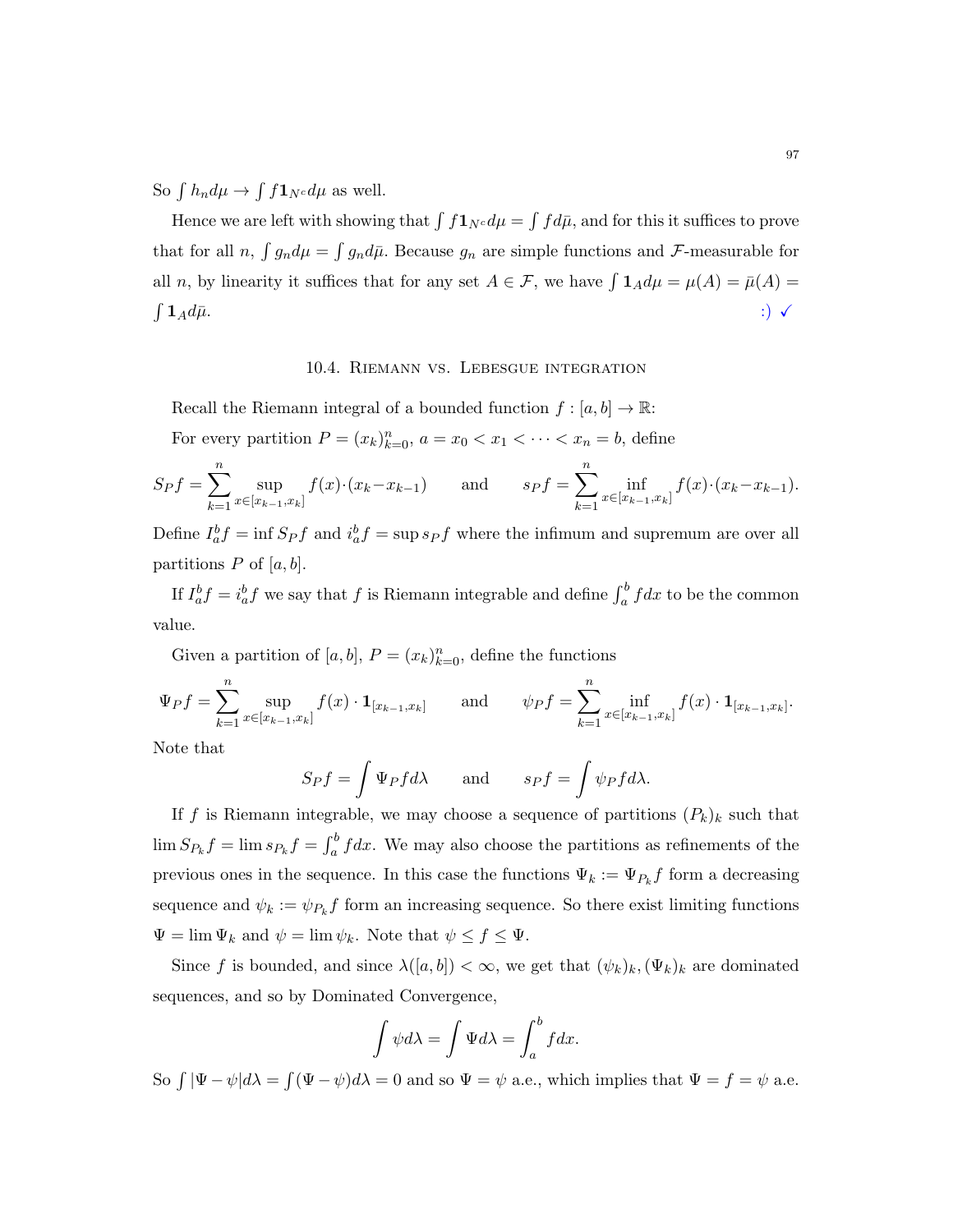So $\int h_n d\mu \to \int f \mathbf{1}_{N^c} d\mu$ as well.

Hence we are left with showing that $\int f \mathbf{1}_{N^c} d\mu = \int f d\bar{\mu}$, and for this it suffices to prove that for all $n$, $\int g_n d\mu = \int g_n d\bar{\mu}$. Because $g_n$ are simple functions and $\mathcal{F}$-measurable for all $n$, by linearity it suffices that for any set $A \in \mathcal{F}$, we have $\int \mathbf{1}_A d\mu = \mu(A) = \bar{\mu}(A) = \int \mathbf{1}_A d\bar{\mu}$. :) ✓

## 10.4. Riemann vs. Lebesgue integration

Recall the Riemann integral of a bounded function $f : [a,b] \to \mathbb{R}$:

For every partition $P = (x_k)_{k=0}^n$, $a = x_0 < x_1 < \cdots < x_n = b$, define

$$S_P f = \sum_{k=1}^n \sup_{x \in [x_{k-1}, x_k]} f(x) \cdot (x_k - x_{k-1}) \qquad \text{and} \qquad s_P f = \sum_{k=1}^n \inf_{x \in [x_{k-1}, x_k]} f(x) \cdot (x_k - x_{k-1}).$$

Define $I_a^b f = \inf S_P f$ and $i_a^b f = \sup s_P f$ where the infimum and supremum are over all partitions $P$ of $[a,b]$.

If $I_a^b f = i_a^b f$ we say that $f$ is Riemann integrable and define $\int_a^b f dx$ to be the common value.

Given a partition of $[a,b]$, $P = (x_k)_{k=0}^n$, define the functions

$$\Psi_P f = \sum_{k=1}^n \sup_{x \in [x_{k-1}, x_k]} f(x) \cdot \mathbf{1}_{[x_{k-1}, x_k]} \qquad \text{and} \qquad \psi_P f = \sum_{k=1}^n \inf_{x \in [x_{k-1}, x_k]} f(x) \cdot \mathbf{1}_{[x_{k-1}, x_k]}.$$

Note that

$$S_P f = \int \Psi_P f d\lambda \qquad \text{and} \qquad s_P f = \int \psi_P f d\lambda.$$

If $f$ is Riemann integrable, we may choose a sequence of partitions $(P_k)_k$ such that $\lim S_{P_k} f = \lim s_{P_k} f = \int_a^b f dx$. We may also choose the partitions as refinements of the previous ones in the sequence. In this case the functions $\Psi_k := \Psi_{P_k} f$ form a decreasing sequence and $\psi_k := \psi_{P_k} f$ form an increasing sequence. So there exist limiting functions $\Psi = \lim \Psi_k$ and $\psi = \lim \psi_k$. Note that $\psi \leq f \leq \Psi$.

Since $f$ is bounded, and since $\lambda([a,b]) < \infty$, we get that $(\psi_k)_k, (\Psi_k)_k$ are dominated sequences, and so by Dominated Convergence,

$$\int \psi d\lambda = \int \Psi d\lambda = \int_a^b f dx.$$

So $\int |\Psi - \psi| d\lambda = \int (\Psi - \psi) d\lambda = 0$ and so $\Psi = \psi$ a.e., which implies that $\Psi = f = \psi$ a.e.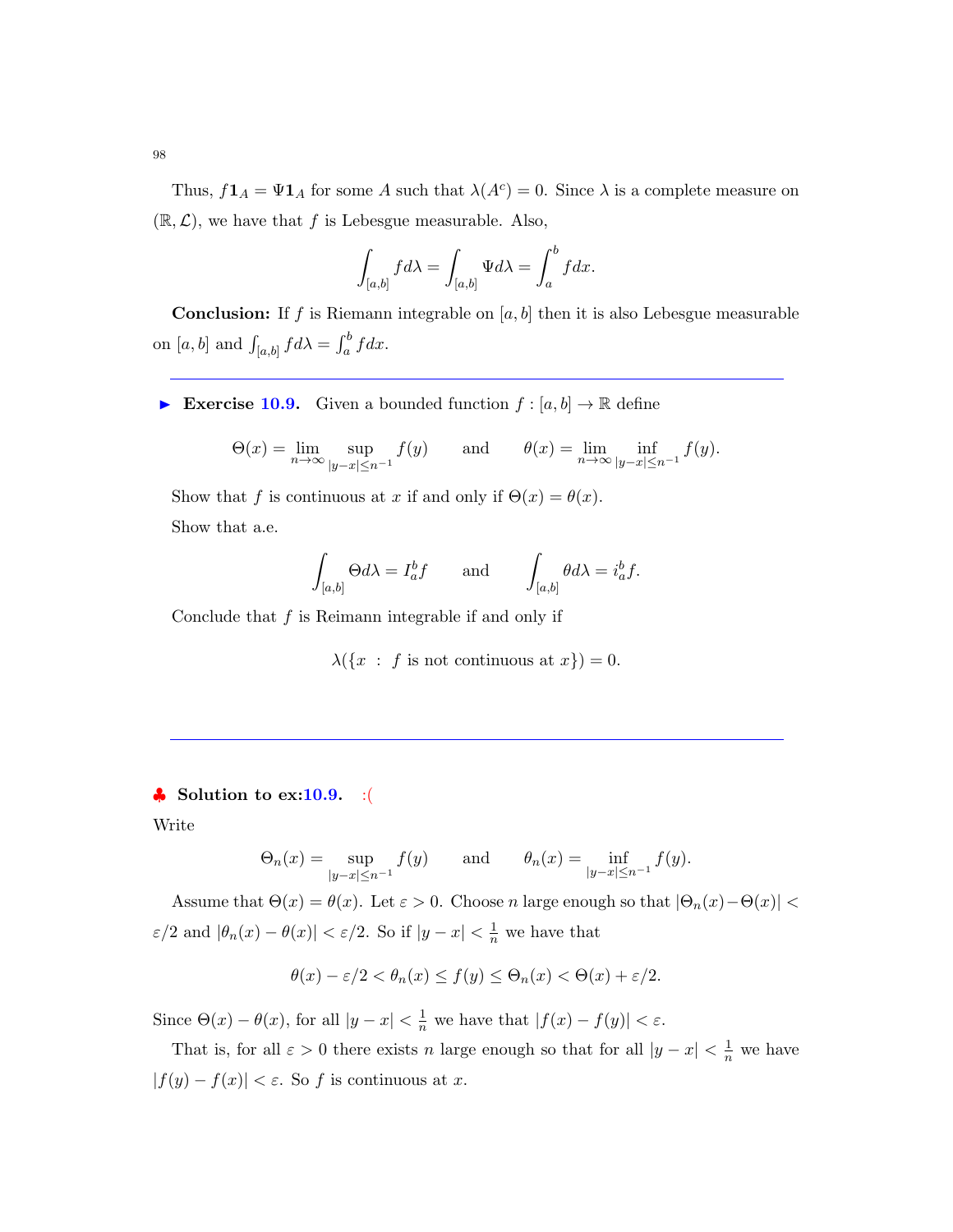Thus, $f\mathbf{1}_A = \Psi\mathbf{1}_A$ for some $A$ such that $\lambda(A^c) = 0$. Since $\lambda$ is a complete measure on $(\mathbb{R}, \mathcal{L})$, we have that $f$ is Lebesgue measurable. Also,

$$\int_{[a,b]} f d\lambda = \int_{[a,b]} \Psi d\lambda = \int_a^b f dx.$$

**Conclusion:** If $f$ is Riemann integrable on $[a, b]$ then it is also Lebesgue measurable on $[a, b]$ and $\int_{[a,b]} f d\lambda = \int_a^b f dx$.

---

► **Exercise 10.9.** Given a bounded function $f : [a, b] \to \mathbb{R}$ define

$$\Theta(x) = \lim_{n\to\infty} \sup_{|y-x|\leq n^{-1}} f(y) \qquad \text{and} \qquad \theta(x) = \lim_{n\to\infty} \inf_{|y-x|\leq n^{-1}} f(y).$$

Show that $f$ is continuous at $x$ if and only if $\Theta(x) = \theta(x)$.

Show that a.e.

$$\int_{[a,b]} \Theta d\lambda = I_a^b f \qquad \text{and} \qquad \int_{[a,b]} \theta d\lambda = i_a^b f.$$

Conclude that $f$ is Reimann integrable if and only if

$$\lambda(\{x \ : \ f \text{ is not continuous at } x\}) = 0.$$

---

♣ **Solution to ex:10.9.** :(

Write

$$\Theta_n(x) = \sup_{|y-x|\leq n^{-1}} f(y) \qquad \text{and} \qquad \theta_n(x) = \inf_{|y-x|\leq n^{-1}} f(y).$$

Assume that $\Theta(x) = \theta(x)$. Let $\varepsilon > 0$. Choose $n$ large enough so that $|\Theta_n(x) - \Theta(x)| < \varepsilon/2$ and $|\theta_n(x) - \theta(x)| < \varepsilon/2$. So if $|y - x| < \frac{1}{n}$ we have that

$$\theta(x) - \varepsilon/2 < \theta_n(x) \leq f(y) \leq \Theta_n(x) < \Theta(x) + \varepsilon/2.$$

Since $\Theta(x) - \theta(x)$, for all $|y - x| < \frac{1}{n}$ we have that $|f(x) - f(y)| < \varepsilon$.

That is, for all $\varepsilon > 0$ there exists $n$ large enough so that for all $|y - x| < \frac{1}{n}$ we have $|f(y) - f(x)| < \varepsilon$. So $f$ is continuous at $x$.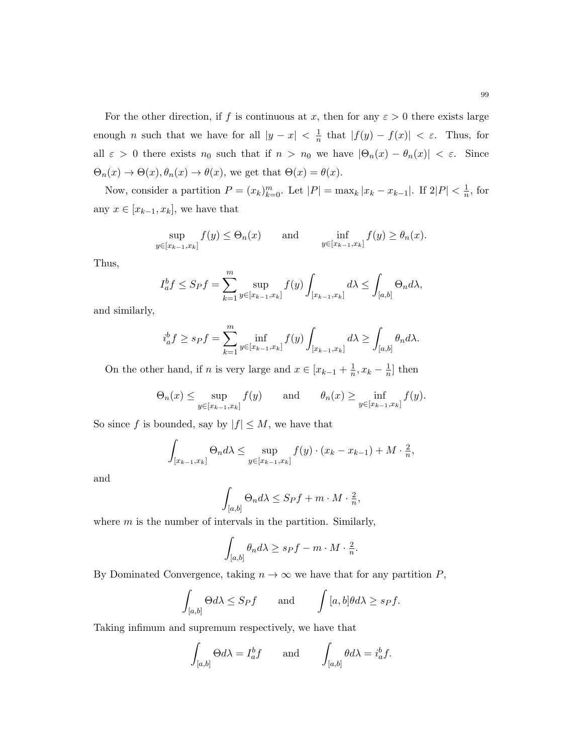For the other direction, if $f$ is continuous at $x$, then for any $\varepsilon > 0$ there exists large enough $n$ such that we have for all $|y - x| < \frac{1}{n}$ that $|f(y) - f(x)| < \varepsilon$. Thus, for all $\varepsilon > 0$ there exists $n_0$ such that if $n > n_0$ we have $|\Theta_n(x) - \theta_n(x)| < \varepsilon$. Since $\Theta_n(x) \to \Theta(x), \theta_n(x) \to \theta(x)$, we get that $\Theta(x) = \theta(x)$.

Now, consider a partition $P = (x_k)_{k=0}^m$. Let $|P| = \max_k |x_k - x_{k-1}|$. If $2|P| < \frac{1}{n}$, for any $x \in [x_{k-1}, x_k]$, we have that

$$\sup_{y \in [x_{k-1}, x_k]} f(y) \leq \Theta_n(x) \qquad \text{and} \qquad \inf_{y \in [x_{k-1}, x_k]} f(y) \geq \theta_n(x).$$

Thus,

$$I_a^b f \leq S_P f = \sum_{k=1}^m \sup_{y \in [x_{k-1}, x_k]} f(y) \int_{[x_{k-1}, x_k]} d\lambda \leq \int_{[a,b]} \Theta_n d\lambda,$$

and similarly,

$$i_a^b f \geq s_P f = \sum_{k=1}^m \inf_{y \in [x_{k-1}, x_k]} f(y) \int_{[x_{k-1}, x_k]} d\lambda \geq \int_{[a,b]} \theta_n d\lambda.$$

On the other hand, if $n$ is very large and $x \in [x_{k-1} + \frac{1}{n}, x_k - \frac{1}{n}]$ then

$$\Theta_n(x) \leq \sup_{y \in [x_{k-1}, x_k]} f(y) \qquad \text{and} \qquad \theta_n(x) \geq \inf_{y \in [x_{k-1}, x_k]} f(y).$$

So since $f$ is bounded, say by $|f| \leq M$, we have that

$$\int_{[x_{k-1}, x_k]} \Theta_n d\lambda \leq \sup_{y \in [x_{k-1}, x_k]} f(y) \cdot (x_k - x_{k-1}) + M \cdot \tfrac{2}{n},$$

and

$$\int_{[a,b]} \Theta_n d\lambda \leq S_P f + m \cdot M \cdot \tfrac{2}{n},$$

where $m$ is the number of intervals in the partition. Similarly,

$$\int_{[a,b]} \theta_n d\lambda \geq s_P f - m \cdot M \cdot \tfrac{2}{n}.$$

By Dominated Convergence, taking $n \to \infty$ we have that for any partition $P$,

$$\int_{[a,b]} \Theta d\lambda \leq S_P f \qquad \text{and} \qquad \int [a,b] \theta d\lambda \geq s_P f.$$

Taking infimum and supremum respectively, we have that

$$\int_{[a,b]} \Theta d\lambda = I_a^b f \qquad \text{and} \qquad \int_{[a,b]} \theta d\lambda = i_a^b f.$$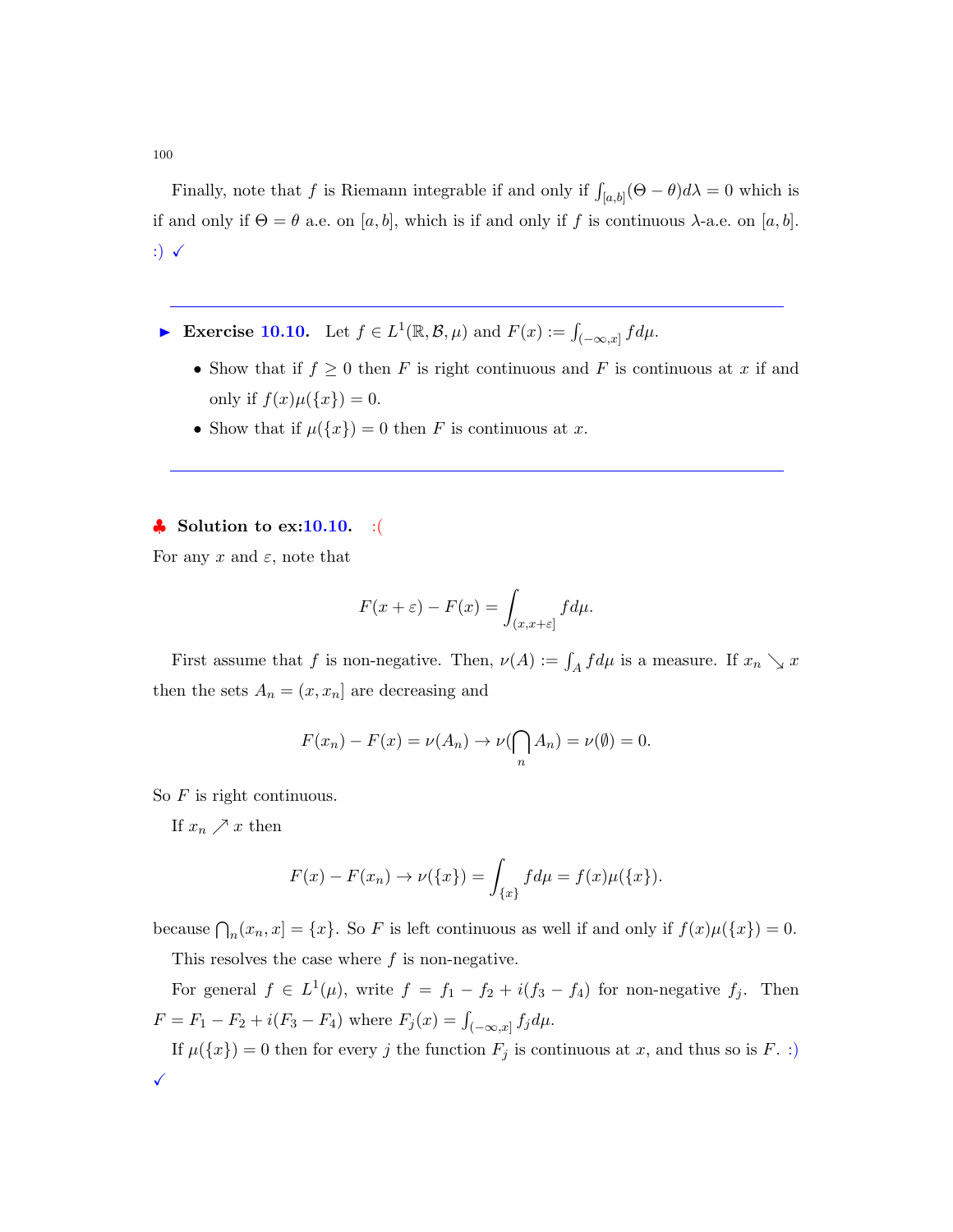Finally, note that $f$ is Riemann integrable if and only if $\int_{[a,b]} (\Theta - \theta) d\lambda = 0$ which is if and only if $\Theta = \theta$ a.e. on $[a, b]$, which is if and only if $f$ is continuous $\lambda$-a.e. on $[a, b]$. :) ✓

---

► **Exercise 10.10.** Let $f \in L^1(\mathbb{R}, \mathcal{B}, \mu)$ and $F(x) := \int_{(-\infty,x]} f d\mu$.

- Show that if $f \geq 0$ then $F$ is right continuous and $F$ is continuous at $x$ if and only if $f(x)\mu(\{x\}) = 0$.
- Show that if $\mu(\{x\}) = 0$ then $F$ is continuous at $x$.

---

♣ **Solution to ex:10.10.** :(

For any $x$ and $\varepsilon$, note that

$$F(x + \varepsilon) - F(x) = \int_{(x,x+\varepsilon]} f d\mu.$$

First assume that $f$ is non-negative. Then, $\nu(A) := \int_A f d\mu$ is a measure. If $x_n \searrow x$ then the sets $A_n = (x, x_n]$ are decreasing and

$$F(x_n) - F(x) = \nu(A_n) \to \nu(\bigcap_n A_n) = \nu(\emptyset) = 0.$$

So $F$ is right continuous.

If $x_n \nearrow x$ then

$$F(x) - F(x_n) \to \nu(\{x\}) = \int_{\{x\}} f d\mu = f(x)\mu(\{x\}).$$

because $\bigcap_n (x_n, x] = \{x\}$. So $F$ is left continuous as well if and only if $f(x)\mu(\{x\}) = 0$.

This resolves the case where $f$ is non-negative.

For general $f \in L^1(\mu)$, write $f = f_1 - f_2 + i(f_3 - f_4)$ for non-negative $f_j$. Then $F = F_1 - F_2 + i(F_3 - F_4)$ where $F_j(x) = \int_{(-\infty,x]} f_j d\mu$.

If $\mu(\{x\}) = 0$ then for every $j$ the function $F_j$ is continuous at $x$, and thus so is $F$. :) ✓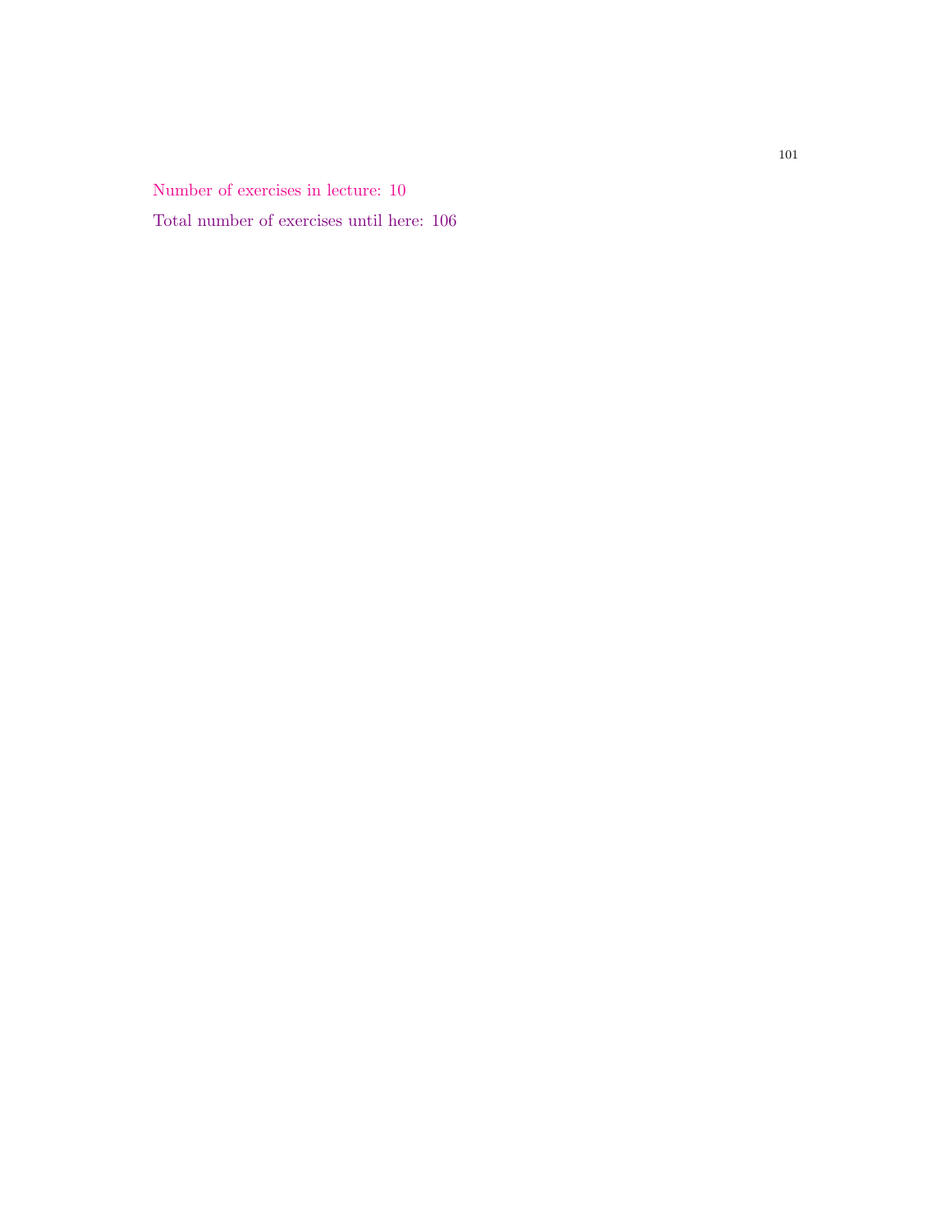Number of exercises in lecture: 10

Total number of exercises until here: 106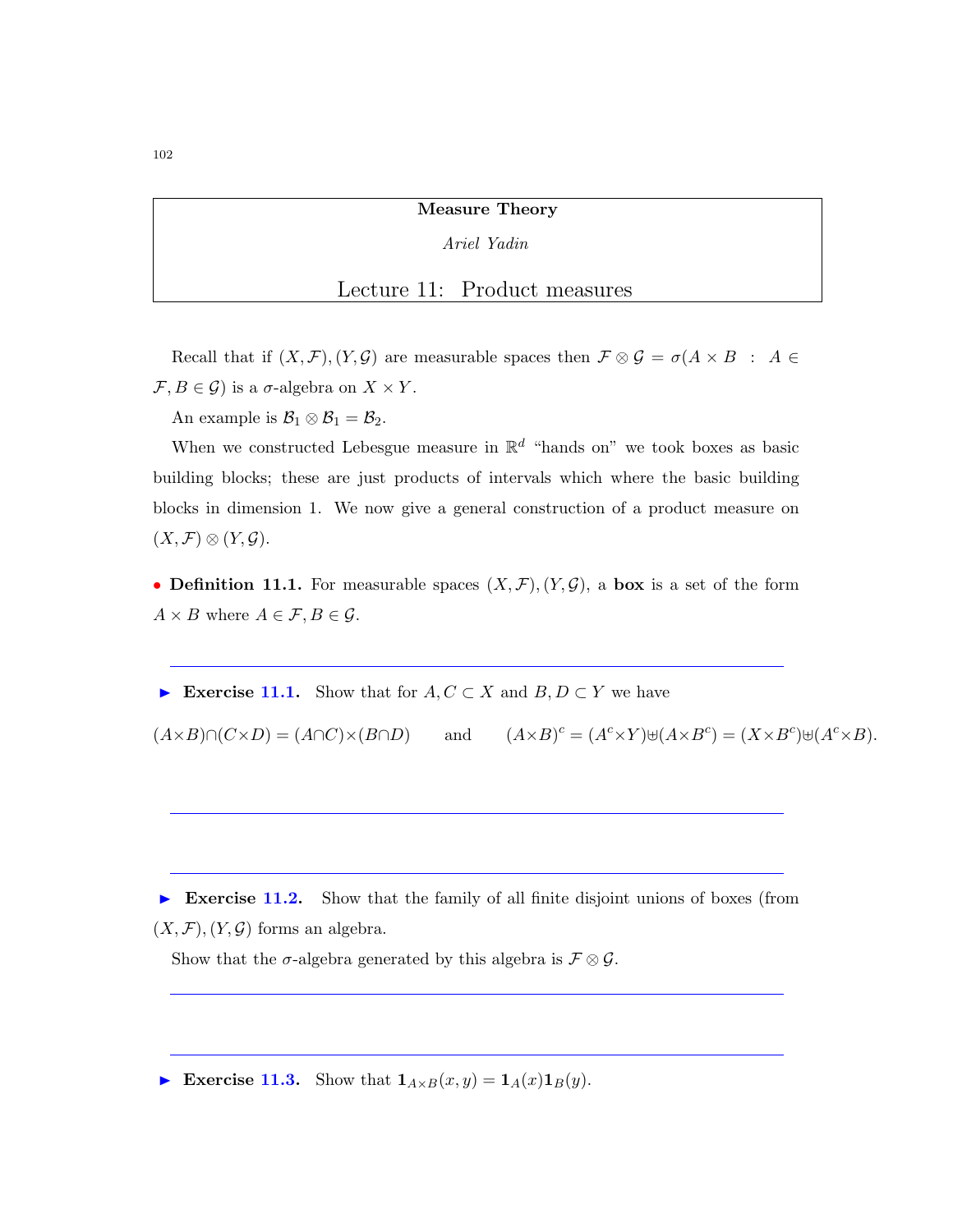**Measure Theory**

*Ariel Yadin*

## Lecture 11: Product measures

Recall that if $(X,\mathcal{F}),(Y,\mathcal{G})$ are measurable spaces then $\mathcal{F}\otimes\mathcal{G} = \sigma(A\times B \ : \ A \in \mathcal{F}, B \in \mathcal{G})$ is a $\sigma$-algebra on $X\times Y$.

An example is $\mathcal{B}_1 \otimes \mathcal{B}_1 = \mathcal{B}_2$.

When we constructed Lebesgue measure in $\mathbb{R}^d$ "hands on" we took boxes as basic building blocks; these are just products of intervals which where the basic building blocks in dimension 1. We now give a general construction of a product measure on $(X,\mathcal{F})\otimes(Y,\mathcal{G})$.

• **Definition 11.1.** For measurable spaces $(X,\mathcal{F}),(Y,\mathcal{G})$, a **box** is a set of the form $A\times B$ where $A\in\mathcal{F}, B\in\mathcal{G}$.

---

▸ **Exercise 11.1.** Show that for $A,C\subset X$ and $B,D\subset Y$ we have

$$(A\times B)\cap(C\times D) = (A\cap C)\times(B\cap D) \qquad \text{and} \qquad (A\times B)^c = (A^c\times Y)\uplus(A\times B^c) = (X\times B^c)\uplus(A^c\times B).$$

---

---

▸ **Exercise 11.2.** Show that the family of all finite disjoint unions of boxes (from $(X,\mathcal{F}),(Y,\mathcal{G})$ forms an algebra.

Show that the $\sigma$-algebra generated by this algebra is $\mathcal{F}\otimes\mathcal{G}$.

---

---

▸ **Exercise 11.3.** Show that $\mathbf{1}_{A\times B}(x,y) = \mathbf{1}_A(x)\mathbf{1}_B(y)$.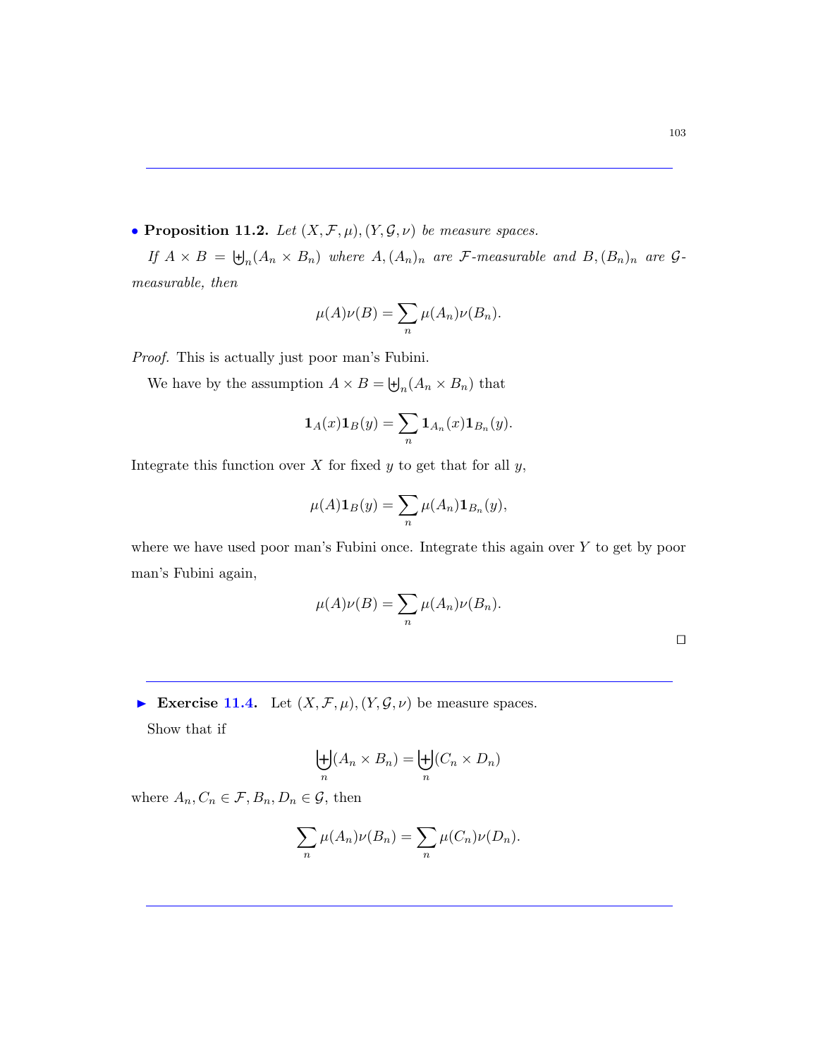---

• **Proposition 11.2.** *Let $(X, \mathcal{F}, \mu), (Y, \mathcal{G}, \nu)$ be measure spaces.*

*If $A \times B = \biguplus_n (A_n \times B_n)$ where $A, (A_n)_n$ are $\mathcal{F}$-measurable and $B, (B_n)_n$ are $\mathcal{G}$-measurable, then*

$$\mu(A)\nu(B) = \sum_n \mu(A_n)\nu(B_n).$$

*Proof.* This is actually just poor man's Fubini.

We have by the assumption $A \times B = \biguplus_n (A_n \times B_n)$ that

$$\mathbf{1}_A(x)\mathbf{1}_B(y) = \sum_n \mathbf{1}_{A_n}(x)\mathbf{1}_{B_n}(y).$$

Integrate this function over $X$ for fixed $y$ to get that for all $y$,

$$\mu(A)\mathbf{1}_B(y) = \sum_n \mu(A_n)\mathbf{1}_{B_n}(y),$$

where we have used poor man's Fubini once. Integrate this again over $Y$ to get by poor man's Fubini again,

$$\mu(A)\nu(B) = \sum_n \mu(A_n)\nu(B_n).$$

□

---

▶ **Exercise 11.4.** Let $(X, \mathcal{F}, \mu), (Y, \mathcal{G}, \nu)$ be measure spaces.

Show that if

$$\biguplus_n (A_n \times B_n) = \biguplus_n (C_n \times D_n)$$

where $A_n, C_n \in \mathcal{F}, B_n, D_n \in \mathcal{G}$, then

$$\sum_n \mu(A_n)\nu(B_n) = \sum_n \mu(C_n)\nu(D_n).$$

---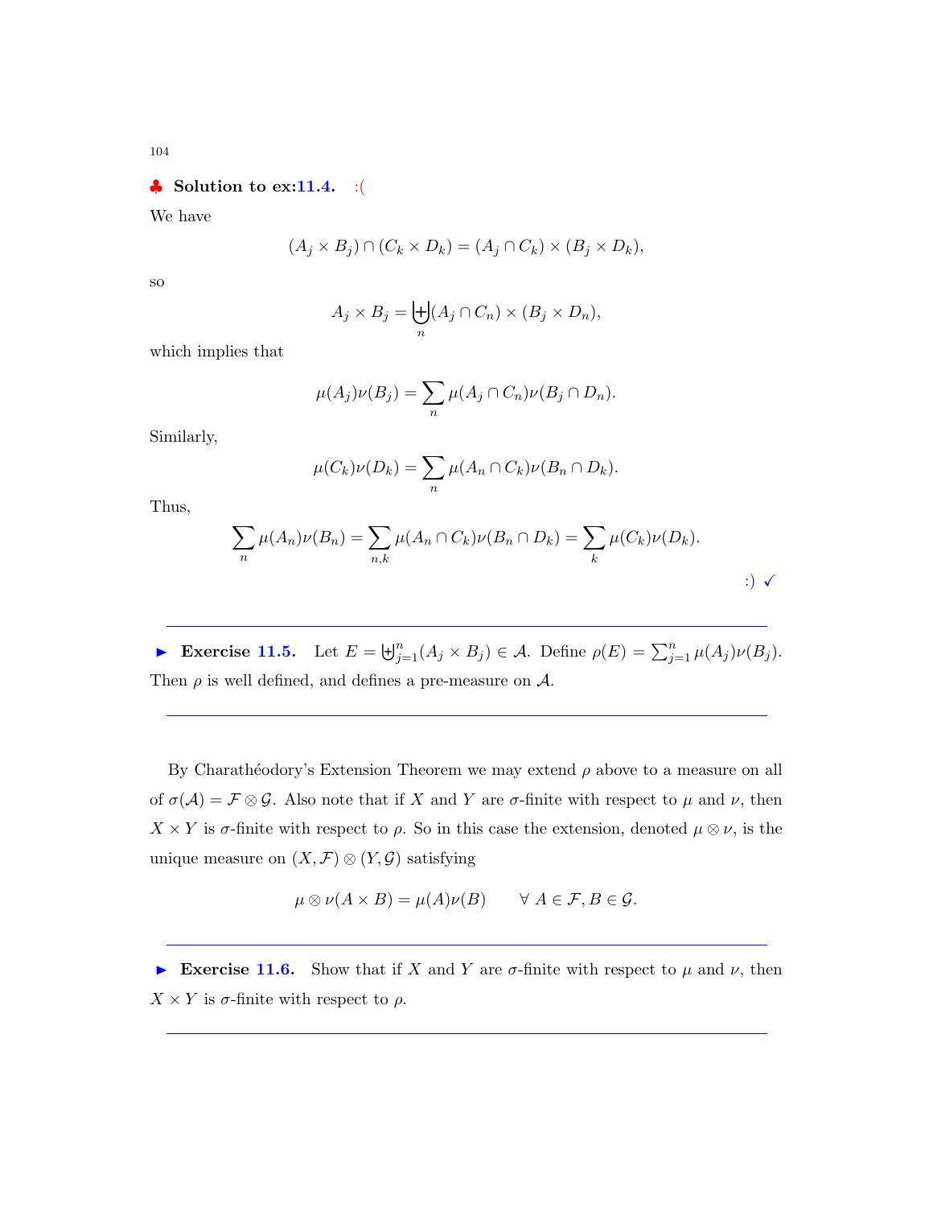♣ **Solution to ex:11.4.** :(

We have

$$(A_j \times B_j) \cap (C_k \times D_k) = (A_j \cap C_k) \times (B_j \times D_k),$$

so

$$A_j \times B_j = \biguplus_n (A_j \cap C_n) \times (B_j \times D_n),$$

which implies that

$$\mu(A_j)\nu(B_j) = \sum_n \mu(A_j \cap C_n)\nu(B_j \cap D_n).$$

Similarly,

$$\mu(C_k)\nu(D_k) = \sum_n \mu(A_n \cap C_k)\nu(B_n \cap D_k).$$

Thus,

$$\sum_n \mu(A_n)\nu(B_n) = \sum_{n,k} \mu(A_n \cap C_k)\nu(B_n \cap D_k) = \sum_k \mu(C_k)\nu(D_k).$$

:) ✓

---

► **Exercise 11.5.** Let $E = \biguplus_{j=1}^n (A_j \times B_j) \in \mathcal{A}$. Define $\rho(E) = \sum_{j=1}^n \mu(A_j)\nu(B_j)$. Then $\rho$ is well defined, and defines a pre-measure on $\mathcal{A}$.

---

By Charathéodory's Extension Theorem we may extend $\rho$ above to a measure on all of $\sigma(\mathcal{A}) = \mathcal{F} \otimes \mathcal{G}$. Also note that if $X$ and $Y$ are $\sigma$-finite with respect to $\mu$ and $\nu$, then $X \times Y$ is $\sigma$-finite with respect to $\rho$. So in this case the extension, denoted $\mu \otimes \nu$, is the unique measure on $(X, \mathcal{F}) \otimes (Y, \mathcal{G})$ satisfying

$$\mu \otimes \nu(A \times B) = \mu(A)\nu(B) \qquad \forall\ A \in \mathcal{F}, B \in \mathcal{G}.$$

---

► **Exercise 11.6.** Show that if $X$ and $Y$ are $\sigma$-finite with respect to $\mu$ and $\nu$, then $X \times Y$ is $\sigma$-finite with respect to $\rho$.

---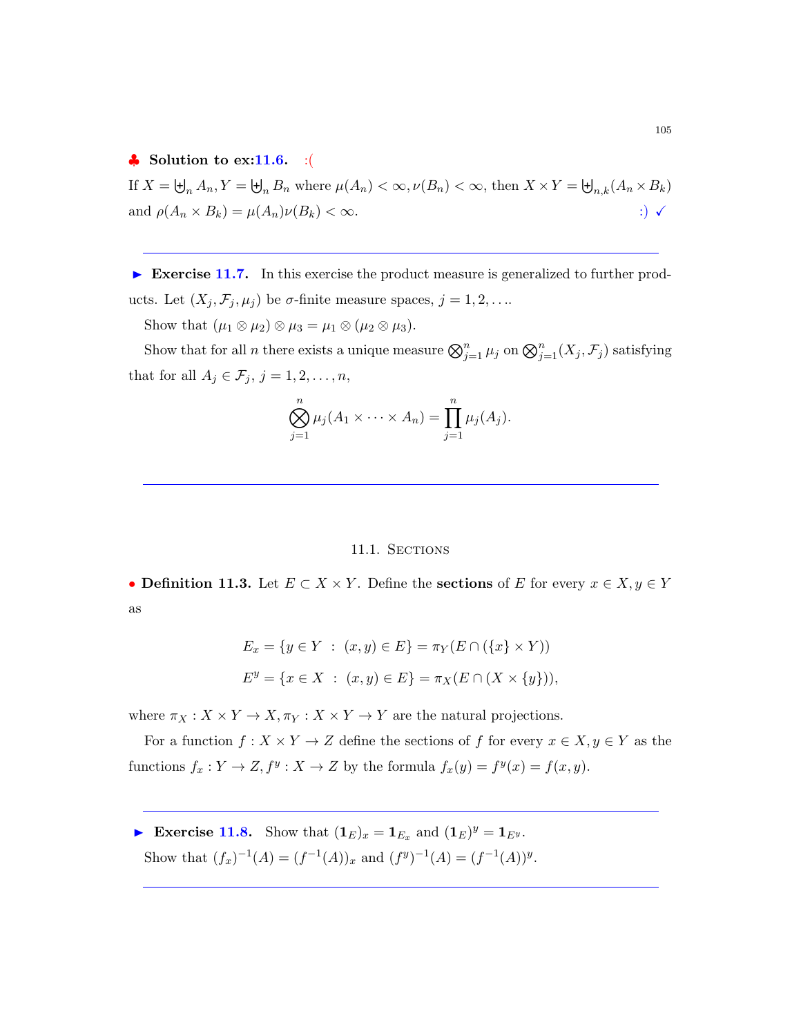♣ **Solution to ex:11.6.** :(

If $X = \biguplus_n A_n, Y = \biguplus_n B_n$ where $\mu(A_n) < \infty, \nu(B_n) < \infty$, then $X \times Y = \biguplus_{n,k}(A_n \times B_k)$ and $\rho(A_n \times B_k) = \mu(A_n)\nu(B_k) < \infty$. :) ✓

---

► **Exercise 11.7.** In this exercise the product measure is generalized to further products. Let $(X_j, \mathcal{F}_j, \mu_j)$ be $\sigma$-finite measure spaces, $j = 1, 2, \ldots$.

Show that $(\mu_1 \otimes \mu_2) \otimes \mu_3 = \mu_1 \otimes (\mu_2 \otimes \mu_3)$.

Show that for all $n$ there exists a unique measure $\bigotimes_{j=1}^n \mu_j$ on $\bigotimes_{j=1}^n (X_j, \mathcal{F}_j)$ satisfying that for all $A_j \in \mathcal{F}_j$, $j = 1, 2, \ldots, n$,

$$\bigotimes_{j=1}^n \mu_j(A_1 \times \cdots \times A_n) = \prod_{j=1}^n \mu_j(A_j).$$

---

## 11.1. Sections

• **Definition 11.3.** Let $E \subset X \times Y$. Define the **sections** of $E$ for every $x \in X, y \in Y$ as

$$E_x = \{y \in Y \ : \ (x, y) \in E\} = \pi_Y(E \cap (\{x\} \times Y))$$

$$E^y = \{x \in X \ : \ (x, y) \in E\} = \pi_X(E \cap (X \times \{y\})),$$

where $\pi_X : X \times Y \to X, \pi_Y : X \times Y \to Y$ are the natural projections.

For a function $f : X \times Y \to Z$ define the sections of $f$ for every $x \in X, y \in Y$ as the functions $f_x : Y \to Z, f^y : X \to Z$ by the formula $f_x(y) = f^y(x) = f(x, y)$.

---

► **Exercise 11.8.** Show that $(\mathbf{1}_E)_x = \mathbf{1}_{E_x}$ and $(\mathbf{1}_E)^y = \mathbf{1}_{E^y}$.

Show that $(f_x)^{-1}(A) = (f^{-1}(A))_x$ and $(f^y)^{-1}(A) = (f^{-1}(A))^y$.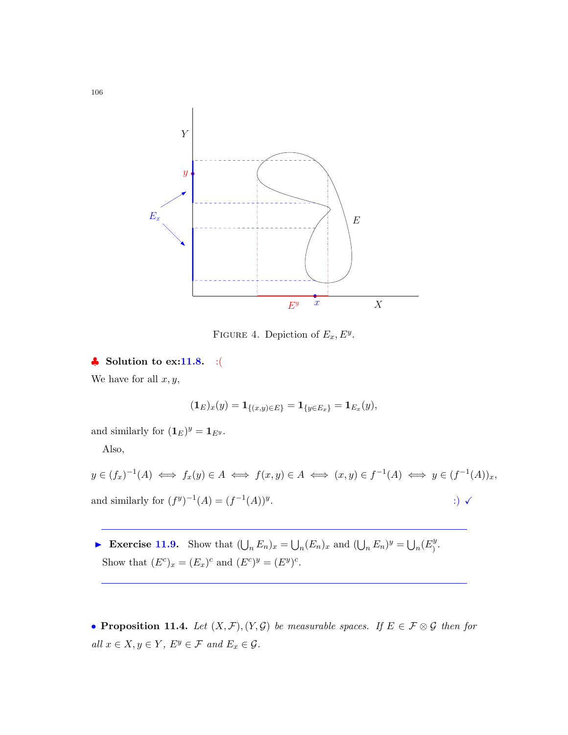FIGURE 4. Depiction of $E_x, E^y$.

♣ **Solution to ex:11.8.** :(

We have for all $x, y$,

$$(\mathbf{1}_E)_x(y) = \mathbf{1}_{\{(x,y)\in E\}} = \mathbf{1}_{\{y \in E_x\}} = \mathbf{1}_{E_x}(y),$$

and similarly for $(\mathbf{1}_E)^y = \mathbf{1}_{E^y}$.

Also,

$$y \in (f_x)^{-1}(A) \iff f_x(y) \in A \iff f(x,y) \in A \iff (x,y) \in f^{-1}(A) \iff y \in (f^{-1}(A))_x,$$

and similarly for $(f^y)^{-1}(A) = (f^{-1}(A))^y$. :) ✓

---

► **Exercise 11.9.** Show that $(\bigcup_n E_n)_x = \bigcup_n (E_n)_x$ and $(\bigcup_n E_n)^y = \bigcup_n (E^y_)$.
Show that $(E^c)_x = (E_x)^c$ and $(E^c)^y = (E^y)^c$.

---

• **Proposition 11.4.** *Let $(X, \mathcal{F}), (Y, \mathcal{G})$ be measurable spaces. If $E \in \mathcal{F} \otimes \mathcal{G}$ then for all $x \in X, y \in Y$, $E^y \in \mathcal{F}$ and $E_x \in \mathcal{G}$.*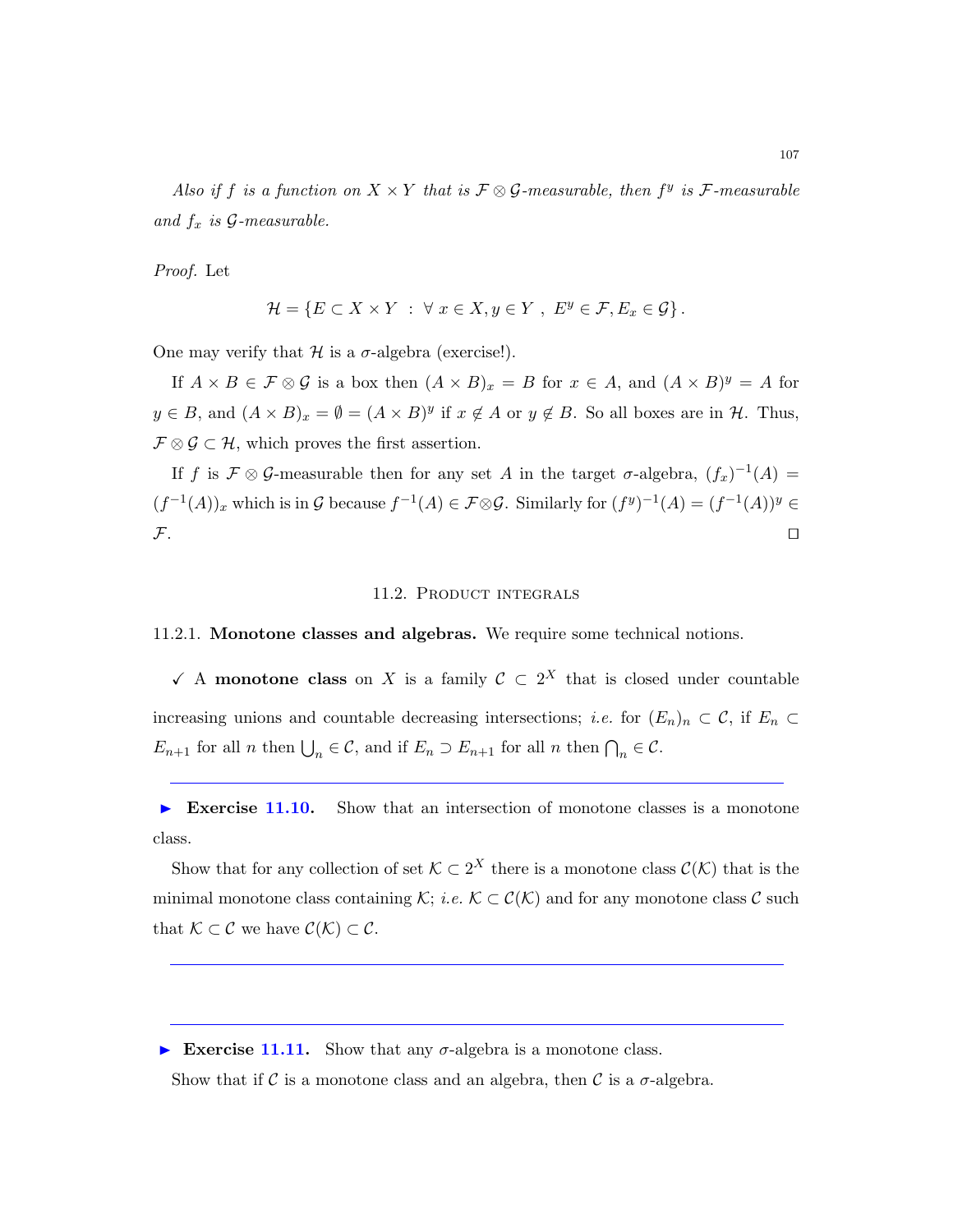*Also if $f$ is a function on $X \times Y$ that is $\mathcal{F} \otimes \mathcal{G}$-measurable, then $f^y$ is $\mathcal{F}$-measurable and $f_x$ is $\mathcal{G}$-measurable.*

*Proof.* Let

$$\mathcal{H} = \{E \subset X \times Y \ : \ \forall \, x \in X, y \in Y \ , \ E^y \in \mathcal{F}, E_x \in \mathcal{G}\} \, .$$

One may verify that $\mathcal{H}$ is a $\sigma$-algebra (exercise!).

If $A \times B \in \mathcal{F} \otimes \mathcal{G}$ is a box then $(A \times B)_x = B$ for $x \in A$, and $(A \times B)^y = A$ for $y \in B$, and $(A \times B)_x = \emptyset = (A \times B)^y$ if $x \notin A$ or $y \notin B$. So all boxes are in $\mathcal{H}$. Thus, $\mathcal{F} \otimes \mathcal{G} \subset \mathcal{H}$, which proves the first assertion.

If $f$ is $\mathcal{F} \otimes \mathcal{G}$-measurable then for any set $A$ in the target $\sigma$-algebra, $(f_x)^{-1}(A) = (f^{-1}(A))_x$ which is in $\mathcal{G}$ because $f^{-1}(A) \in \mathcal{F} \otimes \mathcal{G}$. Similarly for $(f^y)^{-1}(A) = (f^{-1}(A))^y \in \mathcal{F}$. ☐

## 11.2. Product integrals

**11.2.1. Monotone classes and algebras.** We require some technical notions.

✓ A **monotone class** on $X$ is a family $\mathcal{C} \subset 2^X$ that is closed under countable increasing unions and countable decreasing intersections; *i.e.* for $(E_n)_n \subset \mathcal{C}$, if $E_n \subset E_{n+1}$ for all $n$ then $\bigcup_n \in \mathcal{C}$, and if $E_n \supset E_{n+1}$ for all $n$ then $\bigcap_n \in \mathcal{C}$.

---

► **Exercise 11.10.** Show that an intersection of monotone classes is a monotone class.

Show that for any collection of set $\mathcal{K} \subset 2^X$ there is a monotone class $\mathcal{C}(\mathcal{K})$ that is the minimal monotone class containing $\mathcal{K}$; *i.e.* $\mathcal{K} \subset \mathcal{C}(\mathcal{K})$ and for any monotone class $\mathcal{C}$ such that $\mathcal{K} \subset \mathcal{C}$ we have $\mathcal{C}(\mathcal{K}) \subset \mathcal{C}$.

---

---

► **Exercise 11.11.** Show that any $\sigma$-algebra is a monotone class.

Show that if $\mathcal{C}$ is a monotone class and an algebra, then $\mathcal{C}$ is a $\sigma$-algebra.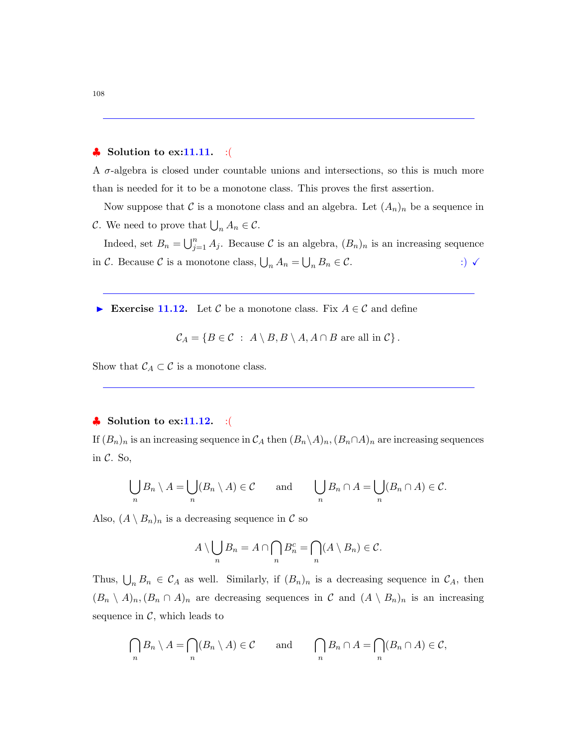---

♣ **Solution to ex:11.11.** :(

A $\sigma$-algebra is closed under countable unions and intersections, so this is much more than is needed for it to be a monotone class. This proves the first assertion.

Now suppose that $\mathcal{C}$ is a monotone class and an algebra. Let $(A_n)_n$ be a sequence in $\mathcal{C}$. We need to prove that $\bigcup_n A_n \in \mathcal{C}$.

Indeed, set $B_n = \bigcup_{j=1}^n A_j$. Because $\mathcal{C}$ is an algebra, $(B_n)_n$ is an increasing sequence in $\mathcal{C}$. Because $\mathcal{C}$ is a monotone class, $\bigcup_n A_n = \bigcup_n B_n \in \mathcal{C}$. :) ✓

---

► **Exercise 11.12.** Let $\mathcal{C}$ be a monotone class. Fix $A \in \mathcal{C}$ and define

$$\mathcal{C}_A = \{B \in \mathcal{C} \ : \ A \setminus B, B \setminus A, A \cap B \text{ are all in } \mathcal{C}\}.$$

Show that $\mathcal{C}_A \subset \mathcal{C}$ is a monotone class.

---

♣ **Solution to ex:11.12.** :(

If $(B_n)_n$ is an increasing sequence in $\mathcal{C}_A$ then $(B_n \setminus A)_n, (B_n \cap A)_n$ are increasing sequences in $\mathcal{C}$. So,

$$\bigcup_n B_n \setminus A = \bigcup_n (B_n \setminus A) \in \mathcal{C} \qquad \text{and} \qquad \bigcup_n B_n \cap A = \bigcup_n (B_n \cap A) \in \mathcal{C}.$$

Also, $(A \setminus B_n)_n$ is a decreasing sequence in $\mathcal{C}$ so

$$A \setminus \bigcup_n B_n = A \cap \bigcap_n B_n^c = \bigcap_n (A \setminus B_n) \in \mathcal{C}.$$

Thus, $\bigcup_n B_n \in \mathcal{C}_A$ as well. Similarly, if $(B_n)_n$ is a decreasing sequence in $\mathcal{C}_A$, then $(B_n \setminus A)_n, (B_n \cap A)_n$ are decreasing sequences in $\mathcal{C}$ and $(A \setminus B_n)_n$ is an increasing sequence in $\mathcal{C}$, which leads to

$$\bigcap_n B_n \setminus A = \bigcap_n (B_n \setminus A) \in \mathcal{C} \qquad \text{and} \qquad \bigcap_n B_n \cap A = \bigcap_n (B_n \cap A) \in \mathcal{C},$$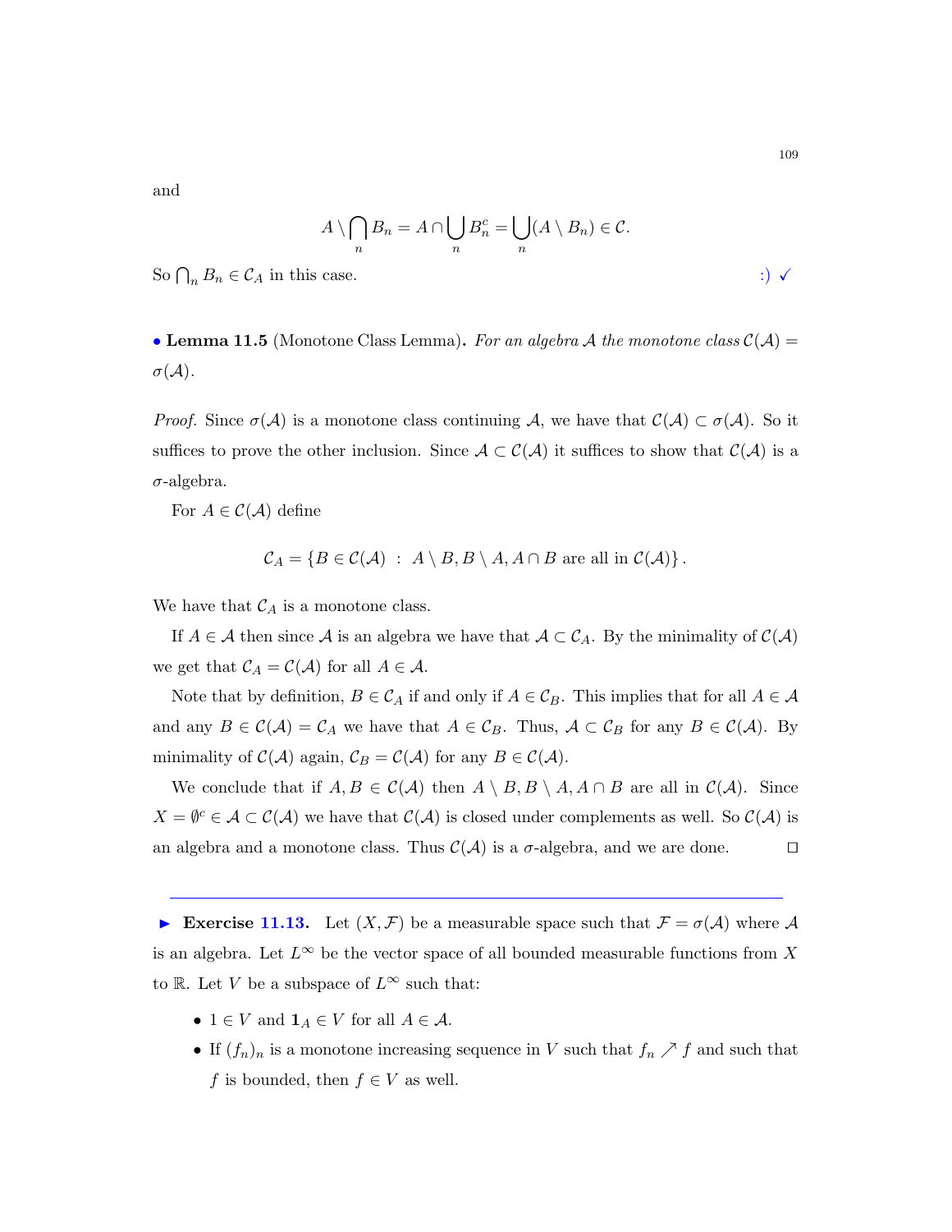and

$$A \setminus \bigcap_n B_n = A \cap \bigcup_n B_n^c = \bigcup_n (A \setminus B_n) \in \mathcal{C}.$$

So $\bigcap_n B_n \in \mathcal{C}_A$ in this case. :) ✓

• **Lemma 11.5** (Monotone Class Lemma)**.** *For an algebra $\mathcal{A}$ the monotone class $\mathcal{C}(\mathcal{A}) = \sigma(\mathcal{A})$.*

*Proof.* Since $\sigma(\mathcal{A})$ is a monotone class continuing $\mathcal{A}$, we have that $\mathcal{C}(\mathcal{A}) \subset \sigma(\mathcal{A})$. So it suffices to prove the other inclusion. Since $\mathcal{A} \subset \mathcal{C}(\mathcal{A})$ it suffices to show that $\mathcal{C}(\mathcal{A})$ is a $\sigma$-algebra.

For $A \in \mathcal{C}(\mathcal{A})$ define

$$\mathcal{C}_A = \{B \in \mathcal{C}(\mathcal{A}) \ : \ A \setminus B, B \setminus A, A \cap B \text{ are all in } \mathcal{C}(\mathcal{A})\}.$$

We have that $\mathcal{C}_A$ is a monotone class.

If $A \in \mathcal{A}$ then since $\mathcal{A}$ is an algebra we have that $\mathcal{A} \subset \mathcal{C}_A$. By the minimality of $\mathcal{C}(\mathcal{A})$ we get that $\mathcal{C}_A = \mathcal{C}(\mathcal{A})$ for all $A \in \mathcal{A}$.

Note that by definition, $B \in \mathcal{C}_A$ if and only if $A \in \mathcal{C}_B$. This implies that for all $A \in \mathcal{A}$ and any $B \in \mathcal{C}(\mathcal{A}) = \mathcal{C}_A$ we have that $A \in \mathcal{C}_B$. Thus, $\mathcal{A} \subset \mathcal{C}_B$ for any $B \in \mathcal{C}(\mathcal{A})$. By minimality of $\mathcal{C}(\mathcal{A})$ again, $\mathcal{C}_B = \mathcal{C}(\mathcal{A})$ for any $B \in \mathcal{C}(\mathcal{A})$.

We conclude that if $A, B \in \mathcal{C}(\mathcal{A})$ then $A \setminus B, B \setminus A, A \cap B$ are all in $\mathcal{C}(\mathcal{A})$. Since $X = \emptyset^c \in \mathcal{A} \subset \mathcal{C}(\mathcal{A})$ we have that $\mathcal{C}(\mathcal{A})$ is closed under complements as well. So $\mathcal{C}(\mathcal{A})$ is an algebra and a monotone class. Thus $\mathcal{C}(\mathcal{A})$ is a $\sigma$-algebra, and we are done. □

---

► **Exercise 11.13.** Let $(X, \mathcal{F})$ be a measurable space such that $\mathcal{F} = \sigma(\mathcal{A})$ where $\mathcal{A}$ is an algebra. Let $L^\infty$ be the vector space of all bounded measurable functions from $X$ to $\mathbb{R}$. Let $V$ be a subspace of $L^\infty$ such that:

- $1 \in V$ and $\mathbf{1}_A \in V$ for all $A \in \mathcal{A}$.
- If $(f_n)_n$ is a monotone increasing sequence in $V$ such that $f_n \nearrow f$ and such that $f$ is bounded, then $f \in V$ as well.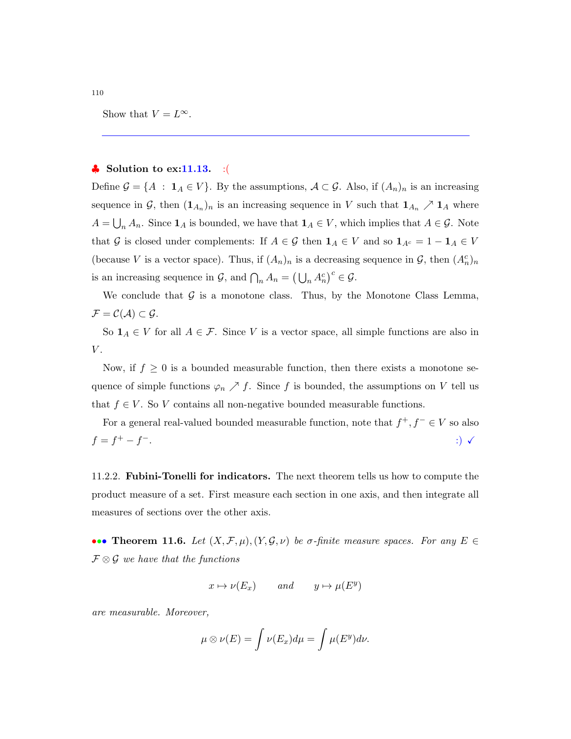Show that $V = L^\infty$.

---

♣ **Solution to ex:11.13.** :(

Define $\mathcal{G} = \{A \;:\; \mathbf{1}_A \in V\}$. By the assumptions, $\mathcal{A} \subset \mathcal{G}$. Also, if $(A_n)_n$ is an increasing sequence in $\mathcal{G}$, then $(\mathbf{1}_{A_n})_n$ is an increasing sequence in $V$ such that $\mathbf{1}_{A_n} \nearrow \mathbf{1}_A$ where $A = \bigcup_n A_n$. Since $\mathbf{1}_A$ is bounded, we have that $\mathbf{1}_A \in V$, which implies that $A \in \mathcal{G}$. Note that $\mathcal{G}$ is closed under complements: If $A \in \mathcal{G}$ then $\mathbf{1}_A \in V$ and so $\mathbf{1}_{A^c} = 1 - \mathbf{1}_A \in V$ (because $V$ is a vector space). Thus, if $(A_n)_n$ is a decreasing sequence in $\mathcal{G}$, then $(A_n^c)_n$ is an increasing sequence in $\mathcal{G}$, and $\bigcap_n A_n = \left(\bigcup_n A_n^c\right)^c \in \mathcal{G}$.

We conclude that $\mathcal{G}$ is a monotone class. Thus, by the Monotone Class Lemma, $\mathcal{F} = \mathcal{C}(\mathcal{A}) \subset \mathcal{G}$.

So $\mathbf{1}_A \in V$ for all $A \in \mathcal{F}$. Since $V$ is a vector space, all simple functions are also in $V$.

Now, if $f \geq 0$ is a bounded measurable function, then there exists a monotone sequence of simple functions $\varphi_n \nearrow f$. Since $f$ is bounded, the assumptions on $V$ tell us that $f \in V$. So $V$ contains all non-negative bounded measurable functions.

For a general real-valued bounded measurable function, note that $f^+, f^- \in V$ so also $f = f^+ - f^-$. :) ✓

11.2.2. **Fubini-Tonelli for indicators.** The next theorem tells us how to compute the product measure of a set. First measure each section in one axis, and then integrate all measures of sections over the other axis.

••• **Theorem 11.6.** *Let $(X, \mathcal{F}, \mu), (Y, \mathcal{G}, \nu)$ be $\sigma$-finite measure spaces. For any $E \in \mathcal{F} \otimes \mathcal{G}$ we have that the functions*

$$x \mapsto \nu(E_x) \qquad \text{and} \qquad y \mapsto \mu(E^y)$$

*are measurable. Moreover,*

$$\mu \otimes \nu(E) = \int \nu(E_x) d\mu = \int \mu(E^y) d\nu.$$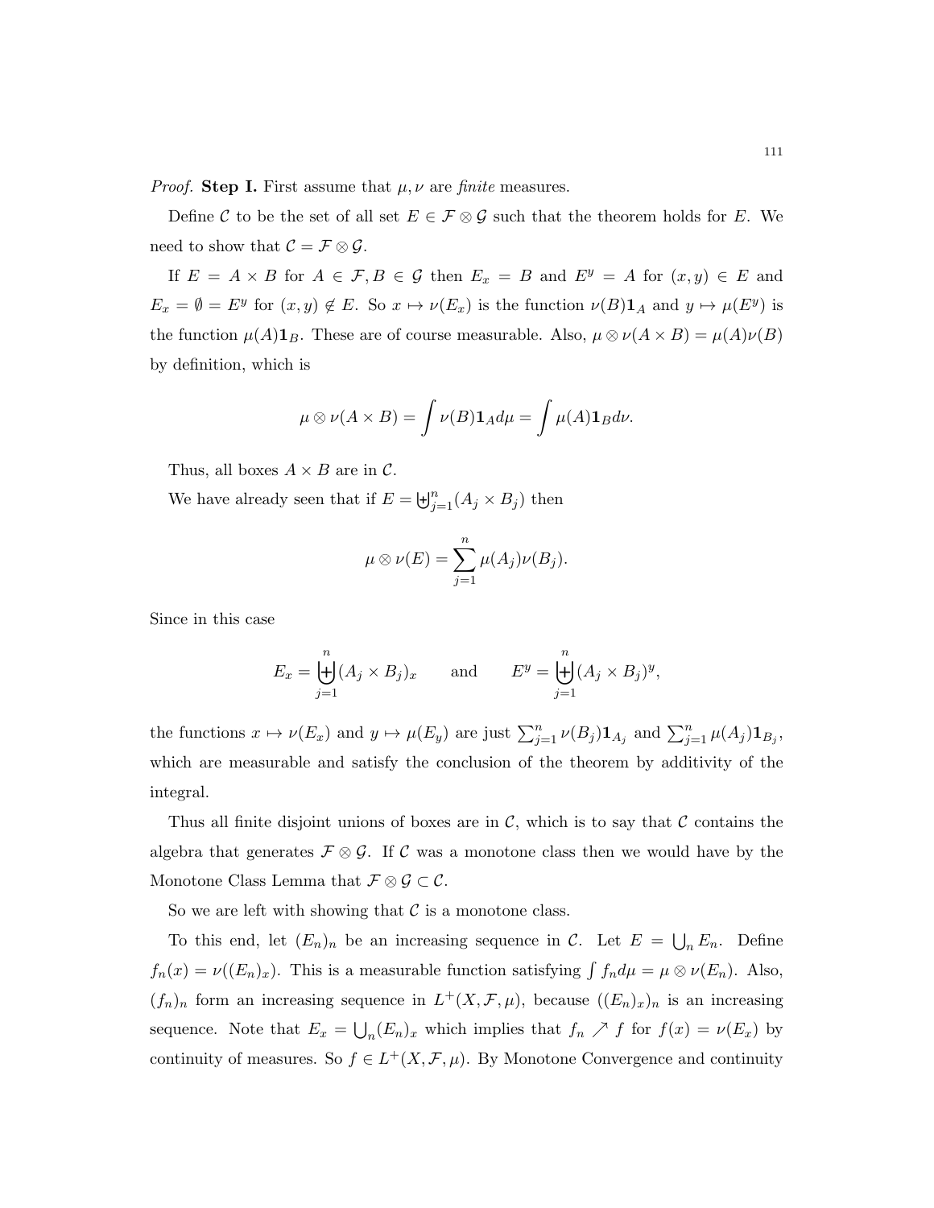*Proof.* **Step I.** First assume that $\mu, \nu$ are *finite* measures.

Define $\mathcal{C}$ to be the set of all set $E \in \mathcal{F} \otimes \mathcal{G}$ such that the theorem holds for $E$. We need to show that $\mathcal{C} = \mathcal{F} \otimes \mathcal{G}$.

If $E = A \times B$ for $A \in \mathcal{F}, B \in \mathcal{G}$ then $E_x = B$ and $E^y = A$ for $(x, y) \in E$ and $E_x = \emptyset = E^y$ for $(x, y) \notin E$. So $x \mapsto \nu(E_x)$ is the function $\nu(B)\mathbf{1}_A$ and $y \mapsto \mu(E^y)$ is the function $\mu(A)\mathbf{1}_B$. These are of course measurable. Also, $\mu \otimes \nu(A \times B) = \mu(A)\nu(B)$ by definition, which is

$$\mu \otimes \nu(A \times B) = \int \nu(B)\mathbf{1}_A d\mu = \int \mu(A)\mathbf{1}_B d\nu.$$

Thus, all boxes $A \times B$ are in $\mathcal{C}$.

We have already seen that if $E = \biguplus_{j=1}^n (A_j \times B_j)$ then

$$\mu \otimes \nu(E) = \sum_{j=1}^n \mu(A_j)\nu(B_j).$$

Since in this case

$$E_x = \biguplus_{j=1}^n (A_j \times B_j)_x \qquad \text{and} \qquad E^y = \biguplus_{j=1}^n (A_j \times B_j)^y,$$

the functions $x \mapsto \nu(E_x)$ and $y \mapsto \mu(E_y)$ are just $\sum_{j=1}^n \nu(B_j)\mathbf{1}_{A_j}$ and $\sum_{j=1}^n \mu(A_j)\mathbf{1}_{B_j}$, which are measurable and satisfy the conclusion of the theorem by additivity of the integral.

Thus all finite disjoint unions of boxes are in $\mathcal{C}$, which is to say that $\mathcal{C}$ contains the algebra that generates $\mathcal{F} \otimes \mathcal{G}$. If $\mathcal{C}$ was a monotone class then we would have by the Monotone Class Lemma that $\mathcal{F} \otimes \mathcal{G} \subset \mathcal{C}$.

So we are left with showing that $\mathcal{C}$ is a monotone class.

To this end, let $(E_n)_n$ be an increasing sequence in $\mathcal{C}$. Let $E = \bigcup_n E_n$. Define $f_n(x) = \nu((E_n)_x)$. This is a measurable function satisfying $\int f_n d\mu = \mu \otimes \nu(E_n)$. Also, $(f_n)_n$ form an increasing sequence in $L^+(X, \mathcal{F}, \mu)$, because $((E_n)_x)_n$ is an increasing sequence. Note that $E_x = \bigcup_n (E_n)_x$ which implies that $f_n \nearrow f$ for $f(x) = \nu(E_x)$ by continuity of measures. So $f \in L^+(X, \mathcal{F}, \mu)$. By Monotone Convergence and continuity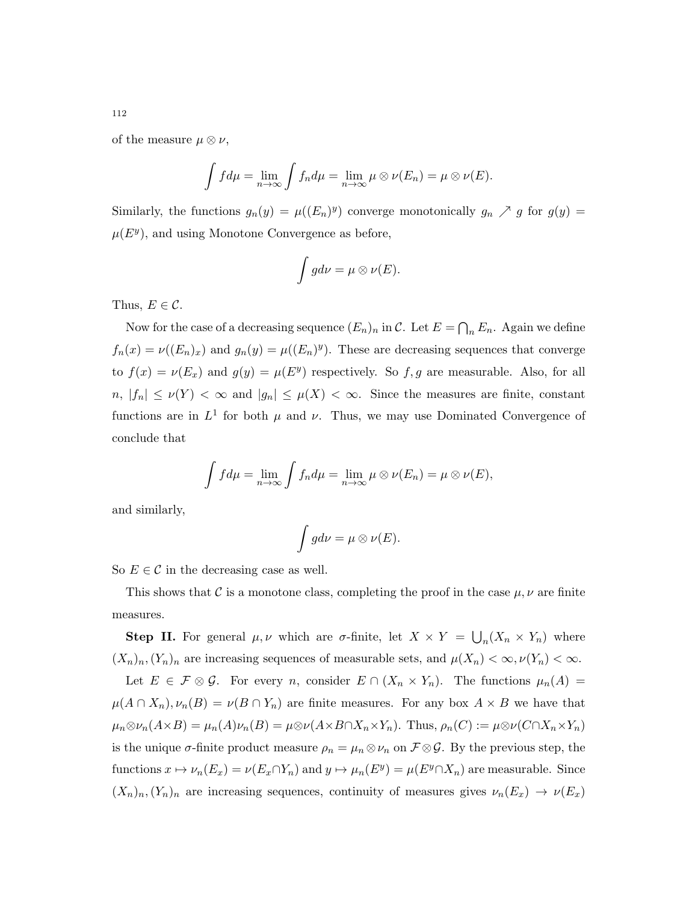of the measure $\mu \otimes \nu$,

$$\int f d\mu = \lim_{n\to\infty} \int f_n d\mu = \lim_{n\to\infty} \mu \otimes \nu(E_n) = \mu \otimes \nu(E).$$

Similarly, the functions $g_n(y) = \mu((E_n)^y)$ converge monotonically $g_n \nearrow g$ for $g(y) = \mu(E^y)$, and using Monotone Convergence as before,

$$\int g d\nu = \mu \otimes \nu(E).$$

Thus, $E \in \mathcal{C}$.

Now for the case of a decreasing sequence $(E_n)_n$ in $\mathcal{C}$. Let $E = \bigcap_n E_n$. Again we define $f_n(x) = \nu((E_n)_x)$ and $g_n(y) = \mu((E_n)^y)$. These are decreasing sequences that converge to $f(x) = \nu(E_x)$ and $g(y) = \mu(E^y)$ respectively. So $f, g$ are measurable. Also, for all $n$, $|f_n| \leq \nu(Y) < \infty$ and $|g_n| \leq \mu(X) < \infty$. Since the measures are finite, constant functions are in $L^1$ for both $\mu$ and $\nu$. Thus, we may use Dominated Convergence of conclude that

$$\int f d\mu = \lim_{n\to\infty} \int f_n d\mu = \lim_{n\to\infty} \mu \otimes \nu(E_n) = \mu \otimes \nu(E),$$

and similarly,

$$\int g d\nu = \mu \otimes \nu(E).$$

So $E \in \mathcal{C}$ in the decreasing case as well.

This shows that $\mathcal{C}$ is a monotone class, completing the proof in the case $\mu, \nu$ are finite measures.

**Step II.** For general $\mu, \nu$ which are $\sigma$-finite, let $X \times Y = \bigcup_n (X_n \times Y_n)$ where $(X_n)_n, (Y_n)_n$ are increasing sequences of measurable sets, and $\mu(X_n) < \infty, \nu(Y_n) < \infty$.

Let $E \in \mathcal{F} \otimes \mathcal{G}$. For every $n$, consider $E \cap (X_n \times Y_n)$. The functions $\mu_n(A) = \mu(A \cap X_n), \nu_n(B) = \nu(B \cap Y_n)$ are finite measures. For any box $A \times B$ we have that $\mu_n \otimes \nu_n(A \times B) = \mu_n(A)\nu_n(B) = \mu \otimes \nu(A \times B \cap X_n \times Y_n)$. Thus, $\rho_n(C) := \mu \otimes \nu(C \cap X_n \times Y_n)$ is the unique $\sigma$-finite product measure $\rho_n = \mu_n \otimes \nu_n$ on $\mathcal{F} \otimes \mathcal{G}$. By the previous step, the functions $x \mapsto \nu_n(E_x) = \nu(E_x \cap Y_n)$ and $y \mapsto \mu_n(E^y) = \mu(E^y \cap X_n)$ are measurable. Since $(X_n)_n, (Y_n)_n$ are increasing sequences, continuity of measures gives $\nu_n(E_x) \to \nu(E_x)$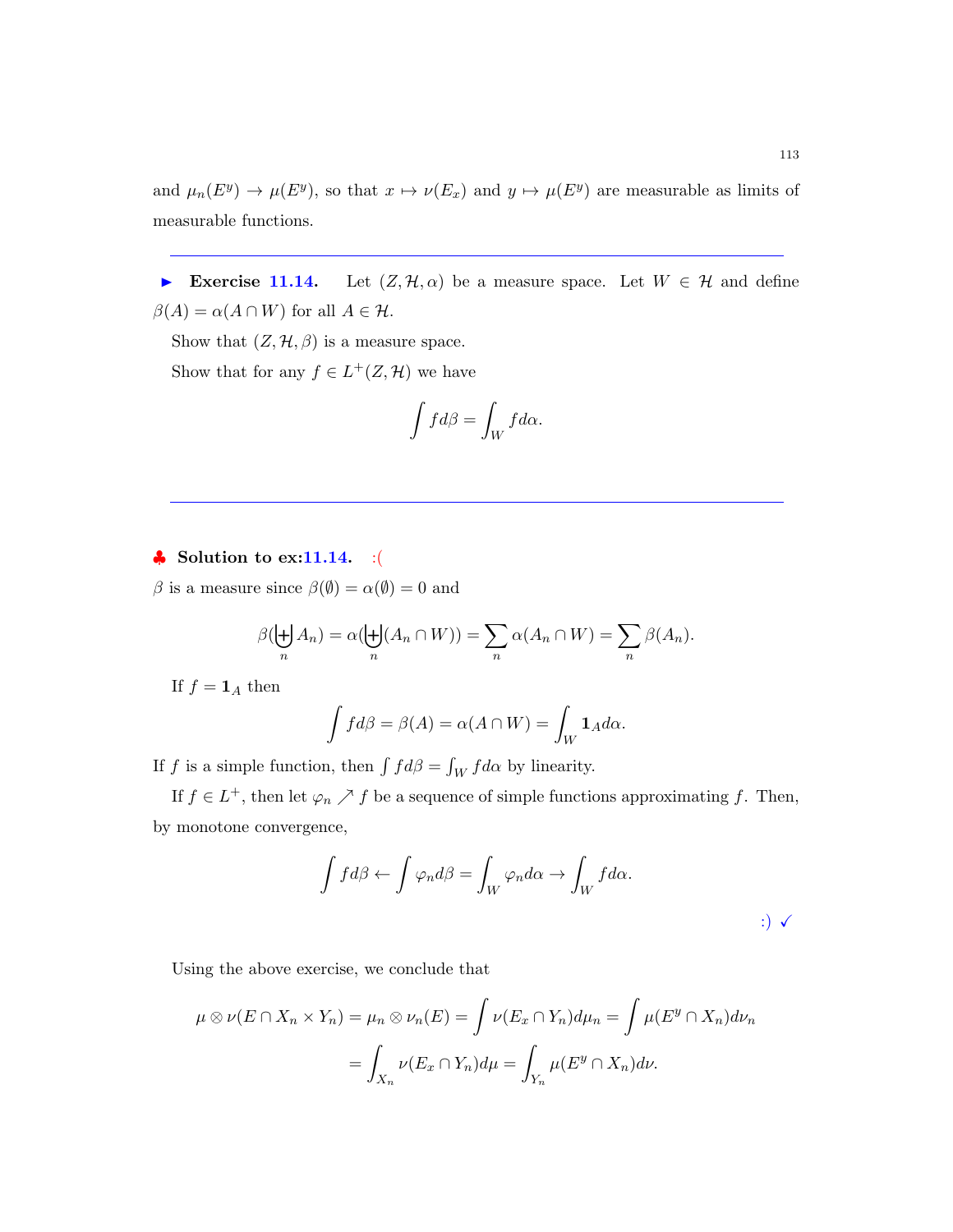and $\mu_n(E^y) \to \mu(E^y)$, so that $x \mapsto \nu(E_x)$ and $y \mapsto \mu(E^y)$ are measurable as limits of measurable functions.

---

► **Exercise 11.14.** Let $(Z, \mathcal{H}, \alpha)$ be a measure space. Let $W \in \mathcal{H}$ and define $\beta(A) = \alpha(A \cap W)$ for all $A \in \mathcal{H}$.

Show that $(Z, \mathcal{H}, \beta)$ is a measure space.

Show that for any $f \in L^+(Z, \mathcal{H})$ we have

$$\int f d\beta = \int_W f d\alpha.$$

---

♣ **Solution to ex:11.14.** :(

$\beta$ is a measure since $\beta(\emptyset) = \alpha(\emptyset) = 0$ and

$$\beta(\biguplus_n A_n) = \alpha(\biguplus_n (A_n \cap W)) = \sum_n \alpha(A_n \cap W) = \sum_n \beta(A_n).$$

If $f = \mathbf{1}_A$ then

$$\int f d\beta = \beta(A) = \alpha(A \cap W) = \int_W \mathbf{1}_A d\alpha.$$

If $f$ is a simple function, then $\int f d\beta = \int_W f d\alpha$ by linearity.

If $f \in L^+$, then let $\varphi_n \nearrow f$ be a sequence of simple functions approximating $f$. Then, by monotone convergence,

$$\int f d\beta \leftarrow \int \varphi_n d\beta = \int_W \varphi_n d\alpha \to \int_W f d\alpha.$$

:) ✓

Using the above exercise, we conclude that

$$\mu \otimes \nu(E \cap X_n \times Y_n) = \mu_n \otimes \nu_n(E) = \int \nu(E_x \cap Y_n) d\mu_n = \int \mu(E^y \cap X_n) d\nu_n$$
$$= \int_{X_n} \nu(E_x \cap Y_n) d\mu = \int_{Y_n} \mu(E^y \cap X_n) d\nu.$$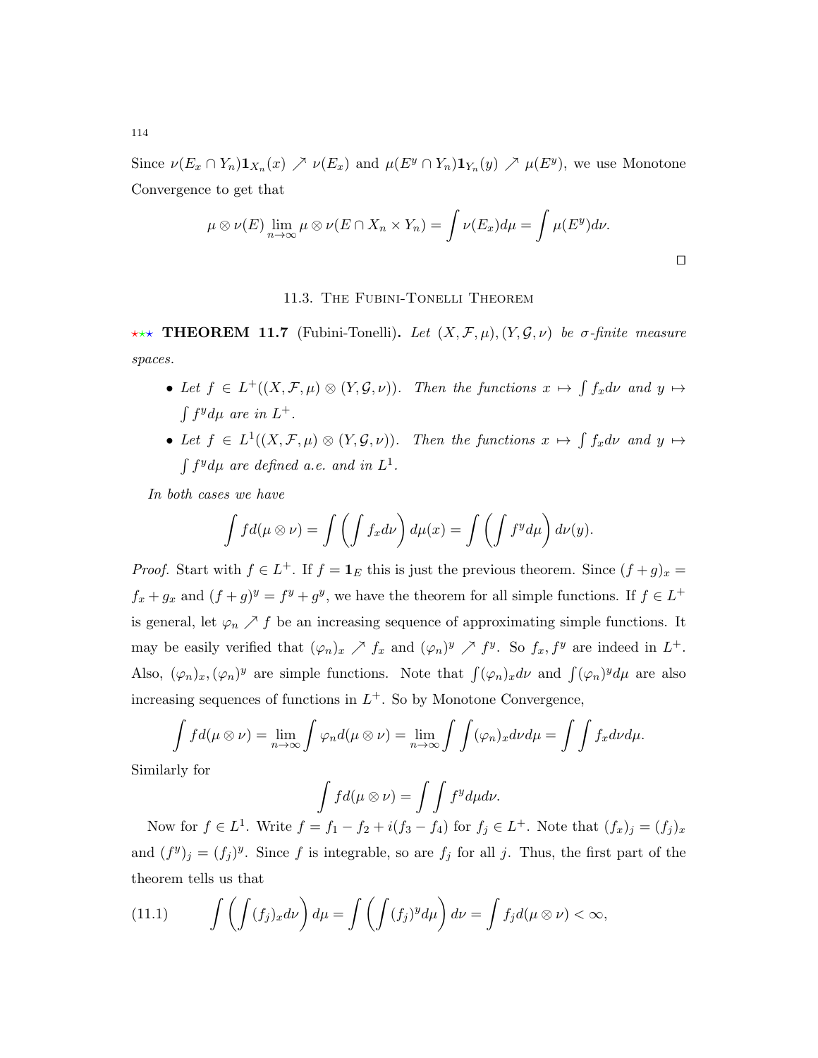Since $\nu(E_x \cap Y_n)\mathbf{1}_{X_n}(x) \nearrow \nu(E_x)$ and $\mu(E^y \cap Y_n)\mathbf{1}_{Y_n}(y) \nearrow \mu(E^y)$, we use Monotone Convergence to get that

$$\mu \otimes \nu(E) \lim_{n\to\infty} \mu \otimes \nu(E \cap X_n \times Y_n) = \int \nu(E_x) d\mu = \int \mu(E^y) d\nu.$$

□

## 11.3. The Fubini-Tonelli Theorem

⋆⋆⋆ **THEOREM 11.7** (Fubini-Tonelli). *Let $(X, \mathcal{F}, \mu), (Y, \mathcal{G}, \nu)$ be $\sigma$-finite measure spaces.*

- *Let $f \in L^+((X, \mathcal{F}, \mu) \otimes (Y, \mathcal{G}, \nu))$. Then the functions $x \mapsto \int f_x d\nu$ and $y \mapsto \int f^y d\mu$ are in $L^+$.*
- *Let $f \in L^1((X, \mathcal{F}, \mu) \otimes (Y, \mathcal{G}, \nu))$. Then the functions $x \mapsto \int f_x d\nu$ and $y \mapsto \int f^y d\mu$ are defined a.e. and in $L^1$.*

*In both cases we have*

$$\int f d(\mu \otimes \nu) = \int \left( \int f_x d\nu \right) d\mu(x) = \int \left( \int f^y d\mu \right) d\nu(y).$$

*Proof.* Start with $f \in L^+$. If $f = \mathbf{1}_E$ this is just the previous theorem. Since $(f+g)_x = f_x + g_x$ and $(f+g)^y = f^y + g^y$, we have the theorem for all simple functions. If $f \in L^+$ is general, let $\varphi_n \nearrow f$ be an increasing sequence of approximating simple functions. It may be easily verified that $(\varphi_n)_x \nearrow f_x$ and $(\varphi_n)^y \nearrow f^y$. So $f_x, f^y$ are indeed in $L^+$. Also, $(\varphi_n)_x, (\varphi_n)^y$ are simple functions. Note that $\int (\varphi_n)_x d\nu$ and $\int (\varphi_n)^y d\mu$ are also increasing sequences of functions in $L^+$. So by Monotone Convergence,

$$\int f d(\mu \otimes \nu) = \lim_{n\to\infty} \int \varphi_n d(\mu \otimes \nu) = \lim_{n\to\infty} \int \int (\varphi_n)_x d\nu d\mu = \int \int f_x d\nu d\mu.$$

Similarly for

$$\int f d(\mu \otimes \nu) = \int \int f^y d\mu d\nu.$$

Now for $f \in L^1$. Write $f = f_1 - f_2 + i(f_3 - f_4)$ for $f_j \in L^+$. Note that $(f_x)_j = (f_j)_x$ and $(f^y)_j = (f_j)^y$. Since $f$ is integrable, so are $f_j$ for all $j$. Thus, the first part of the theorem tells us that

$$\int \left( \int (f_j)_x d\nu \right) d\mu = \int \left( \int (f_j)^y d\mu \right) d\nu = \int f_j d(\mu \otimes \nu) < \infty, \tag{11.1}$$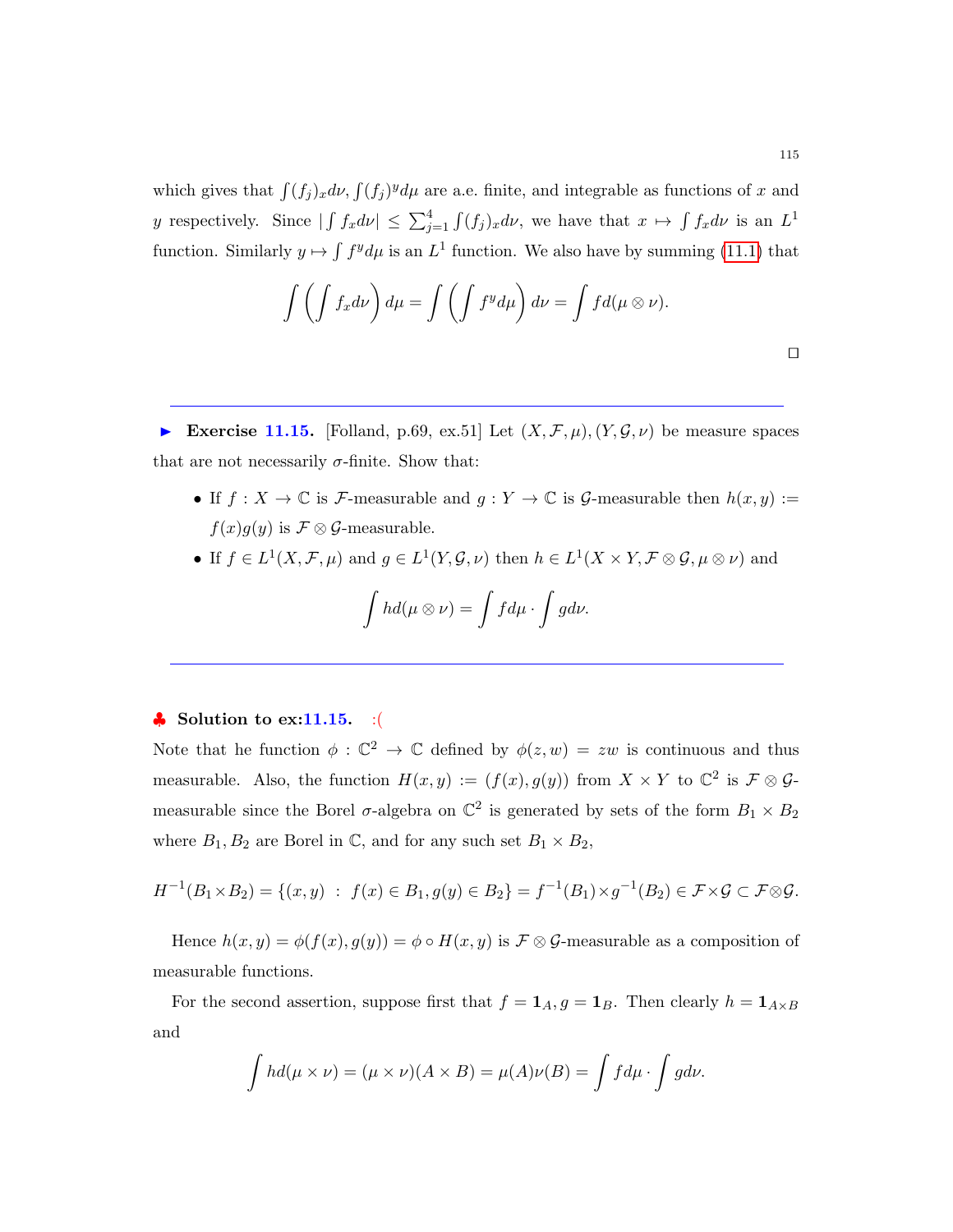which gives that $\int (f_j)_x d\nu, \int (f_j)^y d\mu$ are a.e. finite, and integrable as functions of $x$ and $y$ respectively. Since $|\int f_x d\nu| \leq \sum_{j=1}^4 \int (f_j)_x d\nu$, we have that $x \mapsto \int f_x d\nu$ is an $L^1$ function. Similarly $y \mapsto \int f^y d\mu$ is an $L^1$ function. We also have by summing (11.1) that

$$\int \left( \int f_x d\nu \right) d\mu = \int \left( \int f^y d\mu \right) d\nu = \int f d(\mu \otimes \nu).$$

□

---

► **Exercise 11.15.** [Folland, p.69, ex.51] Let $(X, \mathcal{F}, \mu), (Y, \mathcal{G}, \nu)$ be measure spaces that are not necessarily $\sigma$-finite. Show that:

- If $f : X \to \mathbb{C}$ is $\mathcal{F}$-measurable and $g : Y \to \mathbb{C}$ is $\mathcal{G}$-measurable then $h(x, y) := f(x)g(y)$ is $\mathcal{F} \otimes \mathcal{G}$-measurable.
- If $f \in L^1(X, \mathcal{F}, \mu)$ and $g \in L^1(Y, \mathcal{G}, \nu)$ then $h \in L^1(X \times Y, \mathcal{F} \otimes \mathcal{G}, \mu \otimes \nu)$ and

$$\int h d(\mu \otimes \nu) = \int f d\mu \cdot \int g d\nu.$$

---

♣ **Solution to ex:11.15.** :(

Note that he function $\phi : \mathbb{C}^2 \to \mathbb{C}$ defined by $\phi(z, w) = zw$ is continuous and thus measurable. Also, the function $H(x, y) := (f(x), g(y))$ from $X \times Y$ to $\mathbb{C}^2$ is $\mathcal{F} \otimes \mathcal{G}$-measurable since the Borel $\sigma$-algebra on $\mathbb{C}^2$ is generated by sets of the form $B_1 \times B_2$ where $B_1, B_2$ are Borel in $\mathbb{C}$, and for any such set $B_1 \times B_2$,

$$H^{-1}(B_1 \times B_2) = \{(x, y) \; : \; f(x) \in B_1, g(y) \in B_2\} = f^{-1}(B_1) \times g^{-1}(B_2) \in \mathcal{F} \times \mathcal{G} \subset \mathcal{F} \otimes \mathcal{G}.$$

Hence $h(x, y) = \phi(f(x), g(y)) = \phi \circ H(x, y)$ is $\mathcal{F} \otimes \mathcal{G}$-measurable as a composition of measurable functions.

For the second assertion, suppose first that $f = \mathbf{1}_A, g = \mathbf{1}_B$. Then clearly $h = \mathbf{1}_{A \times B}$ and

$$\int h d(\mu \times \nu) = (\mu \times \nu)(A \times B) = \mu(A)\nu(B) = \int f d\mu \cdot \int g d\nu.$$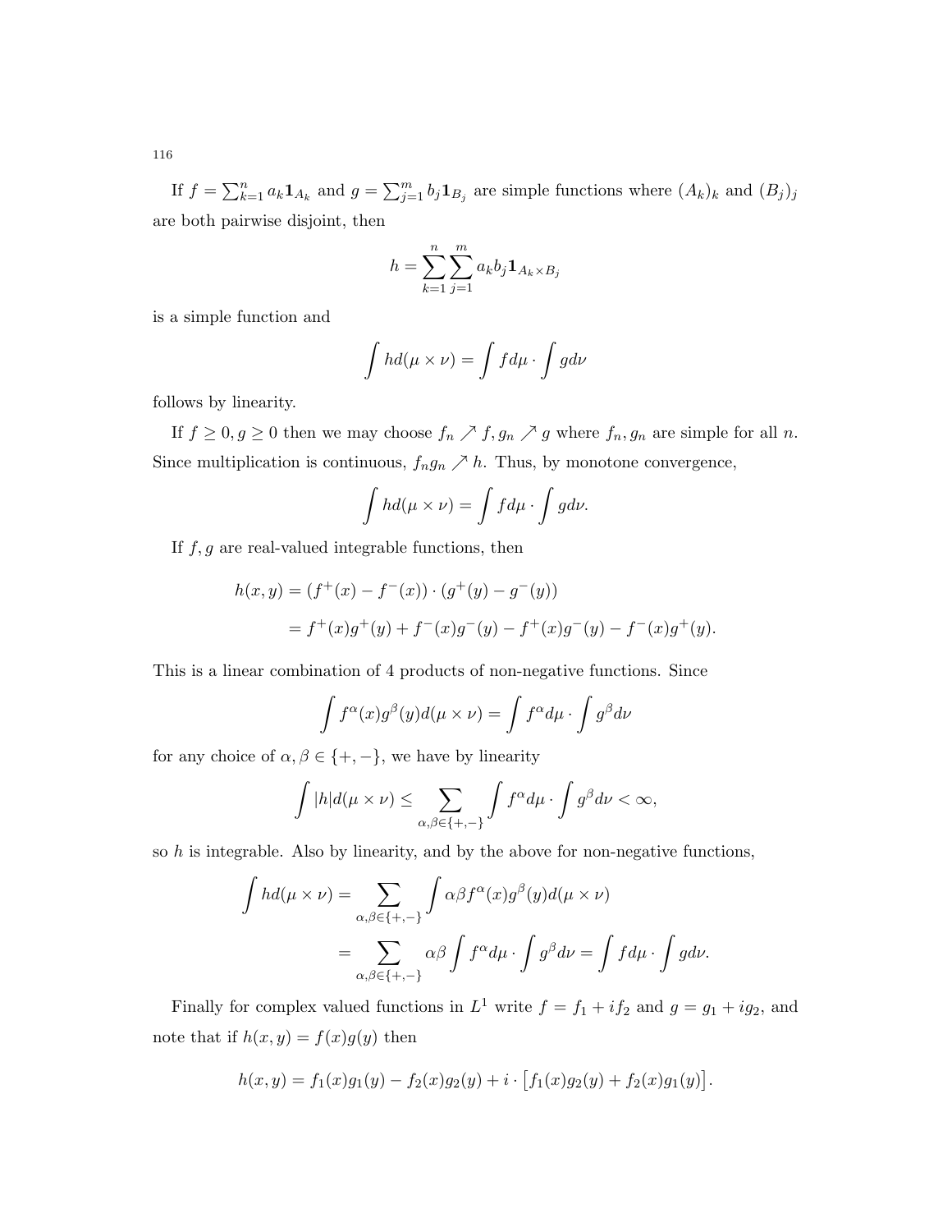If $f = \sum_{k=1}^n a_k \mathbf{1}_{A_k}$ and $g = \sum_{j=1}^m b_j \mathbf{1}_{B_j}$ are simple functions where $(A_k)_k$ and $(B_j)_j$ are both pairwise disjoint, then

$$h = \sum_{k=1}^n \sum_{j=1}^m a_k b_j \mathbf{1}_{A_k \times B_j}$$

is a simple function and

$$\int h d(\mu \times \nu) = \int f d\mu \cdot \int g d\nu$$

follows by linearity.

If $f \geq 0, g \geq 0$ then we may choose $f_n \nearrow f, g_n \nearrow g$ where $f_n, g_n$ are simple for all $n$. Since multiplication is continuous, $f_n g_n \nearrow h$. Thus, by monotone convergence,

$$\int h d(\mu \times \nu) = \int f d\mu \cdot \int g d\nu.$$

If $f, g$ are real-valued integrable functions, then

$$\begin{aligned} h(x,y) &= (f^+(x) - f^-(x)) \cdot (g^+(y) - g^-(y)) \\ &= f^+(x)g^+(y) + f^-(x)g^-(y) - f^+(x)g^-(y) - f^-(x)g^+(y). \end{aligned}$$

This is a linear combination of 4 products of non-negative functions. Since

$$\int f^\alpha(x) g^\beta(y) d(\mu \times \nu) = \int f^\alpha d\mu \cdot \int g^\beta d\nu$$

for any choice of $\alpha, \beta \in \{+, -\}$, we have by linearity

$$\int |h| d(\mu \times \nu) \leq \sum_{\alpha,\beta \in \{+,-\}} \int f^\alpha d\mu \cdot \int g^\beta d\nu < \infty,$$

so $h$ is integrable. Also by linearity, and by the above for non-negative functions,

$$\begin{aligned} \int h d(\mu \times \nu) &= \sum_{\alpha,\beta \in \{+,-\}} \int \alpha\beta f^\alpha(x) g^\beta(y) d(\mu \times \nu) \\ &= \sum_{\alpha,\beta \in \{+,-\}} \alpha\beta \int f^\alpha d\mu \cdot \int g^\beta d\nu = \int f d\mu \cdot \int g d\nu. \end{aligned}$$

Finally for complex valued functions in $L^1$ write $f = f_1 + i f_2$ and $g = g_1 + i g_2$, and note that if $h(x,y) = f(x)g(y)$ then

$$h(x,y) = f_1(x)g_1(y) - f_2(x)g_2(y) + i \cdot \left[ f_1(x)g_2(y) + f_2(x)g_1(y) \right].$$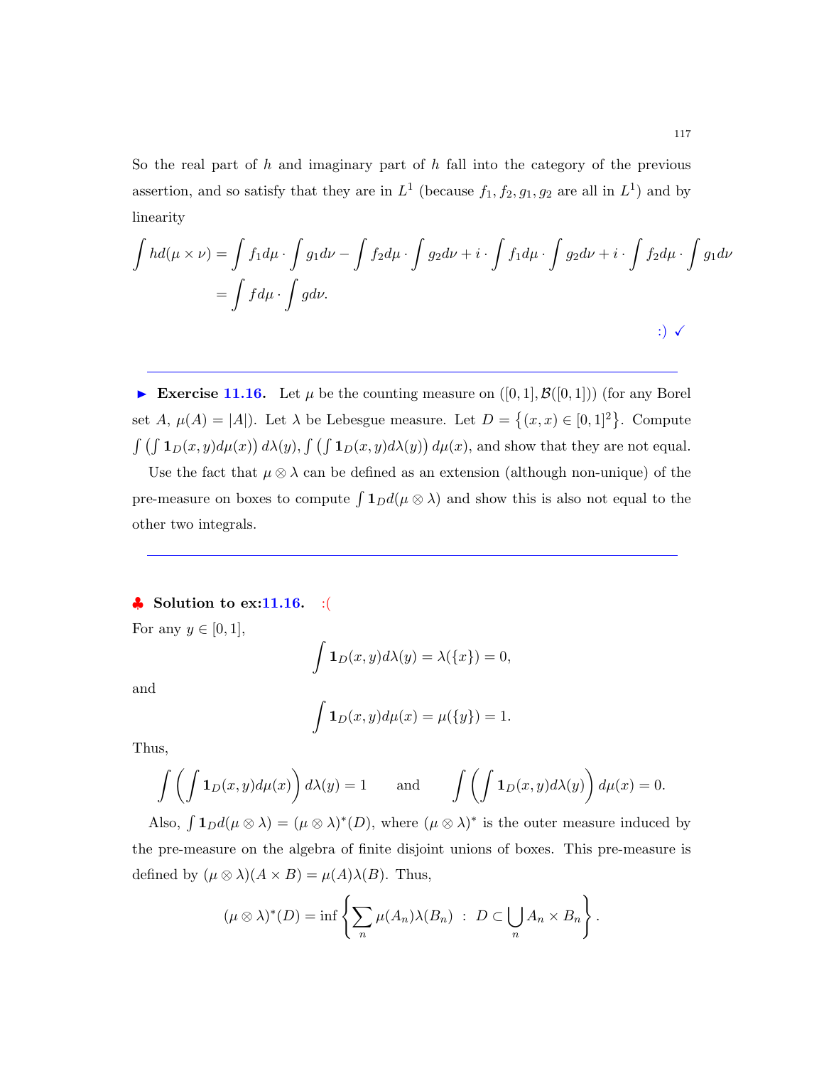So the real part of $h$ and imaginary part of $h$ fall into the category of the previous assertion, and so satisfy that they are in $L^1$ (because $f_1, f_2, g_1, g_2$ are all in $L^1$) and by linearity

$$\int h d(\mu \times \nu) = \int f_1 d\mu \cdot \int g_1 d\nu - \int f_2 d\mu \cdot \int g_2 d\nu + i \cdot \int f_1 d\mu \cdot \int g_2 d\nu + i \cdot \int f_2 d\mu \cdot \int g_1 d\nu$$
$$= \int f d\mu \cdot \int g d\nu.$$

:) ✓

---

▶ **Exercise 11.16.** Let $\mu$ be the counting measure on $([0,1], \mathcal{B}([0,1]))$ (for any Borel set $A$, $\mu(A) = |A|$). Let $\lambda$ be Lebesgue measure. Let $D = \{(x,x) \in [0,1]^2\}$. Compute $\int \left( \int \mathbf{1}_D(x,y) d\mu(x) \right) d\lambda(y)$, $\int \left( \int \mathbf{1}_D(x,y) d\lambda(y) \right) d\mu(x)$, and show that they are not equal.

Use the fact that $\mu \otimes \lambda$ can be defined as an extension (although non-unique) of the pre-measure on boxes to compute $\int \mathbf{1}_D d(\mu \otimes \lambda)$ and show this is also not equal to the other two integrals.

---

♣ **Solution to ex:11.16.** :(

For any $y \in [0,1]$,

$$\int \mathbf{1}_D(x,y) d\lambda(y) = \lambda(\{x\}) = 0,$$

and

$$\int \mathbf{1}_D(x,y) d\mu(x) = \mu(\{y\}) = 1.$$

Thus,

$$\int \left( \int \mathbf{1}_D(x,y) d\mu(x) \right) d\lambda(y) = 1 \qquad \text{and} \qquad \int \left( \int \mathbf{1}_D(x,y) d\lambda(y) \right) d\mu(x) = 0.$$

Also, $\int \mathbf{1}_D d(\mu \otimes \lambda) = (\mu \otimes \lambda)^*(D)$, where $(\mu \otimes \lambda)^*$ is the outer measure induced by the pre-measure on the algebra of finite disjoint unions of boxes. This pre-measure is defined by $(\mu \otimes \lambda)(A \times B) = \mu(A)\lambda(B)$. Thus,

$$(\mu \otimes \lambda)^*(D) = \inf \left\{ \sum_n \mu(A_n)\lambda(B_n) \ : \ D \subset \bigcup_n A_n \times B_n \right\}.$$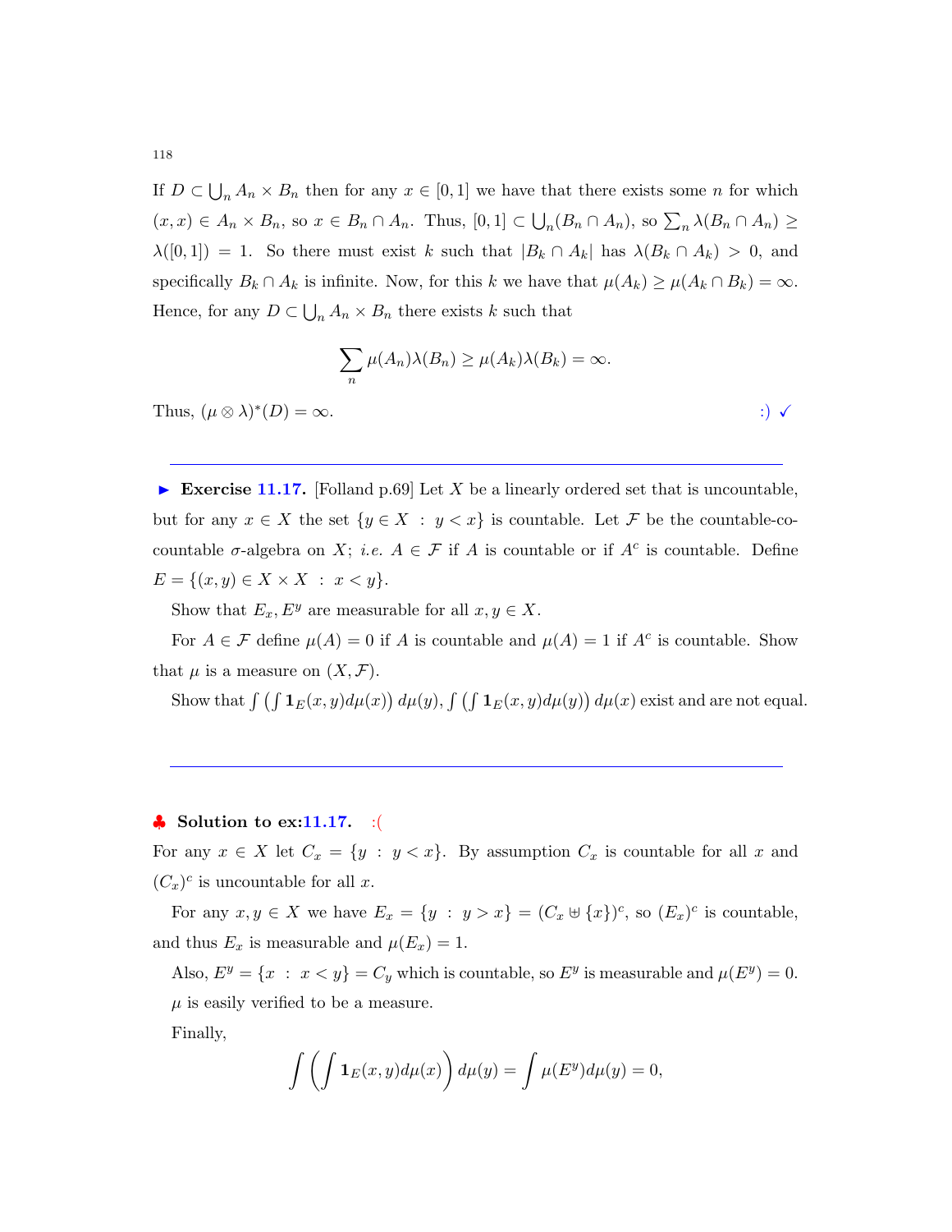If $D \subset \bigcup_n A_n \times B_n$ then for any $x \in [0,1]$ we have that there exists some $n$ for which $(x,x) \in A_n \times B_n$, so $x \in B_n \cap A_n$. Thus, $[0,1] \subset \bigcup_n (B_n \cap A_n)$, so $\sum_n \lambda(B_n \cap A_n) \geq \lambda([0,1]) = 1$. So there must exist $k$ such that $|B_k \cap A_k|$ has $\lambda(B_k \cap A_k) > 0$, and specifically $B_k \cap A_k$ is infinite. Now, for this $k$ we have that $\mu(A_k) \geq \mu(A_k \cap B_k) = \infty$. Hence, for any $D \subset \bigcup_n A_n \times B_n$ there exists $k$ such that

$$\sum_n \mu(A_n)\lambda(B_n) \geq \mu(A_k)\lambda(B_k) = \infty.$$

Thus, $(\mu \otimes \lambda)^*(D) = \infty$. :) ✓

---

► **Exercise 11.17.** [Folland p.69] Let $X$ be a linearly ordered set that is uncountable, but for any $x \in X$ the set $\{y \in X \ : \ y < x\}$ is countable. Let $\mathcal{F}$ be the countable-co-countable $\sigma$-algebra on $X$; *i.e.* $A \in \mathcal{F}$ if $A$ is countable or if $A^c$ is countable. Define $E = \{(x,y) \in X \times X \ : \ x < y\}$.

Show that $E_x, E^y$ are measurable for all $x, y \in X$.

For $A \in \mathcal{F}$ define $\mu(A) = 0$ if $A$ is countable and $\mu(A) = 1$ if $A^c$ is countable. Show that $\mu$ is a measure on $(X, \mathcal{F})$.

Show that $\int \left( \int \mathbf{1}_E(x,y) d\mu(x) \right) d\mu(y)$, $\int \left( \int \mathbf{1}_E(x,y) d\mu(y) \right) d\mu(x)$ exist and are not equal.

---

♣ **Solution to ex:11.17.** :(

For any $x \in X$ let $C_x = \{y \ : \ y < x\}$. By assumption $C_x$ is countable for all $x$ and $(C_x)^c$ is uncountable for all $x$.

For any $x, y \in X$ we have $E_x = \{y \ : \ y > x\} = (C_x \uplus \{x\})^c$, so $(E_x)^c$ is countable, and thus $E_x$ is measurable and $\mu(E_x) = 1$.

Also, $E^y = \{x \ : \ x < y\} = C_y$ which is countable, so $E^y$ is measurable and $\mu(E^y) = 0$.

$\mu$ is easily verified to be a measure.

Finally,

$$\int \left( \int \mathbf{1}_E(x,y) d\mu(x) \right) d\mu(y) = \int \mu(E^y) d\mu(y) = 0,$$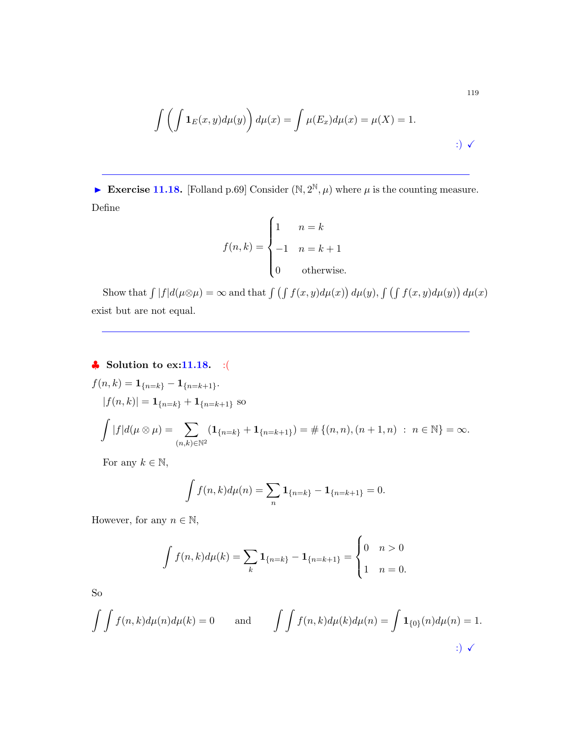$$\int \left( \int \mathbf{1}_E(x,y) d\mu(y) \right) d\mu(x) = \int \mu(E_x) d\mu(x) = \mu(X) = 1.$$

:) ✓

---

▶ **Exercise 11.18.** [Folland p.69] Consider $(\mathbb{N}, 2^{\mathbb{N}}, \mu)$ where $\mu$ is the counting measure. Define

$$f(n,k) = \begin{cases} 1 & n = k \\ -1 & n = k+1 \\ 0 & \text{otherwise.} \end{cases}$$

Show that $\int |f| d(\mu \otimes \mu) = \infty$ and that $\int \left( \int f(x,y) d\mu(x) \right) d\mu(y), \int \left( \int f(x,y) d\mu(y) \right) d\mu(x)$ exist but are not equal.

---

♣ **Solution to ex:11.18.** :(

$f(n,k) = \mathbf{1}_{\{n=k\}} - \mathbf{1}_{\{n=k+1\}}$.

$|f(n,k)| = \mathbf{1}_{\{n=k\}} + \mathbf{1}_{\{n=k+1\}}$ so

$$\int |f| d(\mu \otimes \mu) = \sum_{(n,k) \in \mathbb{N}^2} (\mathbf{1}_{\{n=k\}} + \mathbf{1}_{\{n=k+1\}}) = \# \{(n,n), (n+1,n) \ : \ n \in \mathbb{N}\} = \infty.$$

For any $k \in \mathbb{N}$,

$$\int f(n,k) d\mu(n) = \sum_n \mathbf{1}_{\{n=k\}} - \mathbf{1}_{\{n=k+1\}} = 0.$$

However, for any $n \in \mathbb{N}$,

$$\int f(n,k) d\mu(k) = \sum_k \mathbf{1}_{\{n=k\}} - \mathbf{1}_{\{n=k+1\}} = \begin{cases} 0 & n > 0 \\ 1 & n = 0. \end{cases}$$

So

$$\int \int f(n,k) d\mu(n) d\mu(k) = 0 \qquad \text{and} \qquad \int \int f(n,k) d\mu(k) d\mu(n) = \int \mathbf{1}_{\{0\}}(n) d\mu(n) = 1.$$

:) ✓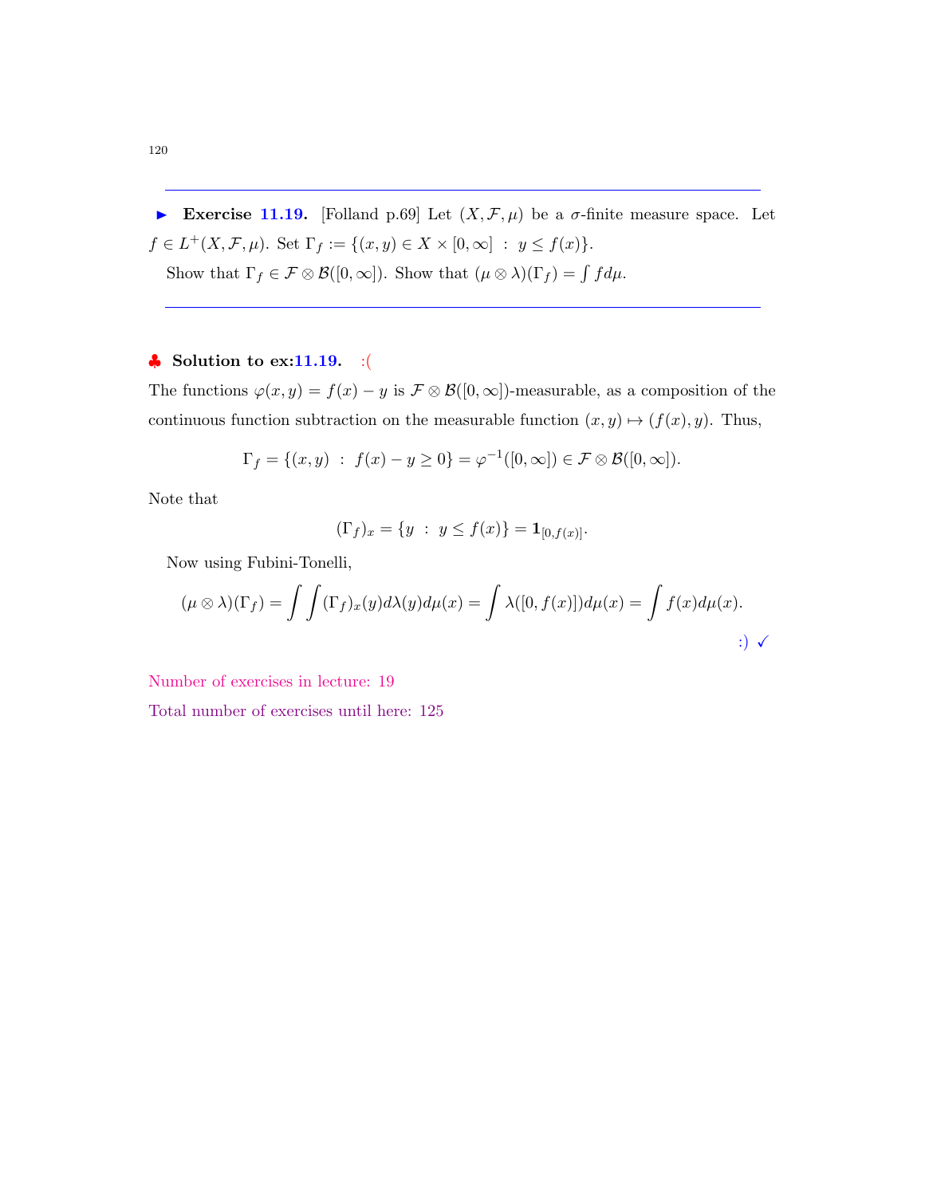► **Exercise 11.19.** [Folland p.69] Let $(X, \mathcal{F}, \mu)$ be a $\sigma$-finite measure space. Let $f \in L^+(X, \mathcal{F}, \mu)$. Set $\Gamma_f := \{(x,y) \in X \times [0,\infty] \ : \ y \le f(x)\}$.

Show that $\Gamma_f \in \mathcal{F} \otimes \mathcal{B}([0,\infty])$. Show that $(\mu \otimes \lambda)(\Gamma_f) = \int f d\mu$.

---

♣ **Solution to ex:11.19.** :(

The functions $\varphi(x,y) = f(x) - y$ is $\mathcal{F} \otimes \mathcal{B}([0,\infty])$-measurable, as a composition of the continuous function subtraction on the measurable function $(x,y) \mapsto (f(x), y)$. Thus,

$$\Gamma_f = \{(x,y) \ : \ f(x) - y \ge 0\} = \varphi^{-1}([0,\infty]) \in \mathcal{F} \otimes \mathcal{B}([0,\infty]).$$

Note that

$$(\Gamma_f)_x = \{y \ : \ y \le f(x)\} = \mathbf{1}_{[0,f(x)]}.$$

Now using Fubini-Tonelli,

$$(\mu \otimes \lambda)(\Gamma_f) = \int \int (\Gamma_f)_x(y) d\lambda(y) d\mu(x) = \int \lambda([0, f(x)]) d\mu(x) = \int f(x) d\mu(x).$$

:) ✓

Number of exercises in lecture: 19

Total number of exercises until here: 125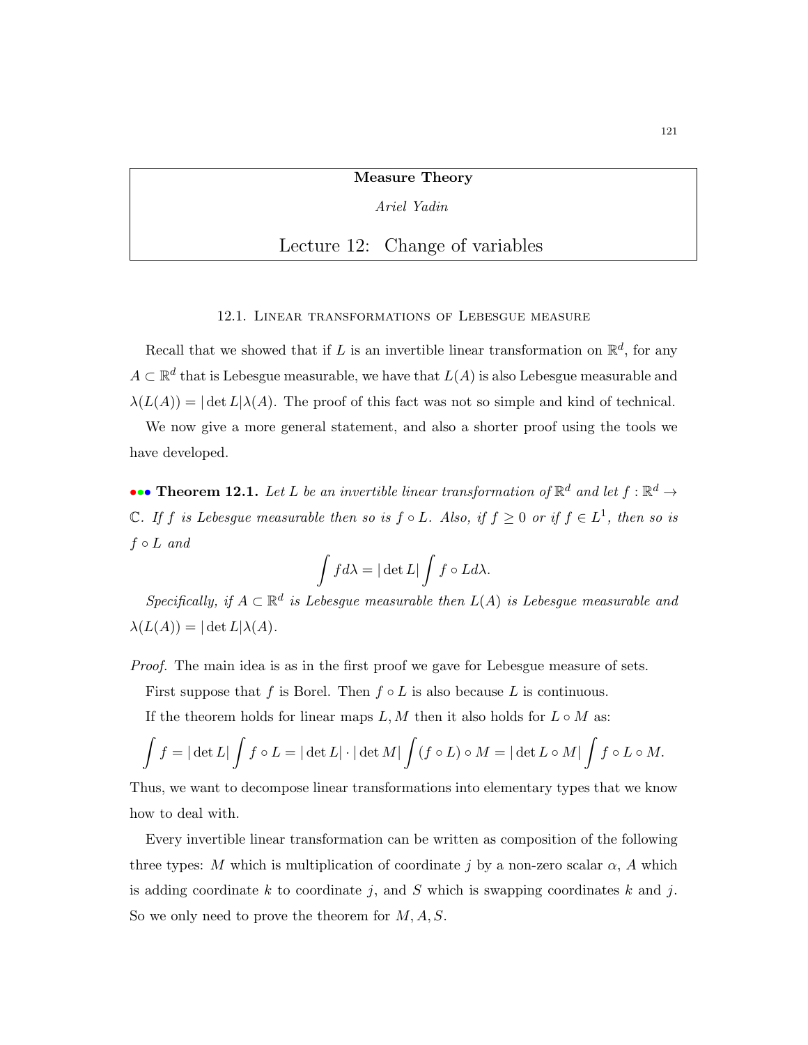**Measure Theory**

*Ariel Yadin*

# Lecture 12: Change of variables

## 12.1. Linear transformations of Lebesgue measure

Recall that we showed that if $L$ is an invertible linear transformation on $\mathbb{R}^d$, for any $A \subset \mathbb{R}^d$ that is Lebesgue measurable, we have that $L(A)$ is also Lebesgue measurable and $\lambda(L(A)) = |\det L|\lambda(A)$. The proof of this fact was not so simple and kind of technical.

We now give a more general statement, and also a shorter proof using the tools we have developed.

••• **Theorem 12.1.** *Let $L$ be an invertible linear transformation of $\mathbb{R}^d$ and let $f : \mathbb{R}^d \to \mathbb{C}$. If $f$ is Lebesgue measurable then so is $f \circ L$. Also, if $f \geq 0$ or if $f \in L^1$, then so is $f \circ L$ and*

$$\int f d\lambda = |\det L| \int f \circ L d\lambda.$$

*Specifically, if $A \subset \mathbb{R}^d$ is Lebesgue measurable then $L(A)$ is Lebesgue measurable and $\lambda(L(A)) = |\det L|\lambda(A)$.*

*Proof.* The main idea is as in the first proof we gave for Lebesgue measure of sets.

First suppose that $f$ is Borel. Then $f \circ L$ is also because $L$ is continuous.

If the theorem holds for linear maps $L, M$ then it also holds for $L \circ M$ as:

$$\int f = |\det L| \int f \circ L = |\det L| \cdot |\det M| \int (f \circ L) \circ M = |\det L \circ M| \int f \circ L \circ M.$$

Thus, we want to decompose linear transformations into elementary types that we know how to deal with.

Every invertible linear transformation can be written as composition of the following three types: $M$ which is multiplication of coordinate $j$ by a non-zero scalar $\alpha$, $A$ which is adding coordinate $k$ to coordinate $j$, and $S$ which is swapping coordinates $k$ and $j$. So we only need to prove the theorem for $M, A, S$.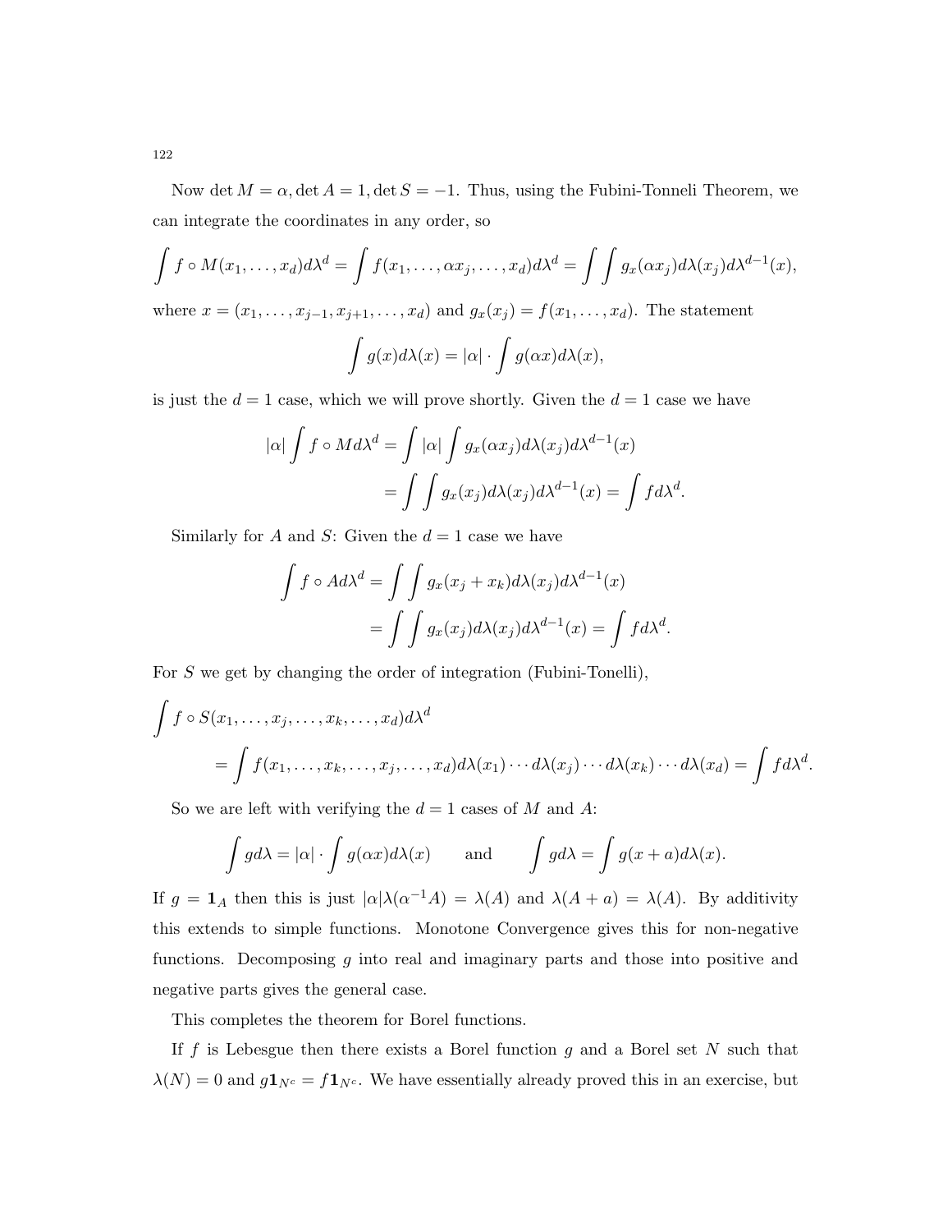Now $\det M = \alpha, \det A = 1, \det S = -1$. Thus, using the Fubini-Tonneli Theorem, we can integrate the coordinates in any order, so

$$\int f \circ M(x_1, \ldots, x_d) d\lambda^d = \int f(x_1, \ldots, \alpha x_j, \ldots, x_d) d\lambda^d = \int \int g_x(\alpha x_j) d\lambda(x_j) d\lambda^{d-1}(x),$$

where $x = (x_1, \ldots, x_{j-1}, x_{j+1}, \ldots, x_d)$ and $g_x(x_j) = f(x_1, \ldots, x_d)$. The statement

$$\int g(x) d\lambda(x) = |\alpha| \cdot \int g(\alpha x) d\lambda(x),$$

is just the $d = 1$ case, which we will prove shortly. Given the $d = 1$ case we have

$$\begin{aligned}
|\alpha| \int f \circ M d\lambda^d &= \int |\alpha| \int g_x(\alpha x_j) d\lambda(x_j) d\lambda^{d-1}(x) \\
&= \int \int g_x(x_j) d\lambda(x_j) d\lambda^{d-1}(x) = \int f d\lambda^d.
\end{aligned}$$

Similarly for $A$ and $S$: Given the $d = 1$ case we have

$$\begin{aligned}
\int f \circ A d\lambda^d &= \int \int g_x(x_j + x_k) d\lambda(x_j) d\lambda^{d-1}(x) \\
&= \int \int g_x(x_j) d\lambda(x_j) d\lambda^{d-1}(x) = \int f d\lambda^d.
\end{aligned}$$

For $S$ we get by changing the order of integration (Fubini-Tonelli),

$$\begin{aligned}
&\int f \circ S(x_1, \ldots, x_j, \ldots, x_k, \ldots, x_d) d\lambda^d \\
&\quad = \int f(x_1, \ldots, x_k, \ldots, x_j, \ldots, x_d) d\lambda(x_1) \cdots d\lambda(x_j) \cdots d\lambda(x_k) \cdots d\lambda(x_d) = \int f d\lambda^d.
\end{aligned}$$

So we are left with verifying the $d = 1$ cases of $M$ and $A$:

$$\int g d\lambda = |\alpha| \cdot \int g(\alpha x) d\lambda(x) \qquad \text{and} \qquad \int g d\lambda = \int g(x + a) d\lambda(x).$$

If $g = \mathbf{1}_A$ then this is just $|\alpha|\lambda(\alpha^{-1}A) = \lambda(A)$ and $\lambda(A + a) = \lambda(A)$. By additivity this extends to simple functions. Monotone Convergence gives this for non-negative functions. Decomposing $g$ into real and imaginary parts and those into positive and negative parts gives the general case.

This completes the theorem for Borel functions.

If $f$ is Lebesgue then there exists a Borel function $g$ and a Borel set $N$ such that $\lambda(N) = 0$ and $g\mathbf{1}_{N^c} = f\mathbf{1}_{N^c}$. We have essentially already proved this in an exercise, but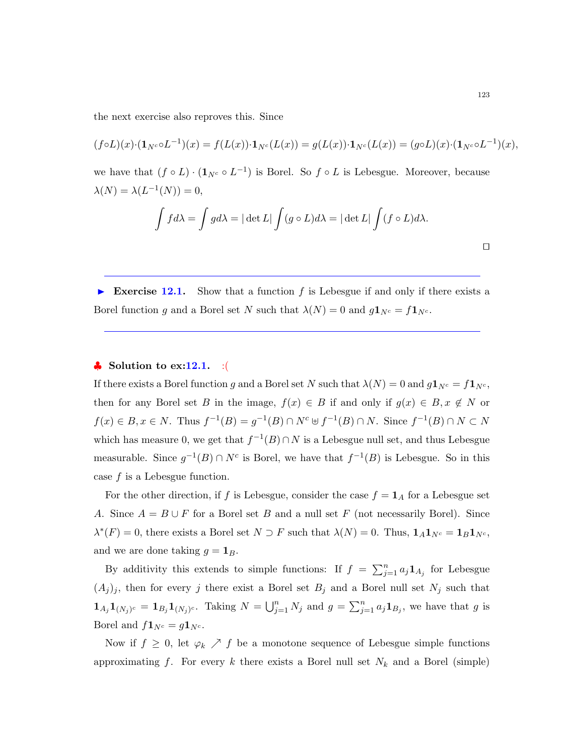the next exercise also reproves this. Since

$$(f \circ L)(x) \cdot (\mathbf{1}_{N^c} \circ L^{-1})(x) = f(L(x)) \cdot \mathbf{1}_{N^c}(L(x)) = g(L(x)) \cdot \mathbf{1}_{N^c}(L(x)) = (g \circ L)(x) \cdot (\mathbf{1}_{N^c} \circ L^{-1})(x),$$

we have that $(f \circ L) \cdot (\mathbf{1}_{N^c} \circ L^{-1})$ is Borel. So $f \circ L$ is Lebesgue. Moreover, because $\lambda(N) = \lambda(L^{-1}(N)) = 0$,

$$\int f d\lambda = \int g d\lambda = |\det L| \int (g \circ L) d\lambda = |\det L| \int (f \circ L) d\lambda.$$

□

---

► **Exercise 12.1.** Show that a function $f$ is Lebesgue if and only if there exists a Borel function $g$ and a Borel set $N$ such that $\lambda(N) = 0$ and $g\mathbf{1}_{N^c} = f\mathbf{1}_{N^c}$.

---

♣ **Solution to ex:12.1.** :(

If there exists a Borel function $g$ and a Borel set $N$ such that $\lambda(N) = 0$ and $g\mathbf{1}_{N^c} = f\mathbf{1}_{N^c}$, then for any Borel set $B$ in the image, $f(x) \in B$ if and only if $g(x) \in B, x \notin N$ or $f(x) \in B, x \in N$. Thus $f^{-1}(B) = g^{-1}(B) \cap N^c \uplus f^{-1}(B) \cap N$. Since $f^{-1}(B) \cap N \subset N$ which has measure 0, we get that $f^{-1}(B) \cap N$ is a Lebesgue null set, and thus Lebesgue measurable. Since $g^{-1}(B) \cap N^c$ is Borel, we have that $f^{-1}(B)$ is Lebesgue. So in this case $f$ is a Lebesgue function.

For the other direction, if $f$ is Lebesgue, consider the case $f = \mathbf{1}_A$ for a Lebesgue set $A$. Since $A = B \cup F$ for a Borel set $B$ and a null set $F$ (not necessarily Borel). Since $\lambda^*(F) = 0$, there exists a Borel set $N \supset F$ such that $\lambda(N) = 0$. Thus, $\mathbf{1}_A \mathbf{1}_{N^c} = \mathbf{1}_B \mathbf{1}_{N^c}$, and we are done taking $g = \mathbf{1}_B$.

By additivity this extends to simple functions: If $f = \sum_{j=1}^n a_j \mathbf{1}_{A_j}$ for Lebesgue $(A_j)_j$, then for every $j$ there exist a Borel set $B_j$ and a Borel null set $N_j$ such that $\mathbf{1}_{A_j} \mathbf{1}_{(N_j)^c} = \mathbf{1}_{B_j} \mathbf{1}_{(N_j)^c}$. Taking $N = \bigcup_{j=1}^n N_j$ and $g = \sum_{j=1}^n a_j \mathbf{1}_{B_j}$, we have that $g$ is Borel and $f\mathbf{1}_{N^c} = g\mathbf{1}_{N^c}$.

Now if $f \geq 0$, let $\varphi_k \nearrow f$ be a monotone sequence of Lebesgue simple functions approximating $f$. For every $k$ there exists a Borel null set $N_k$ and a Borel (simple)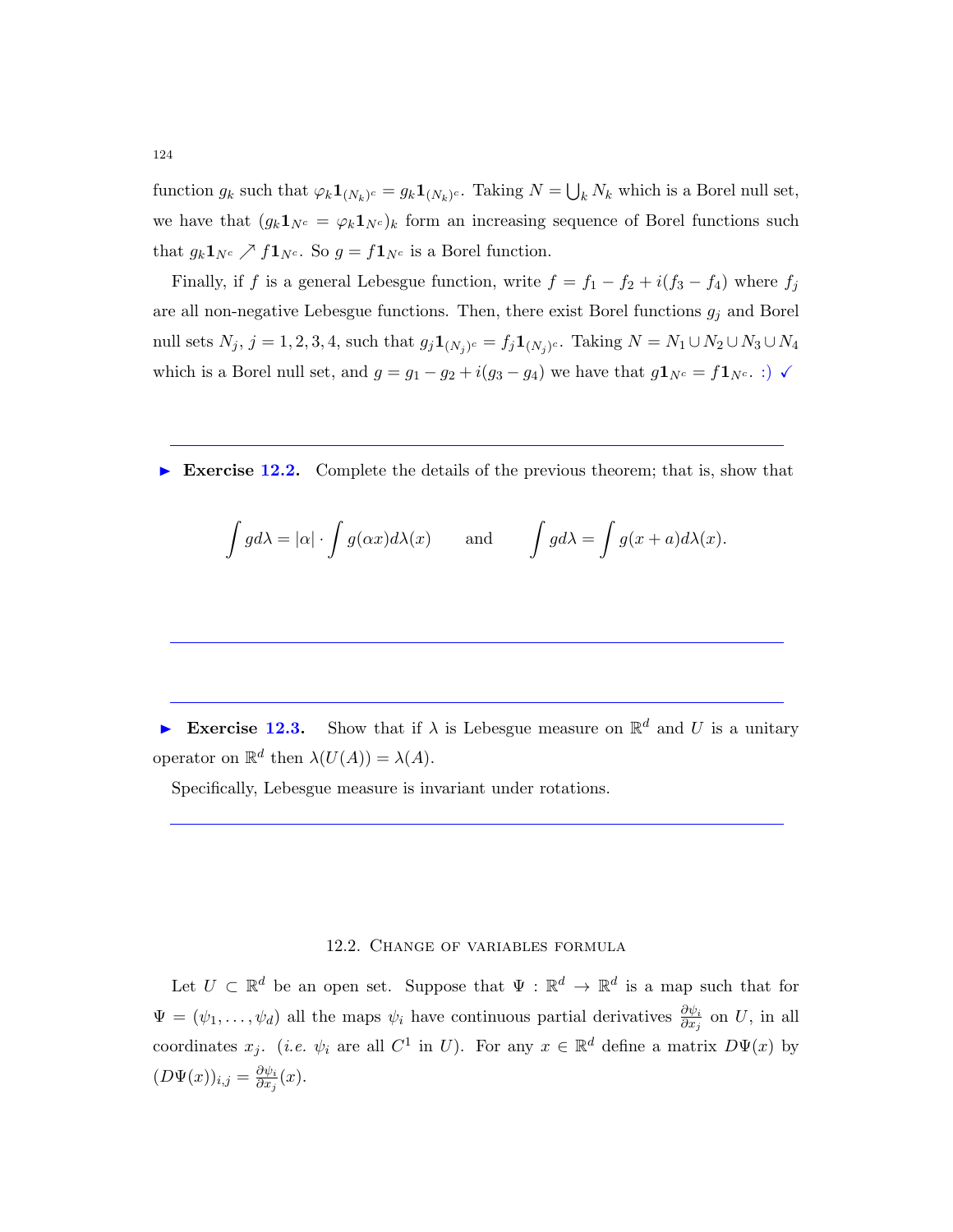function $g_k$ such that $\varphi_k \mathbf{1}_{(N_k)^c} = g_k \mathbf{1}_{(N_k)^c}$. Taking $N = \bigcup_k N_k$ which is a Borel null set, we have that $(g_k \mathbf{1}_{N^c} = \varphi_k \mathbf{1}_{N^c})_k$ form an increasing sequence of Borel functions such that $g_k \mathbf{1}_{N^c} \nearrow f \mathbf{1}_{N^c}$. So $g = f \mathbf{1}_{N^c}$ is a Borel function.

Finally, if $f$ is a general Lebesgue function, write $f = f_1 - f_2 + i(f_3 - f_4)$ where $f_j$ are all non-negative Lebesgue functions. Then, there exist Borel functions $g_j$ and Borel null sets $N_j$, $j = 1, 2, 3, 4$, such that $g_j \mathbf{1}_{(N_j)^c} = f_j \mathbf{1}_{(N_j)^c}$. Taking $N = N_1 \cup N_2 \cup N_3 \cup N_4$ which is a Borel null set, and $g = g_1 - g_2 + i(g_3 - g_4)$ we have that $g \mathbf{1}_{N^c} = f \mathbf{1}_{N^c}$. :) ✓

---

► **Exercise 12.2.** Complete the details of the previous theorem; that is, show that

$$\int g d\lambda = |\alpha| \cdot \int g(\alpha x) d\lambda(x) \qquad \text{and} \qquad \int g d\lambda = \int g(x + a) d\lambda(x).$$

---

---

► **Exercise 12.3.** Show that if $\lambda$ is Lebesgue measure on $\mathbb{R}^d$ and $U$ is a unitary operator on $\mathbb{R}^d$ then $\lambda(U(A)) = \lambda(A)$.

Specifically, Lebesgue measure is invariant under rotations.

---

## 12.2. Change of variables formula

Let $U \subset \mathbb{R}^d$ be an open set. Suppose that $\Psi : \mathbb{R}^d \to \mathbb{R}^d$ is a map such that for $\Psi = (\psi_1, \ldots, \psi_d)$ all the maps $\psi_i$ have continuous partial derivatives $\frac{\partial \psi_i}{\partial x_j}$ on $U$, in all coordinates $x_j$. (*i.e.* $\psi_i$ are all $C^1$ in $U$). For any $x \in \mathbb{R}^d$ define a matrix $D\Psi(x)$ by $(D\Psi(x))_{i,j} = \frac{\partial \psi_i}{\partial x_j}(x)$.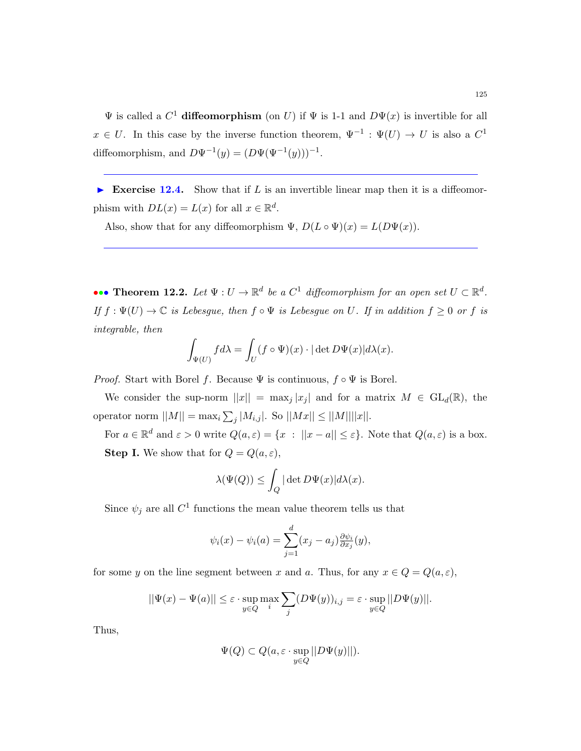$\Psi$ is called a $C^1$ **diffeomorphism** (on $U$) if $\Psi$ is 1-1 and $D\Psi(x)$ is invertible for all $x \in U$. In this case by the inverse function theorem, $\Psi^{-1} : \Psi(U) \to U$ is also a $C^1$ diffeomorphism, and $D\Psi^{-1}(y) = (D\Psi(\Psi^{-1}(y)))^{-1}$.

---

► **Exercise 12.4.** Show that if $L$ is an invertible linear map then it is a diffeomorphism with $DL(x) = L(x)$ for all $x \in \mathbb{R}^d$.

Also, show that for any diffeomorphism $\Psi$, $D(L \circ \Psi)(x) = L(D\Psi(x))$.

---

••• **Theorem 12.2.** *Let $\Psi : U \to \mathbb{R}^d$ be a $C^1$ diffeomorphism for an open set $U \subset \mathbb{R}^d$. If $f : \Psi(U) \to \mathbb{C}$ is Lebesgue, then $f \circ \Psi$ is Lebesgue on $U$. If in addition $f \geq 0$ or $f$ is integrable, then*

$$\int_{\Psi(U)} f d\lambda = \int_U (f \circ \Psi)(x) \cdot |\det D\Psi(x)| d\lambda(x).$$

*Proof.* Start with Borel $f$. Because $\Psi$ is continuous, $f \circ \Psi$ is Borel.

We consider the sup-norm $||x|| = \max_j |x_j|$ and for a matrix $M \in \mathrm{GL}_d(\mathbb{R})$, the operator norm $||M|| = \max_i \sum_j |M_{i,j}|$. So $||Mx|| \leq ||M|| ||x||$.

For $a \in \mathbb{R}^d$ and $\varepsilon > 0$ write $Q(a, \varepsilon) = \{x \ : \ ||x - a|| \leq \varepsilon\}$. Note that $Q(a, \varepsilon)$ is a box.

**Step I.** We show that for $Q = Q(a, \varepsilon)$,

$$\lambda(\Psi(Q)) \leq \int_Q |\det D\Psi(x)| d\lambda(x).$$

Since $\psi_j$ are all $C^1$ functions the mean value theorem tells us that

$$\psi_i(x) - \psi_i(a) = \sum_{j=1}^d (x_j - a_j) \tfrac{\partial \psi_i}{\partial x_j}(y),$$

for some $y$ on the line segment between $x$ and $a$. Thus, for any $x \in Q = Q(a, \varepsilon)$,

$$||\Psi(x) - \Psi(a)|| \leq \varepsilon \cdot \sup_{y \in Q} \max_i \sum_j (D\Psi(y))_{i,j} = \varepsilon \cdot \sup_{y \in Q} ||D\Psi(y)||.$$

Thus,

$$\Psi(Q) \subset Q(a, \varepsilon \cdot \sup_{y \in Q} ||D\Psi(y)||).$$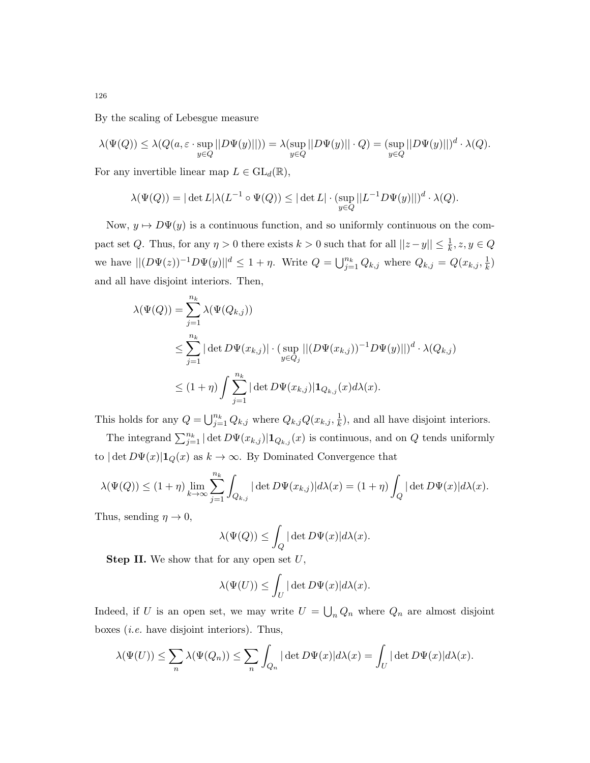By the scaling of Lebesgue measure

$$\lambda(\Psi(Q)) \le \lambda(Q(a, \varepsilon \cdot \sup_{y\in Q} ||D\Psi(y)||)) = \lambda(\sup_{y\in Q} ||D\Psi(y)|| \cdot Q) = (\sup_{y\in Q} ||D\Psi(y)||)^d \cdot \lambda(Q).$$

For any invertible linear map $L \in \mathrm{GL}_d(\mathbb{R})$,

$$\lambda(\Psi(Q)) = |\det L| \lambda(L^{-1} \circ \Psi(Q)) \le |\det L| \cdot (\sup_{y\in Q} ||L^{-1} D\Psi(y)||)^d \cdot \lambda(Q).$$

Now, $y \mapsto D\Psi(y)$ is a continuous function, and so uniformly continuous on the compact set $Q$. Thus, for any $\eta > 0$ there exists $k > 0$ such that for all $||z-y|| \le \frac{1}{k}, z, y \in Q$ we have $||(D\Psi(z))^{-1} D\Psi(y)||^d \le 1 + \eta$. Write $Q = \bigcup_{j=1}^{n_k} Q_{k,j}$ where $Q_{k,j} = Q(x_{k,j}, \frac{1}{k})$ and all have disjoint interiors. Then,

$$\begin{aligned}
\lambda(\Psi(Q)) &= \sum_{j=1}^{n_k} \lambda(\Psi(Q_{k,j})) \\
&\le \sum_{j=1}^{n_k} |\det D\Psi(x_{k,j})| \cdot (\sup_{y\in Q_j} ||(D\Psi(x_{k,j}))^{-1} D\Psi(y)||)^d \cdot \lambda(Q_{k,j}) \\
&\le (1+\eta) \int \sum_{j=1}^{n_k} |\det D\Psi(x_{k,j})| \mathbf{1}_{Q_{k,j}}(x) d\lambda(x).
\end{aligned}$$

This holds for any $Q = \bigcup_{j=1}^{n_k} Q_{k,j}$ where $Q_{k,j} Q(x_{k,j}, \frac{1}{k})$, and all have disjoint interiors.

The integrand $\sum_{j=1}^{n_k} |\det D\Psi(x_{k,j})| \mathbf{1}_{Q_{k,j}}(x)$ is continuous, and on $Q$ tends uniformly to $|\det D\Psi(x)| \mathbf{1}_Q(x)$ as $k \to \infty$. By Dominated Convergence that

$$\lambda(\Psi(Q)) \le (1+\eta) \lim_{k\to\infty} \sum_{j=1}^{n_k} \int_{Q_{k,j}} |\det D\Psi(x_{k,j})| d\lambda(x) = (1+\eta) \int_Q |\det D\Psi(x)| d\lambda(x).$$

Thus, sending $\eta \to 0$,

$$\lambda(\Psi(Q)) \le \int_Q |\det D\Psi(x)| d\lambda(x).$$

**Step II.** We show that for any open set $U$,

$$\lambda(\Psi(U)) \le \int_U |\det D\Psi(x)| d\lambda(x).$$

Indeed, if $U$ is an open set, we may write $U = \bigcup_n Q_n$ where $Q_n$ are almost disjoint boxes (*i.e.* have disjoint interiors). Thus,

$$\lambda(\Psi(U)) \le \sum_n \lambda(\Psi(Q_n)) \le \sum_n \int_{Q_n} |\det D\Psi(x)| d\lambda(x) = \int_U |\det D\Psi(x)| d\lambda(x).$$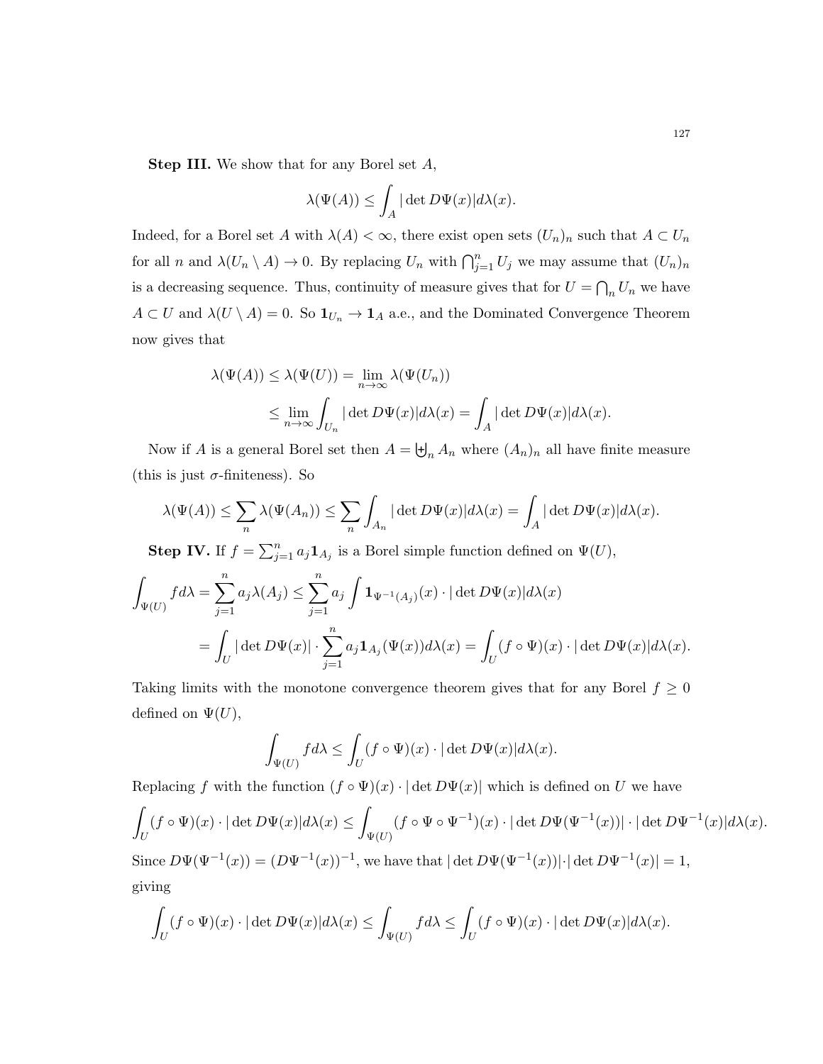**Step III.** We show that for any Borel set $A$,

$$\lambda(\Psi(A)) \leq \int_A |\det D\Psi(x)| d\lambda(x).$$

Indeed, for a Borel set $A$ with $\lambda(A) < \infty$, there exist open sets $(U_n)_n$ such that $A \subset U_n$ for all $n$ and $\lambda(U_n \setminus A) \to 0$. By replacing $U_n$ with $\bigcap_{j=1}^n U_j$ we may assume that $(U_n)_n$ is a decreasing sequence. Thus, continuity of measure gives that for $U = \bigcap_n U_n$ we have $A \subset U$ and $\lambda(U \setminus A) = 0$. So $\mathbf{1}_{U_n} \to \mathbf{1}_A$ a.e., and the Dominated Convergence Theorem now gives that

$$\begin{aligned}
\lambda(\Psi(A)) \leq \lambda(\Psi(U)) &= \lim_{n\to\infty} \lambda(\Psi(U_n)) \\
&\leq \lim_{n\to\infty} \int_{U_n} |\det D\Psi(x)| d\lambda(x) = \int_A |\det D\Psi(x)| d\lambda(x).
\end{aligned}$$

Now if $A$ is a general Borel set then $A = \biguplus_n A_n$ where $(A_n)_n$ all have finite measure (this is just $\sigma$-finiteness). So

$$\lambda(\Psi(A)) \leq \sum_n \lambda(\Psi(A_n)) \leq \sum_n \int_{A_n} |\det D\Psi(x)| d\lambda(x) = \int_A |\det D\Psi(x)| d\lambda(x).$$

**Step IV.** If $f = \sum_{j=1}^n a_j \mathbf{1}_{A_j}$ is a Borel simple function defined on $\Psi(U)$,

$$\begin{aligned}
\int_{\Psi(U)} f d\lambda = \sum_{j=1}^n a_j \lambda(A_j) &\leq \sum_{j=1}^n a_j \int \mathbf{1}_{\Psi^{-1}(A_j)}(x) \cdot |\det D\Psi(x)| d\lambda(x) \\
&= \int_U |\det D\Psi(x)| \cdot \sum_{j=1}^n a_j \mathbf{1}_{A_j}(\Psi(x)) d\lambda(x) = \int_U (f \circ \Psi)(x) \cdot |\det D\Psi(x)| d\lambda(x).
\end{aligned}$$

Taking limits with the monotone convergence theorem gives that for any Borel $f \geq 0$ defined on $\Psi(U)$,

$$\int_{\Psi(U)} f d\lambda \leq \int_U (f \circ \Psi)(x) \cdot |\det D\Psi(x)| d\lambda(x).$$

Replacing $f$ with the function $(f \circ \Psi)(x) \cdot |\det D\Psi(x)|$ which is defined on $U$ we have

$$\int_U (f \circ \Psi)(x) \cdot |\det D\Psi(x)| d\lambda(x) \leq \int_{\Psi(U)} (f \circ \Psi \circ \Psi^{-1})(x) \cdot |\det D\Psi(\Psi^{-1}(x))| \cdot |\det D\Psi^{-1}(x)| d\lambda(x).$$

Since $D\Psi(\Psi^{-1}(x)) = (D\Psi^{-1}(x))^{-1}$, we have that $|\det D\Psi(\Psi^{-1}(x))| \cdot |\det D\Psi^{-1}(x)| = 1$, giving

$$\int_U (f \circ \Psi)(x) \cdot |\det D\Psi(x)| d\lambda(x) \leq \int_{\Psi(U)} f d\lambda \leq \int_U (f \circ \Psi)(x) \cdot |\det D\Psi(x)| d\lambda(x).$$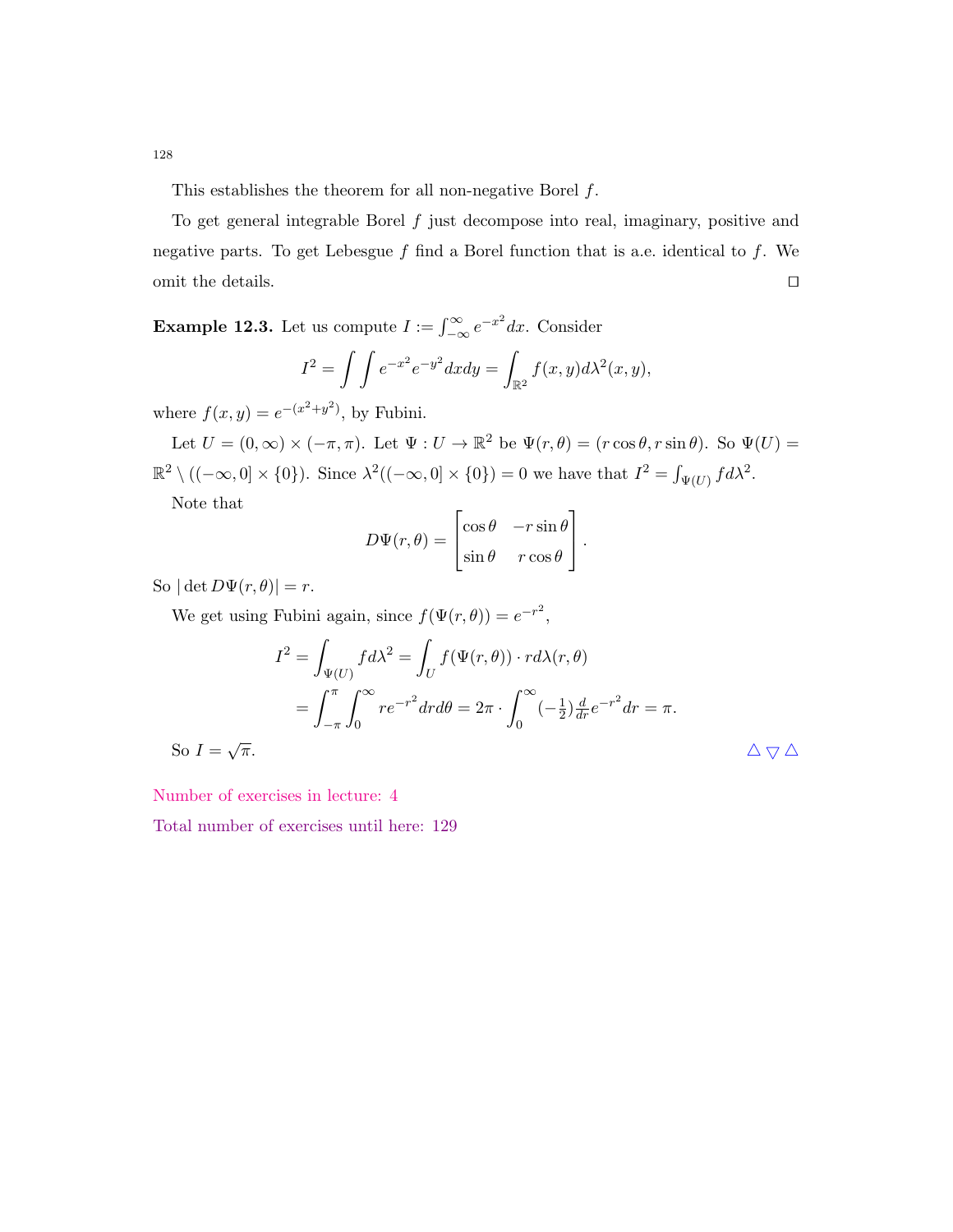This establishes the theorem for all non-negative Borel $f$.

To get general integrable Borel $f$ just decompose into real, imaginary, positive and negative parts. To get Lebesgue $f$ find a Borel function that is a.e. identical to $f$. We omit the details. □

**Example 12.3.** Let us compute $I := \int_{-\infty}^{\infty} e^{-x^2} dx$. Consider

$$I^2 = \int\int e^{-x^2} e^{-y^2} dx dy = \int_{\mathbb{R}^2} f(x,y) d\lambda^2(x,y),$$

where $f(x,y) = e^{-(x^2+y^2)}$, by Fubini.

Let $U = (0,\infty) \times (-\pi,\pi)$. Let $\Psi : U \to \mathbb{R}^2$ be $\Psi(r,\theta) = (r\cos\theta, r\sin\theta)$. So $\Psi(U) = \mathbb{R}^2 \setminus ((-\infty,0] \times \{0\})$. Since $\lambda^2((-\infty,0] \times \{0\}) = 0$ we have that $I^2 = \int_{\Psi(U)} f d\lambda^2$.

Note that

$$D\Psi(r,\theta) = \begin{bmatrix} \cos\theta & -r\sin\theta \\ \sin\theta & r\cos\theta \end{bmatrix}.$$

So $|\det D\Psi(r,\theta)| = r$.

We get using Fubini again, since $f(\Psi(r,\theta)) = e^{-r^2}$,

$$\begin{aligned} I^2 &= \int_{\Psi(U)} f d\lambda^2 = \int_U f(\Psi(r,\theta)) \cdot r d\lambda(r,\theta) \\ &= \int_{-\pi}^{\pi} \int_0^{\infty} r e^{-r^2} dr d\theta = 2\pi \cdot \int_0^{\infty} (-\tfrac{1}{2}) \tfrac{d}{dr} e^{-r^2} dr = \pi. \end{aligned}$$

So $I = \sqrt{\pi}$. △▽△

Number of exercises in lecture: 4

Total number of exercises until here: 129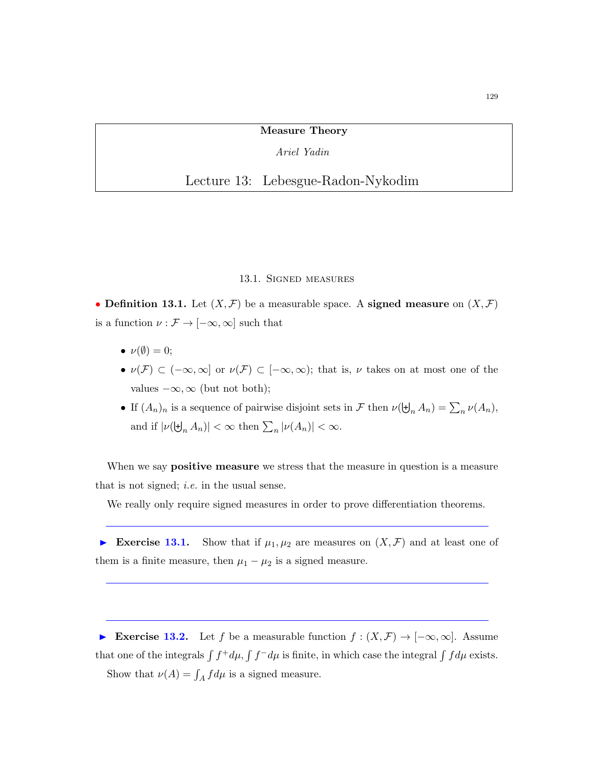**Measure Theory**

*Ariel Yadin*

# Lecture 13: Lebesgue-Radon-Nykodim

## 13.1. Signed measures

**Definition 13.1.** Let $(X, \mathcal{F})$ be a measurable space. A **signed measure** on $(X, \mathcal{F})$ is a function $\nu : \mathcal{F} \to [-\infty, \infty]$ such that

- $\nu(\emptyset) = 0$;
- $\nu(\mathcal{F}) \subset (-\infty, \infty]$ or $\nu(\mathcal{F}) \subset [-\infty, \infty)$; that is, $\nu$ takes on at most one of the values $-\infty, \infty$ (but not both);
- If $(A_n)_n$ is a sequence of pairwise disjoint sets in $\mathcal{F}$ then $\nu(\biguplus_n A_n) = \sum_n \nu(A_n)$, and if $|\nu(\biguplus_n A_n)| < \infty$ then $\sum_n |\nu(A_n)| < \infty$.

When we say **positive measure** we stress that the measure in question is a measure that is not signed; *i.e.* in the usual sense.

We really only require signed measures in order to prove differentiation theorems.

---

**Exercise 13.1.** Show that if $\mu_1, \mu_2$ are measures on $(X, \mathcal{F})$ and at least one of them is a finite measure, then $\mu_1 - \mu_2$ is a signed measure.

---

---

**Exercise 13.2.** Let $f$ be a measurable function $f : (X, \mathcal{F}) \to [-\infty, \infty]$. Assume that one of the integrals $\int f^+ d\mu, \int f^- d\mu$ is finite, in which case the integral $\int f d\mu$ exists.

Show that $\nu(A) = \int_A f d\mu$ is a signed measure.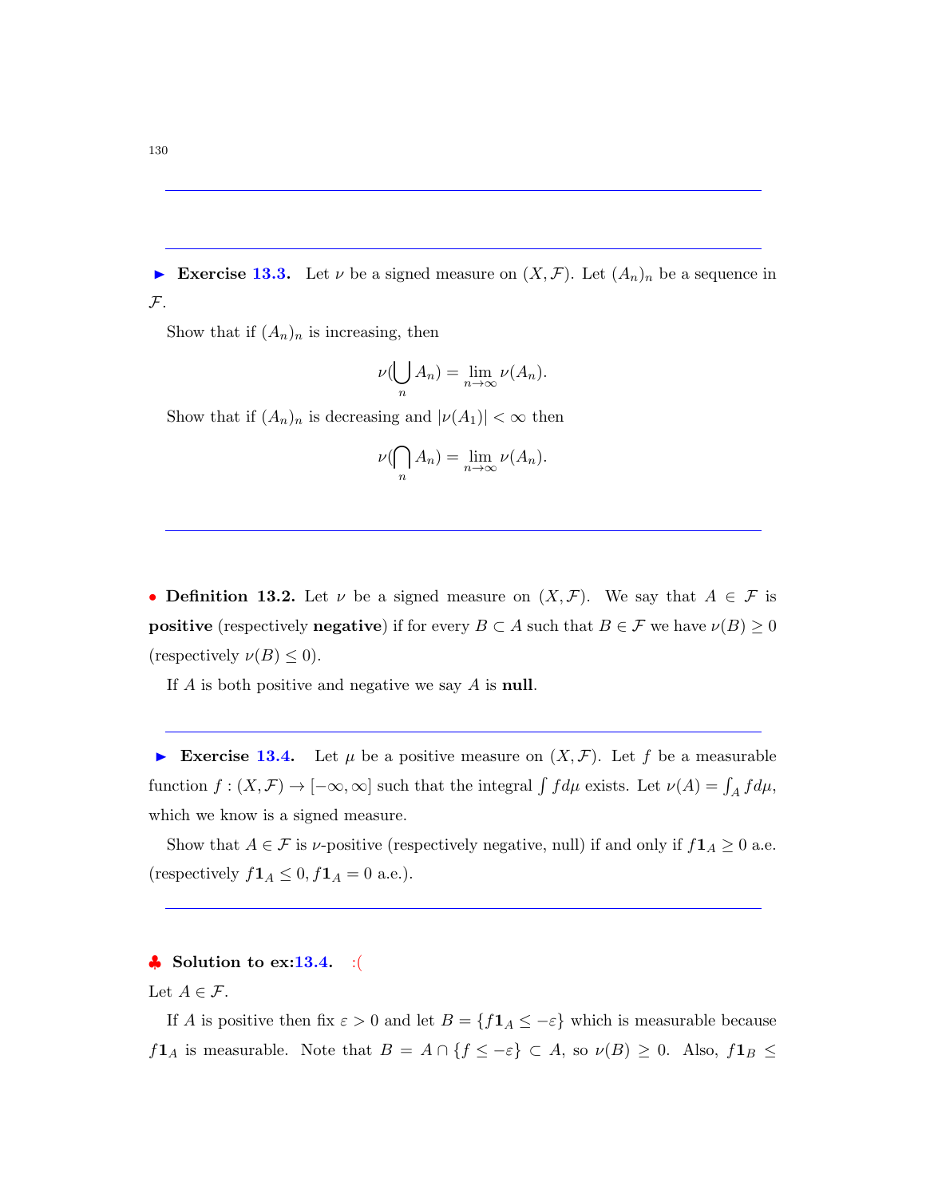► **Exercise 13.3.** Let $\nu$ be a signed measure on $(X, \mathcal{F})$. Let $(A_n)_n$ be a sequence in $\mathcal{F}$.

Show that if $(A_n)_n$ is increasing, then

$$\nu(\bigcup_n A_n) = \lim_{n\to\infty} \nu(A_n).$$

Show that if $(A_n)_n$ is decreasing and $|\nu(A_1)| < \infty$ then

$$\nu(\bigcap_n A_n) = \lim_{n\to\infty} \nu(A_n).$$

• **Definition 13.2.** Let $\nu$ be a signed measure on $(X, \mathcal{F})$. We say that $A \in \mathcal{F}$ is **positive** (respectively **negative**) if for every $B \subset A$ such that $B \in \mathcal{F}$ we have $\nu(B) \geq 0$ (respectively $\nu(B) \leq 0$).

If $A$ is both positive and negative we say $A$ is **null**.

► **Exercise 13.4.** Let $\mu$ be a positive measure on $(X, \mathcal{F})$. Let $f$ be a measurable function $f : (X, \mathcal{F}) \to [-\infty, \infty]$ such that the integral $\int f d\mu$ exists. Let $\nu(A) = \int_A f d\mu$, which we know is a signed measure.

Show that $A \in \mathcal{F}$ is $\nu$-positive (respectively negative, null) if and only if $f\mathbf{1}_A \geq 0$ a.e. (respectively $f\mathbf{1}_A \leq 0, f\mathbf{1}_A = 0$ a.e.).

♣ **Solution to ex:13.4.** :(

Let $A \in \mathcal{F}$.

If $A$ is positive then fix $\varepsilon > 0$ and let $B = \{f\mathbf{1}_A \leq -\varepsilon\}$ which is measurable because $f\mathbf{1}_A$ is measurable. Note that $B = A \cap \{f \leq -\varepsilon\} \subset A$, so $\nu(B) \geq 0$. Also, $f\mathbf{1}_B \leq$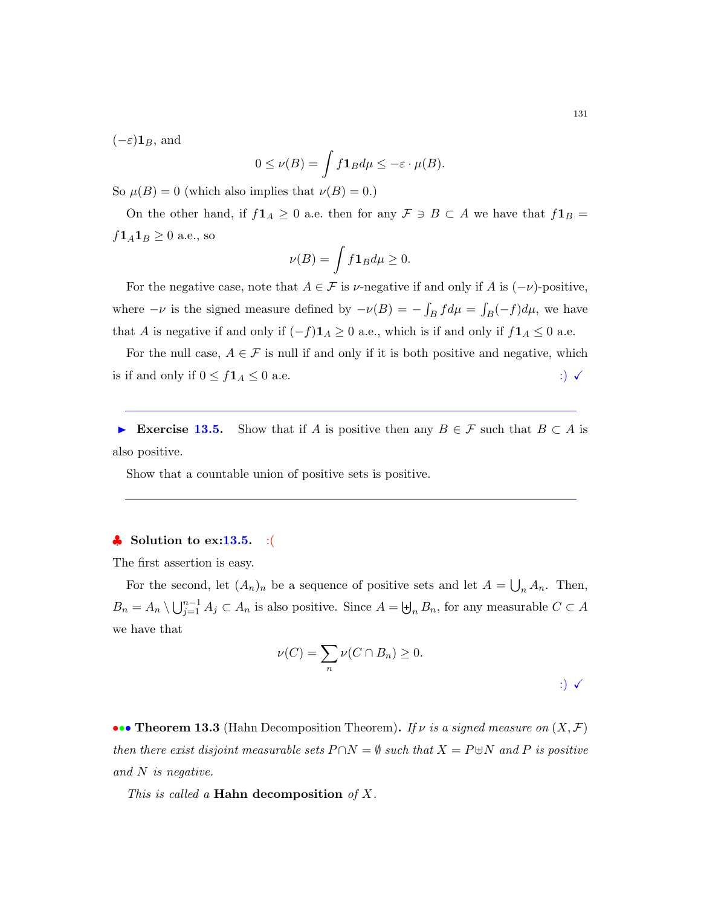$(-\varepsilon)\mathbf{1}_B$, and

$$0 \leq \nu(B) = \int f \mathbf{1}_B d\mu \leq -\varepsilon \cdot \mu(B).$$

So $\mu(B) = 0$ (which also implies that $\nu(B) = 0$.)

On the other hand, if $f\mathbf{1}_A \geq 0$ a.e. then for any $\mathcal{F} \ni B \subset A$ we have that $f\mathbf{1}_B = f\mathbf{1}_A\mathbf{1}_B \geq 0$ a.e., so

$$\nu(B) = \int f \mathbf{1}_B d\mu \geq 0.$$

For the negative case, note that $A \in \mathcal{F}$ is $\nu$-negative if and only if $A$ is $(-\nu)$-positive, where $-\nu$ is the signed measure defined by $-\nu(B) = -\int_B f d\mu = \int_B (-f) d\mu$, we have that $A$ is negative if and only if $(-f)\mathbf{1}_A \geq 0$ a.e., which is if and only if $f\mathbf{1}_A \leq 0$ a.e.

For the null case, $A \in \mathcal{F}$ is null if and only if it is both positive and negative, which is if and only if $0 \leq f\mathbf{1}_A \leq 0$ a.e. :) ✓

---

► **Exercise 13.5.** Show that if $A$ is positive then any $B \in \mathcal{F}$ such that $B \subset A$ is also positive.

Show that a countable union of positive sets is positive.

---

♣ **Solution to ex:13.5.** :(

The first assertion is easy.

For the second, let $(A_n)_n$ be a sequence of positive sets and let $A = \bigcup_n A_n$. Then, $B_n = A_n \setminus \bigcup_{j=1}^{n-1} A_j \subset A_n$ is also positive. Since $A = \biguplus_n B_n$, for any measurable $C \subset A$ we have that

$$\nu(C) = \sum_n \nu(C \cap B_n) \geq 0.$$

:) ✓

••• **Theorem 13.3** (Hahn Decomposition Theorem)**.** *If $\nu$ is a signed measure on $(X, \mathcal{F})$ then there exist disjoint measurable sets $P \cap N = \emptyset$ such that $X = P \uplus N$ and $P$ is positive and $N$ is negative.*

*This is called a* **Hahn decomposition** *of $X$.*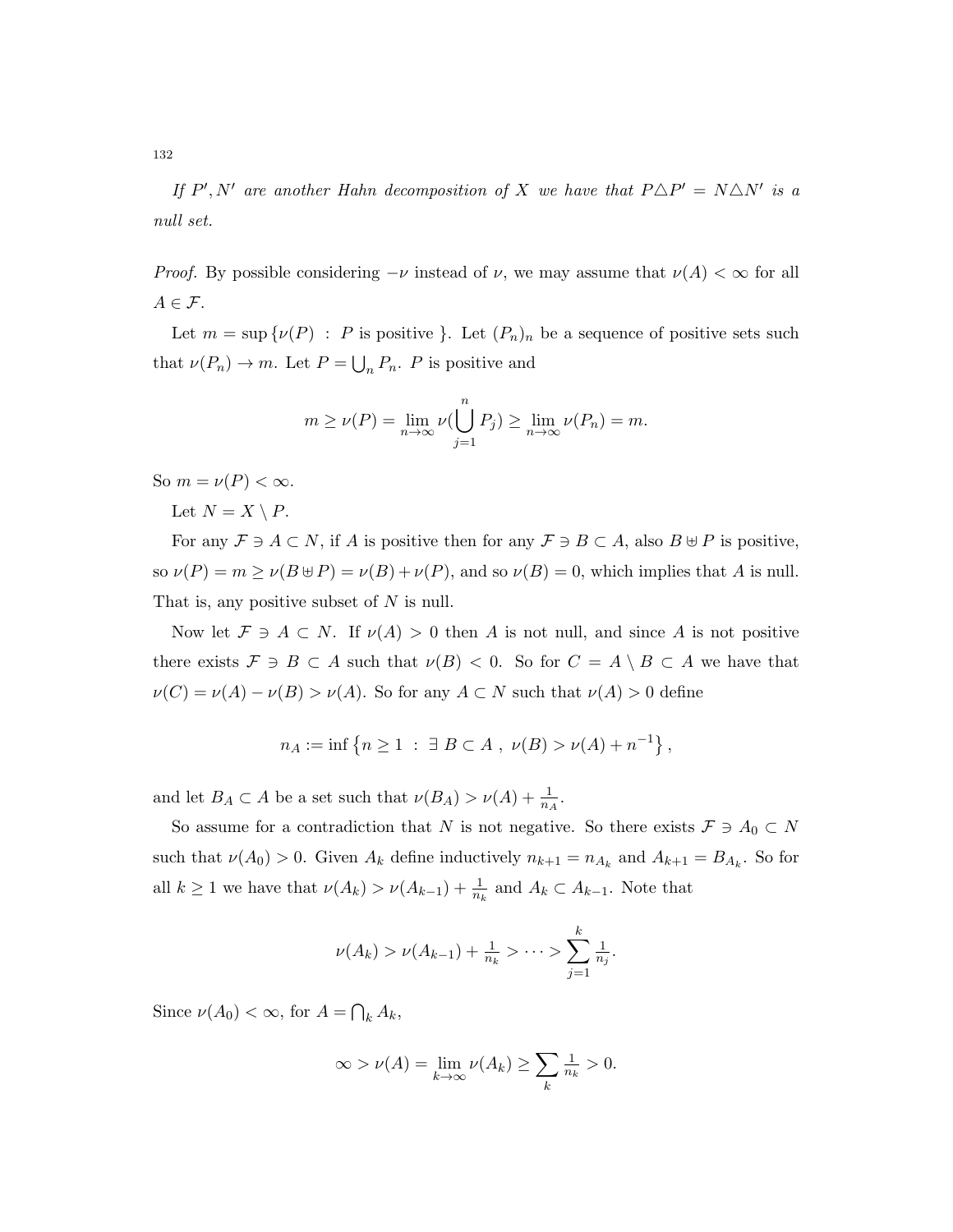*If $P', N'$ are another Hahn decomposition of $X$ we have that $P \triangle P' = N \triangle N'$ is a null set.*

*Proof.* By possible considering $-\nu$ instead of $\nu$, we may assume that $\nu(A) < \infty$ for all $A \in \mathcal{F}$.

Let $m = \sup \{\nu(P) \ : \ P \text{ is positive } \}$. Let $(P_n)_n$ be a sequence of positive sets such that $\nu(P_n) \to m$. Let $P = \bigcup_n P_n$. $P$ is positive and

$$m \geq \nu(P) = \lim_{n \to \infty} \nu(\bigcup_{j=1}^{n} P_j) \geq \lim_{n \to \infty} \nu(P_n) = m.$$

So $m = \nu(P) < \infty$.

Let $N = X \setminus P$.

For any $\mathcal{F} \ni A \subset N$, if $A$ is positive then for any $\mathcal{F} \ni B \subset A$, also $B \uplus P$ is positive, so $\nu(P) = m \geq \nu(B \uplus P) = \nu(B) + \nu(P)$, and so $\nu(B) = 0$, which implies that $A$ is null. That is, any positive subset of $N$ is null.

Now let $\mathcal{F} \ni A \subset N$. If $\nu(A) > 0$ then $A$ is not null, and since $A$ is not positive there exists $\mathcal{F} \ni B \subset A$ such that $\nu(B) < 0$. So for $C = A \setminus B \subset A$ we have that $\nu(C) = \nu(A) - \nu(B) > \nu(A)$. So for any $A \subset N$ such that $\nu(A) > 0$ define

$$n_A := \inf \left\{ n \geq 1 \ : \ \exists \ B \subset A \ , \ \nu(B) > \nu(A) + n^{-1} \right\},$$

and let $B_A \subset A$ be a set such that $\nu(B_A) > \nu(A) + \frac{1}{n_A}$.

So assume for a contradiction that $N$ is not negative. So there exists $\mathcal{F} \ni A_0 \subset N$ such that $\nu(A_0) > 0$. Given $A_k$ define inductively $n_{k+1} = n_{A_k}$ and $A_{k+1} = B_{A_k}$. So for all $k \geq 1$ we have that $\nu(A_k) > \nu(A_{k-1}) + \frac{1}{n_k}$ and $A_k \subset A_{k-1}$. Note that

$$\nu(A_k) > \nu(A_{k-1}) + \tfrac{1}{n_k} > \cdots > \sum_{j=1}^{k} \tfrac{1}{n_j}.$$

Since $\nu(A_0) < \infty$, for $A = \bigcap_k A_k$,

$$\infty > \nu(A) = \lim_{k \to \infty} \nu(A_k) \geq \sum_k \tfrac{1}{n_k} > 0.$$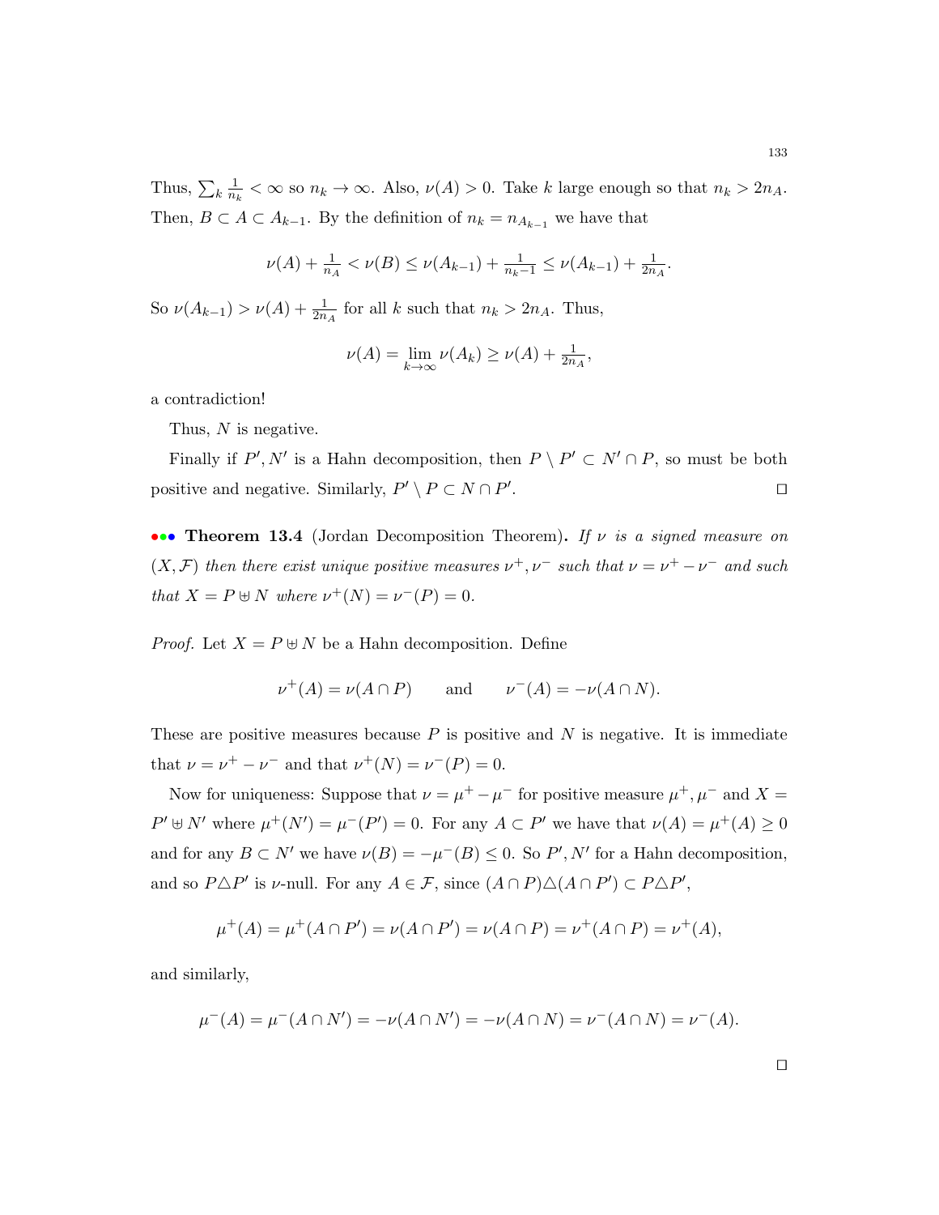Thus, $\sum_k \frac{1}{n_k} < \infty$ so $n_k \to \infty$. Also, $\nu(A) > 0$. Take $k$ large enough so that $n_k > 2n_A$. Then, $B \subset A \subset A_{k-1}$. By the definition of $n_k = n_{A_{k-1}}$ we have that

$$\nu(A) + \tfrac{1}{n_A} < \nu(B) \leq \nu(A_{k-1}) + \tfrac{1}{n_k - 1} \leq \nu(A_{k-1}) + \tfrac{1}{2n_A}.$$

So $\nu(A_{k-1}) > \nu(A) + \frac{1}{2n_A}$ for all $k$ such that $n_k > 2n_A$. Thus,

$$\nu(A) = \lim_{k\to\infty} \nu(A_k) \geq \nu(A) + \tfrac{1}{2n_A},$$

a contradiction!

Thus, $N$ is negative.

Finally if $P', N'$ is a Hahn decomposition, then $P \setminus P' \subset N' \cap P$, so must be both positive and negative. Similarly, $P' \setminus P \subset N \cap P'$. $\square$

**Theorem 13.4** (Jordan Decomposition Theorem)**.** *If $\nu$ is a signed measure on $(X, \mathcal{F})$ then there exist unique positive measures $\nu^+, \nu^-$ such that $\nu = \nu^+ - \nu^-$ and such that $X = P \uplus N$ where $\nu^+(N) = \nu^-(P) = 0$.*

*Proof.* Let $X = P \uplus N$ be a Hahn decomposition. Define

$$\nu^+(A) = \nu(A \cap P) \qquad \text{and} \qquad \nu^-(A) = -\nu(A \cap N).$$

These are positive measures because $P$ is positive and $N$ is negative. It is immediate that $\nu = \nu^+ - \nu^-$ and that $\nu^+(N) = \nu^-(P) = 0$.

Now for uniqueness: Suppose that $\nu = \mu^+ - \mu^-$ for positive measure $\mu^+, \mu^-$ and $X = P' \uplus N'$ where $\mu^+(N') = \mu^-(P') = 0$. For any $A \subset P'$ we have that $\nu(A) = \mu^+(A) \geq 0$ and for any $B \subset N'$ we have $\nu(B) = -\mu^-(B) \leq 0$. So $P', N'$ for a Hahn decomposition, and so $P \triangle P'$ is $\nu$-null. For any $A \in \mathcal{F}$, since $(A \cap P) \triangle (A \cap P') \subset P \triangle P'$,

$$\mu^+(A) = \mu^+(A \cap P') = \nu(A \cap P') = \nu(A \cap P) = \nu^+(A \cap P) = \nu^+(A),$$

and similarly,

$$\mu^-(A) = \mu^-(A \cap N') = -\nu(A \cap N') = -\nu(A \cap N) = \nu^-(A \cap N) = \nu^-(A).$$

$\square$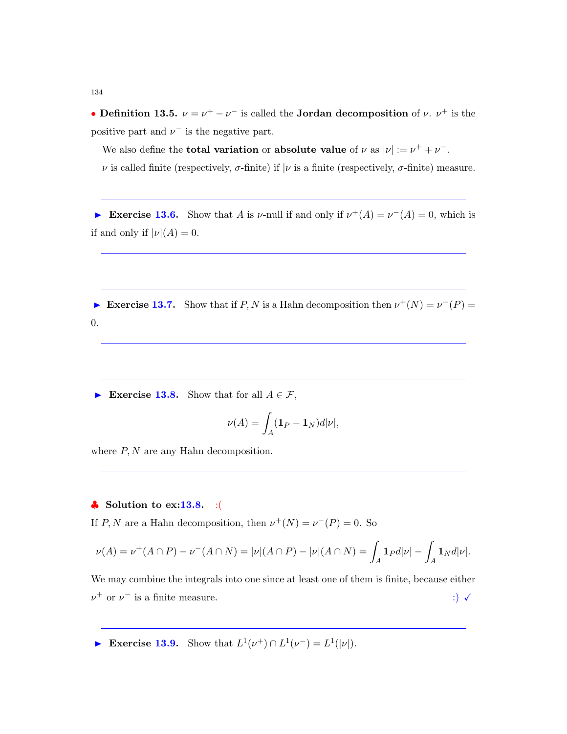• **Definition 13.5.** $\nu = \nu^+ - \nu^-$ is called the **Jordan decomposition** of $\nu$. $\nu^+$ is the positive part and $\nu^-$ is the negative part.

We also define the **total variation** or **absolute value** of $\nu$ as $|\nu| := \nu^+ + \nu^-$.

$\nu$ is called finite (respectively, $\sigma$-finite) if $|\nu$ is a finite (respectively, $\sigma$-finite) measure.

---

► **Exercise 13.6.** Show that $A$ is $\nu$-null if and only if $\nu^+(A) = \nu^-(A) = 0$, which is if and only if $|\nu|(A) = 0$.

---

---

► **Exercise 13.7.** Show that if $P, N$ is a Hahn decomposition then $\nu^+(N) = \nu^-(P) = 0$.

---

---

► **Exercise 13.8.** Show that for all $A \in \mathcal{F}$,

$$\nu(A) = \int_A (\mathbf{1}_P - \mathbf{1}_N) d|\nu|,$$

where $P, N$ are any Hahn decomposition.

---

♣ **Solution to ex:13.8.** :(

If $P, N$ are a Hahn decomposition, then $\nu^+(N) = \nu^-(P) = 0$. So

$$\nu(A) = \nu^+(A \cap P) - \nu^-(A \cap N) = |\nu|(A \cap P) - |\nu|(A \cap N) = \int_A \mathbf{1}_P d|\nu| - \int_A \mathbf{1}_N d|\nu|.$$

We may combine the integrals into one since at least one of them is finite, because either $\nu^+$ or $\nu^-$ is a finite measure. :) ✓

---

► **Exercise 13.9.** Show that $L^1(\nu^+) \cap L^1(\nu^-) = L^1(|\nu|)$.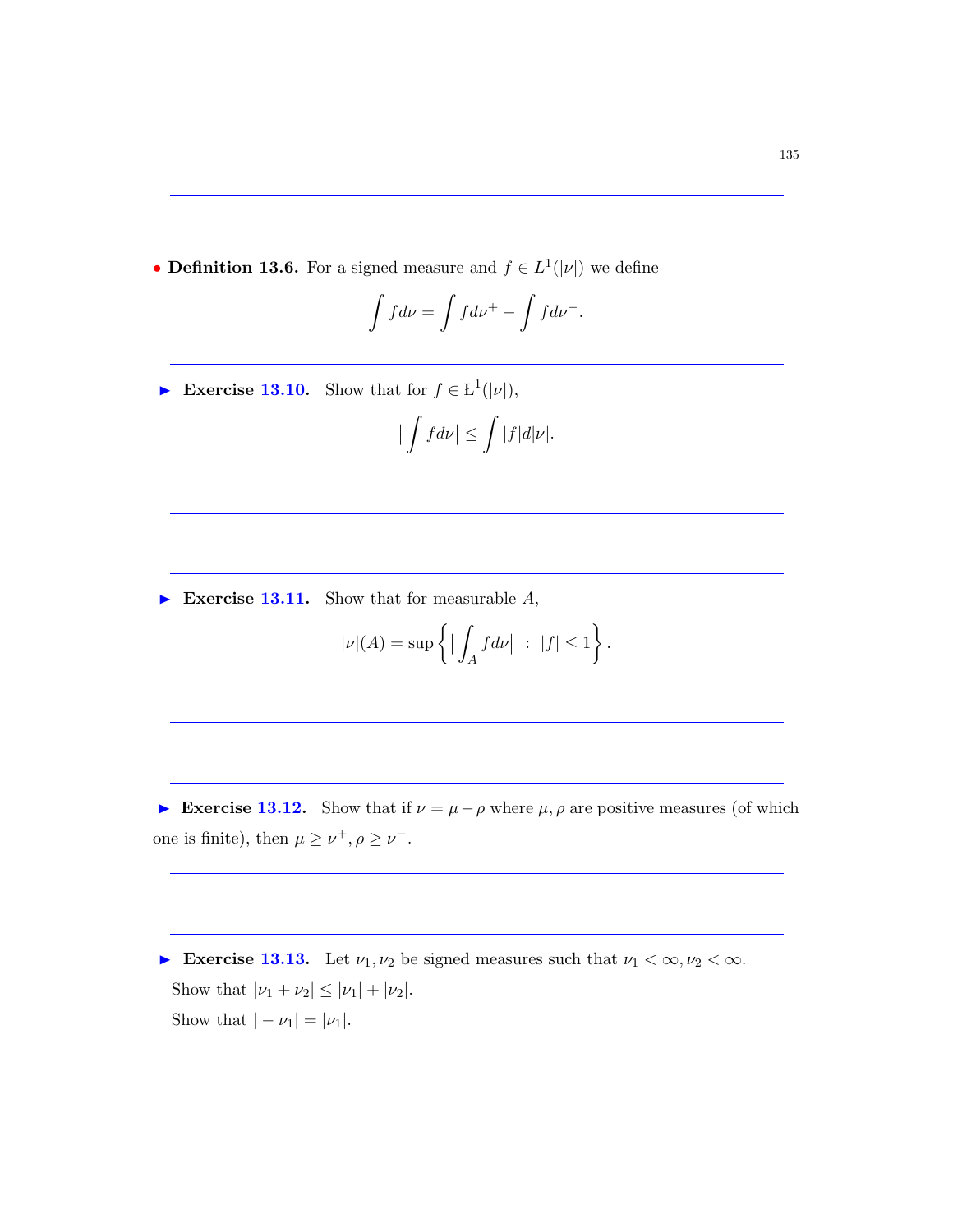• **Definition 13.6.** For a signed measure and $f \in L^1(|\nu|)$ we define

$$\int f d\nu = \int f d\nu^+ - \int f d\nu^-.$$

---

► **Exercise 13.10.** Show that for $f \in L^1(|\nu|)$,

$$|\int f d\nu| \leq \int |f| d|\nu|.$$

---

► **Exercise 13.11.** Show that for measurable $A$,

$$|\nu|(A) = \sup\left\{ |\int_A f d\nu| \ : \ |f| \leq 1 \right\}.$$

---

► **Exercise 13.12.** Show that if $\nu = \mu - \rho$ where $\mu, \rho$ are positive measures (of which one is finite), then $\mu \geq \nu^+, \rho \geq \nu^-$.

---

► **Exercise 13.13.** Let $\nu_1, \nu_2$ be signed measures such that $\nu_1 < \infty, \nu_2 < \infty$.
Show that $|\nu_1 + \nu_2| \leq |\nu_1| + |\nu_2|$.
Show that $|-\nu_1| = |\nu_1|$.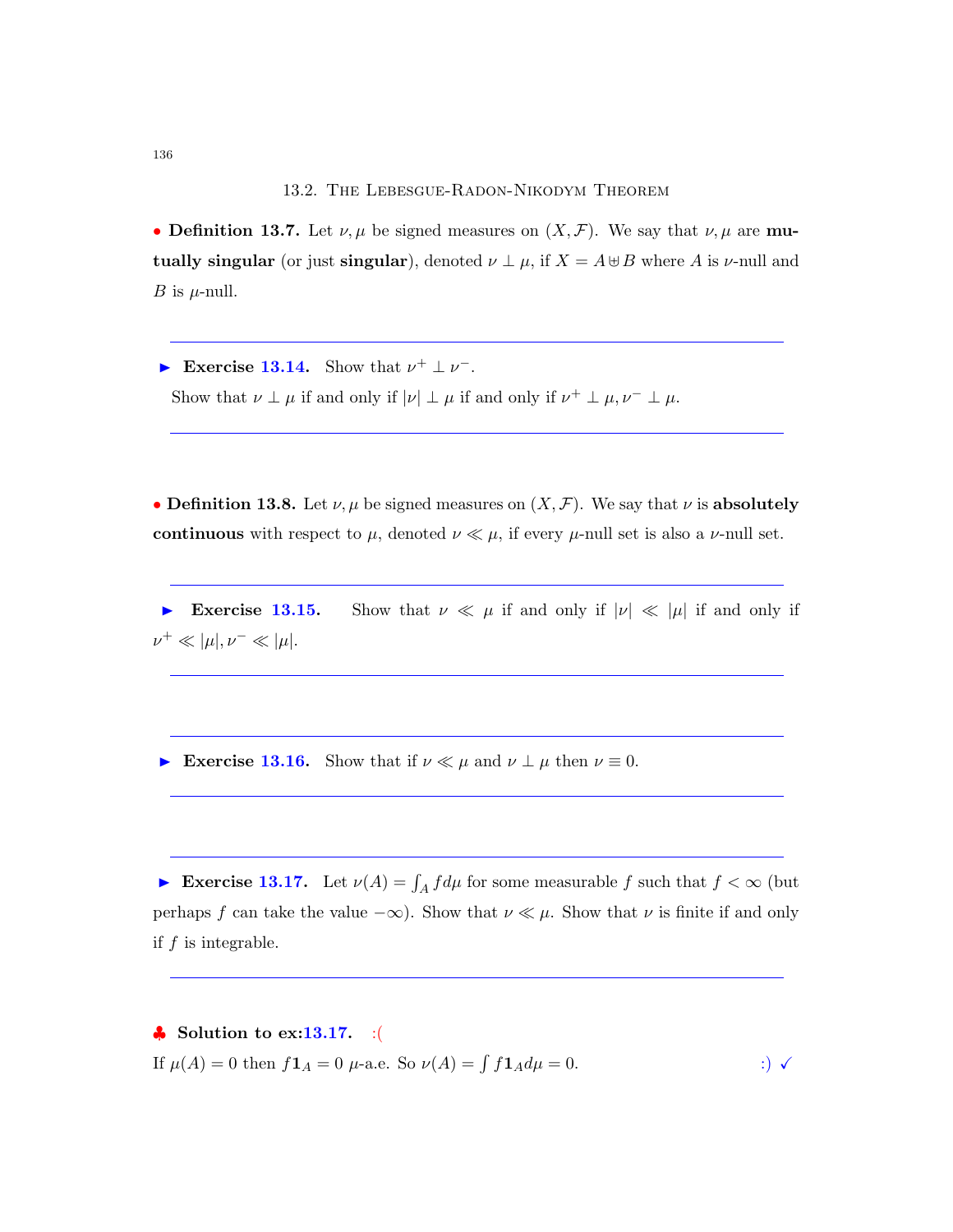## 13.2. The Lebesgue-Radon-Nikodym Theorem

• **Definition 13.7.** Let $\nu, \mu$ be signed measures on $(X, \mathcal{F})$. We say that $\nu, \mu$ are **mutually singular** (or just **singular**), denoted $\nu \perp \mu$, if $X = A \uplus B$ where $A$ is $\nu$-null and $B$ is $\mu$-null.

---

► **Exercise 13.14.** Show that $\nu^+ \perp \nu^-$.

Show that $\nu \perp \mu$ if and only if $|\nu| \perp \mu$ if and only if $\nu^+ \perp \mu, \nu^- \perp \mu$.

---

• **Definition 13.8.** Let $\nu, \mu$ be signed measures on $(X, \mathcal{F})$. We say that $\nu$ is **absolutely continuous** with respect to $\mu$, denoted $\nu \ll \mu$, if every $\mu$-null set is also a $\nu$-null set.

---

► **Exercise 13.15.** Show that $\nu \ll \mu$ if and only if $|\nu| \ll |\mu|$ if and only if $\nu^+ \ll |\mu|, \nu^- \ll |\mu|$.

---

► **Exercise 13.16.** Show that if $\nu \ll \mu$ and $\nu \perp \mu$ then $\nu \equiv 0$.

---

► **Exercise 13.17.** Let $\nu(A) = \int_A f d\mu$ for some measurable $f$ such that $f < \infty$ (but perhaps $f$ can take the value $-\infty$). Show that $\nu \ll \mu$. Show that $\nu$ is finite if and only if $f$ is integrable.

---

♣ **Solution to ex:13.17.** :(

If $\mu(A) = 0$ then $f\mathbf{1}_A = 0$ $\mu$-a.e. So $\nu(A) = \int f\mathbf{1}_A d\mu = 0$. :) ✓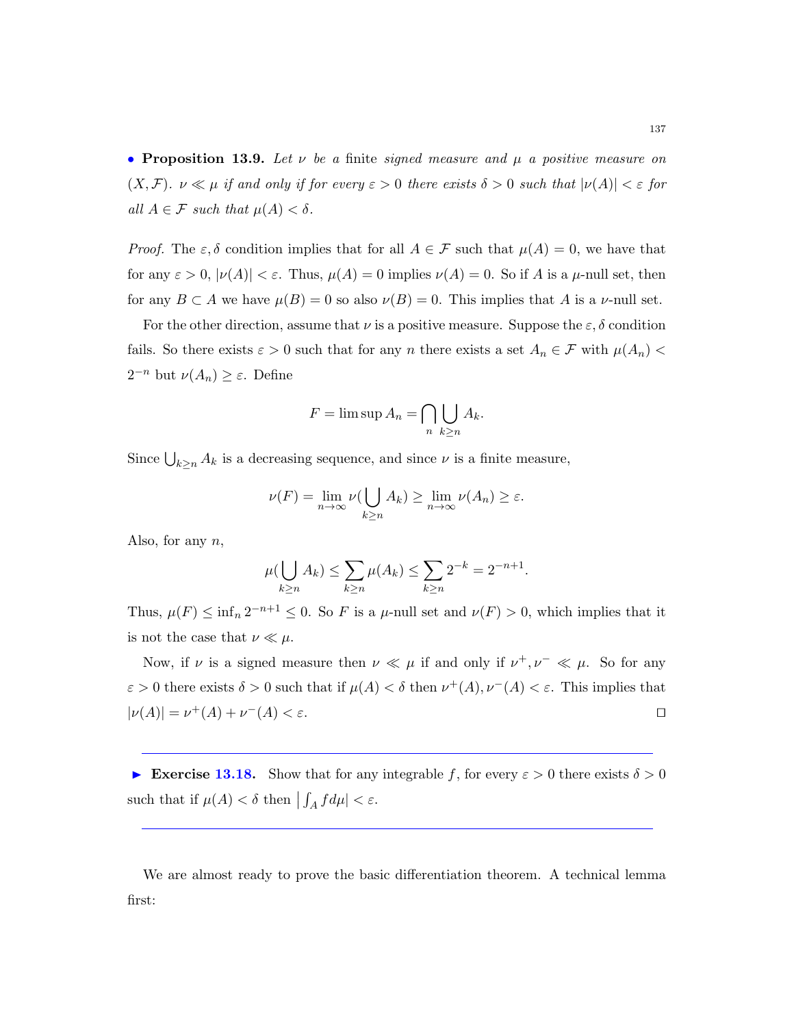• **Proposition 13.9.** *Let $\nu$ be a* finite *signed measure and $\mu$ a positive measure on $(X, \mathcal{F})$. $\nu \ll \mu$ if and only if for every $\varepsilon > 0$ there exists $\delta > 0$ such that $|\nu(A)| < \varepsilon$ for all $A \in \mathcal{F}$ such that $\mu(A) < \delta$.*

*Proof.* The $\varepsilon, \delta$ condition implies that for all $A \in \mathcal{F}$ such that $\mu(A) = 0$, we have that for any $\varepsilon > 0$, $|\nu(A)| < \varepsilon$. Thus, $\mu(A) = 0$ implies $\nu(A) = 0$. So if $A$ is a $\mu$-null set, then for any $B \subset A$ we have $\mu(B) = 0$ so also $\nu(B) = 0$. This implies that $A$ is a $\nu$-null set.

For the other direction, assume that $\nu$ is a positive measure. Suppose the $\varepsilon, \delta$ condition fails. So there exists $\varepsilon > 0$ such that for any $n$ there exists a set $A_n \in \mathcal{F}$ with $\mu(A_n) < 2^{-n}$ but $\nu(A_n) \geq \varepsilon$. Define

$$F = \limsup A_n = \bigcap_n \bigcup_{k \geq n} A_k.$$

Since $\bigcup_{k \geq n} A_k$ is a decreasing sequence, and since $\nu$ is a finite measure,

$$\nu(F) = \lim_{n \to \infty} \nu(\bigcup_{k \geq n} A_k) \geq \lim_{n \to \infty} \nu(A_n) \geq \varepsilon.$$

Also, for any $n$,

$$\mu(\bigcup_{k \geq n} A_k) \leq \sum_{k \geq n} \mu(A_k) \leq \sum_{k \geq n} 2^{-k} = 2^{-n+1}.$$

Thus, $\mu(F) \leq \inf_n 2^{-n+1} \leq 0$. So $F$ is a $\mu$-null set and $\nu(F) > 0$, which implies that it is not the case that $\nu \ll \mu$.

Now, if $\nu$ is a signed measure then $\nu \ll \mu$ if and only if $\nu^+, \nu^- \ll \mu$. So for any $\varepsilon > 0$ there exists $\delta > 0$ such that if $\mu(A) < \delta$ then $\nu^+(A), \nu^-(A) < \varepsilon$. This implies that $|\nu(A)| = \nu^+(A) + \nu^-(A) < \varepsilon$. ∎

---

► **Exercise 13.18.** Show that for any integrable $f$, for every $\varepsilon > 0$ there exists $\delta > 0$ such that if $\mu(A) < \delta$ then $\left| \int_A f d\mu \right| < \varepsilon$.

---

We are almost ready to prove the basic differentiation theorem. A technical lemma first: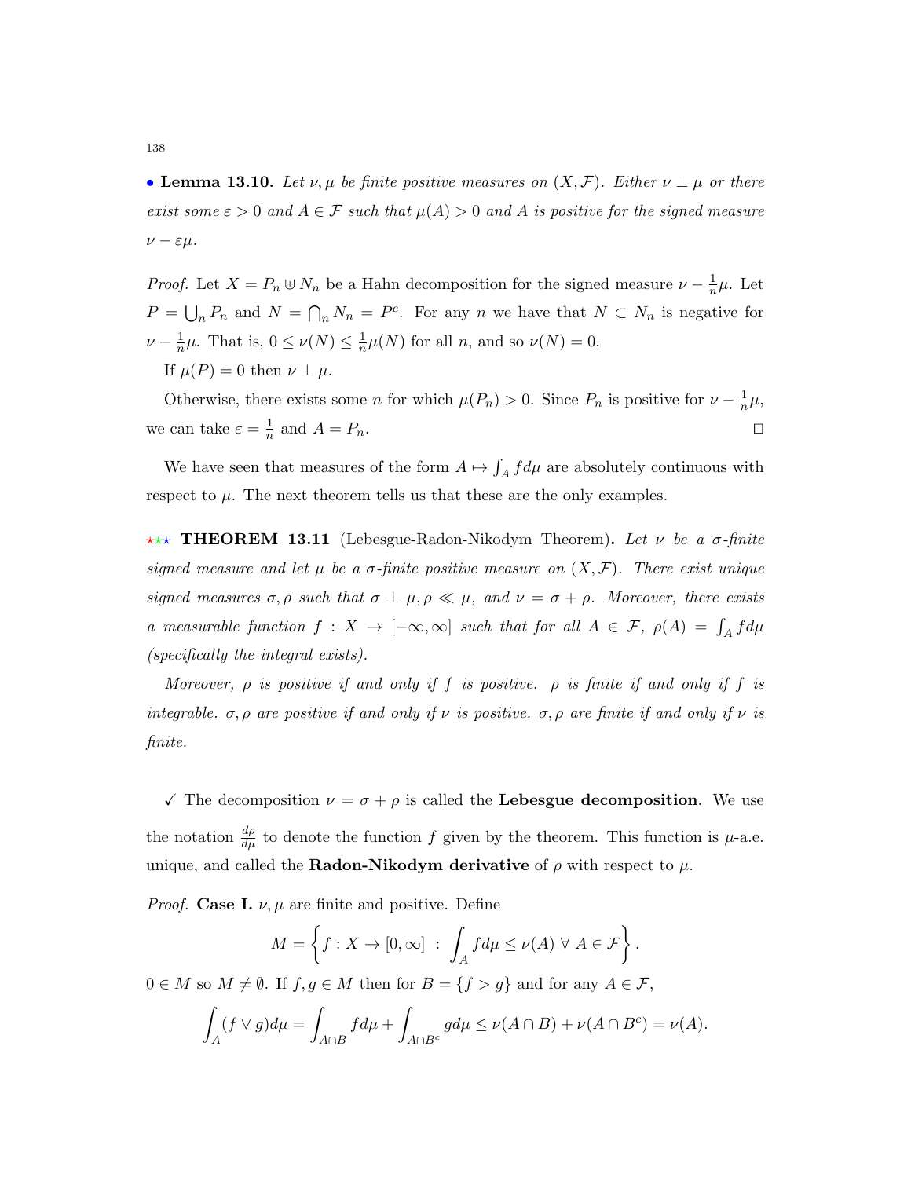• **Lemma 13.10.** *Let $\nu, \mu$ be finite positive measures on $(X, \mathcal{F})$. Either $\nu \perp \mu$ or there exist some $\varepsilon > 0$ and $A \in \mathcal{F}$ such that $\mu(A) > 0$ and $A$ is positive for the signed measure $\nu - \varepsilon\mu$.*

*Proof.* Let $X = P_n \uplus N_n$ be a Hahn decomposition for the signed measure $\nu - \frac{1}{n}\mu$. Let $P = \bigcup_n P_n$ and $N = \bigcap_n N_n = P^c$. For any $n$ we have that $N \subset N_n$ is negative for $\nu - \frac{1}{n}\mu$. That is, $0 \leq \nu(N) \leq \frac{1}{n}\mu(N)$ for all $n$, and so $\nu(N) = 0$.

If $\mu(P) = 0$ then $\nu \perp \mu$.

Otherwise, there exists some $n$ for which $\mu(P_n) > 0$. Since $P_n$ is positive for $\nu - \frac{1}{n}\mu$, we can take $\varepsilon = \frac{1}{n}$ and $A = P_n$. ◻

We have seen that measures of the form $A \mapsto \int_A f d\mu$ are absolutely continuous with respect to $\mu$. The next theorem tells us that these are the only examples.

★★★ **THEOREM 13.11** (Lebesgue-Radon-Nikodym Theorem)**.** *Let $\nu$ be a $\sigma$-finite signed measure and let $\mu$ be a $\sigma$-finite positive measure on $(X, \mathcal{F})$. There exist unique signed measures $\sigma, \rho$ such that $\sigma \perp \mu, \rho \ll \mu$, and $\nu = \sigma + \rho$. Moreover, there exists a measurable function $f : X \to [-\infty, \infty]$ such that for all $A \in \mathcal{F}$, $\rho(A) = \int_A f d\mu$ (specifically the integral exists).*

*Moreover, $\rho$ is positive if and only if $f$ is positive. $\rho$ is finite if and only if $f$ is integrable. $\sigma, \rho$ are positive if and only if $\nu$ is positive. $\sigma, \rho$ are finite if and only if $\nu$ is finite.*

✓ The decomposition $\nu = \sigma + \rho$ is called the **Lebesgue decomposition**. We use the notation $\frac{d\rho}{d\mu}$ to denote the function $f$ given by the theorem. This function is $\mu$-a.e. unique, and called the **Radon-Nikodym derivative** of $\rho$ with respect to $\mu$.

*Proof.* **Case I.** $\nu, \mu$ are finite and positive. Define

$$M = \left\{ f : X \to [0, \infty] \ : \ \int_A f d\mu \leq \nu(A) \ \forall \ A \in \mathcal{F} \right\}.$$

$0 \in M$ so $M \neq \emptyset$. If $f, g \in M$ then for $B = \{f > g\}$ and for any $A \in \mathcal{F}$,

$$\int_A (f \vee g) d\mu = \int_{A \cap B} f d\mu + \int_{A \cap B^c} g d\mu \leq \nu(A \cap B) + \nu(A \cap B^c) = \nu(A).$$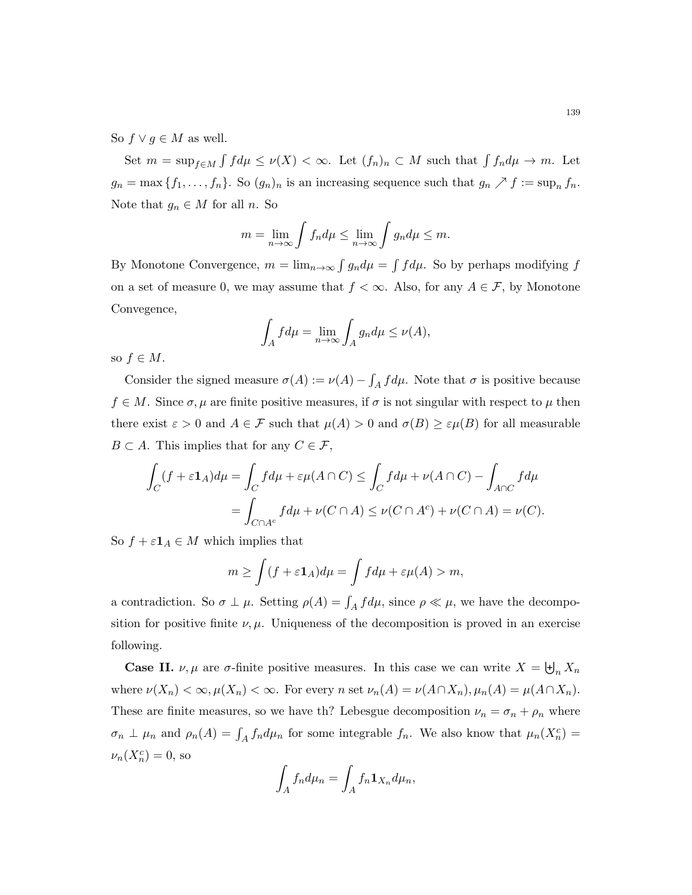So $f \vee g \in M$ as well.

Set $m = \sup_{f \in M} \int f d\mu \leq \nu(X) < \infty$. Let $(f_n)_n \subset M$ such that $\int f_n d\mu \to m$. Let $g_n = \max\{f_1, \ldots, f_n\}$. So $(g_n)_n$ is an increasing sequence such that $g_n \nearrow f := \sup_n f_n$. Note that $g_n \in M$ for all $n$. So

$$m = \lim_{n\to\infty} \int f_n d\mu \leq \lim_{n\to\infty} \int g_n d\mu \leq m.$$

By Monotone Convergence, $m = \lim_{n\to\infty} \int g_n d\mu = \int f d\mu$. So by perhaps modifying $f$ on a set of measure 0, we may assume that $f < \infty$. Also, for any $A \in \mathcal{F}$, by Monotone Convegence,

$$\int_A f d\mu = \lim_{n\to\infty} \int_A g_n d\mu \leq \nu(A),$$

so $f \in M$.

Consider the signed measure $\sigma(A) := \nu(A) - \int_A f d\mu$. Note that $\sigma$ is positive because $f \in M$. Since $\sigma, \mu$ are finite positive measures, if $\sigma$ is not singular with respect to $\mu$ then there exist $\varepsilon > 0$ and $A \in \mathcal{F}$ such that $\mu(A) > 0$ and $\sigma(B) \geq \varepsilon\mu(B)$ for all measurable $B \subset A$. This implies that for any $C \in \mathcal{F}$,

$$\begin{aligned}
\int_C (f + \varepsilon \mathbf{1}_A) d\mu &= \int_C f d\mu + \varepsilon\mu(A \cap C) \leq \int_C f d\mu + \nu(A \cap C) - \int_{A \cap C} f d\mu \\
&= \int_{C \cap A^c} f d\mu + \nu(C \cap A) \leq \nu(C \cap A^c) + \nu(C \cap A) = \nu(C).
\end{aligned}$$

So $f + \varepsilon \mathbf{1}_A \in M$ which implies that

$$m \geq \int (f + \varepsilon \mathbf{1}_A) d\mu = \int f d\mu + \varepsilon\mu(A) > m,$$

a contradiction. So $\sigma \perp \mu$. Setting $\rho(A) = \int_A f d\mu$, since $\rho \ll \mu$, we have the decomposition for positive finite $\nu, \mu$. Uniqueness of the decomposition is proved in an exercise following.

**Case II.** $\nu, \mu$ are $\sigma$-finite positive measures. In this case we can write $X = \biguplus_n X_n$ where $\nu(X_n) < \infty, \mu(X_n) < \infty$. For every $n$ set $\nu_n(A) = \nu(A \cap X_n), \mu_n(A) = \mu(A \cap X_n)$. These are finite measures, so we have th? Lebesgue decomposition $\nu_n = \sigma_n + \rho_n$ where $\sigma_n \perp \mu_n$ and $\rho_n(A) = \int_A f_n d\mu_n$ for some integrable $f_n$. We also know that $\mu_n(X_n^c) = \nu_n(X_n^c) = 0$, so

$$\int_A f_n d\mu_n = \int_A f_n \mathbf{1}_{X_n} d\mu_n,$$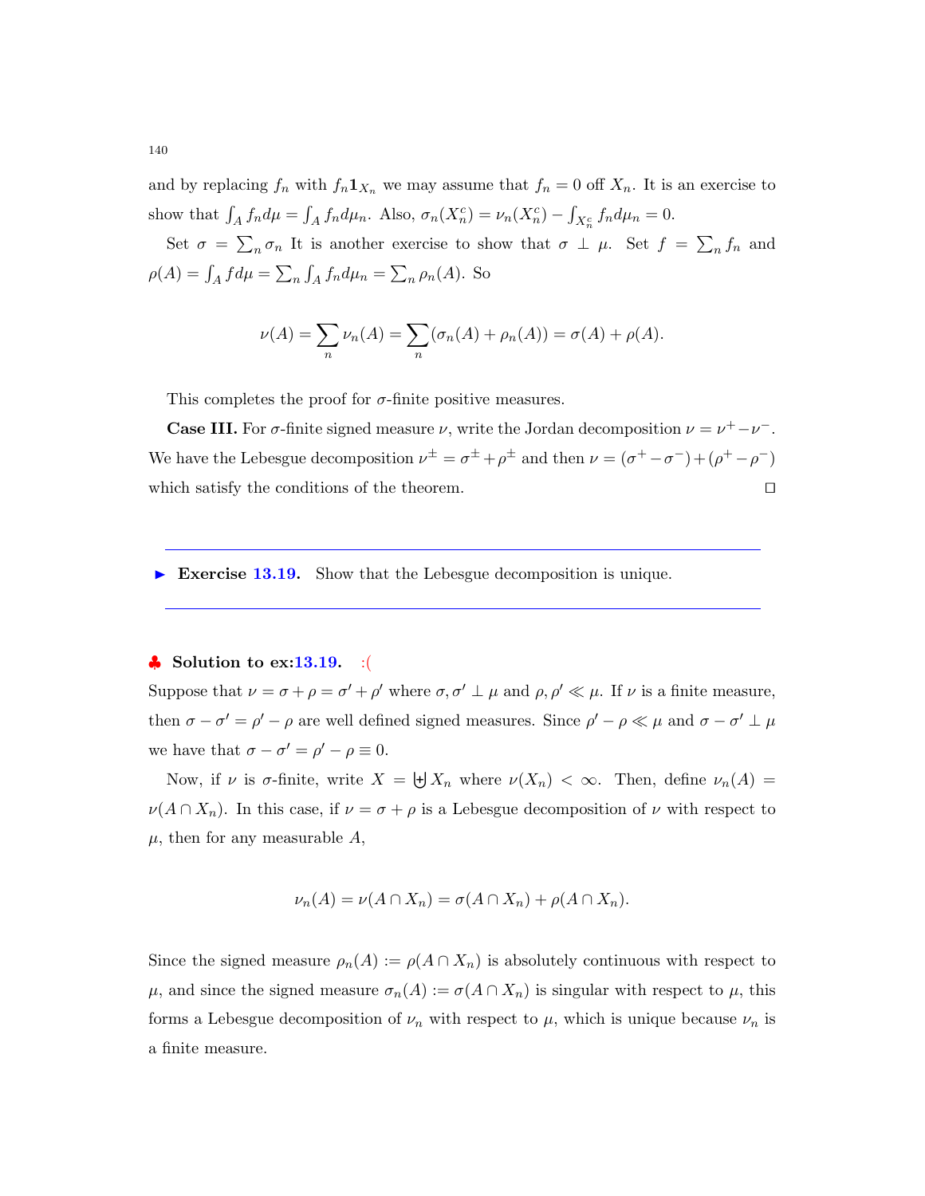and by replacing $f_n$ with $f_n \mathbf{1}_{X_n}$ we may assume that $f_n = 0$ off $X_n$. It is an exercise to show that $\int_A f_n d\mu = \int_A f_n d\mu_n$. Also, $\sigma_n(X_n^c) = \nu_n(X_n^c) - \int_{X_n^c} f_n d\mu_n = 0$.

Set $\sigma = \sum_n \sigma_n$ It is another exercise to show that $\sigma \perp \mu$. Set $f = \sum_n f_n$ and $\rho(A) = \int_A f d\mu = \sum_n \int_A f_n d\mu_n = \sum_n \rho_n(A)$. So

$$\nu(A) = \sum_n \nu_n(A) = \sum_n (\sigma_n(A) + \rho_n(A)) = \sigma(A) + \rho(A).$$

This completes the proof for $\sigma$-finite positive measures.

**Case III.** For $\sigma$-finite signed measure $\nu$, write the Jordan decomposition $\nu = \nu^+ - \nu^-$. We have the Lebesgue decomposition $\nu^\pm = \sigma^\pm + \rho^\pm$ and then $\nu = (\sigma^+ - \sigma^-) + (\rho^+ - \rho^-)$ which satisfy the conditions of the theorem. □

---

► **Exercise 13.19.** Show that the Lebesgue decomposition is unique.

---

♣ **Solution to ex:13.19.** :(

Suppose that $\nu = \sigma + \rho = \sigma' + \rho'$ where $\sigma, \sigma' \perp \mu$ and $\rho, \rho' \ll \mu$. If $\nu$ is a finite measure, then $\sigma - \sigma' = \rho' - \rho$ are well defined signed measures. Since $\rho' - \rho \ll \mu$ and $\sigma - \sigma' \perp \mu$ we have that $\sigma - \sigma' = \rho' - \rho \equiv 0$.

Now, if $\nu$ is $\sigma$-finite, write $X = \biguplus X_n$ where $\nu(X_n) < \infty$. Then, define $\nu_n(A) = \nu(A \cap X_n)$. In this case, if $\nu = \sigma + \rho$ is a Lebesgue decomposition of $\nu$ with respect to $\mu$, then for any measurable $A$,

$$\nu_n(A) = \nu(A \cap X_n) = \sigma(A \cap X_n) + \rho(A \cap X_n).$$

Since the signed measure $\rho_n(A) := \rho(A \cap X_n)$ is absolutely continuous with respect to $\mu$, and since the signed measure $\sigma_n(A) := \sigma(A \cap X_n)$ is singular with respect to $\mu$, this forms a Lebesgue decomposition of $\nu_n$ with respect to $\mu$, which is unique because $\nu_n$ is a finite measure.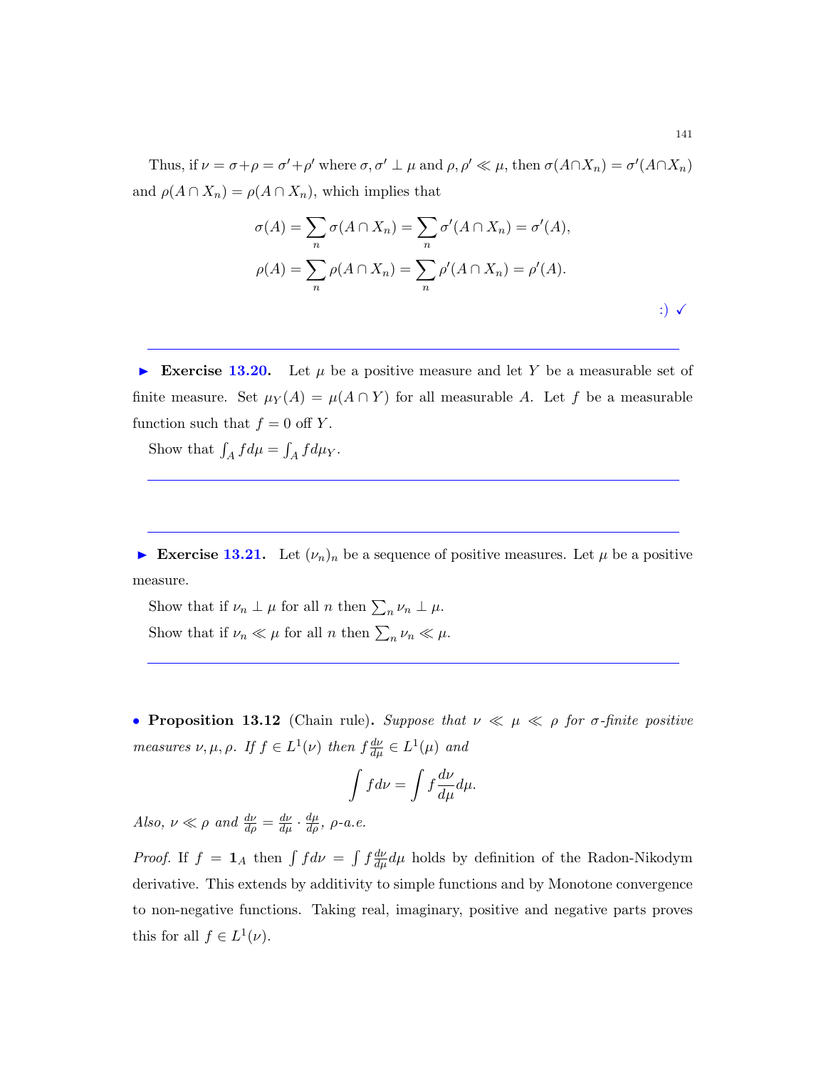Thus, if $\nu = \sigma + \rho = \sigma' + \rho'$ where $\sigma, \sigma' \perp \mu$ and $\rho, \rho' \ll \mu$, then $\sigma(A \cap X_n) = \sigma'(A \cap X_n)$ and $\rho(A \cap X_n) = \rho(A \cap X_n)$, which implies that

$$\sigma(A) = \sum_n \sigma(A \cap X_n) = \sum_n \sigma'(A \cap X_n) = \sigma'(A),$$
$$\rho(A) = \sum_n \rho(A \cap X_n) = \sum_n \rho'(A \cap X_n) = \rho'(A).$$

:) ✓

---

► **Exercise 13.20.** Let $\mu$ be a positive measure and let $Y$ be a measurable set of finite measure. Set $\mu_Y(A) = \mu(A \cap Y)$ for all measurable $A$. Let $f$ be a measurable function such that $f = 0$ off $Y$.

Show that $\int_A f d\mu = \int_A f d\mu_Y$.

---

---

► **Exercise 13.21.** Let $(\nu_n)_n$ be a sequence of positive measures. Let $\mu$ be a positive measure.

Show that if $\nu_n \perp \mu$ for all $n$ then $\sum_n \nu_n \perp \mu$.

Show that if $\nu_n \ll \mu$ for all $n$ then $\sum_n \nu_n \ll \mu$.

---

• **Proposition 13.12** (Chain rule)**.** *Suppose that $\nu \ll \mu \ll \rho$ for $\sigma$-finite positive measures $\nu, \mu, \rho$. If $f \in L^1(\nu)$ then $f \frac{d\nu}{d\mu} \in L^1(\mu)$ and*

$$\int f d\nu = \int f \frac{d\nu}{d\mu} d\mu.$$

*Also, $\nu \ll \rho$ and $\frac{d\nu}{d\rho} = \frac{d\nu}{d\mu} \cdot \frac{d\mu}{d\rho}$, $\rho$-a.e.*

*Proof.* If $f = \mathbf{1}_A$ then $\int f d\nu = \int f \frac{d\nu}{d\mu} d\mu$ holds by definition of the Radon-Nikodym derivative. This extends by additivity to simple functions and by Monotone convergence to non-negative functions. Taking real, imaginary, positive and negative parts proves this for all $f \in L^1(\nu)$.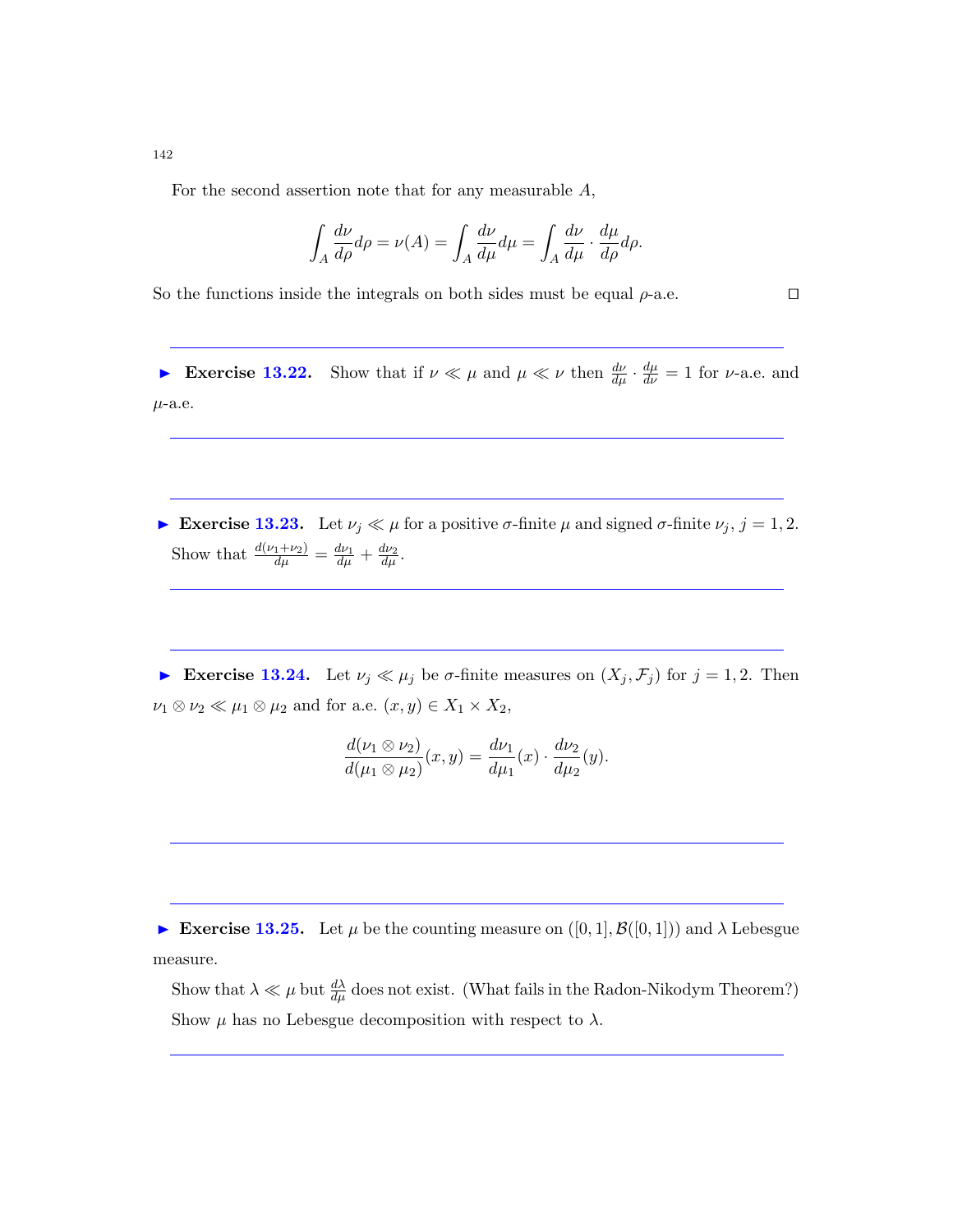For the second assertion note that for any measurable $A$,

$$\int_A \frac{d\nu}{d\rho} d\rho = \nu(A) = \int_A \frac{d\nu}{d\mu} d\mu = \int_A \frac{d\nu}{d\mu} \cdot \frac{d\mu}{d\rho} d\rho.$$

So the functions inside the integrals on both sides must be equal $\rho$-a.e. ◻

---

► **Exercise 13.22.** Show that if $\nu \ll \mu$ and $\mu \ll \nu$ then $\frac{d\nu}{d\mu} \cdot \frac{d\mu}{d\nu} = 1$ for $\nu$-a.e. and $\mu$-a.e.

---

---

► **Exercise 13.23.** Let $\nu_j \ll \mu$ for a positive $\sigma$-finite $\mu$ and signed $\sigma$-finite $\nu_j$, $j = 1, 2$. Show that $\frac{d(\nu_1 + \nu_2)}{d\mu} = \frac{d\nu_1}{d\mu} + \frac{d\nu_2}{d\mu}$.

---

---

► **Exercise 13.24.** Let $\nu_j \ll \mu_j$ be $\sigma$-finite measures on $(X_j, \mathcal{F}_j)$ for $j = 1, 2$. Then $\nu_1 \otimes \nu_2 \ll \mu_1 \otimes \mu_2$ and for a.e. $(x, y) \in X_1 \times X_2$,

$$\frac{d(\nu_1 \otimes \nu_2)}{d(\mu_1 \otimes \mu_2)}(x, y) = \frac{d\nu_1}{d\mu_1}(x) \cdot \frac{d\nu_2}{d\mu_2}(y).$$

---

---

► **Exercise 13.25.** Let $\mu$ be the counting measure on $([0, 1], \mathcal{B}([0, 1]))$ and $\lambda$ Lebesgue measure.

Show that $\lambda \ll \mu$ but $\frac{d\lambda}{d\mu}$ does not exist. (What fails in the Radon-Nikodym Theorem?)

Show $\mu$ has no Lebesgue decomposition with respect to $\lambda$.

---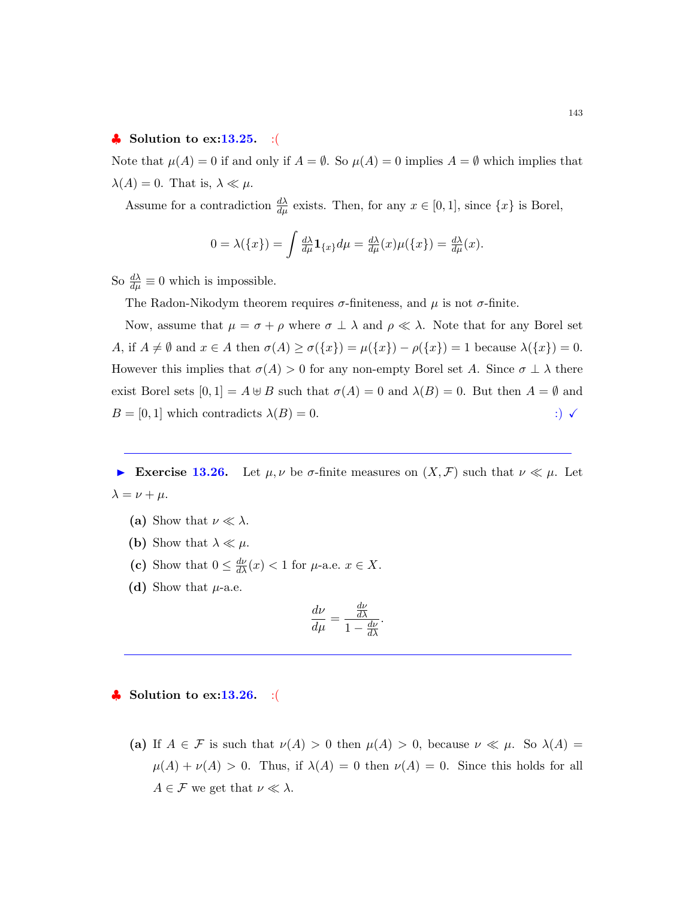♣ **Solution to ex:13.25.** :(

Note that $\mu(A) = 0$ if and only if $A = \emptyset$. So $\mu(A) = 0$ implies $A = \emptyset$ which implies that $\lambda(A) = 0$. That is, $\lambda \ll \mu$.

Assume for a contradiction $\frac{d\lambda}{d\mu}$ exists. Then, for any $x \in [0,1]$, since $\{x\}$ is Borel,

$$0 = \lambda(\{x\}) = \int \tfrac{d\lambda}{d\mu} \mathbf{1}_{\{x\}} d\mu = \tfrac{d\lambda}{d\mu}(x)\mu(\{x\}) = \tfrac{d\lambda}{d\mu}(x).$$

So $\frac{d\lambda}{d\mu} \equiv 0$ which is impossible.

The Radon-Nikodym theorem requires $\sigma$-finiteness, and $\mu$ is not $\sigma$-finite.

Now, assume that $\mu = \sigma + \rho$ where $\sigma \perp \lambda$ and $\rho \ll \lambda$. Note that for any Borel set $A$, if $A \neq \emptyset$ and $x \in A$ then $\sigma(A) \geq \sigma(\{x\}) = \mu(\{x\}) - \rho(\{x\}) = 1$ because $\lambda(\{x\}) = 0$. However this implies that $\sigma(A) > 0$ for any non-empty Borel set $A$. Since $\sigma \perp \lambda$ there exist Borel sets $[0,1] = A \uplus B$ such that $\sigma(A) = 0$ and $\lambda(B) = 0$. But then $A = \emptyset$ and $B = [0,1]$ which contradicts $\lambda(B) = 0$. :) ✓

---

▶ **Exercise 13.26.** Let $\mu, \nu$ be $\sigma$-finite measures on $(X, \mathcal{F})$ such that $\nu \ll \mu$. Let $\lambda = \nu + \mu$.

**(a)** Show that $\nu \ll \lambda$.

**(b)** Show that $\lambda \ll \mu$.

**(c)** Show that $0 \leq \frac{d\nu}{d\lambda}(x) < 1$ for $\mu$-a.e. $x \in X$.

**(d)** Show that $\mu$-a.e.

$$\frac{d\nu}{d\mu} = \frac{\frac{d\nu}{d\lambda}}{1 - \frac{d\nu}{d\lambda}}.$$

---

♣ **Solution to ex:13.26.** :(

**(a)** If $A \in \mathcal{F}$ is such that $\nu(A) > 0$ then $\mu(A) > 0$, because $\nu \ll \mu$. So $\lambda(A) = \mu(A) + \nu(A) > 0$. Thus, if $\lambda(A) = 0$ then $\nu(A) = 0$. Since this holds for all $A \in \mathcal{F}$ we get that $\nu \ll \lambda$.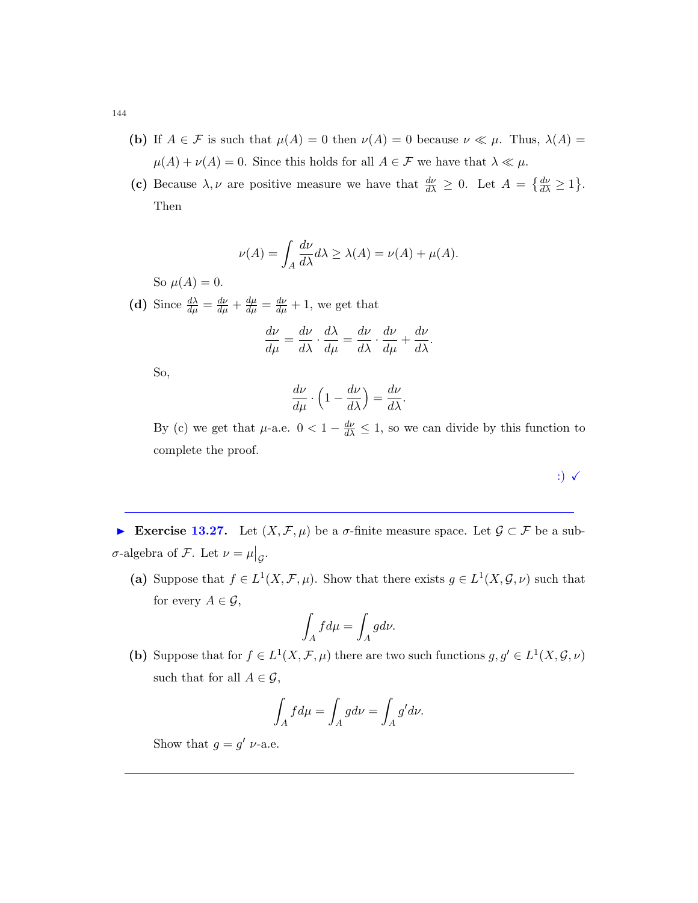**(b)** If $A \in \mathcal{F}$ is such that $\mu(A) = 0$ then $\nu(A) = 0$ because $\nu \ll \mu$. Thus, $\lambda(A) = \mu(A) + \nu(A) = 0$. Since this holds for all $A \in \mathcal{F}$ we have that $\lambda \ll \mu$.

**(c)** Because $\lambda, \nu$ are positive measure we have that $\frac{d\nu}{d\lambda} \geq 0$. Let $A = \left\{ \frac{d\nu}{d\lambda} \geq 1 \right\}$. Then

$$\nu(A) = \int_A \frac{d\nu}{d\lambda} d\lambda \geq \lambda(A) = \nu(A) + \mu(A).$$

So $\mu(A) = 0$.

**(d)** Since $\frac{d\lambda}{d\mu} = \frac{d\nu}{d\mu} + \frac{d\mu}{d\mu} = \frac{d\nu}{d\mu} + 1$, we get that

$$\frac{d\nu}{d\mu} = \frac{d\nu}{d\lambda} \cdot \frac{d\lambda}{d\mu} = \frac{d\nu}{d\lambda} \cdot \frac{d\nu}{d\mu} + \frac{d\nu}{d\lambda}.$$

So,

$$\frac{d\nu}{d\mu} \cdot \left(1 - \frac{d\nu}{d\lambda}\right) = \frac{d\nu}{d\lambda}.$$

By (c) we get that $\mu$-a.e. $0 < 1 - \frac{d\nu}{d\lambda} \leq 1$, so we can divide by this function to complete the proof.

:) ✓

---

► **Exercise 13.27.** Let $(X, \mathcal{F}, \mu)$ be a $\sigma$-finite measure space. Let $\mathcal{G} \subset \mathcal{F}$ be a sub-$\sigma$-algebra of $\mathcal{F}$. Let $\nu = \mu\big|_{\mathcal{G}}$.

**(a)** Suppose that $f \in L^1(X, \mathcal{F}, \mu)$. Show that there exists $g \in L^1(X, \mathcal{G}, \nu)$ such that for every $A \in \mathcal{G}$,

$$\int_A f d\mu = \int_A g d\nu.$$

**(b)** Suppose that for $f \in L^1(X, \mathcal{F}, \mu)$ there are two such functions $g, g' \in L^1(X, \mathcal{G}, \nu)$ such that for all $A \in \mathcal{G}$,

$$\int_A f d\mu = \int_A g d\nu = \int_A g' d\nu.$$

Show that $g = g'$ $\nu$-a.e.

---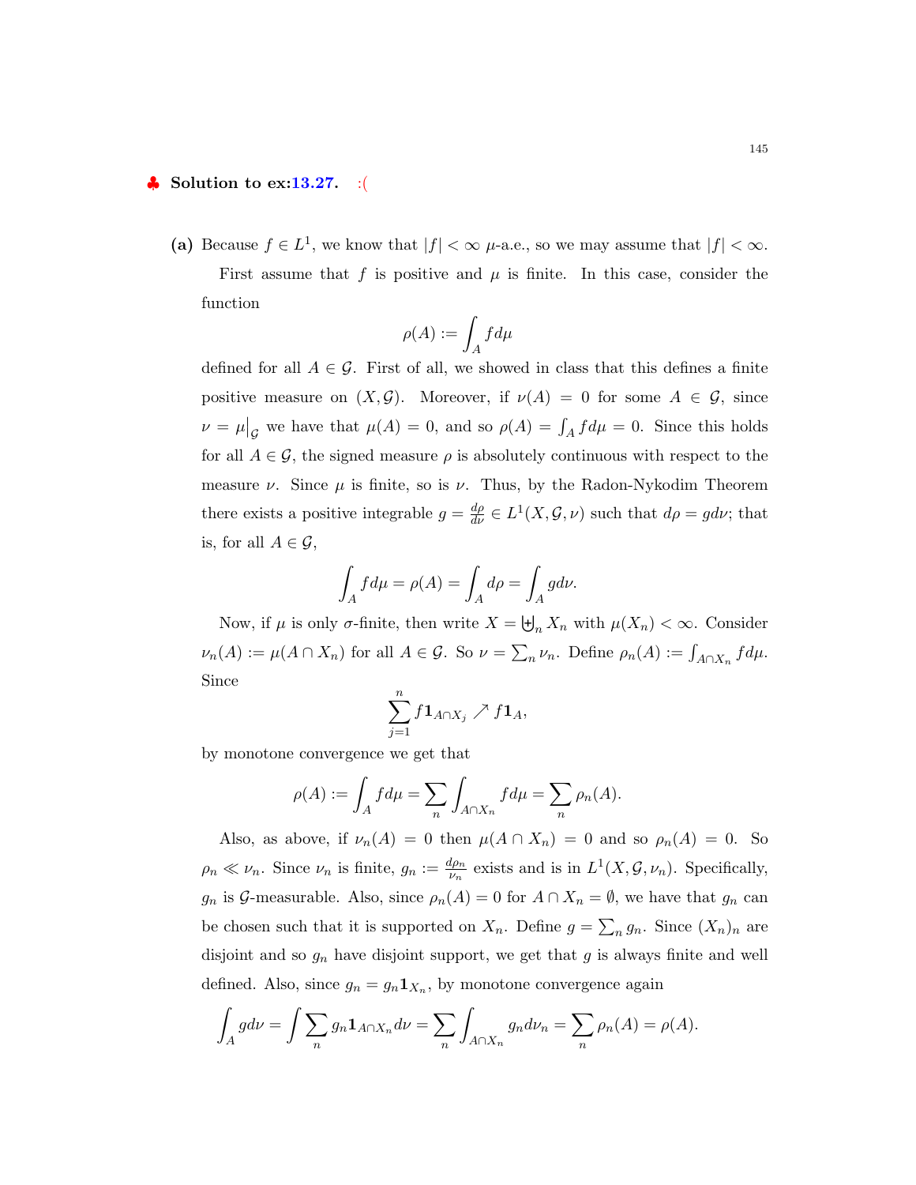♣ **Solution to ex:13.27.** :(

**(a)** Because $f \in L^1$, we know that $|f| < \infty$ $\mu$-a.e., so we may assume that $|f| < \infty$.

First assume that $f$ is positive and $\mu$ is finite. In this case, consider the function

$$\rho(A) := \int_A f d\mu$$

defined for all $A \in \mathcal{G}$. First of all, we showed in class that this defines a finite positive measure on $(X, \mathcal{G})$. Moreover, if $\nu(A) = 0$ for some $A \in \mathcal{G}$, since $\nu = \mu\big|_{\mathcal{G}}$ we have that $\mu(A) = 0$, and so $\rho(A) = \int_A f d\mu = 0$. Since this holds for all $A \in \mathcal{G}$, the signed measure $\rho$ is absolutely continuous with respect to the measure $\nu$. Since $\mu$ is finite, so is $\nu$. Thus, by the Radon-Nykodim Theorem there exists a positive integrable $g = \frac{d\rho}{d\nu} \in L^1(X, \mathcal{G}, \nu)$ such that $d\rho = g d\nu$; that is, for all $A \in \mathcal{G}$,

$$\int_A f d\mu = \rho(A) = \int_A d\rho = \int_A g d\nu.$$

Now, if $\mu$ is only $\sigma$-finite, then write $X = \biguplus_n X_n$ with $\mu(X_n) < \infty$. Consider $\nu_n(A) := \mu(A \cap X_n)$ for all $A \in \mathcal{G}$. So $\nu = \sum_n \nu_n$. Define $\rho_n(A) := \int_{A \cap X_n} f d\mu$. Since

$$\sum_{j=1}^{n} f \mathbf{1}_{A \cap X_j} \nearrow f \mathbf{1}_A,$$

by monotone convergence we get that

$$\rho(A) := \int_A f d\mu = \sum_n \int_{A \cap X_n} f d\mu = \sum_n \rho_n(A).$$

Also, as above, if $\nu_n(A) = 0$ then $\mu(A \cap X_n) = 0$ and so $\rho_n(A) = 0$. So $\rho_n \ll \nu_n$. Since $\nu_n$ is finite, $g_n := \frac{d\rho_n}{\nu_n}$ exists and is in $L^1(X, \mathcal{G}, \nu_n)$. Specifically, $g_n$ is $\mathcal{G}$-measurable. Also, since $\rho_n(A) = 0$ for $A \cap X_n = \emptyset$, we have that $g_n$ can be chosen such that it is supported on $X_n$. Define $g = \sum_n g_n$. Since $(X_n)_n$ are disjoint and so $g_n$ have disjoint support, we get that $g$ is always finite and well defined. Also, since $g_n = g_n \mathbf{1}_{X_n}$, by monotone convergence again

$$\int_A g d\nu = \int \sum_n g_n \mathbf{1}_{A \cap X_n} d\nu = \sum_n \int_{A \cap X_n} g_n d\nu_n = \sum_n \rho_n(A) = \rho(A).$$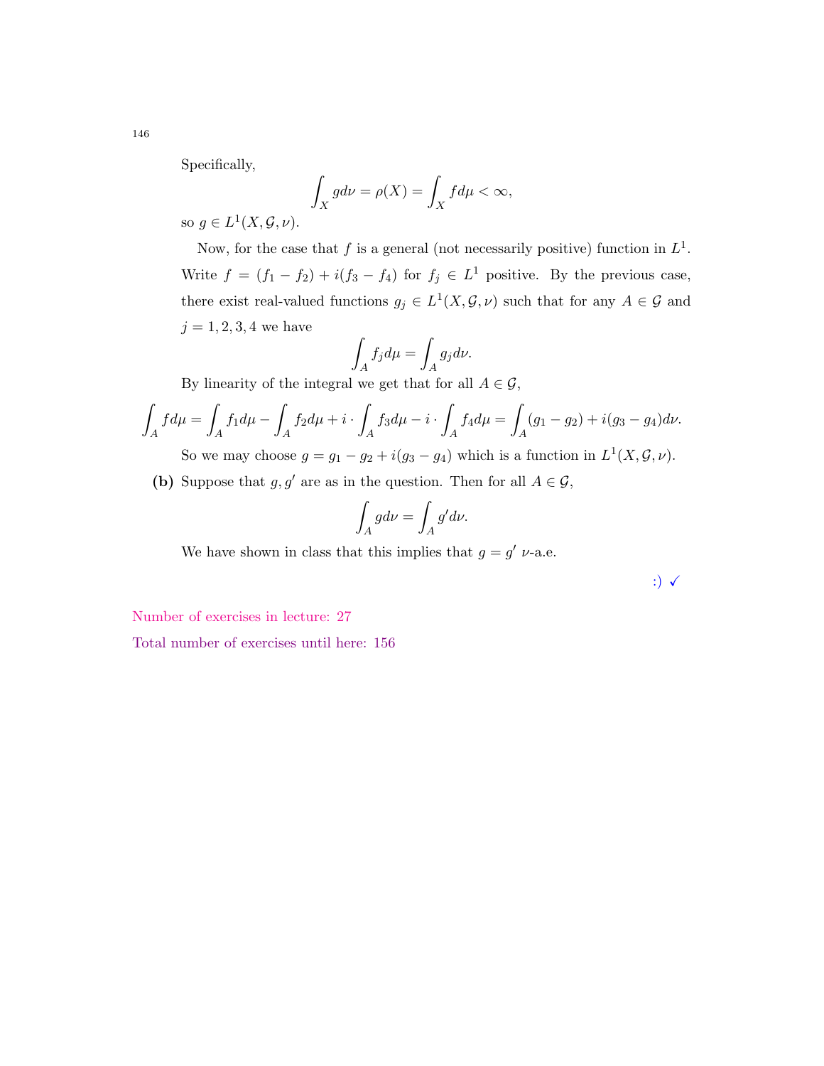Specifically,

$$\int_X g d\nu = \rho(X) = \int_X f d\mu < \infty,$$

so $g \in L^1(X, \mathcal{G}, \nu)$.

Now, for the case that $f$ is a general (not necessarily positive) function in $L^1$. Write $f = (f_1 - f_2) + i(f_3 - f_4)$ for $f_j \in L^1$ positive. By the previous case, there exist real-valued functions $g_j \in L^1(X, \mathcal{G}, \nu)$ such that for any $A \in \mathcal{G}$ and $j = 1, 2, 3, 4$ we have

$$\int_A f_j d\mu = \int_A g_j d\nu.$$

By linearity of the integral we get that for all $A \in \mathcal{G}$,

$$\int_A f d\mu = \int_A f_1 d\mu - \int_A f_2 d\mu + i \cdot \int_A f_3 d\mu - i \cdot \int_A f_4 d\mu = \int_A (g_1 - g_2) + i(g_3 - g_4) d\nu.$$

So we may choose $g = g_1 - g_2 + i(g_3 - g_4)$ which is a function in $L^1(X, \mathcal{G}, \nu)$.

**(b)** Suppose that $g, g'$ are as in the question. Then for all $A \in \mathcal{G}$,

$$\int_A g d\nu = \int_A g' d\nu.$$

We have shown in class that this implies that $g = g'$ $\nu$-a.e.

:) ✓

Number of exercises in lecture: 27

Total number of exercises until here: 156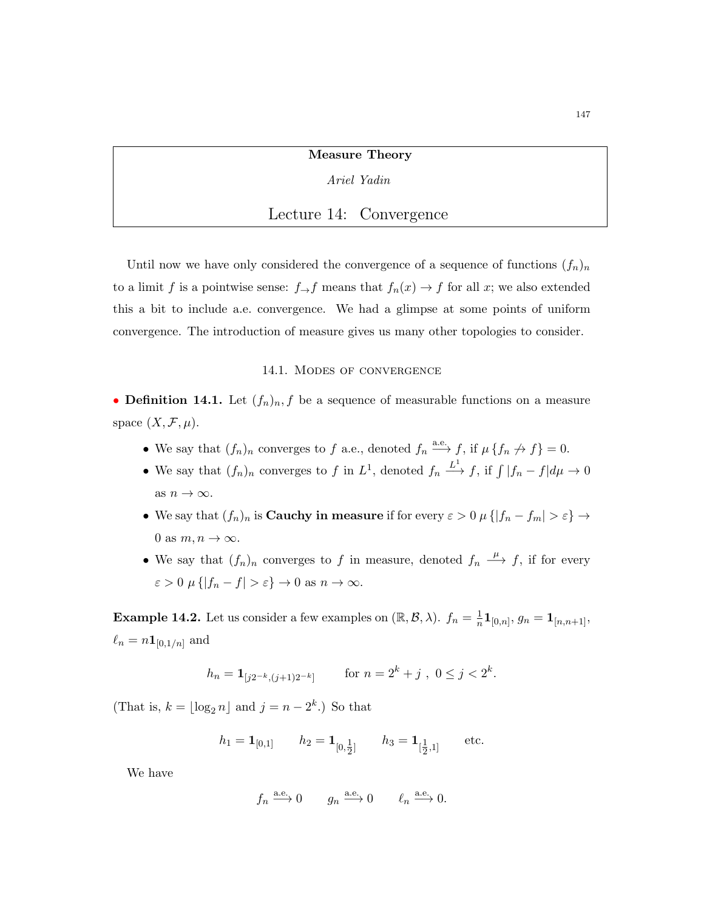**Measure Theory**

*Ariel Yadin*

# Lecture 14: Convergence

Until now we have only considered the convergence of a sequence of functions $(f_n)_n$ to a limit $f$ is a pointwise sense: $f_{\to} f$ means that $f_n(x) \to f$ for all $x$; we also extended this a bit to include a.e. convergence. We had a glimpse at some points of uniform convergence. The introduction of measure gives us many other topologies to consider.

## 14.1. Modes of convergence

• **Definition 14.1.** Let $(f_n)_n, f$ be a sequence of measurable functions on a measure space $(X, \mathcal{F}, \mu)$.

- We say that $(f_n)_n$ converges to $f$ a.e., denoted $f_n \xrightarrow{\text{a.e.}} f$, if $\mu\{f_n \not\to f\} = 0$.
- We say that $(f_n)_n$ converges to $f$ in $L^1$, denoted $f_n \xrightarrow{L^1} f$, if $\int |f_n - f| d\mu \to 0$ as $n \to \infty$.
- We say that $(f_n)_n$ is **Cauchy in measure** if for every $\varepsilon > 0$ $\mu\{|f_n - f_m| > \varepsilon\} \to 0$ as $m, n \to \infty$.
- We say that $(f_n)_n$ converges to $f$ in measure, denoted $f_n \xrightarrow{\mu} f$, if for every $\varepsilon > 0$ $\mu\{|f_n - f| > \varepsilon\} \to 0$ as $n \to \infty$.

**Example 14.2.** Let us consider a few examples on $(\mathbb{R}, \mathcal{B}, \lambda)$. $f_n = \frac{1}{n}\mathbf{1}_{[0,n]}$, $g_n = \mathbf{1}_{[n,n+1]}$, $\ell_n = n\mathbf{1}_{[0,1/n]}$ and

$$h_n = \mathbf{1}_{[j2^{-k},(j+1)2^{-k}]} \qquad \text{for } n = 2^k + j \ , \ 0 \le j < 2^k.$$

(That is, $k = \lfloor \log_2 n \rfloor$ and $j = n - 2^k$.) So that

$$h_1 = \mathbf{1}_{[0,1]} \qquad h_2 = \mathbf{1}_{[0,\frac{1}{2}]} \qquad h_3 = \mathbf{1}_{[\frac{1}{2},1]} \qquad \text{etc.}$$

We have

$$f_n \xrightarrow{\text{a.e.}} 0 \qquad g_n \xrightarrow{\text{a.e.}} 0 \qquad \ell_n \xrightarrow{\text{a.e.}} 0.$$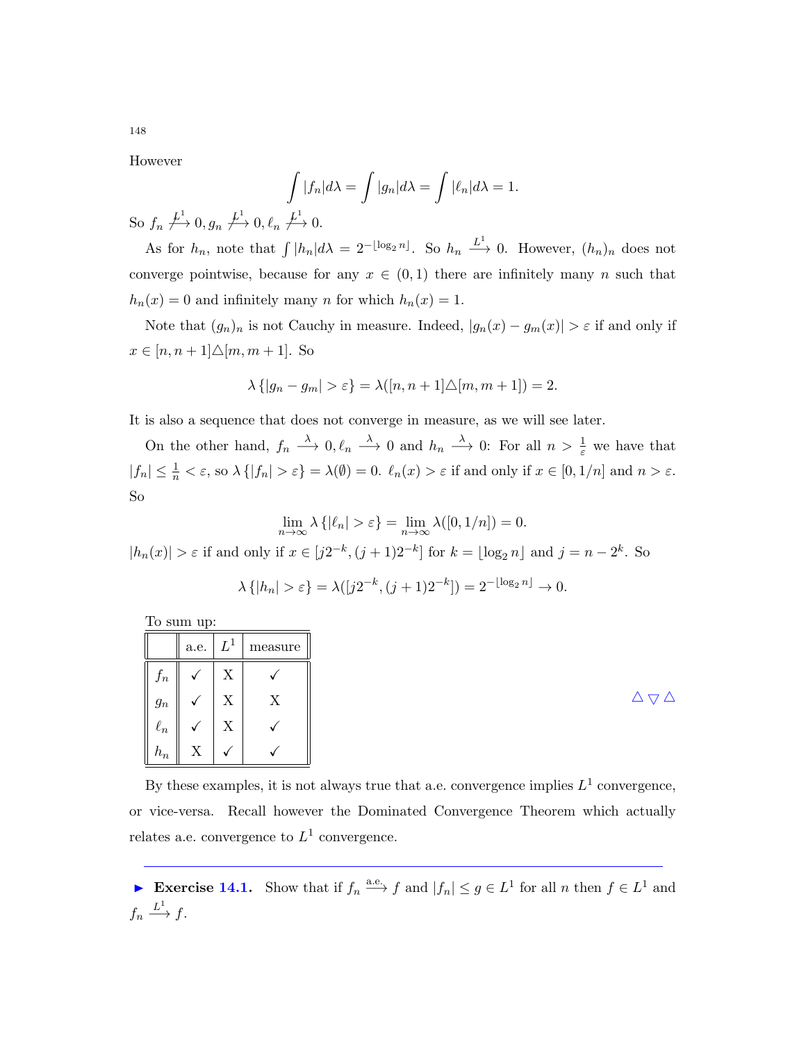However

$$\int |f_n| d\lambda = \int |g_n| d\lambda = \int |\ell_n| d\lambda = 1.$$

So $f_n \not\xrightarrow{L^1} 0, g_n \not\xrightarrow{L^1} 0, \ell_n \not\xrightarrow{L^1} 0$.

As for $h_n$, note that $\int |h_n| d\lambda = 2^{-\lfloor \log_2 n \rfloor}$. So $h_n \xrightarrow{L^1} 0$. However, $(h_n)_n$ does not converge pointwise, because for any $x \in (0,1)$ there are infinitely many $n$ such that $h_n(x) = 0$ and infinitely many $n$ for which $h_n(x) = 1$.

Note that $(g_n)_n$ is not Cauchy in measure. Indeed, $|g_n(x) - g_m(x)| > \varepsilon$ if and only if $x \in [n, n+1] \triangle [m, m+1]$. So

$$\lambda \{|g_n - g_m| > \varepsilon\} = \lambda([n, n+1] \triangle [m, m+1]) = 2.$$

It is also a sequence that does not converge in measure, as we will see later.

On the other hand, $f_n \xrightarrow{\lambda} 0, \ell_n \xrightarrow{\lambda} 0$ and $h_n \xrightarrow{\lambda} 0$: For all $n > \frac{1}{\varepsilon}$ we have that $|f_n| \leq \frac{1}{n} < \varepsilon$, so $\lambda \{|f_n| > \varepsilon\} = \lambda(\emptyset) = 0$. $\ell_n(x) > \varepsilon$ if and only if $x \in [0, 1/n]$ and $n > \varepsilon$. So

$$\lim_{n \to \infty} \lambda \{|\ell_n| > \varepsilon\} = \lim_{n \to \infty} \lambda([0, 1/n]) = 0.$$

$|h_n(x)| > \varepsilon$ if and only if $x \in [j2^{-k}, (j+1)2^{-k}]$ for $k = \lfloor \log_2 n \rfloor$ and $j = n - 2^k$. So

$$\lambda \{|h_n| > \varepsilon\} = \lambda([j2^{-k}, (j+1)2^{-k}]) = 2^{-\lfloor \log_2 n \rfloor} \to 0.$$

To sum up:

| | a.e. | $L^1$ | measure |
|---|---|---|---|
| $f_n$ | ✓ | X | ✓ |
| $g_n$ | ✓ | X | X |
| $\ell_n$ | ✓ | X | ✓ |
| $h_n$ | X | ✓ | ✓ |

△▽△

By these examples, it is not always true that a.e. convergence implies $L^1$ convergence, or vice-versa. Recall however the Dominated Convergence Theorem which actually relates a.e. convergence to $L^1$ convergence.

---

► **Exercise 14.1.** Show that if $f_n \xrightarrow{\text{a.e.}} f$ and $|f_n| \leq g \in L^1$ for all $n$ then $f \in L^1$ and $f_n \xrightarrow{L^1} f$.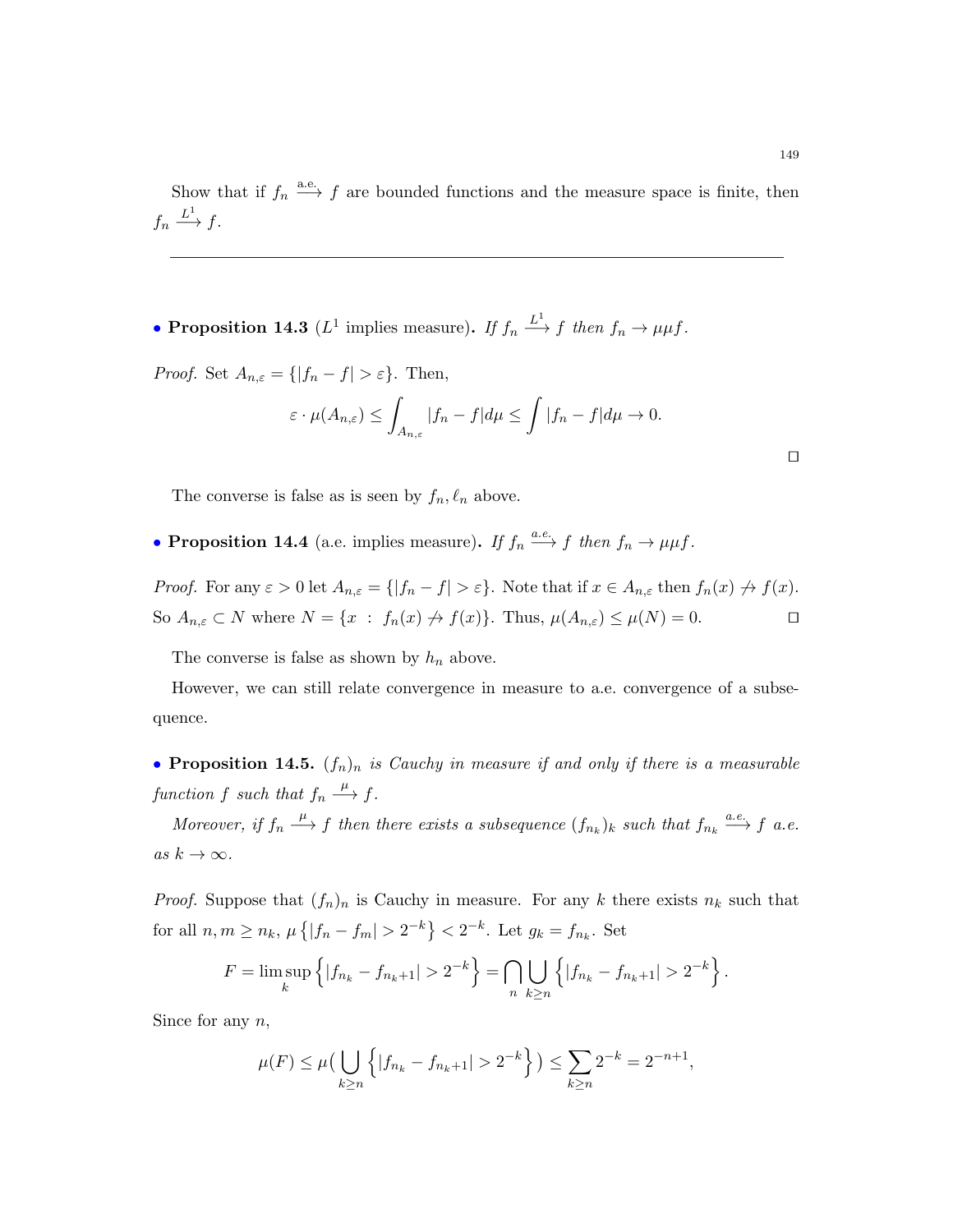Show that if $f_n \xrightarrow{\text{a.e.}} f$ are bounded functions and the measure space is finite, then $f_n \xrightarrow{L^1} f$.

---

• **Proposition 14.3** ($L^1$ implies measure)**.** *If $f_n \xrightarrow{L^1} f$ then $f_n \to \mu\mu f$.*

*Proof.* Set $A_{n,\varepsilon} = \{|f_n - f| > \varepsilon\}$. Then,

$$\varepsilon \cdot \mu(A_{n,\varepsilon}) \leq \int_{A_{n,\varepsilon}} |f_n - f| d\mu \leq \int |f_n - f| d\mu \to 0.$$

□

The converse is false as is seen by $f_n, \ell_n$ above.

• **Proposition 14.4** (a.e. implies measure)**.** *If $f_n \xrightarrow{a.e.} f$ then $f_n \to \mu\mu f$.*

*Proof.* For any $\varepsilon > 0$ let $A_{n,\varepsilon} = \{|f_n - f| > \varepsilon\}$. Note that if $x \in A_{n,\varepsilon}$ then $f_n(x) \not\to f(x)$. So $A_{n,\varepsilon} \subset N$ where $N = \{x \; : \; f_n(x) \not\to f(x)\}$. Thus, $\mu(A_{n,\varepsilon}) \leq \mu(N) = 0$. □

The converse is false as shown by $h_n$ above.

However, we can still relate convergence in measure to a.e. convergence of a subsequence.

• **Proposition 14.5.** *$(f_n)_n$ is Cauchy in measure if and only if there is a measurable function $f$ such that $f_n \xrightarrow{\mu} f$.*

*Moreover, if $f_n \xrightarrow{\mu} f$ then there exists a subsequence $(f_{n_k})_k$ such that $f_{n_k} \xrightarrow{a.e.} f$ a.e. as $k \to \infty$.*

*Proof.* Suppose that $(f_n)_n$ is Cauchy in measure. For any $k$ there exists $n_k$ such that for all $n, m \geq n_k$, $\mu\left\{|f_n - f_m| > 2^{-k}\right\} < 2^{-k}$. Let $g_k = f_{n_k}$. Set

$$F = \limsup_k \left\{|f_{n_k} - f_{n_k+1}| > 2^{-k}\right\} = \bigcap_n \bigcup_{k \geq n} \left\{|f_{n_k} - f_{n_k+1}| > 2^{-k}\right\}.$$

Since for any $n$,

$$\mu(F) \leq \mu\big(\bigcup_{k \geq n} \left\{|f_{n_k} - f_{n_k+1}| > 2^{-k}\right\}\big) \leq \sum_{k \geq n} 2^{-k} = 2^{-n+1},$$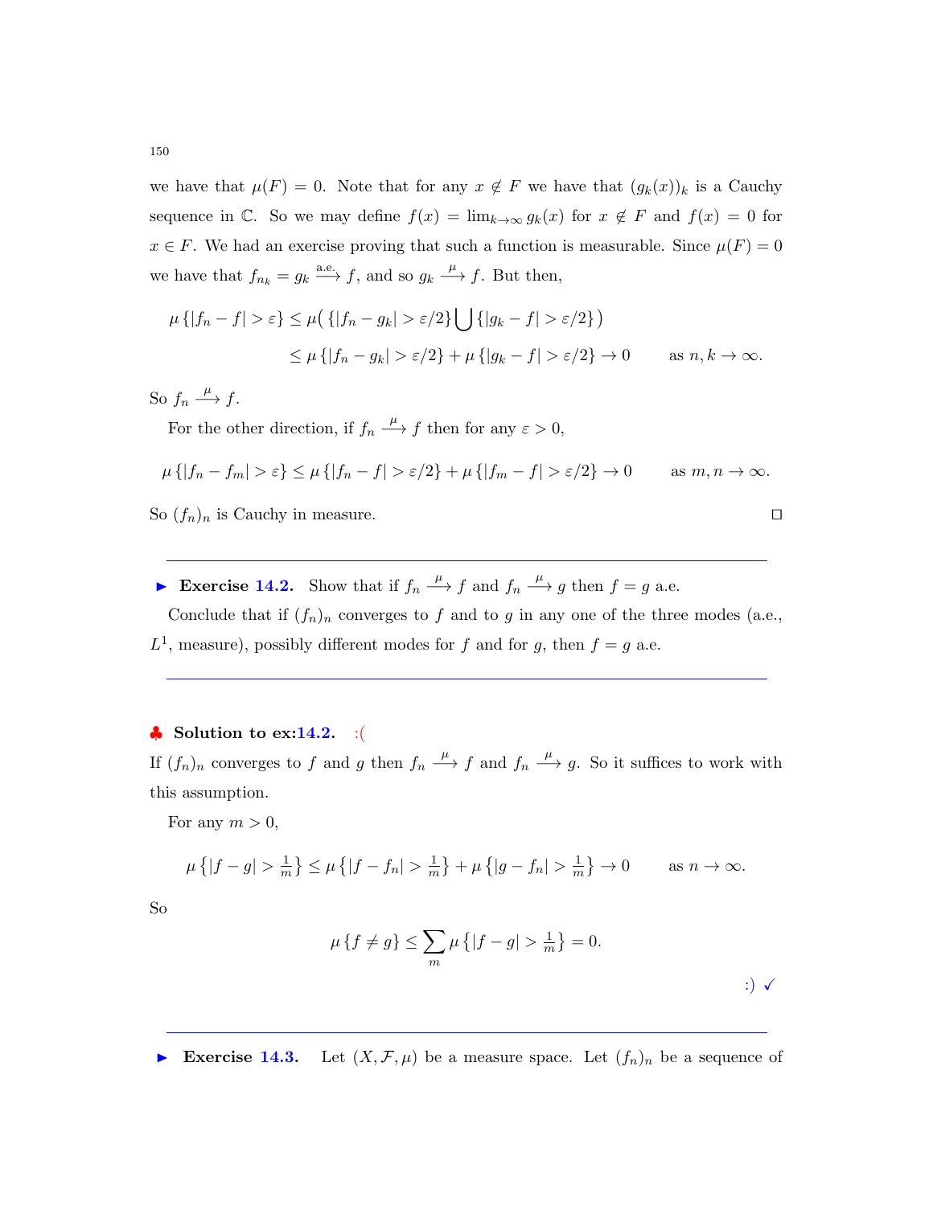we have that $\mu(F) = 0$. Note that for any $x \notin F$ we have that $(g_k(x))_k$ is a Cauchy sequence in $\mathbb{C}$. So we may define $f(x) = \lim_{k\to\infty} g_k(x)$ for $x \notin F$ and $f(x) = 0$ for $x \in F$. We had an exercise proving that such a function is measurable. Since $\mu(F) = 0$ we have that $f_{n_k} = g_k \xrightarrow{\text{a.e.}} f$, and so $g_k \xrightarrow{\mu} f$. But then,

$$\mu\{|f_n - f| > \varepsilon\} \le \mu\big(\{|f_n - g_k| > \varepsilon/2\} \bigcup \{|g_k - f| > \varepsilon/2\}\big)$$
$$\le \mu\{|f_n - g_k| > \varepsilon/2\} + \mu\{|g_k - f| > \varepsilon/2\} \to 0 \qquad \text{as } n, k \to \infty.$$

So $f_n \xrightarrow{\mu} f$.

For the other direction, if $f_n \xrightarrow{\mu} f$ then for any $\varepsilon > 0$,

$$\mu\{|f_n - f_m| > \varepsilon\} \le \mu\{|f_n - f| > \varepsilon/2\} + \mu\{|f_m - f| > \varepsilon/2\} \to 0 \qquad \text{as } m, n \to \infty.$$

So $(f_n)_n$ is Cauchy in measure. □

---

► **Exercise 14.2.** Show that if $f_n \xrightarrow{\mu} f$ and $f_n \xrightarrow{\mu} g$ then $f = g$ a.e.

Conclude that if $(f_n)_n$ converges to $f$ and to $g$ in any one of the three modes (a.e., $L^1$, measure), possibly different modes for $f$ and for $g$, then $f = g$ a.e.

---

♣ **Solution to ex:14.2.** :(

If $(f_n)_n$ converges to $f$ and $g$ then $f_n \xrightarrow{\mu} f$ and $f_n \xrightarrow{\mu} g$. So it suffices to work with this assumption.

For any $m > 0$,

$$\mu\left\{|f - g| > \tfrac{1}{m}\right\} \le \mu\left\{|f - f_n| > \tfrac{1}{m}\right\} + \mu\left\{|g - f_n| > \tfrac{1}{m}\right\} \to 0 \qquad \text{as } n \to \infty.$$

So

$$\mu\{f \neq g\} \le \sum_m \mu\left\{|f - g| > \tfrac{1}{m}\right\} = 0.$$

:) ✓

---

► **Exercise 14.3.** Let $(X, \mathcal{F}, \mu)$ be a measure space. Let $(f_n)_n$ be a sequence of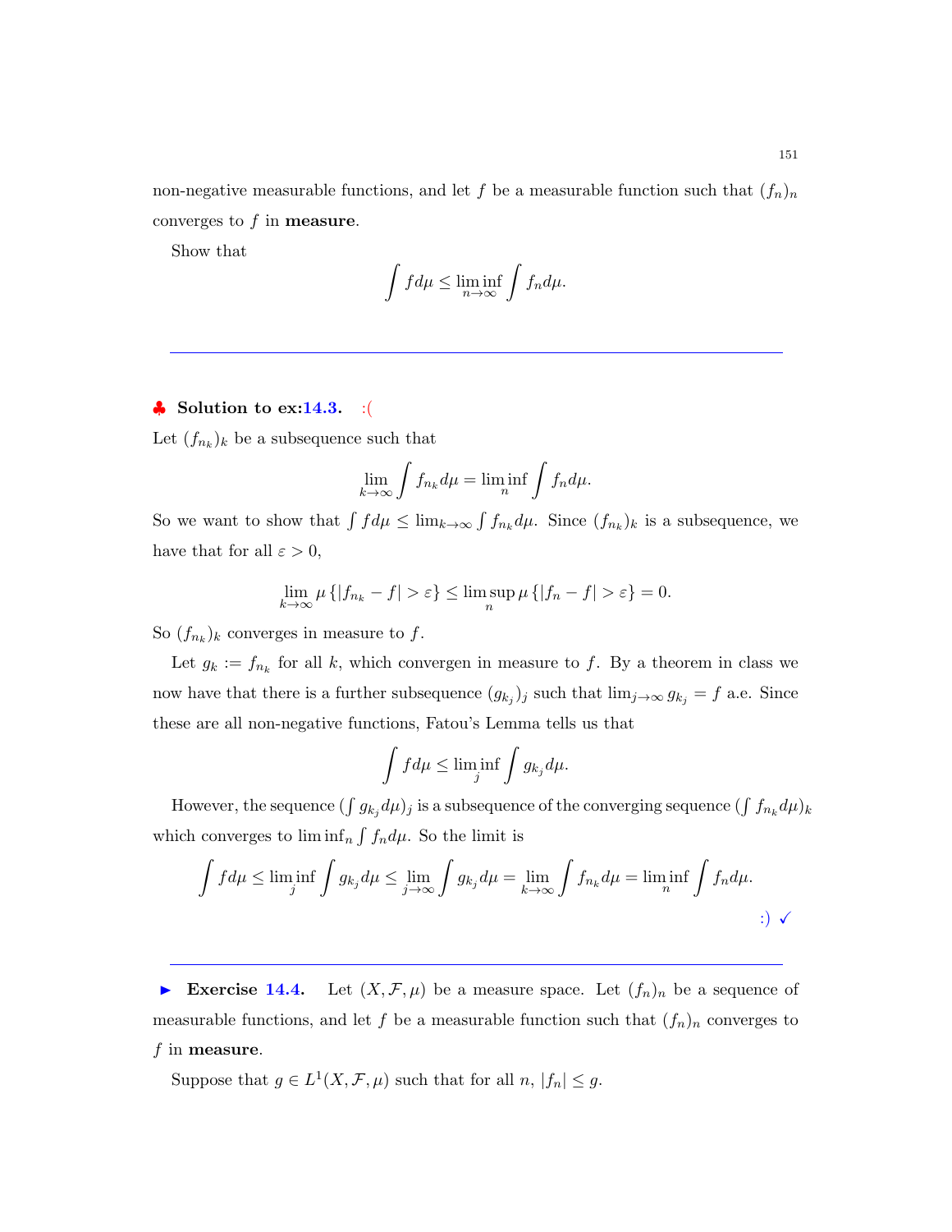non-negative measurable functions, and let $f$ be a measurable function such that $(f_n)_n$ converges to $f$ in **measure**.

Show that

$$\int f d\mu \leq \liminf_{n\to\infty} \int f_n d\mu.$$

---

♣ **Solution to ex:14.3.** :(

Let $(f_{n_k})_k$ be a subsequence such that

$$\lim_{k\to\infty} \int f_{n_k} d\mu = \liminf_n \int f_n d\mu.$$

So we want to show that $\int f d\mu \leq \lim_{k\to\infty} \int f_{n_k} d\mu$. Since $(f_{n_k})_k$ is a subsequence, we have that for all $\varepsilon > 0$,

$$\lim_{k\to\infty} \mu \{|f_{n_k} - f| > \varepsilon\} \leq \limsup_n \mu \{|f_n - f| > \varepsilon\} = 0.$$

So $(f_{n_k})_k$ converges in measure to $f$.

Let $g_k := f_{n_k}$ for all $k$, which convergen in measure to $f$. By a theorem in class we now have that there is a further subsequence $(g_{k_j})_j$ such that $\lim_{j\to\infty} g_{k_j} = f$ a.e. Since these are all non-negative functions, Fatou's Lemma tells us that

$$\int f d\mu \leq \liminf_j \int g_{k_j} d\mu.$$

However, the sequence $(\int g_{k_j} d\mu)_j$ is a subsequence of the converging sequence $(\int f_{n_k} d\mu)_k$ which converges to $\liminf_n \int f_n d\mu$. So the limit is

$$\int f d\mu \leq \liminf_j \int g_{k_j} d\mu \leq \lim_{j\to\infty} \int g_{k_j} d\mu = \lim_{k\to\infty} \int f_{n_k} d\mu = \liminf_n \int f_n d\mu.$$

:) ✓

---

► **Exercise 14.4.** Let $(X, \mathcal{F}, \mu)$ be a measure space. Let $(f_n)_n$ be a sequence of measurable functions, and let $f$ be a measurable function such that $(f_n)_n$ converges to $f$ in **measure**.

Suppose that $g \in L^1(X, \mathcal{F}, \mu)$ such that for all $n$, $|f_n| \leq g$.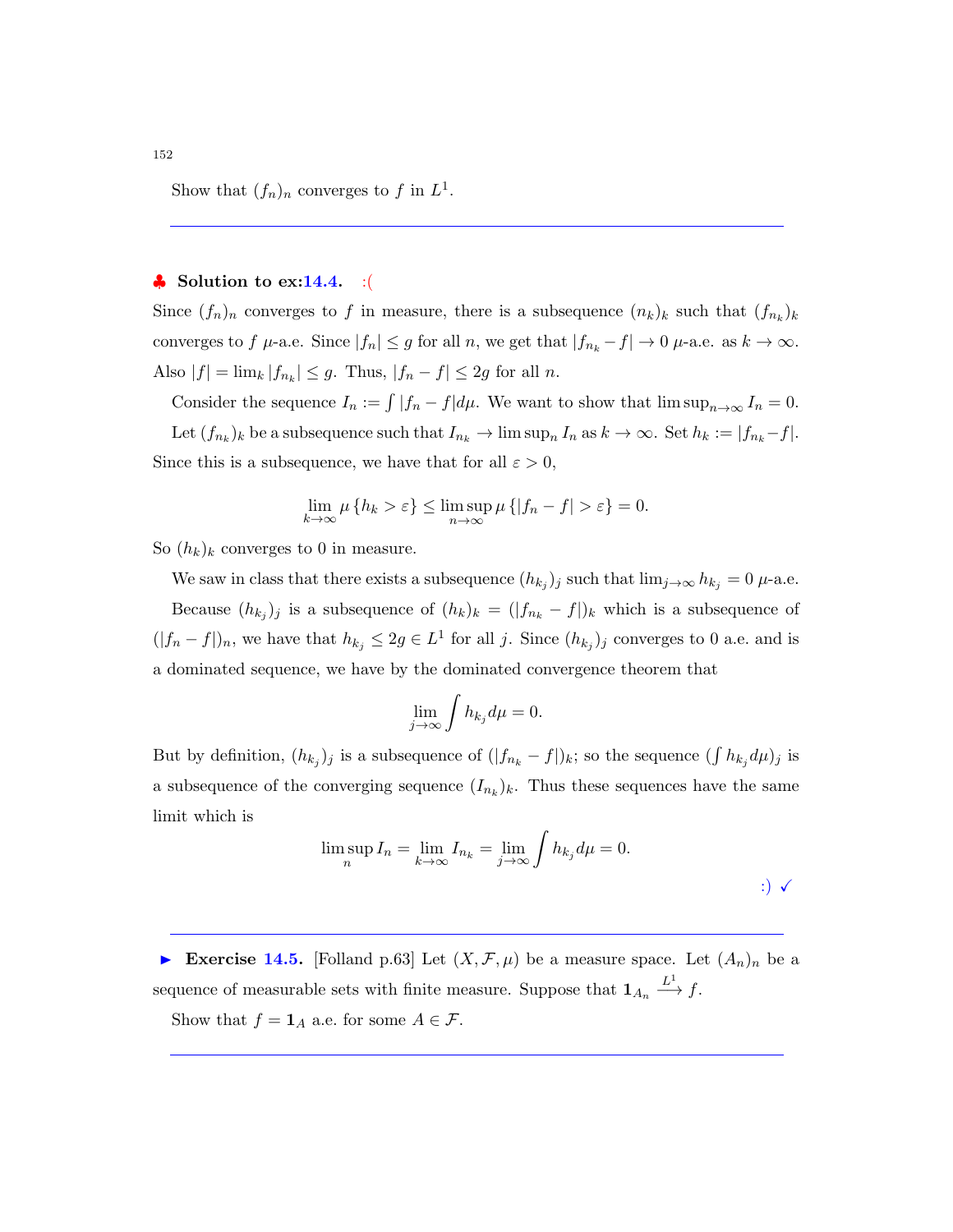Show that $(f_n)_n$ converges to $f$ in $L^1$.

---

♣ **Solution to ex:14.4.** :(

Since $(f_n)_n$ converges to $f$ in measure, there is a subsequence $(n_k)_k$ such that $(f_{n_k})_k$ converges to $f$ $\mu$-a.e. Since $|f_n| \le g$ for all $n$, we get that $|f_{n_k} - f| \to 0$ $\mu$-a.e. as $k \to \infty$. Also $|f| = \lim_k |f_{n_k}| \le g$. Thus, $|f_n - f| \le 2g$ for all $n$.

Consider the sequence $I_n := \int |f_n - f| d\mu$. We want to show that $\limsup_{n\to\infty} I_n = 0$.

Let $(f_{n_k})_k$ be a subsequence such that $I_{n_k} \to \limsup_n I_n$ as $k \to \infty$. Set $h_k := |f_{n_k} - f|$. Since this is a subsequence, we have that for all $\varepsilon > 0$,

$$\lim_{k\to\infty} \mu\{h_k > \varepsilon\} \le \limsup_{n\to\infty} \mu\{|f_n - f| > \varepsilon\} = 0.$$

So $(h_k)_k$ converges to 0 in measure.

We saw in class that there exists a subsequence $(h_{k_j})_j$ such that $\lim_{j\to\infty} h_{k_j} = 0$ $\mu$-a.e.

Because $(h_{k_j})_j$ is a subsequence of $(h_k)_k = (|f_{n_k} - f|)_k$ which is a subsequence of $(|f_n - f|)_n$, we have that $h_{k_j} \le 2g \in L^1$ for all $j$. Since $(h_{k_j})_j$ converges to 0 a.e. and is a dominated sequence, we have by the dominated convergence theorem that

$$\lim_{j\to\infty} \int h_{k_j} d\mu = 0.$$

But by definition, $(h_{k_j})_j$ is a subsequence of $(|f_{n_k} - f|)_k$; so the sequence $(\int h_{k_j} d\mu)_j$ is a subsequence of the converging sequence $(I_{n_k})_k$. Thus these sequences have the same limit which is

$$\limsup_n I_n = \lim_{k\to\infty} I_{n_k} = \lim_{j\to\infty} \int h_{k_j} d\mu = 0.$$

:) ✓

---

► **Exercise 14.5.** [Folland p.63] Let $(X, \mathcal{F}, \mu)$ be a measure space. Let $(A_n)_n$ be a sequence of measurable sets with finite measure. Suppose that $\mathbf{1}_{A_n} \xrightarrow{L^1} f$.

Show that $f = \mathbf{1}_A$ a.e. for some $A \in \mathcal{F}$.

---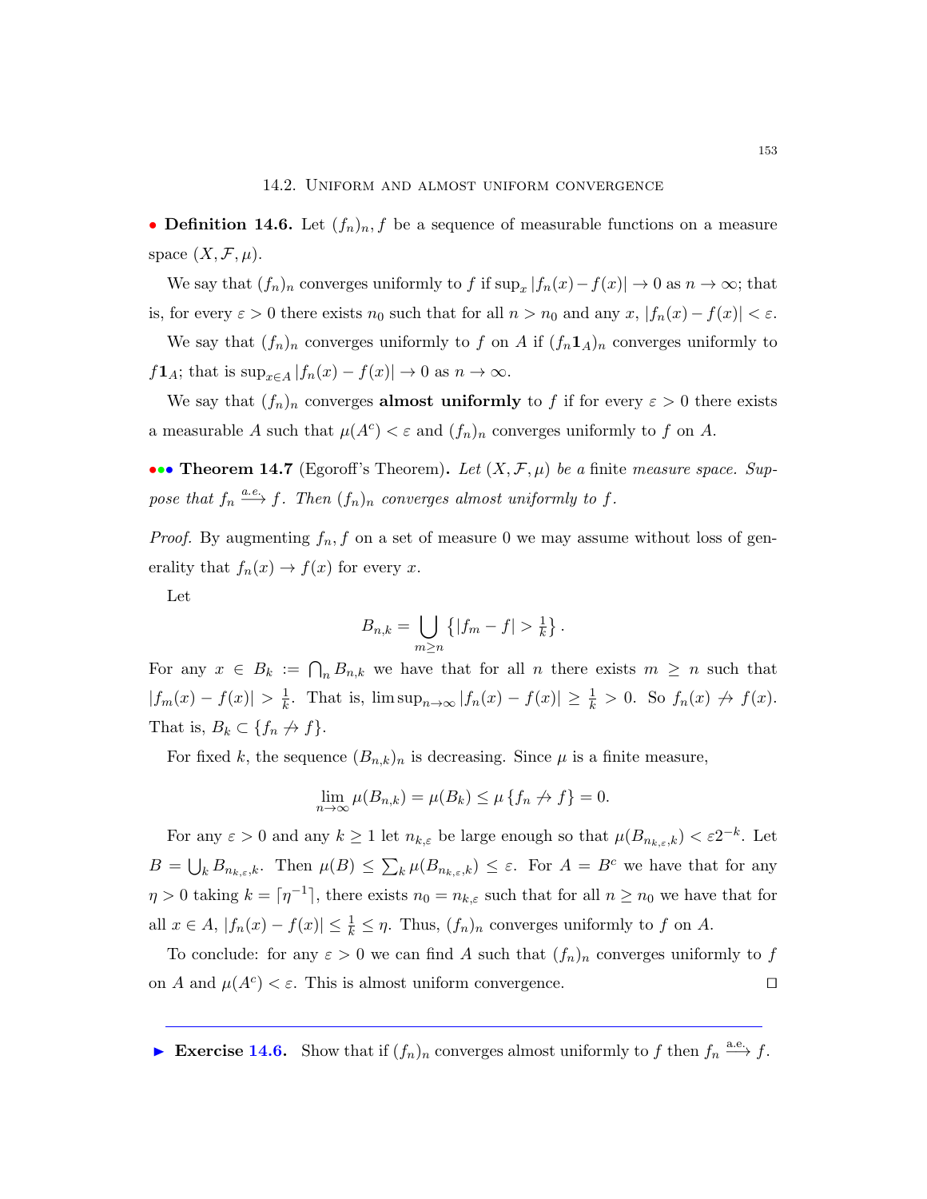## 14.2. Uniform and almost uniform convergence

• **Definition 14.6.** Let $(f_n)_n, f$ be a sequence of measurable functions on a measure space $(X, \mathcal{F}, \mu)$.

We say that $(f_n)_n$ converges uniformly to $f$ if $\sup_x |f_n(x) - f(x)| \to 0$ as $n \to \infty$; that is, for every $\varepsilon > 0$ there exists $n_0$ such that for all $n > n_0$ and any $x$, $|f_n(x) - f(x)| < \varepsilon$.

We say that $(f_n)_n$ converges uniformly to $f$ on $A$ if $(f_n \mathbf{1}_A)_n$ converges uniformly to $f\mathbf{1}_A$; that is $\sup_{x \in A} |f_n(x) - f(x)| \to 0$ as $n \to \infty$.

We say that $(f_n)_n$ converges **almost uniformly** to $f$ if for every $\varepsilon > 0$ there exists a measurable $A$ such that $\mu(A^c) < \varepsilon$ and $(f_n)_n$ converges uniformly to $f$ on $A$.

••• **Theorem 14.7** (Egoroff's Theorem)**.** *Let $(X, \mathcal{F}, \mu)$ be a* finite *measure space. Suppose that $f_n \xrightarrow{a.e.} f$. Then $(f_n)_n$ converges almost uniformly to $f$.*

*Proof.* By augmenting $f_n, f$ on a set of measure 0 we may assume without loss of generality that $f_n(x) \to f(x)$ for every $x$.

Let

$$B_{n,k} = \bigcup_{m \geq n} \left\{ |f_m - f| > \tfrac{1}{k} \right\}.$$

For any $x \in B_k := \bigcap_n B_{n,k}$ we have that for all $n$ there exists $m \geq n$ such that $|f_m(x) - f(x)| > \frac{1}{k}$. That is, $\limsup_{n \to \infty} |f_n(x) - f(x)| \geq \frac{1}{k} > 0$. So $f_n(x) \not\to f(x)$. That is, $B_k \subset \{f_n \not\to f\}$.

For fixed $k$, the sequence $(B_{n,k})_n$ is decreasing. Since $\mu$ is a finite measure,

$$\lim_{n \to \infty} \mu(B_{n,k}) = \mu(B_k) \leq \mu \{f_n \not\to f\} = 0.$$

For any $\varepsilon > 0$ and any $k \geq 1$ let $n_{k,\varepsilon}$ be large enough so that $\mu(B_{n_{k,\varepsilon},k}) < \varepsilon 2^{-k}$. Let $B = \bigcup_k B_{n_{k,\varepsilon},k}$. Then $\mu(B) \leq \sum_k \mu(B_{n_{k,\varepsilon},k}) \leq \varepsilon$. For $A = B^c$ we have that for any $\eta > 0$ taking $k = \lceil \eta^{-1} \rceil$, there exists $n_0 = n_{k,\varepsilon}$ such that for all $n \geq n_0$ we have that for all $x \in A$, $|f_n(x) - f(x)| \leq \frac{1}{k} \leq \eta$. Thus, $(f_n)_n$ converges uniformly to $f$ on $A$.

To conclude: for any $\varepsilon > 0$ we can find $A$ such that $(f_n)_n$ converges uniformly to $f$ on $A$ and $\mu(A^c) < \varepsilon$. This is almost uniform convergence. $\square$

---

► **Exercise 14.6.** Show that if $(f_n)_n$ converges almost uniformly to $f$ then $f_n \xrightarrow{\text{a.e.}} f$.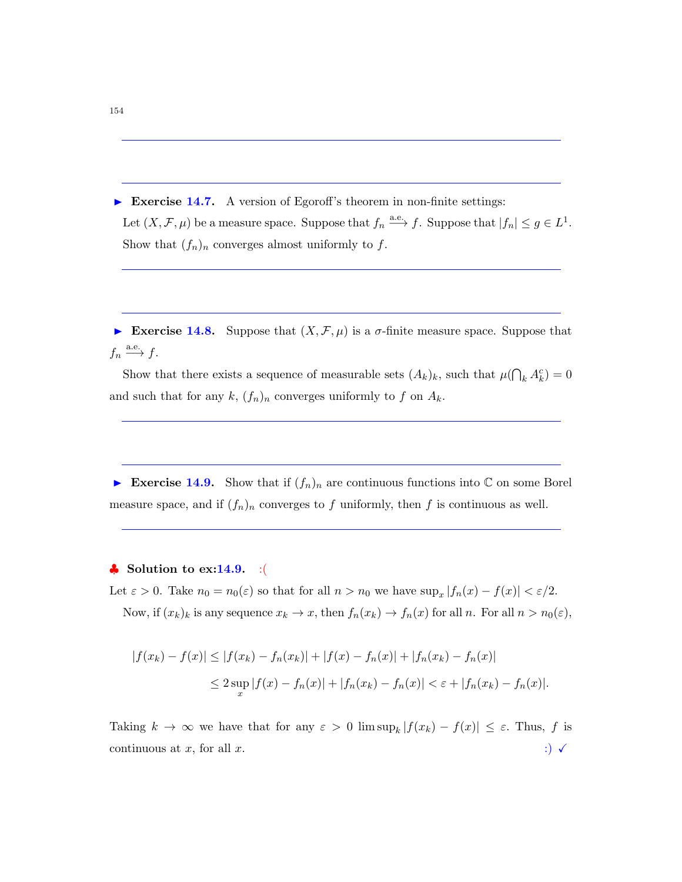► **Exercise 14.7.** A version of Egoroff's theorem in non-finite settings:

Let $(X, \mathcal{F}, \mu)$ be a measure space. Suppose that $f_n \xrightarrow{\text{a.e.}} f$. Suppose that $|f_n| \leq g \in L^1$.

Show that $(f_n)_n$ converges almost uniformly to $f$.

---

► **Exercise 14.8.** Suppose that $(X, \mathcal{F}, \mu)$ is a $\sigma$-finite measure space. Suppose that $f_n \xrightarrow{\text{a.e.}} f$.

Show that there exists a sequence of measurable sets $(A_k)_k$, such that $\mu(\bigcap_k A_k^c) = 0$ and such that for any $k$, $(f_n)_n$ converges uniformly to $f$ on $A_k$.

---

► **Exercise 14.9.** Show that if $(f_n)_n$ are continuous functions into $\mathbb{C}$ on some Borel measure space, and if $(f_n)_n$ converges to $f$ uniformly, then $f$ is continuous as well.

---

♣ **Solution to ex:14.9.** :(

Let $\varepsilon > 0$. Take $n_0 = n_0(\varepsilon)$ so that for all $n > n_0$ we have $\sup_x |f_n(x) - f(x)| < \varepsilon/2$.

Now, if $(x_k)_k$ is any sequence $x_k \to x$, then $f_n(x_k) \to f_n(x)$ for all $n$. For all $n > n_0(\varepsilon)$,

$$
\begin{aligned}
|f(x_k) - f(x)| &\leq |f(x_k) - f_n(x_k)| + |f(x) - f_n(x)| + |f_n(x_k) - f_n(x)| \\
&\leq 2 \sup_x |f(x) - f_n(x)| + |f_n(x_k) - f_n(x)| < \varepsilon + |f_n(x_k) - f_n(x)|.
\end{aligned}
$$

Taking $k \to \infty$ we have that for any $\varepsilon > 0$ $\limsup_k |f(x_k) - f(x)| \leq \varepsilon$. Thus, $f$ is continuous at $x$, for all $x$. :) ✓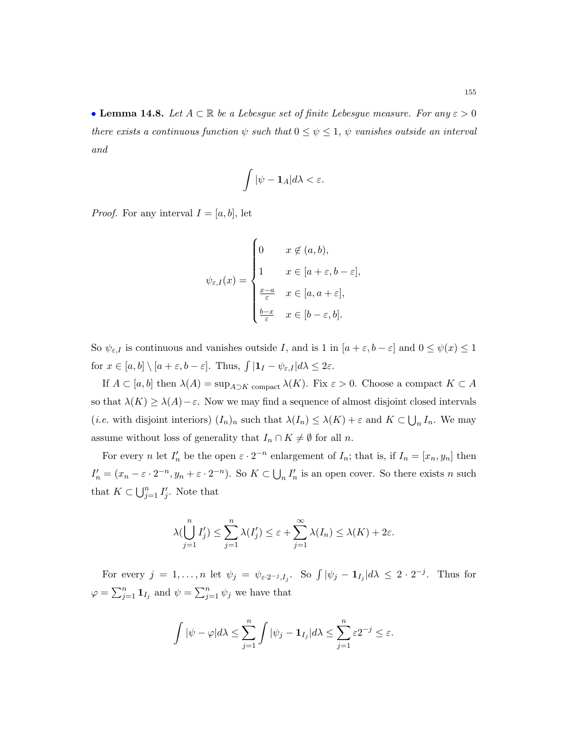• **Lemma 14.8.** *Let $A \subset \mathbb{R}$ be a Lebesgue set of finite Lebesgue measure. For any $\varepsilon > 0$ there exists a continuous function $\psi$ such that $0 \leq \psi \leq 1$, $\psi$ vanishes outside an interval and*

$$\int |\psi - \mathbf{1}_A| d\lambda < \varepsilon.$$

*Proof.* For any interval $I = [a, b]$, let

$$\psi_{\varepsilon,I}(x) = \begin{cases} 0 & x \notin (a, b), \\ 1 & x \in [a + \varepsilon, b - \varepsilon], \\ \frac{x-a}{\varepsilon} & x \in [a, a + \varepsilon], \\ \frac{b-x}{\varepsilon} & x \in [b - \varepsilon, b]. \end{cases}$$

So $\psi_{\varepsilon,I}$ is continuous and vanishes outside $I$, and is 1 in $[a + \varepsilon, b - \varepsilon]$ and $0 \leq \psi(x) \leq 1$ for $x \in [a, b] \setminus [a + \varepsilon, b - \varepsilon]$. Thus, $\int |\mathbf{1}_I - \psi_{\varepsilon,I}| d\lambda \leq 2\varepsilon$.

If $A \subset [a, b]$ then $\lambda(A) = \sup_{A \supset K \text{ compact}} \lambda(K)$. Fix $\varepsilon > 0$. Choose a compact $K \subset A$ so that $\lambda(K) \geq \lambda(A) - \varepsilon$. Now we may find a sequence of almost disjoint closed intervals (*i.e.* with disjoint interiors) $(I_n)_n$ such that $\lambda(I_n) \leq \lambda(K) + \varepsilon$ and $K \subset \bigcup_n I_n$. We may assume without loss of generality that $I_n \cap K \neq \emptyset$ for all $n$.

For every $n$ let $I'_n$ be the open $\varepsilon \cdot 2^{-n}$ enlargement of $I_n$; that is, if $I_n = [x_n, y_n]$ then $I'_n = (x_n - \varepsilon \cdot 2^{-n}, y_n + \varepsilon \cdot 2^{-n})$. So $K \subset \bigcup_n I'_n$ is an open cover. So there exists $n$ such that $K \subset \bigcup_{j=1}^n I'_j$. Note that

$$\lambda(\bigcup_{j=1}^n I'_j) \leq \sum_{j=1}^n \lambda(I'_j) \leq \varepsilon + \sum_{j=1}^\infty \lambda(I_n) \leq \lambda(K) + 2\varepsilon.$$

For every $j = 1, \ldots, n$ let $\psi_j = \psi_{\varepsilon \cdot 2^{-j}, I_j}$. So $\int |\psi_j - \mathbf{1}_{I_j}| d\lambda \leq 2 \cdot 2^{-j}$. Thus for $\varphi = \sum_{j=1}^n \mathbf{1}_{I_j}$ and $\psi = \sum_{j=1}^n \psi_j$ we have that

$$\int |\psi - \varphi| d\lambda \leq \sum_{j=1}^n \int |\psi_j - \mathbf{1}_{I_j}| d\lambda \leq \sum_{j=1}^n \varepsilon 2^{-j} \leq \varepsilon.$$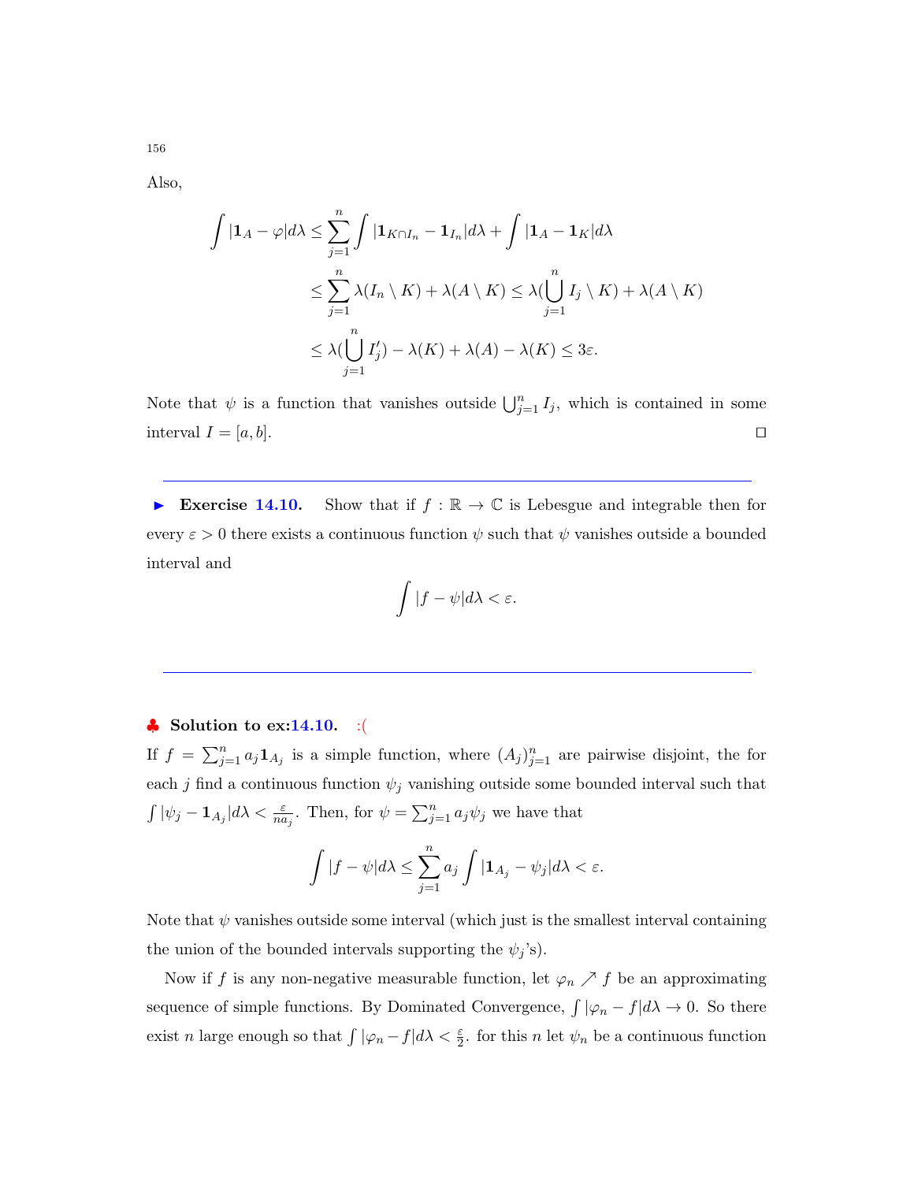Also,

$$\int |\mathbf{1}_A - \varphi| d\lambda \leq \sum_{j=1}^{n} \int |\mathbf{1}_{K\cap I_n} - \mathbf{1}_{I_n}| d\lambda + \int |\mathbf{1}_A - \mathbf{1}_K| d\lambda$$

$$\leq \sum_{j=1}^{n} \lambda(I_n \setminus K) + \lambda(A \setminus K) \leq \lambda(\bigcup_{j=1}^{n} I_j \setminus K) + \lambda(A \setminus K)$$

$$\leq \lambda(\bigcup_{j=1}^{n} I'_j) - \lambda(K) + \lambda(A) - \lambda(K) \leq 3\varepsilon.$$

Note that $\psi$ is a function that vanishes outside $\bigcup_{j=1}^{n} I_j$, which is contained in some interval $I = [a, b]$. □

---

► **Exercise 14.10.** Show that if $f : \mathbb{R} \to \mathbb{C}$ is Lebesgue and integrable then for every $\varepsilon > 0$ there exists a continuous function $\psi$ such that $\psi$ vanishes outside a bounded interval and

$$\int |f - \psi| d\lambda < \varepsilon.$$

---

♣ **Solution to ex:14.10.** :(

If $f = \sum_{j=1}^{n} a_j \mathbf{1}_{A_j}$ is a simple function, where $(A_j)_{j=1}^{n}$ are pairwise disjoint, the for each $j$ find a continuous function $\psi_j$ vanishing outside some bounded interval such that $\int |\psi_j - \mathbf{1}_{A_j}| d\lambda < \frac{\varepsilon}{n a_j}$. Then, for $\psi = \sum_{j=1}^{n} a_j \psi_j$ we have that

$$\int |f - \psi| d\lambda \leq \sum_{j=1}^{n} a_j \int |\mathbf{1}_{A_j} - \psi_j| d\lambda < \varepsilon.$$

Note that $\psi$ vanishes outside some interval (which just is the smallest interval containing the union of the bounded intervals supporting the $\psi_j$'s).

Now if $f$ is any non-negative measurable function, let $\varphi_n \nearrow f$ be an approximating sequence of simple functions. By Dominated Convergence, $\int |\varphi_n - f| d\lambda \to 0$. So there exist $n$ large enough so that $\int |\varphi_n - f| d\lambda < \frac{\varepsilon}{2}$. for this $n$ let $\psi_n$ be a continuous function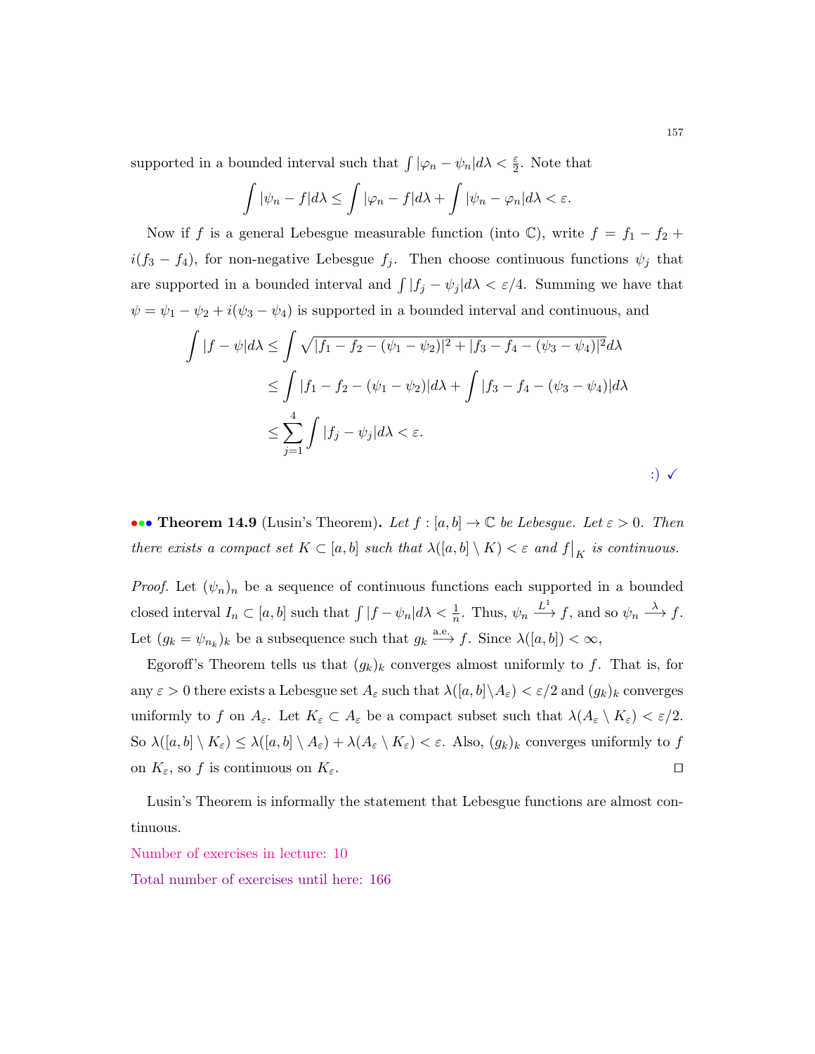supported in a bounded interval such that $\int |\varphi_n - \psi_n| d\lambda < \frac{\varepsilon}{2}$. Note that

$$\int |\psi_n - f| d\lambda \leq \int |\varphi_n - f| d\lambda + \int |\psi_n - \varphi_n| d\lambda < \varepsilon.$$

Now if $f$ is a general Lebesgue measurable function (into $\mathbb{C}$), write $f = f_1 - f_2 + i(f_3 - f_4)$, for non-negative Lebesgue $f_j$. Then choose continuous functions $\psi_j$ that are supported in a bounded interval and $\int |f_j - \psi_j| d\lambda < \varepsilon/4$. Summing we have that $\psi = \psi_1 - \psi_2 + i(\psi_3 - \psi_4)$ is supported in a bounded interval and continuous, and

$$\begin{aligned}
\int |f - \psi| d\lambda &\leq \int \sqrt{|f_1 - f_2 - (\psi_1 - \psi_2)|^2 + |f_3 - f_4 - (\psi_3 - \psi_4)|^2} d\lambda \\
&\leq \int |f_1 - f_2 - (\psi_1 - \psi_2)| d\lambda + \int |f_3 - f_4 - (\psi_3 - \psi_4)| d\lambda \\
&\leq \sum_{j=1}^{4} \int |f_j - \psi_j| d\lambda < \varepsilon.
\end{aligned}$$

:) ✓

**Theorem 14.9** (Lusin's Theorem)**.** *Let $f : [a,b] \to \mathbb{C}$ be Lebesgue. Let $\varepsilon > 0$. Then there exists a compact set $K \subset [a,b]$ such that $\lambda([a,b] \setminus K) < \varepsilon$ and $f\big|_K$ is continuous.*

*Proof.* Let $(\psi_n)_n$ be a sequence of continuous functions each supported in a bounded closed interval $I_n \subset [a,b]$ such that $\int |f - \psi_n| d\lambda < \frac{1}{n}$. Thus, $\psi_n \xrightarrow{L^1} f$, and so $\psi_n \xrightarrow{\lambda} f$. Let $(g_k = \psi_{n_k})_k$ be a subsequence such that $g_k \xrightarrow{\text{a.e.}} f$. Since $\lambda([a,b]) < \infty$,

Egoroff's Theorem tells us that $(g_k)_k$ converges almost uniformly to $f$. That is, for any $\varepsilon > 0$ there exists a Lebesgue set $A_\varepsilon$ such that $\lambda([a,b] \setminus A_\varepsilon) < \varepsilon/2$ and $(g_k)_k$ converges uniformly to $f$ on $A_\varepsilon$. Let $K_\varepsilon \subset A_\varepsilon$ be a compact subset such that $\lambda(A_\varepsilon \setminus K_\varepsilon) < \varepsilon/2$. So $\lambda([a,b] \setminus K_\varepsilon) \leq \lambda([a,b] \setminus A_\varepsilon) + \lambda(A_\varepsilon \setminus K_\varepsilon) < \varepsilon$. Also, $(g_k)_k$ converges uniformly to $f$ on $K_\varepsilon$, so $f$ is continuous on $K_\varepsilon$. ◻

Lusin's Theorem is informally the statement that Lebesgue functions are almost continuous.

Number of exercises in lecture: 10

Total number of exercises until here: 166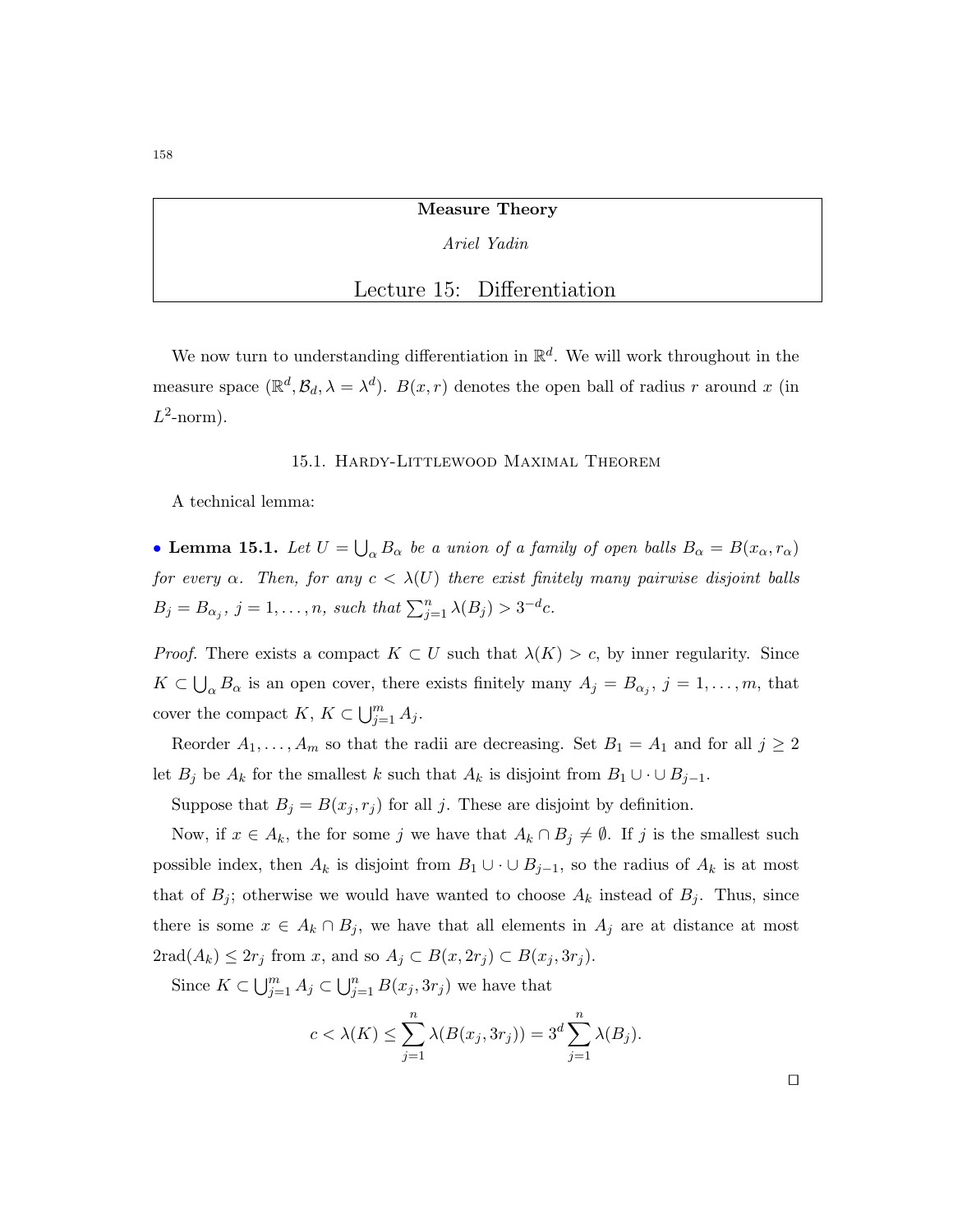**Measure Theory**

*Ariel Yadin*

# Lecture 15: Differentiation

We now turn to understanding differentiation in $\mathbb{R}^d$. We will work throughout in the measure space $(\mathbb{R}^d, \mathcal{B}_d, \lambda = \lambda^d)$. $B(x,r)$ denotes the open ball of radius $r$ around $x$ (in $L^2$-norm).

## 15.1. Hardy-Littlewood Maximal Theorem

A technical lemma:

• **Lemma 15.1.** *Let $U = \bigcup_\alpha B_\alpha$ be a union of a family of open balls $B_\alpha = B(x_\alpha, r_\alpha)$ for every $\alpha$. Then, for any $c < \lambda(U)$ there exist finitely many pairwise disjoint balls $B_j = B_{\alpha_j}$, $j = 1, \ldots, n$, such that $\sum_{j=1}^n \lambda(B_j) > 3^{-d}c$.*

*Proof.* There exists a compact $K \subset U$ such that $\lambda(K) > c$, by inner regularity. Since $K \subset \bigcup_\alpha B_\alpha$ is an open cover, there exists finitely many $A_j = B_{\alpha_j}$, $j = 1, \ldots, m$, that cover the compact $K$, $K \subset \bigcup_{j=1}^m A_j$.

Reorder $A_1, \ldots, A_m$ so that the radii are decreasing. Set $B_1 = A_1$ and for all $j \geq 2$ let $B_j$ be $A_k$ for the smallest $k$ such that $A_k$ is disjoint from $B_1 \cup \cdot \cup B_{j-1}$.

Suppose that $B_j = B(x_j, r_j)$ for all $j$. These are disjoint by definition.

Now, if $x \in A_k$, the for some $j$ we have that $A_k \cap B_j \neq \emptyset$. If $j$ is the smallest such possible index, then $A_k$ is disjoint from $B_1 \cup \cdot \cup B_{j-1}$, so the radius of $A_k$ is at most that of $B_j$; otherwise we would have wanted to choose $A_k$ instead of $B_j$. Thus, since there is some $x \in A_k \cap B_j$, we have that all elements in $A_j$ are at distance at most $2\text{rad}(A_k) \leq 2r_j$ from $x$, and so $A_j \subset B(x, 2r_j) \subset B(x_j, 3r_j)$.

Since $K \subset \bigcup_{j=1}^m A_j \subset \bigcup_{j=1}^n B(x_j, 3r_j)$ we have that

$$c < \lambda(K) \leq \sum_{j=1}^n \lambda(B(x_j, 3r_j)) = 3^d \sum_{j=1}^n \lambda(B_j).$$

$\square$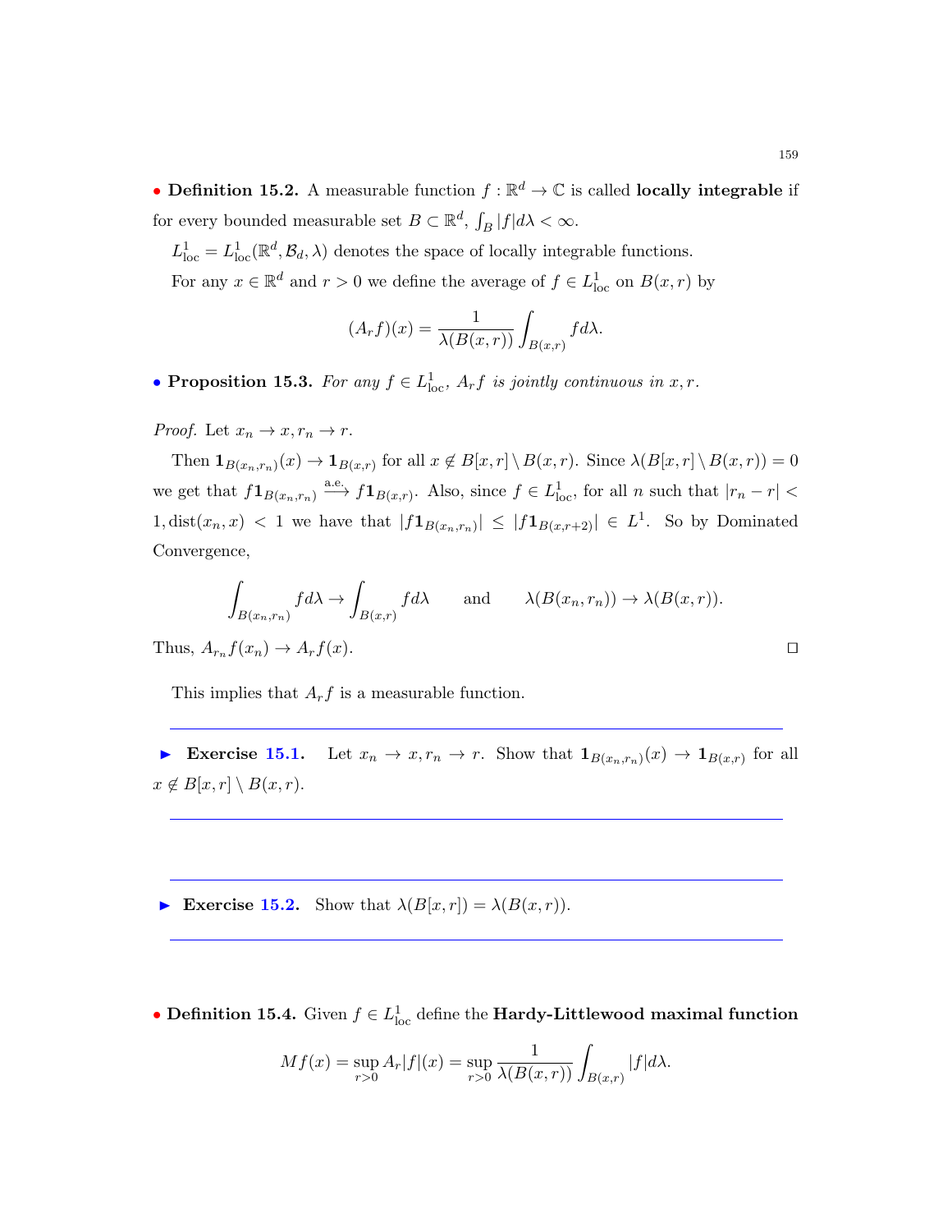• **Definition 15.2.** A measurable function $f : \mathbb{R}^d \to \mathbb{C}$ is called **locally integrable** if for every bounded measurable set $B \subset \mathbb{R}^d$, $\int_B |f| d\lambda < \infty$.

$L^1_{\text{loc}} = L^1_{\text{loc}}(\mathbb{R}^d, \mathcal{B}_d, \lambda)$ denotes the space of locally integrable functions.

For any $x \in \mathbb{R}^d$ and $r > 0$ we define the average of $f \in L^1_{\text{loc}}$ on $B(x, r)$ by

$$(A_r f)(x) = \frac{1}{\lambda(B(x,r))} \int_{B(x,r)} f d\lambda.$$

• **Proposition 15.3.** *For any $f \in L^1_{\text{loc}}$, $A_r f$ is jointly continuous in $x, r$.*

*Proof.* Let $x_n \to x, r_n \to r$.

Then $\mathbf{1}_{B(x_n,r_n)}(x) \to \mathbf{1}_{B(x,r)}$ for all $x \notin B[x,r] \setminus B(x,r)$. Since $\lambda(B[x,r] \setminus B(x,r)) = 0$ we get that $f\mathbf{1}_{B(x_n,r_n)} \xrightarrow{\text{a.e.}} f\mathbf{1}_{B(x,r)}$. Also, since $f \in L^1_{\text{loc}}$, for all $n$ such that $|r_n - r| < 1, \text{dist}(x_n, x) < 1$ we have that $|f\mathbf{1}_{B(x_n,r_n)}| \leq |f\mathbf{1}_{B(x,r+2)}| \in L^1$. So by Dominated Convergence,

$$\int_{B(x_n,r_n)} f d\lambda \to \int_{B(x,r)} f d\lambda \qquad \text{and} \qquad \lambda(B(x_n, r_n)) \to \lambda(B(x,r)).$$

Thus, $A_{r_n} f(x_n) \to A_r f(x)$. ☐

This implies that $A_r f$ is a measurable function.

---

▶ **Exercise 15.1.** Let $x_n \to x, r_n \to r$. Show that $\mathbf{1}_{B(x_n,r_n)}(x) \to \mathbf{1}_{B(x,r)}$ for all $x \notin B[x,r] \setminus B(x,r)$.

---

---

▶ **Exercise 15.2.** Show that $\lambda(B[x,r]) = \lambda(B(x,r))$.

---

• **Definition 15.4.** Given $f \in L^1_{\text{loc}}$ define the **Hardy-Littlewood maximal function**

$$Mf(x) = \sup_{r>0} A_r|f|(x) = \sup_{r>0} \frac{1}{\lambda(B(x,r))} \int_{B(x,r)} |f| d\lambda.$$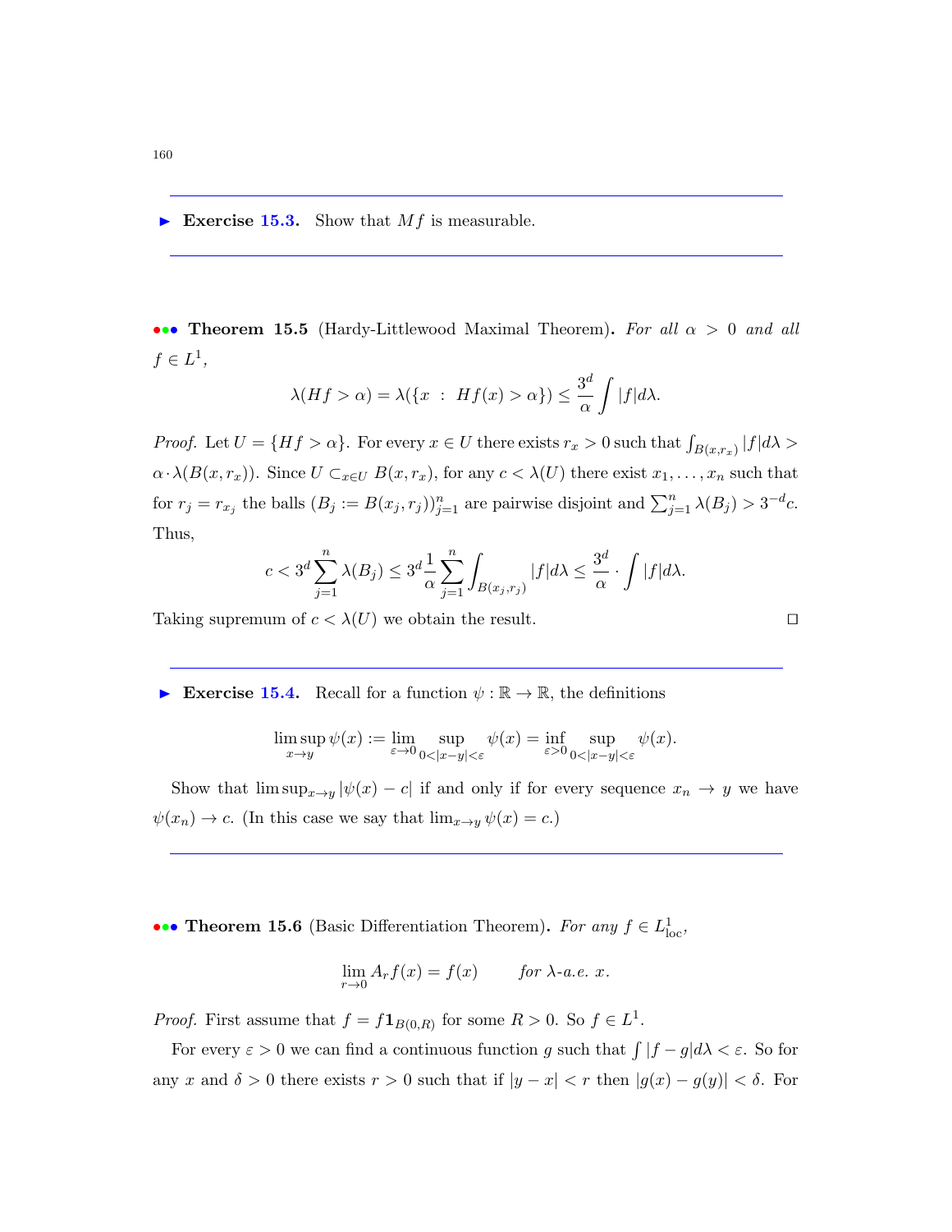---

► **Exercise 15.3.** Show that $Mf$ is measurable.

---

••• **Theorem 15.5** (Hardy-Littlewood Maximal Theorem). *For all $\alpha > 0$ and all $f \in L^1$,*

$$\lambda(Hf > \alpha) = \lambda(\{x \ : \ Hf(x) > \alpha\}) \leq \frac{3^d}{\alpha} \int |f| d\lambda.$$

*Proof.* Let $U = \{Hf > \alpha\}$. For every $x \in U$ there exists $r_x > 0$ such that $\int_{B(x,r_x)} |f| d\lambda > \alpha \cdot \lambda(B(x, r_x))$. Since $U \subset_{x \in U} B(x, r_x)$, for any $c < \lambda(U)$ there exist $x_1, \ldots, x_n$ such that for $r_j = r_{x_j}$ the balls $(B_j := B(x_j, r_j))_{j=1}^n$ are pairwise disjoint and $\sum_{j=1}^n \lambda(B_j) > 3^{-d} c$. Thus,

$$c < 3^d \sum_{j=1}^n \lambda(B_j) \leq 3^d \frac{1}{\alpha} \sum_{j=1}^n \int_{B(x_j,r_j)} |f| d\lambda \leq \frac{3^d}{\alpha} \cdot \int |f| d\lambda.$$

Taking supremum of $c < \lambda(U)$ we obtain the result. □

---

► **Exercise 15.4.** Recall for a function $\psi : \mathbb{R} \to \mathbb{R}$, the definitions

$$\limsup_{x \to y} \psi(x) := \lim_{\varepsilon \to 0} \sup_{0 < |x-y| < \varepsilon} \psi(x) = \inf_{\varepsilon > 0} \sup_{0 < |x-y| < \varepsilon} \psi(x).$$

Show that $\limsup_{x \to y} |\psi(x) - c|$ if and only if for every sequence $x_n \to y$ we have $\psi(x_n) \to c$. (In this case we say that $\lim_{x \to y} \psi(x) = c$.)

---

••• **Theorem 15.6** (Basic Differentiation Theorem). *For any $f \in L^1_{\text{loc}}$,*

$$\lim_{r \to 0} A_r f(x) = f(x) \qquad \text{for } \lambda\text{-a.e. } x.$$

*Proof.* First assume that $f = f \mathbf{1}_{B(0,R)}$ for some $R > 0$. So $f \in L^1$.

For every $\varepsilon > 0$ we can find a continuous function $g$ such that $\int |f - g| d\lambda < \varepsilon$. So for any $x$ and $\delta > 0$ there exists $r > 0$ such that if $|y - x| < r$ then $|g(x) - g(y)| < \delta$. For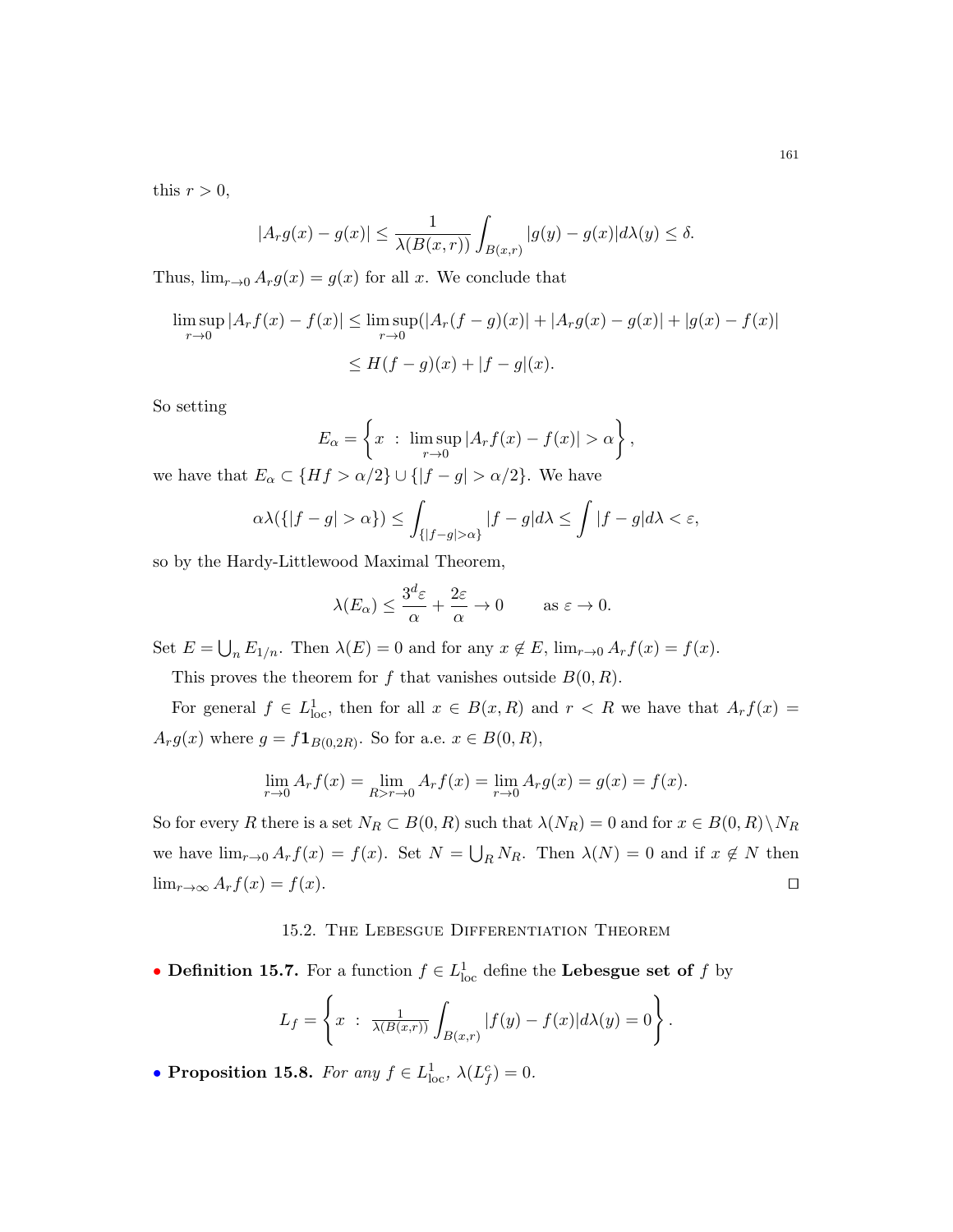this $r > 0$,

$$|A_r g(x) - g(x)| \leq \frac{1}{\lambda(B(x,r))} \int_{B(x,r)} |g(y) - g(x)| d\lambda(y) \leq \delta.$$

Thus, $\lim_{r\to 0} A_r g(x) = g(x)$ for all $x$. We conclude that

$$\limsup_{r\to 0} |A_r f(x) - f(x)| \leq \limsup_{r\to 0} (|A_r(f-g)(x)| + |A_r g(x) - g(x)| + |g(x) - f(x)|$$
$$\leq H(f-g)(x) + |f-g|(x).$$

So setting

$$E_\alpha = \left\{ x \ : \ \limsup_{r\to 0} |A_r f(x) - f(x)| > \alpha \right\},$$

we have that $E_\alpha \subset \{Hf > \alpha/2\} \cup \{|f-g| > \alpha/2\}$. We have

$$\alpha \lambda(\{|f-g| > \alpha\}) \leq \int_{\{|f-g|>\alpha\}} |f-g| d\lambda \leq \int |f-g| d\lambda < \varepsilon,$$

so by the Hardy-Littlewood Maximal Theorem,

$$\lambda(E_\alpha) \leq \frac{3^d \varepsilon}{\alpha} + \frac{2\varepsilon}{\alpha} \to 0 \qquad \text{as } \varepsilon \to 0.$$

Set $E = \bigcup_n E_{1/n}$. Then $\lambda(E) = 0$ and for any $x \notin E$, $\lim_{r\to 0} A_r f(x) = f(x)$.

This proves the theorem for $f$ that vanishes outside $B(0,R)$.

For general $f \in L^1_{\text{loc}}$, then for all $x \in B(x,R)$ and $r < R$ we have that $A_r f(x) = A_r g(x)$ where $g = f \mathbf{1}_{B(0,2R)}$. So for a.e. $x \in B(0,R)$,

$$\lim_{r\to 0} A_r f(x) = \lim_{R > r \to 0} A_r f(x) = \lim_{r \to 0} A_r g(x) = g(x) = f(x).$$

So for every $R$ there is a set $N_R \subset B(0,R)$ such that $\lambda(N_R) = 0$ and for $x \in B(0,R) \setminus N_R$ we have $\lim_{r\to 0} A_r f(x) = f(x)$. Set $N = \bigcup_R N_R$. Then $\lambda(N) = 0$ and if $x \notin N$ then $\lim_{r\to\infty} A_r f(x) = f(x)$. ☐

## 15.2. The Lebesgue Differentiation Theorem

• **Definition 15.7.** For a function $f \in L^1_{\text{loc}}$ define the **Lebesgue set of** $f$ by

$$L_f = \left\{ x \ : \ \frac{1}{\lambda(B(x,r))} \int_{B(x,r)} |f(y) - f(x)| d\lambda(y) = 0 \right\}.$$

• **Proposition 15.8.** *For any* $f \in L^1_{\text{loc}}$, $\lambda(L_f^c) = 0$.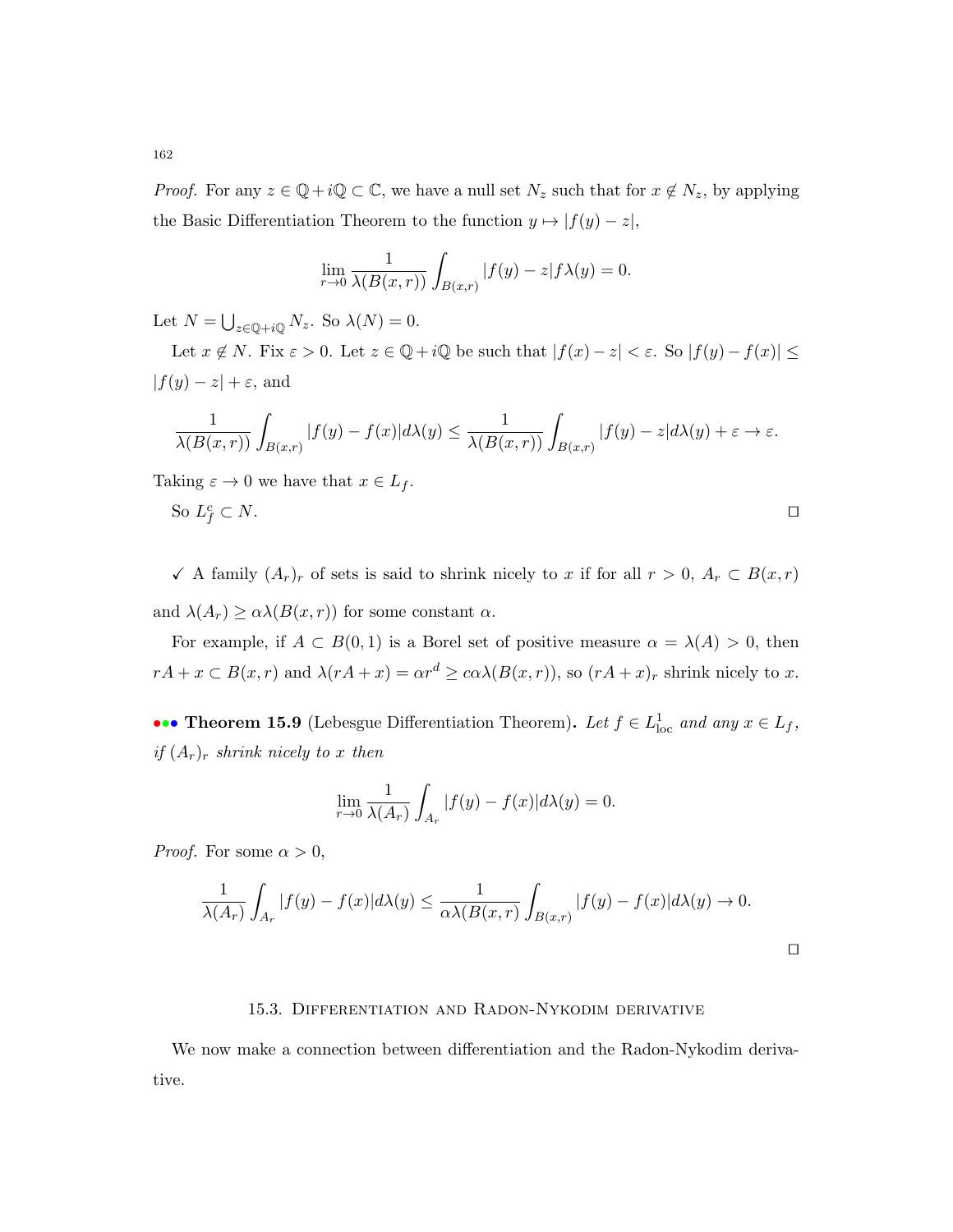*Proof.* For any $z \in \mathbb{Q} + i\mathbb{Q} \subset \mathbb{C}$, we have a null set $N_z$ such that for $x \notin N_z$, by applying the Basic Differentiation Theorem to the function $y \mapsto |f(y) - z|$,

$$\lim_{r \to 0} \frac{1}{\lambda(B(x,r))} \int_{B(x,r)} |f(y) - z| f \lambda(y) = 0.$$

Let $N = \bigcup_{z \in \mathbb{Q}+i\mathbb{Q}} N_z$. So $\lambda(N) = 0$.

Let $x \notin N$. Fix $\varepsilon > 0$. Let $z \in \mathbb{Q} + i\mathbb{Q}$ be such that $|f(x) - z| < \varepsilon$. So $|f(y) - f(x)| \leq |f(y) - z| + \varepsilon$, and

$$\frac{1}{\lambda(B(x,r))} \int_{B(x,r)} |f(y) - f(x)| d\lambda(y) \leq \frac{1}{\lambda(B(x,r))} \int_{B(x,r)} |f(y) - z| d\lambda(y) + \varepsilon \to \varepsilon.$$

Taking $\varepsilon \to 0$ we have that $x \in L_f$.

So $L_f^c \subset N$. $\square$

✓ A family $(A_r)_r$ of sets is said to shrink nicely to $x$ if for all $r > 0$, $A_r \subset B(x,r)$ and $\lambda(A_r) \geq \alpha \lambda(B(x,r))$ for some constant $\alpha$.

For example, if $A \subset B(0,1)$ is a Borel set of positive measure $\alpha = \lambda(A) > 0$, then $rA + x \subset B(x,r)$ and $\lambda(rA + x) = \alpha r^d \geq c\alpha\lambda(B(x,r))$, so $(rA + x)_r$ shrink nicely to $x$.

••• **Theorem 15.9** (Lebesgue Differentiation Theorem). *Let $f \in L^1_{\text{loc}}$ and any $x \in L_f$, if $(A_r)_r$ shrink nicely to $x$ then*

$$\lim_{r \to 0} \frac{1}{\lambda(A_r)} \int_{A_r} |f(y) - f(x)| d\lambda(y) = 0.$$

*Proof.* For some $\alpha > 0$,

$$\frac{1}{\lambda(A_r)} \int_{A_r} |f(y) - f(x)| d\lambda(y) \leq \frac{1}{\alpha\lambda(B(x,r)} \int_{B(x,r)} |f(y) - f(x)| d\lambda(y) \to 0.$$

$\square$

## 15.3. Differentiation and Radon-Nykodim derivative

We now make a connection between differentiation and the Radon-Nykodim derivative.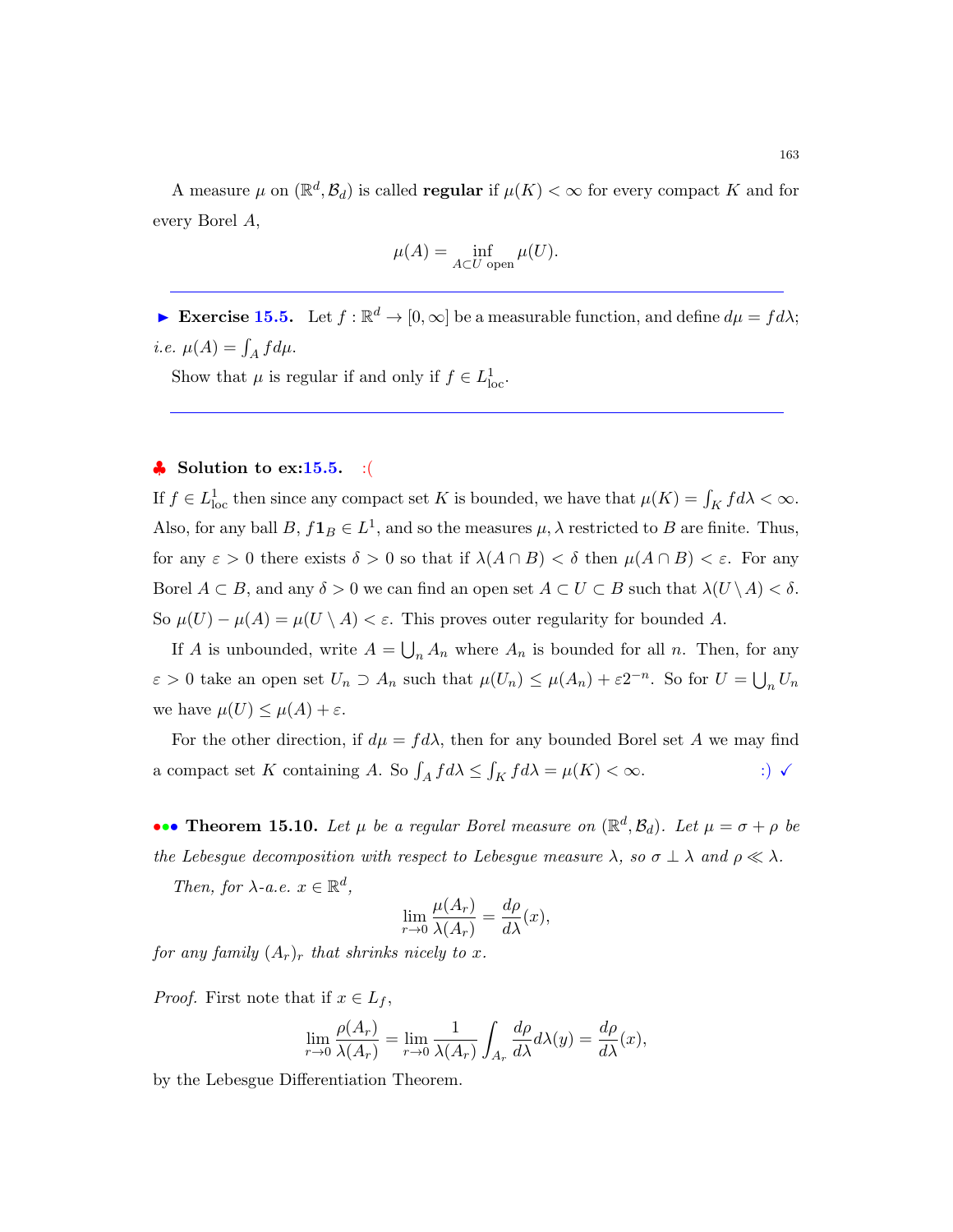A measure $\mu$ on $(\mathbb{R}^d, \mathcal{B}_d)$ is called **regular** if $\mu(K) < \infty$ for every compact $K$ and for every Borel $A$,

$$\mu(A) = \inf_{A \subset U \text{ open}} \mu(U).$$

---

► **Exercise 15.5.** Let $f : \mathbb{R}^d \to [0, \infty]$ be a measurable function, and define $d\mu = f d\lambda$; *i.e.* $\mu(A) = \int_A f d\mu$.

Show that $\mu$ is regular if and only if $f \in L^1_{\text{loc}}$.

---

♣ **Solution to ex:15.5.** :(

If $f \in L^1_{\text{loc}}$ then since any compact set $K$ is bounded, we have that $\mu(K) = \int_K f d\lambda < \infty$. Also, for any ball $B$, $f\mathbf{1}_B \in L^1$, and so the measures $\mu, \lambda$ restricted to $B$ are finite. Thus, for any $\varepsilon > 0$ there exists $\delta > 0$ so that if $\lambda(A \cap B) < \delta$ then $\mu(A \cap B) < \varepsilon$. For any Borel $A \subset B$, and any $\delta > 0$ we can find an open set $A \subset U \subset B$ such that $\lambda(U \setminus A) < \delta$. So $\mu(U) - \mu(A) = \mu(U \setminus A) < \varepsilon$. This proves outer regularity for bounded $A$.

If $A$ is unbounded, write $A = \bigcup_n A_n$ where $A_n$ is bounded for all $n$. Then, for any $\varepsilon > 0$ take an open set $U_n \supset A_n$ such that $\mu(U_n) \leq \mu(A_n) + \varepsilon 2^{-n}$. So for $U = \bigcup_n U_n$ we have $\mu(U) \leq \mu(A) + \varepsilon$.

For the other direction, if $d\mu = f d\lambda$, then for any bounded Borel set $A$ we may find a compact set $K$ containing $A$. So $\int_A f d\lambda \leq \int_K f d\lambda = \mu(K) < \infty$. :) ✓

••• **Theorem 15.10.** *Let $\mu$ be a regular Borel measure on $(\mathbb{R}^d, \mathcal{B}_d)$. Let $\mu = \sigma + \rho$ be the Lebesgue decomposition with respect to Lebesgue measure $\lambda$, so $\sigma \perp \lambda$ and $\rho \ll \lambda$.*

*Then, for $\lambda$-a.e. $x \in \mathbb{R}^d$,*

$$\lim_{r \to 0} \frac{\mu(A_r)}{\lambda(A_r)} = \frac{d\rho}{d\lambda}(x),$$

*for any family $(A_r)_r$ that shrinks nicely to $x$.*

*Proof.* First note that if $x \in L_f$,

$$\lim_{r \to 0} \frac{\rho(A_r)}{\lambda(A_r)} = \lim_{r \to 0} \frac{1}{\lambda(A_r)} \int_{A_r} \frac{d\rho}{d\lambda} d\lambda(y) = \frac{d\rho}{d\lambda}(x),$$

by the Lebesgue Differentiation Theorem.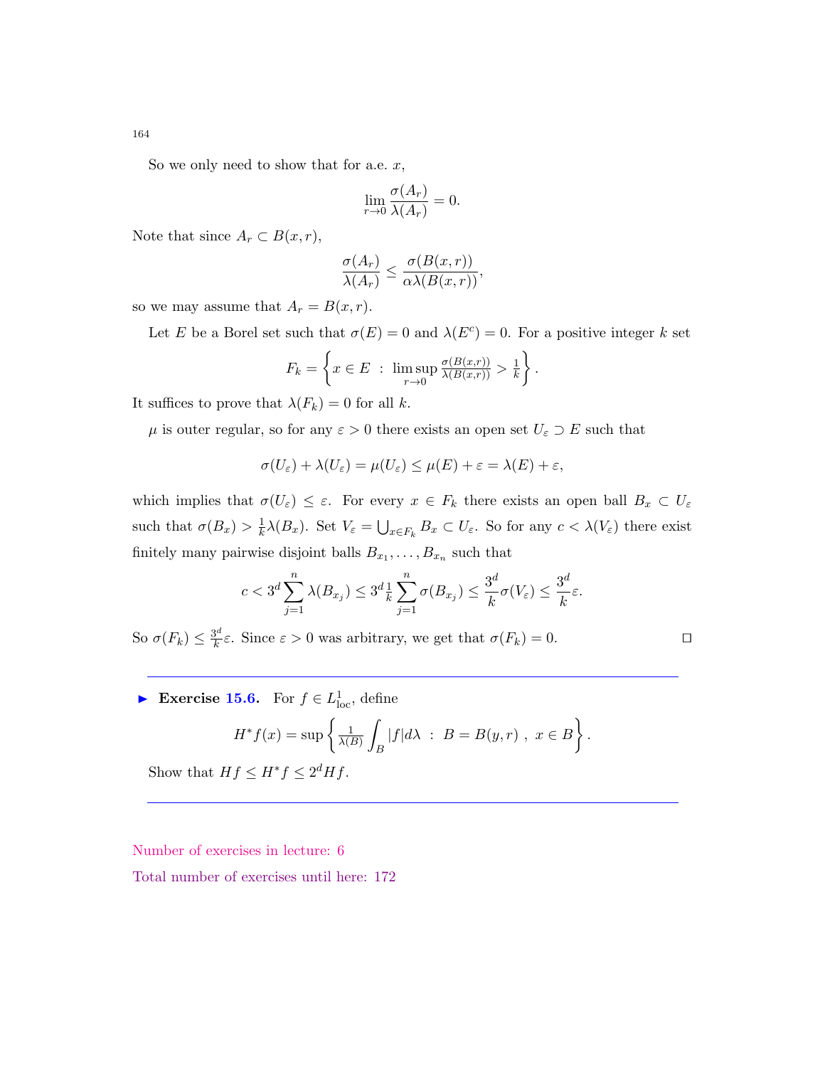So we only need to show that for a.e. $x$,

$$\lim_{r\to 0} \frac{\sigma(A_r)}{\lambda(A_r)} = 0.$$

Note that since $A_r \subset B(x,r)$,

$$\frac{\sigma(A_r)}{\lambda(A_r)} \leq \frac{\sigma(B(x,r))}{\alpha\lambda(B(x,r))},$$

so we may assume that $A_r = B(x,r)$.

Let $E$ be a Borel set such that $\sigma(E) = 0$ and $\lambda(E^c) = 0$. For a positive integer $k$ set

$$F_k = \left\{ x \in E \ : \ \limsup_{r\to 0} \tfrac{\sigma(B(x,r))}{\lambda(B(x,r))} > \tfrac{1}{k} \right\}.$$

It suffices to prove that $\lambda(F_k) = 0$ for all $k$.

$\mu$ is outer regular, so for any $\varepsilon > 0$ there exists an open set $U_\varepsilon \supset E$ such that

$$\sigma(U_\varepsilon) + \lambda(U_\varepsilon) = \mu(U_\varepsilon) \leq \mu(E) + \varepsilon = \lambda(E) + \varepsilon,$$

which implies that $\sigma(U_\varepsilon) \leq \varepsilon$. For every $x \in F_k$ there exists an open ball $B_x \subset U_\varepsilon$ such that $\sigma(B_x) > \frac{1}{k}\lambda(B_x)$. Set $V_\varepsilon = \bigcup_{x\in F_k} B_x \subset U_\varepsilon$. So for any $c < \lambda(V_\varepsilon)$ there exist finitely many pairwise disjoint balls $B_{x_1}, \ldots, B_{x_n}$ such that

$$c < 3^d \sum_{j=1}^n \lambda(B_{x_j}) \leq 3^d \tfrac{1}{k} \sum_{j=1}^n \sigma(B_{x_j}) \leq \frac{3^d}{k}\sigma(V_\varepsilon) \leq \frac{3^d}{k}\varepsilon.$$

So $\sigma(F_k) \leq \frac{3^d}{k}\varepsilon$. Since $\varepsilon > 0$ was arbitrary, we get that $\sigma(F_k) = 0$. □

---

► **Exercise 15.6.** For $f \in L^1_{\text{loc}}$, define

$$H^*f(x) = \sup\left\{ \tfrac{1}{\lambda(B)} \int_B |f| d\lambda \ : \ B = B(y,r) \ , \ x \in B \right\}.$$

Show that $Hf \leq H^*f \leq 2^d Hf$.

---

Number of exercises in lecture: 6

Total number of exercises until here: 172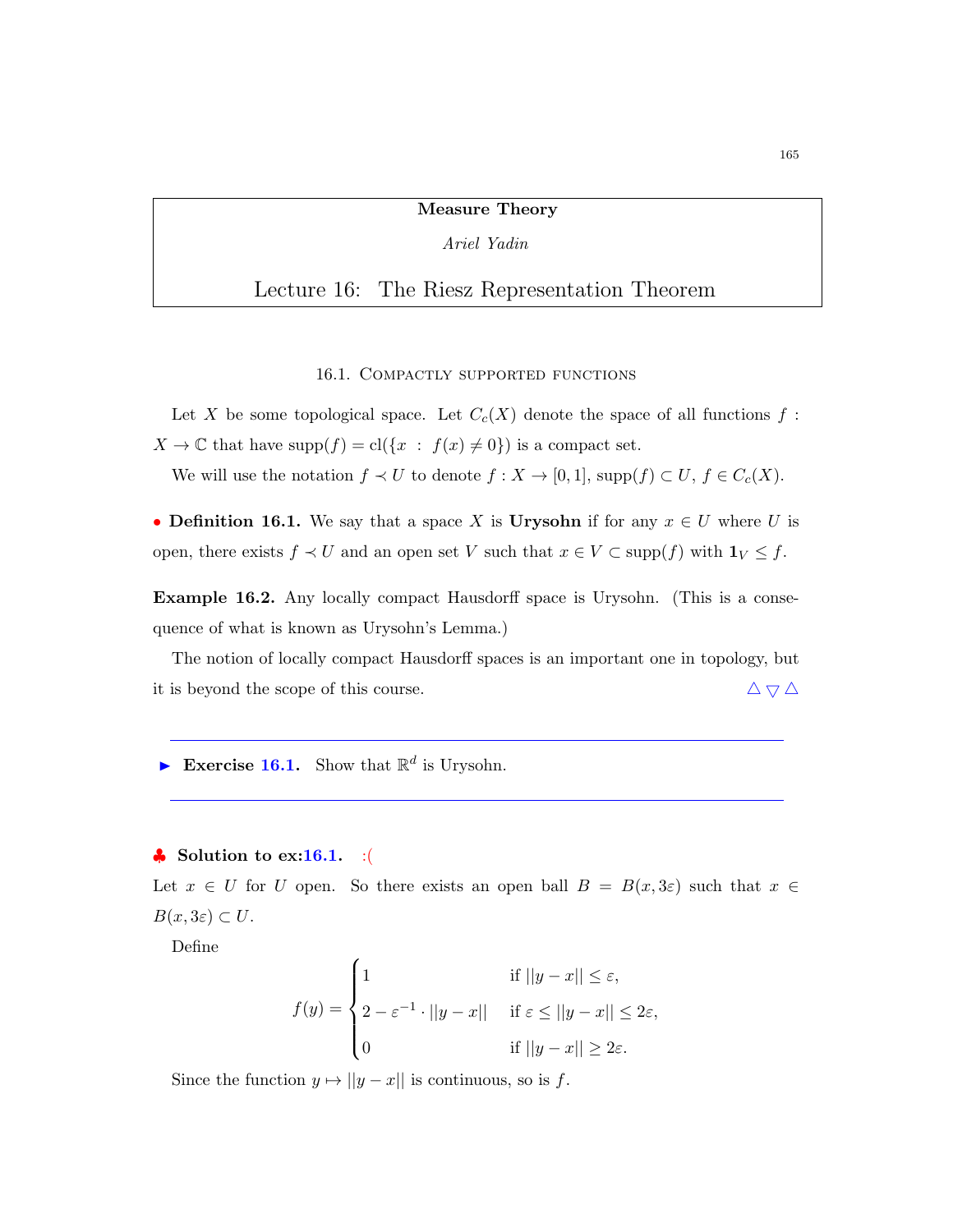**Measure Theory**

*Ariel Yadin*

# Lecture 16: The Riesz Representation Theorem

## 16.1. Compactly supported functions

Let $X$ be some topological space. Let $C_c(X)$ denote the space of all functions $f : X \to \mathbb{C}$ that have $\text{supp}(f) = \text{cl}(\{x \ : \ f(x) \neq 0\})$ is a compact set.

We will use the notation $f \prec U$ to denote $f : X \to [0,1]$, $\text{supp}(f) \subset U$, $f \in C_c(X)$.

• **Definition 16.1.** We say that a space $X$ is **Urysohn** if for any $x \in U$ where $U$ is open, there exists $f \prec U$ and an open set $V$ such that $x \in V \subset \text{supp}(f)$ with $\mathbf{1}_V \leq f$.

**Example 16.2.** Any locally compact Hausdorff space is Urysohn. (This is a consequence of what is known as Urysohn's Lemma.)

The notion of locally compact Hausdorff spaces is an important one in topology, but it is beyond the scope of this course. △▽△

---

► **Exercise 16.1.** Show that $\mathbb{R}^d$ is Urysohn.

---

♣ **Solution to ex:16.1.** :(

Let $x \in U$ for $U$ open. So there exists an open ball $B = B(x, 3\varepsilon)$ such that $x \in B(x, 3\varepsilon) \subset U$.

Define

$$f(y) = \begin{cases} 1 & \text{if } ||y - x|| \leq \varepsilon, \\ 2 - \varepsilon^{-1} \cdot ||y - x|| & \text{if } \varepsilon \leq ||y - x|| \leq 2\varepsilon, \\ 0 & \text{if } ||y - x|| \geq 2\varepsilon. \end{cases}$$

Since the function $y \mapsto ||y - x||$ is continuous, so is $f$.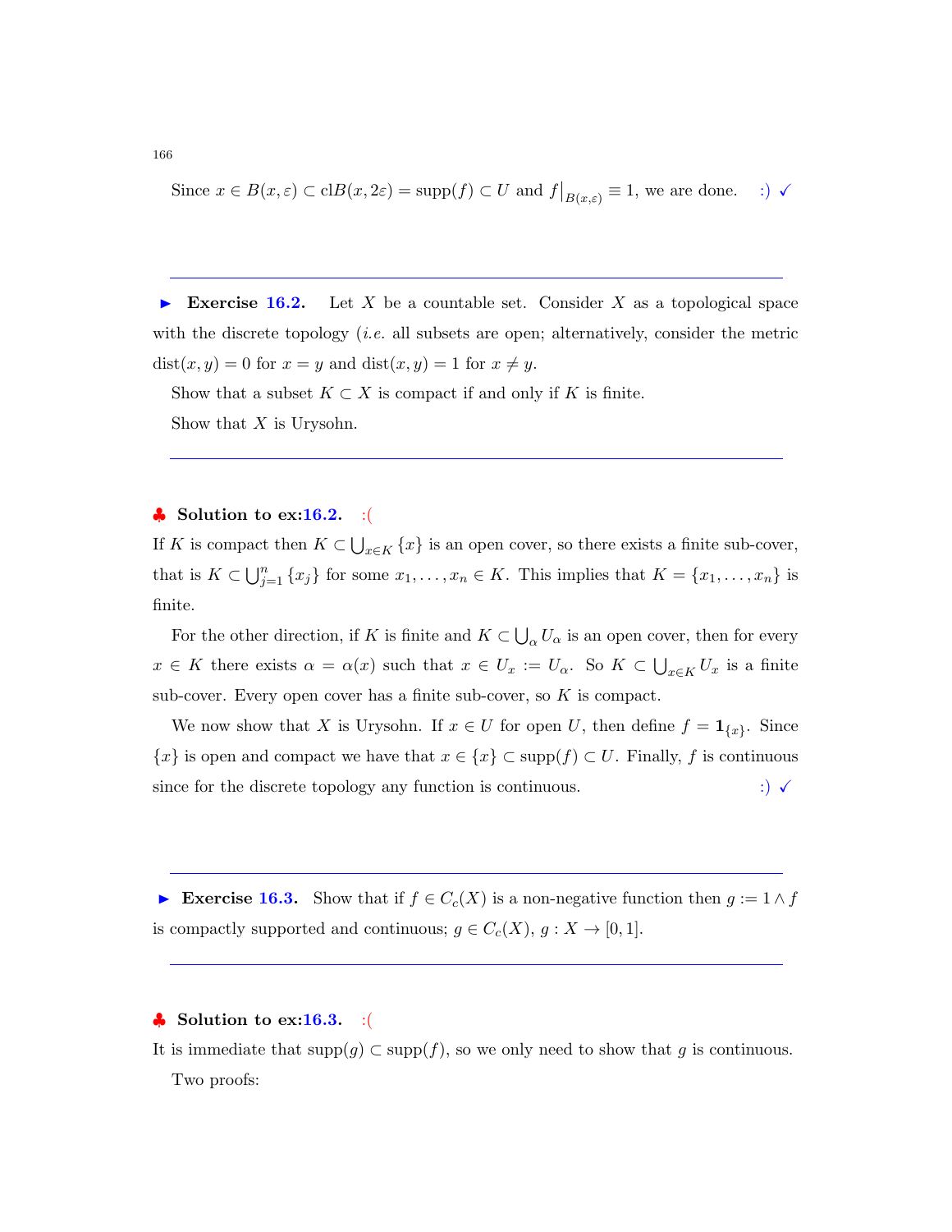Since $x \in B(x,\varepsilon) \subset \mathrm{cl}B(x,2\varepsilon) = \mathrm{supp}(f) \subset U$ and $f\big|_{B(x,\varepsilon)} \equiv 1$, we are done. :) ✓

---

► **Exercise 16.2.** Let $X$ be a countable set. Consider $X$ as a topological space with the discrete topology (*i.e.* all subsets are open; alternatively, consider the metric $\mathrm{dist}(x,y) = 0$ for $x = y$ and $\mathrm{dist}(x,y) = 1$ for $x \neq y$.

Show that a subset $K \subset X$ is compact if and only if $K$ is finite.

Show that $X$ is Urysohn.

---

♣ **Solution to ex:16.2.** :(

If $K$ is compact then $K \subset \bigcup_{x \in K} \{x\}$ is an open cover, so there exists a finite sub-cover, that is $K \subset \bigcup_{j=1}^{n} \{x_j\}$ for some $x_1, \ldots, x_n \in K$. This implies that $K = \{x_1, \ldots, x_n\}$ is finite.

For the other direction, if $K$ is finite and $K \subset \bigcup_\alpha U_\alpha$ is an open cover, then for every $x \in K$ there exists $\alpha = \alpha(x)$ such that $x \in U_x := U_\alpha$. So $K \subset \bigcup_{x \in K} U_x$ is a finite sub-cover. Every open cover has a finite sub-cover, so $K$ is compact.

We now show that $X$ is Urysohn. If $x \in U$ for open $U$, then define $f = \mathbf{1}_{\{x\}}$. Since $\{x\}$ is open and compact we have that $x \in \{x\} \subset \mathrm{supp}(f) \subset U$. Finally, $f$ is continuous since for the discrete topology any function is continuous. :) ✓

---

► **Exercise 16.3.** Show that if $f \in C_c(X)$ is a non-negative function then $g := 1 \wedge f$ is compactly supported and continuous; $g \in C_c(X)$, $g : X \to [0,1]$.

---

♣ **Solution to ex:16.3.** :(

It is immediate that $\mathrm{supp}(g) \subset \mathrm{supp}(f)$, so we only need to show that $g$ is continuous.

Two proofs: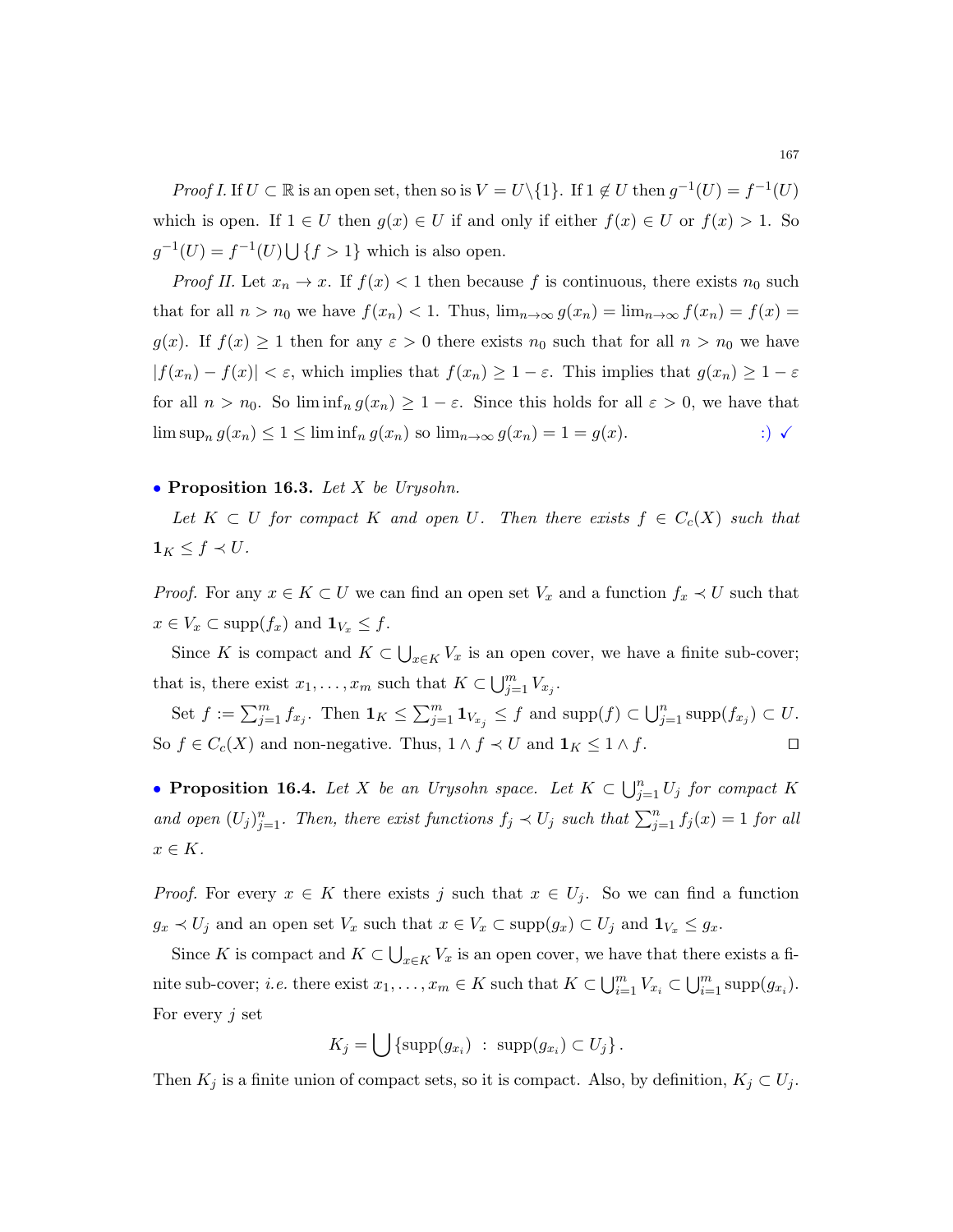*Proof I.* If $U \subset \mathbb{R}$ is an open set, then so is $V = U \backslash \{1\}$. If $1 \notin U$ then $g^{-1}(U) = f^{-1}(U)$ which is open. If $1 \in U$ then $g(x) \in U$ if and only if either $f(x) \in U$ or $f(x) > 1$. So $g^{-1}(U) = f^{-1}(U) \bigcup \{f > 1\}$ which is also open.

*Proof II.* Let $x_n \to x$. If $f(x) < 1$ then because $f$ is continuous, there exists $n_0$ such that for all $n > n_0$ we have $f(x_n) < 1$. Thus, $\lim_{n\to\infty} g(x_n) = \lim_{n\to\infty} f(x_n) = f(x) = g(x)$. If $f(x) \geq 1$ then for any $\varepsilon > 0$ there exists $n_0$ such that for all $n > n_0$ we have $|f(x_n) - f(x)| < \varepsilon$, which implies that $f(x_n) \geq 1 - \varepsilon$. This implies that $g(x_n) \geq 1 - \varepsilon$ for all $n > n_0$. So $\liminf_n g(x_n) \geq 1 - \varepsilon$. Since this holds for all $\varepsilon > 0$, we have that $\limsup_n g(x_n) \leq 1 \leq \liminf_n g(x_n)$ so $\lim_{n\to\infty} g(x_n) = 1 = g(x)$. :) ✓

- **Proposition 16.3.** *Let $X$ be Urysohn.*

  *Let $K \subset U$ for compact $K$ and open $U$. Then there exists $f \in C_c(X)$ such that $\mathbf{1}_K \leq f \prec U$.*

*Proof.* For any $x \in K \subset U$ we can find an open set $V_x$ and a function $f_x \prec U$ such that $x \in V_x \subset \text{supp}(f_x)$ and $\mathbf{1}_{V_x} \leq f$.

Since $K$ is compact and $K \subset \bigcup_{x\in K} V_x$ is an open cover, we have a finite sub-cover; that is, there exist $x_1, \ldots, x_m$ such that $K \subset \bigcup_{j=1}^m V_{x_j}$.

Set $f := \sum_{j=1}^m f_{x_j}$. Then $\mathbf{1}_K \leq \sum_{j=1}^m \mathbf{1}_{V_{x_j}} \leq f$ and $\text{supp}(f) \subset \bigcup_{j=1}^n \text{supp}(f_{x_j}) \subset U$. So $f \in C_c(X)$ and non-negative. Thus, $1 \wedge f \prec U$ and $\mathbf{1}_K \leq 1 \wedge f$. □

- **Proposition 16.4.** *Let $X$ be an Urysohn space. Let $K \subset \bigcup_{j=1}^n U_j$ for compact $K$ and open $(U_j)_{j=1}^n$. Then, there exist functions $f_j \prec U_j$ such that $\sum_{j=1}^n f_j(x) = 1$ for all $x \in K$.*

*Proof.* For every $x \in K$ there exists $j$ such that $x \in U_j$. So we can find a function $g_x \prec U_j$ and an open set $V_x$ such that $x \in V_x \subset \text{supp}(g_x) \subset U_j$ and $\mathbf{1}_{V_x} \leq g_x$.

Since $K$ is compact and $K \subset \bigcup_{x\in K} V_x$ is an open cover, we have that there exists a finite sub-cover; *i.e.* there exist $x_1, \ldots, x_m \in K$ such that $K \subset \bigcup_{i=1}^m V_{x_i} \subset \bigcup_{i=1}^m \text{supp}(g_{x_i})$. For every $j$ set

$$K_j = \bigcup \{\text{supp}(g_{x_i}) \ : \ \text{supp}(g_{x_i}) \subset U_j\}.$$

Then $K_j$ is a finite union of compact sets, so it is compact. Also, by definition, $K_j \subset U_j$.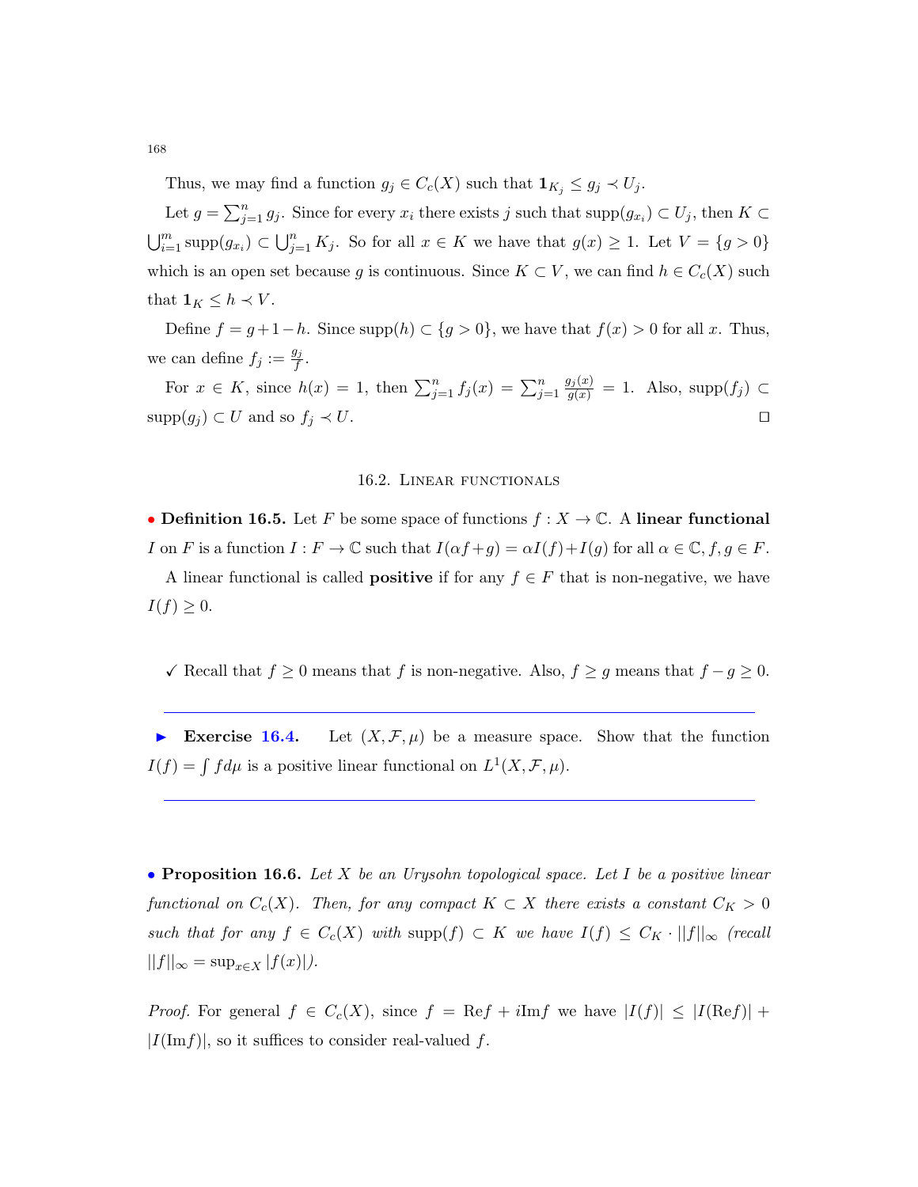Thus, we may find a function $g_j \in C_c(X)$ such that $\mathbf{1}_{K_j} \leq g_j \prec U_j$.

Let $g = \sum_{j=1}^n g_j$. Since for every $x_i$ there exists $j$ such that $\text{supp}(g_{x_i}) \subset U_j$, then $K \subset \bigcup_{i=1}^m \text{supp}(g_{x_i}) \subset \bigcup_{j=1}^n K_j$. So for all $x \in K$ we have that $g(x) \geq 1$. Let $V = \{g > 0\}$ which is an open set because $g$ is continuous. Since $K \subset V$, we can find $h \in C_c(X)$ such that $\mathbf{1}_K \leq h \prec V$.

Define $f = g + 1 - h$. Since $\text{supp}(h) \subset \{g > 0\}$, we have that $f(x) > 0$ for all $x$. Thus, we can define $f_j := \frac{g_j}{f}$.

For $x \in K$, since $h(x) = 1$, then $\sum_{j=1}^n f_j(x) = \sum_{j=1}^n \frac{g_j(x)}{g(x)} = 1$. Also, $\text{supp}(f_j) \subset \text{supp}(g_j) \subset U$ and so $f_j \prec U$. $\square$

## 16.2. Linear functionals

• **Definition 16.5.** Let $F$ be some space of functions $f : X \to \mathbb{C}$. A **linear functional** $I$ on $F$ is a function $I : F \to \mathbb{C}$ such that $I(\alpha f + g) = \alpha I(f) + I(g)$ for all $\alpha \in \mathbb{C}, f, g \in F$.

A linear functional is called **positive** if for any $f \in F$ that is non-negative, we have $I(f) \geq 0$.

✓ Recall that $f \geq 0$ means that $f$ is non-negative. Also, $f \geq g$ means that $f - g \geq 0$.

---

► **Exercise 16.4.** Let $(X, \mathcal{F}, \mu)$ be a measure space. Show that the function $I(f) = \int f d\mu$ is a positive linear functional on $L^1(X, \mathcal{F}, \mu)$.

---

• **Proposition 16.6.** *Let $X$ be an Urysohn topological space. Let $I$ be a positive linear functional on $C_c(X)$. Then, for any compact $K \subset X$ there exists a constant $C_K > 0$ such that for any $f \in C_c(X)$ with $\text{supp}(f) \subset K$ we have $I(f) \leq C_K \cdot ||f||_\infty$ (recall $||f||_\infty = \sup_{x \in X} |f(x)|$).*

*Proof.* For general $f \in C_c(X)$, since $f = \text{Re}f + i\text{Im}f$ we have $|I(f)| \leq |I(\text{Re}f)| + |I(\text{Im}f)|$, so it suffices to consider real-valued $f$.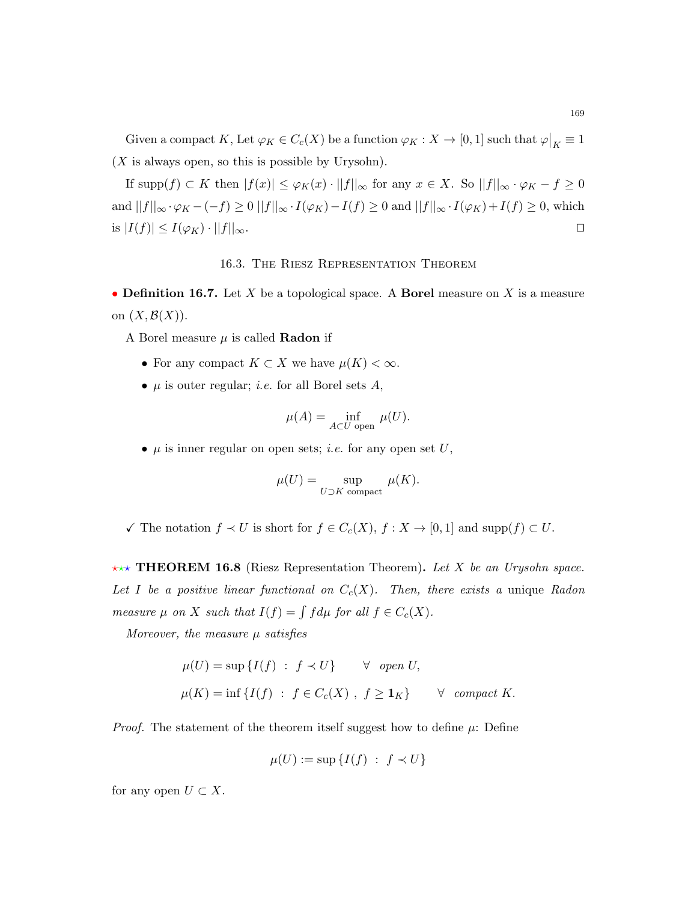Given a compact $K$, Let $\varphi_K \in C_c(X)$ be a function $\varphi_K : X \to [0,1]$ such that $\varphi\big|_K \equiv 1$ ($X$ is always open, so this is possible by Urysohn).

If $\text{supp}(f) \subset K$ then $|f(x)| \leq \varphi_K(x) \cdot ||f||_\infty$ for any $x \in X$. So $||f||_\infty \cdot \varphi_K - f \geq 0$ and $||f||_\infty \cdot \varphi_K - (-f) \geq 0$ $||f||_\infty \cdot I(\varphi_K) - I(f) \geq 0$ and $||f||_\infty \cdot I(\varphi_K) + I(f) \geq 0$, which is $|I(f)| \leq I(\varphi_K) \cdot ||f||_\infty$. ☐

## 16.3. The Riesz Representation Theorem

• **Definition 16.7.** Let $X$ be a topological space. A **Borel** measure on $X$ is a measure on $(X, \mathcal{B}(X))$.

A Borel measure $\mu$ is called **Radon** if

- For any compact $K \subset X$ we have $\mu(K) < \infty$.
- $\mu$ is outer regular; *i.e.* for all Borel sets $A$,

$$\mu(A) = \inf_{A \subset U \text{ open}} \mu(U).$$

- $\mu$ is inner regular on open sets; *i.e.* for any open set $U$,

$$\mu(U) = \sup_{U \supset K \text{ compact}} \mu(K).$$

✓ The notation $f \prec U$ is short for $f \in C_c(X)$, $f : X \to [0,1]$ and $\text{supp}(f) \subset U$.

⋆⋆⋆ **THEOREM 16.8** (Riesz Representation Theorem)**.** *Let $X$ be an Urysohn space. Let $I$ be a positive linear functional on $C_c(X)$. Then, there exists a* unique *Radon measure $\mu$ on $X$ such that $I(f) = \int f d\mu$ for all $f \in C_c(X)$.*

*Moreover, the measure $\mu$ satisfies*

$$\mu(U) = \sup \{I(f) \ : \ f \prec U\} \qquad \forall \ \text{open } U,$$

$$\mu(K) = \inf \{I(f) \ : \ f \in C_c(X) \ , \ f \geq \mathbf{1}_K\} \qquad \forall \ \text{compact } K.$$

*Proof.* The statement of the theorem itself suggest how to define $\mu$: Define

$$\mu(U) := \sup \{I(f) \ : \ f \prec U\}$$

for any open $U \subset X$.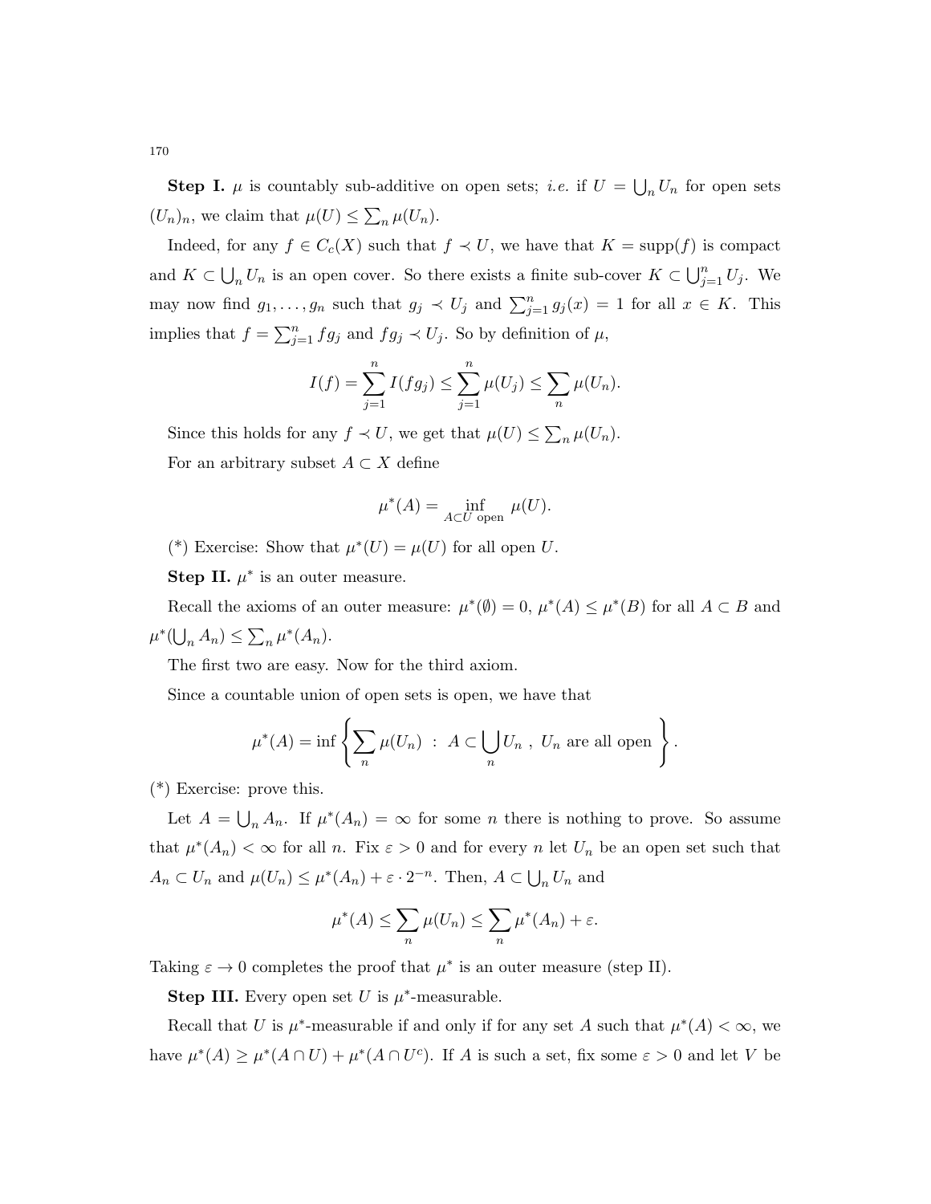**Step I.** $\mu$ is countably sub-additive on open sets; *i.e.* if $U = \bigcup_n U_n$ for open sets $(U_n)_n$, we claim that $\mu(U) \leq \sum_n \mu(U_n)$.

Indeed, for any $f \in C_c(X)$ such that $f \prec U$, we have that $K = \text{supp}(f)$ is compact and $K \subset \bigcup_n U_n$ is an open cover. So there exists a finite sub-cover $K \subset \bigcup_{j=1}^n U_j$. We may now find $g_1, \ldots, g_n$ such that $g_j \prec U_j$ and $\sum_{j=1}^n g_j(x) = 1$ for all $x \in K$. This implies that $f = \sum_{j=1}^n f g_j$ and $f g_j \prec U_j$. So by definition of $\mu$,

$$I(f) = \sum_{j=1}^n I(f g_j) \leq \sum_{j=1}^n \mu(U_j) \leq \sum_n \mu(U_n).$$

Since this holds for any $f \prec U$, we get that $\mu(U) \leq \sum_n \mu(U_n)$.

For an arbitrary subset $A \subset X$ define

$$\mu^*(A) = \inf_{A \subset U \text{ open}} \mu(U).$$

(*) Exercise: Show that $\mu^*(U) = \mu(U)$ for all open $U$.

**Step II.** $\mu^*$ is an outer measure.

Recall the axioms of an outer measure: $\mu^*(\emptyset) = 0$, $\mu^*(A) \leq \mu^*(B)$ for all $A \subset B$ and $\mu^*(\bigcup_n A_n) \leq \sum_n \mu^*(A_n)$.

The first two are easy. Now for the third axiom.

Since a countable union of open sets is open, we have that

$$\mu^*(A) = \inf \left\{ \sum_n \mu(U_n) \ : \ A \subset \bigcup_n U_n \ , \ U_n \text{ are all open} \right\}.$$

(*) Exercise: prove this.

Let $A = \bigcup_n A_n$. If $\mu^*(A_n) = \infty$ for some $n$ there is nothing to prove. So assume that $\mu^*(A_n) < \infty$ for all $n$. Fix $\varepsilon > 0$ and for every $n$ let $U_n$ be an open set such that $A_n \subset U_n$ and $\mu(U_n) \leq \mu^*(A_n) + \varepsilon \cdot 2^{-n}$. Then, $A \subset \bigcup_n U_n$ and

$$\mu^*(A) \leq \sum_n \mu(U_n) \leq \sum_n \mu^*(A_n) + \varepsilon.$$

Taking $\varepsilon \to 0$ completes the proof that $\mu^*$ is an outer measure (step II).

**Step III.** Every open set $U$ is $\mu^*$-measurable.

Recall that $U$ is $\mu^*$-measurable if and only if for any set $A$ such that $\mu^*(A) < \infty$, we have $\mu^*(A) \geq \mu^*(A \cap U) + \mu^*(A \cap U^c)$. If $A$ is such a set, fix some $\varepsilon > 0$ and let $V$ be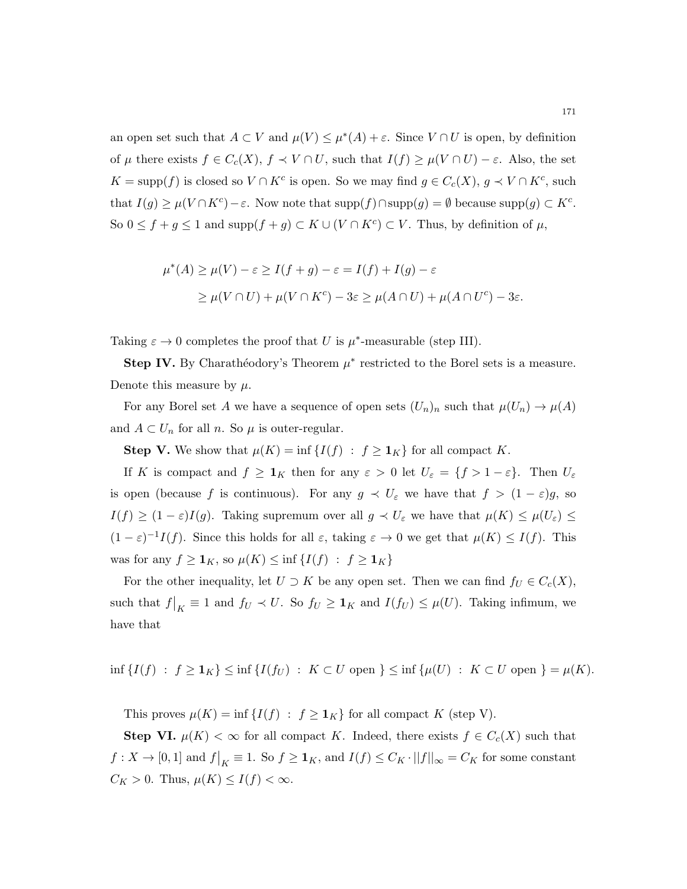an open set such that $A \subset V$ and $\mu(V) \leq \mu^*(A) + \varepsilon$. Since $V \cap U$ is open, by definition of $\mu$ there exists $f \in C_c(X)$, $f \prec V \cap U$, such that $I(f) \geq \mu(V \cap U) - \varepsilon$. Also, the set $K = \operatorname{supp}(f)$ is closed so $V \cap K^c$ is open. So we may find $g \in C_c(X)$, $g \prec V \cap K^c$, such that $I(g) \geq \mu(V \cap K^c) - \varepsilon$. Now note that $\operatorname{supp}(f) \cap \operatorname{supp}(g) = \emptyset$ because $\operatorname{supp}(g) \subset K^c$. So $0 \leq f + g \leq 1$ and $\operatorname{supp}(f+g) \subset K \cup (V \cap K^c) \subset V$. Thus, by definition of $\mu$,

$$
\begin{aligned}
\mu^*(A) &\geq \mu(V) - \varepsilon \geq I(f+g) - \varepsilon = I(f) + I(g) - \varepsilon \\
&\geq \mu(V \cap U) + \mu(V \cap K^c) - 3\varepsilon \geq \mu(A \cap U) + \mu(A \cap U^c) - 3\varepsilon.
\end{aligned}
$$

Taking $\varepsilon \to 0$ completes the proof that $U$ is $\mu^*$-measurable (step III).

**Step IV.** By Charathéodory's Theorem $\mu^*$ restricted to the Borel sets is a measure. Denote this measure by $\mu$.

For any Borel set $A$ we have a sequence of open sets $(U_n)_n$ such that $\mu(U_n) \to \mu(A)$ and $A \subset U_n$ for all $n$. So $\mu$ is outer-regular.

**Step V.** We show that $\mu(K) = \inf \{I(f) \ : \ f \geq \mathbf{1}_K\}$ for all compact $K$.

If $K$ is compact and $f \geq \mathbf{1}_K$ then for any $\varepsilon > 0$ let $U_\varepsilon = \{f > 1 - \varepsilon\}$. Then $U_\varepsilon$ is open (because $f$ is continuous). For any $g \prec U_\varepsilon$ we have that $f > (1-\varepsilon)g$, so $I(f) \geq (1-\varepsilon)I(g)$. Taking supremum over all $g \prec U_\varepsilon$ we have that $\mu(K) \leq \mu(U_\varepsilon) \leq (1-\varepsilon)^{-1} I(f)$. Since this holds for all $\varepsilon$, taking $\varepsilon \to 0$ we get that $\mu(K) \leq I(f)$. This was for any $f \geq \mathbf{1}_K$, so $\mu(K) \leq \inf \{I(f) \ : \ f \geq \mathbf{1}_K\}$

For the other inequality, let $U \supset K$ be any open set. Then we can find $f_U \in C_c(X)$, such that $f\big|_K \equiv 1$ and $f_U \prec U$. So $f_U \geq \mathbf{1}_K$ and $I(f_U) \leq \mu(U)$. Taking infimum, we have that

$$
\inf \{I(f) \ : \ f \geq \mathbf{1}_K\} \leq \inf \{I(f_U) \ : \ K \subset U \text{ open } \} \leq \inf \{\mu(U) \ : \ K \subset U \text{ open } \} = \mu(K).
$$

This proves $\mu(K) = \inf \{I(f) \ : \ f \geq \mathbf{1}_K\}$ for all compact $K$ (step V).

**Step VI.** $\mu(K) < \infty$ for all compact $K$. Indeed, there exists $f \in C_c(X)$ such that $f : X \to [0,1]$ and $f\big|_K \equiv 1$. So $f \geq \mathbf{1}_K$, and $I(f) \leq C_K \cdot ||f||_\infty = C_K$ for some constant $C_K > 0$. Thus, $\mu(K) \leq I(f) < \infty$.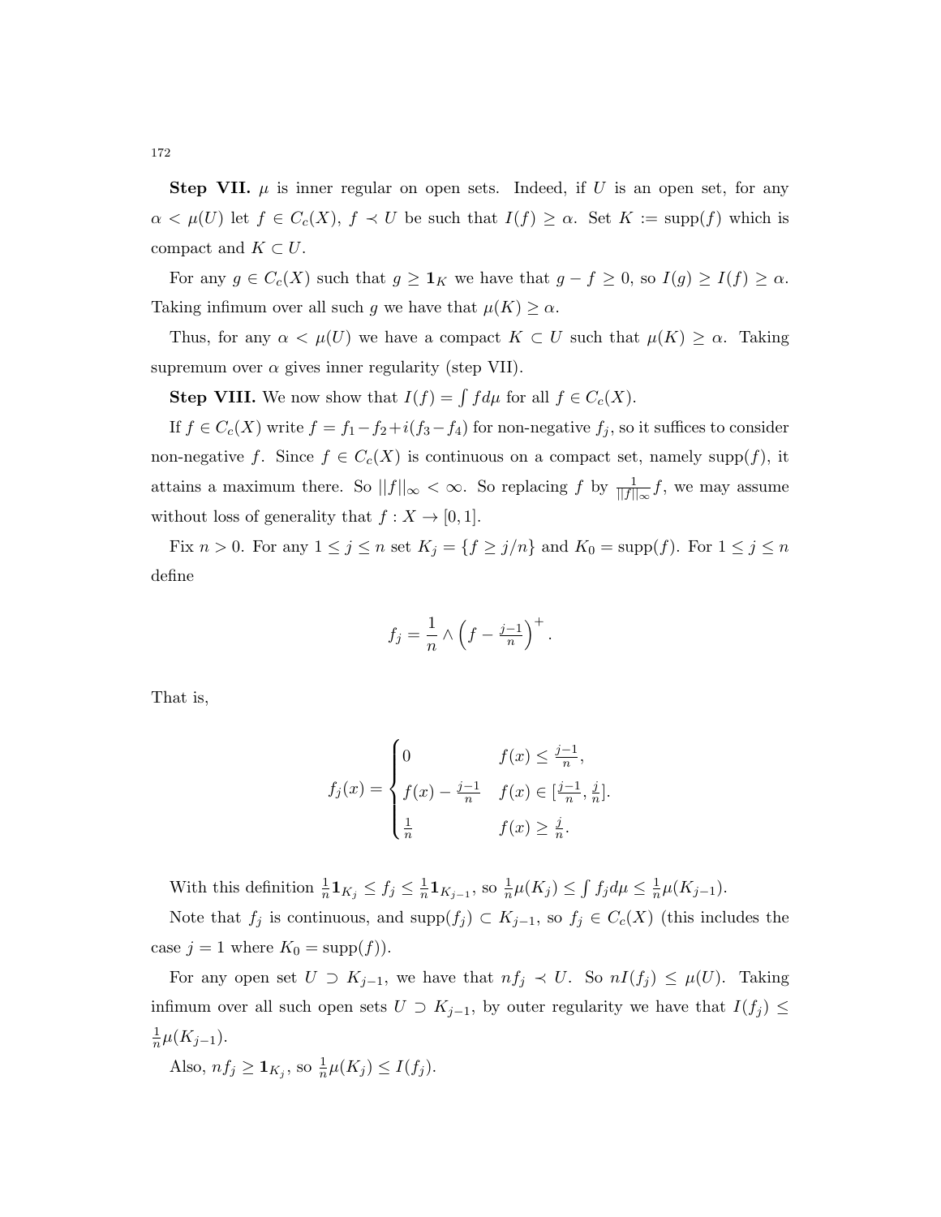**Step VII.** $\mu$ is inner regular on open sets. Indeed, if $U$ is an open set, for any $\alpha < \mu(U)$ let $f \in C_c(X)$, $f \prec U$ be such that $I(f) \geq \alpha$. Set $K := \text{supp}(f)$ which is compact and $K \subset U$.

For any $g \in C_c(X)$ such that $g \geq \mathbf{1}_K$ we have that $g - f \geq 0$, so $I(g) \geq I(f) \geq \alpha$. Taking infimum over all such $g$ we have that $\mu(K) \geq \alpha$.

Thus, for any $\alpha < \mu(U)$ we have a compact $K \subset U$ such that $\mu(K) \geq \alpha$. Taking supremum over $\alpha$ gives inner regularity (step VII).

**Step VIII.** We now show that $I(f) = \int f d\mu$ for all $f \in C_c(X)$.

If $f \in C_c(X)$ write $f = f_1 - f_2 + i(f_3 - f_4)$ for non-negative $f_j$, so it suffices to consider non-negative $f$. Since $f \in C_c(X)$ is continuous on a compact set, namely $\text{supp}(f)$, it attains a maximum there. So $||f||_\infty < \infty$. So replacing $f$ by $\frac{1}{||f||_\infty} f$, we may assume without loss of generality that $f : X \to [0, 1]$.

Fix $n > 0$. For any $1 \leq j \leq n$ set $K_j = \{f \geq j/n\}$ and $K_0 = \text{supp}(f)$. For $1 \leq j \leq n$ define

$$f_j = \frac{1}{n} \wedge \left( f - \tfrac{j-1}{n} \right)^+ .$$

That is,

$$f_j(x) = \begin{cases} 0 & f(x) \leq \frac{j-1}{n}, \\ f(x) - \frac{j-1}{n} & f(x) \in [\frac{j-1}{n}, \frac{j}{n}]. \\ \frac{1}{n} & f(x) \geq \frac{j}{n}. \end{cases}$$

With this definition $\frac{1}{n}\mathbf{1}_{K_j} \leq f_j \leq \frac{1}{n}\mathbf{1}_{K_{j-1}}$, so $\frac{1}{n}\mu(K_j) \leq \int f_j d\mu \leq \frac{1}{n}\mu(K_{j-1})$.

Note that $f_j$ is continuous, and $\text{supp}(f_j) \subset K_{j-1}$, so $f_j \in C_c(X)$ (this includes the case $j = 1$ where $K_0 = \text{supp}(f)$).

For any open set $U \supset K_{j-1}$, we have that $nf_j \prec U$. So $nI(f_j) \leq \mu(U)$. Taking infimum over all such open sets $U \supset K_{j-1}$, by outer regularity we have that $I(f_j) \leq \frac{1}{n}\mu(K_{j-1})$.

Also, $nf_j \geq \mathbf{1}_{K_j}$, so $\frac{1}{n}\mu(K_j) \leq I(f_j)$.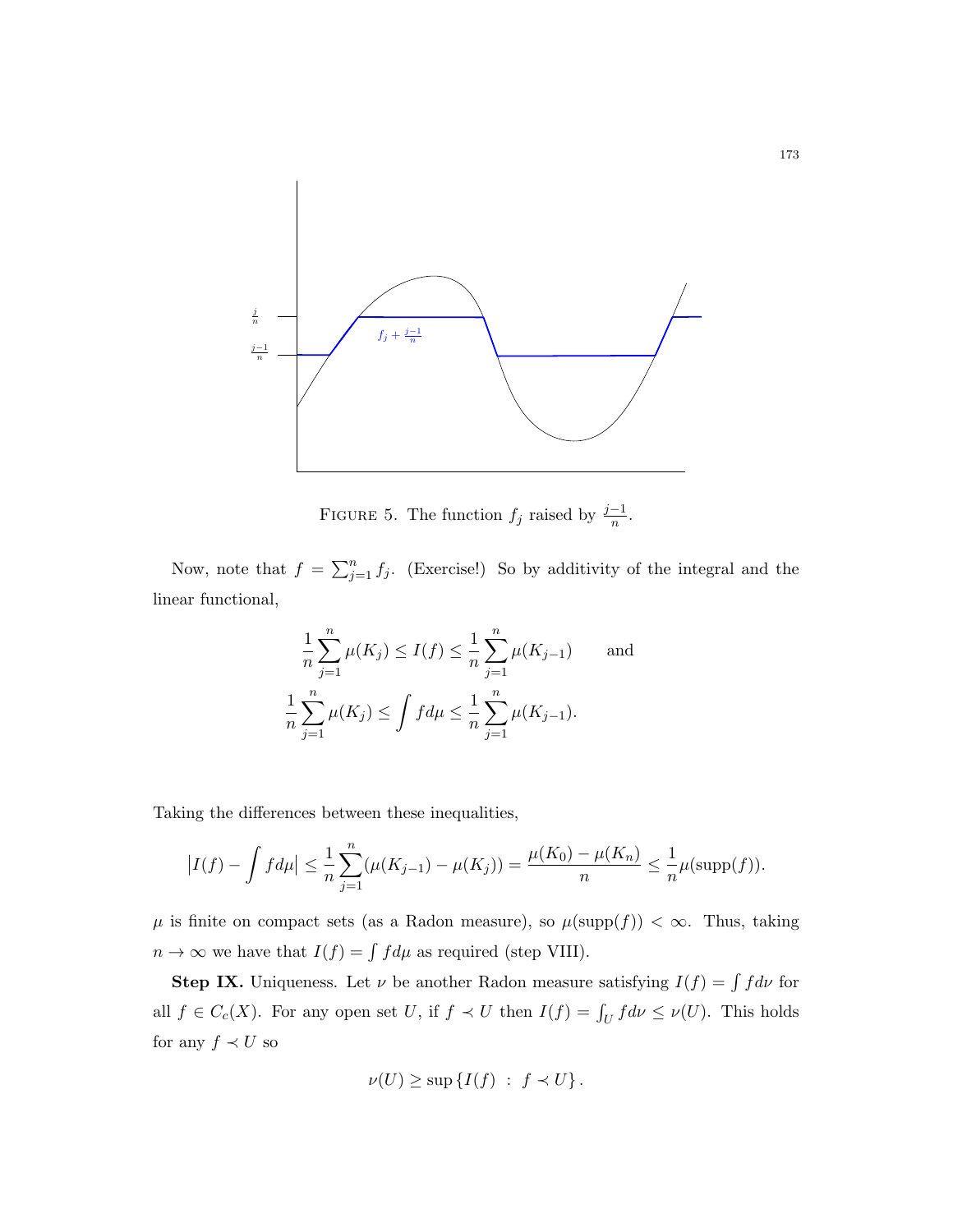FIGURE 5. The function $f_j$ raised by $\frac{j-1}{n}$.

Now, note that $f = \sum_{j=1}^n f_j$. (Exercise!) So by additivity of the integral and the linear functional,

$$\frac{1}{n}\sum_{j=1}^n \mu(K_j) \leq I(f) \leq \frac{1}{n}\sum_{j=1}^n \mu(K_{j-1}) \qquad \text{and}$$

$$\frac{1}{n}\sum_{j=1}^n \mu(K_j) \leq \int f d\mu \leq \frac{1}{n}\sum_{j=1}^n \mu(K_{j-1}).$$

Taking the differences between these inequalities,

$$\left|I(f) - \int f d\mu\right| \leq \frac{1}{n}\sum_{j=1}^n (\mu(K_{j-1}) - \mu(K_j)) = \frac{\mu(K_0) - \mu(K_n)}{n} \leq \frac{1}{n}\mu(\operatorname{supp}(f)).$$

$\mu$ is finite on compact sets (as a Radon measure), so $\mu(\operatorname{supp}(f)) < \infty$. Thus, taking $n \to \infty$ we have that $I(f) = \int f d\mu$ as required (step VIII).

**Step IX.** Uniqueness. Let $\nu$ be another Radon measure satisfying $I(f) = \int f d\nu$ for all $f \in C_c(X)$. For any open set $U$, if $f \prec U$ then $I(f) = \int_U f d\nu \leq \nu(U)$. This holds for any $f \prec U$ so

$$\nu(U) \geq \sup\{I(f) \ : \ f \prec U\}.$$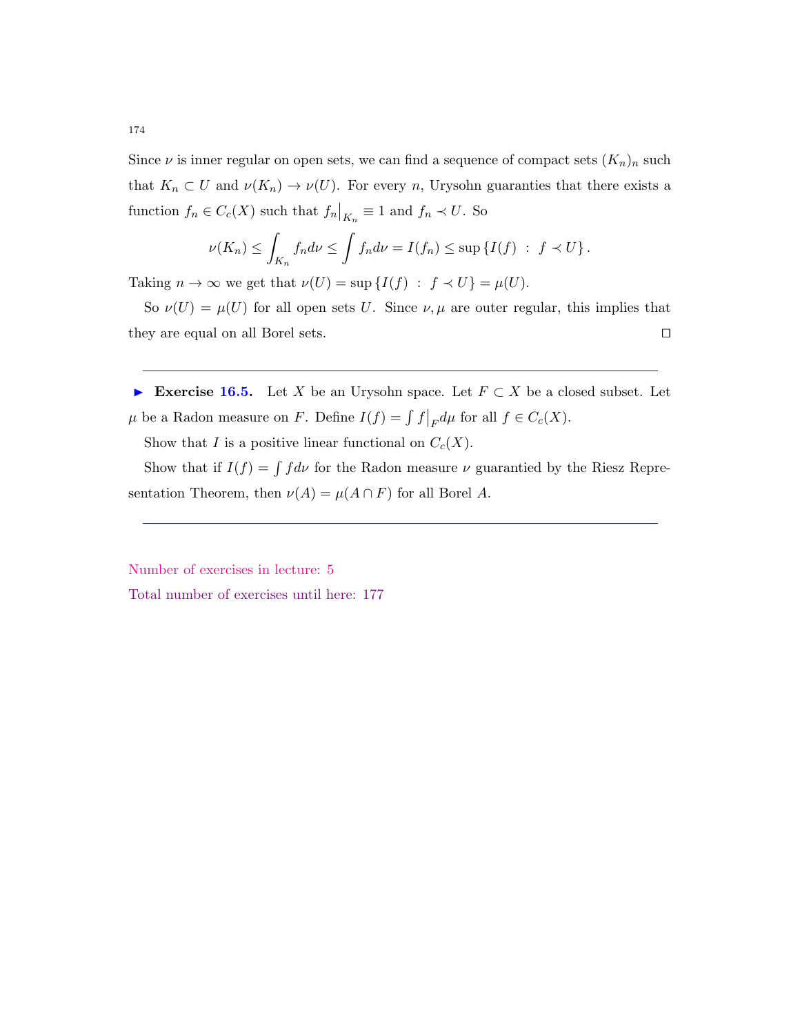Since $\nu$ is inner regular on open sets, we can find a sequence of compact sets $(K_n)_n$ such that $K_n \subset U$ and $\nu(K_n) \to \nu(U)$. For every $n$, Urysohn guaranties that there exists a function $f_n \in C_c(X)$ such that $f_n\big|_{K_n} \equiv 1$ and $f_n \prec U$. So

$$\nu(K_n) \leq \int_{K_n} f_n d\nu \leq \int f_n d\nu = I(f_n) \leq \sup \{ I(f) \ : \ f \prec U \} .$$

Taking $n \to \infty$ we get that $\nu(U) = \sup \{ I(f) \ : \ f \prec U \} = \mu(U)$.

So $\nu(U) = \mu(U)$ for all open sets $U$. Since $\nu, \mu$ are outer regular, this implies that they are equal on all Borel sets. ☐

---

► **Exercise 16.5.** Let $X$ be an Urysohn space. Let $F \subset X$ be a closed subset. Let $\mu$ be a Radon measure on $F$. Define $I(f) = \int f\big|_F d\mu$ for all $f \in C_c(X)$.

Show that $I$ is a positive linear functional on $C_c(X)$.

Show that if $I(f) = \int f d\nu$ for the Radon measure $\nu$ guarantied by the Riesz Representation Theorem, then $\nu(A) = \mu(A \cap F)$ for all Borel $A$.

---

Number of exercises in lecture: 5

Total number of exercises until here: 177